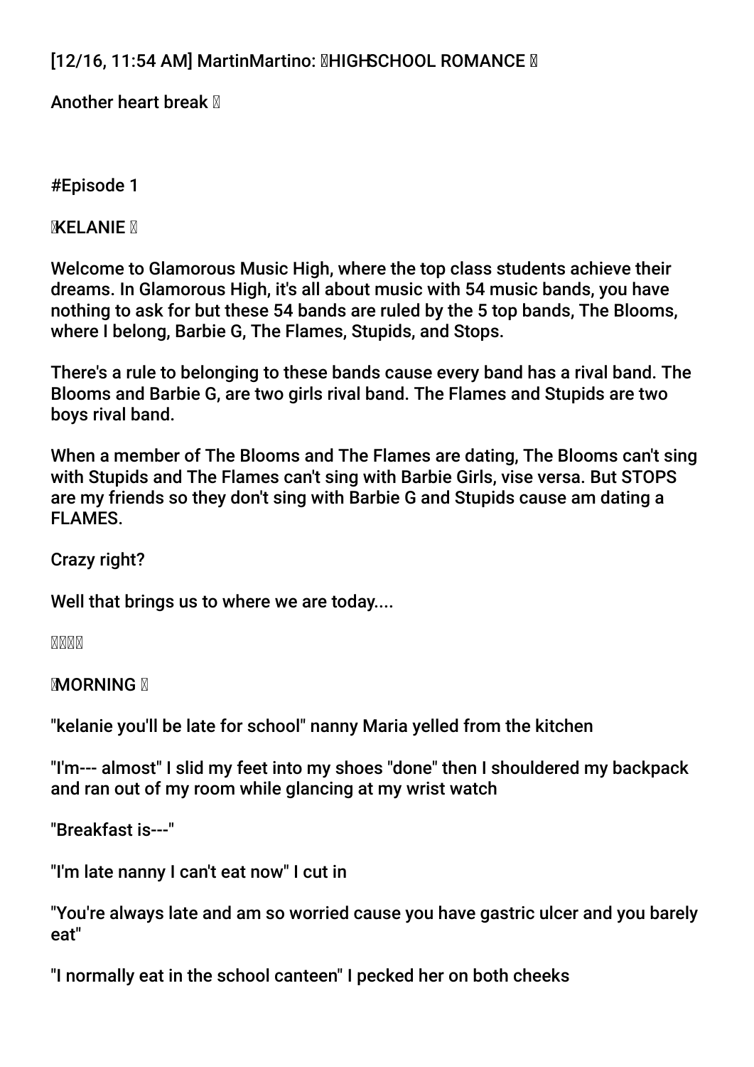[12/16, 11:54 AM] MartinMartino: 🌹HIGHSCHOOL ROMANCE 🌹

Another heart break 💔

#Episode 1

🌹KELANIE 🌹

Welcome to Glamorous Music High, where the top class students achieve their dreams. In Glamorous High, it's all about music with 54 music bands, you have nothing to ask for but these 54 bands are ruled by the 5 top bands, The Blooms, where I belong, Barbie G, The Flames, Stupids, and Stops.

There's a rule to belonging to these bands cause every band has a rival band. The Blooms and Barbie G, are two girls rival band. The Flames and Stupids are two boys rival band.

When a member of The Blooms and The Flames are dating, The Blooms can't sing with Stupids and The Flames can't sing with Barbie Girls, vise versa. But STOPS are my friends so they don't sing with Barbie G and Stupids cause am dating a FLAMES.

Crazy right?

Well that brings us to where we are today....

🌹🌹🌹🌹

🌹MORNING 🌹

"kelanie you'll be late for school" nanny Maria yelled from the kitchen

"I'm--- almost" I slid my feet into my shoes "done" then I shouldered my backpack and ran out of my room while glancing at my wrist watch

"Breakfast is---"

"I'm late nanny I can't eat now" I cut in

"You're always late and am so worried cause you have gastric ulcer and you barely eat"

"I normally eat in the school canteen" I pecked her on both cheeks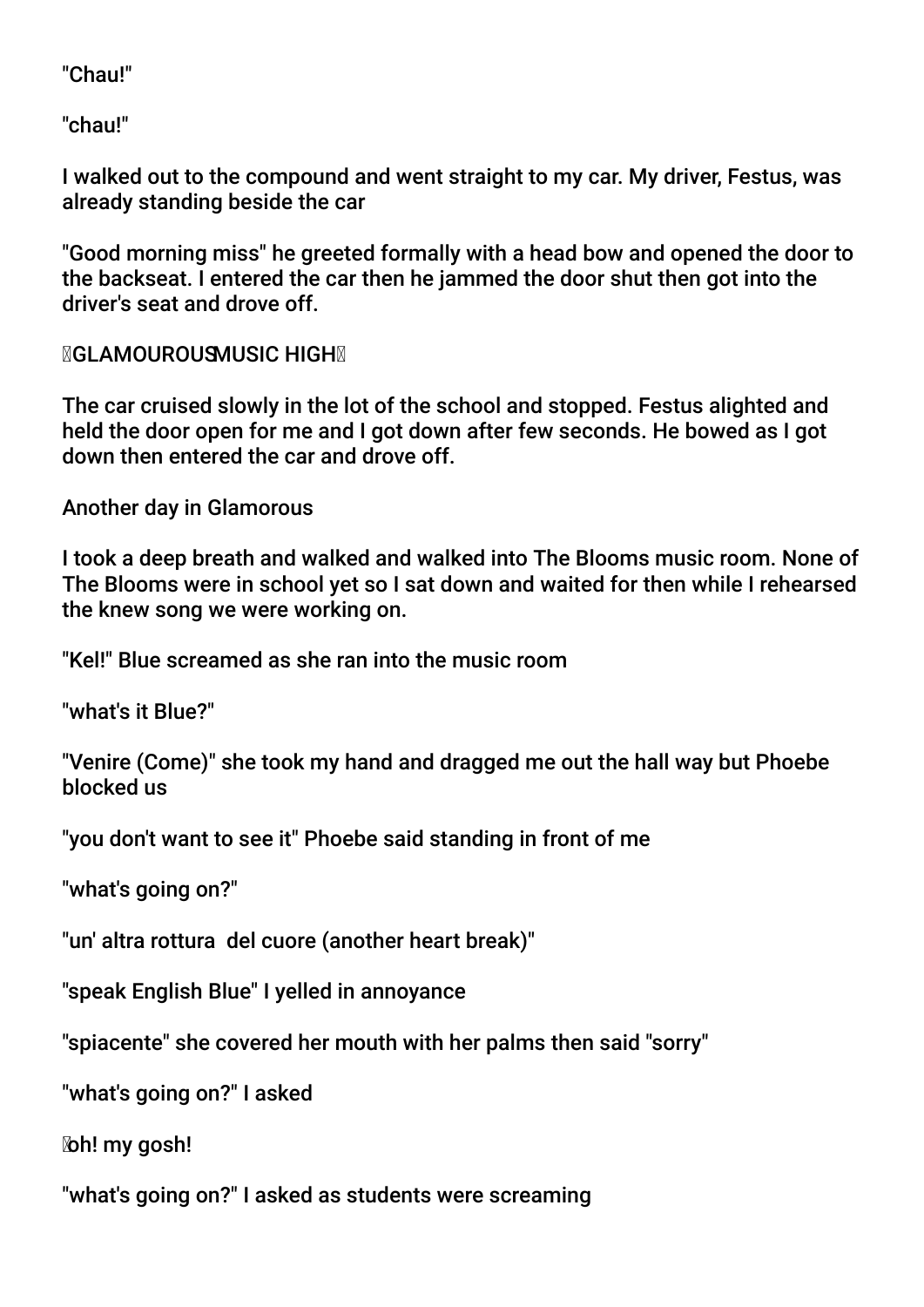"Chau!"

"chau!"

I walked out to the compound and went straight to my car. My driver, Festus, was already standing beside the car

"Good morning miss" he greeted formally with a head bow and opened the door to the backseat. I entered the car then he jammed the door shut then got into the driver's seat and drove off.

GLAMOUROUS MUSIC HIGH

The car cruised slowly in the lot of the school and stopped. Festus alighted and held the door open for me and I got down after few seconds. He bowed as I got down then entered the car and drove off.

Another day in Glamorous

I took a deep breath and walked and walked into The Blooms music room. None of The Blooms were in school yet so I sat down and waited for then while I rehearsed the knew song we were working on.

"Kel!" Blue screamed as she ran into the music room

"what's it Blue?"

"Venire (Come)" she took my hand and dragged me out the hall way but Phoebe blocked us

"you don't want to see it" Phoebe said standing in front of me

"what's going on?"

"un' altra rottura  del cuore (another heart break)"

"speak English Blue" I yelled in annoyance

"spiacente" she covered her mouth with her palms then said "sorry"

"what's going on?" I asked

oh! my gosh!

"what's going on?" I asked as students were screaming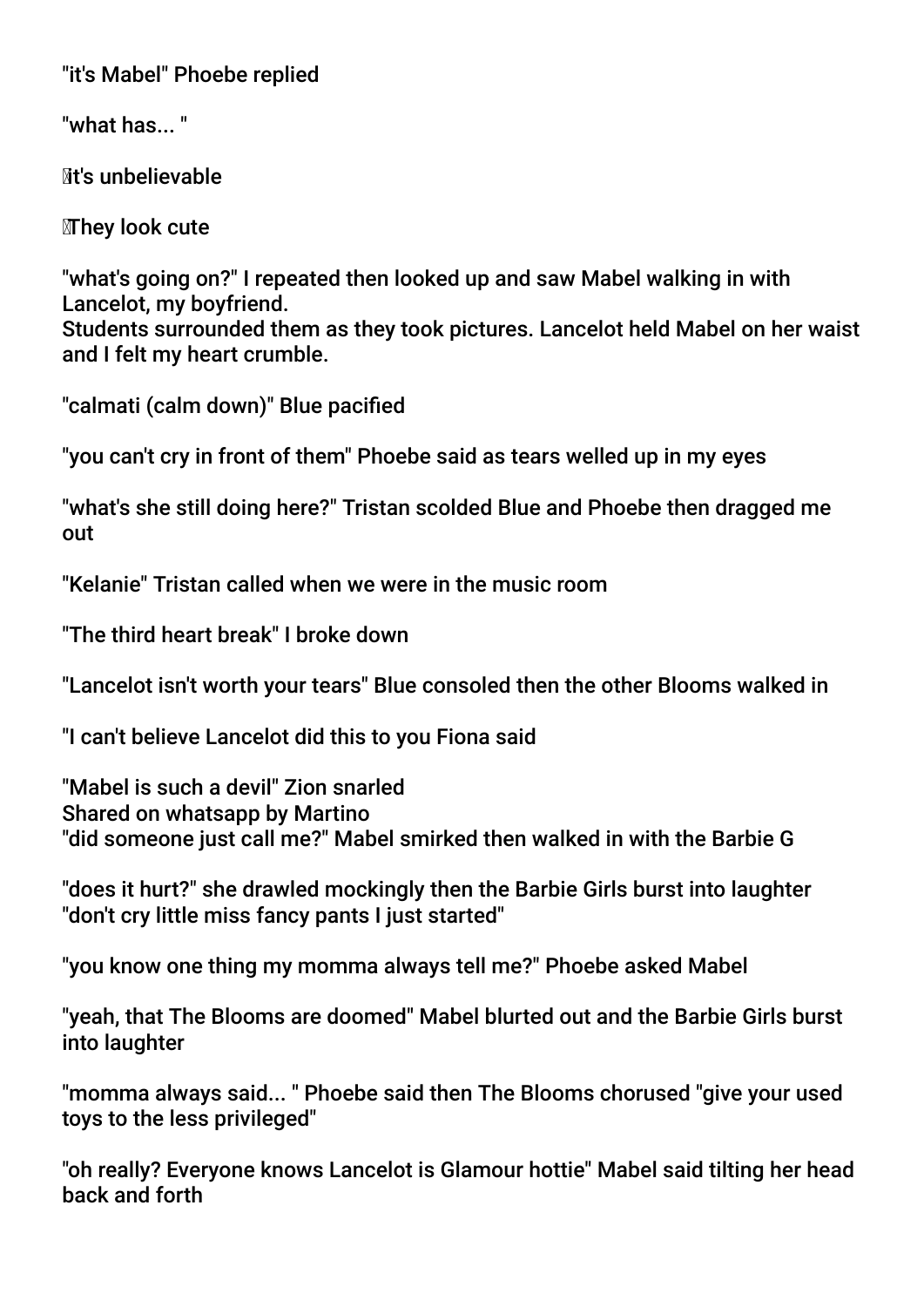"it's Mabel" Phoebe replied

"what has... "

it's unbelievable

They look cute

"what's going on?" I repeated then looked up and saw Mabel walking in with Lancelot, my boyfriend.
Students surrounded them as they took pictures. Lancelot held Mabel on her waist and I felt my heart crumble.

"calmati (calm down)" Blue pacified

"you can't cry in front of them" Phoebe said as tears welled up in my eyes

"what's she still doing here?" Tristan scolded Blue and Phoebe then dragged me out

"Kelanie" Tristan called when we were in the music room

"The third heart break" I broke down

"Lancelot isn't worth your tears" Blue consoled then the other Blooms walked in

"I can't believe Lancelot did this to you Fiona said

"Mabel is such a devil" Zion snarled
Shared on whatsapp by Martino
"did someone just call me?" Mabel smirked then walked in with the Barbie G

"does it hurt?" she drawled mockingly then the Barbie Girls burst into laughter "don't cry little miss fancy pants I just started"

"you know one thing my momma always tell me?" Phoebe asked Mabel

"yeah, that The Blooms are doomed" Mabel blurted out and the Barbie Girls burst into laughter

"momma always said... " Phoebe said then The Blooms chorused "give your used toys to the less privileged"

"oh really? Everyone knows Lancelot is Glamour hottie" Mabel said tilting her head back and forth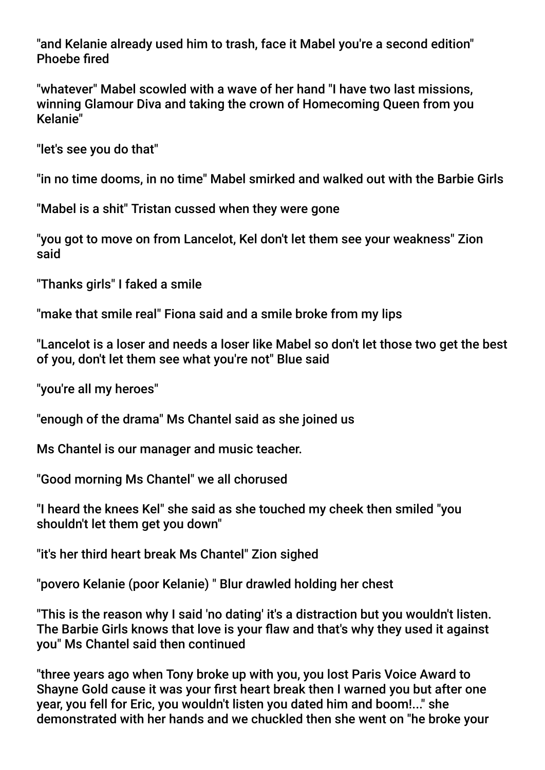"and Kelanie already used him to trash, face it Mabel you're a second edition" Phoebe fired

"whatever" Mabel scowled with a wave of her hand "I have two last missions, winning Glamour Diva and taking the crown of Homecoming Queen from you Kelanie"

"let's see you do that"

"in no time dooms, in no time" Mabel smirked and walked out with the Barbie Girls

"Mabel is a shit" Tristan cussed when they were gone

"you got to move on from Lancelot, Kel don't let them see your weakness" Zion said

"Thanks girls" I faked a smile

"make that smile real" Fiona said and a smile broke from my lips

"Lancelot is a loser and needs a loser like Mabel so don't let those two get the best of you, don't let them see what you're not" Blue said

"you're all my heroes"

"enough of the drama" Ms Chantel said as she joined us

Ms Chantel is our manager and music teacher.

"Good morning Ms Chantel" we all chorused

"I heard the knees Kel" she said as she touched my cheek then smiled "you shouldn't let them get you down"

"it's her third heart break Ms Chantel" Zion sighed

"povero Kelanie (poor Kelanie) " Blur drawled holding her chest

"This is the reason why I said 'no dating' it's a distraction but you wouldn't listen. The Barbie Girls knows that love is your flaw and that's why they used it against you" Ms Chantel said then continued

"three years ago when Tony broke up with you, you lost Paris Voice Award to Shayne Gold cause it was your first heart break then I warned you but after one year, you fell for Eric, you wouldn't listen you dated him and boom!..." she demonstrated with her hands and we chuckled then she went on "he broke your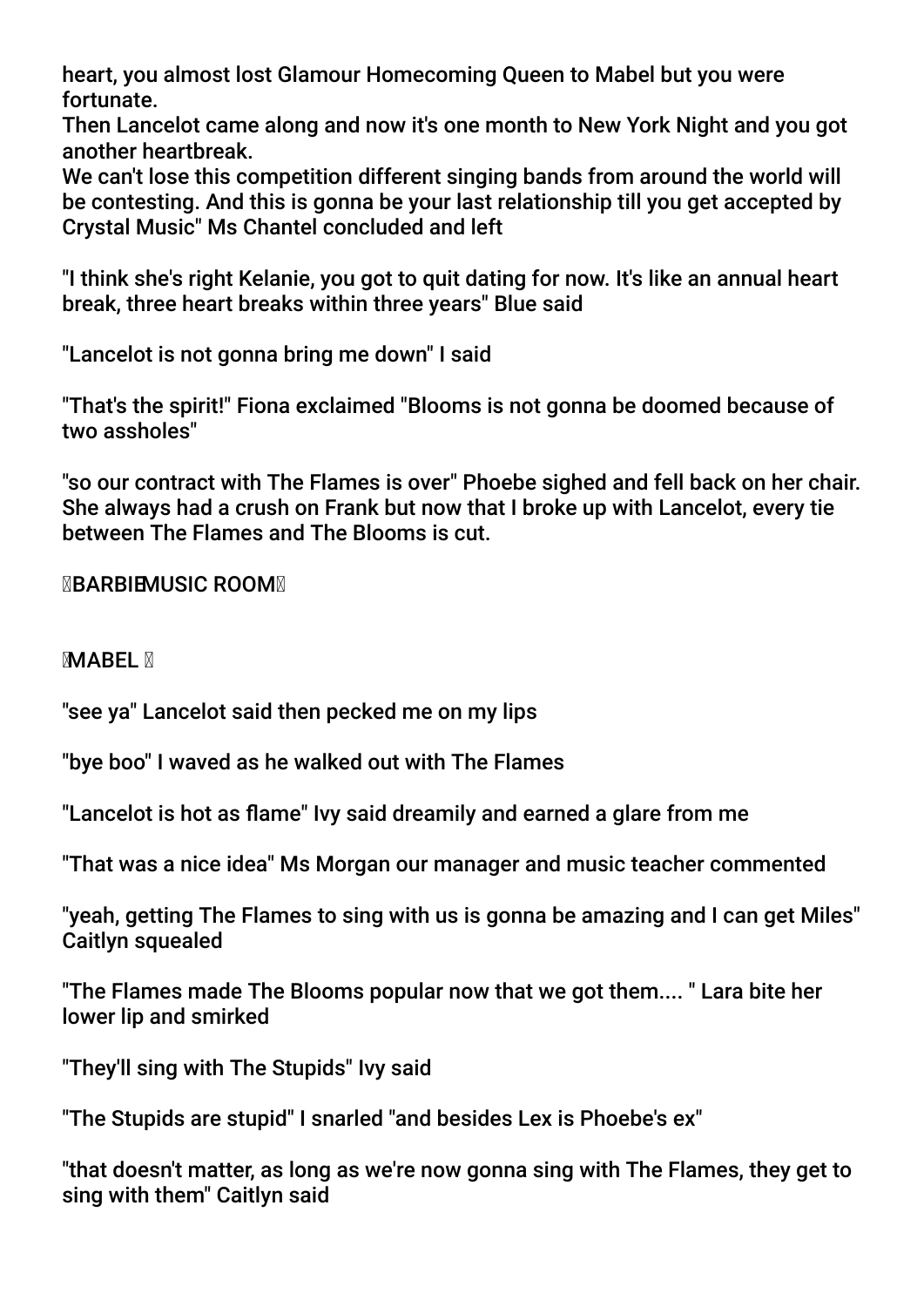heart, you almost lost Glamour Homecoming Queen to Mabel but you were fortunate.
Then Lancelot came along and now it's one month to New York Night and you got another heartbreak.
We can't lose this competition different singing bands from around the world will be contesting. And this is gonna be your last relationship till you get accepted by Crystal Music" Ms Chantel concluded and left

"I think she's right Kelanie, you got to quit dating for now. It's like an annual heart break, three heart breaks within three years" Blue said

"Lancelot is not gonna bring me down" I said

"That's the spirit!" Fiona exclaimed "Blooms is not gonna be doomed because of two assholes"

"so our contract with The Flames is over" Phoebe sighed and fell back on her chair. She always had a crush on Frank but now that I broke up with Lancelot, every tie between The Flames and The Blooms is cut.

BARBIE MUSIC ROOM

MABEL

"see ya" Lancelot said then pecked me on my lips

"bye boo" I waved as he walked out with The Flames

"Lancelot is hot as flame" Ivy said dreamily and earned a glare from me

"That was a nice idea" Ms Morgan our manager and music teacher commented

"yeah, getting The Flames to sing with us is gonna be amazing and I can get Miles" Caitlyn squealed

"The Flames made The Blooms popular now that we got them.... " Lara bite her lower lip and smirked

"They'll sing with The Stupids" Ivy said

"The Stupids are stupid" I snarled "and besides Lex is Phoebe's ex"

"that doesn't matter, as long as we're now gonna sing with The Flames, they get to sing with them" Caitlyn said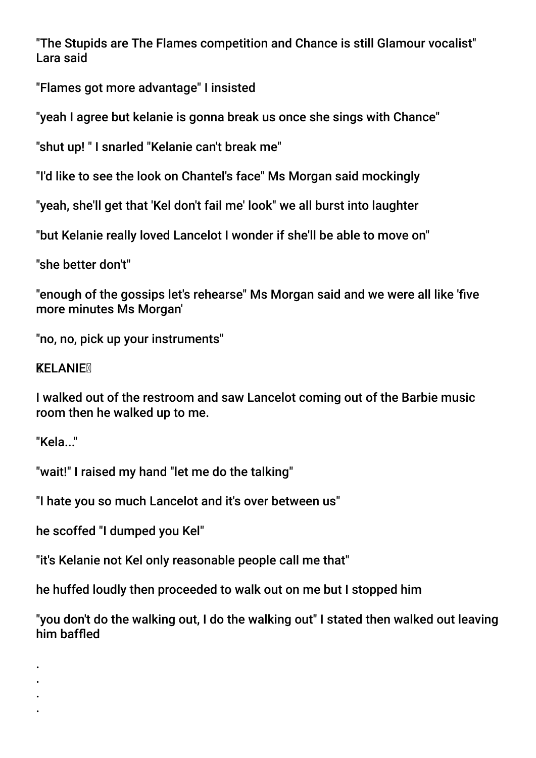"The Stupids are The Flames competition and Chance is still Glamour vocalist" Lara said

"Flames got more advantage" I insisted

"yeah I agree but kelanie is gonna break us once she sings with Chance"

"shut up! " I snarled "Kelanie can't break me"

"I'd like to see the look on Chantel's face" Ms Morgan said mockingly

"yeah, she'll get that 'Kel don't fail me' look" we all burst into laughter

"but Kelanie really loved Lancelot I wonder if she'll be able to move on"

"she better don't"

"enough of the gossips let's rehearse" Ms Morgan said and we were all like 'five more minutes Ms Morgan'

"no, no, pick up your instruments"

**KELANIE**

I walked out of the restroom and saw Lancelot coming out of the Barbie music room then he walked up to me.

"Kela..."

"wait!" I raised my hand "let me do the talking"

"I hate you so much Lancelot and it's over between us"

he scoffed "I dumped you Kel"

"it's Kelanie not Kel only reasonable people call me that"

he huffed loudly then proceeded to walk out on me but I stopped him

"you don't do the walking out, I do the walking out" I stated then walked out leaving him baffled

.
.
.
.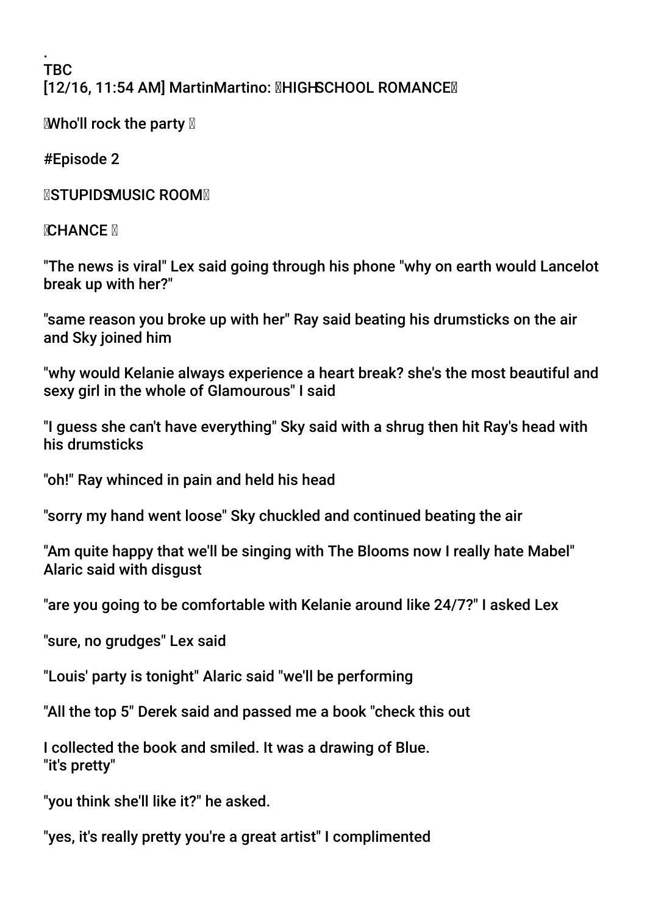.
TBC
[12/16, 11:54 AM] MartinMartino: 🌹HIGHSCHOOL ROMANCE🌹

🌹Who'll rock the party 🌹

#Episode 2

🌹STUPIDSMUSIC ROOM🌹

🌹CHANCE 🌹

"The news is viral" Lex said going through his phone "why on earth would Lancelot break up with her?"

"same reason you broke up with her" Ray said beating his drumsticks on the air and Sky joined him

"why would Kelanie always experience a heart break? she's the most beautiful and sexy girl in the whole of Glamourous" I said

"I guess she can't have everything" Sky said with a shrug then hit Ray's head with his drumsticks

"oh!" Ray whinced in pain and held his head

"sorry my hand went loose" Sky chuckled and continued beating the air

"Am quite happy that we'll be singing with The Blooms now I really hate Mabel" Alaric said with disgust

"are you going to be comfortable with Kelanie around like 24/7?" I asked Lex

"sure, no grudges" Lex said

"Louis' party is tonight" Alaric said "we'll be performing

"All the top 5" Derek said and passed me a book "check this out

I collected the book and smiled. It was a drawing of Blue.
"it's pretty"

"you think she'll like it?" he asked.

"yes, it's really pretty you're a great artist" I complimented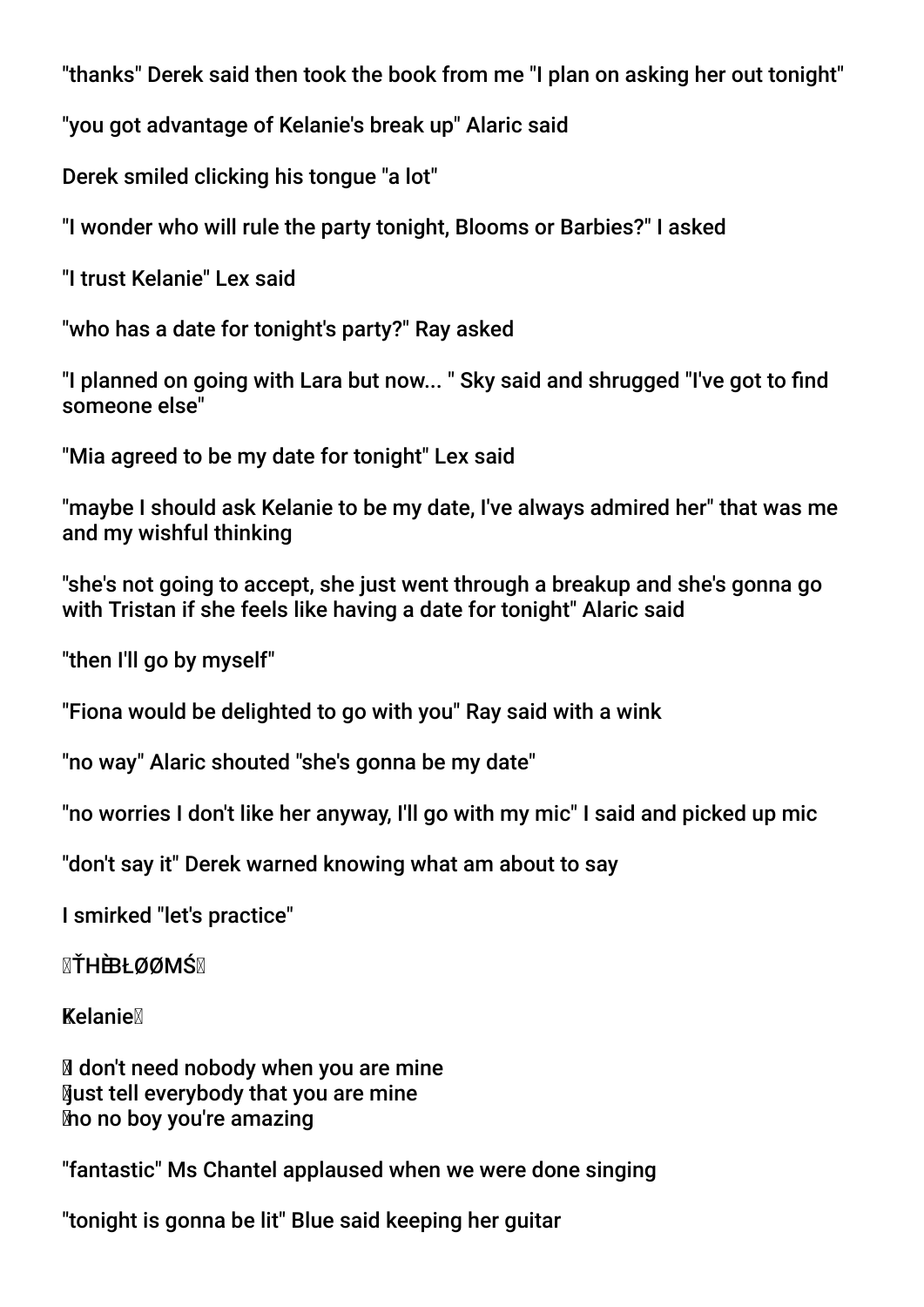"thanks" Derek said then took the book from me "I plan on asking her out tonight"

"you got advantage of Kelanie's break up" Alaric said

Derek smiled clicking his tongue "a lot"

"I wonder who will rule the party tonight, Blooms or Barbies?" I asked

"I trust Kelanie" Lex said

"who has a date for tonight's party?" Ray asked

"I planned on going with Lara but now... " Sky said and shrugged "I've got to find someone else"

"Mia agreed to be my date for tonight" Lex said

"maybe I should ask Kelanie to be my date, I've always admired her" that was me and my wishful thinking

"she's not going to accept, she just went through a breakup and she's gonna go with Tristan if she feels like having a date for tonight" Alaric said

"then I'll go by myself"

"Fiona would be delighted to go with you" Ray said with a wink

"no way" Alaric shouted "she's gonna be my date"

"no worries I don't like her anyway, I'll go with my mic" I said and picked up mic

"don't say it" Derek warned knowing what am about to say

I smirked "let's practice"

ŤHÈ BŁØØMŚ

Kelanie

I don't need nobody when you are mine
Just tell everybody that you are mine
no no boy you're amazing

"fantastic" Ms Chantel applaused when we were done singing

"tonight is gonna be lit" Blue said keeping her guitar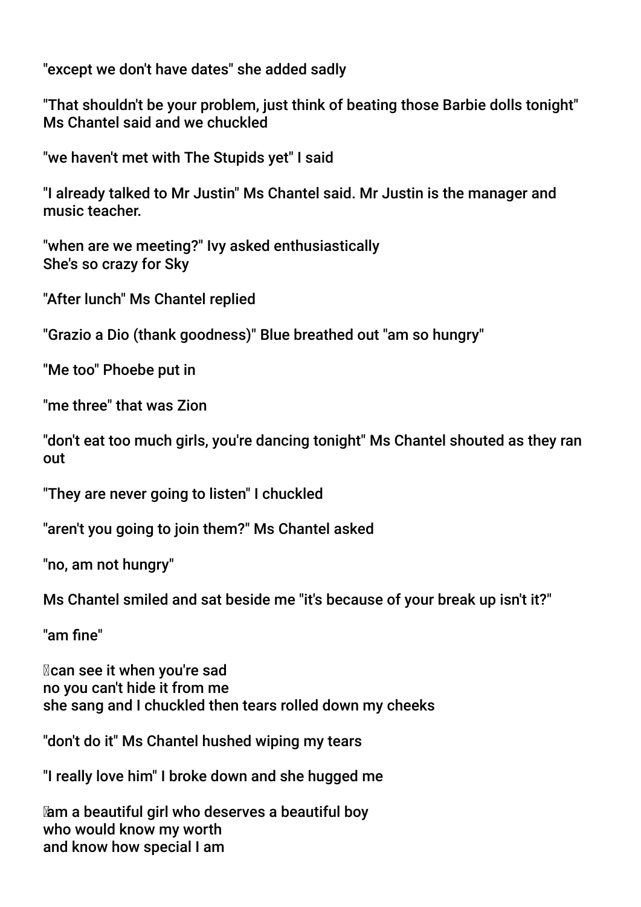"except we don't have dates" she added sadly

"That shouldn't be your problem, just think of beating those Barbie dolls tonight" Ms Chantel said and we chuckled

"we haven't met with The Stupids yet" I said

"I already talked to Mr Justin" Ms Chantel said. Mr Justin is the manager and music teacher.

"when are we meeting?" Ivy asked enthusiastically
She's so crazy for Sky

"After lunch" Ms Chantel replied

"Grazio a Dio (thank goodness)" Blue breathed out "am so hungry"

"Me too" Phoebe put in

"me three" that was Zion

"don't eat too much girls, you're dancing tonight" Ms Chantel shouted as they ran out

"They are never going to listen" I chuckled

"aren't you going to join them?" Ms Chantel asked

"no, am not hungry"

Ms Chantel smiled and sat beside me "it's because of your break up isn't it?"

"am fine"

I can see it when you're sad
no you can't hide it from me
she sang and I chuckled then tears rolled down my cheeks

"don't do it" Ms Chantel hushed wiping my tears

"I really love him" I broke down and she hugged me

I am a beautiful girl who deserves a beautiful boy
who would know my worth
and know how special I am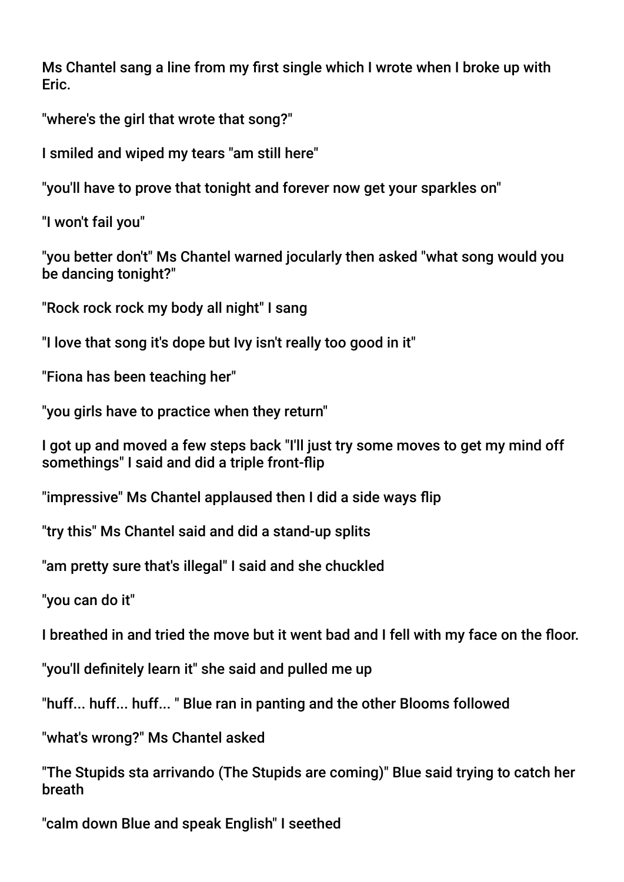Ms Chantel sang a line from my first single which I wrote when I broke up with Eric.

"where's the girl that wrote that song?"

I smiled and wiped my tears "am still here"

"you'll have to prove that tonight and forever now get your sparkles on"

"I won't fail you"

"you better don't" Ms Chantel warned jocularly then asked "what song would you be dancing tonight?"

"Rock rock rock my body all night" I sang

"I love that song it's dope but Ivy isn't really too good in it"

"Fiona has been teaching her"

"you girls have to practice when they return"

I got up and moved a few steps back "I'll just try some moves to get my mind off somethings" I said and did a triple front-flip

"impressive" Ms Chantel applaused then I did a side ways flip

"try this" Ms Chantel said and did a stand-up splits

"am pretty sure that's illegal" I said and she chuckled

"you can do it"

I breathed in and tried the move but it went bad and I fell with my face on the floor.

"you'll definitely learn it" she said and pulled me up

"huff... huff... huff... " Blue ran in panting and the other Blooms followed

"what's wrong?" Ms Chantel asked

"The Stupids sta arrivando (The Stupids are coming)" Blue said trying to catch her breath

"calm down Blue and speak English" I seethed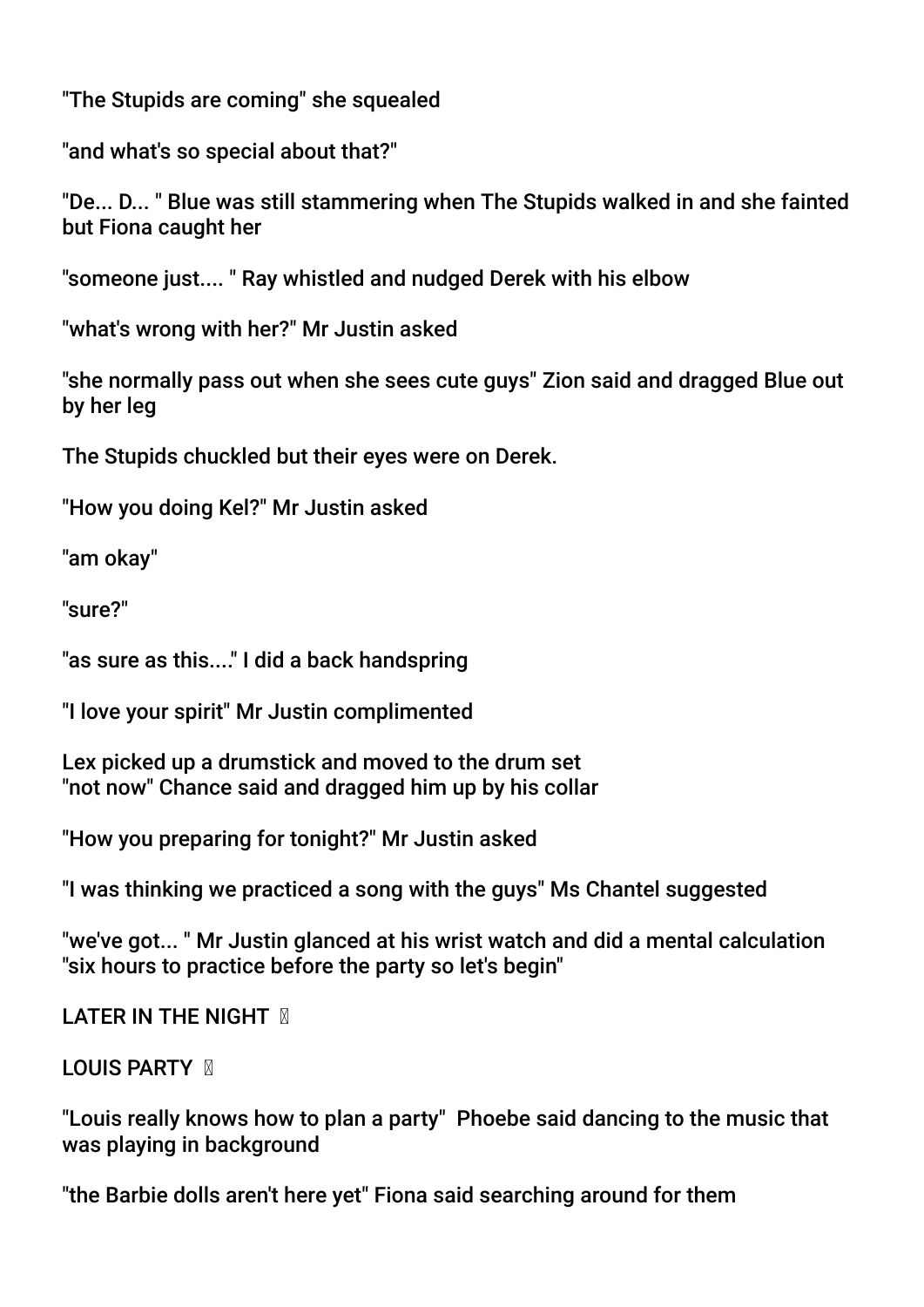"The Stupids are coming" she squealed

"and what's so special about that?"

"De... D... " Blue was still stammering when The Stupids walked in and she fainted but Fiona caught her

"someone just.... " Ray whistled and nudged Derek with his elbow

"what's wrong with her?" Mr Justin asked

"she normally pass out when she sees cute guys" Zion said and dragged Blue out by her leg

The Stupids chuckled but their eyes were on Derek.

"How you doing Kel?" Mr Justin asked

"am okay"

"sure?"

"as sure as this...." I did a back handspring

"I love your spirit" Mr Justin complimented

Lex picked up a drumstick and moved to the drum set
"not now" Chance said and dragged him up by his collar

"How you preparing for tonight?" Mr Justin asked

"I was thinking we practiced a song with the guys" Ms Chantel suggested

"we've got... " Mr Justin glanced at his wrist watch and did a mental calculation "six hours to practice before the party so let's begin"

LATER IN THE NIGHT 🌙

LOUIS PARTY 🎉

"Louis really knows how to plan a party" Phoebe said dancing to the music that was playing in background

"the Barbie dolls aren't here yet" Fiona said searching around for them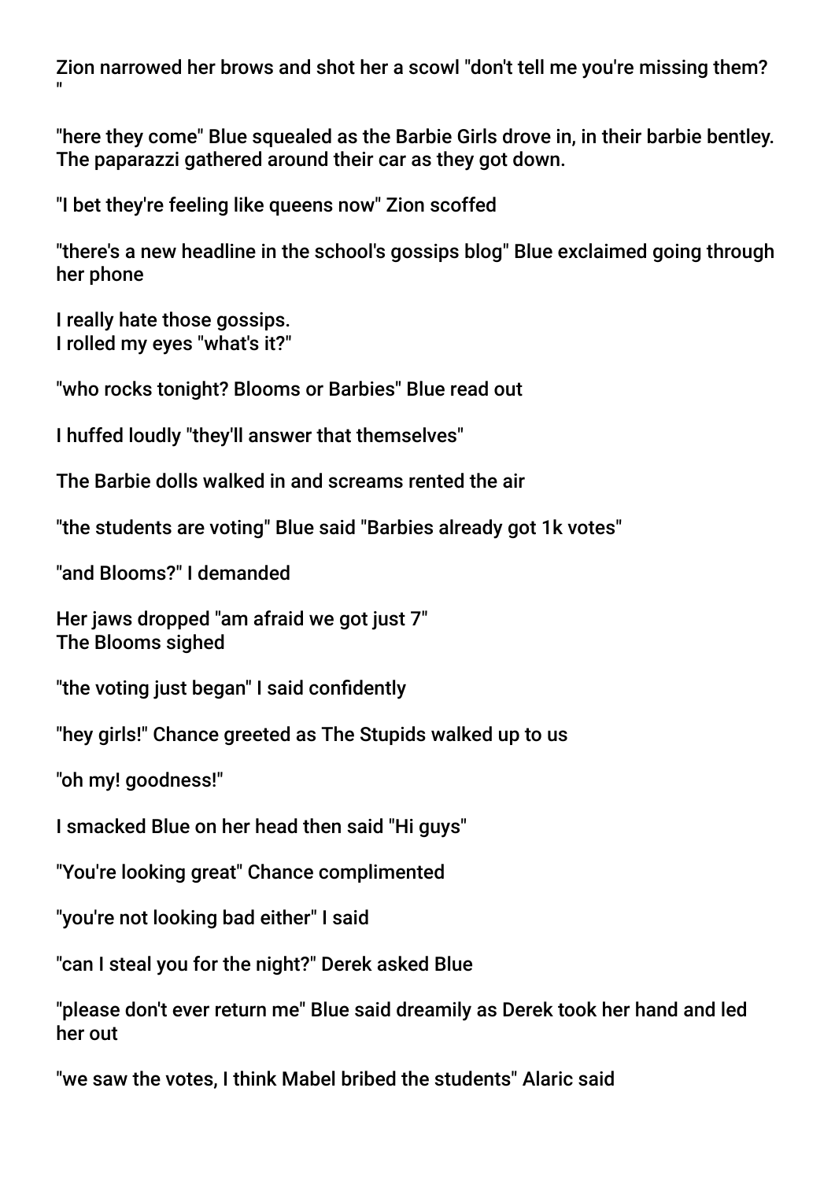Zion narrowed her brows and shot her a scowl "don't tell me you're missing them? "

"here they come" Blue squealed as the Barbie Girls drove in, in their barbie bentley. The paparazzi gathered around their car as they got down.

"I bet they're feeling like queens now" Zion scoffed

"there's a new headline in the school's gossips blog" Blue exclaimed going through her phone

I really hate those gossips.
I rolled my eyes "what's it?"

"who rocks tonight? Blooms or Barbies" Blue read out

I huffed loudly "they'll answer that themselves"

The Barbie dolls walked in and screams rented the air

"the students are voting" Blue said "Barbies already got 1k votes"

"and Blooms?" I demanded

Her jaws dropped "am afraid we got just 7"
The Blooms sighed

"the voting just began" I said confidently

"hey girls!" Chance greeted as The Stupids walked up to us

"oh my! goodness!"

I smacked Blue on her head then said "Hi guys"

"You're looking great" Chance complimented

"you're not looking bad either" I said

"can I steal you for the night?" Derek asked Blue

"please don't ever return me" Blue said dreamily as Derek took her hand and led her out

"we saw the votes, I think Mabel bribed the students" Alaric said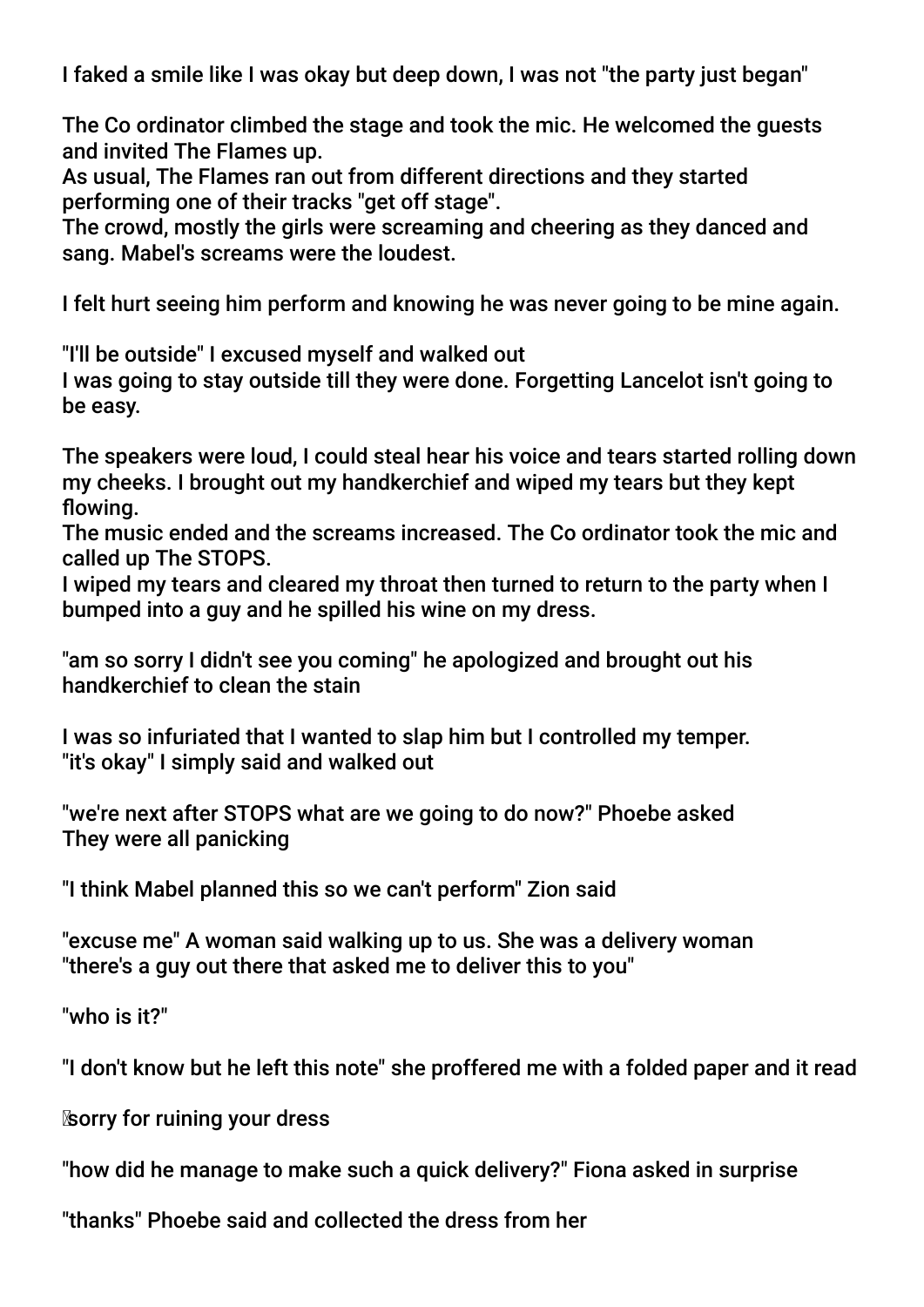I faked a smile like I was okay but deep down, I was not "the party just began"

The Co ordinator climbed the stage and took the mic. He welcomed the guests and invited The Flames up.
As usual, The Flames ran out from different directions and they started performing one of their tracks "get off stage".
The crowd, mostly the girls were screaming and cheering as they danced and sang. Mabel's screams were the loudest.

I felt hurt seeing him perform and knowing he was never going to be mine again.

"I'll be outside" I excused myself and walked out
I was going to stay outside till they were done. Forgetting Lancelot isn't going to be easy.

The speakers were loud, I could steal hear his voice and tears started rolling down my cheeks. I brought out my handkerchief and wiped my tears but they kept flowing.
The music ended and the screams increased. The Co ordinator took the mic and called up The STOPS.
I wiped my tears and cleared my throat then turned to return to the party when I bumped into a guy and he spilled his wine on my dress.

"am so sorry I didn't see you coming" he apologized and brought out his handkerchief to clean the stain

I was so infuriated that I wanted to slap him but I controlled my temper.
"it's okay" I simply said and walked out

"we're next after STOPS what are we going to do now?" Phoebe asked
They were all panicking

"I think Mabel planned this so we can't perform" Zion said

"excuse me" A woman said walking up to us. She was a delivery woman
"there's a guy out there that asked me to deliver this to you"

"who is it?"

"I don't know but he left this note" she proffered me with a folded paper and it read

sorry for ruining your dress

"how did he manage to make such a quick delivery?" Fiona asked in surprise

"thanks" Phoebe said and collected the dress from her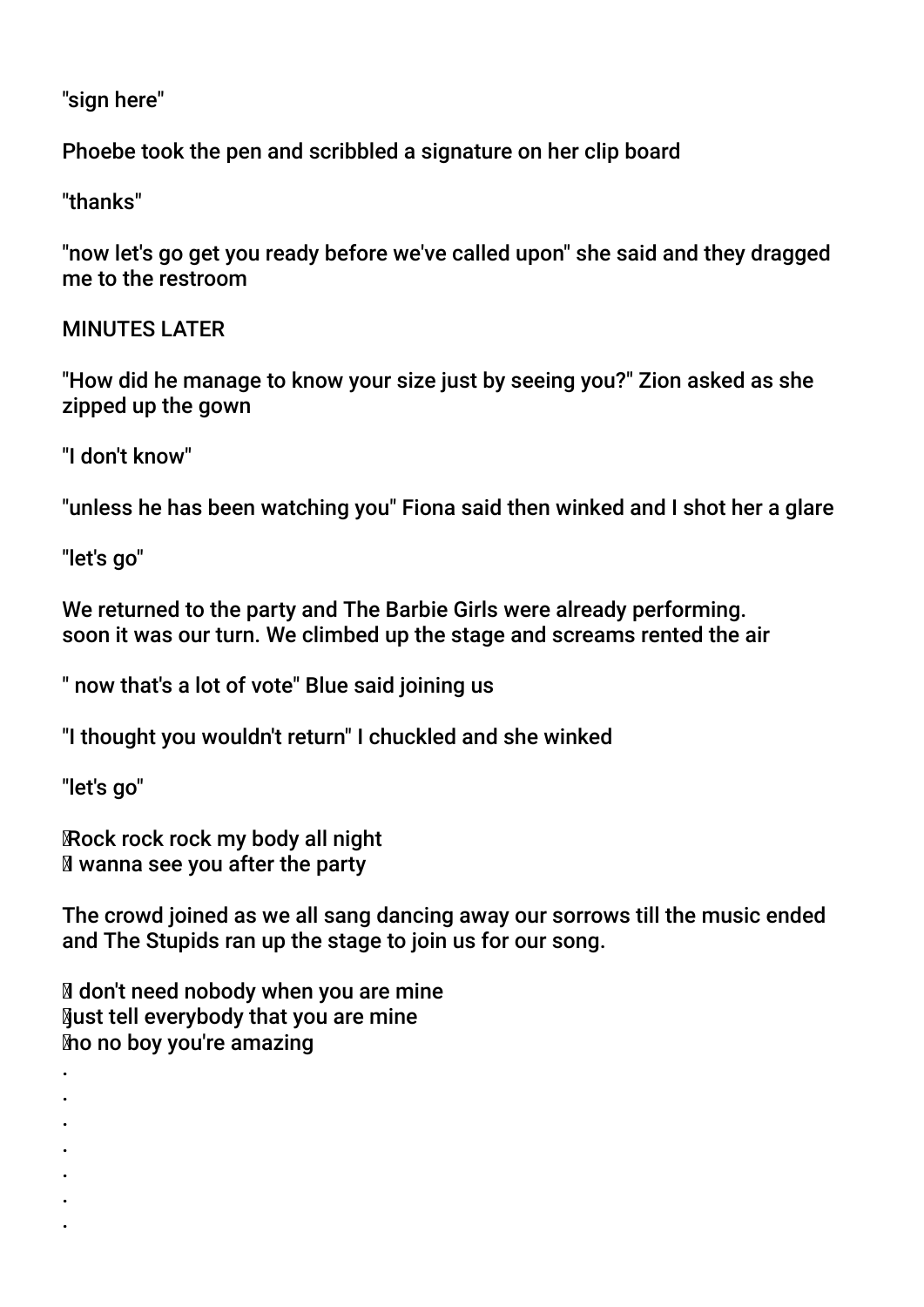"sign here"

Phoebe took the pen and scribbled a signature on her clip board

"thanks"

"now let's go get you ready before we've called upon" she said and they dragged me to the restroom

MINUTES LATER

"How did he manage to know your size just by seeing you?" Zion asked as she zipped up the gown

"I don't know"

"unless he has been watching you" Fiona said then winked and I shot her a glare

"let's go"

We returned to the party and The Barbie Girls were already performing. soon it was our turn. We climbed up the stage and screams rented the air

" now that's a lot of vote" Blue said joining us

"I thought you wouldn't return" I chuckled and she winked

"let's go"

Rock rock rock my body all night
I wanna see you after the party

The crowd joined as we all sang dancing away our sorrows till the music ended and The Stupids ran up the stage to join us for our song.

I don't need nobody when you are mine
Just tell everybody that you are mine
no no boy you're amazing

.
.
.
.
.
.
.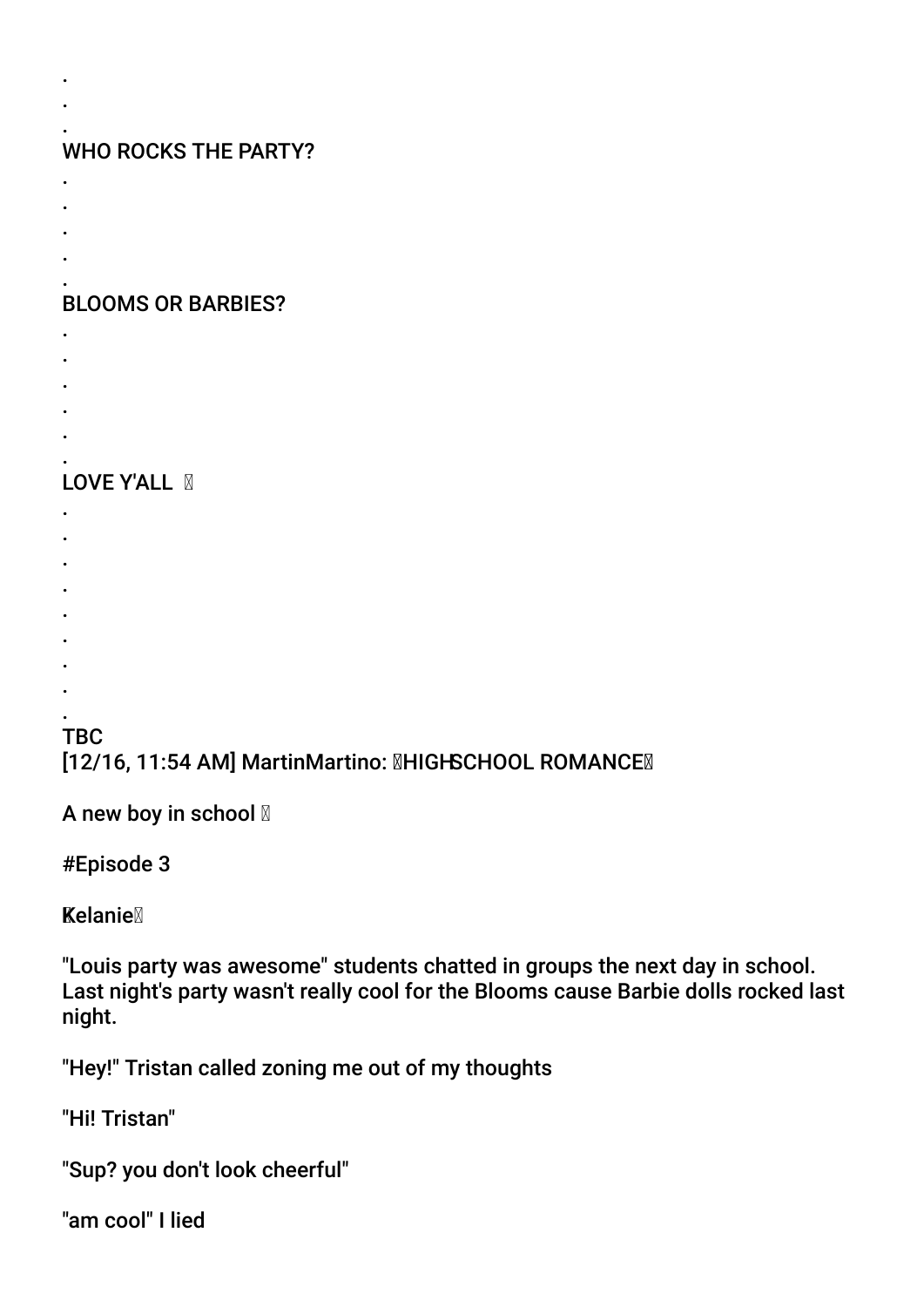.
.
.
WHO ROCKS THE PARTY?
.
.
.
.
.
BLOOMS OR BARBIES?
.
.
.
.
.
.
LOVE Y'ALL 
.
.
.
.
.
.
.
.
.
TBC
[12/16, 11:54 AM] MartinMartino: HIGHSCHOOL ROMANCE

A new boy in school 

#Episode 3

Kelanie

"Louis party was awesome" students chatted in groups the next day in school. Last night's party wasn't really cool for the Blooms cause Barbie dolls rocked last night.

"Hey!" Tristan called zoning me out of my thoughts

"Hi! Tristan"

"Sup? you don't look cheerful"

"am cool" I lied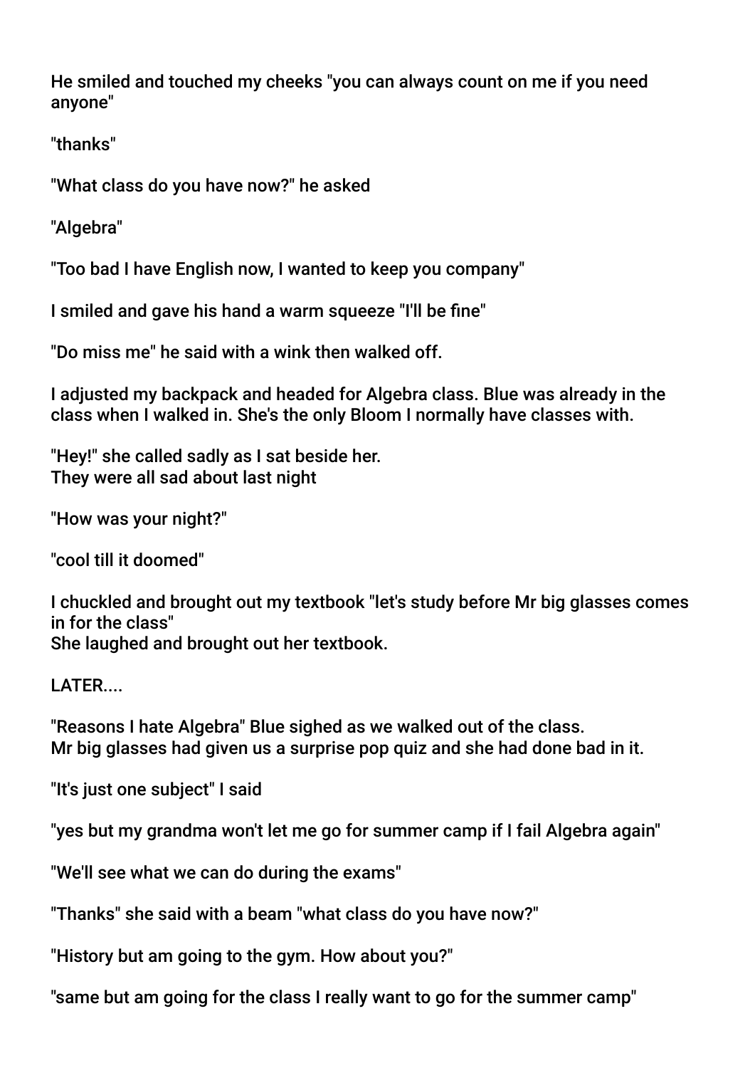He smiled and touched my cheeks "you can always count on me if you need anyone"

"thanks"

"What class do you have now?" he asked

"Algebra"

"Too bad I have English now, I wanted to keep you company"

I smiled and gave his hand a warm squeeze "I'll be fine"

"Do miss me" he said with a wink then walked off.

I adjusted my backpack and headed for Algebra class. Blue was already in the class when I walked in. She's the only Bloom I normally have classes with.

"Hey!" she called sadly as I sat beside her.
They were all sad about last night

"How was your night?"

"cool till it doomed"

I chuckled and brought out my textbook "let's study before Mr big glasses comes in for the class"
She laughed and brought out her textbook.

LATER....

"Reasons I hate Algebra" Blue sighed as we walked out of the class.
Mr big glasses had given us a surprise pop quiz and she had done bad in it.

"It's just one subject" I said

"yes but my grandma won't let me go for summer camp if I fail Algebra again"

"We'll see what we can do during the exams"

"Thanks" she said with a beam "what class do you have now?"

"History but am going to the gym. How about you?"

"same but am going for the class I really want to go for the summer camp"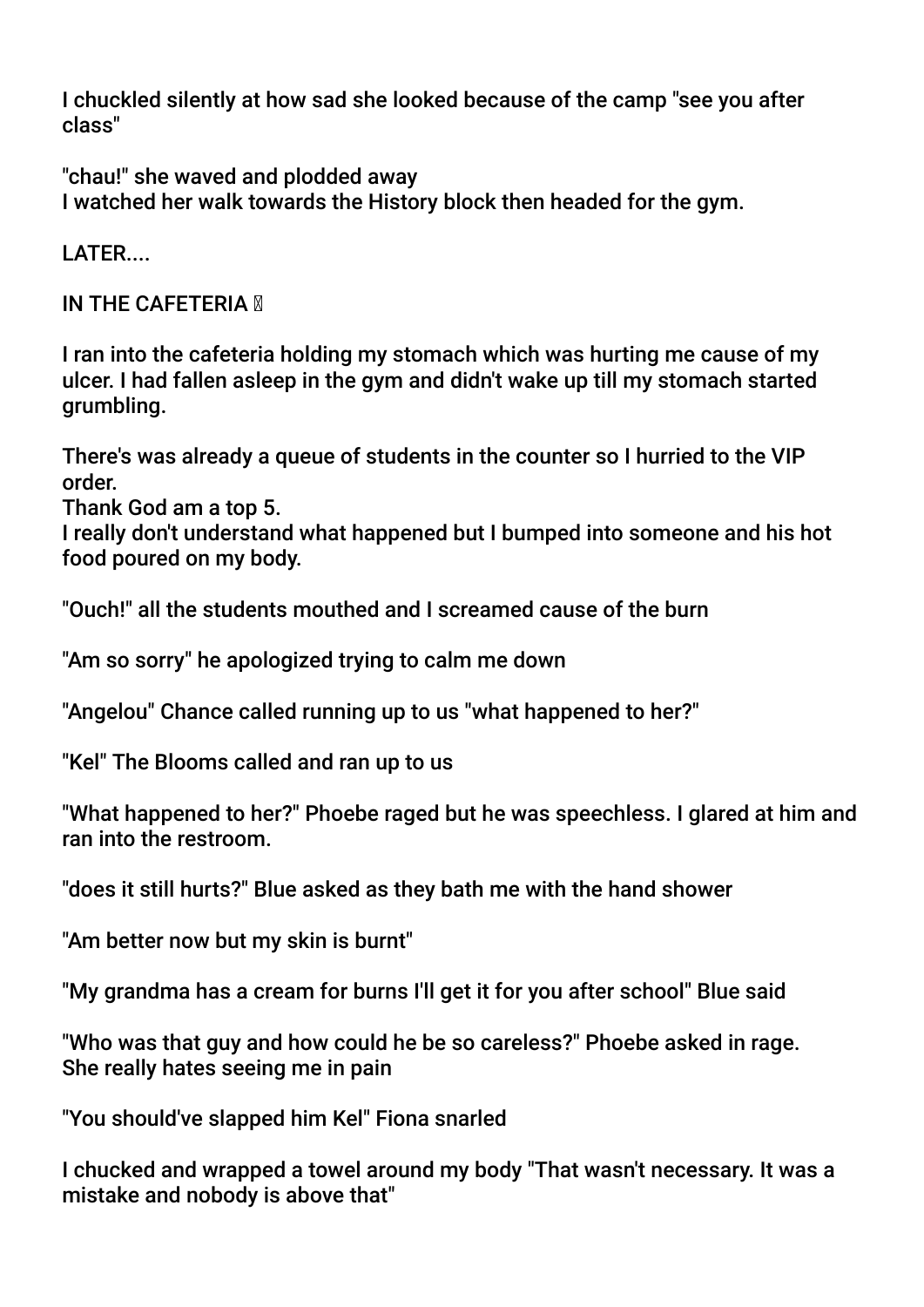I chuckled silently at how sad she looked because of the camp "see you after class"

"chau!" she waved and plodded away
I watched her walk towards the History block then headed for the gym.

LATER....

IN THE CAFETERIA 🍴

I ran into the cafeteria holding my stomach which was hurting me cause of my ulcer. I had fallen asleep in the gym and didn't wake up till my stomach started grumbling.

There's was already a queue of students in the counter so I hurried to the VIP order.
Thank God am a top 5.
I really don't understand what happened but I bumped into someone and his hot food poured on my body.

"Ouch!" all the students mouthed and I screamed cause of the burn

"Am so sorry" he apologized trying to calm me down

"Angelou" Chance called running up to us "what happened to her?"

"Kel" The Blooms called and ran up to us

"What happened to her?" Phoebe raged but he was speechless. I glared at him and ran into the restroom.

"does it still hurts?" Blue asked as they bath me with the hand shower

"Am better now but my skin is burnt"

"My grandma has a cream for burns I'll get it for you after school" Blue said

"Who was that guy and how could he be so careless?" Phoebe asked in rage.
She really hates seeing me in pain

"You should've slapped him Kel" Fiona snarled

I chucked and wrapped a towel around my body "That wasn't necessary. It was a mistake and nobody is above that"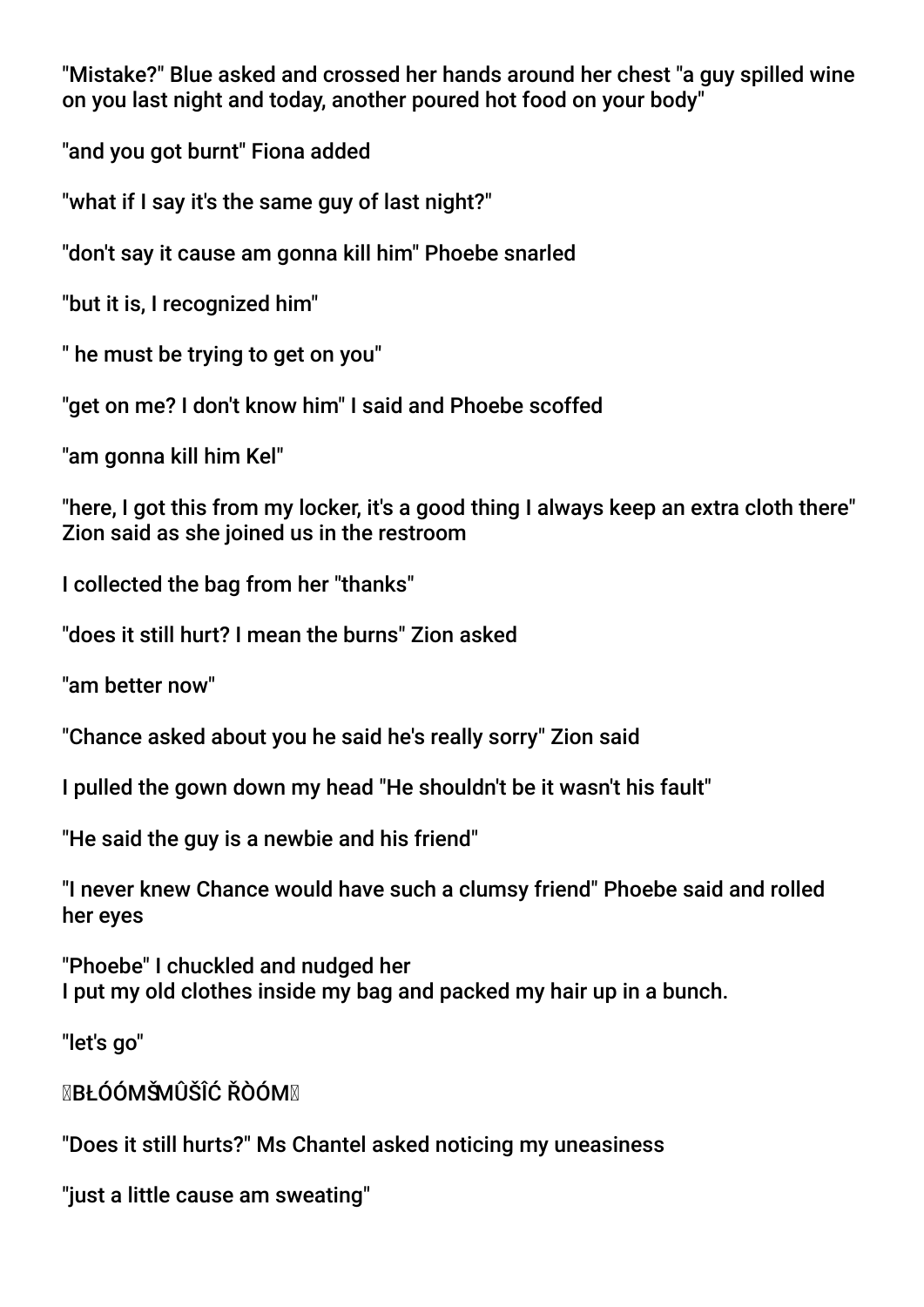"Mistake?" Blue asked and crossed her hands around her chest "a guy spilled wine on you last night and today, another poured hot food on your body"

"and you got burnt" Fiona added

"what if I say it's the same guy of last night?"

"don't say it cause am gonna kill him" Phoebe snarled

"but it is, I recognized him"

" he must be trying to get on you"

"get on me? I don't know him" I said and Phoebe scoffed

"am gonna kill him Kel"

"here, I got this from my locker, it's a good thing I always keep an extra cloth there" Zion said as she joined us in the restroom

I collected the bag from her "thanks"

"does it still hurt? I mean the burns" Zion asked

"am better now"

"Chance asked about you he said he's really sorry" Zion said

I pulled the gown down my head "He shouldn't be it wasn't his fault"

"He said the guy is a newbie and his friend"

"I never knew Chance would have such a clumsy friend" Phoebe said and rolled her eyes

"Phoebe" I chuckled and nudged her
I put my old clothes inside my bag and packed my hair up in a bunch.

"let's go"

BŁÓÓMŠMÛŠÎĆ ŘÒÓM

"Does it still hurts?" Ms Chantel asked noticing my uneasiness

"just a little cause am sweating"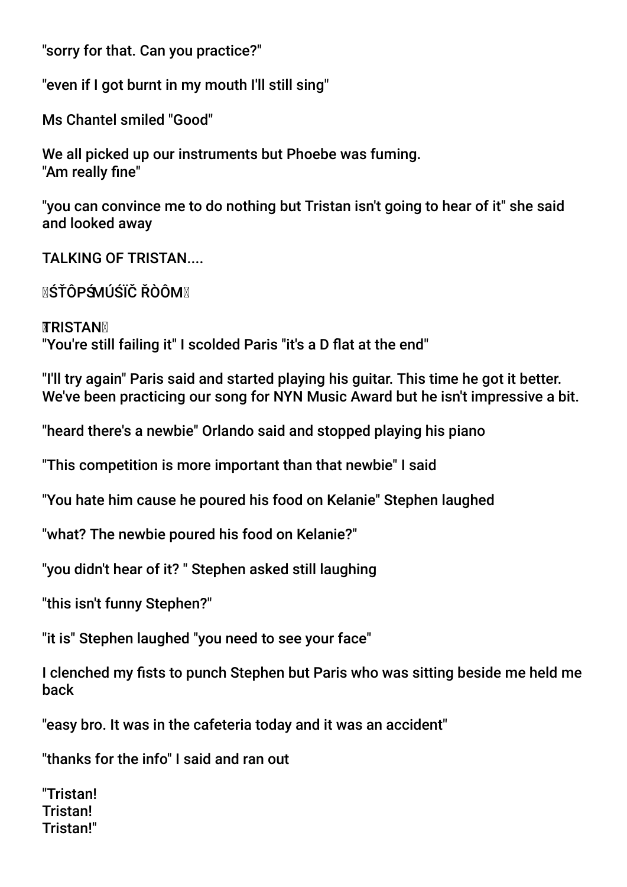"sorry for that. Can you practice?"

"even if I got burnt in my mouth I'll still sing"

Ms Chantel smiled "Good"

We all picked up our instruments but Phoebe was fuming.
"Am really fine"

"you can convince me to do nothing but Tristan isn't going to hear of it" she said and looked away

TALKING OF TRISTAN....

ŚŤÔPŚMÚŚÏČ ŘÒÔM

**TRISTAN**
"You're still failing it" I scolded Paris "it's a D flat at the end"

"I'll try again" Paris said and started playing his guitar. This time he got it better. We've been practicing our song for NYN Music Award but he isn't impressive a bit.

"heard there's a newbie" Orlando said and stopped playing his piano

"This competition is more important than that newbie" I said

"You hate him cause he poured his food on Kelanie" Stephen laughed

"what? The newbie poured his food on Kelanie?"

"you didn't hear of it? " Stephen asked still laughing

"this isn't funny Stephen?"

"it is" Stephen laughed "you need to see your face"

I clenched my fists to punch Stephen but Paris who was sitting beside me held me back

"easy bro. It was in the cafeteria today and it was an accident"

"thanks for the info" I said and ran out

"Tristan!
Tristan!
Tristan!"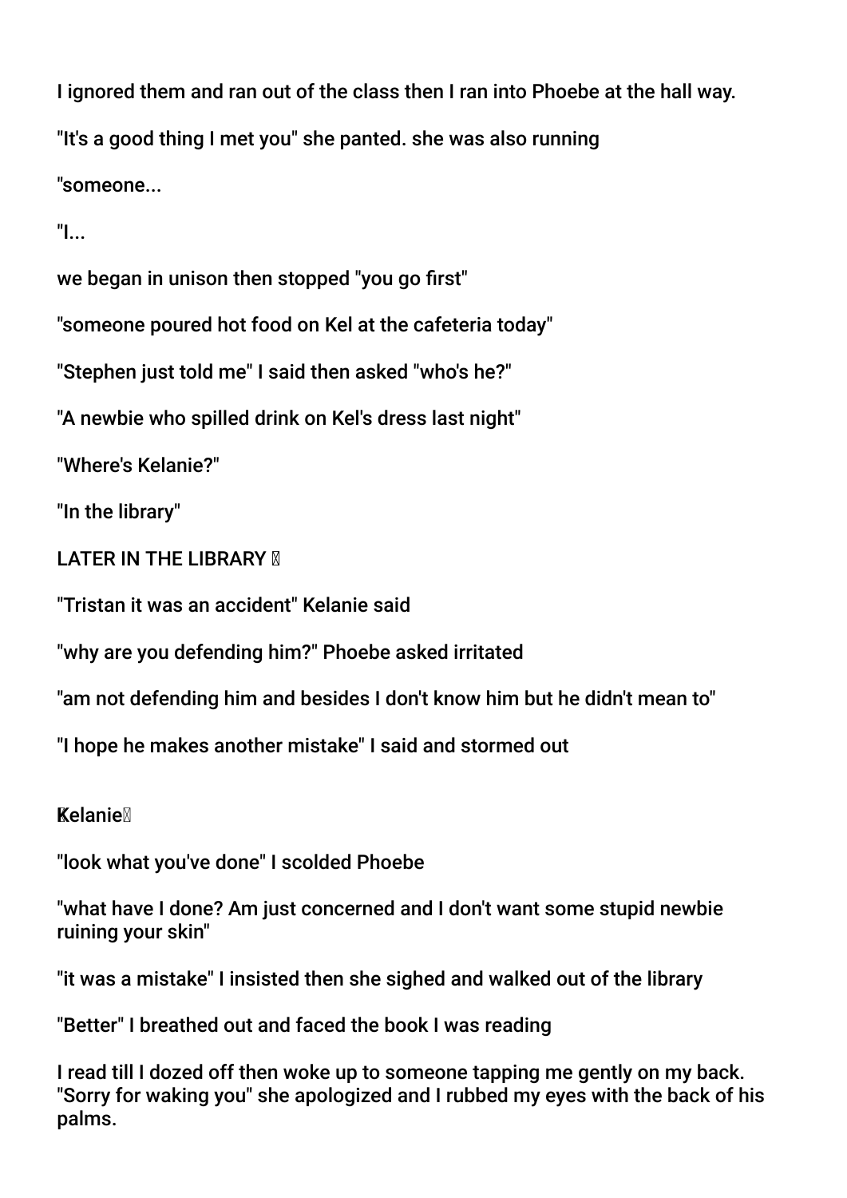I ignored them and ran out of the class then I ran into Phoebe at the hall way.

"It's a good thing I met you" she panted. she was also running

"someone...

"I...

we began in unison then stopped "you go first"

"someone poured hot food on Kel at the cafeteria today"

"Stephen just told me" I said then asked "who's he?"

"A newbie who spilled drink on Kel's dress last night"

"Where's Kelanie?"

"In the library"

LATER IN THE LIBRARY 

"Tristan it was an accident" Kelanie said

"why are you defending him?" Phoebe asked irritated

"am not defending him and besides I don't know him but he didn't mean to"

"I hope he makes another mistake" I said and stormed out

**Kelanie**

"look what you've done" I scolded Phoebe

"what have I done? Am just concerned and I don't want some stupid newbie ruining your skin"

"it was a mistake" I insisted then she sighed and walked out of the library

"Better" I breathed out and faced the book I was reading

I read till I dozed off then woke up to someone tapping me gently on my back. "Sorry for waking you" she apologized and I rubbed my eyes with the back of his palms.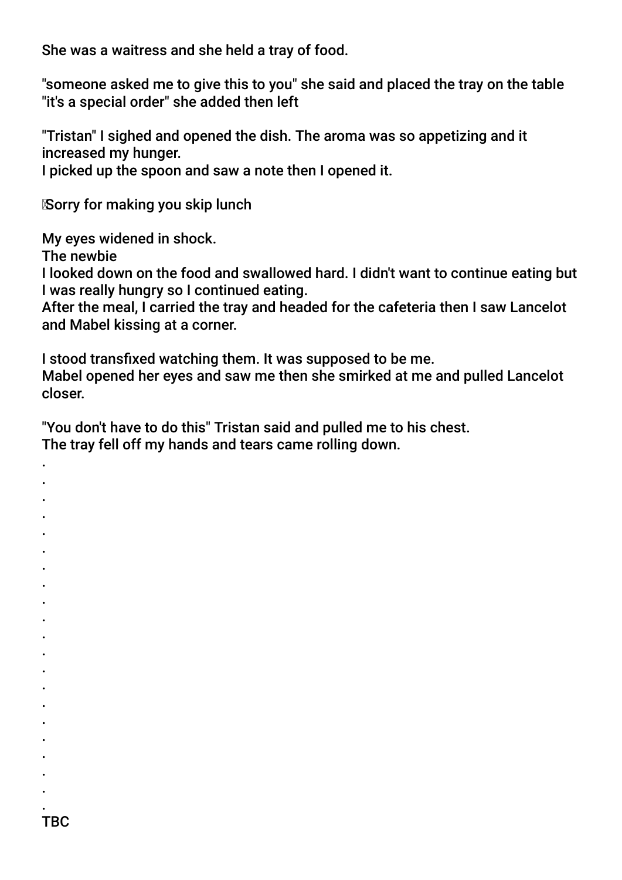She was a waitress and she held a tray of food.

"someone asked me to give this to you" she said and placed the tray on the table "it's a special order" she added then left

"Tristan" I sighed and opened the dish. The aroma was so appetizing and it increased my hunger.
I picked up the spoon and saw a note then I opened it.

Sorry for making you skip lunch

My eyes widened in shock.
The newbie
I looked down on the food and swallowed hard. I didn't want to continue eating but I was really hungry so I continued eating.
After the meal, I carried the tray and headed for the cafeteria then I saw Lancelot and Mabel kissing at a corner.

I stood transfixed watching them. It was supposed to be me.
Mabel opened her eyes and saw me then she smirked at me and pulled Lancelot closer.

"You don't have to do this" Tristan said and pulled me to his chest.
The tray fell off my hands and tears came rolling down.
.
.
.
.
.
.
.
.
.
.
.
.
.
.
.
.
.
.
.
.
.
TBC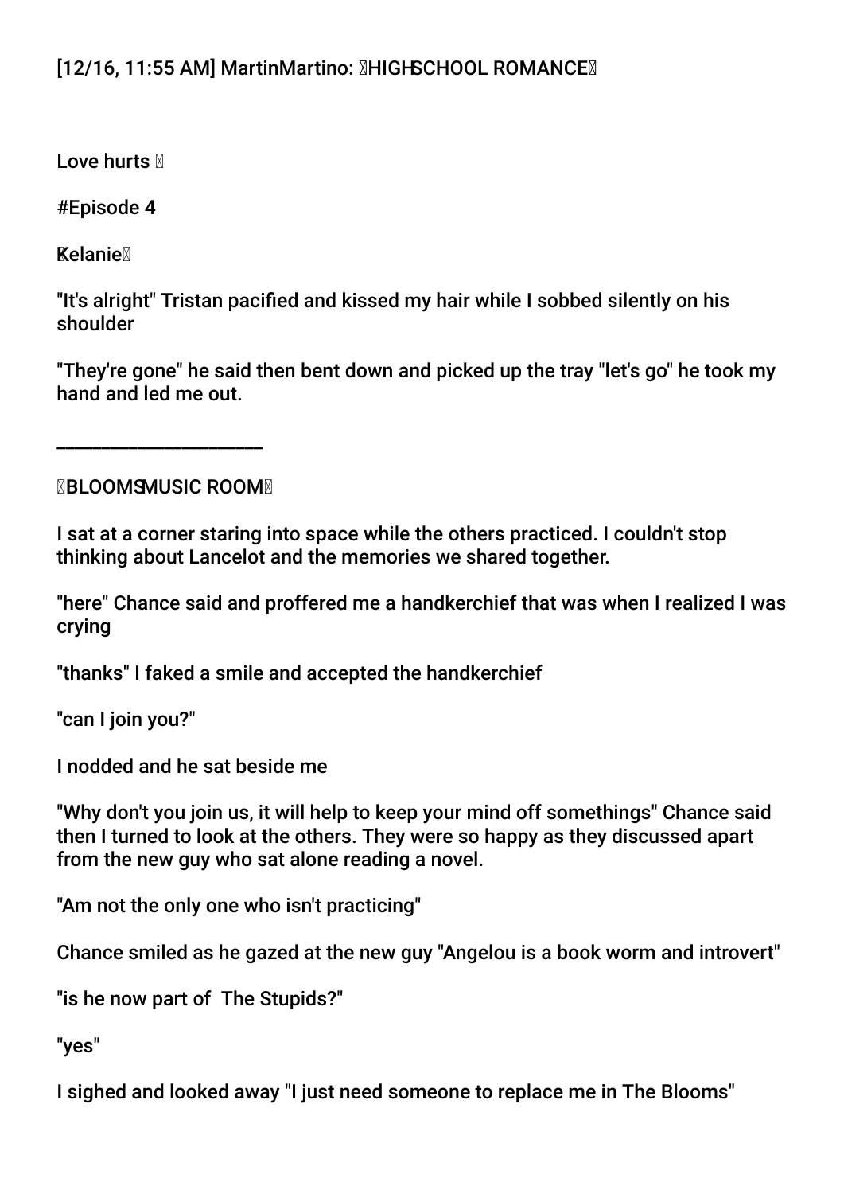[12/16, 11:55 AM] MartinMartino: HIGHSCHOOL ROMANCE

Love hurts

#Episode 4

Kelanie

"It's alright" Tristan pacified and kissed my hair while I sobbed silently on his shoulder

"They're gone" he said then bent down and picked up the tray "let's go" he took my hand and led me out.

_______________________

BLOOMS MUSIC ROOM

I sat at a corner staring into space while the others practiced. I couldn't stop thinking about Lancelot and the memories we shared together.

"here" Chance said and proffered me a handkerchief that was when I realized I was crying

"thanks" I faked a smile and accepted the handkerchief

"can I join you?"

I nodded and he sat beside me

"Why don't you join us, it will help to keep your mind off somethings" Chance said then I turned to look at the others. They were so happy as they discussed apart from the new guy who sat alone reading a novel.

"Am not the only one who isn't practicing"

Chance smiled as he gazed at the new guy "Angelou is a book worm and introvert"

"is he now part of  The Stupids?"

"yes"

I sighed and looked away "I just need someone to replace me in The Blooms"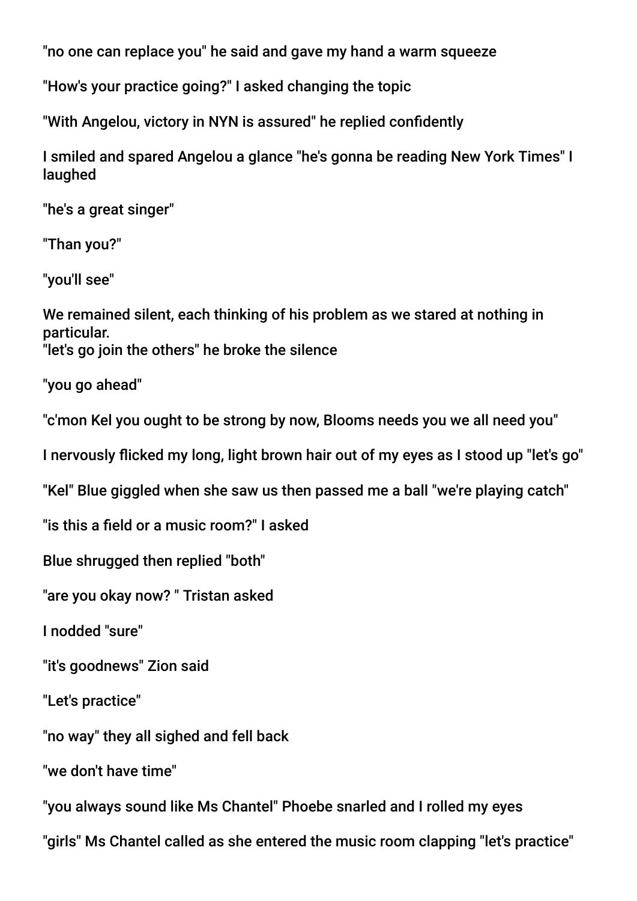"no one can replace you" he said and gave my hand a warm squeeze

"How's your practice going?" I asked changing the topic

"With Angelou, victory in NYN is assured" he replied confidently

I smiled and spared Angelou a glance "he's gonna be reading New York Times" I laughed

"he's a great singer"

"Than you?"

"you'll see"

We remained silent, each thinking of his problem as we stared at nothing in particular.
"let's go join the others" he broke the silence

"you go ahead"

"c'mon Kel you ought to be strong by now, Blooms needs you we all need you"

I nervously flicked my long, light brown hair out of my eyes as I stood up "let's go"

"Kel" Blue giggled when she saw us then passed me a ball "we're playing catch"

"is this a field or a music room?" I asked

Blue shrugged then replied "both"

"are you okay now? " Tristan asked

I nodded "sure"

"it's goodnews" Zion said

"Let's practice"

"no way" they all sighed and fell back

"we don't have time"

"you always sound like Ms Chantel" Phoebe snarled and I rolled my eyes

"girls" Ms Chantel called as she entered the music room clapping "let's practice"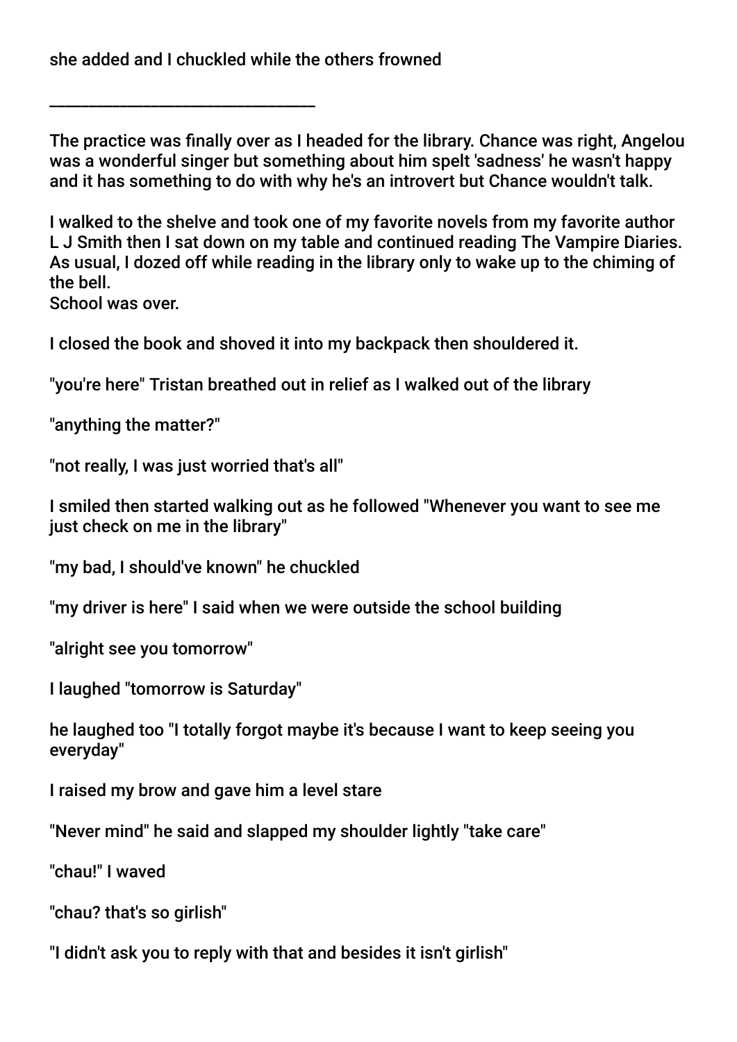she added and I chuckled while the others frowned

________________________________

The practice was finally over as I headed for the library. Chance was right, Angelou was a wonderful singer but something about him spelt 'sadness' he wasn't happy and it has something to do with why he's an introvert but Chance wouldn't talk.

I walked to the shelve and took one of my favorite novels from my favorite author L J Smith then I sat down on my table and continued reading The Vampire Diaries. As usual, I dozed off while reading in the library only to wake up to the chiming of the bell.
School was over.

I closed the book and shoved it into my backpack then shouldered it.

"you're here" Tristan breathed out in relief as I walked out of the library

"anything the matter?"

"not really, I was just worried that's all"

I smiled then started walking out as he followed "Whenever you want to see me just check on me in the library"

"my bad, I should've known" he chuckled

"my driver is here" I said when we were outside the school building

"alright see you tomorrow"

I laughed "tomorrow is Saturday"

he laughed too "I totally forgot maybe it's because I want to keep seeing you everyday"

I raised my brow and gave him a level stare

"Never mind" he said and slapped my shoulder lightly "take care"

"chau!" I waved

"chau? that's so girlish"

"I didn't ask you to reply with that and besides it isn't girlish"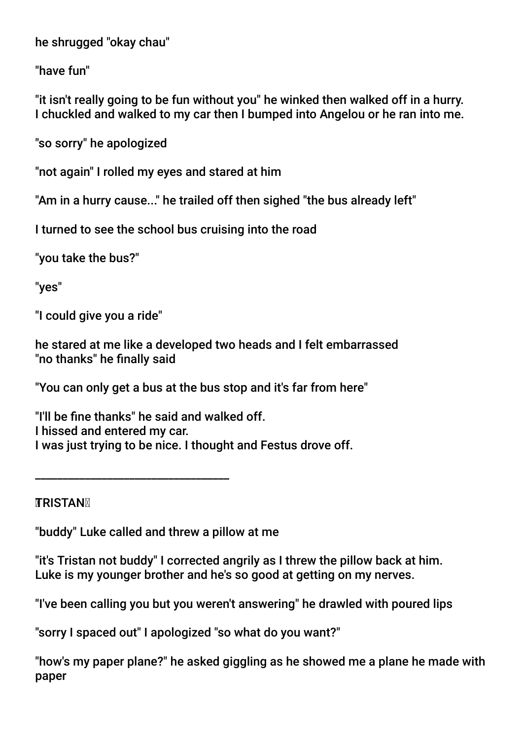he shrugged "okay chau"

"have fun"

"it isn't really going to be fun without you" he winked then walked off in a hurry.
I chuckled and walked to my car then I bumped into Angelou or he ran into me.

"so sorry" he apologized

"not again" I rolled my eyes and stared at him

"Am in a hurry cause..." he trailed off then sighed "the bus already left"

I turned to see the school bus cruising into the road

"you take the bus?"

"yes"

"I could give you a ride"

he stared at me like a developed two heads and I felt embarrassed
"no thanks" he finally said

"You can only get a bus at the bus stop and it's far from here"

"I'll be fine thanks" he said and walked off.
I hissed and entered my car.
I was just trying to be nice. I thought and Festus drove off.

___________________________________

**TRISTAN**

"buddy" Luke called and threw a pillow at me

"it's Tristan not buddy" I corrected angrily as I threw the pillow back at him.
Luke is my younger brother and he's so good at getting on my nerves.

"I've been calling you but you weren't answering" he drawled with poured lips

"sorry I spaced out" I apologized "so what do you want?"

"how's my paper plane?" he asked giggling as he showed me a plane he made with paper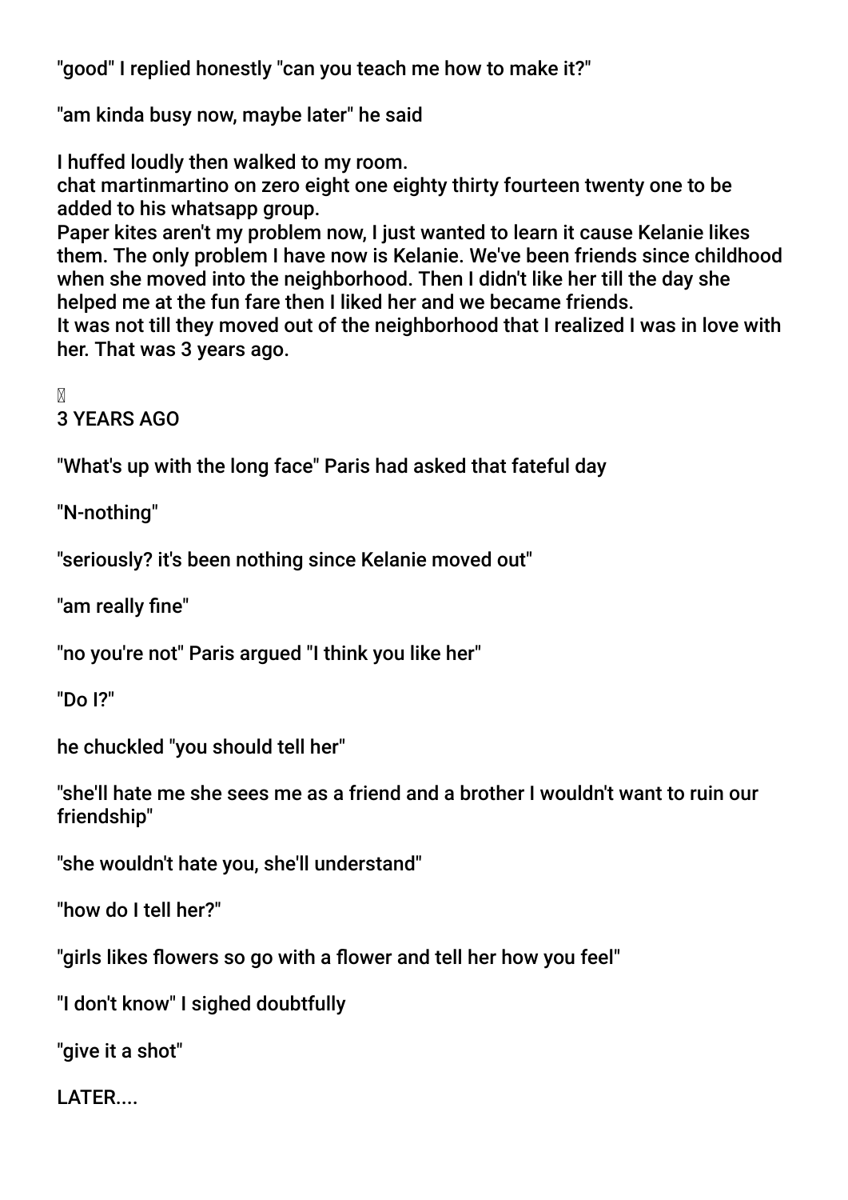"good" I replied honestly "can you teach me how to make it?"

"am kinda busy now, maybe later" he said

I huffed loudly then walked to my room.
chat martinmartino on zero eight one eighty thirty fourteen twenty one to be added to his whatsapp group.
Paper kites aren't my problem now, I just wanted to learn it cause Kelanie likes them. The only problem I have now is Kelanie. We've been friends since childhood when she moved into the neighborhood. Then I didn't like her till the day she helped me at the fun fare then I liked her and we became friends.
It was not till they moved out of the neighborhood that I realized I was in love with her. That was 3 years ago.

3 YEARS AGO

"What's up with the long face" Paris had asked that fateful day

"N-nothing"

"seriously? it's been nothing since Kelanie moved out"

"am really fine"

"no you're not" Paris argued "I think you like her"

"Do I?"

he chuckled "you should tell her"

"she'll hate me she sees me as a friend and a brother I wouldn't want to ruin our friendship"

"she wouldn't hate you, she'll understand"

"how do I tell her?"

"girls likes flowers so go with a flower and tell her how you feel"

"I don't know" I sighed doubtfully

"give it a shot"

LATER....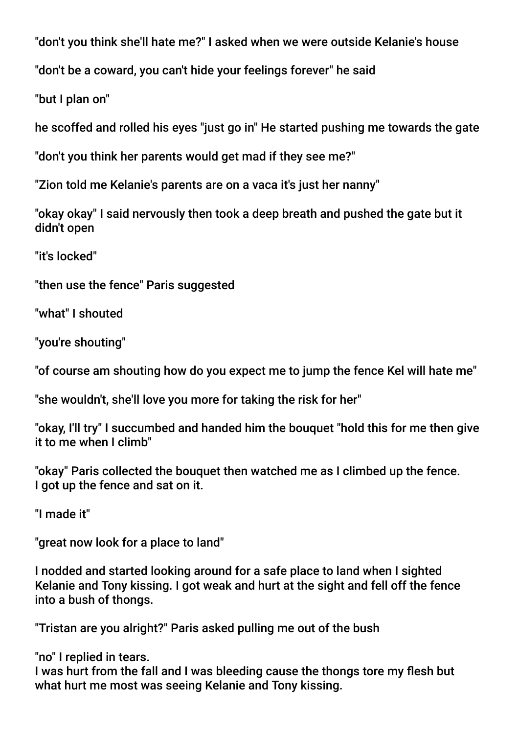"don't you think she'll hate me?" I asked when we were outside Kelanie's house

"don't be a coward, you can't hide your feelings forever" he said

"but I plan on"

he scoffed and rolled his eyes "just go in" He started pushing me towards the gate

"don't you think her parents would get mad if they see me?"

"Zion told me Kelanie's parents are on a vaca it's just her nanny"

"okay okay" I said nervously then took a deep breath and pushed the gate but it didn't open

"it's locked"

"then use the fence" Paris suggested

"what" I shouted

"you're shouting"

"of course am shouting how do you expect me to jump the fence Kel will hate me"

"she wouldn't, she'll love you more for taking the risk for her"

"okay, I'll try" I succumbed and handed him the bouquet "hold this for me then give it to me when I climb"

"okay" Paris collected the bouquet then watched me as I climbed up the fence.
I got up the fence and sat on it.

"I made it"

"great now look for a place to land"

I nodded and started looking around for a safe place to land when I sighted Kelanie and Tony kissing. I got weak and hurt at the sight and fell off the fence into a bush of thongs.

"Tristan are you alright?" Paris asked pulling me out of the bush

"no" I replied in tears.
I was hurt from the fall and I was bleeding cause the thongs tore my flesh but what hurt me most was seeing Kelanie and Tony kissing.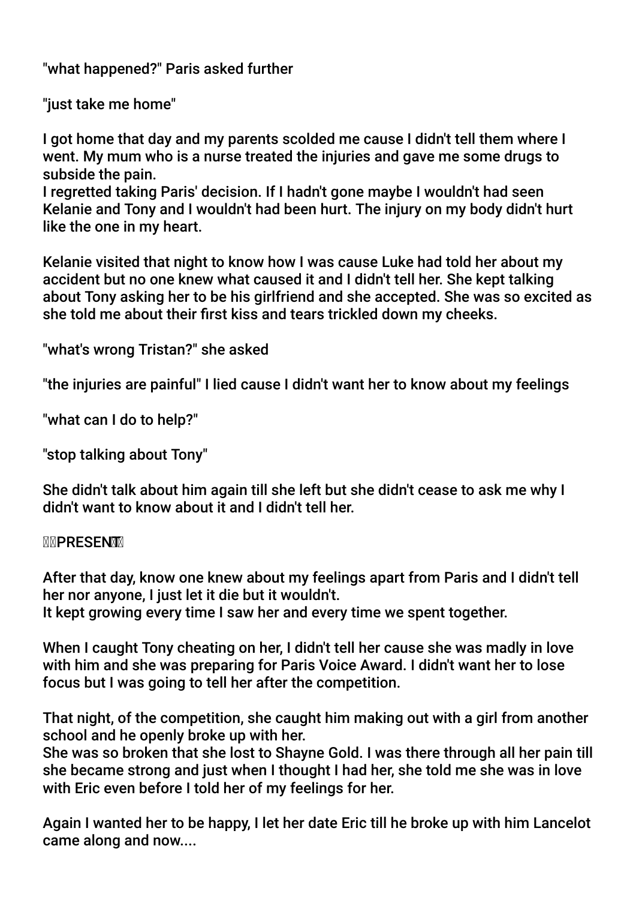"what happened?" Paris asked further

"just take me home"

I got home that day and my parents scolded me cause I didn't tell them where I went. My mum who is a nurse treated the injuries and gave me some drugs to subside the pain.
I regretted taking Paris' decision. If I hadn't gone maybe I wouldn't had seen Kelanie and Tony and I wouldn't had been hurt. The injury on my body didn't hurt like the one in my heart.

Kelanie visited that night to know how I was cause Luke had told her about my accident but no one knew what caused it and I didn't tell her. She kept talking about Tony asking her to be his girlfriend and she accepted. She was so excited as she told me about their first kiss and tears trickled down my cheeks.

"what's wrong Tristan?" she asked

"the injuries are painful" I lied cause I didn't want her to know about my feelings

"what can I do to help?"

"stop talking about Tony"

She didn't talk about him again till she left but she didn't cease to ask me why I didn't want to know about it and I didn't tell her.

PRESENT

After that day, know one knew about my feelings apart from Paris and I didn't tell her nor anyone, I just let it die but it wouldn't.
It kept growing every time I saw her and every time we spent together.

When I caught Tony cheating on her, I didn't tell her cause she was madly in love with him and she was preparing for Paris Voice Award. I didn't want her to lose focus but I was going to tell her after the competition.

That night, of the competition, she caught him making out with a girl from another school and he openly broke up with her.
She was so broken that she lost to Shayne Gold. I was there through all her pain till she became strong and just when I thought I had her, she told me she was in love with Eric even before I told her of my feelings for her.

Again I wanted her to be happy, I let her date Eric till he broke up with him Lancelot came along and now....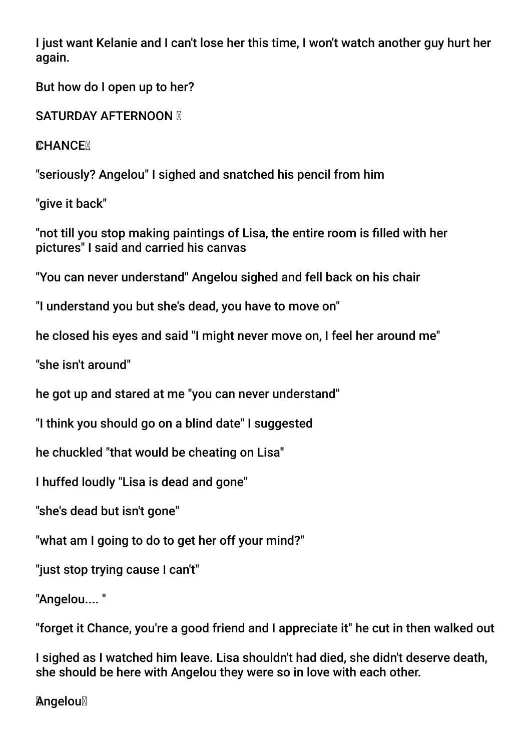I just want Kelanie and I can't lose her this time, I won't watch another guy hurt her again.

But how do I open up to her?

SATURDAY AFTERNOON 

CHANCE

"seriously? Angelou" I sighed and snatched his pencil from him

"give it back"

"not till you stop making paintings of Lisa, the entire room is filled with her pictures" I said and carried his canvas

"You can never understand" Angelou sighed and fell back on his chair

"I understand you but she's dead, you have to move on"

he closed his eyes and said "I might never move on, I feel her around me"

"she isn't around"

he got up and stared at me "you can never understand"

"I think you should go on a blind date" I suggested

he chuckled "that would be cheating on Lisa"

I huffed loudly "Lisa is dead and gone"

"she's dead but isn't gone"

"what am I going to do to get her off your mind?"

"just stop trying cause I can't"

"Angelou.... "

"forget it Chance, you're a good friend and I appreciate it" he cut in then walked out

I sighed as I watched him leave. Lisa shouldn't had died, she didn't deserve death, she should be here with Angelou they were so in love with each other.

Angelou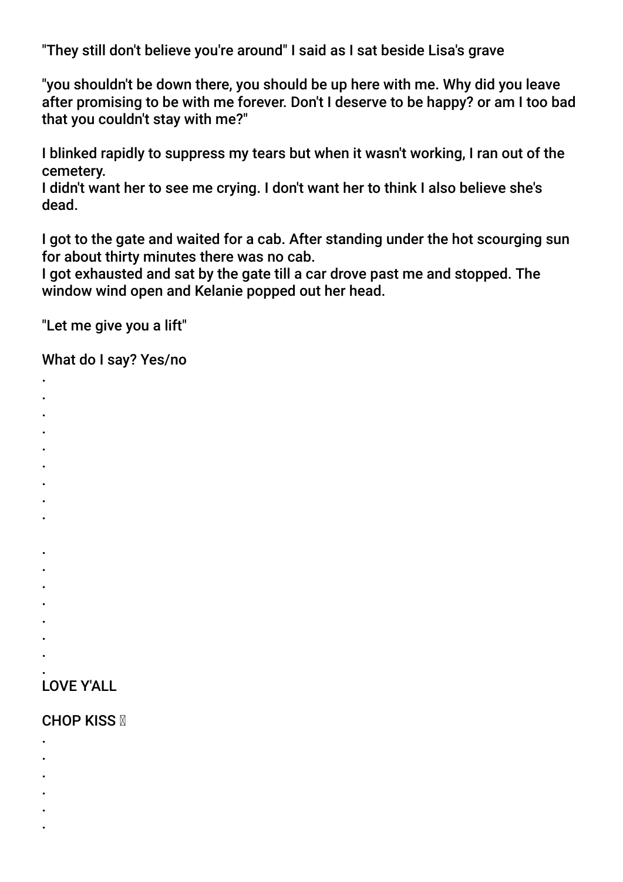"They still don't believe you're around" I said as I sat beside Lisa's grave

"you shouldn't be down there, you should be up here with me. Why did you leave after promising to be with me forever. Don't I deserve to be happy? or am I too bad that you couldn't stay with me?"

I blinked rapidly to suppress my tears but when it wasn't working, I ran out of the cemetery.
I didn't want her to see me crying. I don't want her to think I also believe she's dead.

I got to the gate and waited for a cab. After standing under the hot scourging sun for about thirty minutes there was no cab.
I got exhausted and sat by the gate till a car drove past me and stopped. The window wind open and Kelanie popped out her head.

"Let me give you a lift"

What do I say? Yes/no

.
.
.
.
.
.
.
.
.

.
.
.
.
.
.
.
.

LOVE Y'ALL

CHOP KISS 😘

.
.
.
.
.
.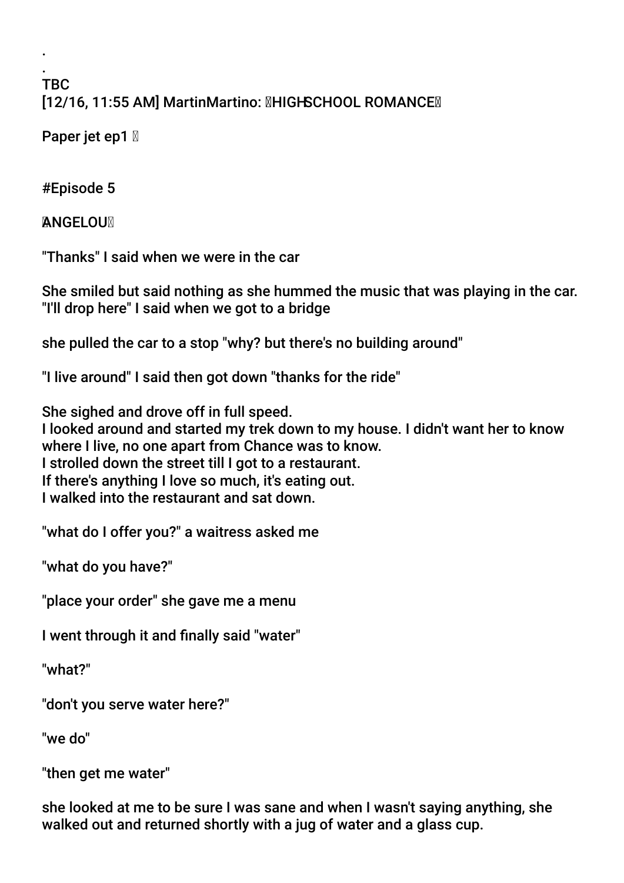.
.
TBC
[12/16, 11:55 AM] MartinMartino: 🌹HIGHSCHOOL ROMANCE🌹

Paper jet ep1 🌹

#Episode 5

🌹ANGELOU🌹

"Thanks" I said when we were in the car

She smiled but said nothing as she hummed the music that was playing in the car.
"I'll drop here" I said when we got to a bridge

she pulled the car to a stop "why? but there's no building around"

"I live around" I said then got down "thanks for the ride"

She sighed and drove off in full speed.
I looked around and started my trek down to my house. I didn't want her to know where I live, no one apart from Chance was to know.
I strolled down the street till I got to a restaurant.
If there's anything I love so much, it's eating out.
I walked into the restaurant and sat down.

"what do I offer you?" a waitress asked me

"what do you have?"

"place your order" she gave me a menu

I went through it and finally said "water"

"what?"

"don't you serve water here?"

"we do"

"then get me water"

she looked at me to be sure I was sane and when I wasn't saying anything, she walked out and returned shortly with a jug of water and a glass cup.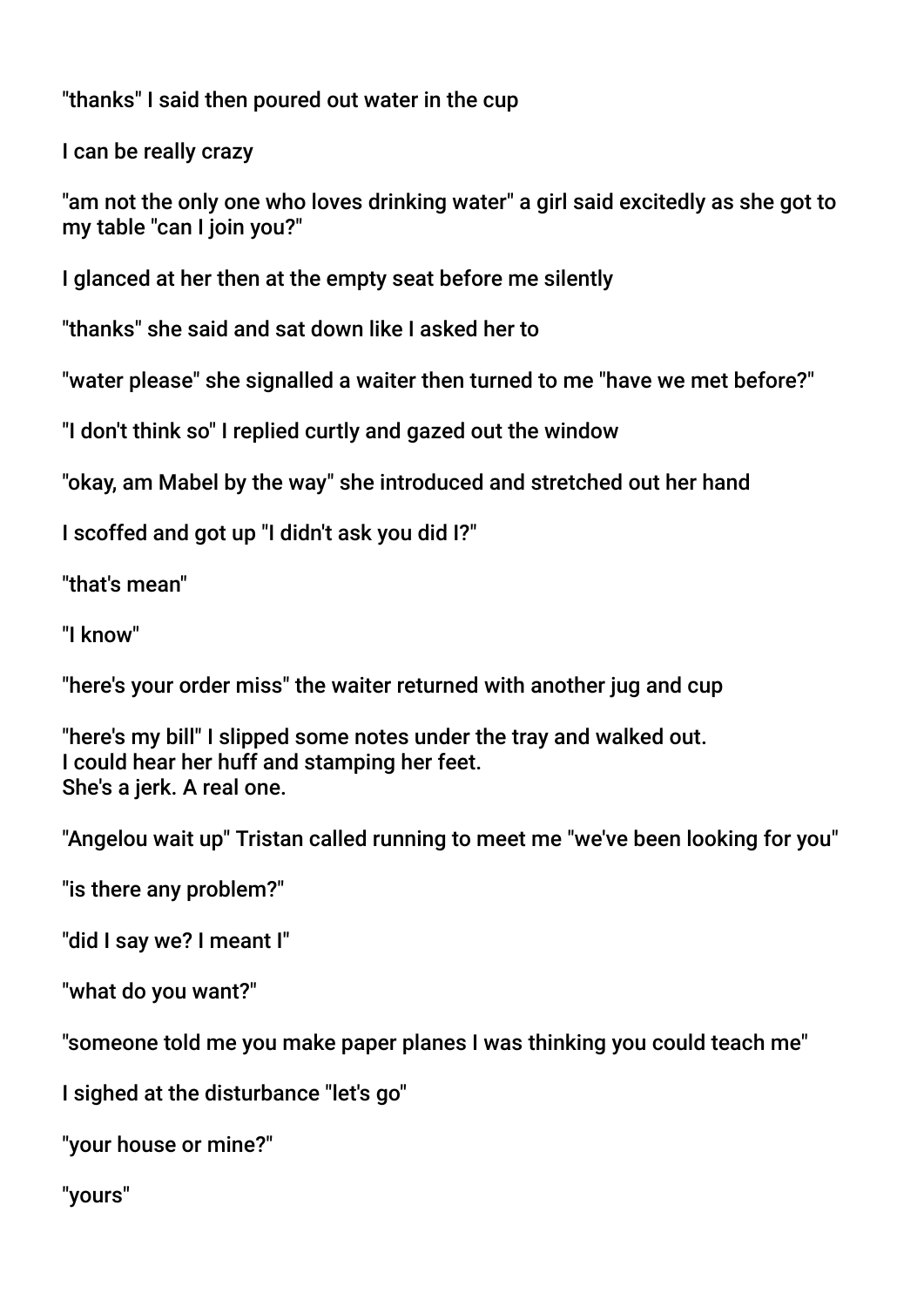"thanks" I said then poured out water in the cup

I can be really crazy

"am not the only one who loves drinking water" a girl said excitedly as she got to my table "can I join you?"

I glanced at her then at the empty seat before me silently

"thanks" she said and sat down like I asked her to

"water please" she signalled a waiter then turned to me "have we met before?"

"I don't think so" I replied curtly and gazed out the window

"okay, am Mabel by the way" she introduced and stretched out her hand

I scoffed and got up "I didn't ask you did I?"

"that's mean"

"I know"

"here's your order miss" the waiter returned with another jug and cup

"here's my bill" I slipped some notes under the tray and walked out.
I could hear her huff and stamping her feet.
She's a jerk. A real one.

"Angelou wait up" Tristan called running to meet me "we've been looking for you"

"is there any problem?"

"did I say we? I meant I"

"what do you want?"

"someone told me you make paper planes I was thinking you could teach me"

I sighed at the disturbance "let's go"

"your house or mine?"

"yours"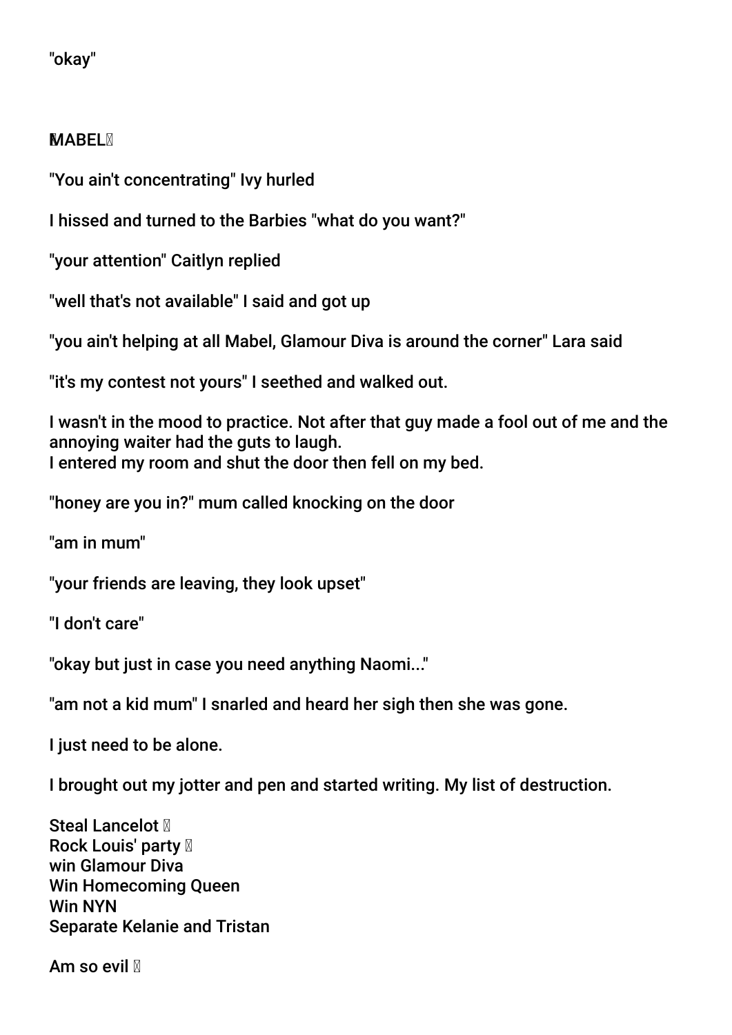"okay"

**MABEL**

"You ain't concentrating" Ivy hurled

I hissed and turned to the Barbies "what do you want?"

"your attention" Caitlyn replied

"well that's not available" I said and got up

"you ain't helping at all Mabel, Glamour Diva is around the corner" Lara said

"it's my contest not yours" I seethed and walked out.

I wasn't in the mood to practice. Not after that guy made a fool out of me and the annoying waiter had the guts to laugh.
I entered my room and shut the door then fell on my bed.

"honey are you in?" mum called knocking on the door

"am in mum"

"your friends are leaving, they look upset"

"I don't care"

"okay but just in case you need anything Naomi..."

"am not a kid mum" I snarled and heard her sigh then she was gone.

I just need to be alone.

I brought out my jotter and pen and started writing. My list of destruction.

Steal Lancelot
Rock Louis' party
win Glamour Diva
Win Homecoming Queen
Win NYN
Separate Kelanie and Tristan

Am so evil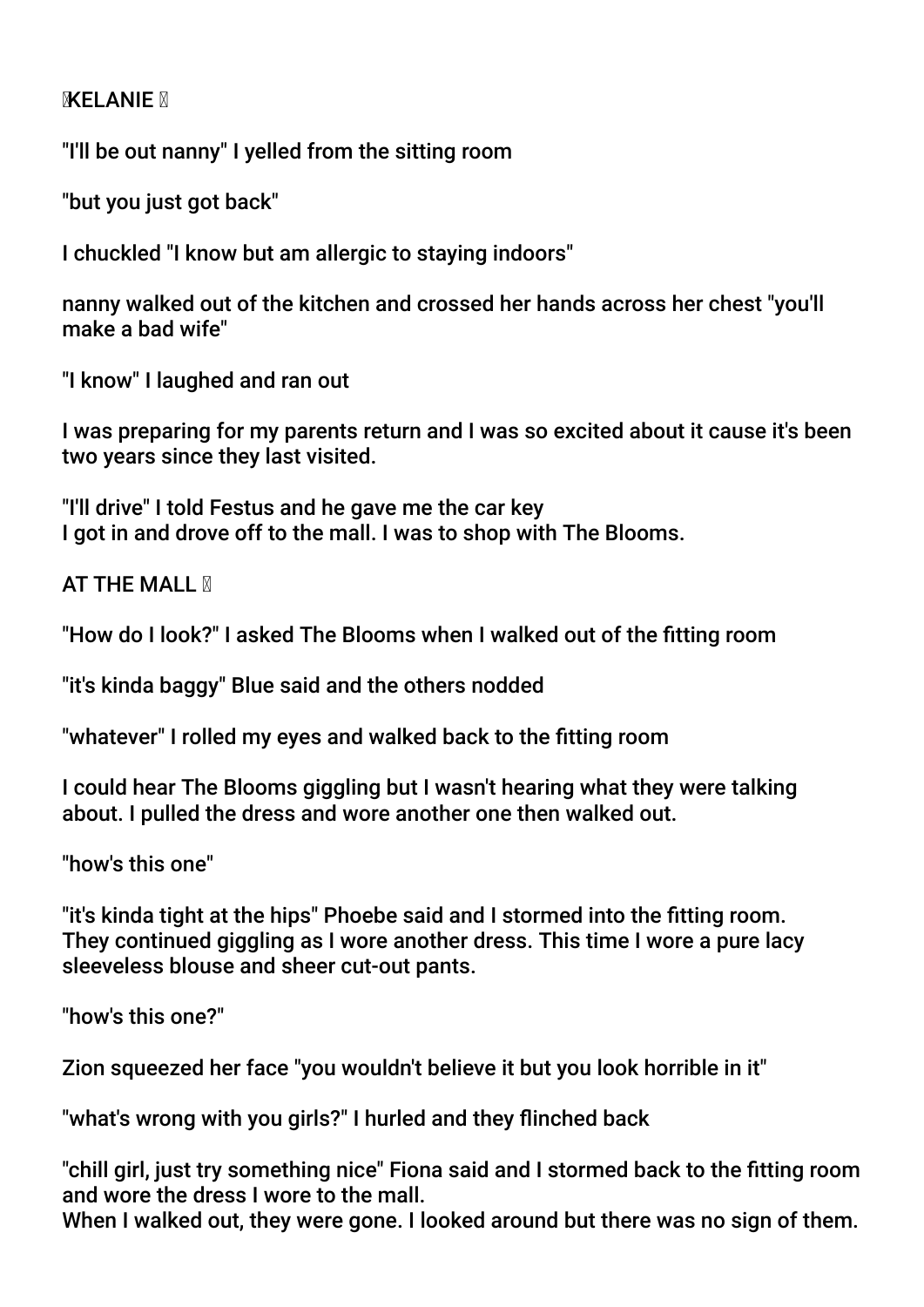KELANIE

"I'll be out nanny" I yelled from the sitting room

"but you just got back"

I chuckled "I know but am allergic to staying indoors"

nanny walked out of the kitchen and crossed her hands across her chest "you'll make a bad wife"

"I know" I laughed and ran out

I was preparing for my parents return and I was so excited about it cause it's been two years since they last visited.

"I'll drive" I told Festus and he gave me the car key
I got in and drove off to the mall. I was to shop with The Blooms.

AT THE MALL

"How do I look?" I asked The Blooms when I walked out of the fitting room

"it's kinda baggy" Blue said and the others nodded

"whatever" I rolled my eyes and walked back to the fitting room

I could hear The Blooms giggling but I wasn't hearing what they were talking about. I pulled the dress and wore another one then walked out.

"how's this one"

"it's kinda tight at the hips" Phoebe said and I stormed into the fitting room.
They continued giggling as I wore another dress. This time I wore a pure lacy sleeveless blouse and sheer cut-out pants.

"how's this one?"

Zion squeezed her face "you wouldn't believe it but you look horrible in it"

"what's wrong with you girls?" I hurled and they flinched back

"chill girl, just try something nice" Fiona said and I stormed back to the fitting room and wore the dress I wore to the mall.
When I walked out, they were gone. I looked around but there was no sign of them.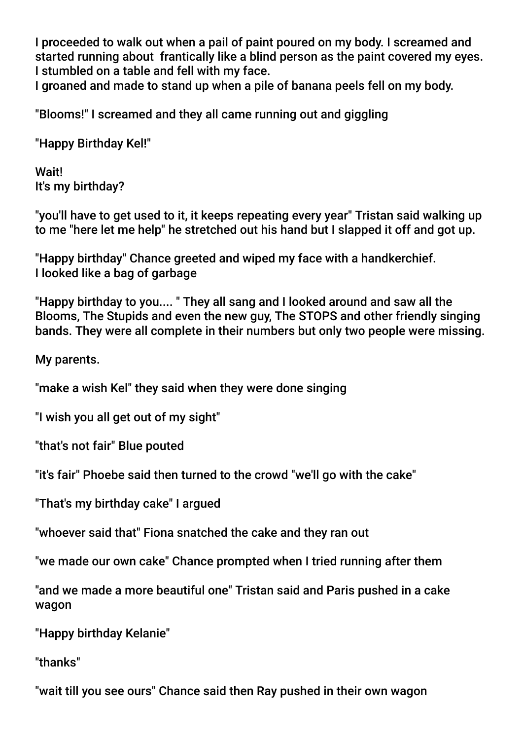I proceeded to walk out when a pail of paint poured on my body. I screamed and started running about  frantically like a blind person as the paint covered my eyes. I stumbled on a table and fell with my face.
I groaned and made to stand up when a pile of banana peels fell on my body.

"Blooms!" I screamed and they all came running out and giggling

"Happy Birthday Kel!"

Wait!
It's my birthday?

"you'll have to get used to it, it keeps repeating every year" Tristan said walking up to me "here let me help" he stretched out his hand but I slapped it off and got up.

"Happy birthday" Chance greeted and wiped my face with a handkerchief.
I looked like a bag of garbage

"Happy birthday to you.... " They all sang and I looked around and saw all the Blooms, The Stupids and even the new guy, The STOPS and other friendly singing bands. They were all complete in their numbers but only two people were missing.

My parents.

"make a wish Kel" they said when they were done singing

"I wish you all get out of my sight"

"that's not fair" Blue pouted

"it's fair" Phoebe said then turned to the crowd "we'll go with the cake"

"That's my birthday cake" I argued

"whoever said that" Fiona snatched the cake and they ran out

"we made our own cake" Chance prompted when I tried running after them

"and we made a more beautiful one" Tristan said and Paris pushed in a cake wagon

"Happy birthday Kelanie"

"thanks"

"wait till you see ours" Chance said then Ray pushed in their own wagon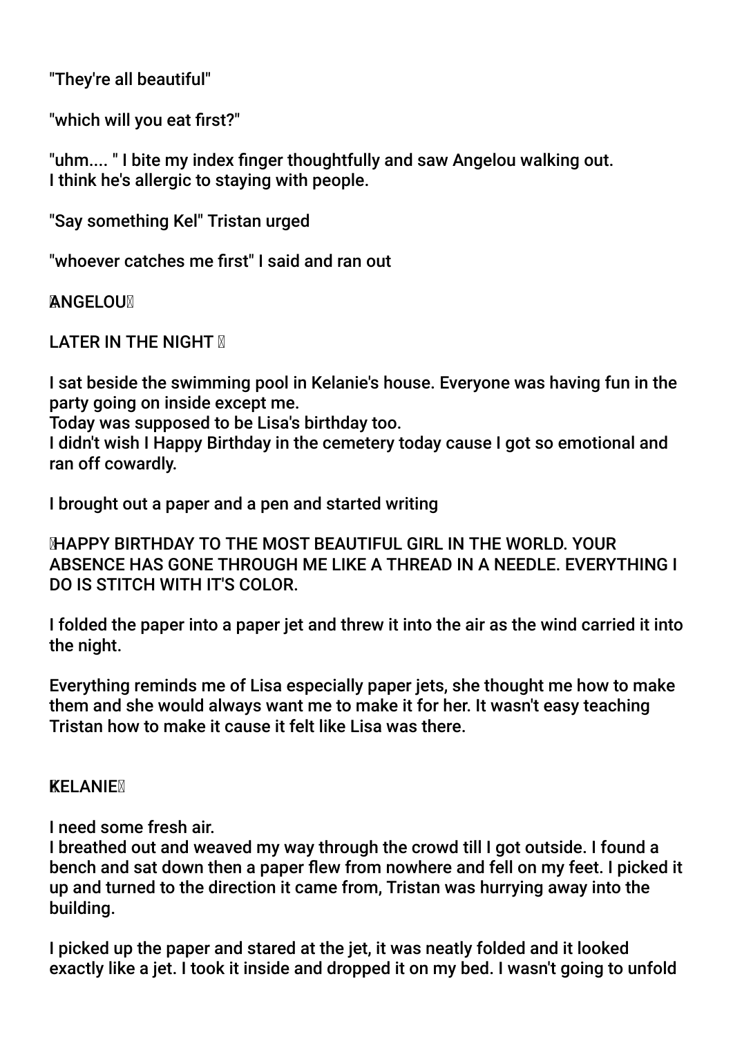"They're all beautiful"

"which will you eat first?"

"uhm.... " I bite my index finger thoughtfully and saw Angelou walking out.
I think he's allergic to staying with people.

"Say something Kel" Tristan urged

"whoever catches me first" I said and ran out

**ANGELOU**

LATER IN THE NIGHT

I sat beside the swimming pool in Kelanie's house. Everyone was having fun in the party going on inside except me.
Today was supposed to be Lisa's birthday too.
I didn't wish I Happy Birthday in the cemetery today cause I got so emotional and ran off cowardly.

I brought out a paper and a pen and started writing

HAPPY BIRTHDAY TO THE MOST BEAUTIFUL GIRL IN THE WORLD. YOUR ABSENCE HAS GONE THROUGH ME LIKE A THREAD IN A NEEDLE. EVERYTHING I DO IS STITCH WITH IT'S COLOR.

I folded the paper into a paper jet and threw it into the air as the wind carried it into the night.

Everything reminds me of Lisa especially paper jets, she thought me how to make them and she would always want me to make it for her. It wasn't easy teaching Tristan how to make it cause it felt like Lisa was there.

**KELANIE**

I need some fresh air.
I breathed out and weaved my way through the crowd till I got outside. I found a bench and sat down then a paper flew from nowhere and fell on my feet. I picked it up and turned to the direction it came from, Tristan was hurrying away into the building.

I picked up the paper and stared at the jet, it was neatly folded and it looked exactly like a jet. I took it inside and dropped it on my bed. I wasn't going to unfold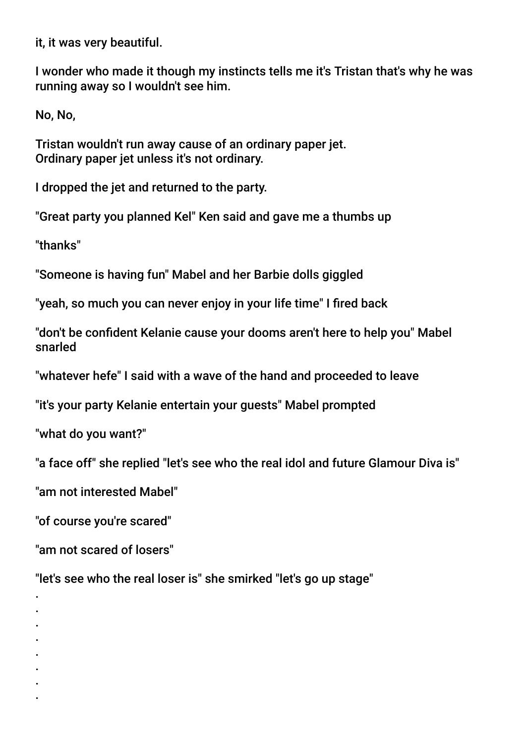it, it was very beautiful.

I wonder who made it though my instincts tells me it's Tristan that's why he was running away so I wouldn't see him.

No, No,

Tristan wouldn't run away cause of an ordinary paper jet.
Ordinary paper jet unless it's not ordinary.

I dropped the jet and returned to the party.

"Great party you planned Kel" Ken said and gave me a thumbs up

"thanks"

"Someone is having fun" Mabel and her Barbie dolls giggled

"yeah, so much you can never enjoy in your life time" I fired back

"don't be confident Kelanie cause your dooms aren't here to help you" Mabel snarled

"whatever hefe" I said with a wave of the hand and proceeded to leave

"it's your party Kelanie entertain your guests" Mabel prompted

"what do you want?"

"a face off" she replied "let's see who the real idol and future Glamour Diva is"

"am not interested Mabel"

"of course you're scared"

"am not scared of losers"

"let's see who the real loser is" she smirked "let's go up stage"

.
.
.
.
.
.
.
.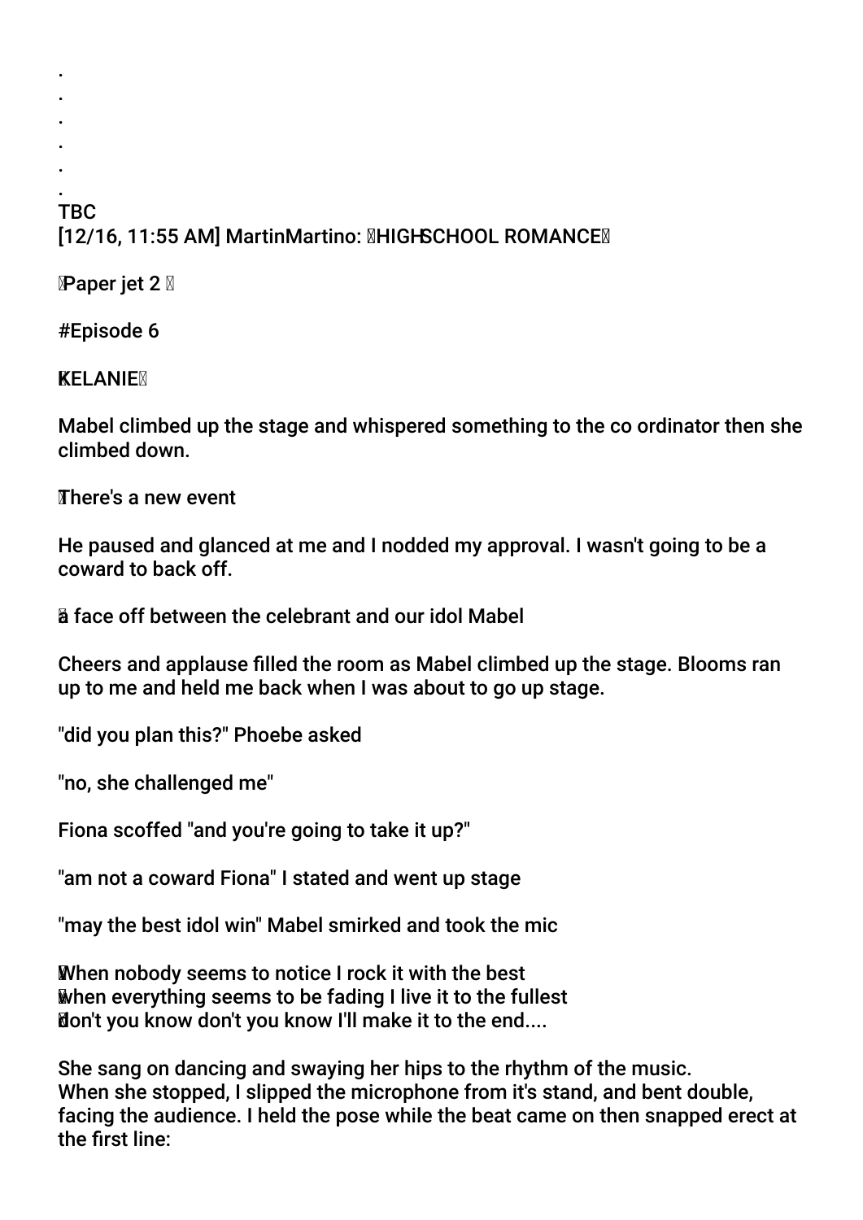.
.
.
.
.
.
TBC
[12/16, 11:55 AM] MartinMartino: HIGHSCHOOL ROMANCE

Paper jet 2

#Episode 6

KELANIE

Mabel climbed up the stage and whispered something to the co ordinator then she climbed down.

There's a new event

He paused and glanced at me and I nodded my approval. I wasn't going to be a coward to back off.

a face off between the celebrant and our idol Mabel

Cheers and applause filled the room as Mabel climbed up the stage. Blooms ran up to me and held me back when I was about to go up stage.

"did you plan this?" Phoebe asked

"no, she challenged me"

Fiona scoffed "and you're going to take it up?"

"am not a coward Fiona" I stated and went up stage

"may the best idol win" Mabel smirked and took the mic

When nobody seems to notice I rock it with the best
when everything seems to be fading I live it to the fullest
don't you know don't you know I'll make it to the end....

She sang on dancing and swaying her hips to the rhythm of the music.
When she stopped, I slipped the microphone from it's stand, and bent double, facing the audience. I held the pose while the beat came on then snapped erect at the first line: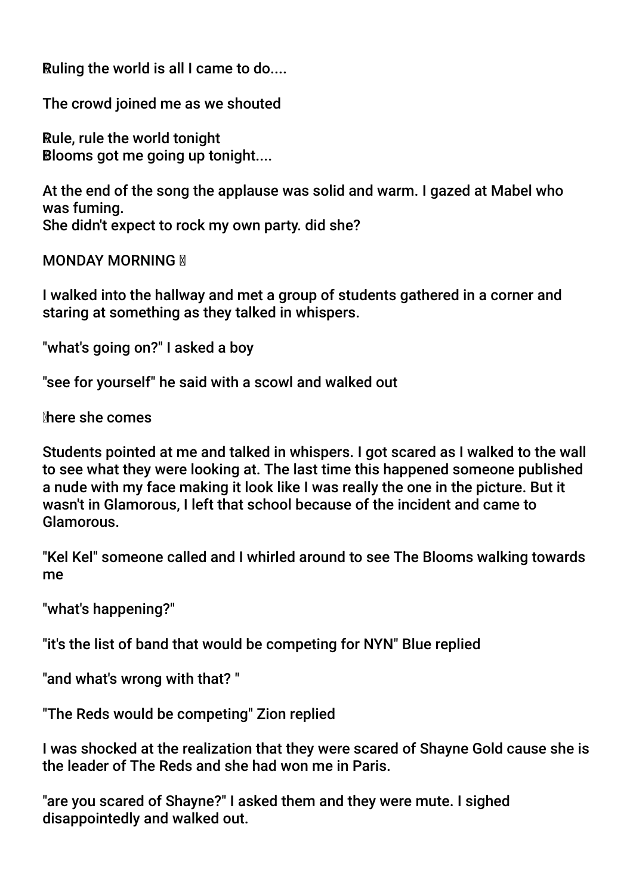Ruling the world is all I came to do....

The crowd joined me as we shouted

Rule, rule the world tonight
Blooms got me going up tonight....

At the end of the song the applause was solid and warm. I gazed at Mabel who was fuming.
She didn't expect to rock my own party. did she?

MONDAY MORNING

I walked into the hallway and met a group of students gathered in a corner and staring at something as they talked in whispers.

"what's going on?" I asked a boy

"see for yourself" he said with a scowl and walked out

here she comes

Students pointed at me and talked in whispers. I got scared as I walked to the wall to see what they were looking at. The last time this happened someone published a nude with my face making it look like I was really the one in the picture. But it wasn't in Glamorous, I left that school because of the incident and came to Glamorous.

"Kel Kel" someone called and I whirled around to see The Blooms walking towards me

"what's happening?"

"it's the list of band that would be competing for NYN" Blue replied

"and what's wrong with that? "

"The Reds would be competing" Zion replied

I was shocked at the realization that they were scared of Shayne Gold cause she is the leader of The Reds and she had won me in Paris.

"are you scared of Shayne?" I asked them and they were mute. I sighed disappointedly and walked out.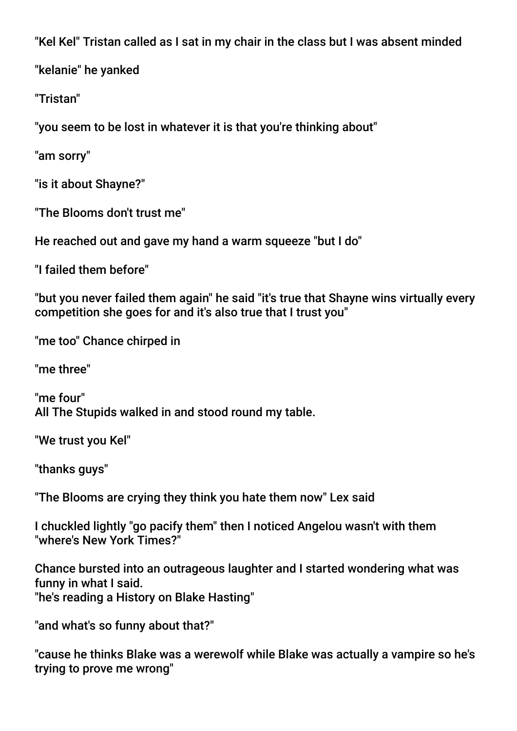"Kel Kel" Tristan called as I sat in my chair in the class but I was absent minded

"kelanie" he yanked

"Tristan"

"you seem to be lost in whatever it is that you're thinking about"

"am sorry"

"is it about Shayne?"

"The Blooms don't trust me"

He reached out and gave my hand a warm squeeze "but I do"

"I failed them before"

"but you never failed them again" he said "it's true that Shayne wins virtually every competition she goes for and it's also true that I trust you"

"me too" Chance chirped in

"me three"

"me four"
All The Stupids walked in and stood round my table.

"We trust you Kel"

"thanks guys"

"The Blooms are crying they think you hate them now" Lex said

I chuckled lightly "go pacify them" then I noticed Angelou wasn't with them "where's New York Times?"

Chance bursted into an outrageous laughter and I started wondering what was funny in what I said.
"he's reading a History on Blake Hasting"

"and what's so funny about that?"

"cause he thinks Blake was a werewolf while Blake was actually a vampire so he's trying to prove me wrong"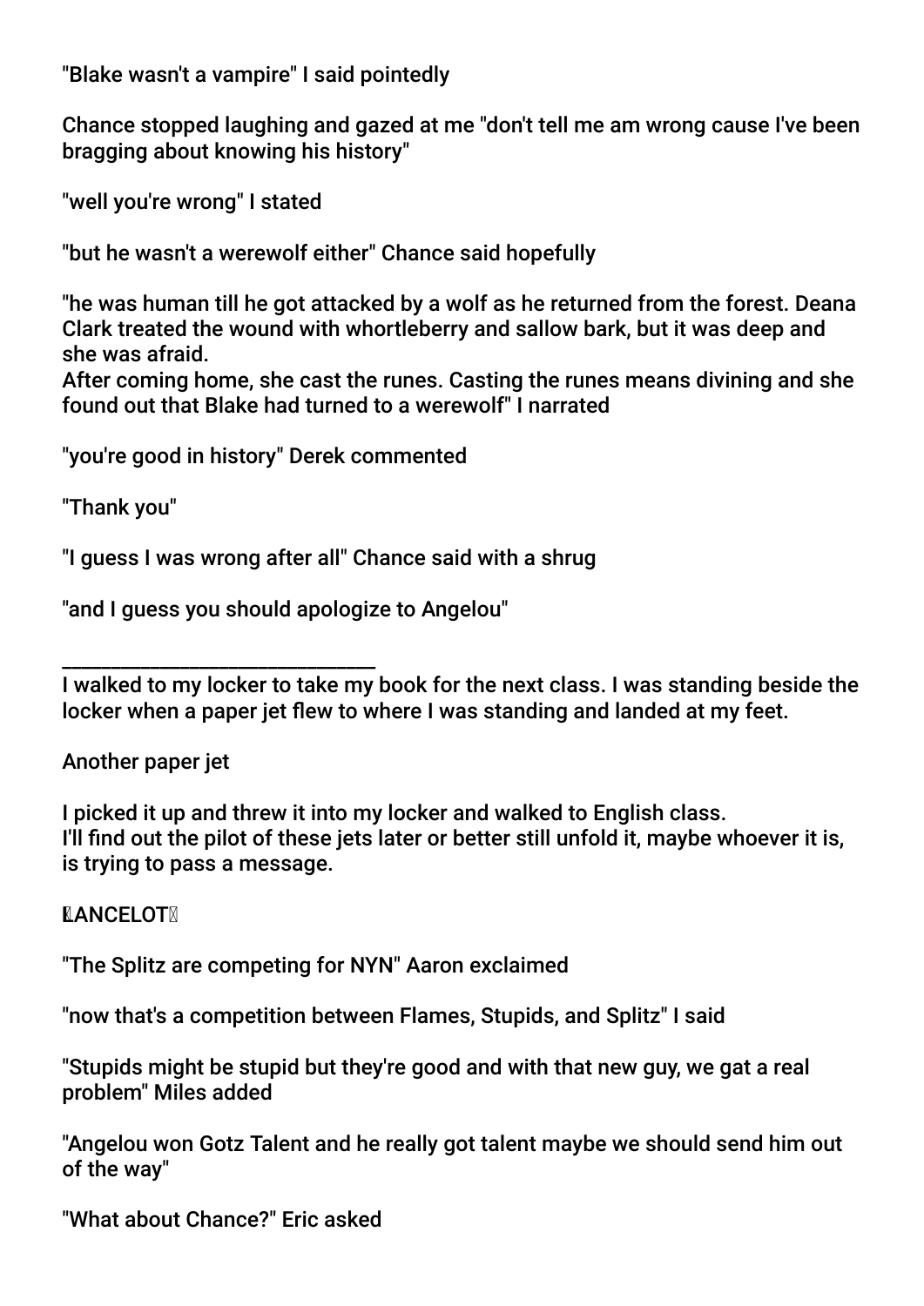"Blake wasn't a vampire" I said pointedly

Chance stopped laughing and gazed at me "don't tell me am wrong cause I've been bragging about knowing his history"

"well you're wrong" I stated

"but he wasn't a werewolf either" Chance said hopefully

"he was human till he got attacked by a wolf as he returned from the forest. Deana Clark treated the wound with whortleberry and sallow bark, but it was deep and she was afraid.
After coming home, she cast the runes. Casting the runes means divining and she found out that Blake had turned to a werewolf" I narrated

"you're good in history" Derek commented

"Thank you"

"I guess I was wrong after all" Chance said with a shrug

"and I guess you should apologize to Angelou"

______________________________

I walked to my locker to take my book for the next class. I was standing beside the locker when a paper jet flew to where I was standing and landed at my feet.

Another paper jet

I picked it up and threw it into my locker and walked to English class.
I'll find out the pilot of these jets later or better still unfold it, maybe whoever it is, is trying to pass a message.

**LANCELOT**

"The Splitz are competing for NYN" Aaron exclaimed

"now that's a competition between Flames, Stupids, and Splitz" I said

"Stupids might be stupid but they're good and with that new guy, we gat a real problem" Miles added

"Angelou won Gotz Talent and he really got talent maybe we should send him out of the way"

"What about Chance?" Eric asked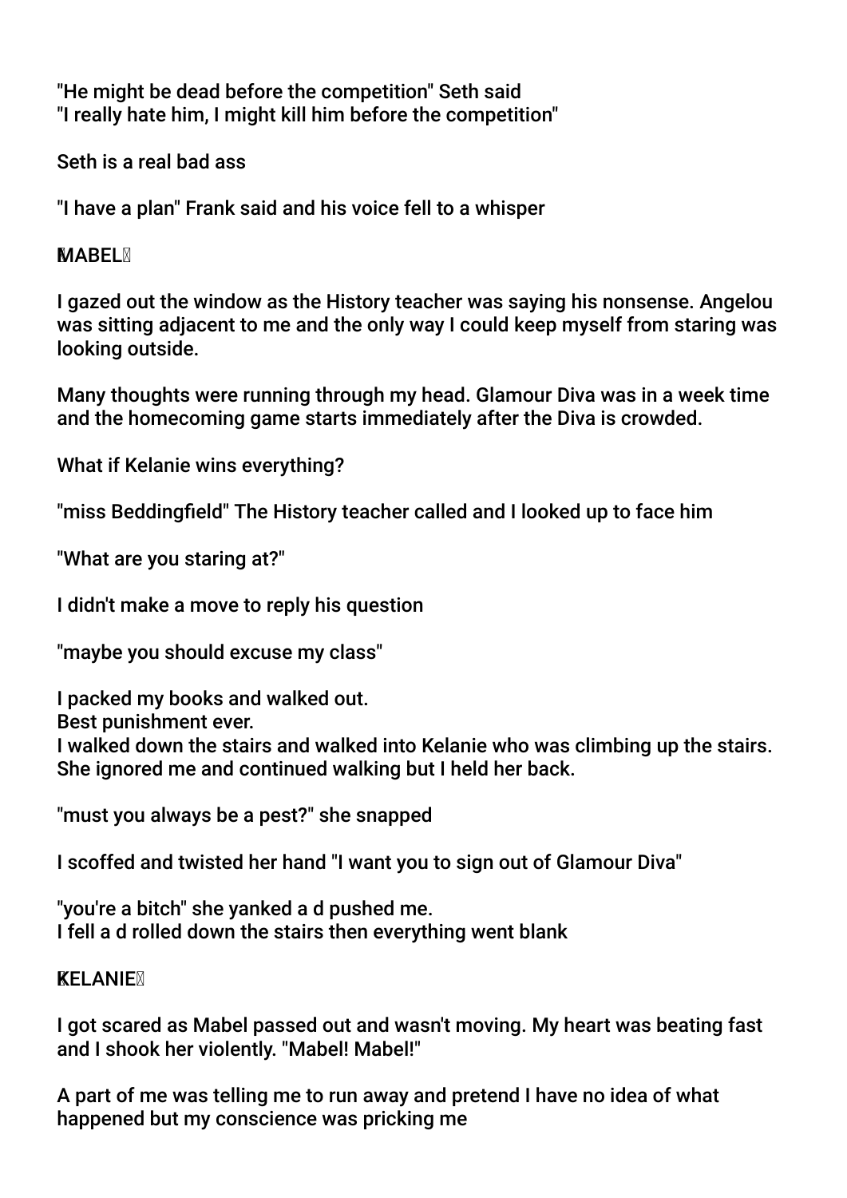"He might be dead before the competition" Seth said
"I really hate him, I might kill him before the competition"

Seth is a real bad ass

"I have a plan" Frank said and his voice fell to a whisper

**MABEL**

I gazed out the window as the History teacher was saying his nonsense. Angelou was sitting adjacent to me and the only way I could keep myself from staring was looking outside.

Many thoughts were running through my head. Glamour Diva was in a week time and the homecoming game starts immediately after the Diva is crowded.

What if Kelanie wins everything?

"miss Beddingfield" The History teacher called and I looked up to face him

"What are you staring at?"

I didn't make a move to reply his question

"maybe you should excuse my class"

I packed my books and walked out.
Best punishment ever.
I walked down the stairs and walked into Kelanie who was climbing up the stairs. She ignored me and continued walking but I held her back.

"must you always be a pest?" she snapped

I scoffed and twisted her hand "I want you to sign out of Glamour Diva"

"you're a bitch" she yanked a d pushed me.
I fell a d rolled down the stairs then everything went blank

**KELANIE**

I got scared as Mabel passed out and wasn't moving. My heart was beating fast and I shook her violently. "Mabel! Mabel!"

A part of me was telling me to run away and pretend I have no idea of what happened but my conscience was pricking me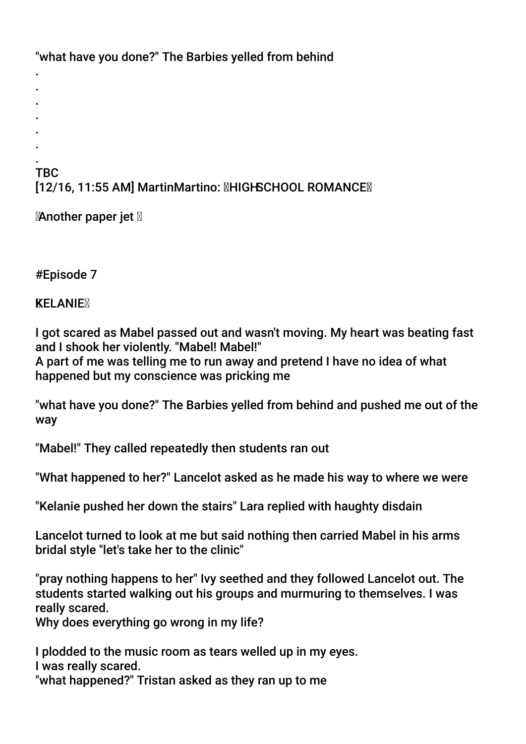"what have you done?" The Barbies yelled from behind

.

.

.

.

.

.

.

TBC

[12/16, 11:55 AM] MartinMartino: 🌹HIGHSCHOOL ROMANCE🌹

🌹Another paper jet 🌹

#Episode 7

🌹KELANIE🌹

I got scared as Mabel passed out and wasn't moving. My heart was beating fast and I shook her violently. "Mabel! Mabel!"
A part of me was telling me to run away and pretend I have no idea of what happened but my conscience was pricking me

"what have you done?" The Barbies yelled from behind and pushed me out of the way

"Mabel!" They called repeatedly then students ran out

"What happened to her?" Lancelot asked as he made his way to where we were

"Kelanie pushed her down the stairs" Lara replied with haughty disdain

Lancelot turned to look at me but said nothing then carried Mabel in his arms bridal style "let's take her to the clinic"

"pray nothing happens to her" Ivy seethed and they followed Lancelot out. The students started walking out his groups and murmuring to themselves. I was really scared.
Why does everything go wrong in my life?

I plodded to the music room as tears welled up in my eyes.
I was really scared.
"what happened?" Tristan asked as they ran up to me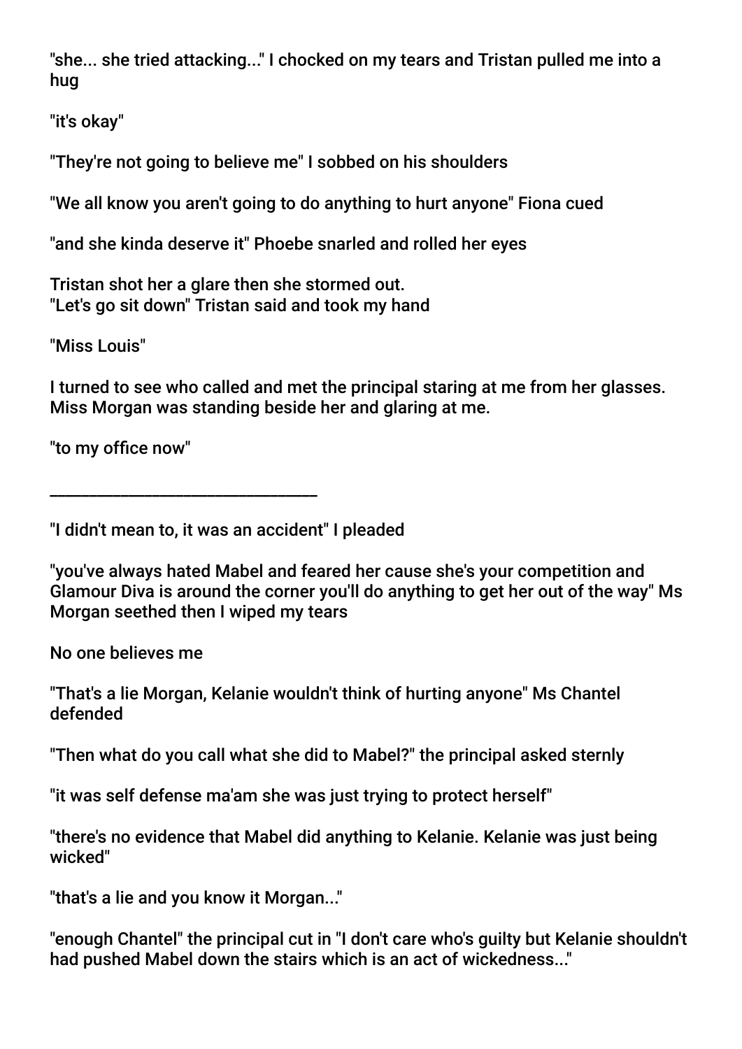"she... she tried attacking..." I chocked on my tears and Tristan pulled me into a hug

"it's okay"

"They're not going to believe me" I sobbed on his shoulders

"We all know you aren't going to do anything to hurt anyone" Fiona cued

"and she kinda deserve it" Phoebe snarled and rolled her eyes

Tristan shot her a glare then she stormed out.
"Let's go sit down" Tristan said and took my hand

"Miss Louis"

I turned to see who called and met the principal staring at me from her glasses. Miss Morgan was standing beside her and glaring at me.

"to my office now"

______________________________

"I didn't mean to, it was an accident" I pleaded

"you've always hated Mabel and feared her cause she's your competition and Glamour Diva is around the corner you'll do anything to get her out of the way" Ms Morgan seethed then I wiped my tears

No one believes me

"That's a lie Morgan, Kelanie wouldn't think of hurting anyone" Ms Chantel defended

"Then what do you call what she did to Mabel?" the principal asked sternly

"it was self defense ma'am she was just trying to protect herself"

"there's no evidence that Mabel did anything to Kelanie. Kelanie was just being wicked"

"that's a lie and you know it Morgan..."

"enough Chantel" the principal cut in "I don't care who's guilty but Kelanie shouldn't had pushed Mabel down the stairs which is an act of wickedness..."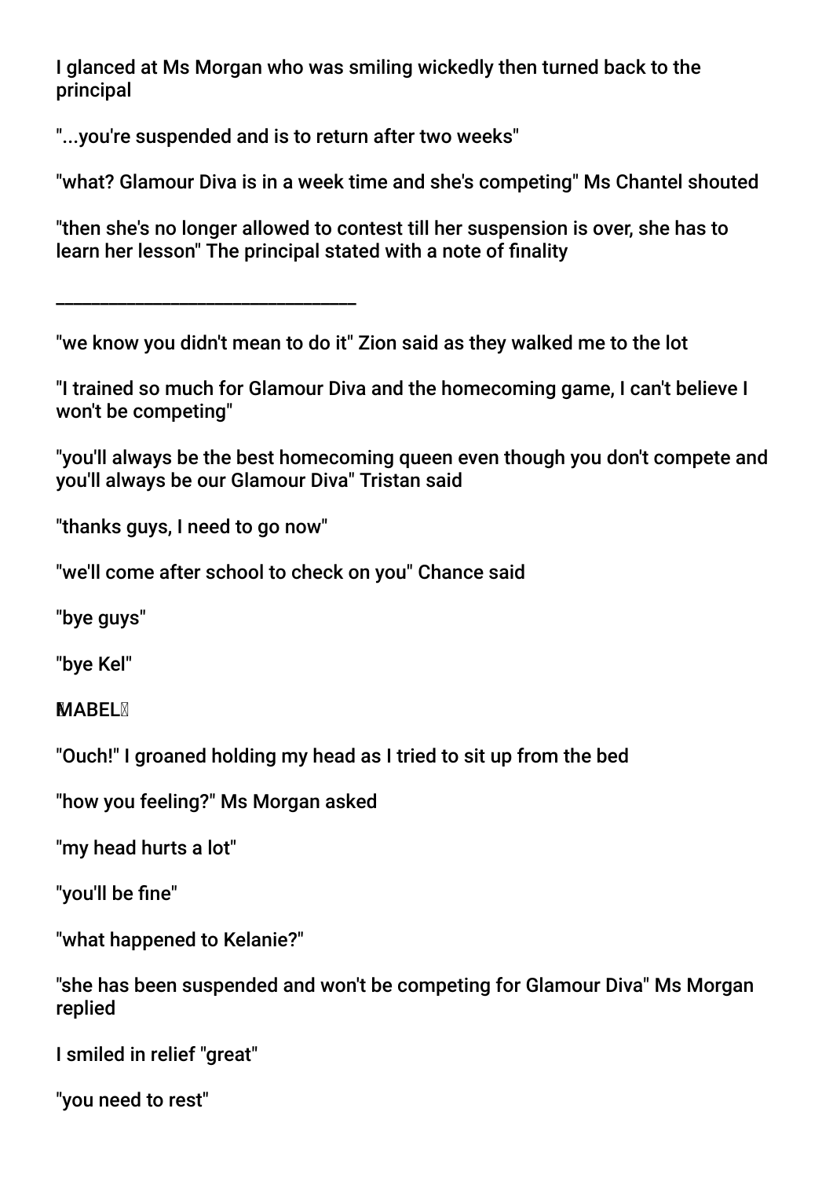I glanced at Ms Morgan who was smiling wickedly then turned back to the principal

"...you're suspended and is to return after two weeks"

"what? Glamour Diva is in a week time and she's competing" Ms Chantel shouted

"then she's no longer allowed to contest till her suspension is over, she has to learn her lesson" The principal stated with a note of finality

________________________________

"we know you didn't mean to do it" Zion said as they walked me to the lot

"I trained so much for Glamour Diva and the homecoming game, I can't believe I won't be competing"

"you'll always be the best homecoming queen even though you don't compete and you'll always be our Glamour Diva" Tristan said

"thanks guys, I need to go now"

"we'll come after school to check on you" Chance said

"bye guys"

"bye Kel"

**MABEL**

"Ouch!" I groaned holding my head as I tried to sit up from the bed

"how you feeling?" Ms Morgan asked

"my head hurts a lot"

"you'll be fine"

"what happened to Kelanie?"

"she has been suspended and won't be competing for Glamour Diva" Ms Morgan replied

I smiled in relief "great"

"you need to rest"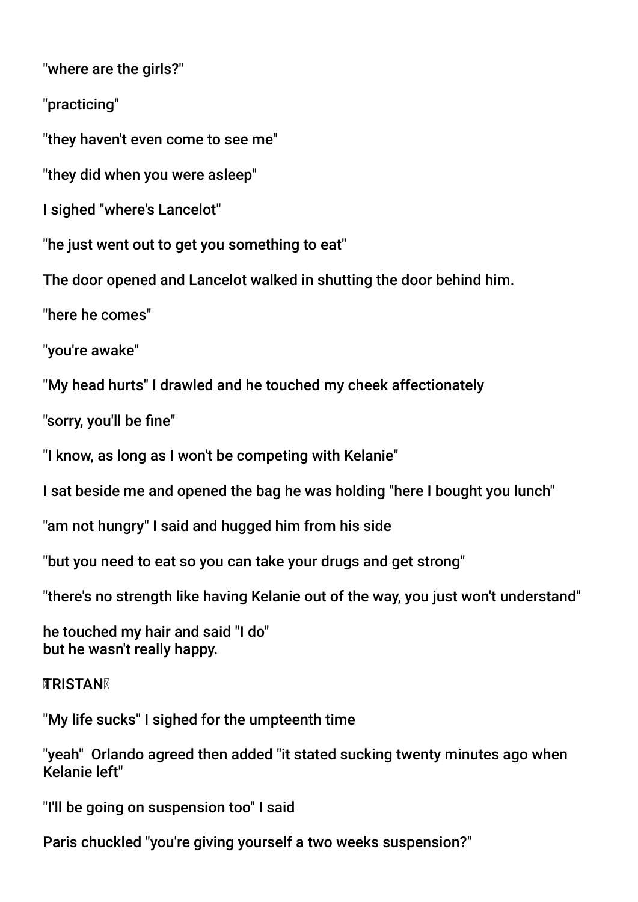"where are the girls?"

"practicing"

"they haven't even come to see me"

"they did when you were asleep"

I sighed "where's Lancelot"

"he just went out to get you something to eat"

The door opened and Lancelot walked in shutting the door behind him.

"here he comes"

"you're awake"

"My head hurts" I drawled and he touched my cheek affectionately

"sorry, you'll be fine"

"I know, as long as I won't be competing with Kelanie"

I sat beside me and opened the bag he was holding "here I bought you lunch"

"am not hungry" I said and hugged him from his side

"but you need to eat so you can take your drugs and get strong"

"there's no strength like having Kelanie out of the way, you just won't understand"

he touched my hair and said "I do"
but he wasn't really happy.

TRISTAN

"My life sucks" I sighed for the umpteenth time

"yeah" Orlando agreed then added "it stated sucking twenty minutes ago when Kelanie left"

"I'll be going on suspension too" I said

Paris chuckled "you're giving yourself a two weeks suspension?"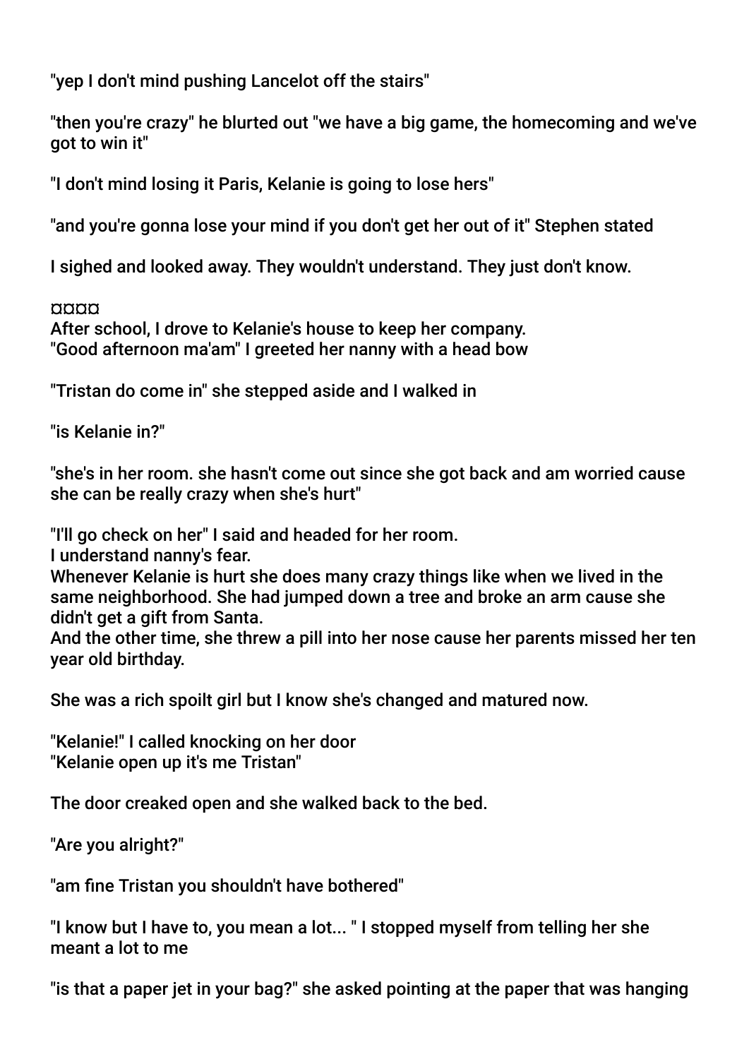"yep I don't mind pushing Lancelot off the stairs"

"then you're crazy" he blurted out "we have a big game, the homecoming and we've got to win it"

"I don't mind losing it Paris, Kelanie is going to lose hers"

"and you're gonna lose your mind if you don't get her out of it" Stephen stated

I sighed and looked away. They wouldn't understand. They just don't know.

¤¤¤¤

After school, I drove to Kelanie's house to keep her company.
"Good afternoon ma'am" I greeted her nanny with a head bow

"Tristan do come in" she stepped aside and I walked in

"is Kelanie in?"

"she's in her room. she hasn't come out since she got back and am worried cause she can be really crazy when she's hurt"

"I'll go check on her" I said and headed for her room.
I understand nanny's fear.
Whenever Kelanie is hurt she does many crazy things like when we lived in the same neighborhood. She had jumped down a tree and broke an arm cause she didn't get a gift from Santa.
And the other time, she threw a pill into her nose cause her parents missed her ten year old birthday.

She was a rich spoilt girl but I know she's changed and matured now.

"Kelanie!" I called knocking on her door
"Kelanie open up it's me Tristan"

The door creaked open and she walked back to the bed.

"Are you alright?"

"am fine Tristan you shouldn't have bothered"

"I know but I have to, you mean a lot... " I stopped myself from telling her she meant a lot to me

"is that a paper jet in your bag?" she asked pointing at the paper that was hanging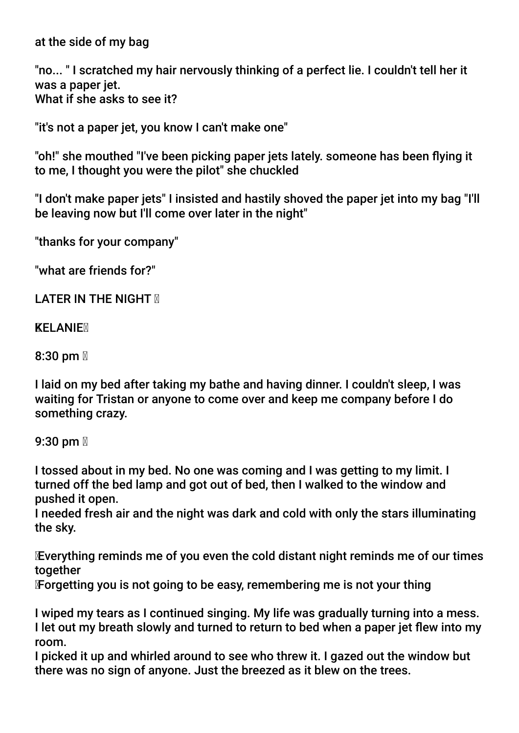at the side of my bag

"no... " I scratched my hair nervously thinking of a perfect lie. I couldn't tell her it was a paper jet.
What if she asks to see it?

"it's not a paper jet, you know I can't make one"

"oh!" she mouthed "I've been picking paper jets lately. someone has been flying it to me, I thought you were the pilot" she chuckled

"I don't make paper jets" I insisted and hastily shoved the paper jet into my bag "I'll be leaving now but I'll come over later in the night"

"thanks for your company"

"what are friends for?"

LATER IN THE NIGHT 

KELANIE

8:30 pm 

I laid on my bed after taking my bathe and having dinner. I couldn't sleep, I was waiting for Tristan or anyone to come over and keep me company before I do something crazy.

9:30 pm 

I tossed about in my bed. No one was coming and I was getting to my limit. I turned off the bed lamp and got out of bed, then I walked to the window and pushed it open.
I needed fresh air and the night was dark and cold with only the stars illuminating the sky.

Everything reminds me of you even the cold distant night reminds me of our times together
Forgetting you is not going to be easy, remembering me is not your thing

I wiped my tears as I continued singing. My life was gradually turning into a mess. I let out my breath slowly and turned to return to bed when a paper jet flew into my room.
I picked it up and whirled around to see who threw it. I gazed out the window but there was no sign of anyone. Just the breezed as it blew on the trees.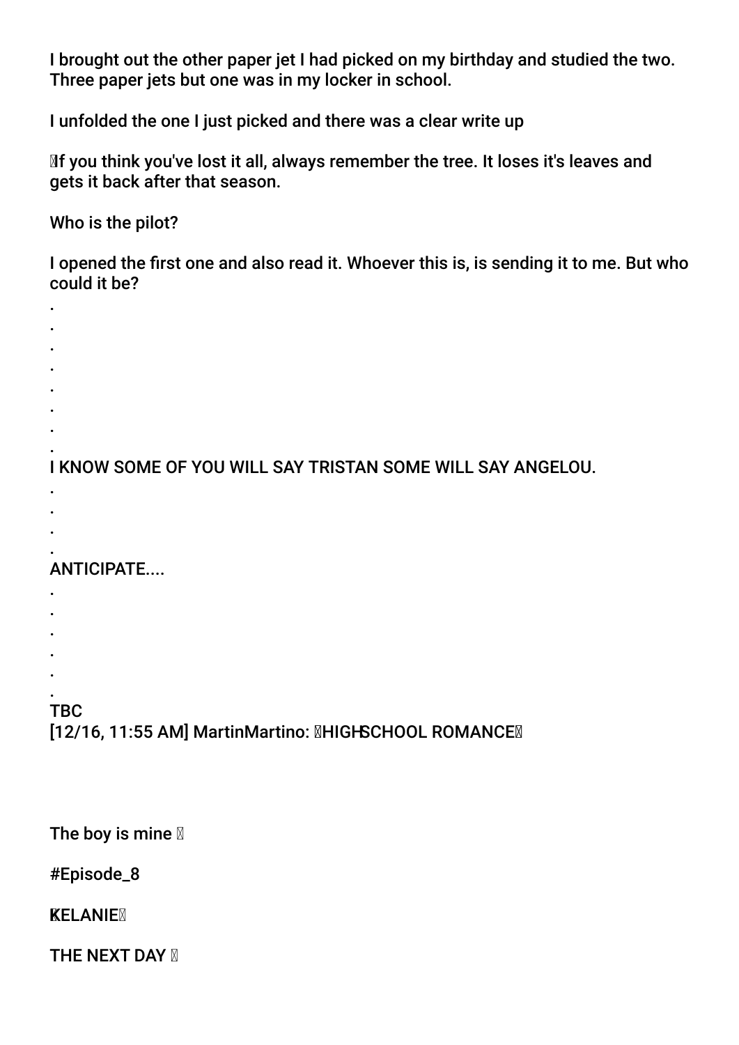I brought out the other paper jet I had picked on my birthday and studied the two. Three paper jets but one was in my locker in school.

I unfolded the one I just picked and there was a clear write up

If you think you've lost it all, always remember the tree. It loses it's leaves and gets it back after that season.

Who is the pilot?

I opened the first one and also read it. Whoever this is, is sending it to me. But who could it be?

.
.
.
.
.
.
.
.

I KNOW SOME OF YOU WILL SAY TRISTAN SOME WILL SAY ANGELOU.

.
.
.
.

ANTICIPATE....

.
.
.
.
.
.

TBC

[12/16, 11:55 AM] MartinMartino: HIGHSCHOOL ROMANCE

The boy is mine

#Episode_8

KELANIE

THE NEXT DAY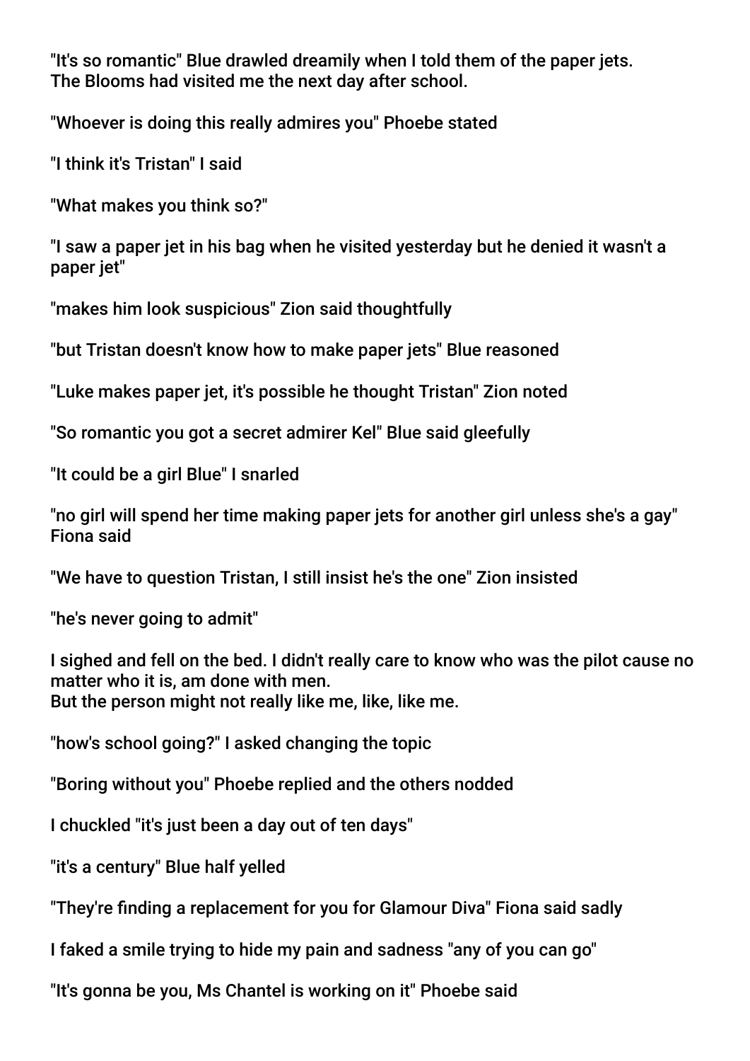"It's so romantic" Blue drawled dreamily when I told them of the paper jets.
The Blooms had visited me the next day after school.

"Whoever is doing this really admires you" Phoebe stated

"I think it's Tristan" I said

"What makes you think so?"

"I saw a paper jet in his bag when he visited yesterday but he denied it wasn't a paper jet"

"makes him look suspicious" Zion said thoughtfully

"but Tristan doesn't know how to make paper jets" Blue reasoned

"Luke makes paper jet, it's possible he thought Tristan" Zion noted

"So romantic you got a secret admirer Kel" Blue said gleefully

"It could be a girl Blue" I snarled

"no girl will spend her time making paper jets for another girl unless she's a gay" Fiona said

"We have to question Tristan, I still insist he's the one" Zion insisted

"he's never going to admit"

I sighed and fell on the bed. I didn't really care to know who was the pilot cause no matter who it is, am done with men.
But the person might not really like me, like, like me.

"how's school going?" I asked changing the topic

"Boring without you" Phoebe replied and the others nodded

I chuckled "it's just been a day out of ten days"

"it's a century" Blue half yelled

"They're finding a replacement for you for Glamour Diva" Fiona said sadly

I faked a smile trying to hide my pain and sadness "any of you can go"

"It's gonna be you, Ms Chantel is working on it" Phoebe said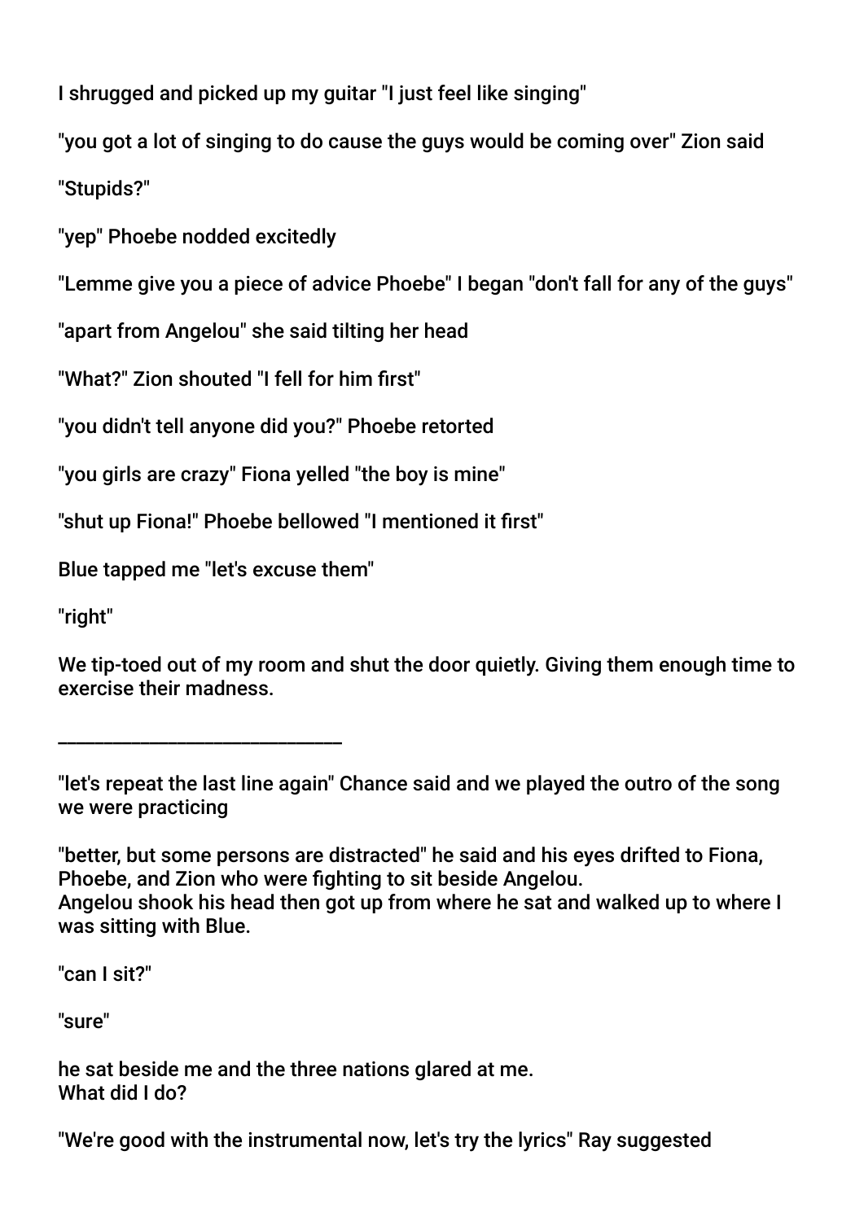I shrugged and picked up my guitar "I just feel like singing"

"you got a lot of singing to do cause the guys would be coming over" Zion said

"Stupids?"

"yep" Phoebe nodded excitedly

"Lemme give you a piece of advice Phoebe" I began "don't fall for any of the guys"

"apart from Angelou" she said tilting her head

"What?" Zion shouted "I fell for him first"

"you didn't tell anyone did you?" Phoebe retorted

"you girls are crazy" Fiona yelled "the boy is mine"

"shut up Fiona!" Phoebe bellowed "I mentioned it first"

Blue tapped me "let's excuse them"

"right"

We tip-toed out of my room and shut the door quietly. Giving them enough time to exercise their madness.

_______________________________

"let's repeat the last line again" Chance said and we played the outro of the song we were practicing

"better, but some persons are distracted" he said and his eyes drifted to Fiona, Phoebe, and Zion who were fighting to sit beside Angelou.
Angelou shook his head then got up from where he sat and walked up to where I was sitting with Blue.

"can I sit?"

"sure"

he sat beside me and the three nations glared at me.
What did I do?

"We're good with the instrumental now, let's try the lyrics" Ray suggested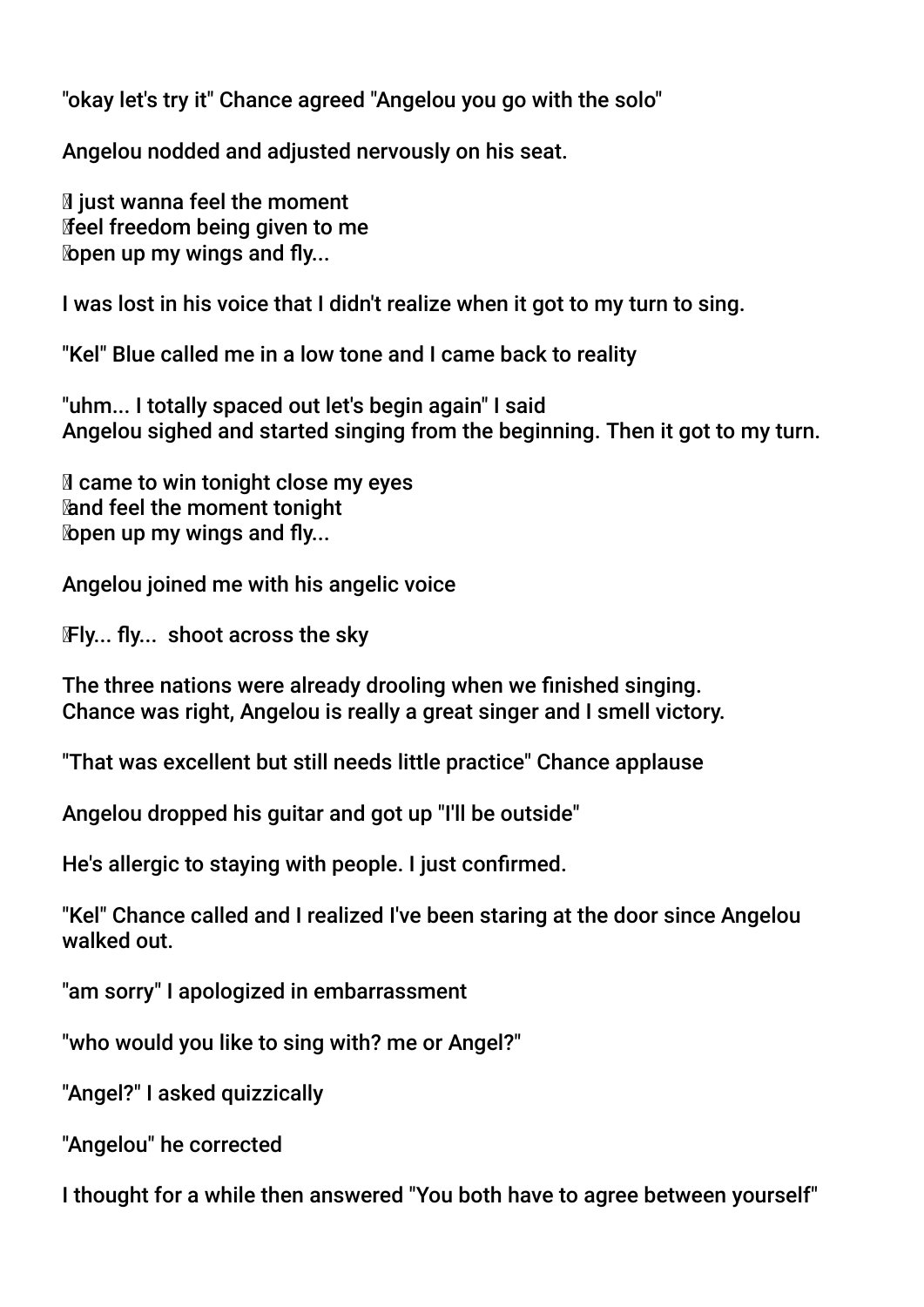"okay let's try it" Chance agreed "Angelou you go with the solo"

Angelou nodded and adjusted nervously on his seat.

I just wanna feel the moment
feel freedom being given to me
open up my wings and fly...

I was lost in his voice that I didn't realize when it got to my turn to sing.

"Kel" Blue called me in a low tone and I came back to reality

"uhm... I totally spaced out let's begin again" I said
Angelou sighed and started singing from the beginning. Then it got to my turn.

I came to win tonight close my eyes
and feel the moment tonight
open up my wings and fly...

Angelou joined me with his angelic voice

Fly... fly... shoot across the sky

The three nations were already drooling when we finished singing.
Chance was right, Angelou is really a great singer and I smell victory.

"That was excellent but still needs little practice" Chance applause

Angelou dropped his guitar and got up "I'll be outside"

He's allergic to staying with people. I just confirmed.

"Kel" Chance called and I realized I've been staring at the door since Angelou walked out.

"am sorry" I apologized in embarrassment

"who would you like to sing with? me or Angel?"

"Angel?" I asked quizzically

"Angelou" he corrected

I thought for a while then answered "You both have to agree between yourself"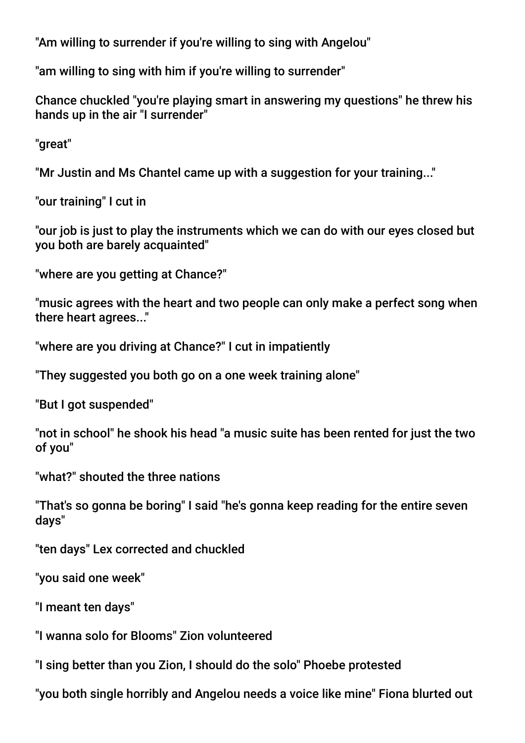"Am willing to surrender if you're willing to sing with Angelou"

"am willing to sing with him if you're willing to surrender"

Chance chuckled "you're playing smart in answering my questions" he threw his hands up in the air "I surrender"

"great"

"Mr Justin and Ms Chantel came up with a suggestion for your training..."

"our training" I cut in

"our job is just to play the instruments which we can do with our eyes closed but you both are barely acquainted"

"where are you getting at Chance?"

"music agrees with the heart and two people can only make a perfect song when there heart agrees..."

"where are you driving at Chance?" I cut in impatiently

"They suggested you both go on a one week training alone"

"But I got suspended"

"not in school" he shook his head "a music suite has been rented for just the two of you"

"what?" shouted the three nations

"That's so gonna be boring" I said "he's gonna keep reading for the entire seven days"

"ten days" Lex corrected and chuckled

"you said one week"

"I meant ten days"

"I wanna solo for Blooms" Zion volunteered

"I sing better than you Zion, I should do the solo" Phoebe protested

"you both single horribly and Angelou needs a voice like mine" Fiona blurted out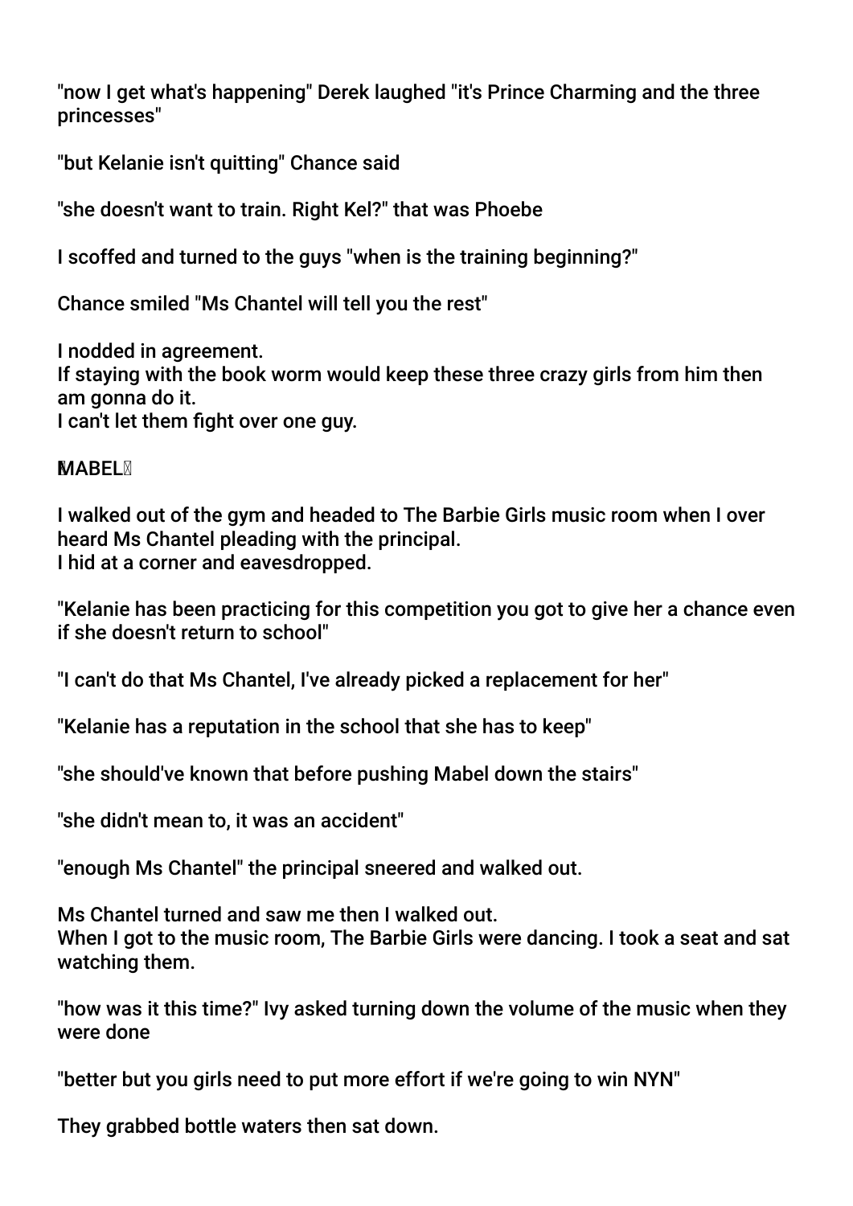"now I get what's happening" Derek laughed "it's Prince Charming and the three princesses"

"but Kelanie isn't quitting" Chance said

"she doesn't want to train. Right Kel?" that was Phoebe

I scoffed and turned to the guys "when is the training beginning?"

Chance smiled "Ms Chantel will tell you the rest"

I nodded in agreement.
If staying with the book worm would keep these three crazy girls from him then am gonna do it.
I can't let them fight over one guy.

**MABEL**

I walked out of the gym and headed to The Barbie Girls music room when I over heard Ms Chantel pleading with the principal.
I hid at a corner and eavesdropped.

"Kelanie has been practicing for this competition you got to give her a chance even if she doesn't return to school"

"I can't do that Ms Chantel, I've already picked a replacement for her"

"Kelanie has a reputation in the school that she has to keep"

"she should've known that before pushing Mabel down the stairs"

"she didn't mean to, it was an accident"

"enough Ms Chantel" the principal sneered and walked out.

Ms Chantel turned and saw me then I walked out.
When I got to the music room, The Barbie Girls were dancing. I took a seat and sat watching them.

"how was it this time?" Ivy asked turning down the volume of the music when they were done

"better but you girls need to put more effort if we're going to win NYN"

They grabbed bottle waters then sat down.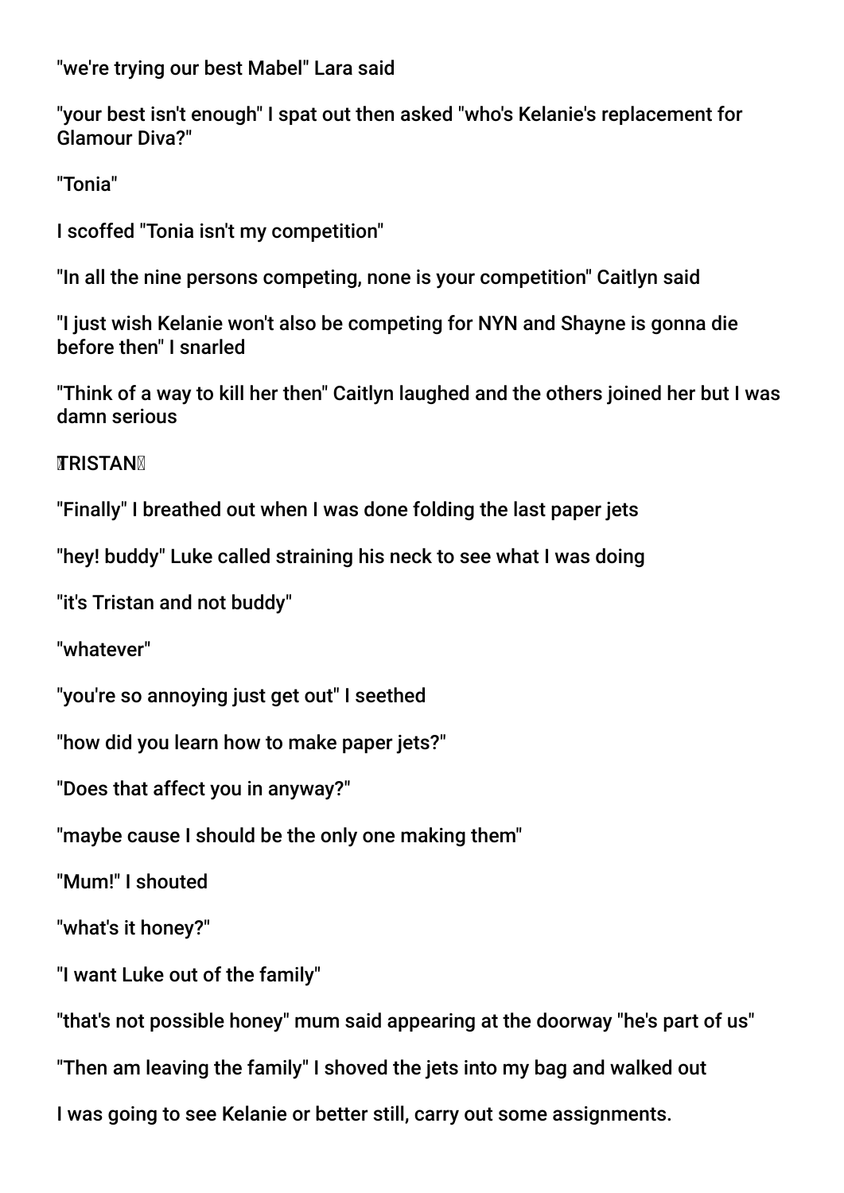"we're trying our best Mabel" Lara said

"your best isn't enough" I spat out then asked "who's Kelanie's replacement for Glamour Diva?"

"Tonia"

I scoffed "Tonia isn't my competition"

"In all the nine persons competing, none is your competition" Caitlyn said

"I just wish Kelanie won't also be competing for NYN and Shayne is gonna die before then" I snarled

"Think of a way to kill her then" Caitlyn laughed and the others joined her but I was damn serious

**TRISTAN**

"Finally" I breathed out when I was done folding the last paper jets

"hey! buddy" Luke called straining his neck to see what I was doing

"it's Tristan and not buddy"

"whatever"

"you're so annoying just get out" I seethed

"how did you learn how to make paper jets?"

"Does that affect you in anyway?"

"maybe cause I should be the only one making them"

"Mum!" I shouted

"what's it honey?"

"I want Luke out of the family"

"that's not possible honey" mum said appearing at the doorway "he's part of us"

"Then am leaving the family" I shoved the jets into my bag and walked out

I was going to see Kelanie or better still, carry out some assignments.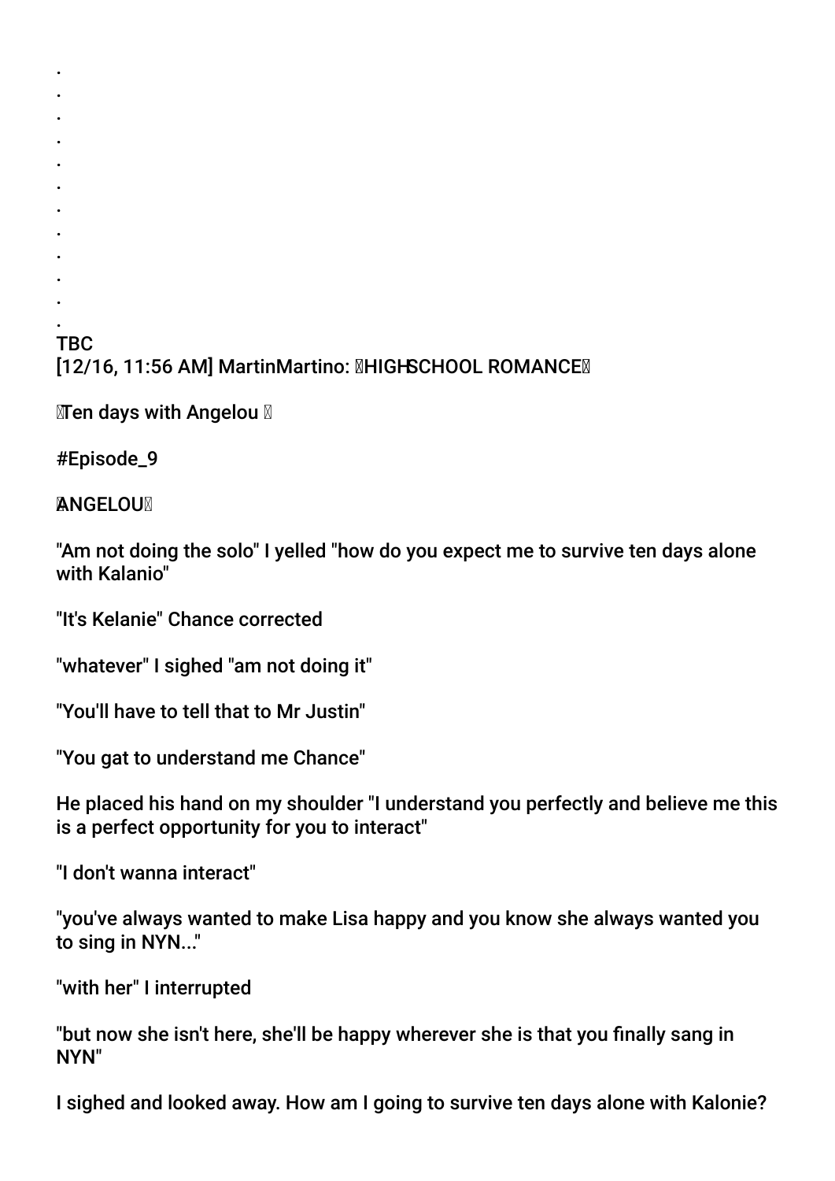.
.
.
.
.
.
.
.
.
.
.
.
TBC
[12/16, 11:56 AM] MartinMartino: HIGHSCHOOL ROMANCE

Ten days with Angelou

#Episode_9

ANGELOU

"Am not doing the solo" I yelled "how do you expect me to survive ten days alone with Kalanio"

"It's Kelanie" Chance corrected

"whatever" I sighed "am not doing it"

"You'll have to tell that to Mr Justin"

"You gat to understand me Chance"

He placed his hand on my shoulder "I understand you perfectly and believe me this is a perfect opportunity for you to interact"

"I don't wanna interact"

"you've always wanted to make Lisa happy and you know she always wanted you to sing in NYN..."

"with her" I interrupted

"but now she isn't here, she'll be happy wherever she is that you finally sang in NYN"

I sighed and looked away. How am I going to survive ten days alone with Kalonie?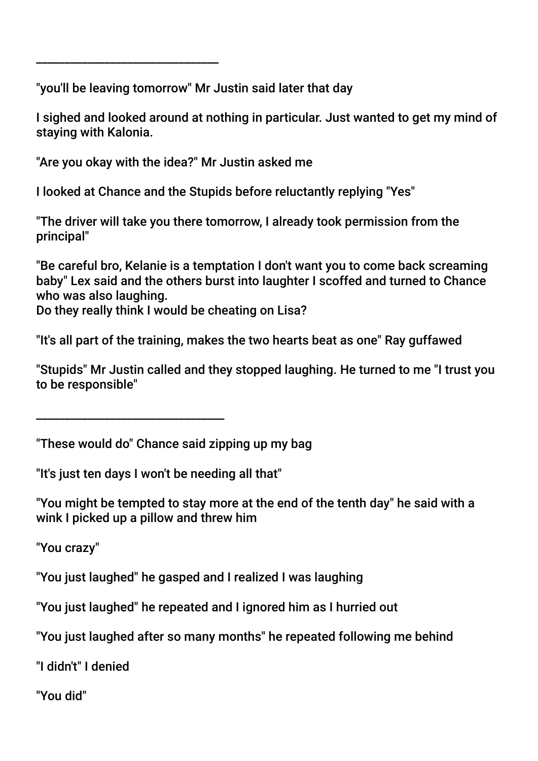______________________________

"you'll be leaving tomorrow" Mr Justin said later that day

I sighed and looked around at nothing in particular. Just wanted to get my mind of staying with Kalonia.

"Are you okay with the idea?" Mr Justin asked me

I looked at Chance and the Stupids before reluctantly replying "Yes"

"The driver will take you there tomorrow, I already took permission from the principal"

"Be careful bro, Kelanie is a temptation I don't want you to come back screaming baby" Lex said and the others burst into laughter I scoffed and turned to Chance who was also laughing.
Do they really think I would be cheating on Lisa?

"It's all part of the training, makes the two hearts beat as one" Ray guffawed

"Stupids" Mr Justin called and they stopped laughing. He turned to me "I trust you to be responsible"

______________________________

"These would do" Chance said zipping up my bag

"It's just ten days I won't be needing all that"

"You might be tempted to stay more at the end of the tenth day" he said with a wink I picked up a pillow and threw him

"You crazy"

"You just laughed" he gasped and I realized I was laughing

"You just laughed" he repeated and I ignored him as I hurried out

"You just laughed after so many months" he repeated following me behind

"I didn't" I denied

"You did"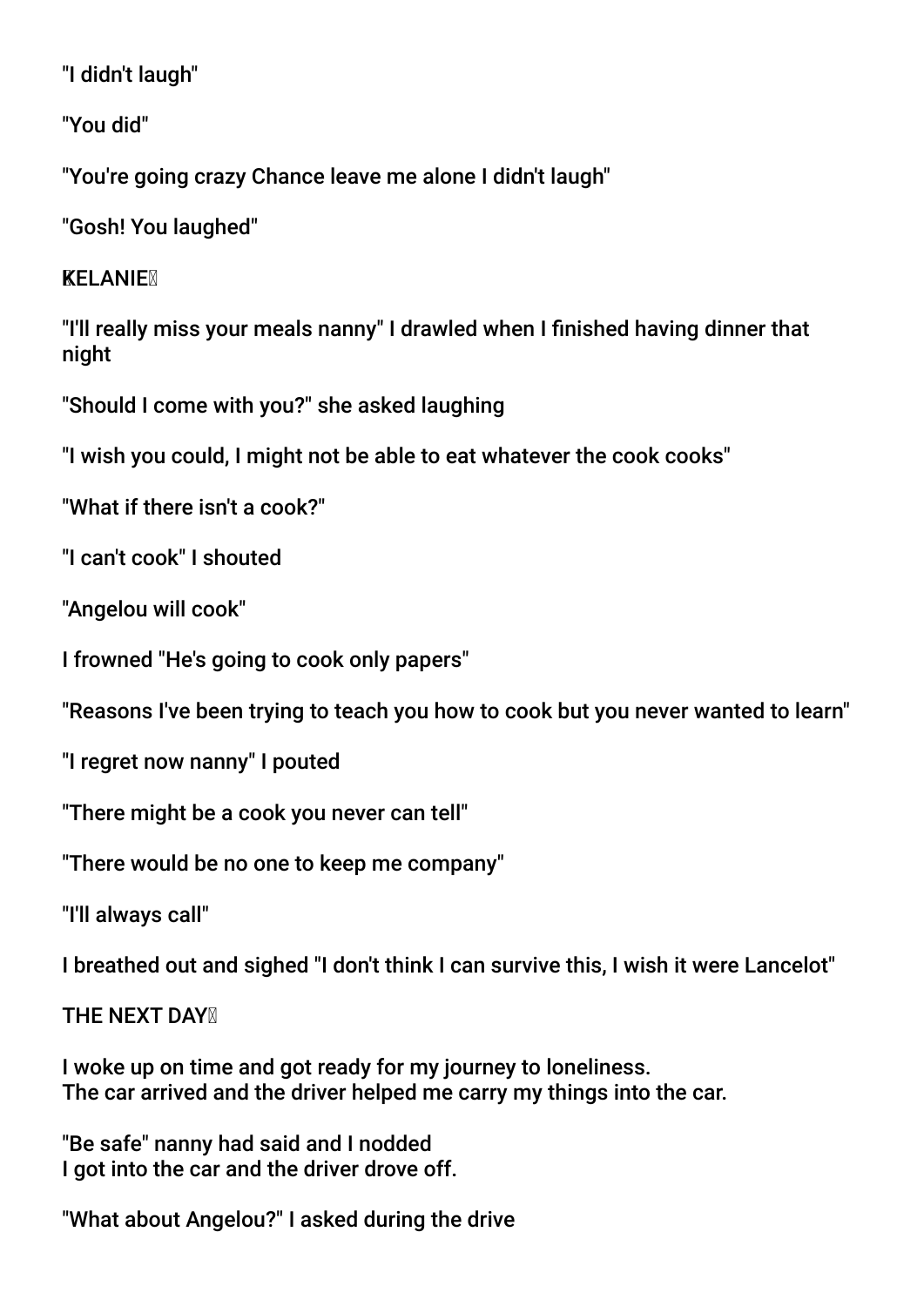"I didn't laugh"

"You did"

"You're going crazy Chance leave me alone I didn't laugh"

"Gosh! You laughed"

KELANIE

"I'll really miss your meals nanny" I drawled when I finished having dinner that night

"Should I come with you?" she asked laughing

"I wish you could, I might not be able to eat whatever the cook cooks"

"What if there isn't a cook?"

"I can't cook" I shouted

"Angelou will cook"

I frowned "He's going to cook only papers"

"Reasons I've been trying to teach you how to cook but you never wanted to learn"

"I regret now nanny" I pouted

"There might be a cook you never can tell"

"There would be no one to keep me company"

"I'll always call"

I breathed out and sighed "I don't think I can survive this, I wish it were Lancelot"

THE NEXT DAY

I woke up on time and got ready for my journey to loneliness.
The car arrived and the driver helped me carry my things into the car.

"Be safe" nanny had said and I nodded
I got into the car and the driver drove off.

"What about Angelou?" I asked during the drive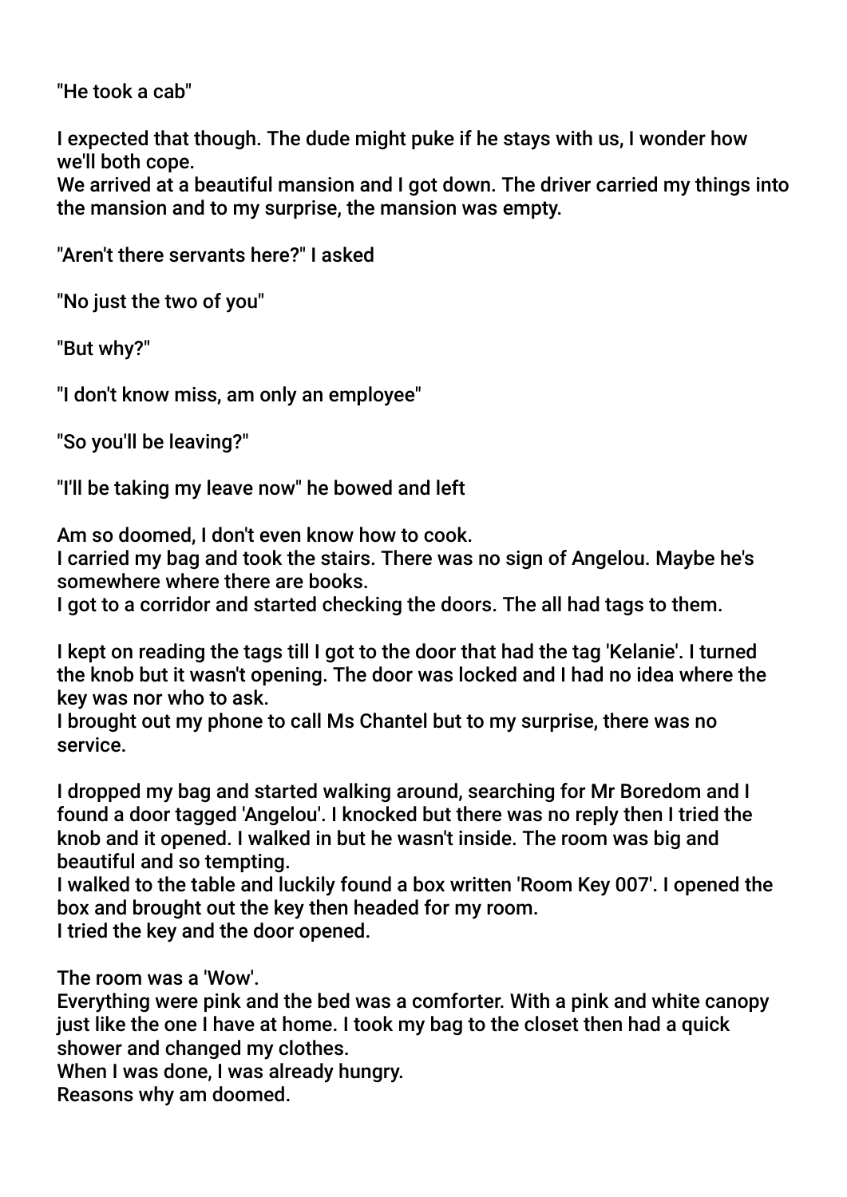"He took a cab"

I expected that though. The dude might puke if he stays with us, I wonder how we'll both cope.
We arrived at a beautiful mansion and I got down. The driver carried my things into the mansion and to my surprise, the mansion was empty.

"Aren't there servants here?" I asked

"No just the two of you"

"But why?"

"I don't know miss, am only an employee"

"So you'll be leaving?"

"I'll be taking my leave now" he bowed and left

Am so doomed, I don't even know how to cook.
I carried my bag and took the stairs. There was no sign of Angelou. Maybe he's somewhere where there are books.
I got to a corridor and started checking the doors. The all had tags to them.

I kept on reading the tags till I got to the door that had the tag 'Kelanie'. I turned the knob but it wasn't opening. The door was locked and I had no idea where the key was nor who to ask.
I brought out my phone to call Ms Chantel but to my surprise, there was no service.

I dropped my bag and started walking around, searching for Mr Boredom and I found a door tagged 'Angelou'. I knocked but there was no reply then I tried the knob and it opened. I walked in but he wasn't inside. The room was big and beautiful and so tempting.
I walked to the table and luckily found a box written 'Room Key 007'. I opened the box and brought out the key then headed for my room.
I tried the key and the door opened.

The room was a 'Wow'.
Everything were pink and the bed was a comforter. With a pink and white canopy just like the one I have at home. I took my bag to the closet then had a quick shower and changed my clothes.
When I was done, I was already hungry.
Reasons why am doomed.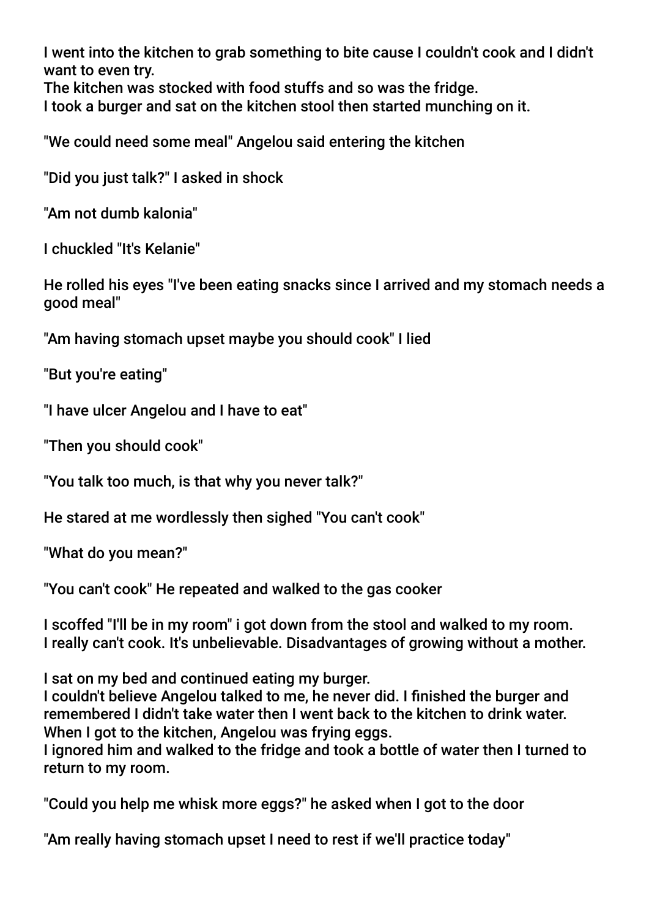I went into the kitchen to grab something to bite cause I couldn't cook and I didn't want to even try.
The kitchen was stocked with food stuffs and so was the fridge.
I took a burger and sat on the kitchen stool then started munching on it.

"We could need some meal" Angelou said entering the kitchen

"Did you just talk?" I asked in shock

"Am not dumb kalonia"

I chuckled "It's Kelanie"

He rolled his eyes "I've been eating snacks since I arrived and my stomach needs a good meal"

"Am having stomach upset maybe you should cook" I lied

"But you're eating"

"I have ulcer Angelou and I have to eat"

"Then you should cook"

"You talk too much, is that why you never talk?"

He stared at me wordlessly then sighed "You can't cook"

"What do you mean?"

"You can't cook" He repeated and walked to the gas cooker

I scoffed "I'll be in my room" i got down from the stool and walked to my room.
I really can't cook. It's unbelievable. Disadvantages of growing without a mother.

I sat on my bed and continued eating my burger.
I couldn't believe Angelou talked to me, he never did. I finished the burger and remembered I didn't take water then I went back to the kitchen to drink water.
When I got to the kitchen, Angelou was frying eggs.
I ignored him and walked to the fridge and took a bottle of water then I turned to return to my room.

"Could you help me whisk more eggs?" he asked when I got to the door

"Am really having stomach upset I need to rest if we'll practice today"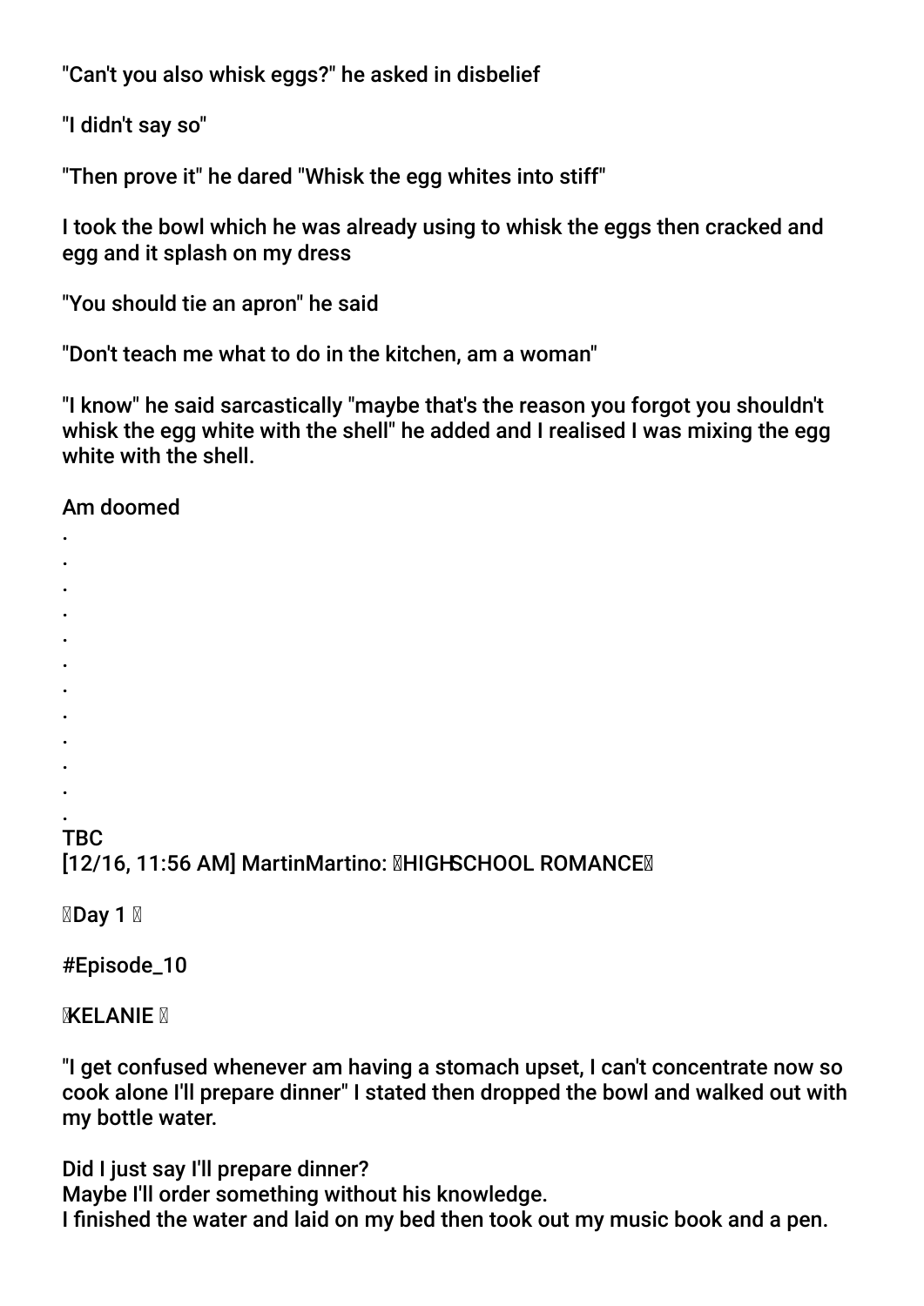"Can't you also whisk eggs?" he asked in disbelief

"I didn't say so"

"Then prove it" he dared "Whisk the egg whites into stiff"

I took the bowl which he was already using to whisk the eggs then cracked and egg and it splash on my dress

"You should tie an apron" he said

"Don't teach me what to do in the kitchen, am a woman"

"I know" he said sarcastically "maybe that's the reason you forgot you shouldn't whisk the egg white with the shell" he added and I realised I was mixing the egg white with the shell.

Am doomed

.
.
.
.
.
.
.
.
.
.
.
.

TBC

[12/16, 11:56 AM] MartinMartino: HIGHSCHOOL ROMANCE

Day 1

#Episode_10

KELANIE

"I get confused whenever am having a stomach upset, I can't concentrate now so cook alone I'll prepare dinner" I stated then dropped the bowl and walked out with my bottle water.

Did I just say I'll prepare dinner?
Maybe I'll order something without his knowledge.
I finished the water and laid on my bed then took out my music book and a pen.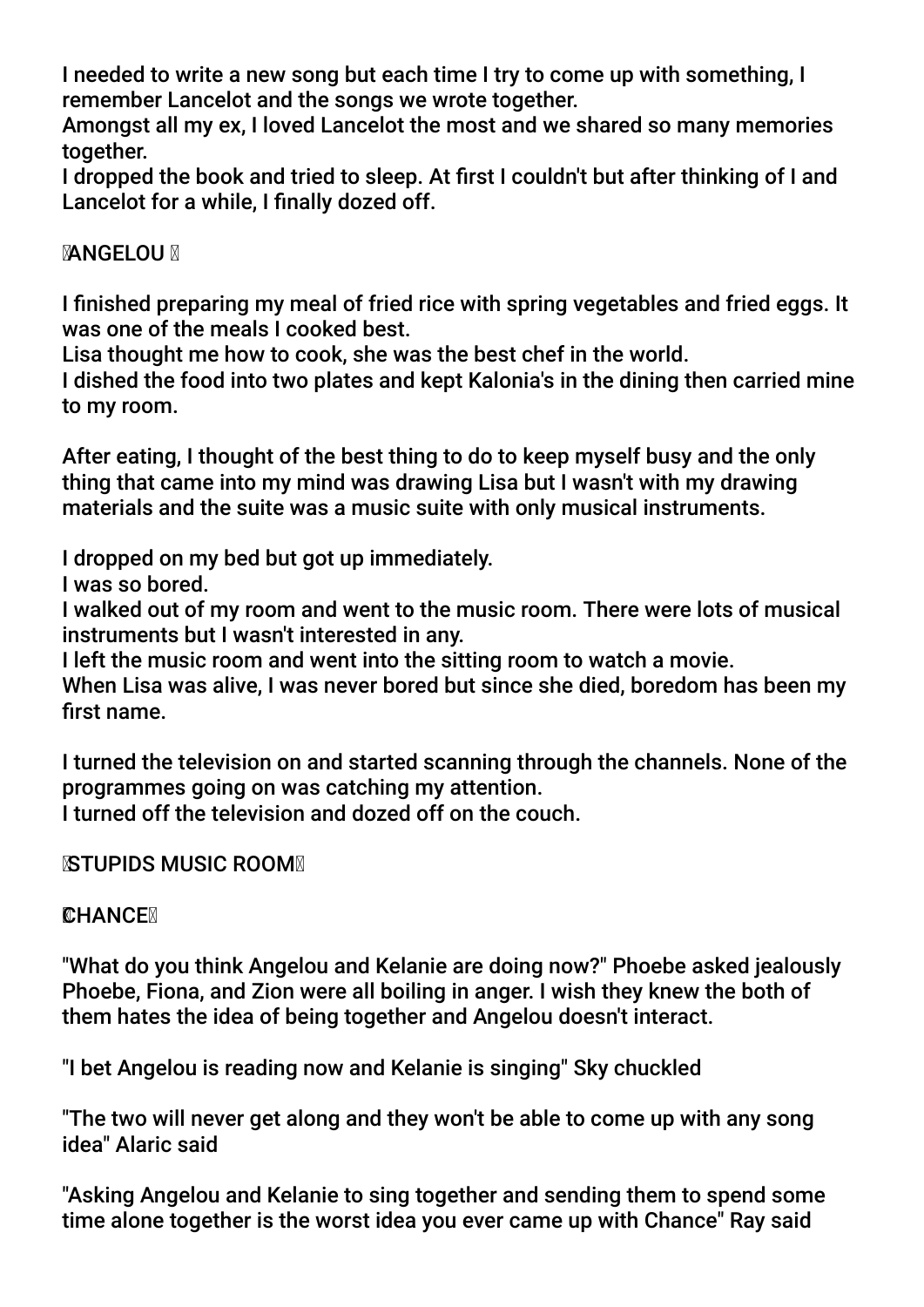I needed to write a new song but each time I try to come up with something, I remember Lancelot and the songs we wrote together.
Amongst all my ex, I loved Lancelot the most and we shared so many memories together.
I dropped the book and tried to sleep. At first I couldn't but after thinking of I and Lancelot for a while, I finally dozed off.

ANGELOU

I finished preparing my meal of fried rice with spring vegetables and fried eggs. It was one of the meals I cooked best.
Lisa thought me how to cook, she was the best chef in the world.
I dished the food into two plates and kept Kalonia's in the dining then carried mine to my room.

After eating, I thought of the best thing to do to keep myself busy and the only thing that came into my mind was drawing Lisa but I wasn't with my drawing materials and the suite was a music suite with only musical instruments.

I dropped on my bed but got up immediately.
I was so bored.
I walked out of my room and went to the music room. There were lots of musical instruments but I wasn't interested in any.
I left the music room and went into the sitting room to watch a movie.
When Lisa was alive, I was never bored but since she died, boredom has been my first name.

I turned the television on and started scanning through the channels. None of the programmes going on was catching my attention.
I turned off the television and dozed off on the couch.

STUPIDS MUSIC ROOM

CHANCE

"What do you think Angelou and Kelanie are doing now?" Phoebe asked jealously
Phoebe, Fiona, and Zion were all boiling in anger. I wish they knew the both of them hates the idea of being together and Angelou doesn't interact.

"I bet Angelou is reading now and Kelanie is singing" Sky chuckled

"The two will never get along and they won't be able to come up with any song idea" Alaric said

"Asking Angelou and Kelanie to sing together and sending them to spend some time alone together is the worst idea you ever came up with Chance" Ray said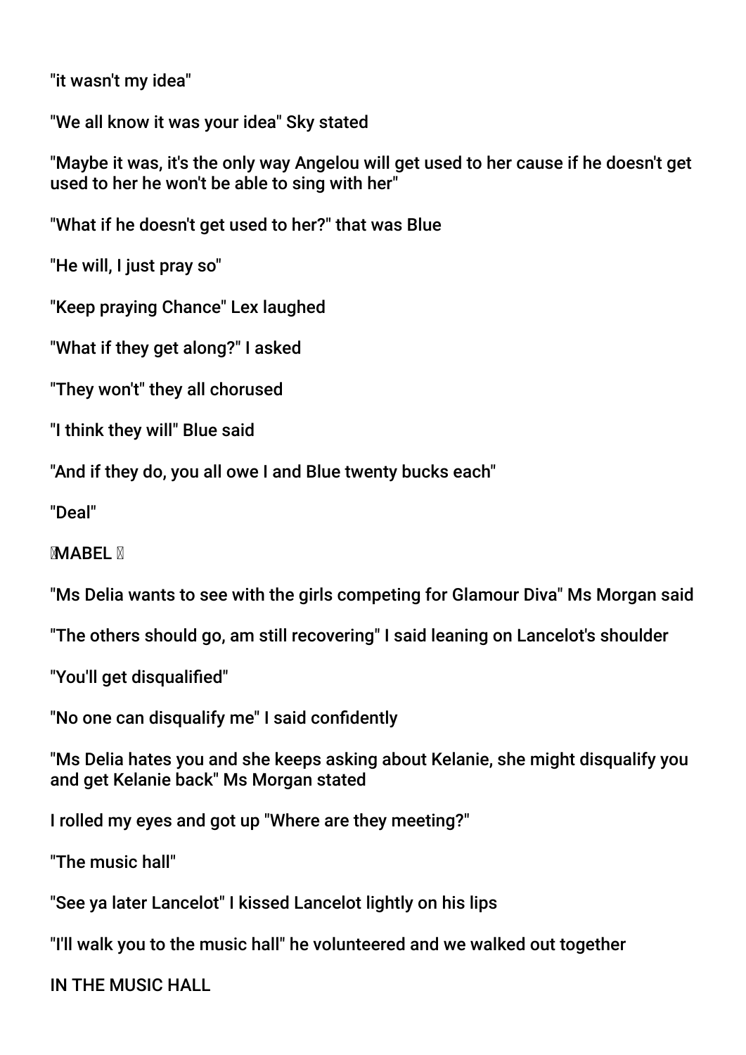"it wasn't my idea"

"We all know it was your idea" Sky stated

"Maybe it was, it's the only way Angelou will get used to her cause if he doesn't get used to her he won't be able to sing with her"

"What if he doesn't get used to her?" that was Blue

"He will, I just pray so"

"Keep praying Chance" Lex laughed

"What if they get along?" I asked

"They won't" they all chorused

"I think they will" Blue said

"And if they do, you all owe I and Blue twenty bucks each"

"Deal"

MABEL

"Ms Delia wants to see with the girls competing for Glamour Diva" Ms Morgan said

"The others should go, am still recovering" I said leaning on Lancelot's shoulder

"You'll get disqualified"

"No one can disqualify me" I said confidently

"Ms Delia hates you and she keeps asking about Kelanie, she might disqualify you and get Kelanie back" Ms Morgan stated

I rolled my eyes and got up "Where are they meeting?"

"The music hall"

"See ya later Lancelot" I kissed Lancelot lightly on his lips

"I'll walk you to the music hall" he volunteered and we walked out together

IN THE MUSIC HALL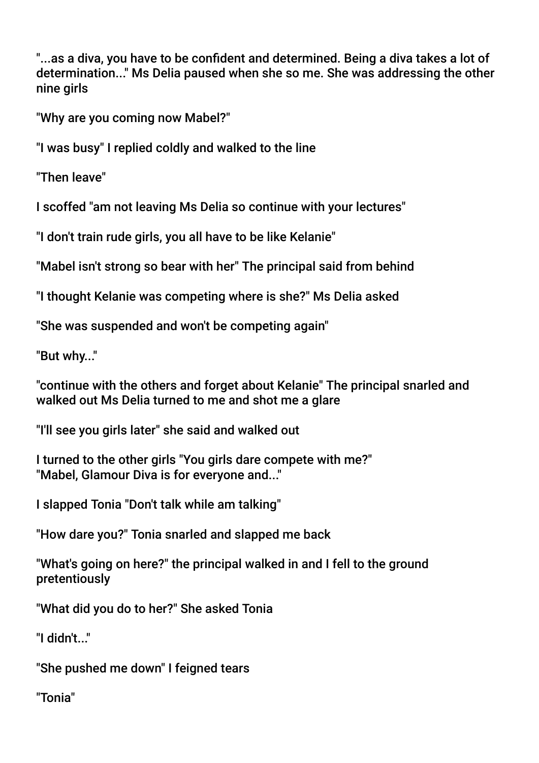"...as a diva, you have to be confident and determined. Being a diva takes a lot of determination..." Ms Delia paused when she so me. She was addressing the other nine girls

"Why are you coming now Mabel?"

"I was busy" I replied coldly and walked to the line

"Then leave"

I scoffed "am not leaving Ms Delia so continue with your lectures"

"I don't train rude girls, you all have to be like Kelanie"

"Mabel isn't strong so bear with her" The principal said from behind

"I thought Kelanie was competing where is she?" Ms Delia asked

"She was suspended and won't be competing again"

"But why..."

"continue with the others and forget about Kelanie" The principal snarled and walked out Ms Delia turned to me and shot me a glare

"I'll see you girls later" she said and walked out

I turned to the other girls "You girls dare compete with me?"
"Mabel, Glamour Diva is for everyone and..."

I slapped Tonia "Don't talk while am talking"

"How dare you?" Tonia snarled and slapped me back

"What's going on here?" the principal walked in and I fell to the ground pretentiously

"What did you do to her?" She asked Tonia

"I didn't..."

"She pushed me down" I feigned tears

"Tonia"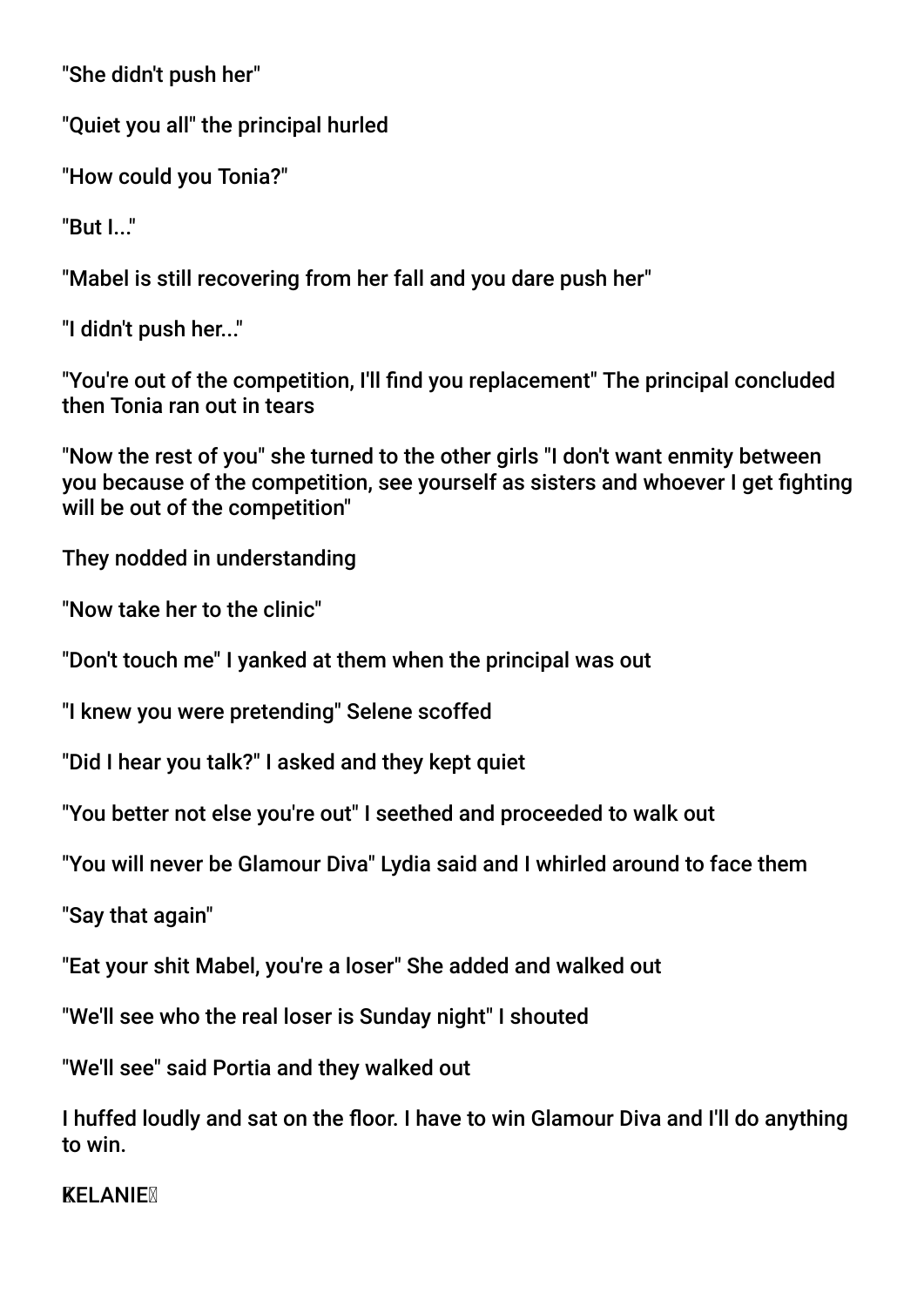"She didn't push her"

"Quiet you all" the principal hurled

"How could you Tonia?"

"But I..."

"Mabel is still recovering from her fall and you dare push her"

"I didn't push her..."

"You're out of the competition, I'll find you replacement" The principal concluded then Tonia ran out in tears

"Now the rest of you" she turned to the other girls "I don't want enmity between you because of the competition, see yourself as sisters and whoever I get fighting will be out of the competition"

They nodded in understanding

"Now take her to the clinic"

"Don't touch me" I yanked at them when the principal was out

"I knew you were pretending" Selene scoffed

"Did I hear you talk?" I asked and they kept quiet

"You better not else you're out" I seethed and proceeded to walk out

"You will never be Glamour Diva" Lydia said and I whirled around to face them

"Say that again"

"Eat your shit Mabel, you're a loser" She added and walked out

"We'll see who the real loser is Sunday night" I shouted

"We'll see" said Portia and they walked out

I huffed loudly and sat on the floor. I have to win Glamour Diva and I'll do anything to win.

**KELANIE**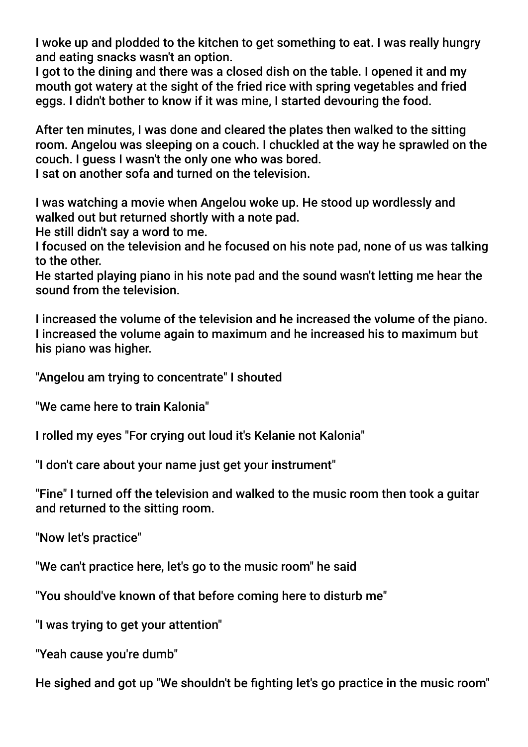I woke up and plodded to the kitchen to get something to eat. I was really hungry and eating snacks wasn't an option.
I got to the dining and there was a closed dish on the table. I opened it and my mouth got watery at the sight of the fried rice with spring vegetables and fried eggs. I didn't bother to know if it was mine, I started devouring the food.

After ten minutes, I was done and cleared the plates then walked to the sitting room. Angelou was sleeping on a couch. I chuckled at the way he sprawled on the couch. I guess I wasn't the only one who was bored.
I sat on another sofa and turned on the television.

I was watching a movie when Angelou woke up. He stood up wordlessly and walked out but returned shortly with a note pad.
He still didn't say a word to me.
I focused on the television and he focused on his note pad, none of us was talking to the other.
He started playing piano in his note pad and the sound wasn't letting me hear the sound from the television.

I increased the volume of the television and he increased the volume of the piano. I increased the volume again to maximum and he increased his to maximum but his piano was higher.

"Angelou am trying to concentrate" I shouted

"We came here to train Kalonia"

I rolled my eyes "For crying out loud it's Kelanie not Kalonia"

"I don't care about your name just get your instrument"

"Fine" I turned off the television and walked to the music room then took a guitar and returned to the sitting room.

"Now let's practice"

"We can't practice here, let's go to the music room" he said

"You should've known of that before coming here to disturb me"

"I was trying to get your attention"

"Yeah cause you're dumb"

He sighed and got up "We shouldn't be fighting let's go practice in the music room"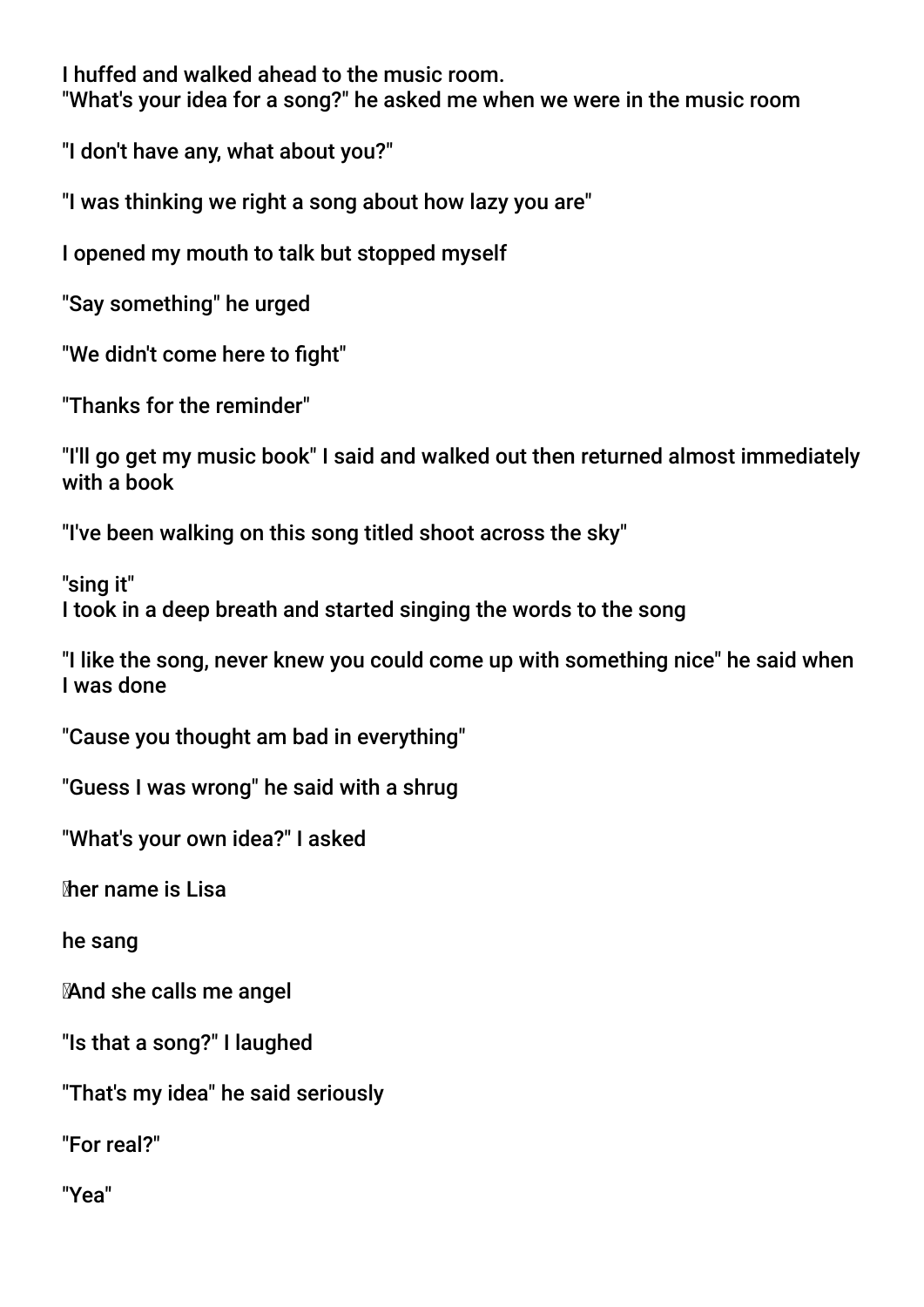I huffed and walked ahead to the music room.
"What's your idea for a song?" he asked me when we were in the music room

"I don't have any, what about you?"

"I was thinking we right a song about how lazy you are"

I opened my mouth to talk but stopped myself

"Say something" he urged

"We didn't come here to fight"

"Thanks for the reminder"

"I'll go get my music book" I said and walked out then returned almost immediately with a book

"I've been walking on this song titled shoot across the sky"

"sing it"
I took in a deep breath and started singing the words to the song

"I like the song, never knew you could come up with something nice" he said when I was done

"Cause you thought am bad in everything"

"Guess I was wrong" he said with a shrug

"What's your own idea?" I asked

her name is Lisa

he sang

And she calls me angel

"Is that a song?" I laughed

"That's my idea" he said seriously

"For real?"

"Yea"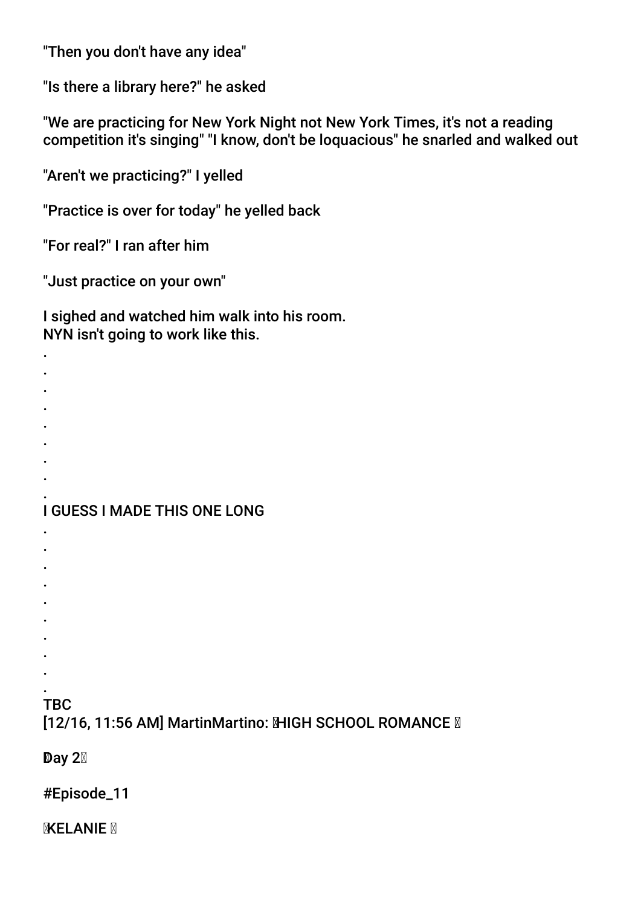"Then you don't have any idea"

"Is there a library here?" he asked

"We are practicing for New York Night not New York Times, it's not a reading competition it's singing" "I know, don't be loquacious" he snarled and walked out

"Aren't we practicing?" I yelled

"Practice is over for today" he yelled back

"For real?" I ran after him

"Just practice on your own"

I sighed and watched him walk into his room.
NYN isn't going to work like this.

.
.
.
.
.
.
.
.
.
I GUESS I MADE THIS ONE LONG
.
.
.
.
.
.
.
.
.
.
TBC
[12/16, 11:56 AM] MartinMartino: HIGH SCHOOL ROMANCE

Day 2

#Episode_11

KELANIE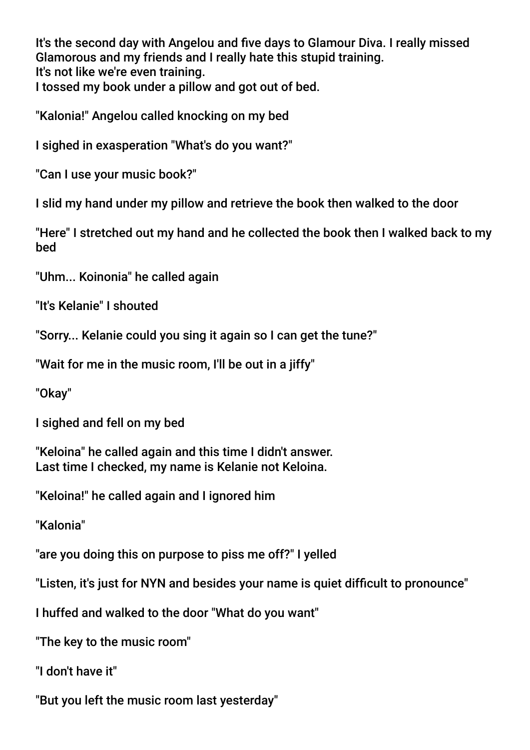It's the second day with Angelou and five days to Glamour Diva. I really missed Glamorous and my friends and I really hate this stupid training.
It's not like we're even training.
I tossed my book under a pillow and got out of bed.

"Kalonia!" Angelou called knocking on my bed

I sighed in exasperation "What's do you want?"

"Can I use your music book?"

I slid my hand under my pillow and retrieve the book then walked to the door

"Here" I stretched out my hand and he collected the book then I walked back to my bed

"Uhm... Koinonia" he called again

"It's Kelanie" I shouted

"Sorry... Kelanie could you sing it again so I can get the tune?"

"Wait for me in the music room, I'll be out in a jiffy"

"Okay"

I sighed and fell on my bed

"Keloina" he called again and this time I didn't answer.
Last time I checked, my name is Kelanie not Keloina.

"Keloina!" he called again and I ignored him

"Kalonia"

"are you doing this on purpose to piss me off?" I yelled

"Listen, it's just for NYN and besides your name is quiet difficult to pronounce"

I huffed and walked to the door "What do you want"

"The key to the music room"

"I don't have it"

"But you left the music room last yesterday"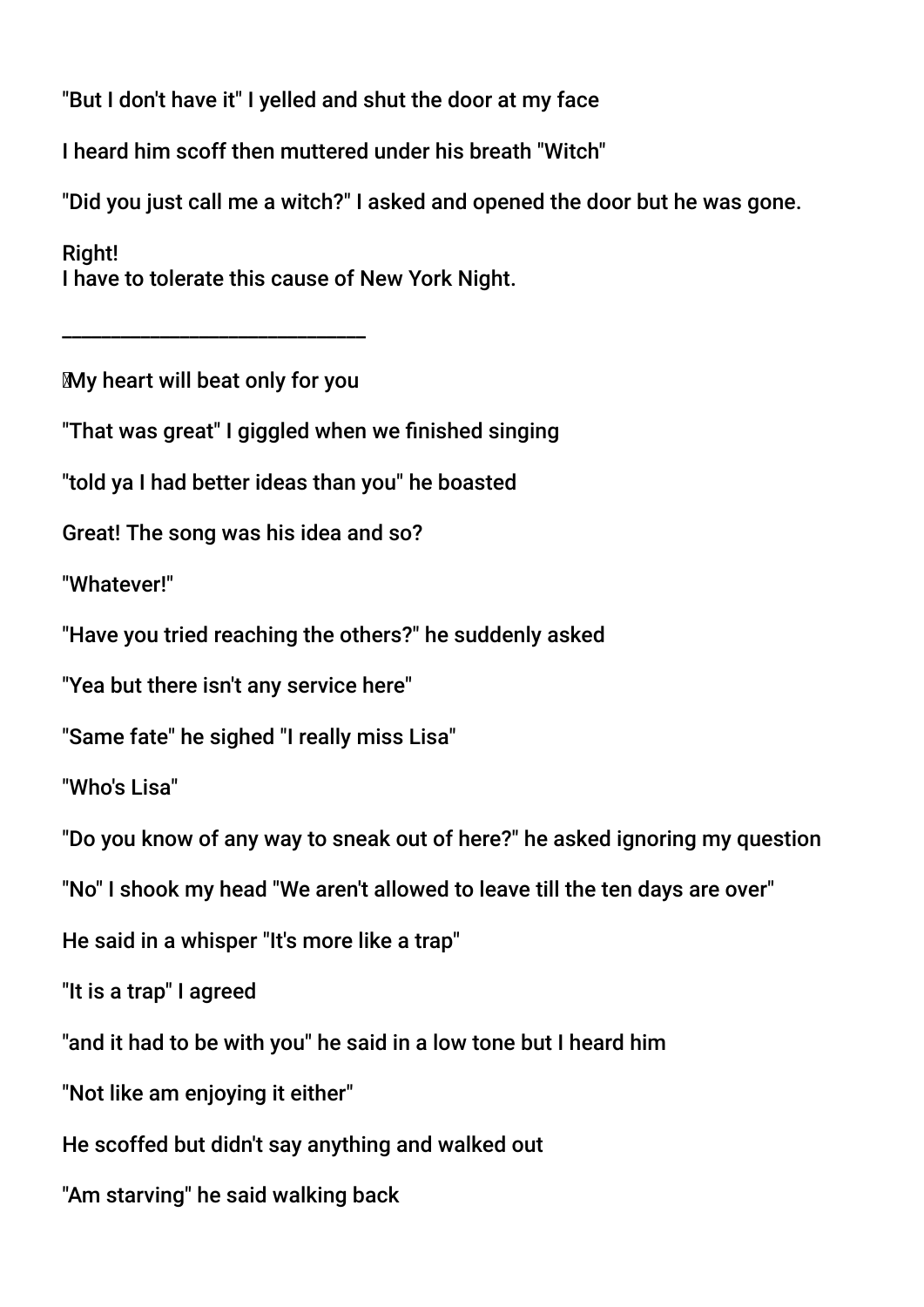"But I don't have it" I yelled and shut the door at my face

I heard him scoff then muttered under his breath "Witch"

"Did you just call me a witch?" I asked and opened the door but he was gone.

Right!
I have to tolerate this cause of New York Night.

______________________________

My heart will beat only for you

"That was great" I giggled when we finished singing

"told ya I had better ideas than you" he boasted

Great! The song was his idea and so?

"Whatever!"

"Have you tried reaching the others?" he suddenly asked

"Yea but there isn't any service here"

"Same fate" he sighed "I really miss Lisa"

"Who's Lisa"

"Do you know of any way to sneak out of here?" he asked ignoring my question

"No" I shook my head "We aren't allowed to leave till the ten days are over"

He said in a whisper "It's more like a trap"

"It is a trap" I agreed

"and it had to be with you" he said in a low tone but I heard him

"Not like am enjoying it either"

He scoffed but didn't say anything and walked out

"Am starving" he said walking back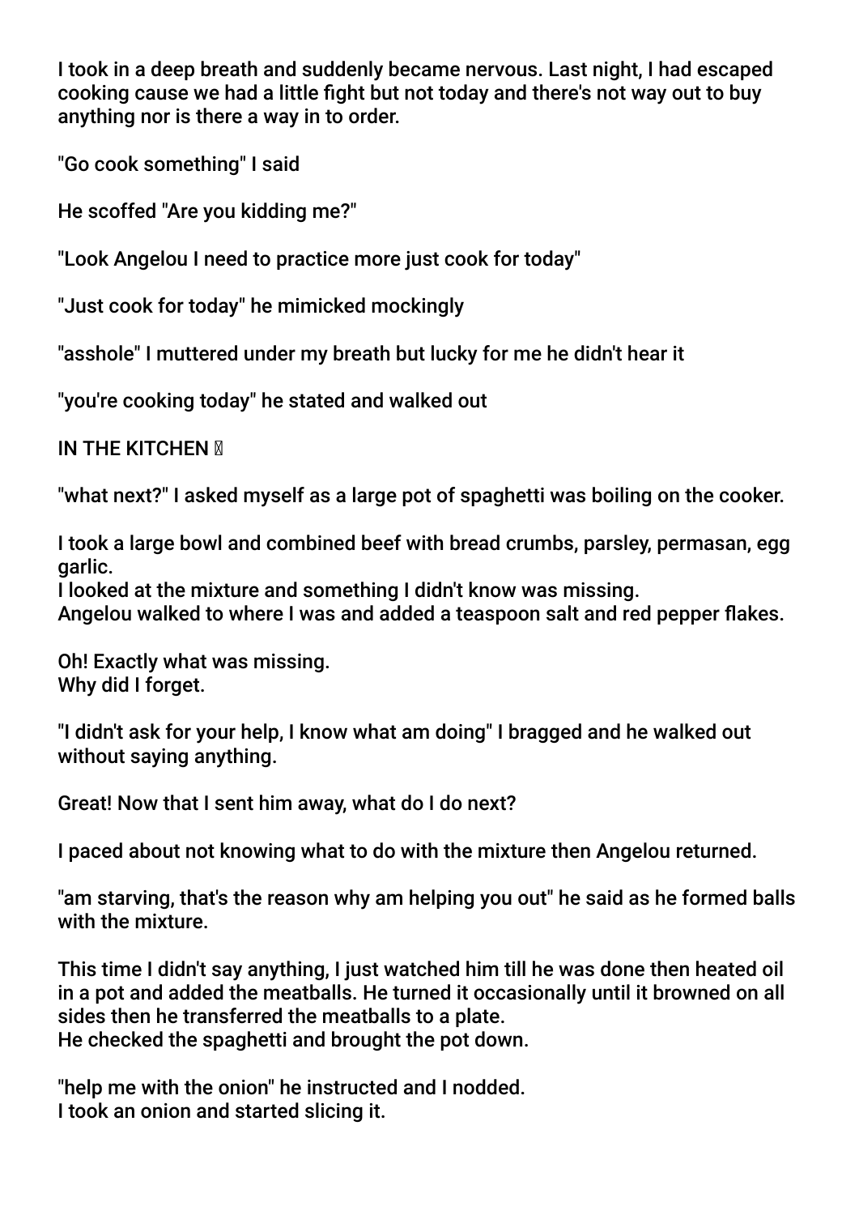I took in a deep breath and suddenly became nervous. Last night, I had escaped cooking cause we had a little fight but not today and there's not way out to buy anything nor is there a way in to order.

"Go cook something" I said

He scoffed "Are you kidding me?"

"Look Angelou I need to practice more just cook for today"

"Just cook for today" he mimicked mockingly

"asshole" I muttered under my breath but lucky for me he didn't hear it

"you're cooking today" he stated and walked out

IN THE KITCHEN 🔪

"what next?" I asked myself as a large pot of spaghetti was boiling on the cooker.

I took a large bowl and combined beef with bread crumbs, parsley, permasan, egg garlic.
I looked at the mixture and something I didn't know was missing.
Angelou walked to where I was and added a teaspoon salt and red pepper flakes.

Oh! Exactly what was missing.
Why did I forget.

"I didn't ask for your help, I know what am doing" I bragged and he walked out without saying anything.

Great! Now that I sent him away, what do I do next?

I paced about not knowing what to do with the mixture then Angelou returned.

"am starving, that's the reason why am helping you out" he said as he formed balls with the mixture.

This time I didn't say anything, I just watched him till he was done then heated oil in a pot and added the meatballs. He turned it occasionally until it browned on all sides then he transferred the meatballs to a plate.
He checked the spaghetti and brought the pot down.

"help me with the onion" he instructed and I nodded.
I took an onion and started slicing it.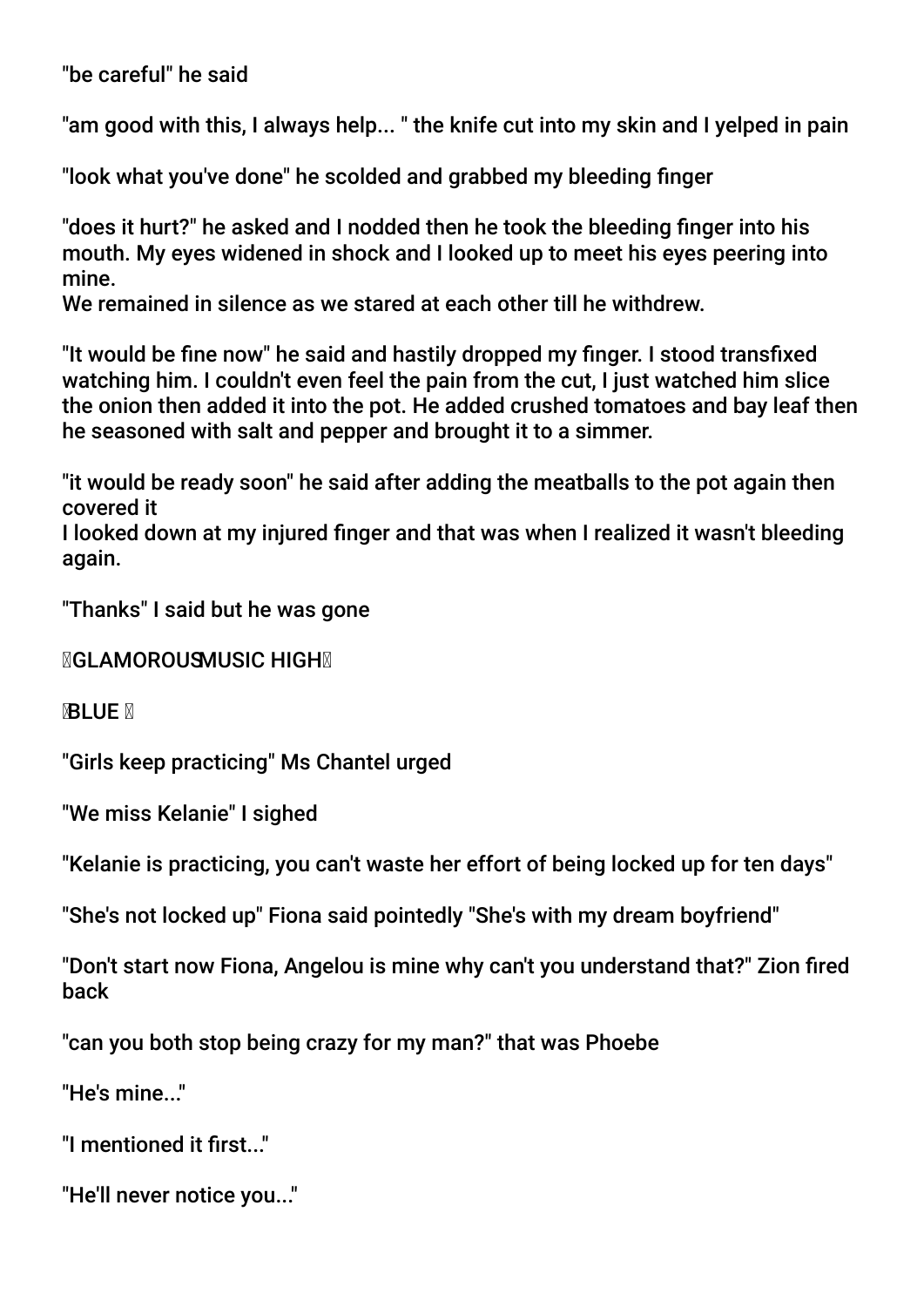"be careful" he said

"am good with this, I always help... " the knife cut into my skin and I yelped in pain

"look what you've done" he scolded and grabbed my bleeding finger

"does it hurt?" he asked and I nodded then he took the bleeding finger into his mouth. My eyes widened in shock and I looked up to meet his eyes peering into mine.
We remained in silence as we stared at each other till he withdrew.

"It would be fine now" he said and hastily dropped my finger. I stood transfixed watching him. I couldn't even feel the pain from the cut, I just watched him slice the onion then added it into the pot. He added crushed tomatoes and bay leaf then he seasoned with salt and pepper and brought it to a simmer.

"it would be ready soon" he said after adding the meatballs to the pot again then covered it
I looked down at my injured finger and that was when I realized it wasn't bleeding again.

"Thanks" I said but he was gone

GLAMOROUS MUSIC HIGH

BLUE

"Girls keep practicing" Ms Chantel urged

"We miss Kelanie" I sighed

"Kelanie is practicing, you can't waste her effort of being locked up for ten days"

"She's not locked up" Fiona said pointedly "She's with my dream boyfriend"

"Don't start now Fiona, Angelou is mine why can't you understand that?" Zion fired back

"can you both stop being crazy for my man?" that was Phoebe

"He's mine..."

"I mentioned it first..."

"He'll never notice you..."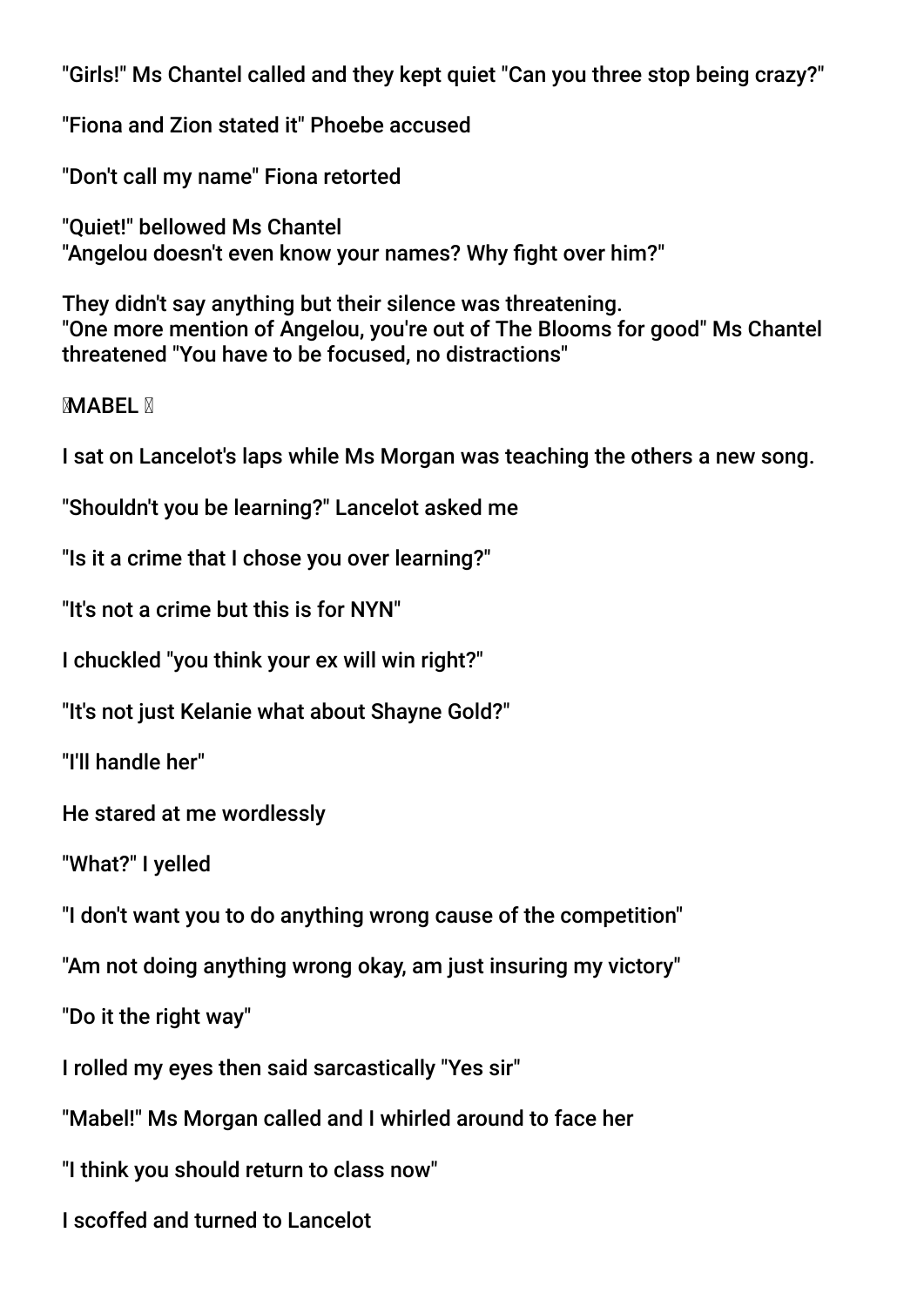"Girls!" Ms Chantel called and they kept quiet "Can you three stop being crazy?"

"Fiona and Zion stated it" Phoebe accused

"Don't call my name" Fiona retorted

"Quiet!" bellowed Ms Chantel
"Angelou doesn't even know your names? Why fight over him?"

They didn't say anything but their silence was threatening.
"One more mention of Angelou, you're out of The Blooms for good" Ms Chantel threatened "You have to be focused, no distractions"

MABEL

I sat on Lancelot's laps while Ms Morgan was teaching the others a new song.

"Shouldn't you be learning?" Lancelot asked me

"Is it a crime that I chose you over learning?"

"It's not a crime but this is for NYN"

I chuckled "you think your ex will win right?"

"It's not just Kelanie what about Shayne Gold?"

"I'll handle her"

He stared at me wordlessly

"What?" I yelled

"I don't want you to do anything wrong cause of the competition"

"Am not doing anything wrong okay, am just insuring my victory"

"Do it the right way"

I rolled my eyes then said sarcastically "Yes sir"

"Mabel!" Ms Morgan called and I whirled around to face her

"I think you should return to class now"

I scoffed and turned to Lancelot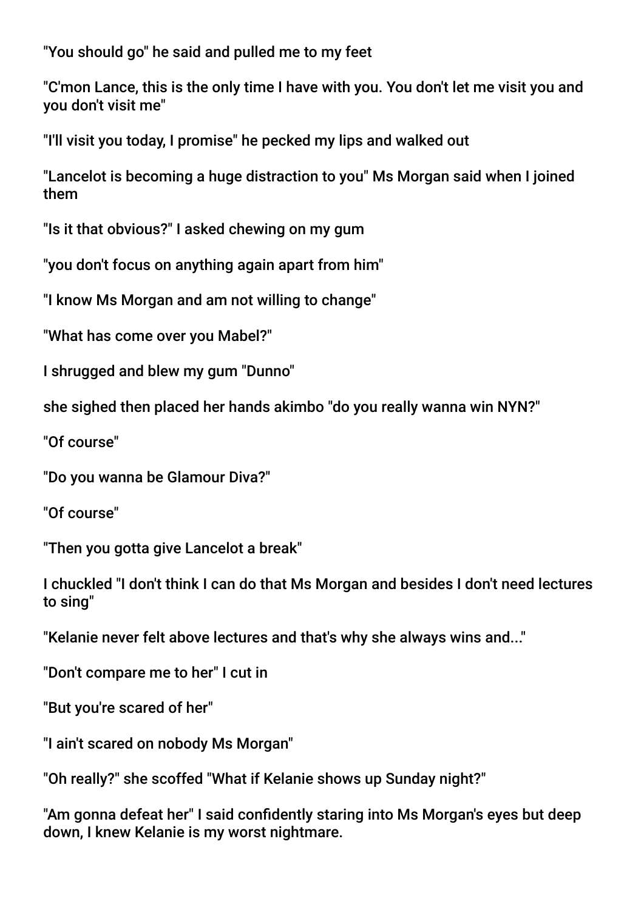"You should go" he said and pulled me to my feet

"C'mon Lance, this is the only time I have with you. You don't let me visit you and you don't visit me"

"I'll visit you today, I promise" he pecked my lips and walked out

"Lancelot is becoming a huge distraction to you" Ms Morgan said when I joined them

"Is it that obvious?" I asked chewing on my gum

"you don't focus on anything again apart from him"

"I know Ms Morgan and am not willing to change"

"What has come over you Mabel?"

I shrugged and blew my gum "Dunno"

she sighed then placed her hands akimbo "do you really wanna win NYN?"

"Of course"

"Do you wanna be Glamour Diva?"

"Of course"

"Then you gotta give Lancelot a break"

I chuckled "I don't think I can do that Ms Morgan and besides I don't need lectures to sing"

"Kelanie never felt above lectures and that's why she always wins and..."

"Don't compare me to her" I cut in

"But you're scared of her"

"I ain't scared on nobody Ms Morgan"

"Oh really?" she scoffed "What if Kelanie shows up Sunday night?"

"Am gonna defeat her" I said confidently staring into Ms Morgan's eyes but deep down, I knew Kelanie is my worst nightmare.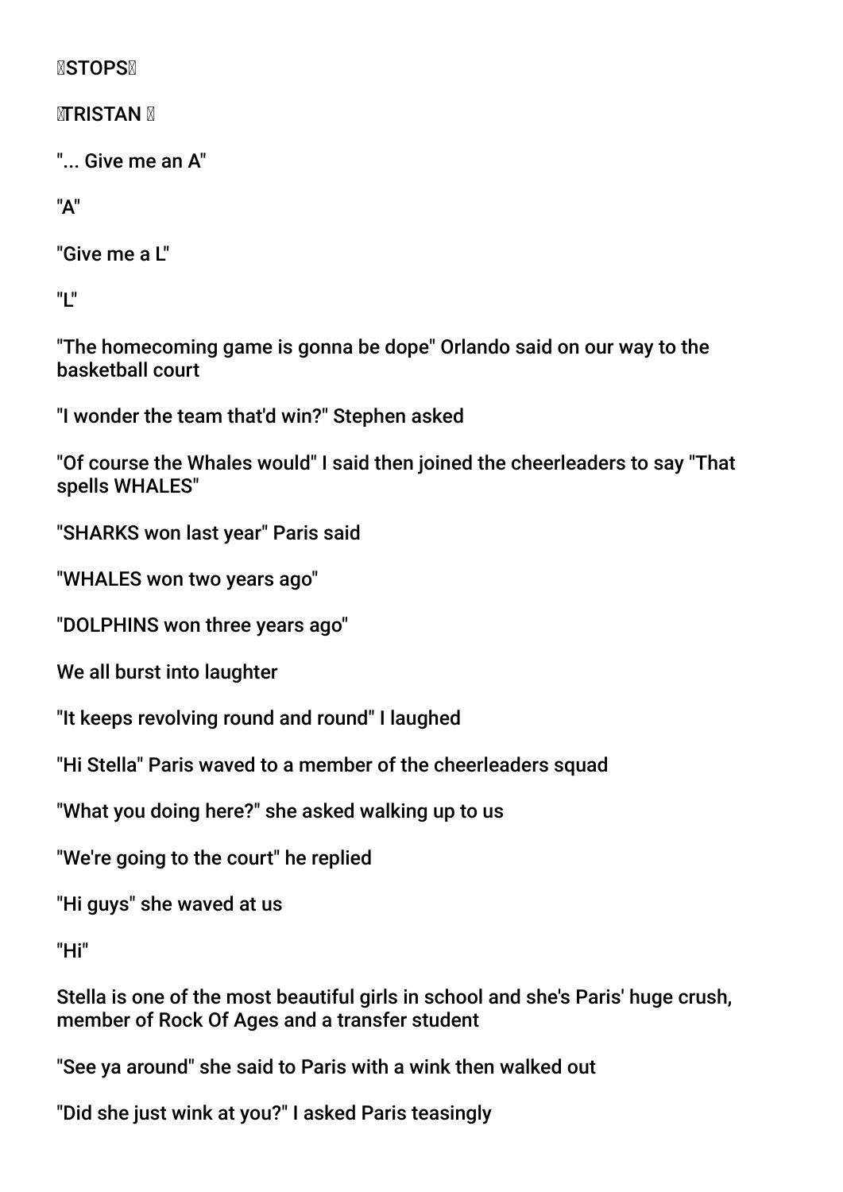STOPS

TRISTAN

"... Give me an A"

"A"

"Give me a L"

"L"

"The homecoming game is gonna be dope" Orlando said on our way to the basketball court

"I wonder the team that'd win?" Stephen asked

"Of course the Whales would" I said then joined the cheerleaders to say "That spells WHALES"

"SHARKS won last year" Paris said

"WHALES won two years ago"

"DOLPHINS won three years ago"

We all burst into laughter

"It keeps revolving round and round" I laughed

"Hi Stella" Paris waved to a member of the cheerleaders squad

"What you doing here?" she asked walking up to us

"We're going to the court" he replied

"Hi guys" she waved at us

"Hi"

Stella is one of the most beautiful girls in school and she's Paris' huge crush, member of Rock Of Ages and a transfer student

"See ya around" she said to Paris with a wink then walked out

"Did she just wink at you?" I asked Paris teasingly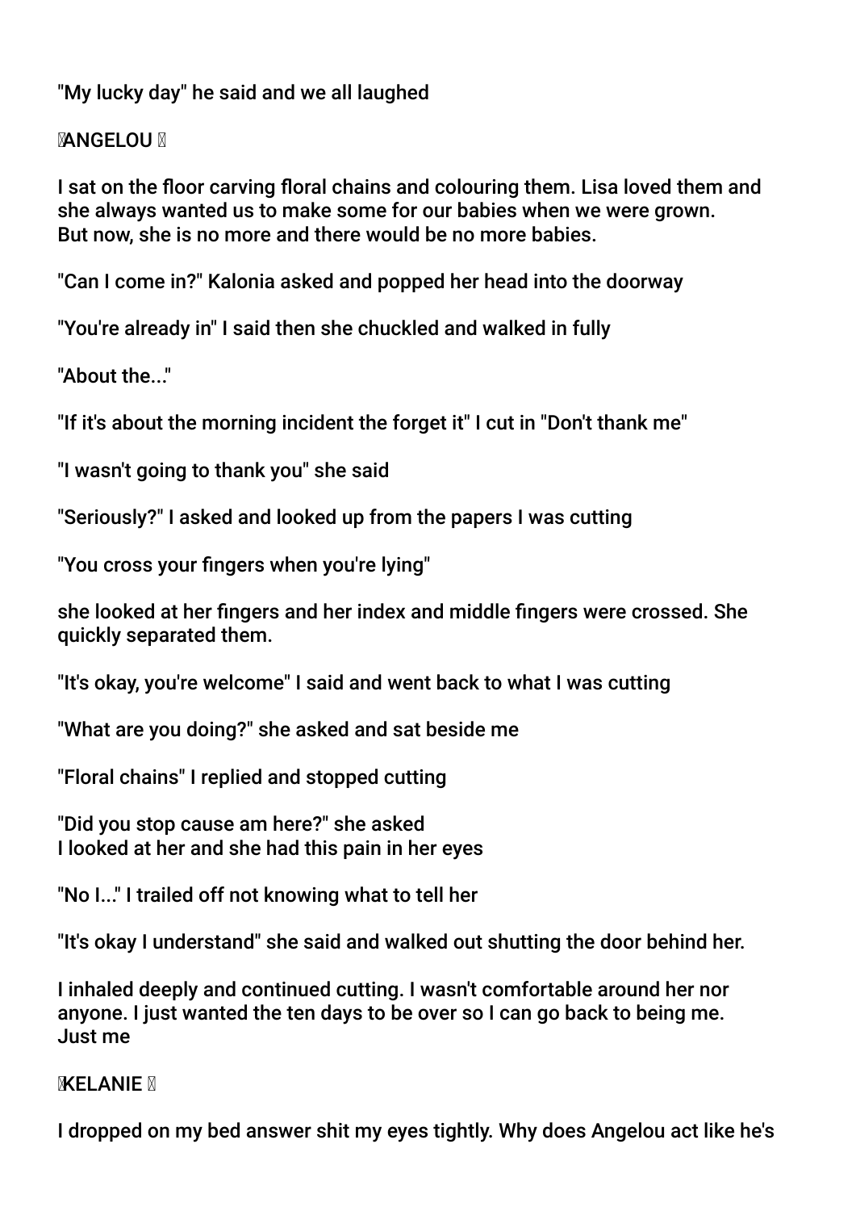"My lucky day" he said and we all laughed

ANGELOU

I sat on the floor carving floral chains and colouring them. Lisa loved them and she always wanted us to make some for our babies when we were grown. But now, she is no more and there would be no more babies.

"Can I come in?" Kalonia asked and popped her head into the doorway

"You're already in" I said then she chuckled and walked in fully

"About the..."

"If it's about the morning incident the forget it" I cut in "Don't thank me"

"I wasn't going to thank you" she said

"Seriously?" I asked and looked up from the papers I was cutting

"You cross your fingers when you're lying"

she looked at her fingers and her index and middle fingers were crossed. She quickly separated them.

"It's okay, you're welcome" I said and went back to what I was cutting

"What are you doing?" she asked and sat beside me

"Floral chains" I replied and stopped cutting

"Did you stop cause am here?" she asked
I looked at her and she had this pain in her eyes

"No I..." I trailed off not knowing what to tell her

"It's okay I understand" she said and walked out shutting the door behind her.

I inhaled deeply and continued cutting. I wasn't comfortable around her nor anyone. I just wanted the ten days to be over so I can go back to being me. Just me

KELANIE

I dropped on my bed answer shit my eyes tightly. Why does Angelou act like he's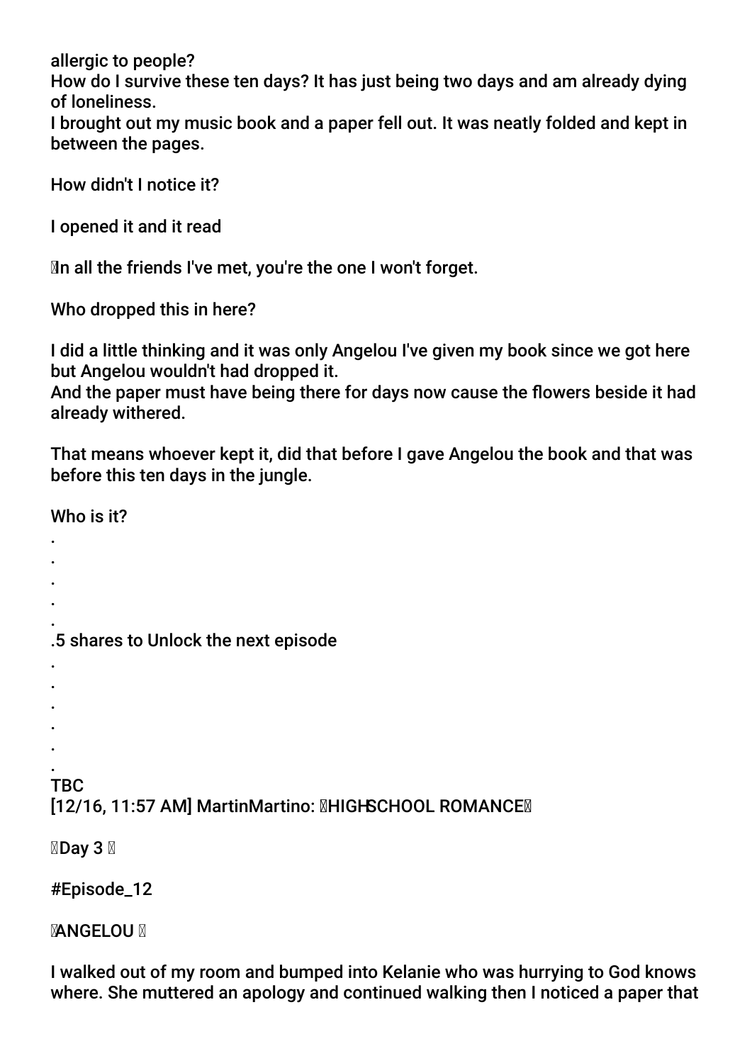allergic to people?
How do I survive these ten days? It has just being two days and am already dying of loneliness.
I brought out my music book and a paper fell out. It was neatly folded and kept in between the pages.

How didn't I notice it?

I opened it and it read

In all the friends I've met, you're the one I won't forget.

Who dropped this in here?

I did a little thinking and it was only Angelou I've given my book since we got here but Angelou wouldn't had dropped it.
And the paper must have being there for days now cause the flowers beside it had already withered.

That means whoever kept it, did that before I gave Angelou the book and that was before this ten days in the jungle.

Who is it?
.
.
.
.
.
.5 shares to Unlock the next episode
.
.
.
.
.
.
TBC
[12/16, 11:57 AM] MartinMartino: HIGHSCHOOL ROMANCE

Day 3

#Episode_12

ANGELOU

I walked out of my room and bumped into Kelanie who was hurrying to God knows where. She muttered an apology and continued walking then I noticed a paper that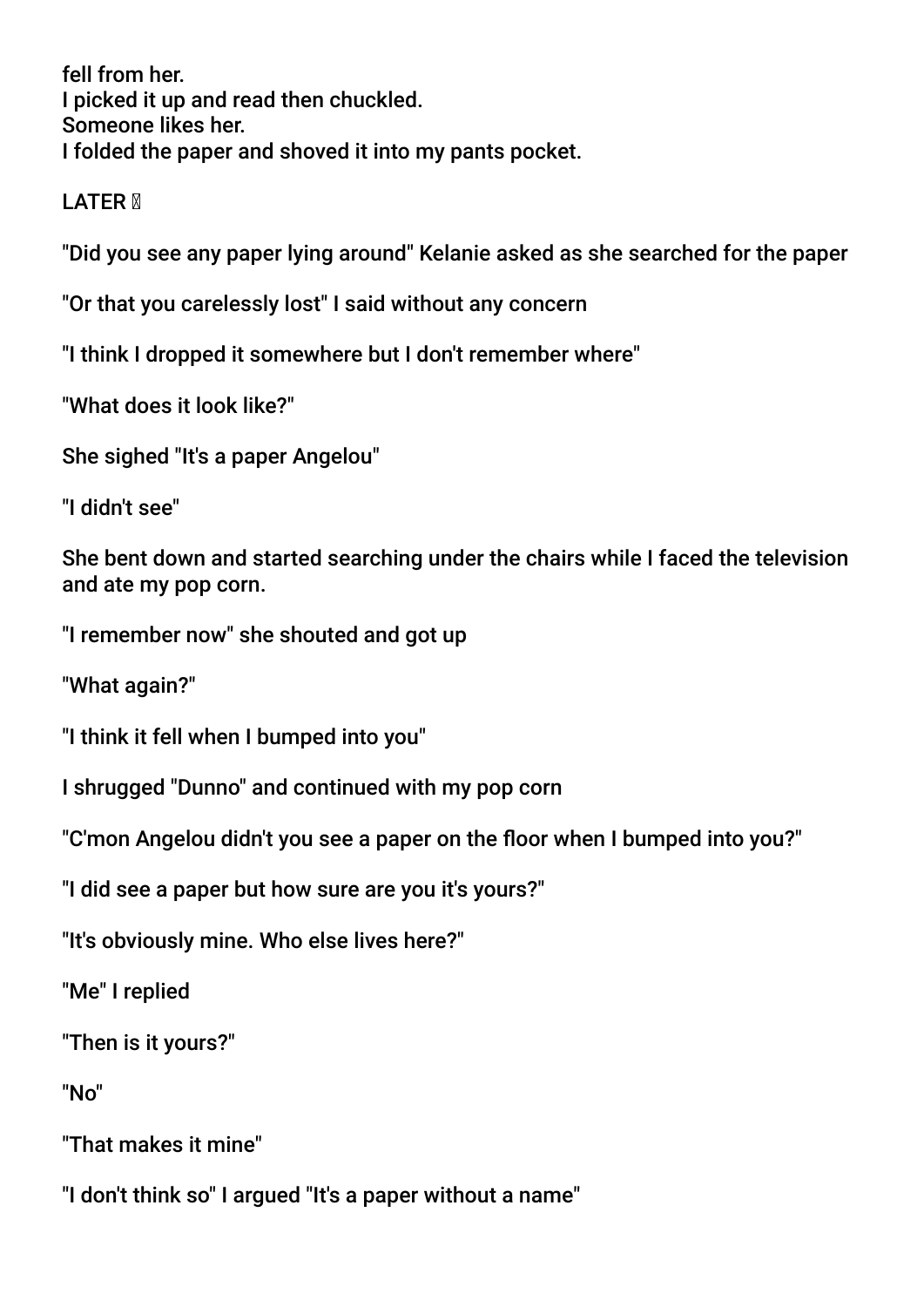fell from her.
I picked it up and read then chuckled.
Someone likes her.
I folded the paper and shoved it into my pants pocket.

LATER 

"Did you see any paper lying around" Kelanie asked as she searched for the paper

"Or that you carelessly lost" I said without any concern

"I think I dropped it somewhere but I don't remember where"

"What does it look like?"

She sighed "It's a paper Angelou"

"I didn't see"

She bent down and started searching under the chairs while I faced the television and ate my pop corn.

"I remember now" she shouted and got up

"What again?"

"I think it fell when I bumped into you"

I shrugged "Dunno" and continued with my pop corn

"C'mon Angelou didn't you see a paper on the floor when I bumped into you?"

"I did see a paper but how sure are you it's yours?"

"It's obviously mine. Who else lives here?"

"Me" I replied

"Then is it yours?"

"No"

"That makes it mine"

"I don't think so" I argued "It's a paper without a name"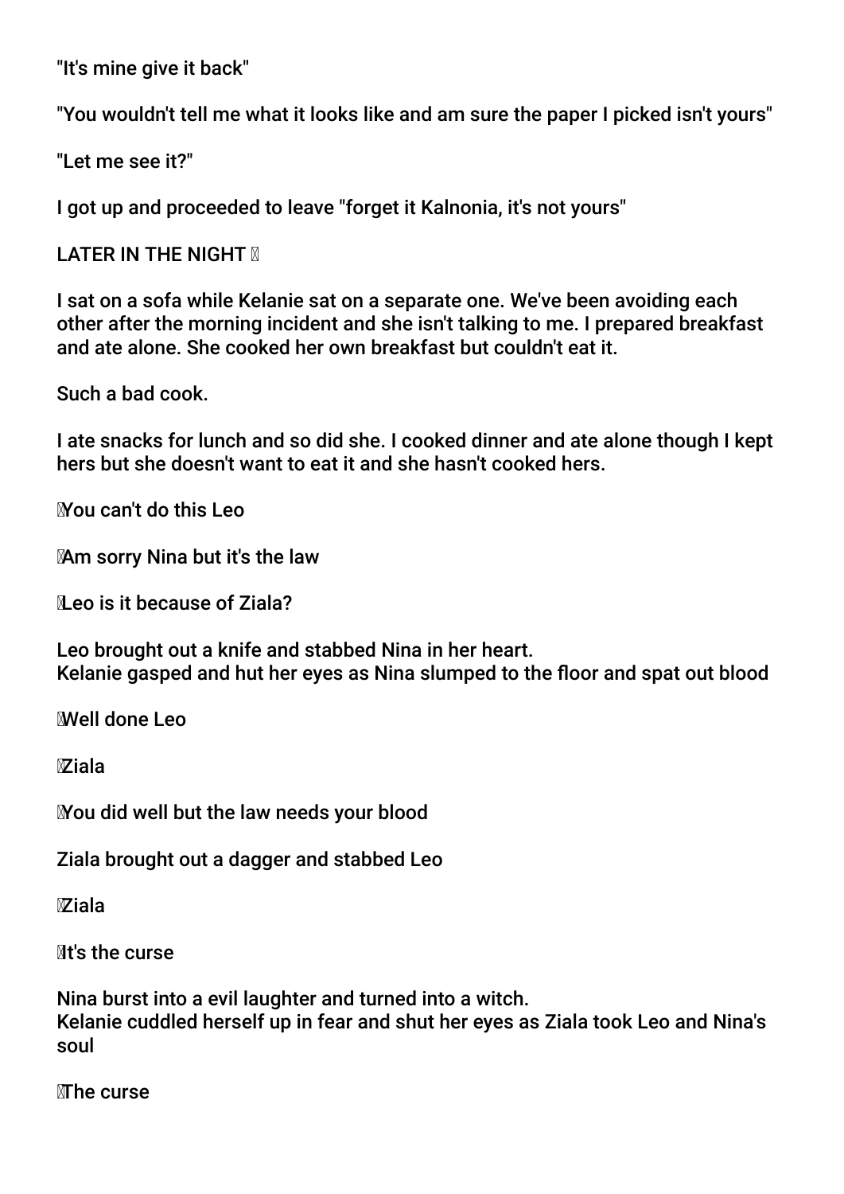"It's mine give it back"

"You wouldn't tell me what it looks like and am sure the paper I picked isn't yours"

"Let me see it?"

I got up and proceeded to leave "forget it Kalnonia, it's not yours"

LATER IN THE NIGHT 

I sat on a sofa while Kelanie sat on a separate one. We've been avoiding each other after the morning incident and she isn't talking to me. I prepared breakfast and ate alone. She cooked her own breakfast but couldn't eat it.

Such a bad cook.

I ate snacks for lunch and so did she. I cooked dinner and ate alone though I kept hers but she doesn't want to eat it and she hasn't cooked hers.

You can't do this Leo

Am sorry Nina but it's the law

Leo is it because of Ziala?

Leo brought out a knife and stabbed Nina in her heart.
Kelanie gasped and hut her eyes as Nina slumped to the floor and spat out blood

Well done Leo

Ziala

You did well but the law needs your blood

Ziala brought out a dagger and stabbed Leo

Ziala

It's the curse

Nina burst into a evil laughter and turned into a witch.
Kelanie cuddled herself up in fear and shut her eyes as Ziala took Leo and Nina's soul

The curse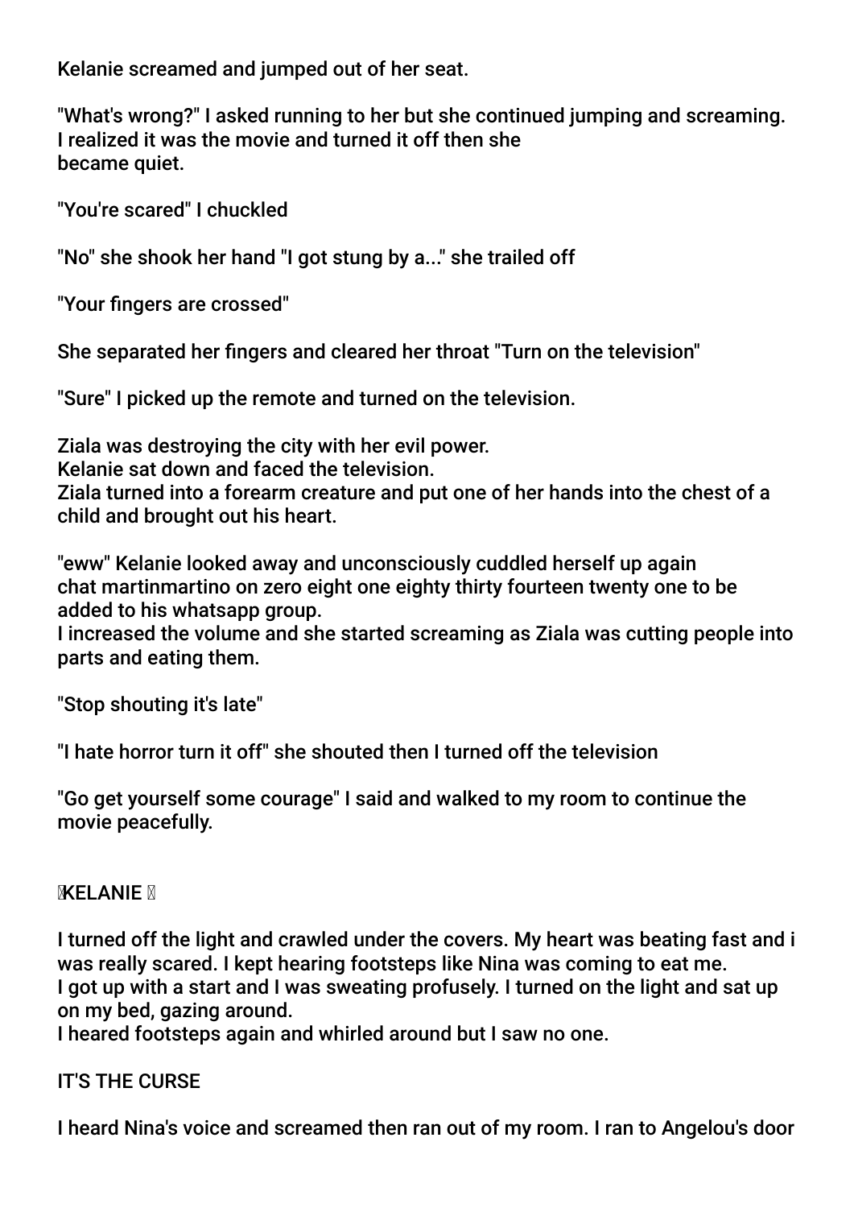Kelanie screamed and jumped out of her seat.

"What's wrong?" I asked running to her but she continued jumping and screaming. I realized it was the movie and turned it off then she became quiet.

"You're scared" I chuckled

"No" she shook her hand "I got stung by a..." she trailed off

"Your fingers are crossed"

She separated her fingers and cleared her throat "Turn on the television"

"Sure" I picked up the remote and turned on the television.

Ziala was destroying the city with her evil power.
Kelanie sat down and faced the television.
Ziala turned into a forearm creature and put one of her hands into the chest of a child and brought out his heart.

"eww" Kelanie looked away and unconsciously cuddled herself up again
chat martinmartino on zero eight one eighty thirty fourteen twenty one to be added to his whatsapp group.
I increased the volume and she started screaming as Ziala was cutting people into parts and eating them.

"Stop shouting it's late"

"I hate horror turn it off" she shouted then I turned off the television

"Go get yourself some courage" I said and walked to my room to continue the movie peacefully.

KELANIE

I turned off the light and crawled under the covers. My heart was beating fast and i was really scared. I kept hearing footsteps like Nina was coming to eat me.
I got up with a start and I was sweating profusely. I turned on the light and sat up on my bed, gazing around.
I heared footsteps again and whirled around but I saw no one.

IT'S THE CURSE

I heard Nina's voice and screamed then ran out of my room. I ran to Angelou's door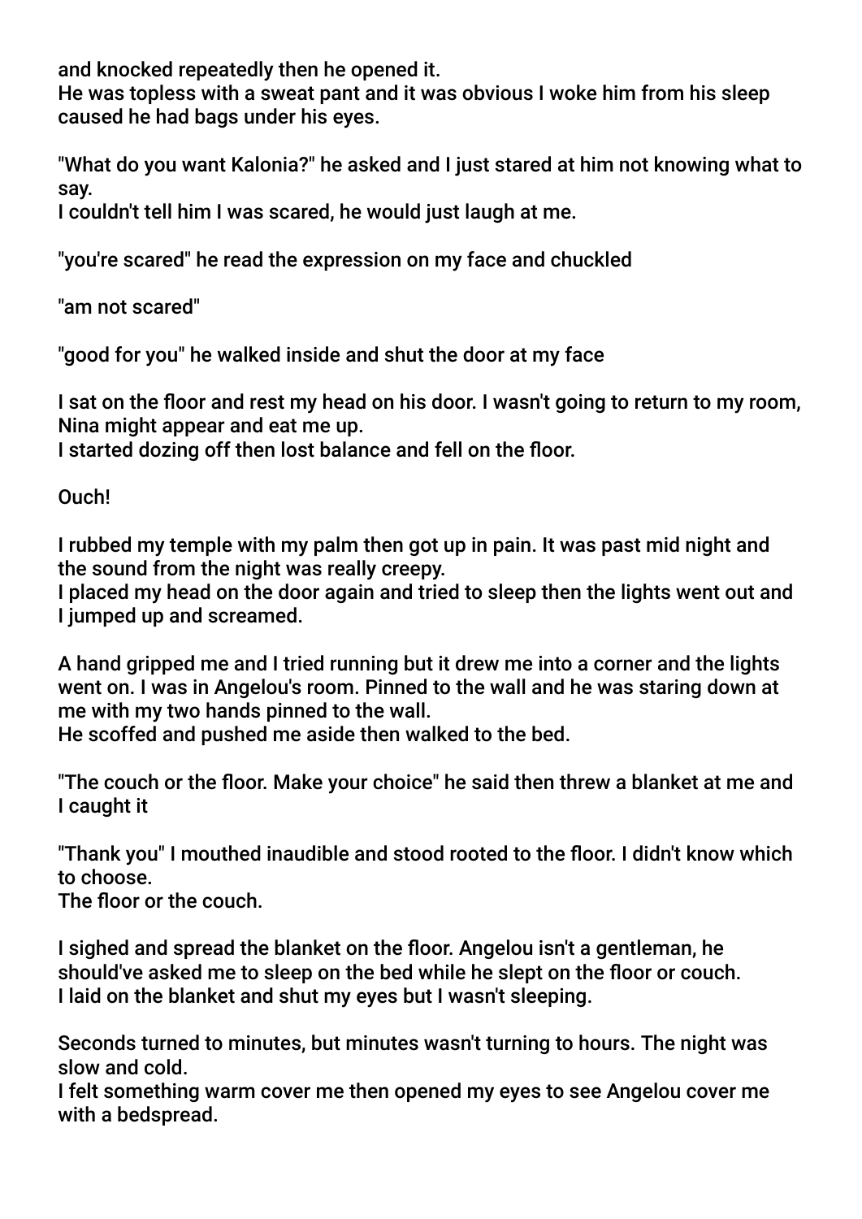and knocked repeatedly then he opened it.
He was topless with a sweat pant and it was obvious I woke him from his sleep caused he had bags under his eyes.

"What do you want Kalonia?" he asked and I just stared at him not knowing what to say.
I couldn't tell him I was scared, he would just laugh at me.

"you're scared" he read the expression on my face and chuckled

"am not scared"

"good for you" he walked inside and shut the door at my face

I sat on the floor and rest my head on his door. I wasn't going to return to my room, Nina might appear and eat me up.
I started dozing off then lost balance and fell on the floor.

Ouch!

I rubbed my temple with my palm then got up in pain. It was past mid night and the sound from the night was really creepy.
I placed my head on the door again and tried to sleep then the lights went out and I jumped up and screamed.

A hand gripped me and I tried running but it drew me into a corner and the lights went on. I was in Angelou's room. Pinned to the wall and he was staring down at me with my two hands pinned to the wall.
He scoffed and pushed me aside then walked to the bed.

"The couch or the floor. Make your choice" he said then threw a blanket at me and I caught it

"Thank you" I mouthed inaudible and stood rooted to the floor. I didn't know which to choose.
The floor or the couch.

I sighed and spread the blanket on the floor. Angelou isn't a gentleman, he should've asked me to sleep on the bed while he slept on the floor or couch.
I laid on the blanket and shut my eyes but I wasn't sleeping.

Seconds turned to minutes, but minutes wasn't turning to hours. The night was slow and cold.
I felt something warm cover me then opened my eyes to see Angelou cover me with a bedspread.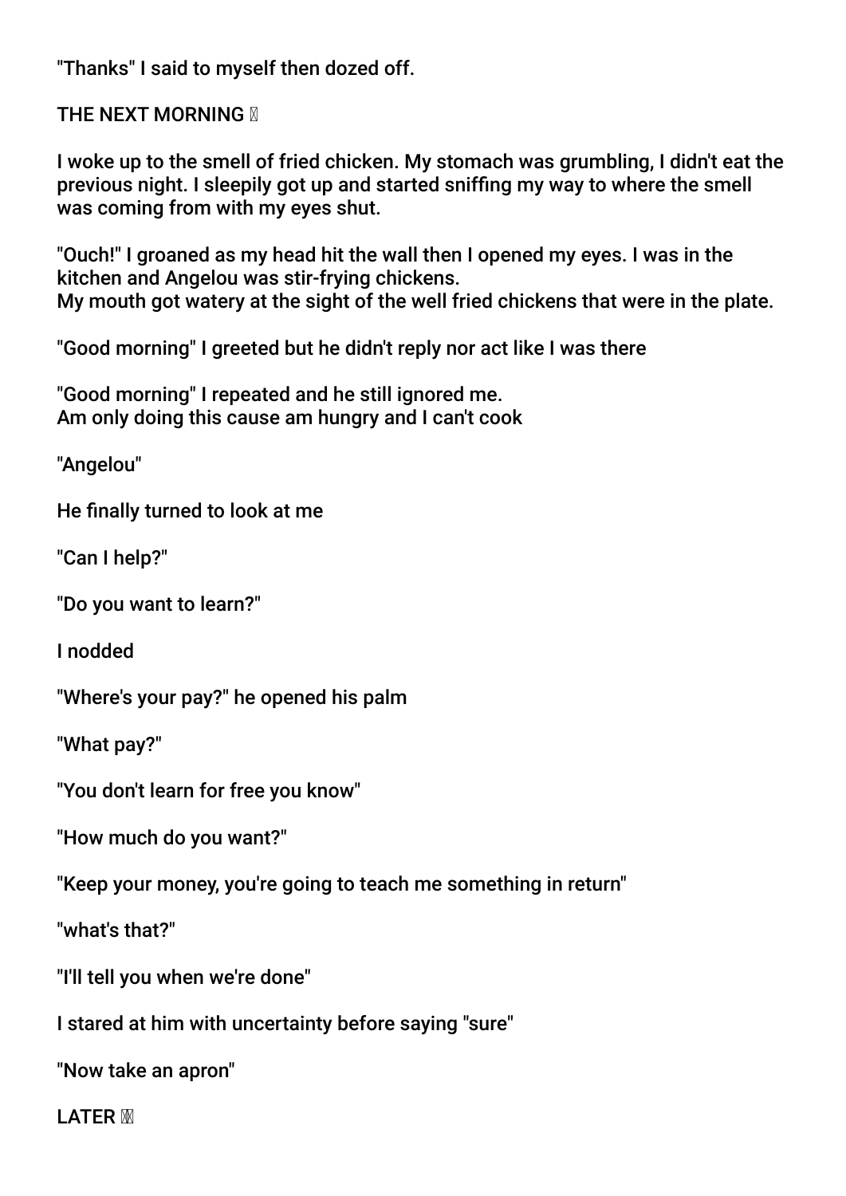"Thanks" I said to myself then dozed off.

THE NEXT MORNING 🌅

I woke up to the smell of fried chicken. My stomach was grumbling, I didn't eat the previous night. I sleepily got up and started sniffing my way to where the smell was coming from with my eyes shut.

"Ouch!" I groaned as my head hit the wall then I opened my eyes. I was in the kitchen and Angelou was stir-frying chickens.
My mouth got watery at the sight of the well fried chickens that were in the plate.

"Good morning" I greeted but he didn't reply nor act like I was there

"Good morning" I repeated and he still ignored me.
Am only doing this cause am hungry and I can't cook

"Angelou"

He finally turned to look at me

"Can I help?"

"Do you want to learn?"

I nodded

"Where's your pay?" he opened his palm

"What pay?"

"You don't learn for free you know"

"How much do you want?"

"Keep your money, you're going to teach me something in return"

"what's that?"

"I'll tell you when we're done"

I stared at him with uncertainty before saying "sure"

"Now take an apron"

LATER 🕐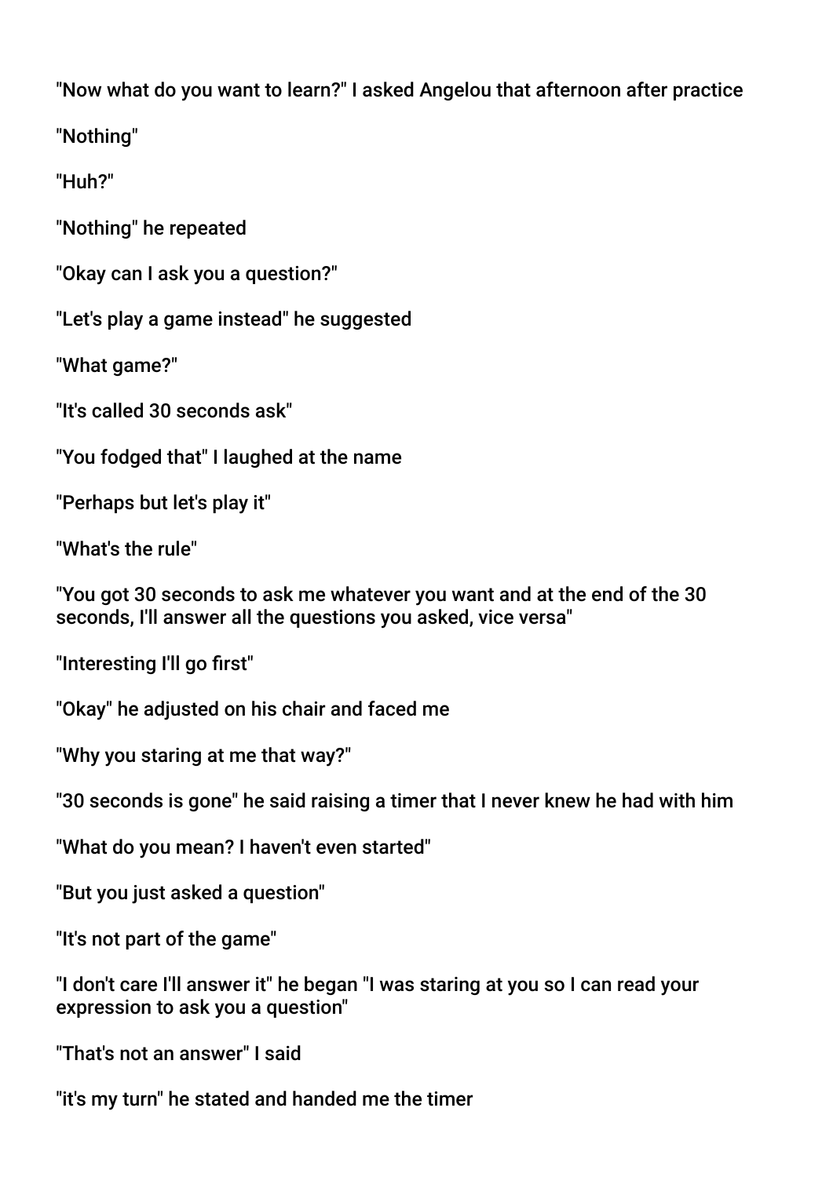"Now what do you want to learn?" I asked Angelou that afternoon after practice

"Nothing"

"Huh?"

"Nothing" he repeated

"Okay can I ask you a question?"

"Let's play a game instead" he suggested

"What game?"

"It's called 30 seconds ask"

"You fodged that" I laughed at the name

"Perhaps but let's play it"

"What's the rule"

"You got 30 seconds to ask me whatever you want and at the end of the 30 seconds, I'll answer all the questions you asked, vice versa"

"Interesting I'll go first"

"Okay" he adjusted on his chair and faced me

"Why you staring at me that way?"

"30 seconds is gone" he said raising a timer that I never knew he had with him

"What do you mean? I haven't even started"

"But you just asked a question"

"It's not part of the game"

"I don't care I'll answer it" he began "I was staring at you so I can read your expression to ask you a question"

"That's not an answer" I said

"it's my turn" he stated and handed me the timer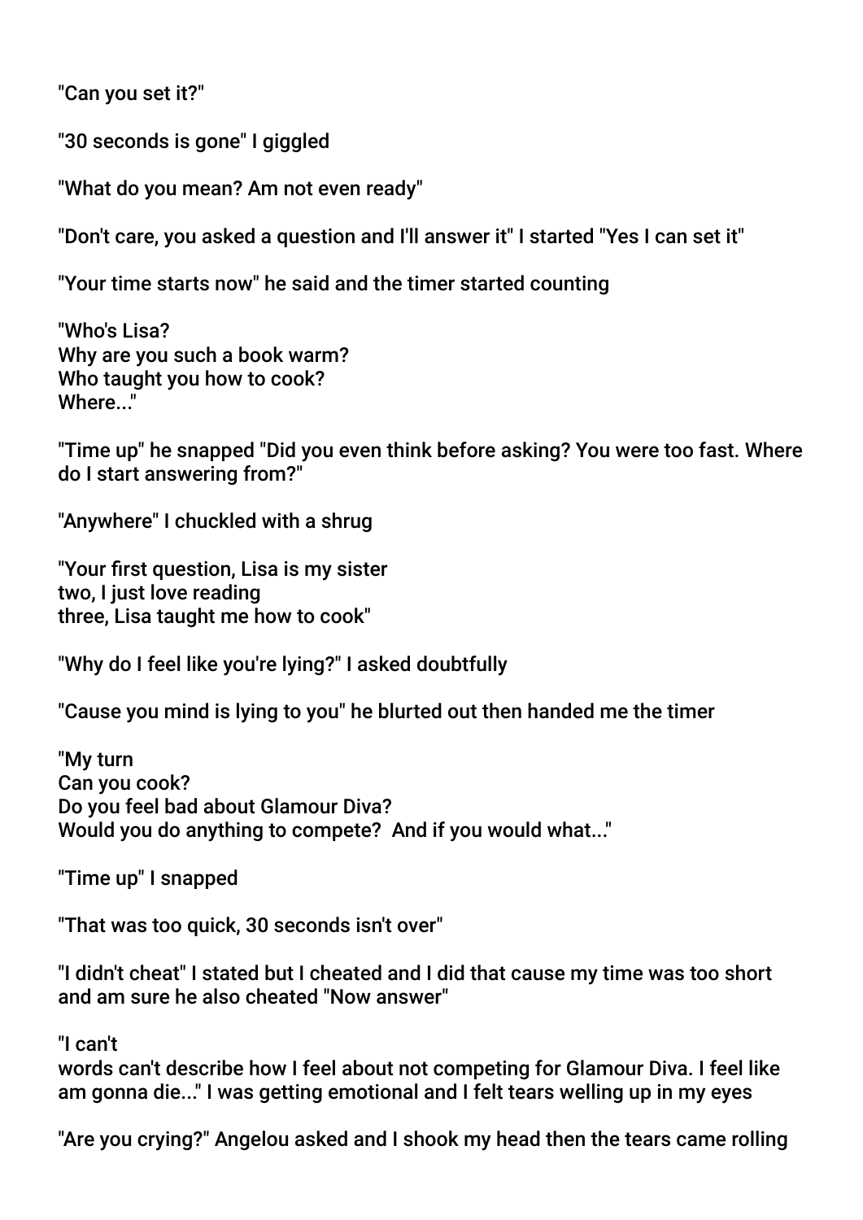"Can you set it?"

"30 seconds is gone" I giggled

"What do you mean? Am not even ready"

"Don't care, you asked a question and I'll answer it" I started "Yes I can set it"

"Your time starts now" he said and the timer started counting

"Who's Lisa?
Why are you such a book warm?
Who taught you how to cook?
Where..."

"Time up" he snapped "Did you even think before asking? You were too fast. Where do I start answering from?"

"Anywhere" I chuckled with a shrug

"Your first question, Lisa is my sister
two, I just love reading
three, Lisa taught me how to cook"

"Why do I feel like you're lying?" I asked doubtfully

"Cause you mind is lying to you" he blurted out then handed me the timer

"My turn
Can you cook?
Do you feel bad about Glamour Diva?
Would you do anything to compete? And if you would what..."

"Time up" I snapped

"That was too quick, 30 seconds isn't over"

"I didn't cheat" I stated but I cheated and I did that cause my time was too short and am sure he also cheated "Now answer"

"I can't
words can't describe how I feel about not competing for Glamour Diva. I feel like am gonna die..." I was getting emotional and I felt tears welling up in my eyes

"Are you crying?" Angelou asked and I shook my head then the tears came rolling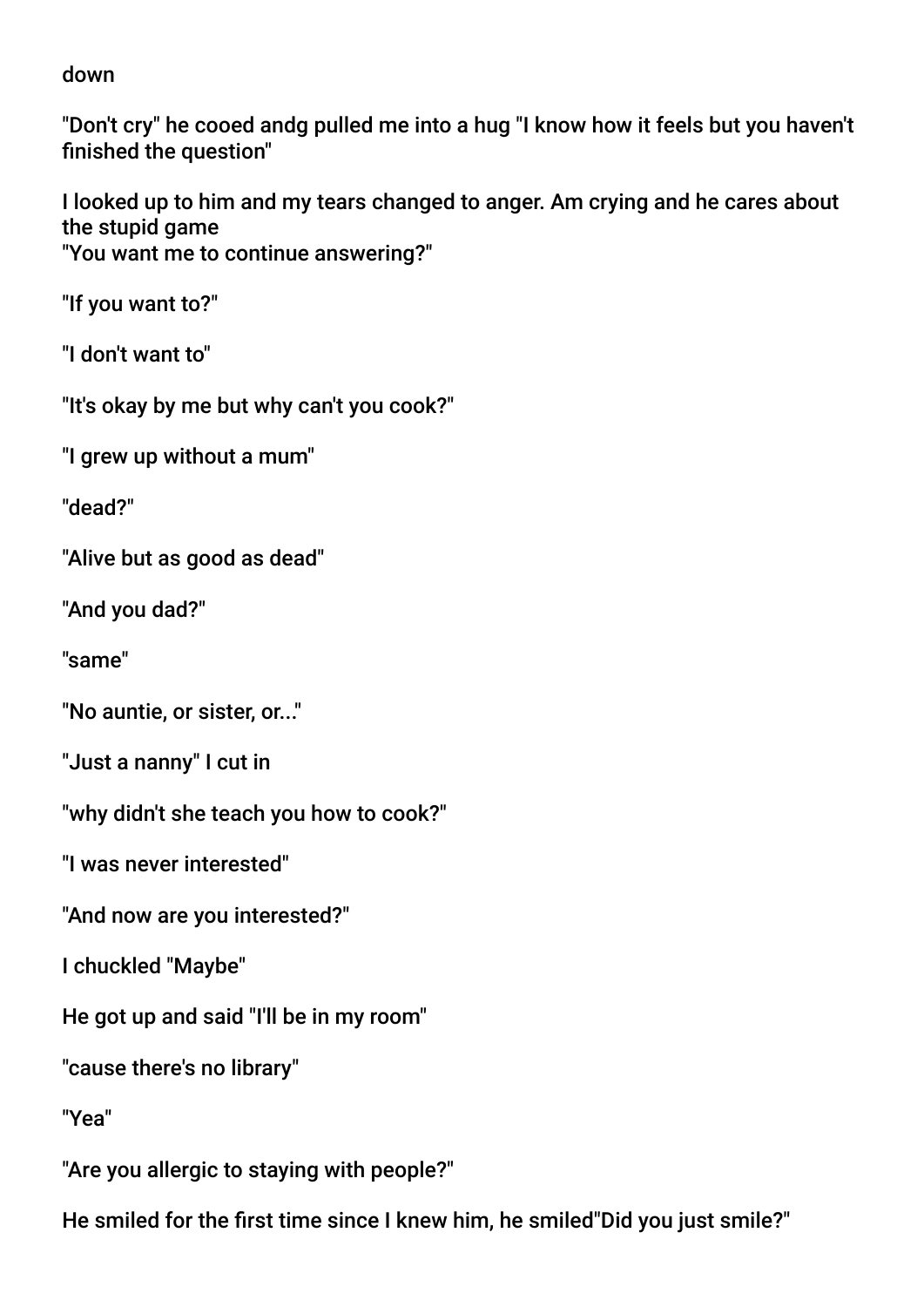down

"Don't cry" he cooed andg pulled me into a hug "I know how it feels but you haven't finished the question"

I looked up to him and my tears changed to anger. Am crying and he cares about the stupid game
"You want me to continue answering?"

"If you want to?"

"I don't want to"

"It's okay by me but why can't you cook?"

"I grew up without a mum"

"dead?"

"Alive but as good as dead"

"And you dad?"

"same"

"No auntie, or sister, or..."

"Just a nanny" I cut in

"why didn't she teach you how to cook?"

"I was never interested"

"And now are you interested?"

I chuckled "Maybe"

He got up and said "I'll be in my room"

"cause there's no library"

"Yea"

"Are you allergic to staying with people?"

He smiled for the first time since I knew him, he smiled"Did you just smile?"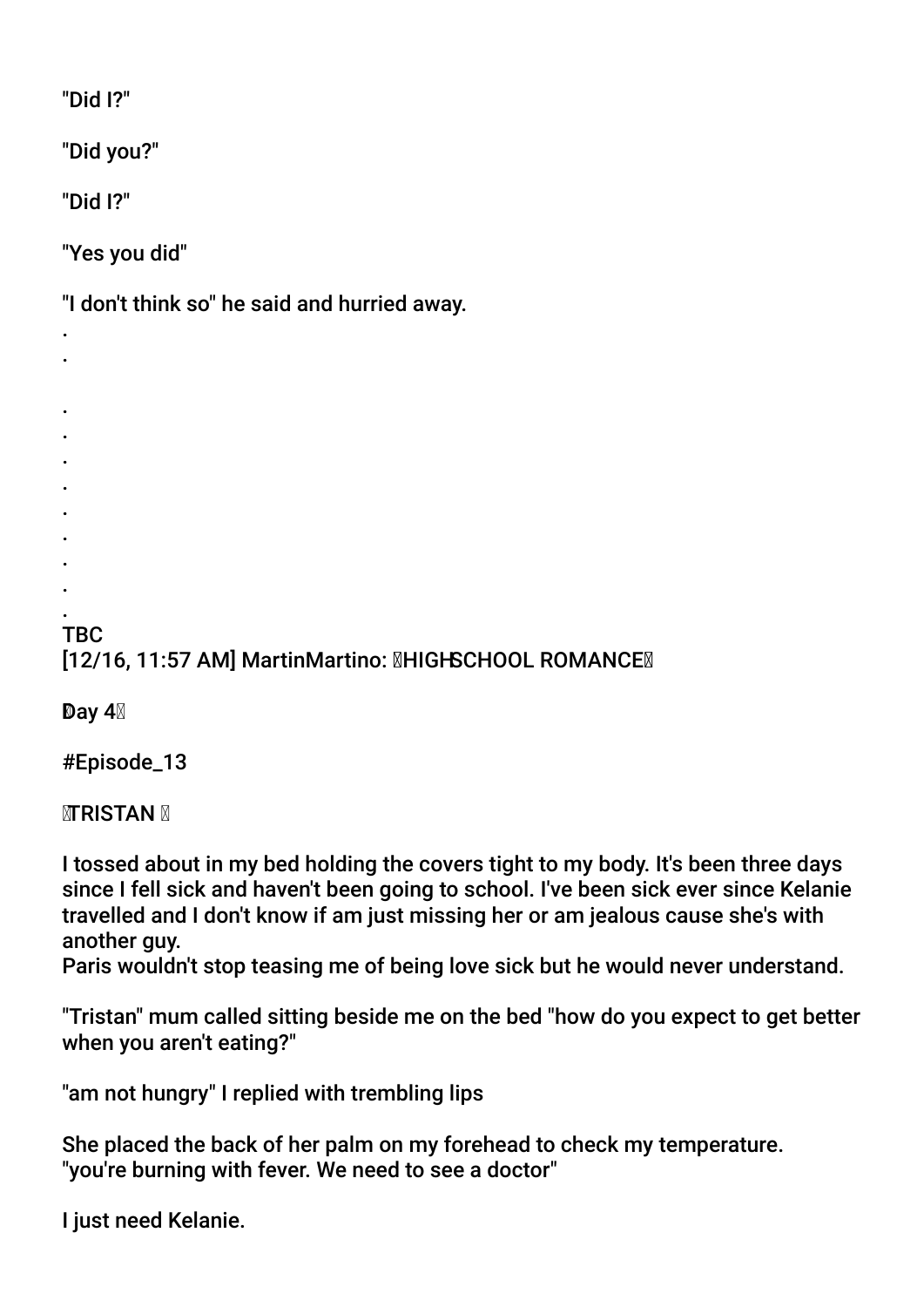"Did I?"

"Did you?"

"Did I?"

"Yes you did"

"I don't think so" he said and hurried away.

.

.

.

.

.

.

.

.

.

.

.

TBC

[12/16, 11:57 AM] MartinMartino: HIGHSCHOOL ROMANCE

Day 4

#Episode_13

TRISTAN

I tossed about in my bed holding the covers tight to my body. It's been three days since I fell sick and haven't been going to school. I've been sick ever since Kelanie travelled and I don't know if am just missing her or am jealous cause she's with another guy.
Paris wouldn't stop teasing me of being love sick but he would never understand.

"Tristan" mum called sitting beside me on the bed "how do you expect to get better when you aren't eating?"

"am not hungry" I replied with trembling lips

She placed the back of her palm on my forehead to check my temperature.
"you're burning with fever. We need to see a doctor"

I just need Kelanie.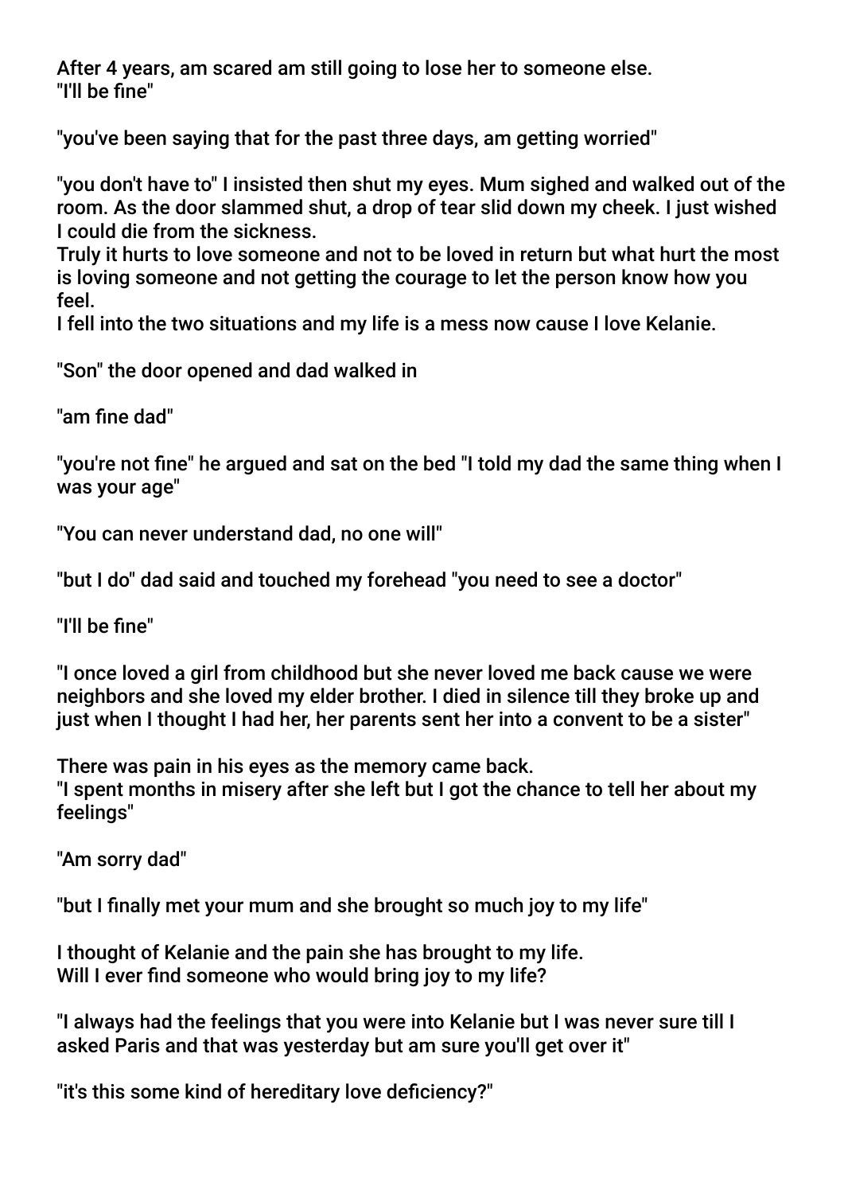After 4 years, am scared am still going to lose her to someone else.
"I'll be fine"

"you've been saying that for the past three days, am getting worried"

"you don't have to" I insisted then shut my eyes. Mum sighed and walked out of the room. As the door slammed shut, a drop of tear slid down my cheek. I just wished I could die from the sickness.
Truly it hurts to love someone and not to be loved in return but what hurt the most is loving someone and not getting the courage to let the person know how you feel.
I fell into the two situations and my life is a mess now cause I love Kelanie.

"Son" the door opened and dad walked in

"am fine dad"

"you're not fine" he argued and sat on the bed "I told my dad the same thing when I was your age"

"You can never understand dad, no one will"

"but I do" dad said and touched my forehead "you need to see a doctor"

"I'll be fine"

"I once loved a girl from childhood but she never loved me back cause we were neighbors and she loved my elder brother. I died in silence till they broke up and just when I thought I had her, her parents sent her into a convent to be a sister"

There was pain in his eyes as the memory came back.
"I spent months in misery after she left but I got the chance to tell her about my feelings"

"Am sorry dad"

"but I finally met your mum and she brought so much joy to my life"

I thought of Kelanie and the pain she has brought to my life.
Will I ever find someone who would bring joy to my life?

"I always had the feelings that you were into Kelanie but I was never sure till I asked Paris and that was yesterday but am sure you'll get over it"

"it's this some kind of hereditary love deficiency?"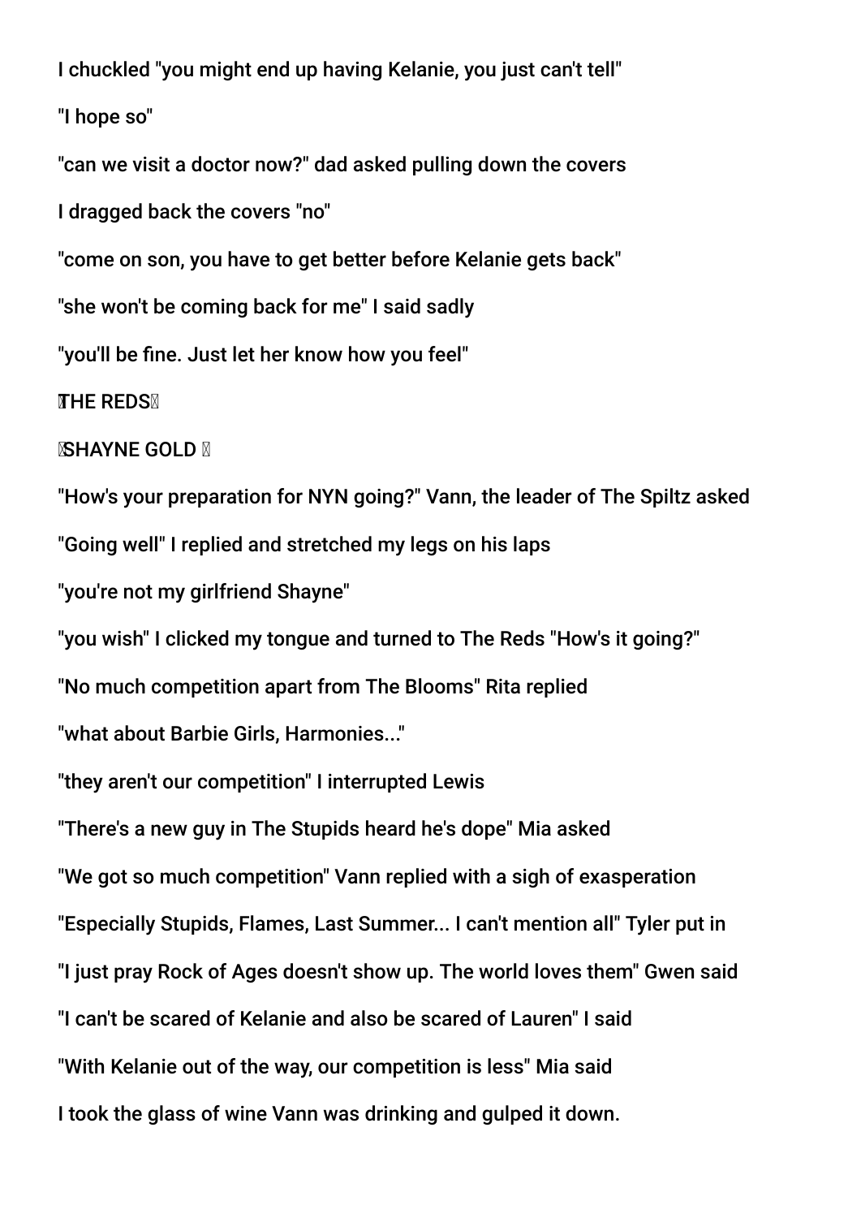I chuckled "you might end up having Kelanie, you just can't tell"

"I hope so"

"can we visit a doctor now?" dad asked pulling down the covers

I dragged back the covers "no"

"come on son, you have to get better before Kelanie gets back"

"she won't be coming back for me" I said sadly

"you'll be fine. Just let her know how you feel"

**THE REDS**

**SHAYNE GOLD**

"How's your preparation for NYN going?" Vann, the leader of The Spiltz asked

"Going well" I replied and stretched my legs on his laps

"you're not my girlfriend Shayne"

"you wish" I clicked my tongue and turned to The Reds "How's it going?"

"No much competition apart from The Blooms" Rita replied

"what about Barbie Girls, Harmonies..."

"they aren't our competition" I interrupted Lewis

"There's a new guy in The Stupids heard he's dope" Mia asked

"We got so much competition" Vann replied with a sigh of exasperation

"Especially Stupids, Flames, Last Summer... I can't mention all" Tyler put in

"I just pray Rock of Ages doesn't show up. The world loves them" Gwen said

"I can't be scared of Kelanie and also be scared of Lauren" I said

"With Kelanie out of the way, our competition is less" Mia said

I took the glass of wine Vann was drinking and gulped it down.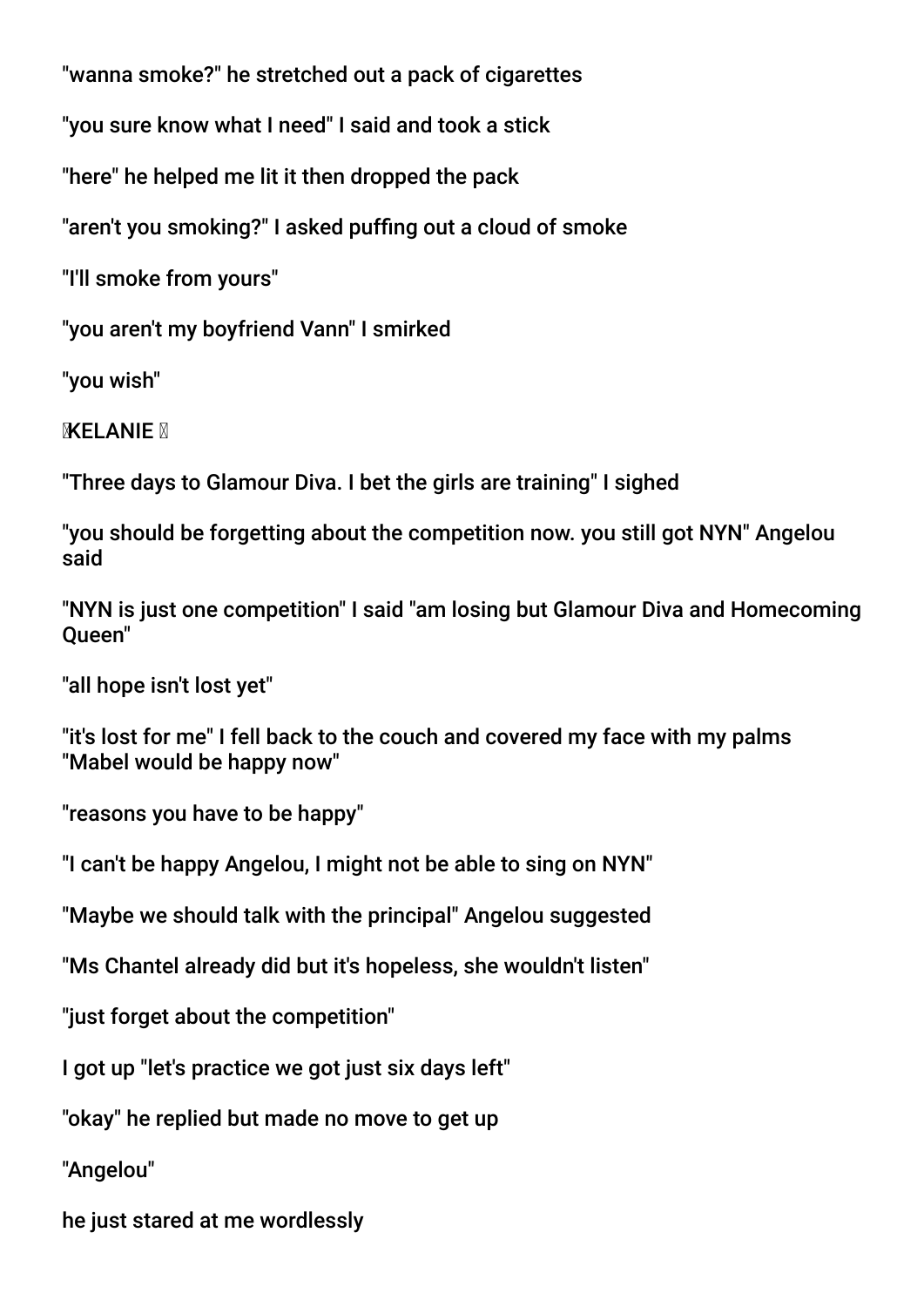"wanna smoke?" he stretched out a pack of cigarettes

"you sure know what I need" I said and took a stick

"here" he helped me lit it then dropped the pack

"aren't you smoking?" I asked puffing out a cloud of smoke

"I'll smoke from yours"

"you aren't my boyfriend Vann" I smirked

"you wish"

**KELANIE**

"Three days to Glamour Diva. I bet the girls are training" I sighed

"you should be forgetting about the competition now. you still got NYN" Angelou said

"NYN is just one competition" I said "am losing but Glamour Diva and Homecoming Queen"

"all hope isn't lost yet"

"it's lost for me" I fell back to the couch and covered my face with my palms "Mabel would be happy now"

"reasons you have to be happy"

"I can't be happy Angelou, I might not be able to sing on NYN"

"Maybe we should talk with the principal" Angelou suggested

"Ms Chantel already did but it's hopeless, she wouldn't listen"

"just forget about the competition"

I got up "let's practice we got just six days left"

"okay" he replied but made no move to get up

"Angelou"

he just stared at me wordlessly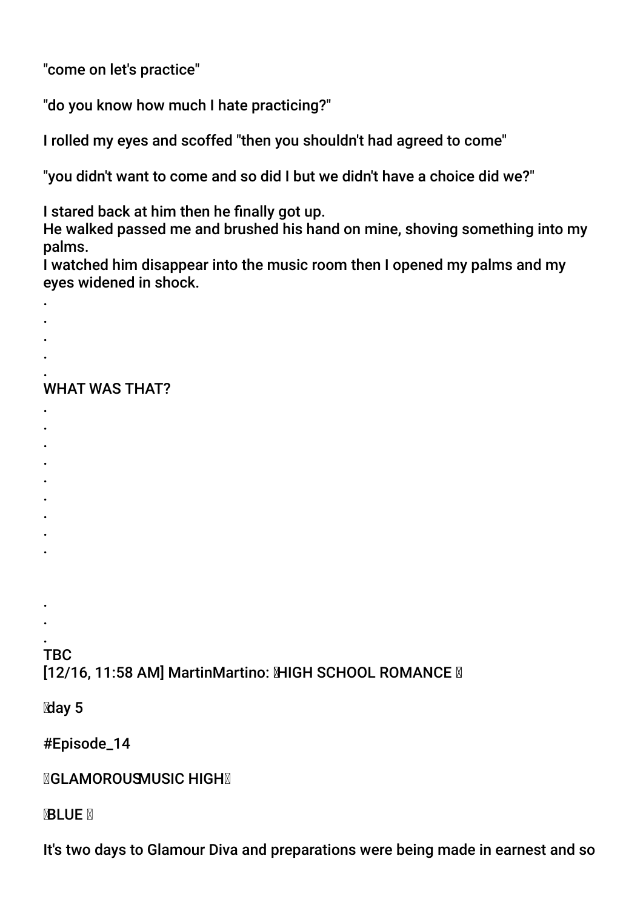"come on let's practice"

"do you know how much I hate practicing?"

I rolled my eyes and scoffed "then you shouldn't had agreed to come"

"you didn't want to come and so did I but we didn't have a choice did we?"

I stared back at him then he finally got up.
He walked passed me and brushed his hand on mine, shoving something into my palms.
I watched him disappear into the music room then I opened my palms and my eyes widened in shock.

.
.
.
.
.
WHAT WAS THAT?
.
.
.
.
.
.
.
.
.

.
.
.
TBC
[12/16, 11:58 AM] MartinMartino: HIGH SCHOOL ROMANCE

day 5

#Episode_14

GLAMOROUSMUSIC HIGH

BLUE

It's two days to Glamour Diva and preparations were being made in earnest and so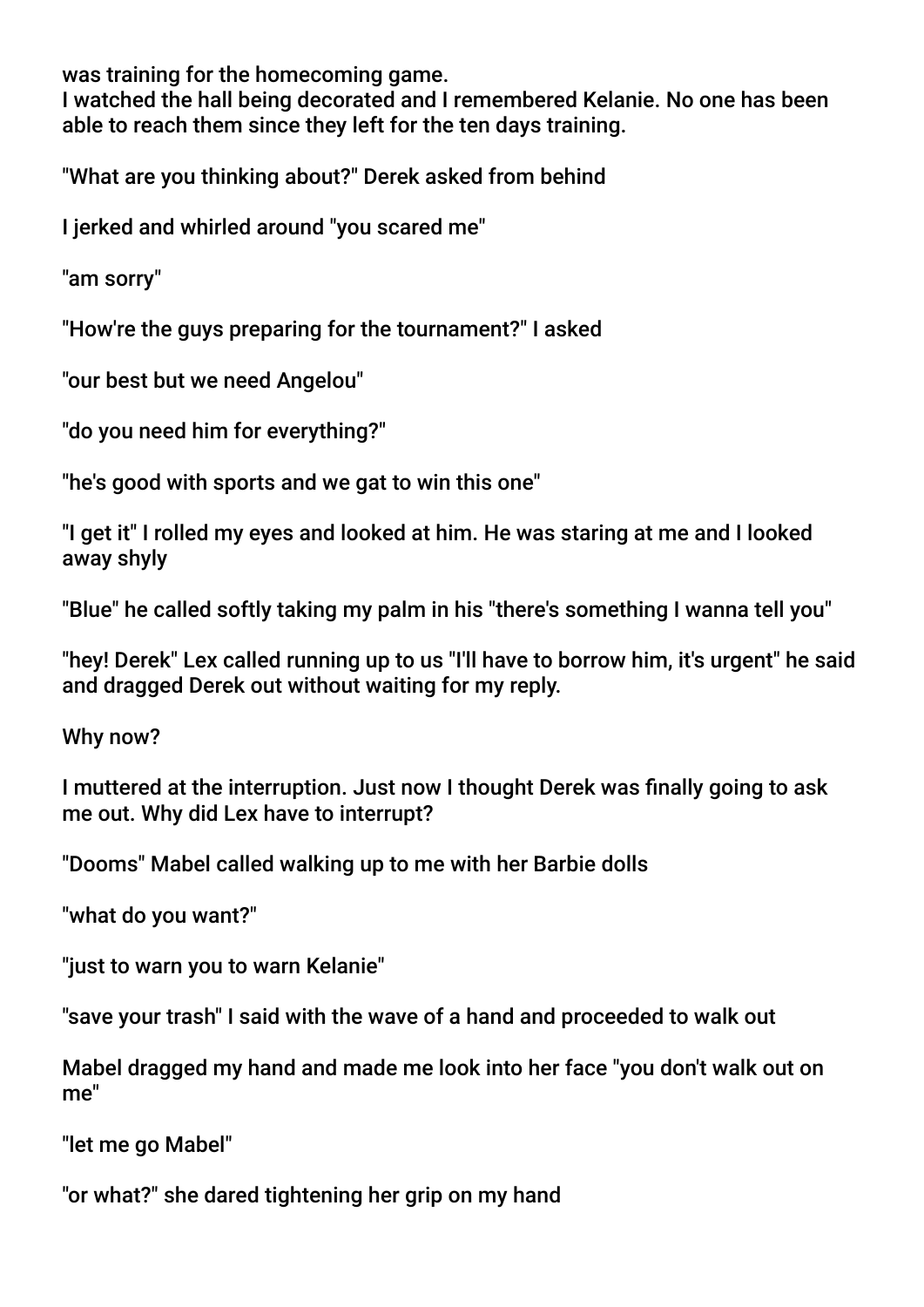was training for the homecoming game.
I watched the hall being decorated and I remembered Kelanie. No one has been able to reach them since they left for the ten days training.

"What are you thinking about?" Derek asked from behind

I jerked and whirled around "you scared me"

"am sorry"

"How're the guys preparing for the tournament?" I asked

"our best but we need Angelou"

"do you need him for everything?"

"he's good with sports and we gat to win this one"

"I get it" I rolled my eyes and looked at him. He was staring at me and I looked away shyly

"Blue" he called softly taking my palm in his "there's something I wanna tell you"

"hey! Derek" Lex called running up to us "I'll have to borrow him, it's urgent" he said and dragged Derek out without waiting for my reply.

Why now?

I muttered at the interruption. Just now I thought Derek was finally going to ask me out. Why did Lex have to interrupt?

"Dooms" Mabel called walking up to me with her Barbie dolls

"what do you want?"

"just to warn you to warn Kelanie"

"save your trash" I said with the wave of a hand and proceeded to walk out

Mabel dragged my hand and made me look into her face "you don't walk out on me"

"let me go Mabel"

"or what?" she dared tightening her grip on my hand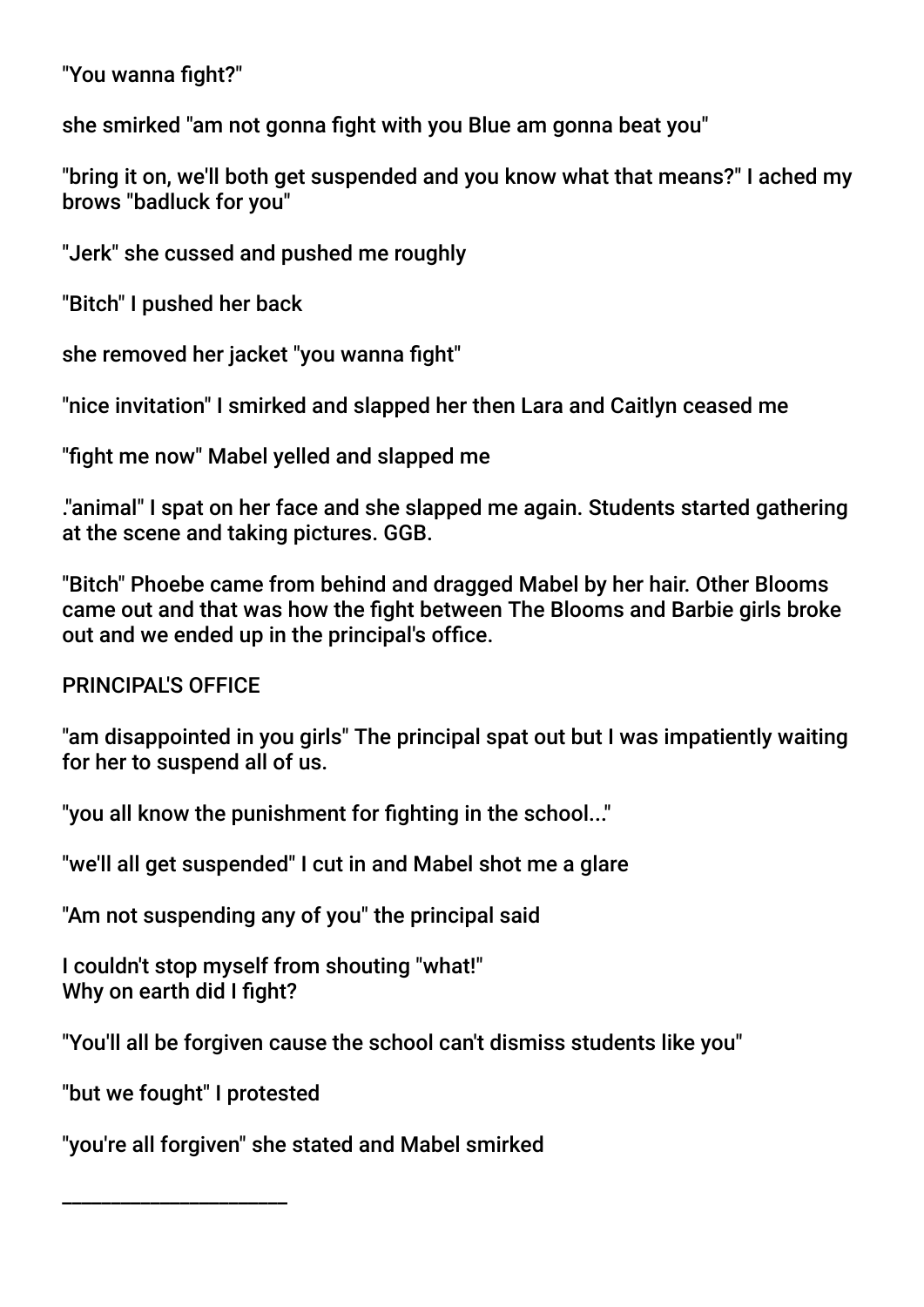"You wanna fight?"

she smirked "am not gonna fight with you Blue am gonna beat you"

"bring it on, we'll both get suspended and you know what that means?" I ached my brows "badluck for you"

"Jerk" she cussed and pushed me roughly

"Bitch" I pushed her back

she removed her jacket "you wanna fight"

"nice invitation" I smirked and slapped her then Lara and Caitlyn ceased me

"fight me now" Mabel yelled and slapped me

."animal" I spat on her face and she slapped me again. Students started gathering at the scene and taking pictures. GGB.

"Bitch" Phoebe came from behind and dragged Mabel by her hair. Other Blooms came out and that was how the fight between The Blooms and Barbie girls broke out and we ended up in the principal's office.

PRINCIPAL'S OFFICE

"am disappointed in you girls" The principal spat out but I was impatiently waiting for her to suspend all of us.

"you all know the punishment for fighting in the school..."

"we'll all get suspended" I cut in and Mabel shot me a glare

"Am not suspending any of you" the principal said

I couldn't stop myself from shouting "what!"
Why on earth did I fight?

"You'll all be forgiven cause the school can't dismiss students like you"

"but we fought" I protested

"you're all forgiven" she stated and Mabel smirked

______________________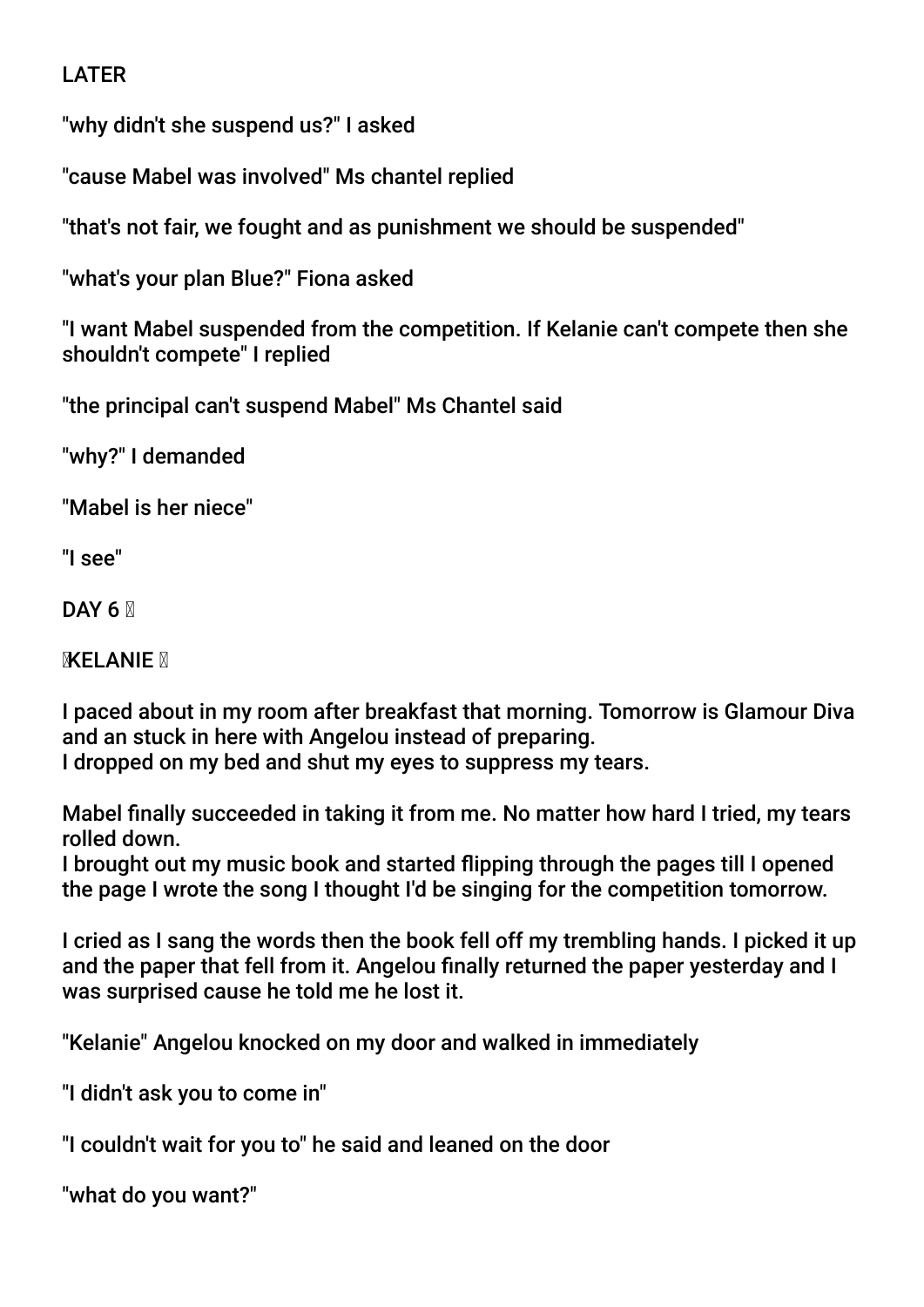LATER

"why didn't she suspend us?" I asked

"cause Mabel was involved" Ms chantel replied

"that's not fair, we fought and as punishment we should be suspended"

"what's your plan Blue?" Fiona asked

"I want Mabel suspended from the competition. If Kelanie can't compete then she shouldn't compete" I replied

"the principal can't suspend Mabel" Ms Chantel said

"why?" I demanded

"Mabel is her niece"

"I see"

DAY 6 

KELANIE 

I paced about in my room after breakfast that morning. Tomorrow is Glamour Diva and an stuck in here with Angelou instead of preparing.
I dropped on my bed and shut my eyes to suppress my tears.

Mabel finally succeeded in taking it from me. No matter how hard I tried, my tears rolled down.
I brought out my music book and started flipping through the pages till I opened the page I wrote the song I thought I'd be singing for the competition tomorrow.

I cried as I sang the words then the book fell off my trembling hands. I picked it up and the paper that fell from it. Angelou finally returned the paper yesterday and I was surprised cause he told me he lost it.

"Kelanie" Angelou knocked on my door and walked in immediately

"I didn't ask you to come in"

"I couldn't wait for you to" he said and leaned on the door

"what do you want?"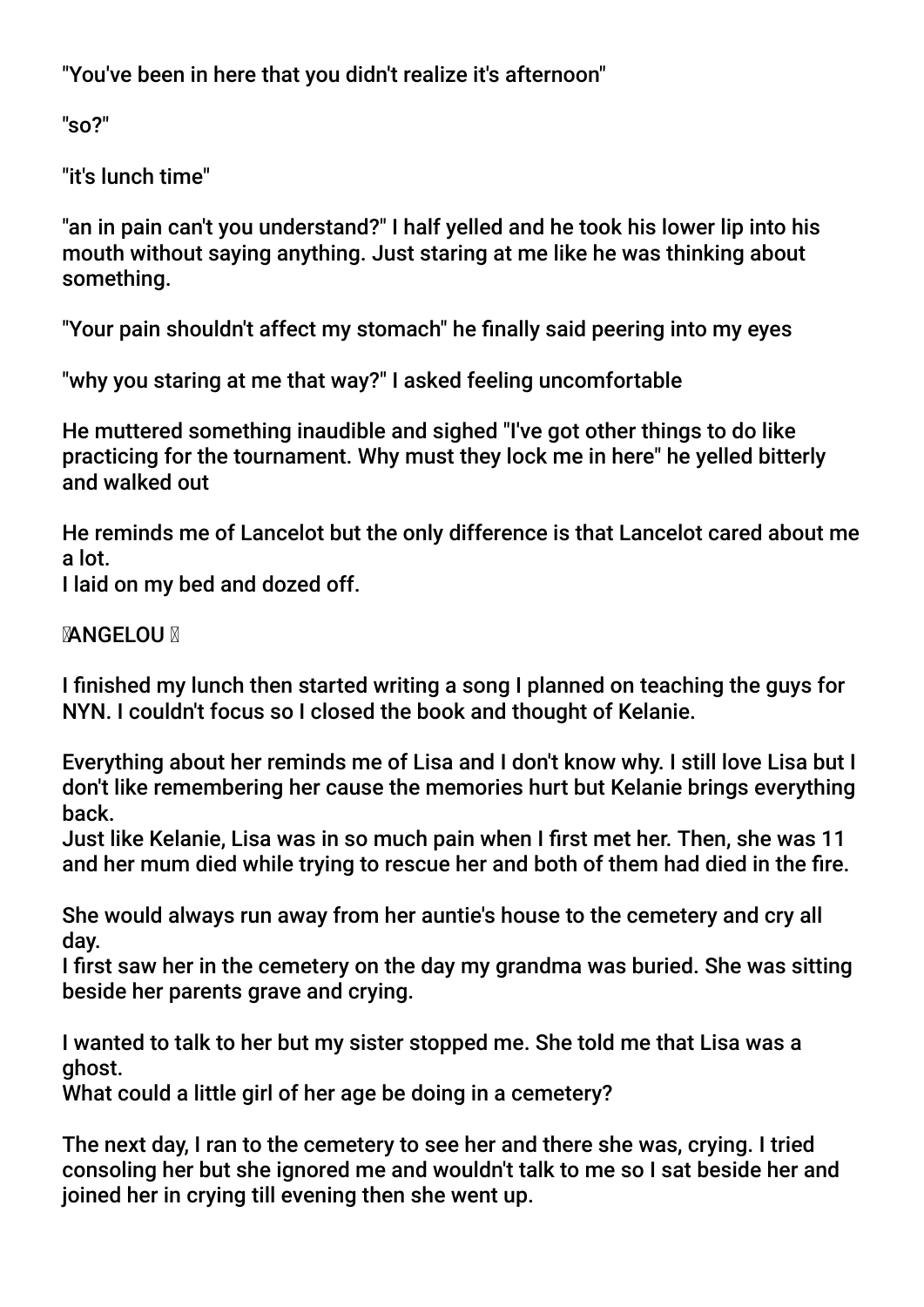"You've been in here that you didn't realize it's afternoon"

"so?"

"it's lunch time"

"an in pain can't you understand?" I half yelled and he took his lower lip into his mouth without saying anything. Just staring at me like he was thinking about something.

"Your pain shouldn't affect my stomach" he finally said peering into my eyes

"why you staring at me that way?" I asked feeling uncomfortable

He muttered something inaudible and sighed "I've got other things to do like practicing for the tournament. Why must they lock me in here" he yelled bitterly and walked out

He reminds me of Lancelot but the only difference is that Lancelot cared about me a lot.
I laid on my bed and dozed off.

ANGELOU

I finished my lunch then started writing a song I planned on teaching the guys for NYN. I couldn't focus so I closed the book and thought of Kelanie.

Everything about her reminds me of Lisa and I don't know why. I still love Lisa but I don't like remembering her cause the memories hurt but Kelanie brings everything back.
Just like Kelanie, Lisa was in so much pain when I first met her. Then, she was 11 and her mum died while trying to rescue her and both of them had died in the fire.

She would always run away from her auntie's house to the cemetery and cry all day.
I first saw her in the cemetery on the day my grandma was buried. She was sitting beside her parents grave and crying.

I wanted to talk to her but my sister stopped me. She told me that Lisa was a ghost.
What could a little girl of her age be doing in a cemetery?

The next day, I ran to the cemetery to see her and there she was, crying. I tried consoling her but she ignored me and wouldn't talk to me so I sat beside her and joined her in crying till evening then she went up.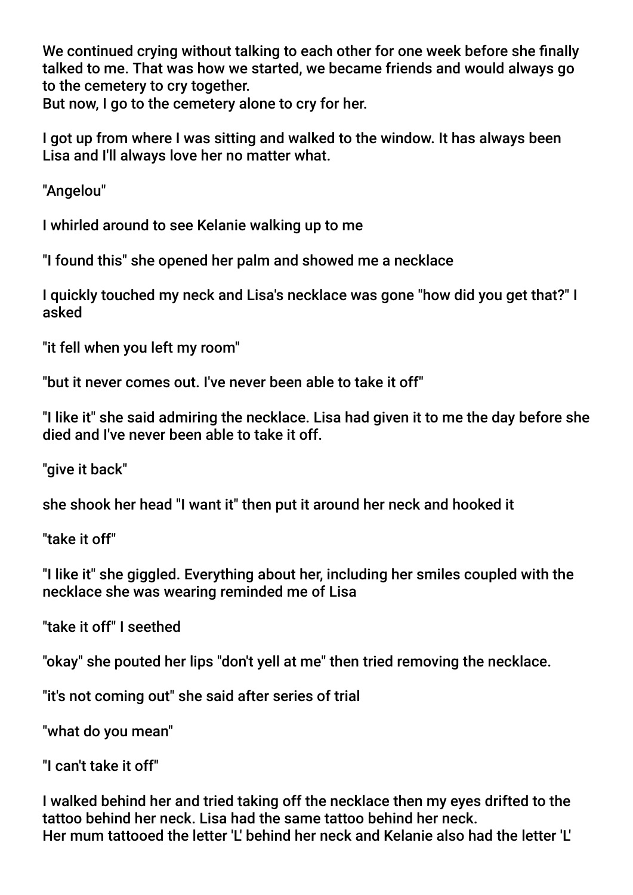We continued crying without talking to each other for one week before she finally talked to me. That was how we started, we became friends and would always go to the cemetery to cry together.
But now, I go to the cemetery alone to cry for her.

I got up from where I was sitting and walked to the window. It has always been Lisa and I'll always love her no matter what.

"Angelou"

I whirled around to see Kelanie walking up to me

"I found this" she opened her palm and showed me a necklace

I quickly touched my neck and Lisa's necklace was gone "how did you get that?" I asked

"it fell when you left my room"

"but it never comes out. I've never been able to take it off"

"I like it" she said admiring the necklace. Lisa had given it to me the day before she died and I've never been able to take it off.

"give it back"

she shook her head "I want it" then put it around her neck and hooked it

"take it off"

"I like it" she giggled. Everything about her, including her smiles coupled with the necklace she was wearing reminded me of Lisa

"take it off" I seethed

"okay" she pouted her lips "don't yell at me" then tried removing the necklace.

"it's not coming out" she said after series of trial

"what do you mean"

"I can't take it off"

I walked behind her and tried taking off the necklace then my eyes drifted to the tattoo behind her neck. Lisa had the same tattoo behind her neck.
Her mum tattooed the letter 'L' behind her neck and Kelanie also had the letter 'L'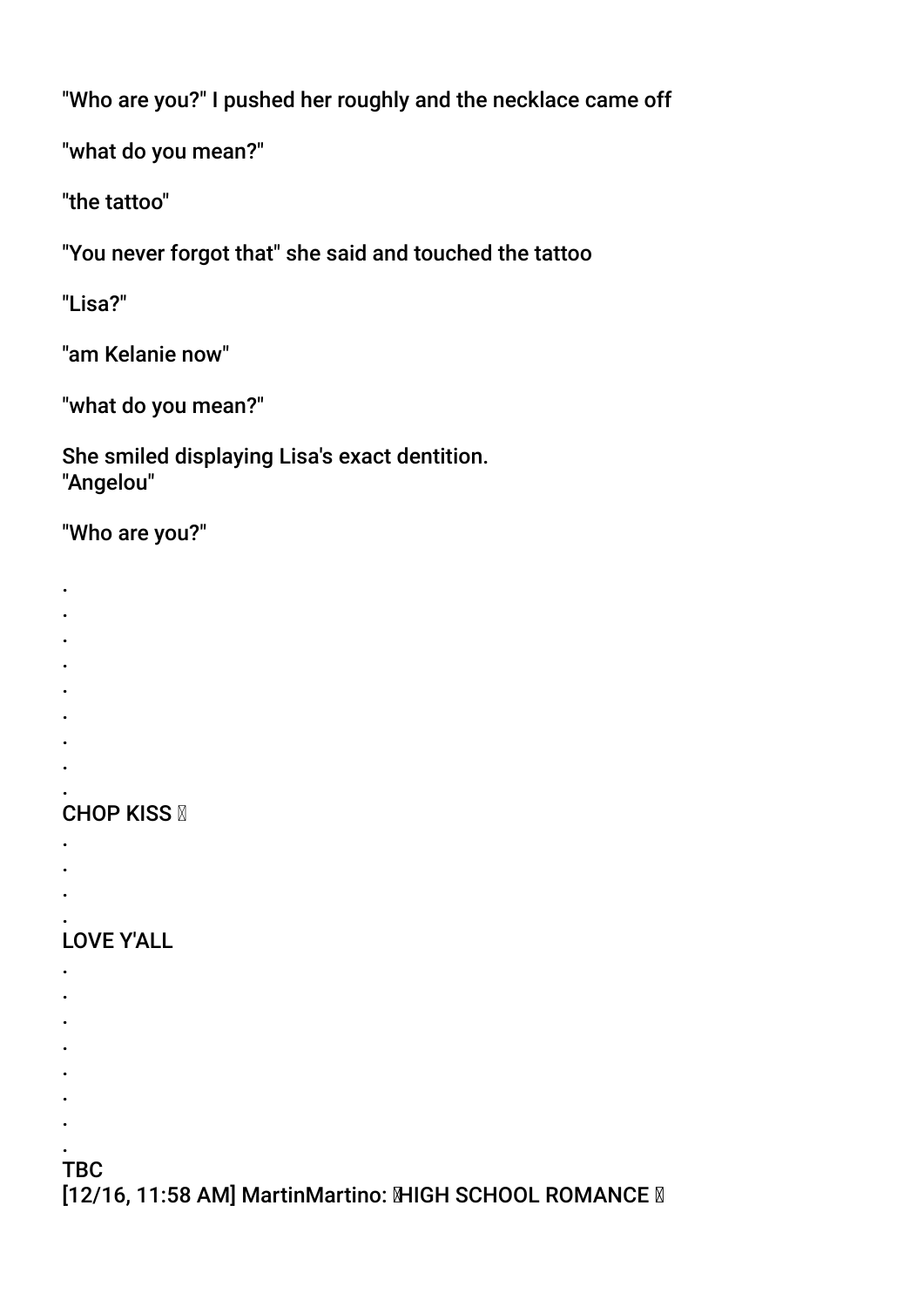"Who are you?" I pushed her roughly and the necklace came off

"what do you mean?"

"the tattoo"

"You never forgot that" she said and touched the tattoo

"Lisa?"

"am Kelanie now"

"what do you mean?"

She smiled displaying Lisa's exact dentition.
"Angelou"

"Who are you?"

.
.
.
.
.
.
.
.
.
CHOP KISS �
.
.
.
.
LOVE Y'ALL
.
.
.
.
.
.
.
.
TBC
[12/16, 11:58 AM] MartinMartino: �HIGH SCHOOL ROMANCE �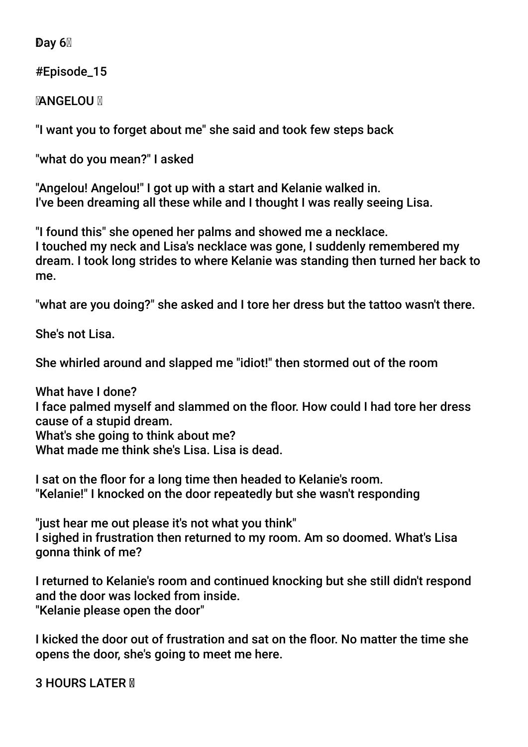Day 6

#Episode_15

ANGELOU

"I want you to forget about me" she said and took few steps back

"what do you mean?" I asked

"Angelou! Angelou!" I got up with a start and Kelanie walked in.
I've been dreaming all these while and I thought I was really seeing Lisa.

"I found this" she opened her palms and showed me a necklace.
I touched my neck and Lisa's necklace was gone, I suddenly remembered my dream. I took long strides to where Kelanie was standing then turned her back to me.

"what are you doing?" she asked and I tore her dress but the tattoo wasn't there.

She's not Lisa.

She whirled around and slapped me "idiot!" then stormed out of the room

What have I done?
I face palmed myself and slammed on the floor. How could I had tore her dress cause of a stupid dream.
What's she going to think about me?
What made me think she's Lisa. Lisa is dead.

I sat on the floor for a long time then headed to Kelanie's room.
"Kelanie!" I knocked on the door repeatedly but she wasn't responding

"just hear me out please it's not what you think"
I sighed in frustration then returned to my room. Am so doomed. What's Lisa gonna think of me?

I returned to Kelanie's room and continued knocking but she still didn't respond and the door was locked from inside.
"Kelanie please open the door"

I kicked the door out of frustration and sat on the floor. No matter the time she opens the door, she's going to meet me here.

3 HOURS LATER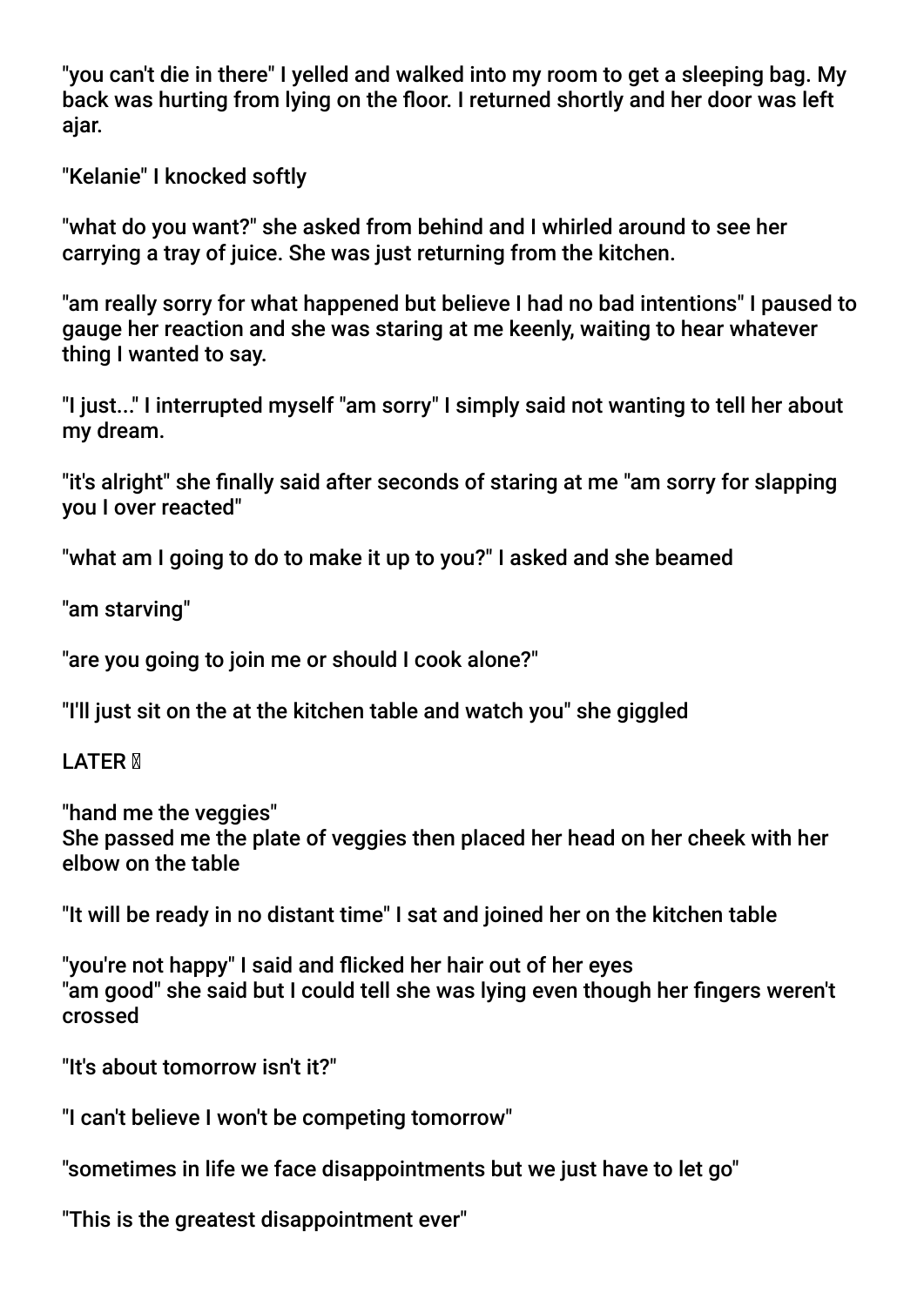"you can't die in there" I yelled and walked into my room to get a sleeping bag. My back was hurting from lying on the floor. I returned shortly and her door was left ajar.

"Kelanie" I knocked softly

"what do you want?" she asked from behind and I whirled around to see her carrying a tray of juice. She was just returning from the kitchen.

"am really sorry for what happened but believe I had no bad intentions" I paused to gauge her reaction and she was staring at me keenly, waiting to hear whatever thing I wanted to say.

"I just..." I interrupted myself "am sorry" I simply said not wanting to tell her about my dream.

"it's alright" she finally said after seconds of staring at me "am sorry for slapping you I over reacted"

"what am I going to do to make it up to you?" I asked and she beamed

"am starving"

"are you going to join me or should I cook alone?"

"I'll just sit on the at the kitchen table and watch you" she giggled

LATER 

"hand me the veggies"
She passed me the plate of veggies then placed her head on her cheek with her elbow on the table

"It will be ready in no distant time" I sat and joined her on the kitchen table

"you're not happy" I said and flicked her hair out of her eyes
"am good" she said but I could tell she was lying even though her fingers weren't crossed

"It's about tomorrow isn't it?"

"I can't believe I won't be competing tomorrow"

"sometimes in life we face disappointments but we just have to let go"

"This is the greatest disappointment ever"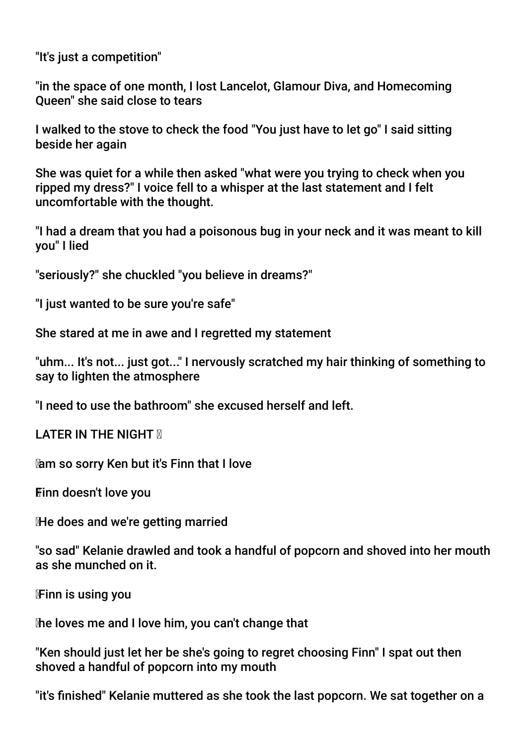"It's just a competition"

"in the space of one month, I lost Lancelot, Glamour Diva, and Homecoming Queen" she said close to tears

I walked to the stove to check the food "You just have to let go" I said sitting beside her again

She was quiet for a while then asked "what were you trying to check when you ripped my dress?" I voice fell to a whisper at the last statement and I felt uncomfortable with the thought.

"I had a dream that you had a poisonous bug in your neck and it was meant to kill you" I lied

"seriously?" she chuckled "you believe in dreams?"

"I just wanted to be sure you're safe"

She stared at me in awe and I regretted my statement

"uhm... It's not... just got..." I nervously scratched my hair thinking of something to say to lighten the atmosphere

"I need to use the bathroom" she excused herself and left.

LATER IN THE NIGHT 

am so sorry Ken but it's Finn that I love

Finn doesn't love you

He does and we're getting married

"so sad" Kelanie drawled and took a handful of popcorn and shoved into her mouth as she munched on it.

Finn is using you

he loves me and I love him, you can't change that

"Ken should just let her be she's going to regret choosing Finn" I spat out then shoved a handful of popcorn into my mouth

"it's finished" Kelanie muttered as she took the last popcorn. We sat together on a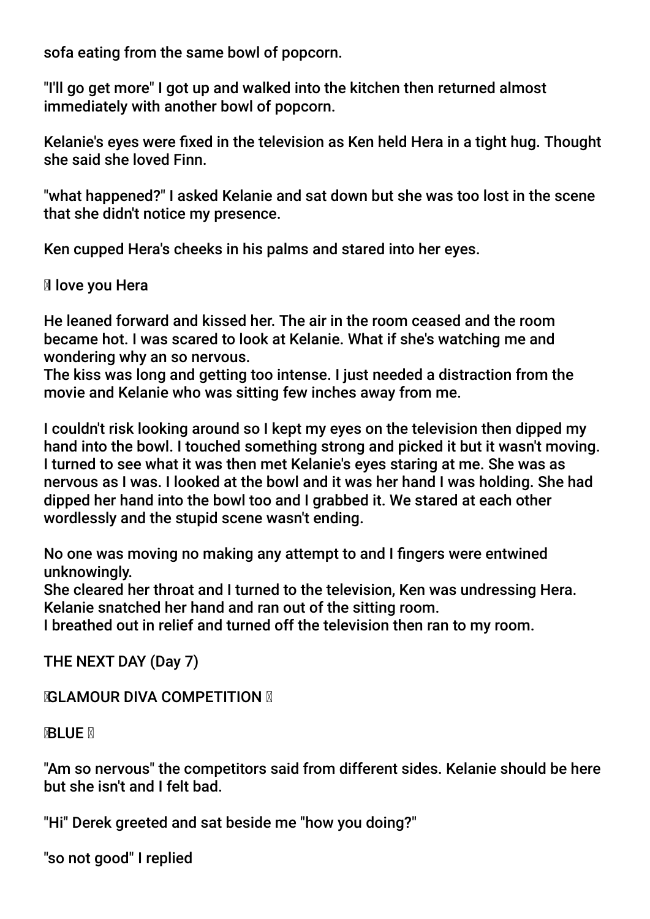sofa eating from the same bowl of popcorn.

"I'll go get more" I got up and walked into the kitchen then returned almost immediately with another bowl of popcorn.

Kelanie's eyes were fixed in the television as Ken held Hera in a tight hug. Thought she said she loved Finn.

"what happened?" I asked Kelanie and sat down but she was too lost in the scene that she didn't notice my presence.

Ken cupped Hera's cheeks in his palms and stared into her eyes.

I love you Hera

He leaned forward and kissed her. The air in the room ceased and the room became hot. I was scared to look at Kelanie. What if she's watching me and wondering why an so nervous.
The kiss was long and getting too intense. I just needed a distraction from the movie and Kelanie who was sitting few inches away from me.

I couldn't risk looking around so I kept my eyes on the television then dipped my hand into the bowl. I touched something strong and picked it but it wasn't moving. I turned to see what it was then met Kelanie's eyes staring at me. She was as nervous as I was. I looked at the bowl and it was her hand I was holding. She had dipped her hand into the bowl too and I grabbed it. We stared at each other wordlessly and the stupid scene wasn't ending.

No one was moving no making any attempt to and I fingers were entwined unknowingly.
She cleared her throat and I turned to the television, Ken was undressing Hera. Kelanie snatched her hand and ran out of the sitting room.
I breathed out in relief and turned off the television then ran to my room.

THE NEXT DAY (Day 7)

GLAMOUR DIVA COMPETITION

BLUE

"Am so nervous" the competitors said from different sides. Kelanie should be here but she isn't and I felt bad.

"Hi" Derek greeted and sat beside me "how you doing?"

"so not good" I replied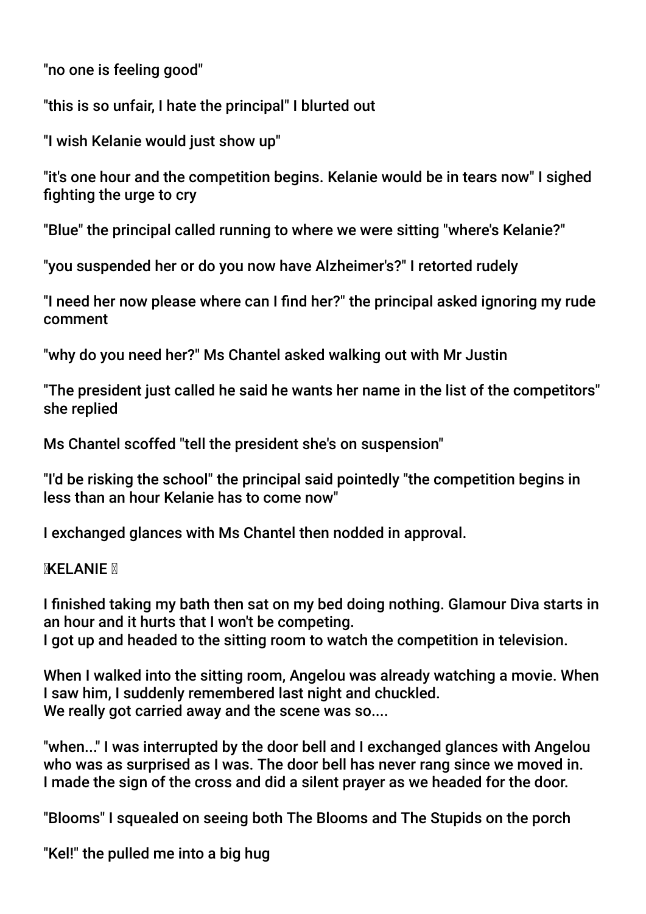"no one is feeling good"

"this is so unfair, I hate the principal" I blurted out

"I wish Kelanie would just show up"

"it's one hour and the competition begins. Kelanie would be in tears now" I sighed fighting the urge to cry

"Blue" the principal called running to where we were sitting "where's Kelanie?"

"you suspended her or do you now have Alzheimer's?" I retorted rudely

"I need her now please where can I find her?" the principal asked ignoring my rude comment

"why do you need her?" Ms Chantel asked walking out with Mr Justin

"The president just called he said he wants her name in the list of the competitors" she replied

Ms Chantel scoffed "tell the president she's on suspension"

"I'd be risking the school" the principal said pointedly "the competition begins in less than an hour Kelanie has to come now"

I exchanged glances with Ms Chantel then nodded in approval.

**KELANIE**

I finished taking my bath then sat on my bed doing nothing. Glamour Diva starts in an hour and it hurts that I won't be competing.
I got up and headed to the sitting room to watch the competition in television.

When I walked into the sitting room, Angelou was already watching a movie. When I saw him, I suddenly remembered last night and chuckled.
We really got carried away and the scene was so....

"when..." I was interrupted by the door bell and I exchanged glances with Angelou who was as surprised as I was. The door bell has never rang since we moved in.
I made the sign of the cross and did a silent prayer as we headed for the door.

"Blooms" I squealed on seeing both The Blooms and The Stupids on the porch

"Kel!" the pulled me into a big hug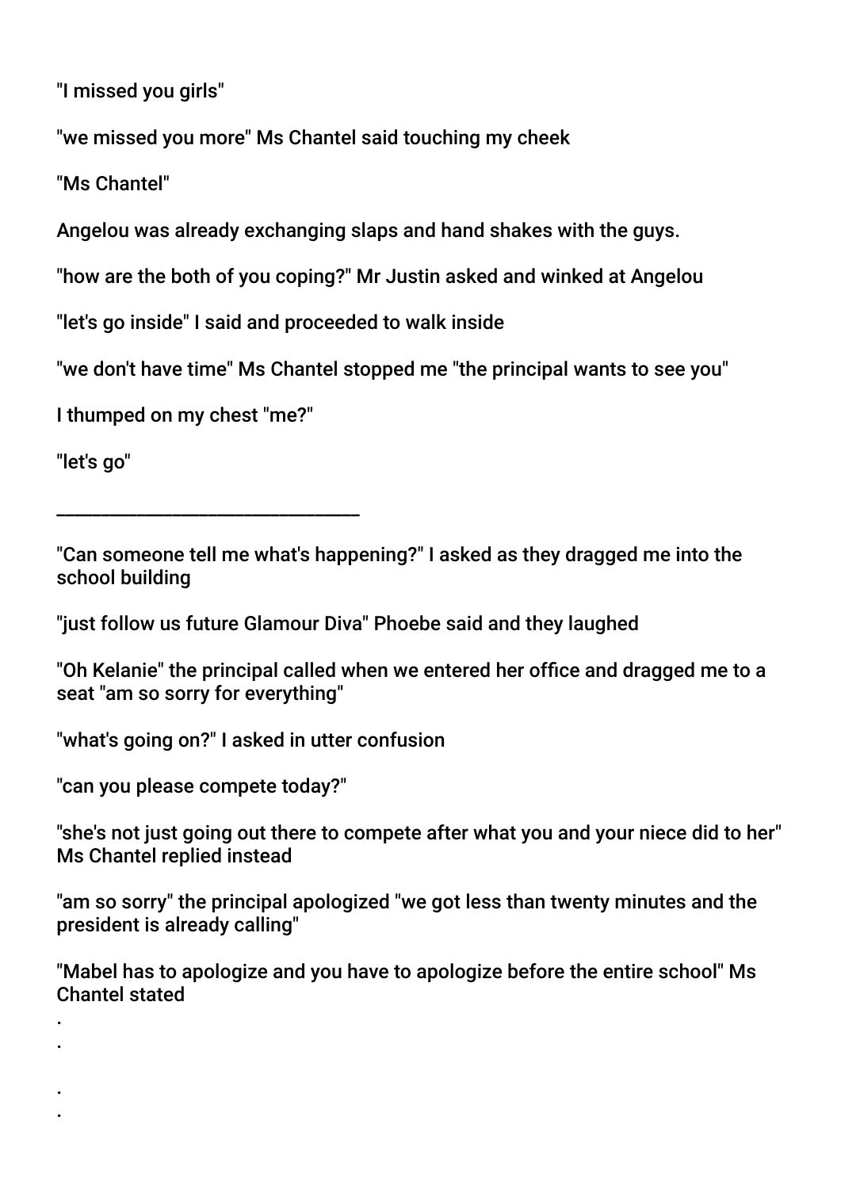"I missed you girls"

"we missed you more" Ms Chantel said touching my cheek

"Ms Chantel"

Angelou was already exchanging slaps and hand shakes with the guys.

"how are the both of you coping?" Mr Justin asked and winked at Angelou

"let's go inside" I said and proceeded to walk inside

"we don't have time" Ms Chantel stopped me "the principal wants to see you"

I thumped on my chest "me?"

"let's go"

________________________________

"Can someone tell me what's happening?" I asked as they dragged me into the school building

"just follow us future Glamour Diva" Phoebe said and they laughed

"Oh Kelanie" the principal called when we entered her office and dragged me to a seat "am so sorry for everything"

"what's going on?" I asked in utter confusion

"can you please compete today?"

"she's not just going out there to compete after what you and your niece did to her" Ms Chantel replied instead

"am so sorry" the principal apologized "we got less than twenty minutes and the president is already calling"

"Mabel has to apologize and you have to apologize before the entire school" Ms Chantel stated

.
.

.
.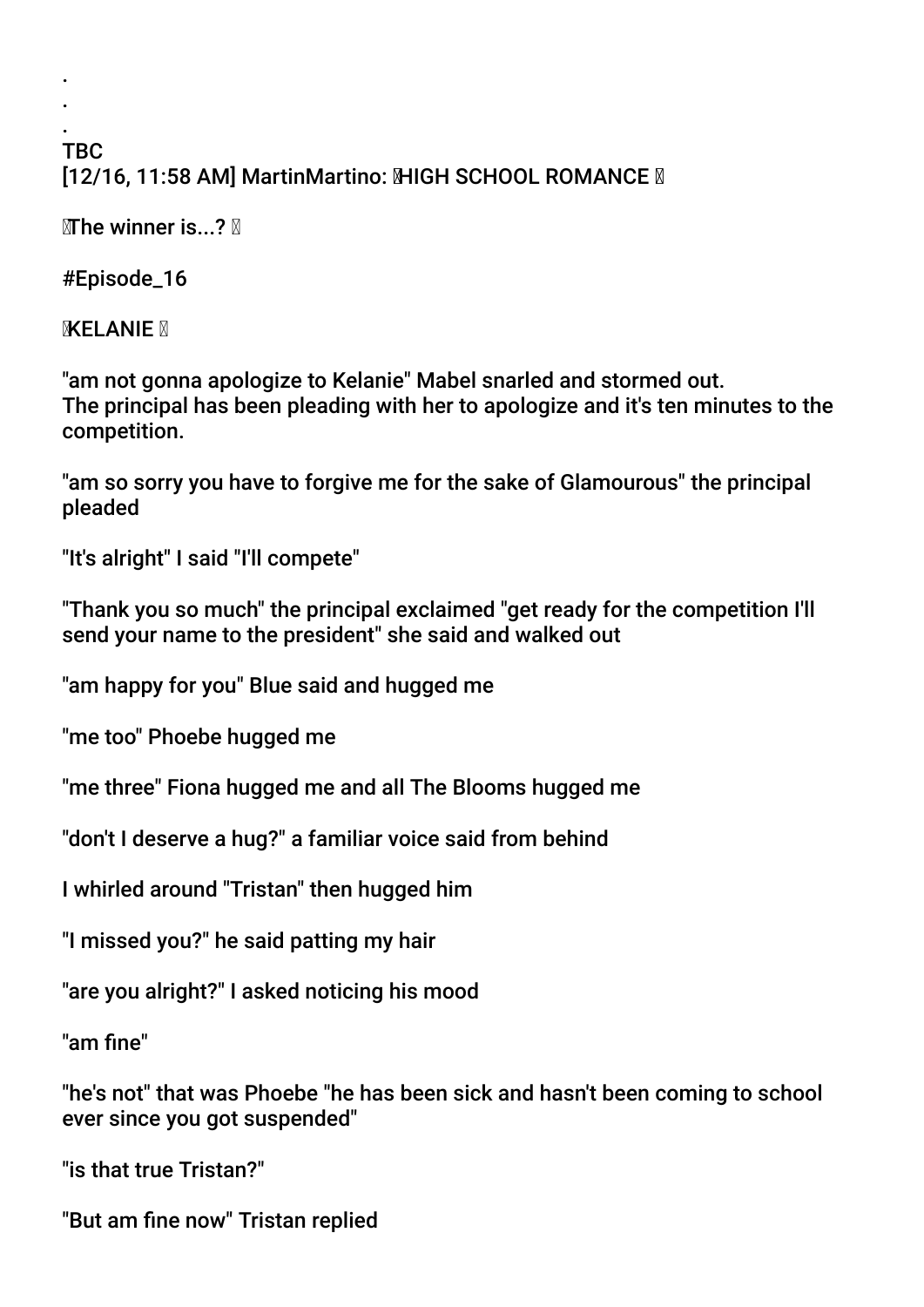.
.
.
TBC
[12/16, 11:58 AM] MartinMartino: HIGH SCHOOL ROMANCE

The winner is...?

#Episode_16

KELANIE

"am not gonna apologize to Kelanie" Mabel snarled and stormed out.
The principal has been pleading with her to apologize and it's ten minutes to the competition.

"am so sorry you have to forgive me for the sake of Glamourous" the principal pleaded

"It's alright" I said "I'll compete"

"Thank you so much" the principal exclaimed "get ready for the competition I'll send your name to the president" she said and walked out

"am happy for you" Blue said and hugged me

"me too" Phoebe hugged me

"me three" Fiona hugged me and all The Blooms hugged me

"don't I deserve a hug?" a familiar voice said from behind

I whirled around "Tristan" then hugged him

"I missed you?" he said patting my hair

"are you alright?" I asked noticing his mood

"am fine"

"he's not" that was Phoebe "he has been sick and hasn't been coming to school ever since you got suspended"

"is that true Tristan?"

"But am fine now" Tristan replied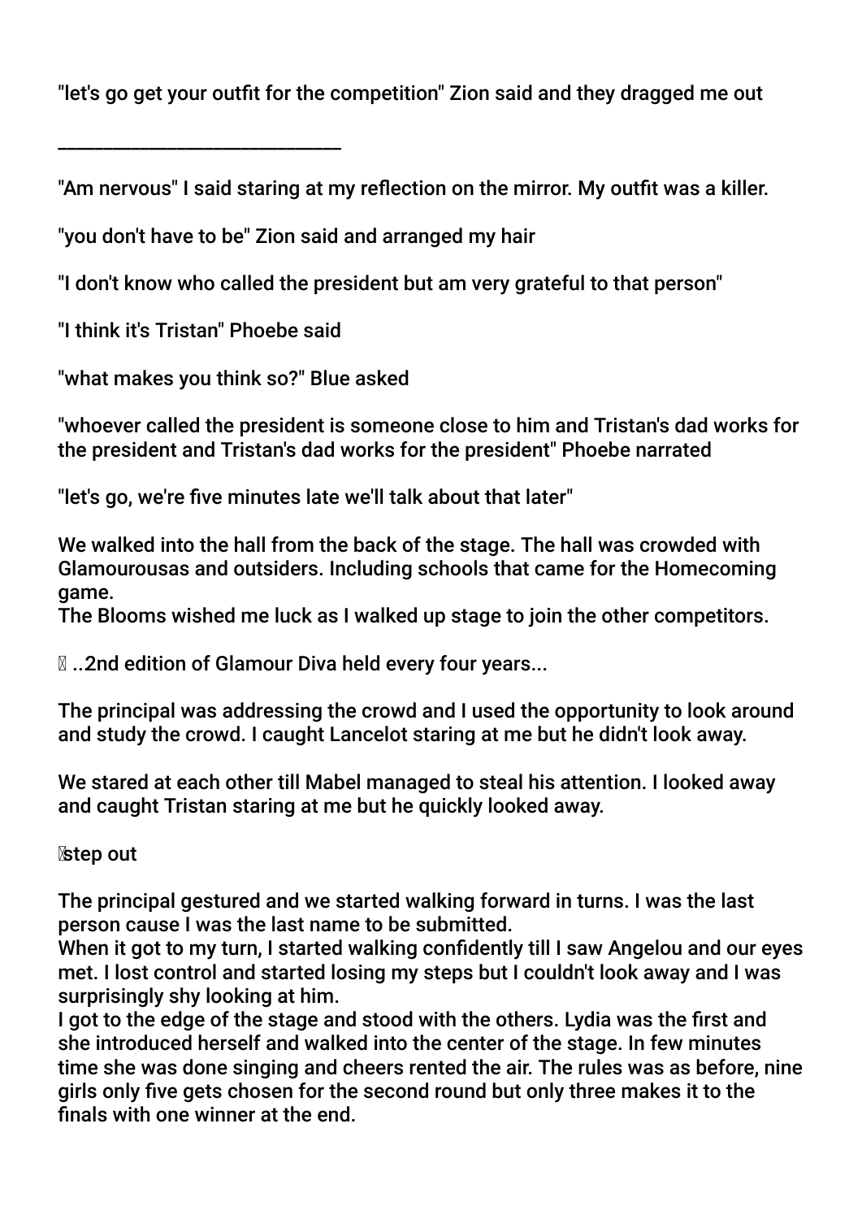"let's go get your outfit for the competition" Zion said and they dragged me out

______________________________

"Am nervous" I said staring at my reflection on the mirror. My outfit was a killer.

"you don't have to be" Zion said and arranged my hair

"I don't know who called the president but am very grateful to that person"

"I think it's Tristan" Phoebe said

"what makes you think so?" Blue asked

"whoever called the president is someone close to him and Tristan's dad works for the president and Tristan's dad works for the president" Phoebe narrated

"let's go, we're five minutes late we'll talk about that later"

We walked into the hall from the back of the stage. The hall was crowded with Glamourousas and outsiders. Including schools that came for the Homecoming game.
The Blooms wished me luck as I walked up stage to join the other competitors.

..2nd edition of Glamour Diva held every four years...

The principal was addressing the crowd and I used the opportunity to look around and study the crowd. I caught Lancelot staring at me but he didn't look away.

We stared at each other till Mabel managed to steal his attention. I looked away and caught Tristan staring at me but he quickly looked away.

step out

The principal gestured and we started walking forward in turns. I was the last person cause I was the last name to be submitted.
When it got to my turn, I started walking confidently till I saw Angelou and our eyes met. I lost control and started losing my steps but I couldn't look away and I was surprisingly shy looking at him.
I got to the edge of the stage and stood with the others. Lydia was the first and she introduced herself and walked into the center of the stage. In few minutes time she was done singing and cheers rented the air. The rules was as before, nine girls only five gets chosen for the second round but only three makes it to the finals with one winner at the end.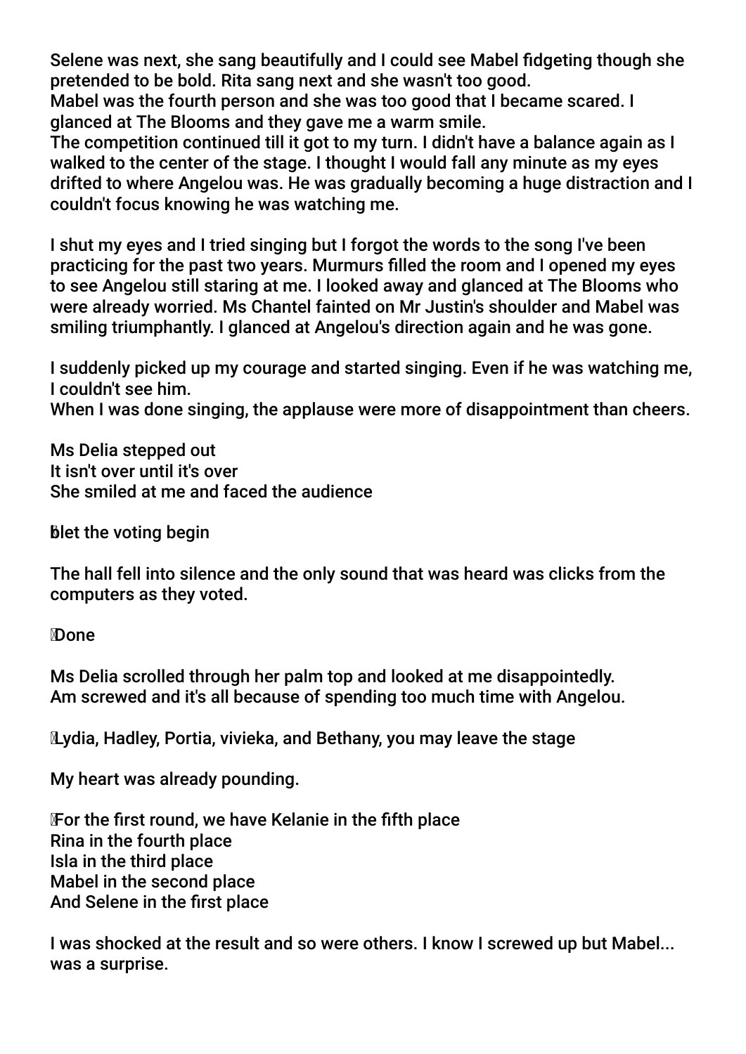Selene was next, she sang beautifully and I could see Mabel fidgeting though she pretended to be bold. Rita sang next and she wasn't too good.
Mabel was the fourth person and she was too good that I became scared. I glanced at The Blooms and they gave me a warm smile.
The competition continued till it got to my turn. I didn't have a balance again as I walked to the center of the stage. I thought I would fall any minute as my eyes drifted to where Angelou was. He was gradually becoming a huge distraction and I couldn't focus knowing he was watching me.

I shut my eyes and I tried singing but I forgot the words to the song I've been practicing for the past two years. Murmurs filled the room and I opened my eyes to see Angelou still staring at me. I looked away and glanced at The Blooms who were already worried. Ms Chantel fainted on Mr Justin's shoulder and Mabel was smiling triumphantly. I glanced at Angelou's direction again and he was gone.

I suddenly picked up my courage and started singing. Even if he was watching me, I couldn't see him.
When I was done singing, the applause were more of disappointment than cheers.

Ms Delia stepped out
It isn't over until it's over
She smiled at me and faced the audience

let the voting begin

The hall fell into silence and the only sound that was heard was clicks from the computers as they voted.

Done

Ms Delia scrolled through her palm top and looked at me disappointedly.
Am screwed and it's all because of spending too much time with Angelou.

Lydia, Hadley, Portia, vivieka, and Bethany, you may leave the stage

My heart was already pounding.

For the first round, we have Kelanie in the fifth place
Rina in the fourth place
Isla in the third place
Mabel in the second place
And Selene in the first place

I was shocked at the result and so were others. I know I screwed up but Mabel... was a surprise.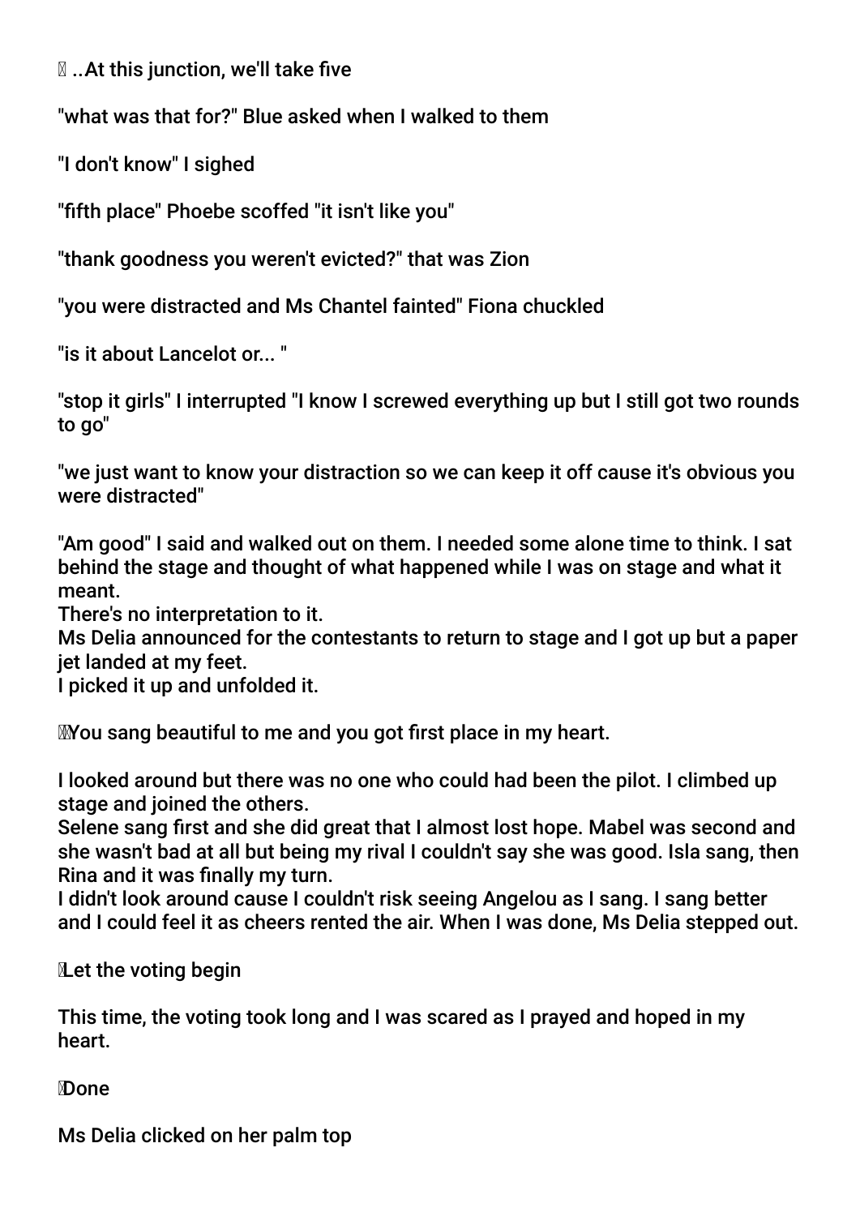..At this junction, we'll take five

"what was that for?" Blue asked when I walked to them

"I don't know" I sighed

"fifth place" Phoebe scoffed "it isn't like you"

"thank goodness you weren't evicted?" that was Zion

"you were distracted and Ms Chantel fainted" Fiona chuckled

"is it about Lancelot or... "

"stop it girls" I interrupted "I know I screwed everything up but I still got two rounds to go"

"we just want to know your distraction so we can keep it off cause it's obvious you were distracted"

"Am good" I said and walked out on them. I needed some alone time to think. I sat behind the stage and thought of what happened while I was on stage and what it meant.
There's no interpretation to it.
Ms Delia announced for the contestants to return to stage and I got up but a paper jet landed at my feet.
I picked it up and unfolded it.

You sang beautiful to me and you got first place in my heart.

I looked around but there was no one who could had been the pilot. I climbed up stage and joined the others.
Selene sang first and she did great that I almost lost hope. Mabel was second and she wasn't bad at all but being my rival I couldn't say she was good. Isla sang, then Rina and it was finally my turn.
I didn't look around cause I couldn't risk seeing Angelou as I sang. I sang better and I could feel it as cheers rented the air. When I was done, Ms Delia stepped out.

Let the voting begin

This time, the voting took long and I was scared as I prayed and hoped in my heart.

Done

Ms Delia clicked on her palm top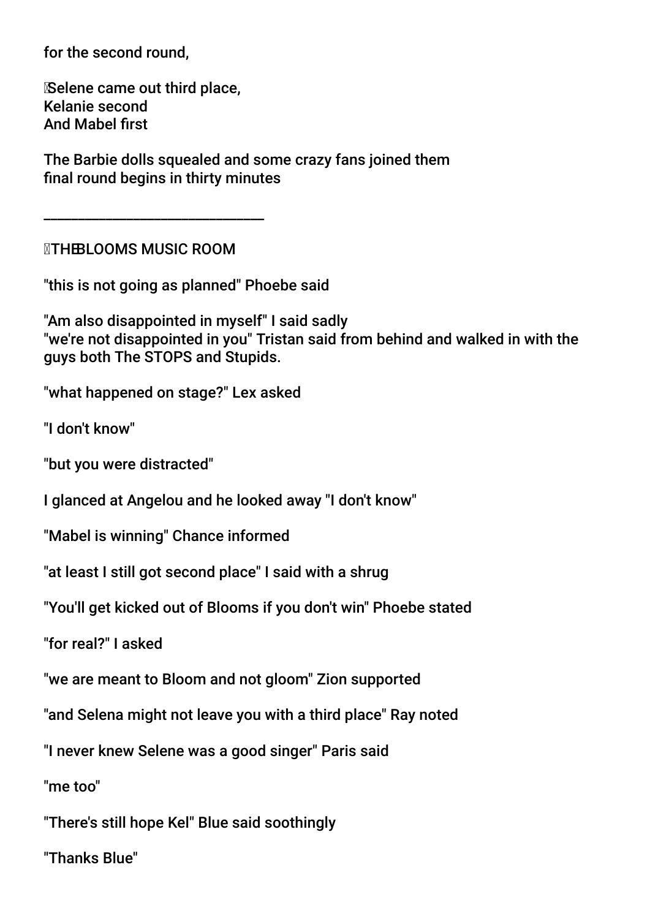for the second round,

Selene came out third place,
Kelanie second
And Mabel first

The Barbie dolls squealed and some crazy fans joined them
final round begins in thirty minutes

_______________________________

THE BLOOMS MUSIC ROOM

"this is not going as planned" Phoebe said

"Am also disappointed in myself" I said sadly
"we're not disappointed in you" Tristan said from behind and walked in with the guys both The STOPS and Stupids.

"what happened on stage?" Lex asked

"I don't know"

"but you were distracted"

I glanced at Angelou and he looked away "I don't know"

"Mabel is winning" Chance informed

"at least I still got second place" I said with a shrug

"You'll get kicked out of Blooms if you don't win" Phoebe stated

"for real?" I asked

"we are meant to Bloom and not gloom" Zion supported

"and Selena might not leave you with a third place" Ray noted

"I never knew Selene was a good singer" Paris said

"me too"

"There's still hope Kel" Blue said soothingly

"Thanks Blue"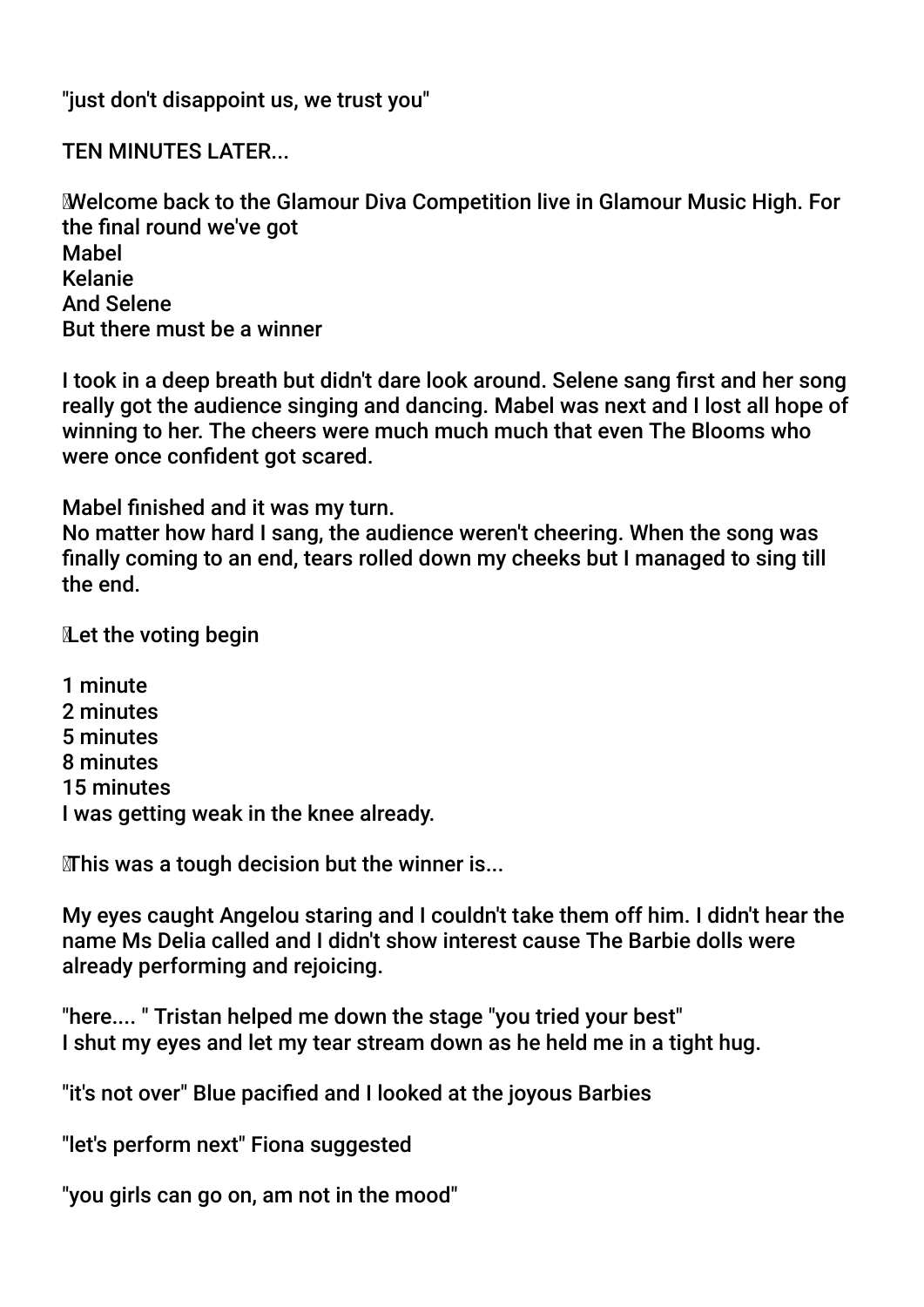"just don't disappoint us, we trust you"

TEN MINUTES LATER...

Welcome back to the Glamour Diva Competition live in Glamour Music High. For the final round we've got
Mabel
Kelanie
And Selene
But there must be a winner

I took in a deep breath but didn't dare look around. Selene sang first and her song really got the audience singing and dancing. Mabel was next and I lost all hope of winning to her. The cheers were much much much that even The Blooms who were once confident got scared.

Mabel finished and it was my turn.
No matter how hard I sang, the audience weren't cheering. When the song was finally coming to an end, tears rolled down my cheeks but I managed to sing till the end.

Let the voting begin

1 minute
2 minutes
5 minutes
8 minutes
15 minutes
I was getting weak in the knee already.

This was a tough decision but the winner is...

My eyes caught Angelou staring and I couldn't take them off him. I didn't hear the name Ms Delia called and I didn't show interest cause The Barbie dolls were already performing and rejoicing.

"here.... " Tristan helped me down the stage "you tried your best"
I shut my eyes and let my tear stream down as he held me in a tight hug.

"it's not over" Blue pacified and I looked at the joyous Barbies

"let's perform next" Fiona suggested

"you girls can go on, am not in the mood"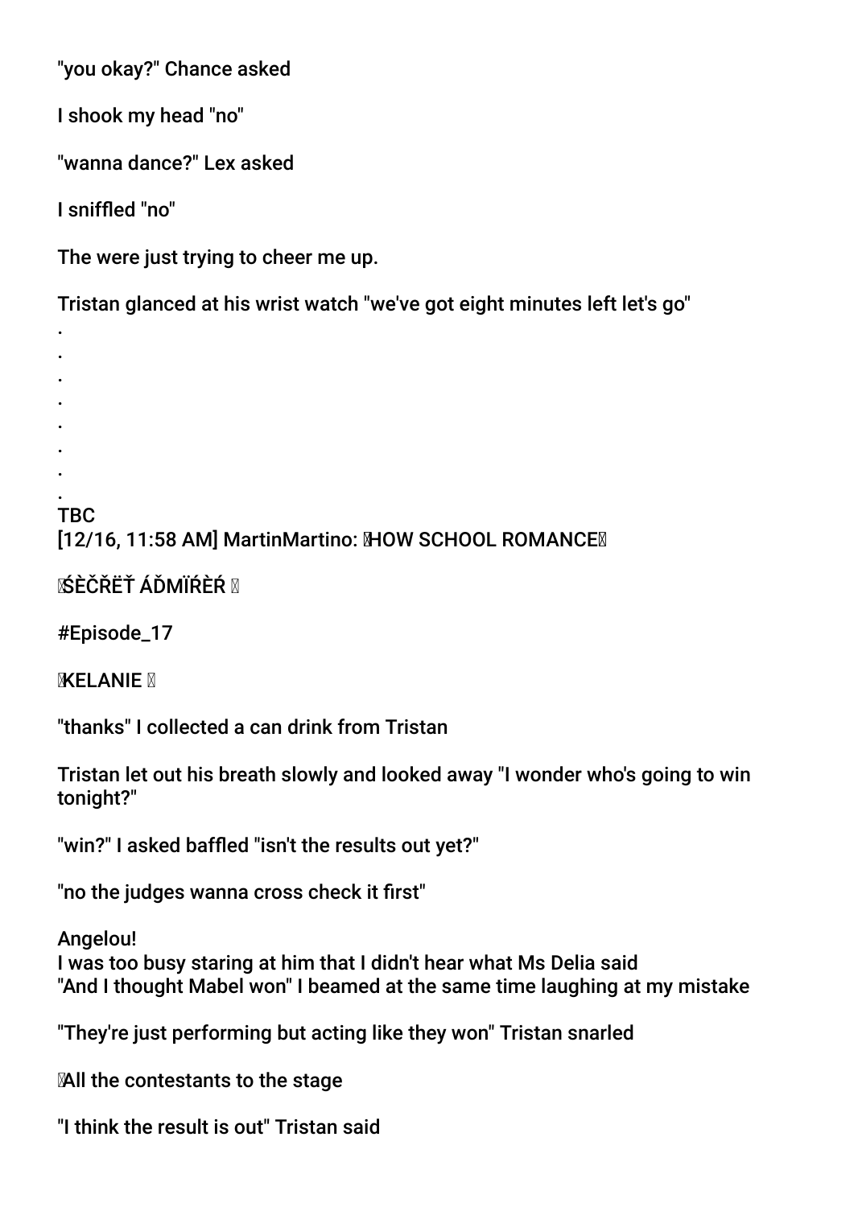"you okay?" Chance asked

I shook my head "no"

"wanna dance?" Lex asked

I sniffled "no"

The were just trying to cheer me up.

Tristan glanced at his wrist watch "we've got eight minutes left let's go"
.
.
.
.
.
.
.
.
TBC
[12/16, 11:58 AM] MartinMartino: HOW SCHOOL ROMANCE

ŚÈČŘËŤ ÁĎMÏŔÈŔ

#Episode_17

KELANIE

"thanks" I collected a can drink from Tristan

Tristan let out his breath slowly and looked away "I wonder who's going to win tonight?"

"win?" I asked baffled "isn't the results out yet?"

"no the judges wanna cross check it first"

Angelou!
I was too busy staring at him that I didn't hear what Ms Delia said
"And I thought Mabel won" I beamed at the same time laughing at my mistake

"They're just performing but acting like they won" Tristan snarled

All the contestants to the stage

"I think the result is out" Tristan said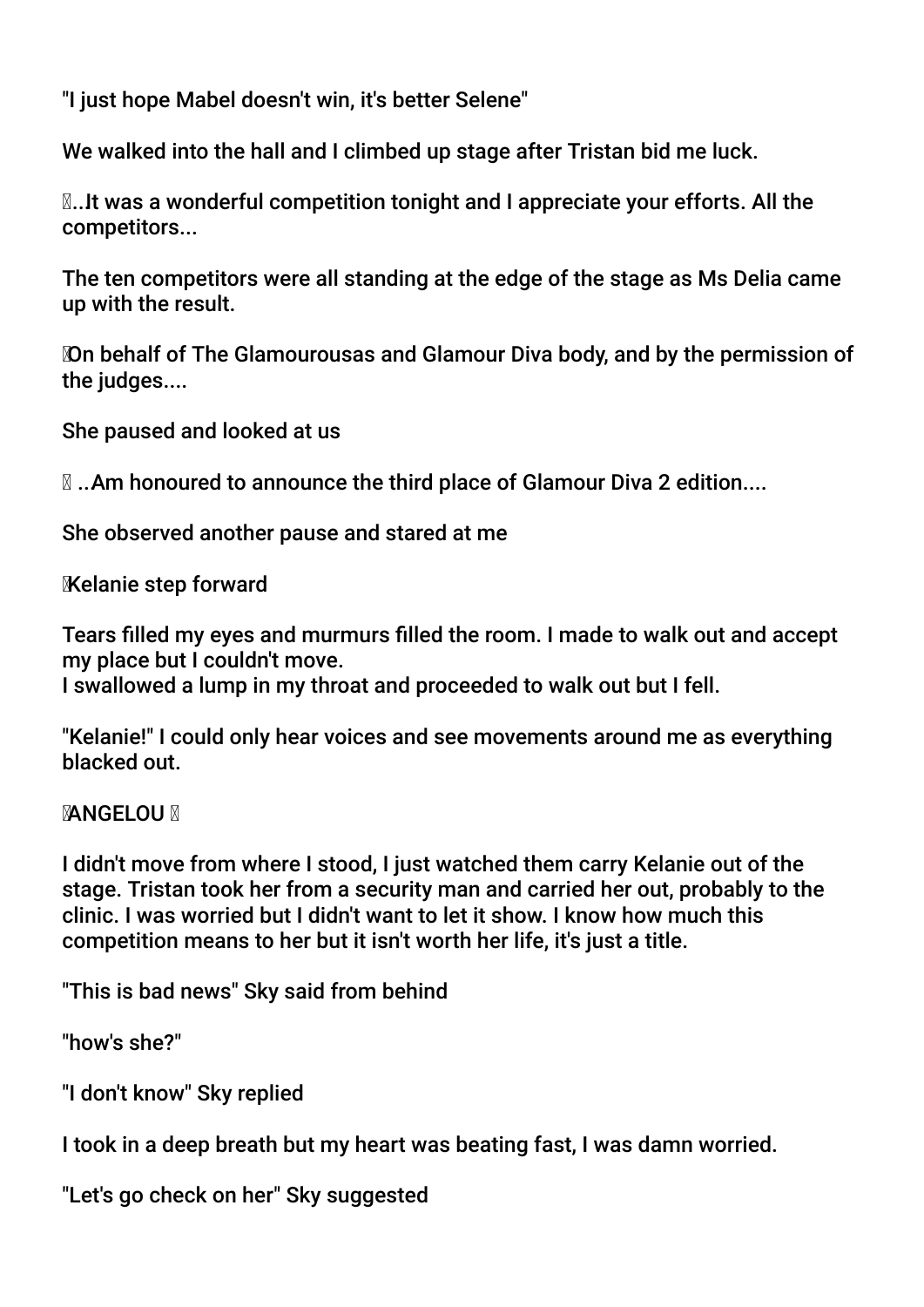"I just hope Mabel doesn't win, it's better Selene"

We walked into the hall and I climbed up stage after Tristan bid me luck.

�..It was a wonderful competition tonight and I appreciate your efforts. All the competitors...

The ten competitors were all standing at the edge of the stage as Ms Delia came up with the result.

�On behalf of The Glamourousas and Glamour Diva body, and by the permission of the judges....

She paused and looked at us

� ..Am honoured to announce the third place of Glamour Diva 2 edition....

She observed another pause and stared at me

�Kelanie step forward

Tears filled my eyes and murmurs filled the room. I made to walk out and accept my place but I couldn't move.
I swallowed a lump in my throat and proceeded to walk out but I fell.

"Kelanie!" I could only hear voices and see movements around me as everything blacked out.

�ANGELOU �

I didn't move from where I stood, I just watched them carry Kelanie out of the stage. Tristan took her from a security man and carried her out, probably to the clinic. I was worried but I didn't want to let it show. I know how much this competition means to her but it isn't worth her life, it's just a title.

"This is bad news" Sky said from behind

"how's she?"

"I don't know" Sky replied

I took in a deep breath but my heart was beating fast, I was damn worried.

"Let's go check on her" Sky suggested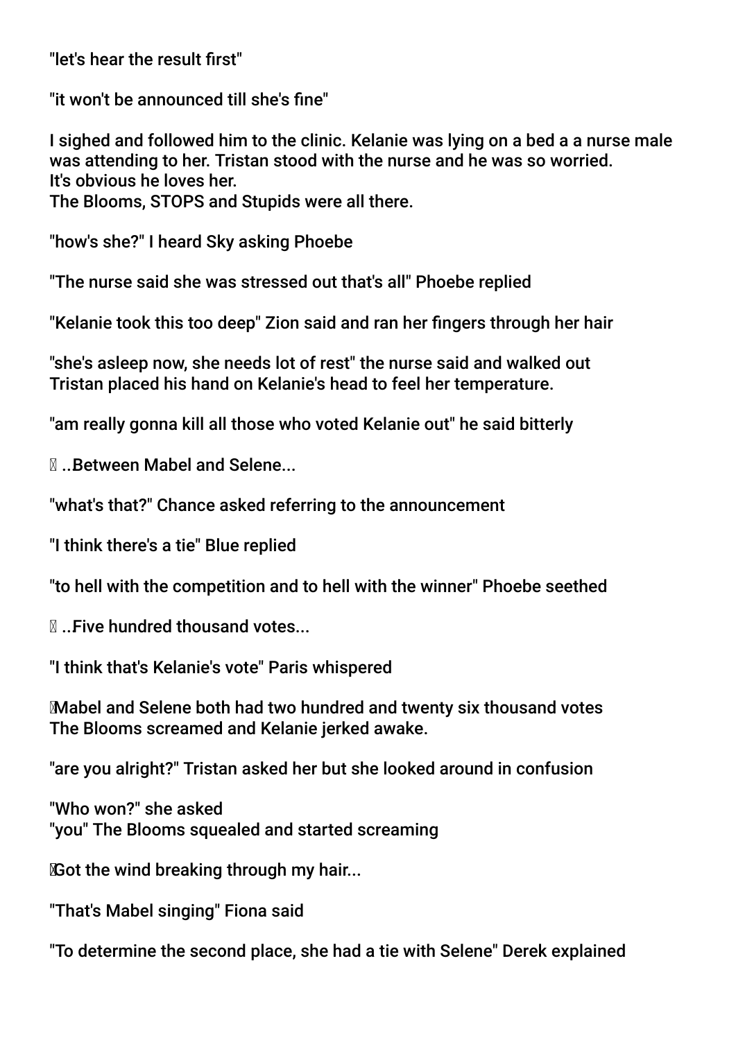"let's hear the result first"

"it won't be announced till she's fine"

I sighed and followed him to the clinic. Kelanie was lying on a bed a a nurse male was attending to her. Tristan stood with the nurse and he was so worried.
It's obvious he loves her.
The Blooms, STOPS and Stupids were all there.

"how's she?" I heard Sky asking Phoebe

"The nurse said she was stressed out that's all" Phoebe replied

"Kelanie took this too deep" Zion said and ran her fingers through her hair

"she's asleep now, she needs lot of rest" the nurse said and walked out
Tristan placed his hand on Kelanie's head to feel her temperature.

"am really gonna kill all those who voted Kelanie out" he said bitterly

..Between Mabel and Selene...

"what's that?" Chance asked referring to the announcement

"I think there's a tie" Blue replied

"to hell with the competition and to hell with the winner" Phoebe seethed

..Five hundred thousand votes...

"I think that's Kelanie's vote" Paris whispered

Mabel and Selene both had two hundred and twenty six thousand votes
The Blooms screamed and Kelanie jerked awake.

"are you alright?" Tristan asked her but she looked around in confusion

"Who won?" she asked
"you" The Blooms squealed and started screaming

Got the wind breaking through my hair...

"That's Mabel singing" Fiona said

"To determine the second place, she had a tie with Selene" Derek explained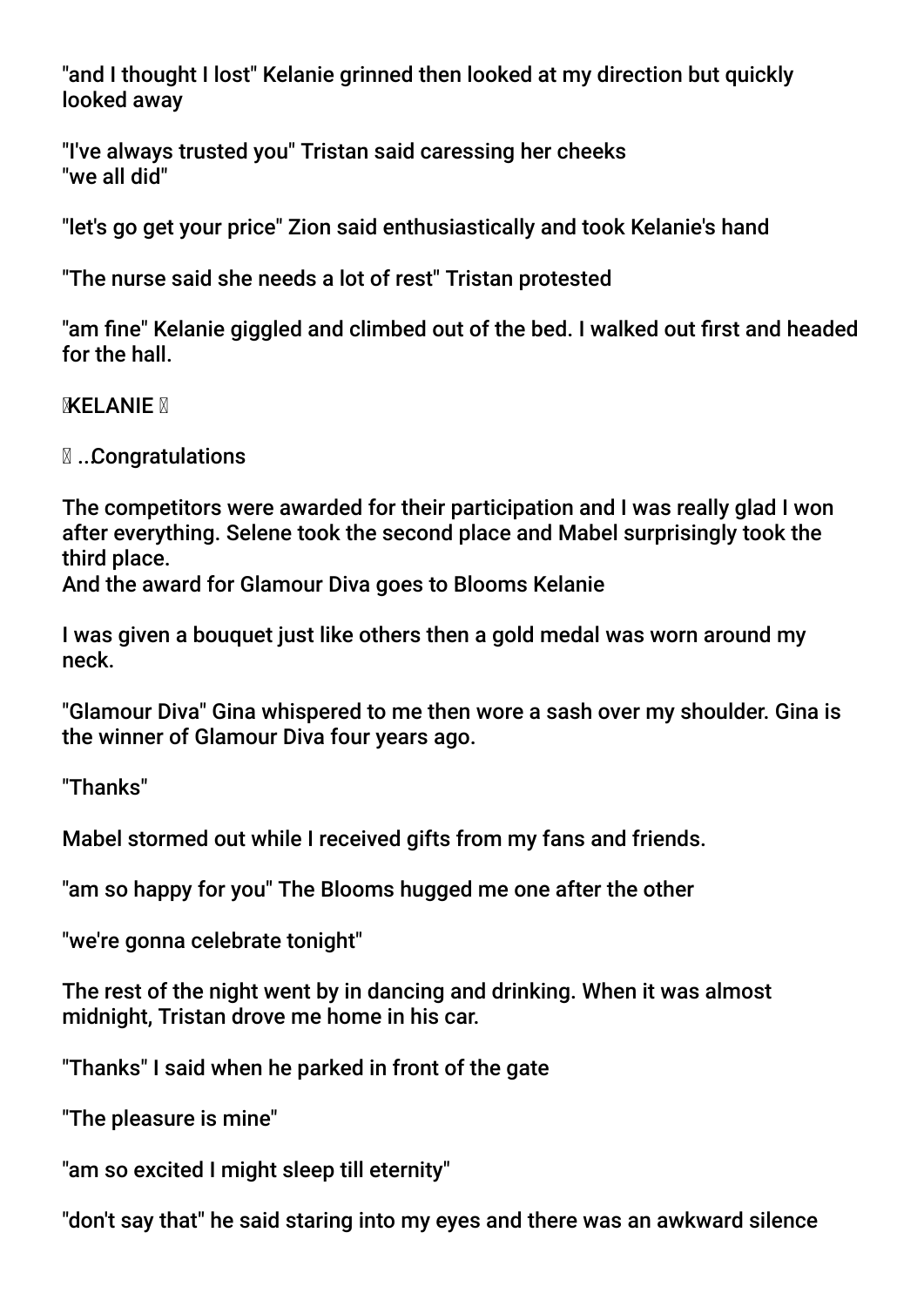"and I thought I lost" Kelanie grinned then looked at my direction but quickly looked away

"I've always trusted you" Tristan said caressing her cheeks
"we all did"

"let's go get your price" Zion said enthusiastically and took Kelanie's hand

"The nurse said she needs a lot of rest" Tristan protested

"am fine" Kelanie giggled and climbed out of the bed. I walked out first and headed for the hall.

**KELANIE**

...Congratulations

The competitors were awarded for their participation and I was really glad I won after everything. Selene took the second place and Mabel surprisingly took the third place.
And the award for Glamour Diva goes to Blooms Kelanie

I was given a bouquet just like others then a gold medal was worn around my neck.

"Glamour Diva" Gina whispered to me then wore a sash over my shoulder. Gina is the winner of Glamour Diva four years ago.

"Thanks"

Mabel stormed out while I received gifts from my fans and friends.

"am so happy for you" The Blooms hugged me one after the other

"we're gonna celebrate tonight"

The rest of the night went by in dancing and drinking. When it was almost midnight, Tristan drove me home in his car.

"Thanks" I said when he parked in front of the gate

"The pleasure is mine"

"am so excited I might sleep till eternity"

"don't say that" he said staring into my eyes and there was an awkward silence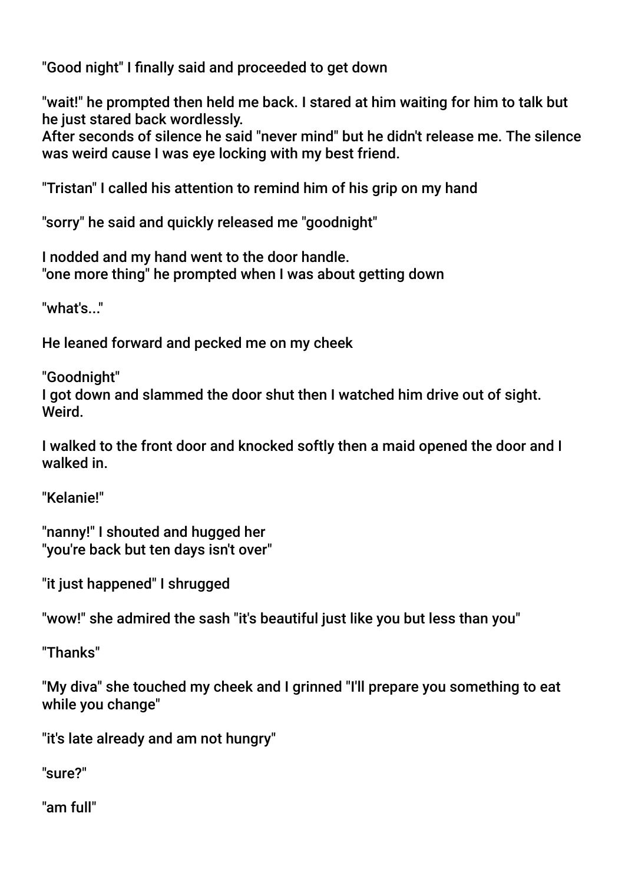"Good night" I finally said and proceeded to get down

"wait!" he prompted then held me back. I stared at him waiting for him to talk but he just stared back wordlessly.
After seconds of silence he said "never mind" but he didn't release me. The silence was weird cause I was eye locking with my best friend.

"Tristan" I called his attention to remind him of his grip on my hand

"sorry" he said and quickly released me "goodnight"

I nodded and my hand went to the door handle.
"one more thing" he prompted when I was about getting down

"what's..."

He leaned forward and pecked me on my cheek

"Goodnight"
I got down and slammed the door shut then I watched him drive out of sight. Weird.

I walked to the front door and knocked softly then a maid opened the door and I walked in.

"Kelanie!"

"nanny!" I shouted and hugged her
"you're back but ten days isn't over"

"it just happened" I shrugged

"wow!" she admired the sash "it's beautiful just like you but less than you"

"Thanks"

"My diva" she touched my cheek and I grinned "I'll prepare you something to eat while you change"

"it's late already and am not hungry"

"sure?"

"am full"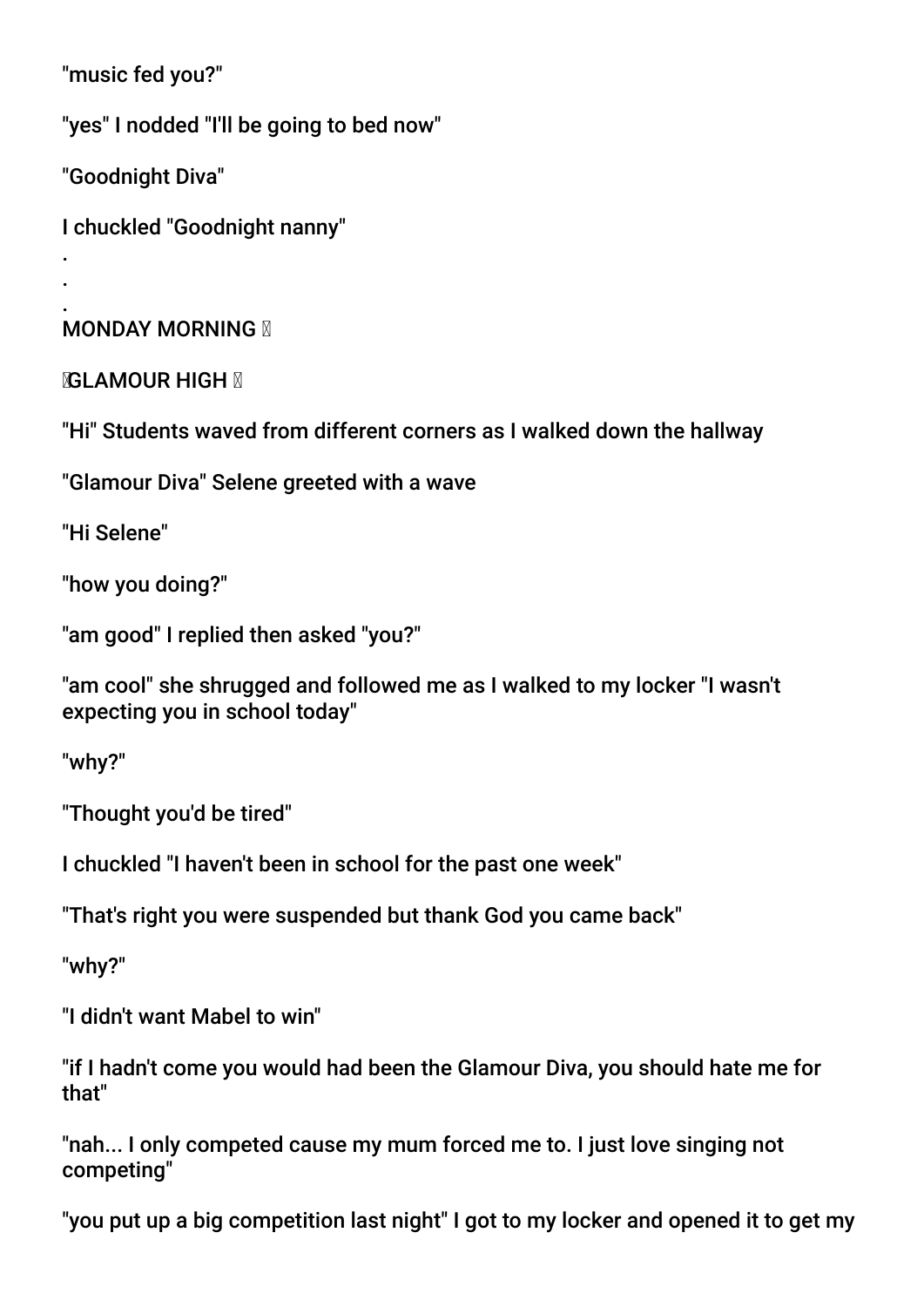"music fed you?"

"yes" I nodded "I'll be going to bed now"

"Goodnight Diva"

I chuckled "Goodnight nanny"

.

.

.

MONDAY MORNING 

GLAMOUR HIGH 

"Hi" Students waved from different corners as I walked down the hallway

"Glamour Diva" Selene greeted with a wave

"Hi Selene"

"how you doing?"

"am good" I replied then asked "you?"

"am cool" she shrugged and followed me as I walked to my locker "I wasn't expecting you in school today"

"why?"

"Thought you'd be tired"

I chuckled "I haven't been in school for the past one week"

"That's right you were suspended but thank God you came back"

"why?"

"I didn't want Mabel to win"

"if I hadn't come you would had been the Glamour Diva, you should hate me for that"

"nah... I only competed cause my mum forced me to. I just love singing not competing"

"you put up a big competition last night" I got to my locker and opened it to get my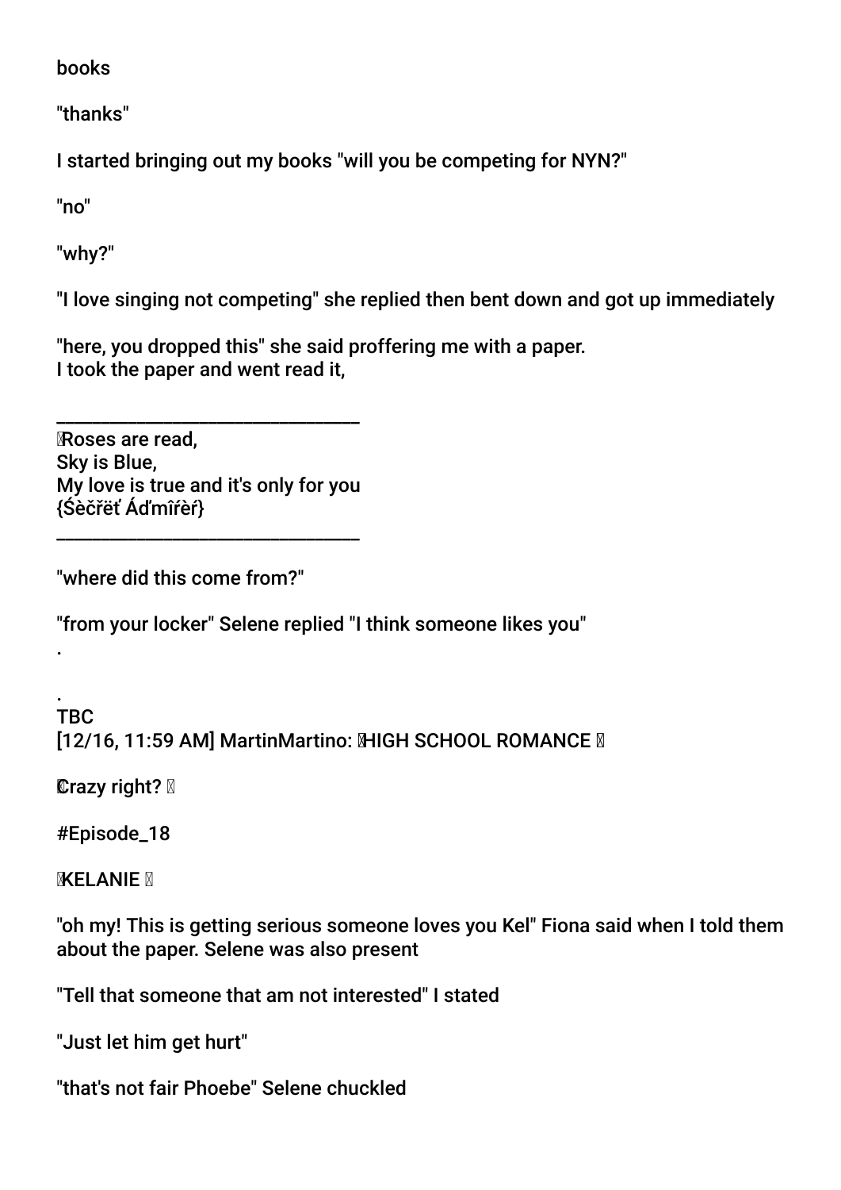books

"thanks"

I started bringing out my books "will you be competing for NYN?"

"no"

"why?"

"I love singing not competing" she replied then bent down and got up immediately

"here, you dropped this" she said proffering me with a paper.
I took the paper and went read it,

________________________________

Roses are read,
Sky is Blue,
My love is true and it's only for you
{Śèčřëť Áďmîŕèŕ}

________________________________

"where did this come from?"

"from your locker" Selene replied "I think someone likes you"

.

.

TBC

[12/16, 11:59 AM] MartinMartino: HIGH SCHOOL ROMANCE

Crazy right?

#Episode_18

KELANIE

"oh my! This is getting serious someone loves you Kel" Fiona said when I told them about the paper. Selene was also present

"Tell that someone that am not interested" I stated

"Just let him get hurt"

"that's not fair Phoebe" Selene chuckled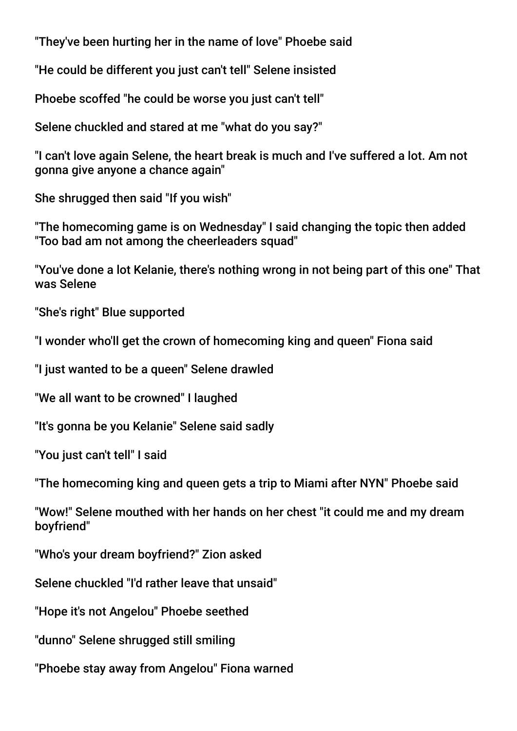"They've been hurting her in the name of love" Phoebe said

"He could be different you just can't tell" Selene insisted

Phoebe scoffed "he could be worse you just can't tell"

Selene chuckled and stared at me "what do you say?"

"I can't love again Selene, the heart break is much and I've suffered a lot. Am not gonna give anyone a chance again"

She shrugged then said "If you wish"

"The homecoming game is on Wednesday" I said changing the topic then added "Too bad am not among the cheerleaders squad"

"You've done a lot Kelanie, there's nothing wrong in not being part of this one" That was Selene

"She's right" Blue supported

"I wonder who'll get the crown of homecoming king and queen" Fiona said

"I just wanted to be a queen" Selene drawled

"We all want to be crowned" I laughed

"It's gonna be you Kelanie" Selene said sadly

"You just can't tell" I said

"The homecoming king and queen gets a trip to Miami after NYN" Phoebe said

"Wow!" Selene mouthed with her hands on her chest "it could me and my dream boyfriend"

"Who's your dream boyfriend?" Zion asked

Selene chuckled "I'd rather leave that unsaid"

"Hope it's not Angelou" Phoebe seethed

"dunno" Selene shrugged still smiling

"Phoebe stay away from Angelou" Fiona warned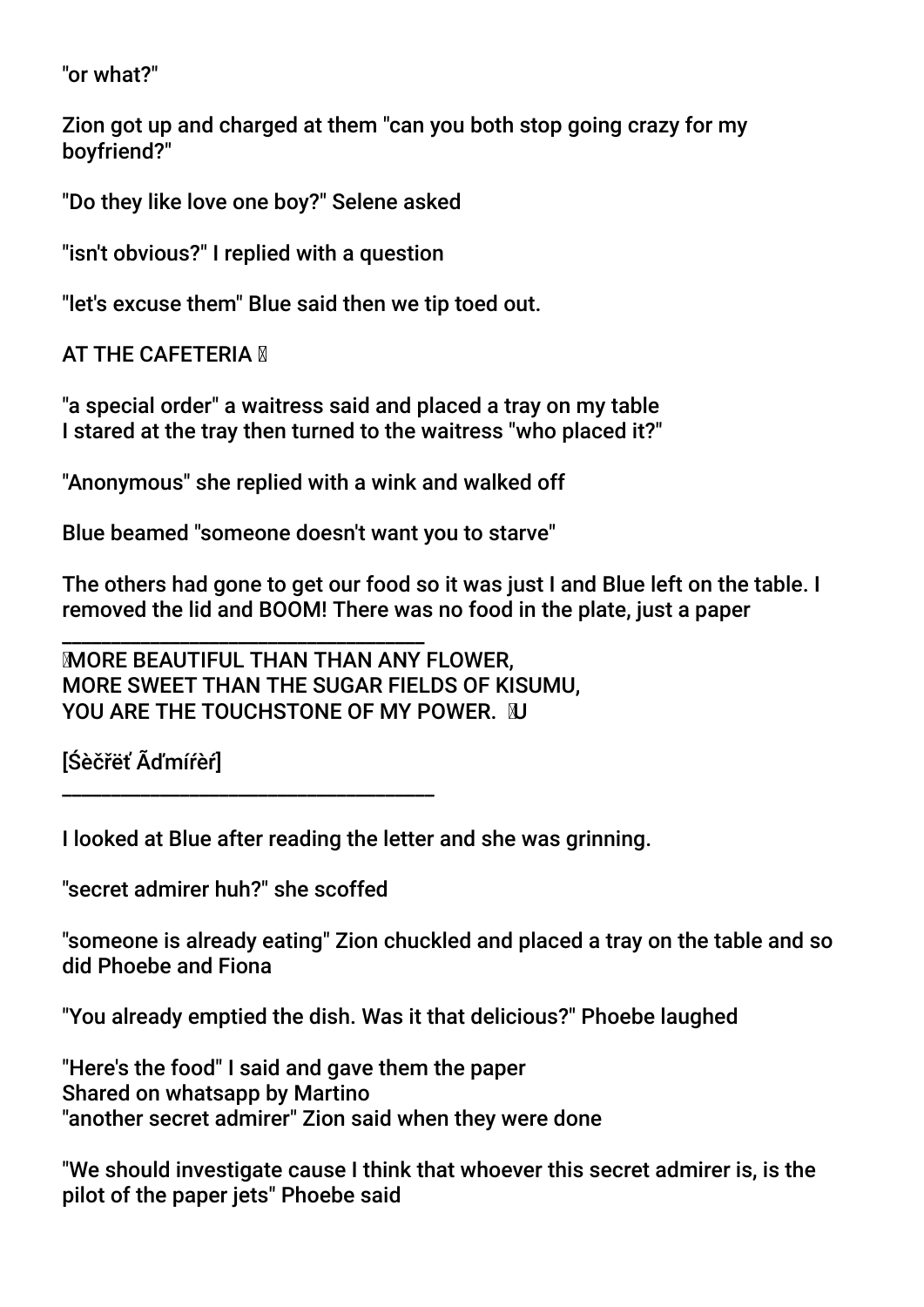"or what?"

Zion got up and charged at them "can you both stop going crazy for my boyfriend?"

"Do they like love one boy?" Selene asked

"isn't obvious?" I replied with a question

"let's excuse them" Blue said then we tip toed out.

AT THE CAFETERIA 

"a special order" a waitress said and placed a tray on my table
I stared at the tray then turned to the waitress "who placed it?"

"Anonymous" she replied with a wink and walked off

Blue beamed "someone doesn't want you to starve"

The others had gone to get our food so it was just I and Blue left on the table. I removed the lid and BOOM! There was no food in the plate, just a paper

___________________________________

MORE BEAUTIFUL THAN THAN ANY FLOWER,
MORE SWEET THAN THE SUGAR FIELDS OF KISUMU,
YOU ARE THE TOUCHSTONE OF MY POWER. U

[Śèčřëť Ãďmíŕèŕ]

_____________________________________

I looked at Blue after reading the letter and she was grinning.

"secret admirer huh?" she scoffed

"someone is already eating" Zion chuckled and placed a tray on the table and so did Phoebe and Fiona

"You already emptied the dish. Was it that delicious?" Phoebe laughed

"Here's the food" I said and gave them the paper
Shared on whatsapp by Martino
"another secret admirer" Zion said when they were done

"We should investigate cause I think that whoever this secret admirer is, is the pilot of the paper jets" Phoebe said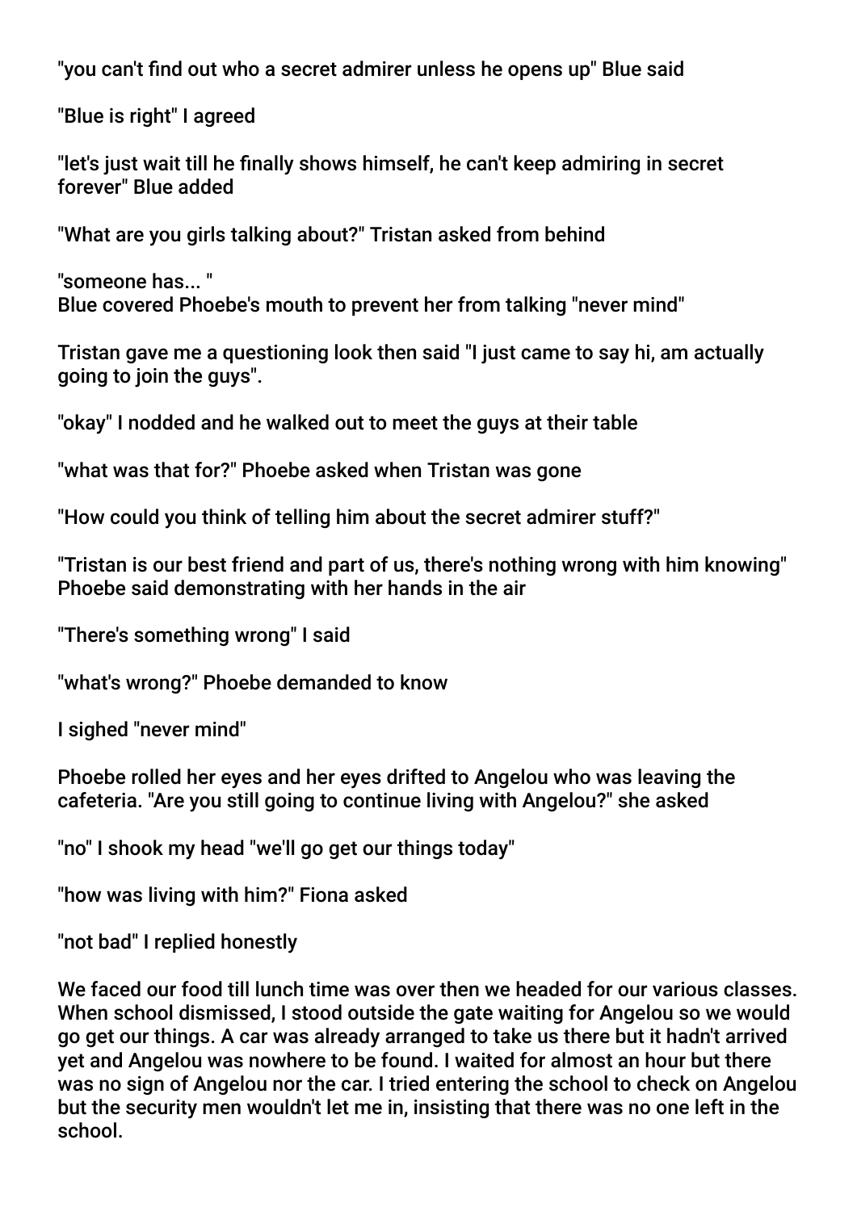"you can't find out who a secret admirer unless he opens up" Blue said

"Blue is right" I agreed

"let's just wait till he finally shows himself, he can't keep admiring in secret forever" Blue added

"What are you girls talking about?" Tristan asked from behind

"someone has... "
Blue covered Phoebe's mouth to prevent her from talking "never mind"

Tristan gave me a questioning look then said "I just came to say hi, am actually going to join the guys".

"okay" I nodded and he walked out to meet the guys at their table

"what was that for?" Phoebe asked when Tristan was gone

"How could you think of telling him about the secret admirer stuff?"

"Tristan is our best friend and part of us, there's nothing wrong with him knowing" Phoebe said demonstrating with her hands in the air

"There's something wrong" I said

"what's wrong?" Phoebe demanded to know

I sighed "never mind"

Phoebe rolled her eyes and her eyes drifted to Angelou who was leaving the cafeteria. "Are you still going to continue living with Angelou?" she asked

"no" I shook my head "we'll go get our things today"

"how was living with him?" Fiona asked

"not bad" I replied honestly

We faced our food till lunch time was over then we headed for our various classes. When school dismissed, I stood outside the gate waiting for Angelou so we would go get our things. A car was already arranged to take us there but it hadn't arrived yet and Angelou was nowhere to be found. I waited for almost an hour but there was no sign of Angelou nor the car. I tried entering the school to check on Angelou but the security men wouldn't let me in, insisting that there was no one left in the school.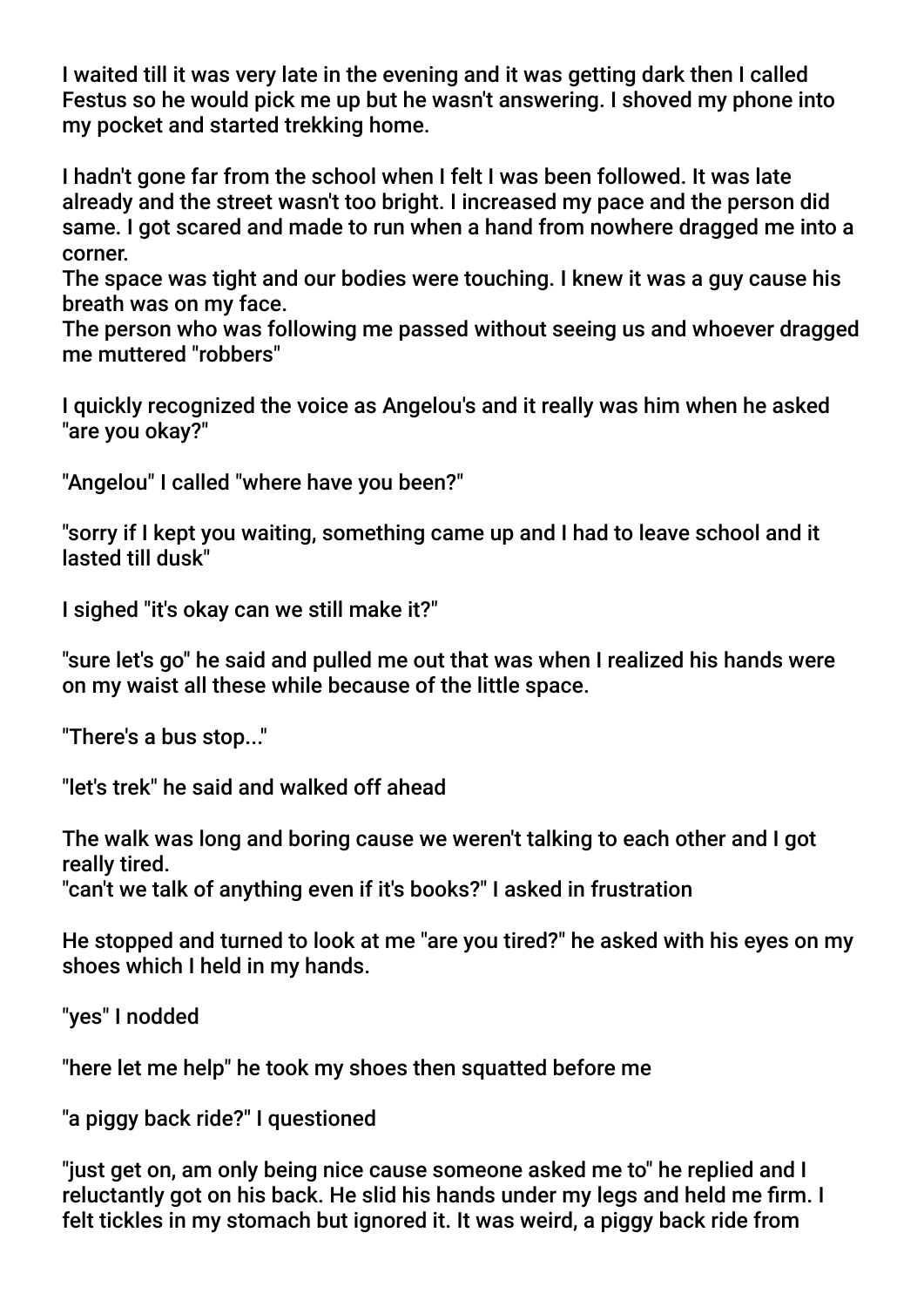I waited till it was very late in the evening and it was getting dark then I called Festus so he would pick me up but he wasn't answering. I shoved my phone into my pocket and started trekking home.

I hadn't gone far from the school when I felt I was been followed. It was late already and the street wasn't too bright. I increased my pace and the person did same. I got scared and made to run when a hand from nowhere dragged me into a corner.
The space was tight and our bodies were touching. I knew it was a guy cause his breath was on my face.
The person who was following me passed without seeing us and whoever dragged me muttered "robbers"

I quickly recognized the voice as Angelou's and it really was him when he asked "are you okay?"

"Angelou" I called "where have you been?"

"sorry if I kept you waiting, something came up and I had to leave school and it lasted till dusk"

I sighed "it's okay can we still make it?"

"sure let's go" he said and pulled me out that was when I realized his hands were on my waist all these while because of the little space.

"There's a bus stop..."

"let's trek" he said and walked off ahead

The walk was long and boring cause we weren't talking to each other and I got really tired.
"can't we talk of anything even if it's books?" I asked in frustration

He stopped and turned to look at me "are you tired?" he asked with his eyes on my shoes which I held in my hands.

"yes" I nodded

"here let me help" he took my shoes then squatted before me

"a piggy back ride?" I questioned

"just get on, am only being nice cause someone asked me to" he replied and I reluctantly got on his back. He slid his hands under my legs and held me firm. I felt tickles in my stomach but ignored it. It was weird, a piggy back ride from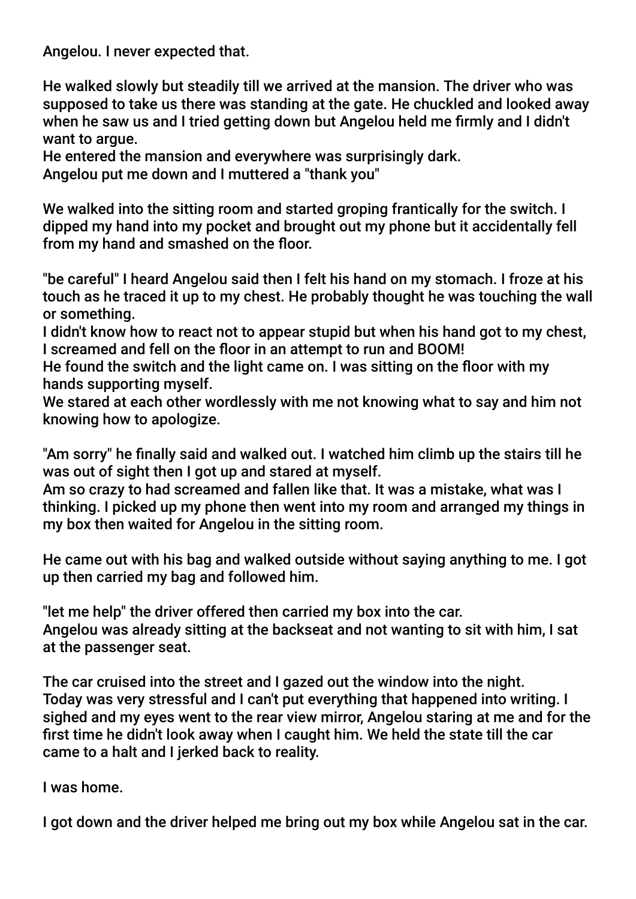Angelou. I never expected that.

He walked slowly but steadily till we arrived at the mansion. The driver who was supposed to take us there was standing at the gate. He chuckled and looked away when he saw us and I tried getting down but Angelou held me firmly and I didn't want to argue.
He entered the mansion and everywhere was surprisingly dark.
Angelou put me down and I muttered a "thank you"

We walked into the sitting room and started groping frantically for the switch. I dipped my hand into my pocket and brought out my phone but it accidentally fell from my hand and smashed on the floor.

"be careful" I heard Angelou said then I felt his hand on my stomach. I froze at his touch as he traced it up to my chest. He probably thought he was touching the wall or something.
I didn't know how to react not to appear stupid but when his hand got to my chest, I screamed and fell on the floor in an attempt to run and BOOM!
He found the switch and the light came on. I was sitting on the floor with my hands supporting myself.
We stared at each other wordlessly with me not knowing what to say and him not knowing how to apologize.

"Am sorry" he finally said and walked out. I watched him climb up the stairs till he was out of sight then I got up and stared at myself.
Am so crazy to had screamed and fallen like that. It was a mistake, what was I thinking. I picked up my phone then went into my room and arranged my things in my box then waited for Angelou in the sitting room.

He came out with his bag and walked outside without saying anything to me. I got up then carried my bag and followed him.

"let me help" the driver offered then carried my box into the car.
Angelou was already sitting at the backseat and not wanting to sit with him, I sat at the passenger seat.

The car cruised into the street and I gazed out the window into the night.
Today was very stressful and I can't put everything that happened into writing. I sighed and my eyes went to the rear view mirror, Angelou staring at me and for the first time he didn't look away when I caught him. We held the state till the car came to a halt and I jerked back to reality.

I was home.

I got down and the driver helped me bring out my box while Angelou sat in the car.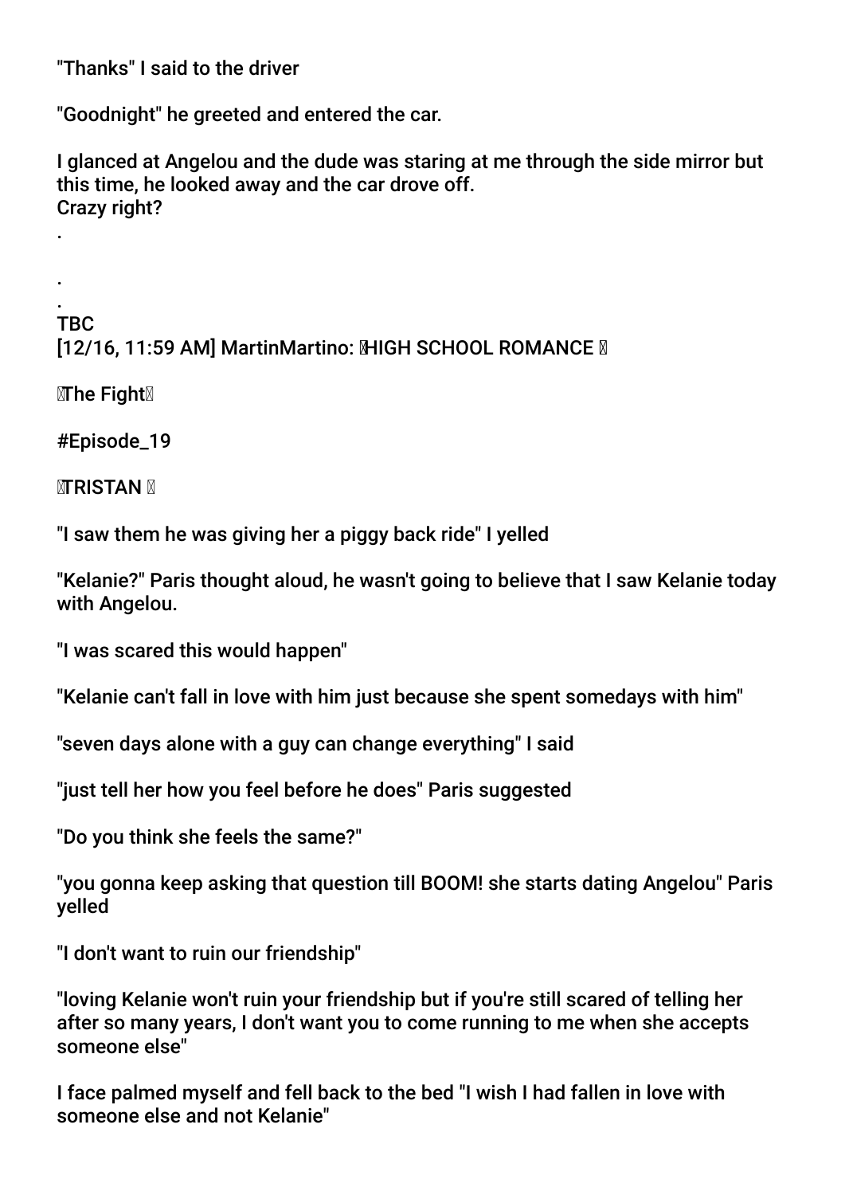"Thanks" I said to the driver

"Goodnight" he greeted and entered the car.

I glanced at Angelou and the dude was staring at me through the side mirror but this time, he looked away and the car drove off.
Crazy right?

.

.
.
TBC
[12/16, 11:59 AM] MartinMartino: 🌹HIGH SCHOOL ROMANCE 🌹

🌹The Fight🌹

#Episode_19

🌹TRISTAN 🌹

"I saw them he was giving her a piggy back ride" I yelled

"Kelanie?" Paris thought aloud, he wasn't going to believe that I saw Kelanie today with Angelou.

"I was scared this would happen"

"Kelanie can't fall in love with him just because she spent somedays with him"

"seven days alone with a guy can change everything" I said

"just tell her how you feel before he does" Paris suggested

"Do you think she feels the same?"

"you gonna keep asking that question till BOOM! she starts dating Angelou" Paris yelled

"I don't want to ruin our friendship"

"loving Kelanie won't ruin your friendship but if you're still scared of telling her after so many years, I don't want you to come running to me when she accepts someone else"

I face palmed myself and fell back to the bed "I wish I had fallen in love with someone else and not Kelanie"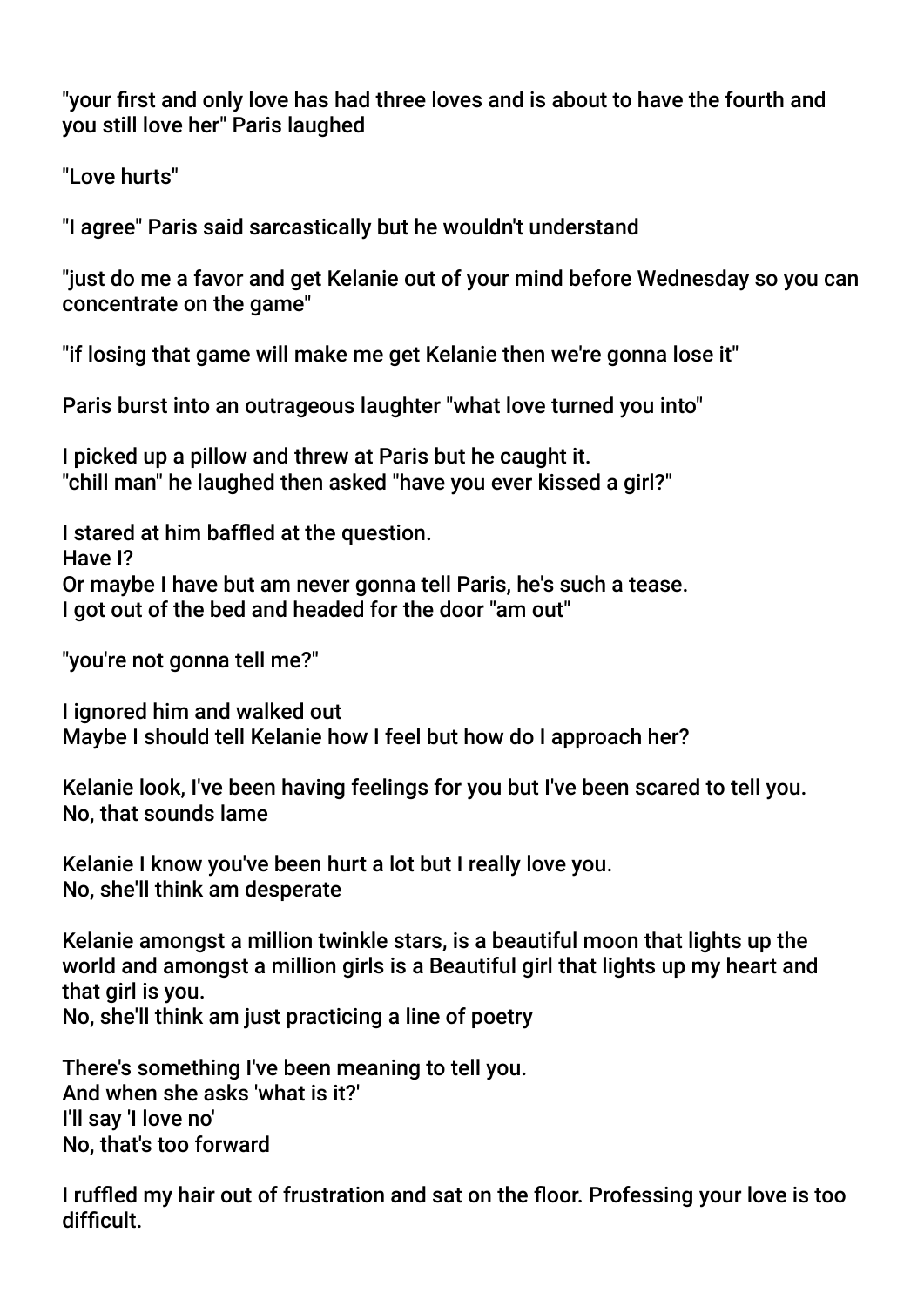"your first and only love has had three loves and is about to have the fourth and you still love her" Paris laughed

"Love hurts"

"I agree" Paris said sarcastically but he wouldn't understand

"just do me a favor and get Kelanie out of your mind before Wednesday so you can concentrate on the game"

"if losing that game will make me get Kelanie then we're gonna lose it"

Paris burst into an outrageous laughter "what love turned you into"

I picked up a pillow and threw at Paris but he caught it.
"chill man" he laughed then asked "have you ever kissed a girl?"

I stared at him baffled at the question.
Have I?
Or maybe I have but am never gonna tell Paris, he's such a tease.
I got out of the bed and headed for the door "am out"

"you're not gonna tell me?"

I ignored him and walked out
Maybe I should tell Kelanie how I feel but how do I approach her?

Kelanie look, I've been having feelings for you but I've been scared to tell you.
No, that sounds lame

Kelanie I know you've been hurt a lot but I really love you.
No, she'll think am desperate

Kelanie amongst a million twinkle stars, is a beautiful moon that lights up the world and amongst a million girls is a Beautiful girl that lights up my heart and that girl is you.
No, she'll think am just practicing a line of poetry

There's something I've been meaning to tell you.
And when she asks 'what is it?'
I'll say 'I love no'
No, that's too forward

I ruffled my hair out of frustration and sat on the floor. Professing your love is too difficult.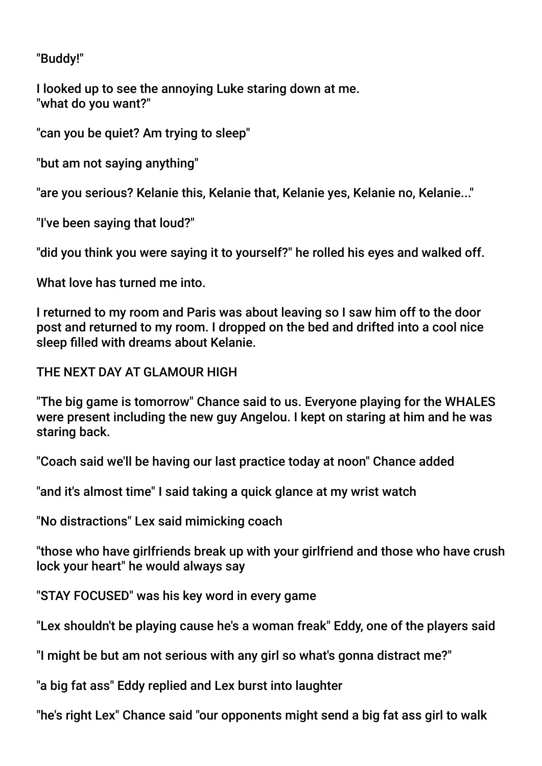"Buddy!"

I looked up to see the annoying Luke staring down at me.
"what do you want?"

"can you be quiet? Am trying to sleep"

"but am not saying anything"

"are you serious? Kelanie this, Kelanie that, Kelanie yes, Kelanie no, Kelanie..."

"I've been saying that loud?"

"did you think you were saying it to yourself?" he rolled his eyes and walked off.

What love has turned me into.

I returned to my room and Paris was about leaving so I saw him off to the door post and returned to my room. I dropped on the bed and drifted into a cool nice sleep filled with dreams about Kelanie.

THE NEXT DAY AT GLAMOUR HIGH

"The big game is tomorrow" Chance said to us. Everyone playing for the WHALES were present including the new guy Angelou. I kept on staring at him and he was staring back.

"Coach said we'll be having our last practice today at noon" Chance added

"and it's almost time" I said taking a quick glance at my wrist watch

"No distractions" Lex said mimicking coach

"those who have girlfriends break up with your girlfriend and those who have crush lock your heart" he would always say

"STAY FOCUSED" was his key word in every game

"Lex shouldn't be playing cause he's a woman freak" Eddy, one of the players said

"I might be but am not serious with any girl so what's gonna distract me?"

"a big fat ass" Eddy replied and Lex burst into laughter

"he's right Lex" Chance said "our opponents might send a big fat ass girl to walk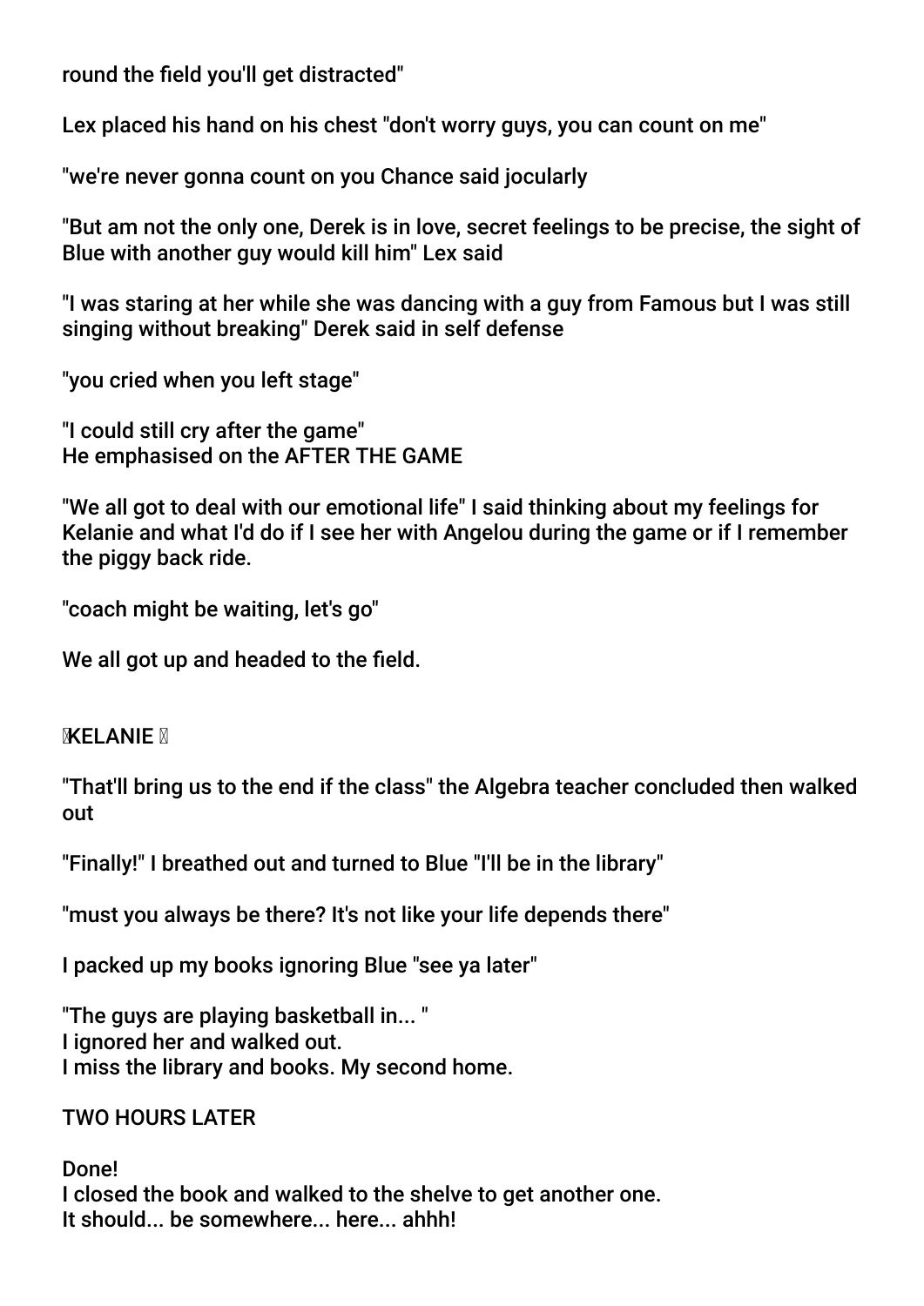round the field you'll get distracted"

Lex placed his hand on his chest "don't worry guys, you can count on me"

"we're never gonna count on you Chance said jocularly

"But am not the only one, Derek is in love, secret feelings to be precise, the sight of Blue with another guy would kill him" Lex said

"I was staring at her while she was dancing with a guy from Famous but I was still singing without breaking" Derek said in self defense

"you cried when you left stage"

"I could still cry after the game"
He emphasised on the AFTER THE GAME

"We all got to deal with our emotional life" I said thinking about my feelings for Kelanie and what I'd do if I see her with Angelou during the game or if I remember the piggy back ride.

"coach might be waiting, let's go"

We all got up and headed to the field.

KELANIE

"That'll bring us to the end if the class" the Algebra teacher concluded then walked out

"Finally!" I breathed out and turned to Blue "I'll be in the library"

"must you always be there? It's not like your life depends there"

I packed up my books ignoring Blue "see ya later"

"The guys are playing basketball in... "
I ignored her and walked out.
I miss the library and books. My second home.

TWO HOURS LATER

Done!
I closed the book and walked to the shelve to get another one.
It should... be somewhere... here... ahhh!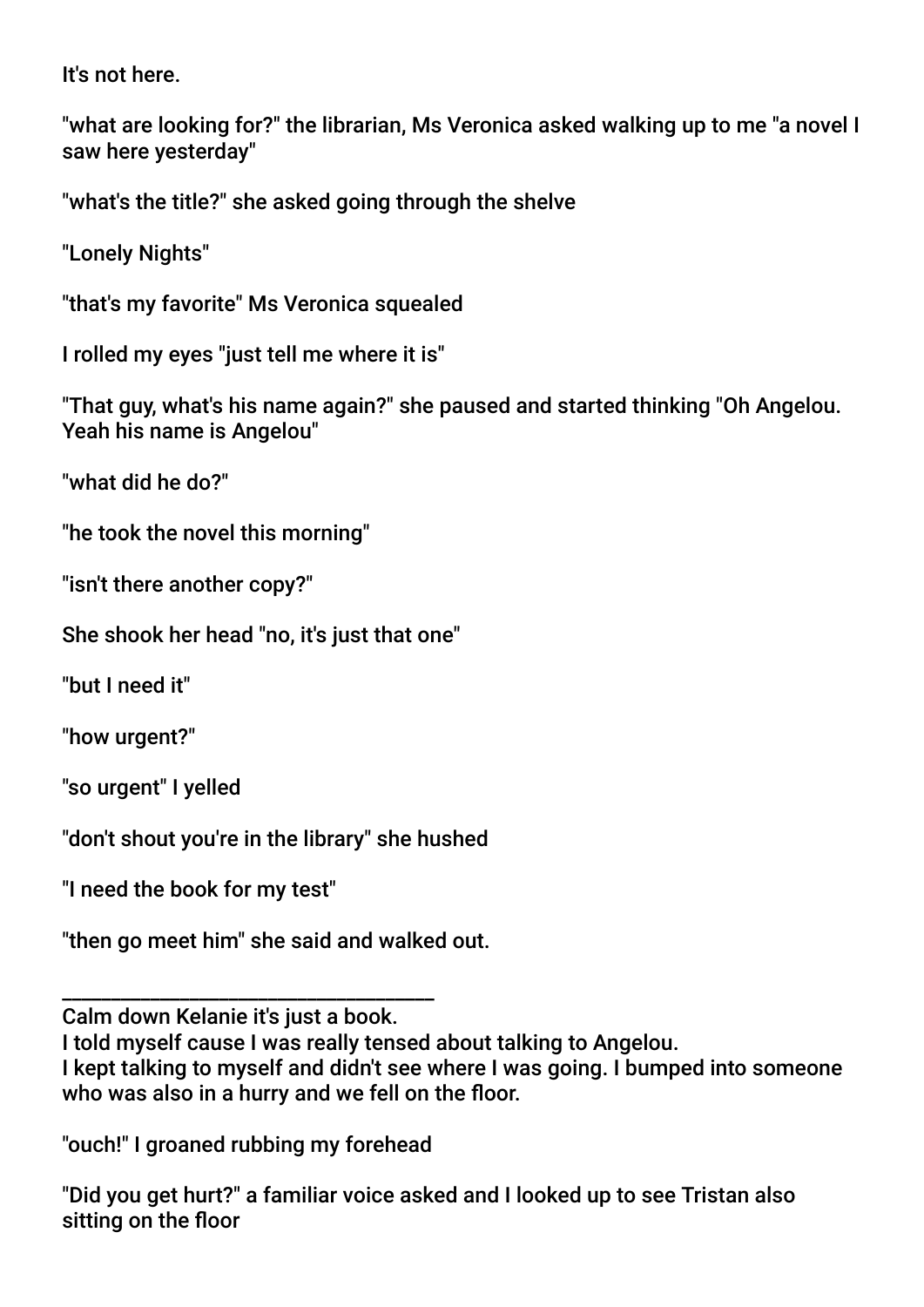It's not here.

"what are looking for?" the librarian, Ms Veronica asked walking up to me "a novel I saw here yesterday"

"what's the title?" she asked going through the shelve

"Lonely Nights"

"that's my favorite" Ms Veronica squealed

I rolled my eyes "just tell me where it is"

"That guy, what's his name again?" she paused and started thinking "Oh Angelou. Yeah his name is Angelou"

"what did he do?"

"he took the novel this morning"

"isn't there another copy?"

She shook her head "no, it's just that one"

"but I need it"

"how urgent?"

"so urgent" I yelled

"don't shout you're in the library" she hushed

"I need the book for my test"

"then go meet him" she said and walked out.

___________________________________

Calm down Kelanie it's just a book.
I told myself cause I was really tensed about talking to Angelou.
I kept talking to myself and didn't see where I was going. I bumped into someone who was also in a hurry and we fell on the floor.

"ouch!" I groaned rubbing my forehead

"Did you get hurt?" a familiar voice asked and I looked up to see Tristan also sitting on the floor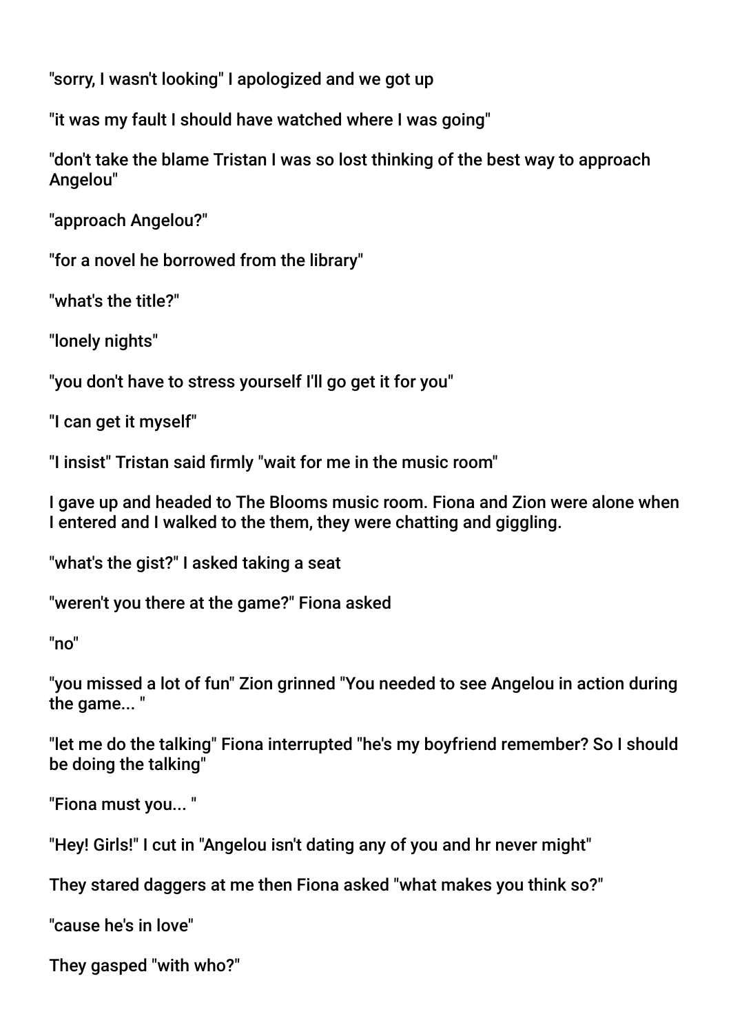"sorry, I wasn't looking" I apologized and we got up

"it was my fault I should have watched where I was going"

"don't take the blame Tristan I was so lost thinking of the best way to approach Angelou"

"approach Angelou?"

"for a novel he borrowed from the library"

"what's the title?"

"lonely nights"

"you don't have to stress yourself I'll go get it for you"

"I can get it myself"

"I insist" Tristan said firmly "wait for me in the music room"

I gave up and headed to The Blooms music room. Fiona and Zion were alone when I entered and I walked to the them, they were chatting and giggling.

"what's the gist?" I asked taking a seat

"weren't you there at the game?" Fiona asked

"no"

"you missed a lot of fun" Zion grinned "You needed to see Angelou in action during the game... "

"let me do the talking" Fiona interrupted "he's my boyfriend remember? So I should be doing the talking"

"Fiona must you... "

"Hey! Girls!" I cut in "Angelou isn't dating any of you and hr never might"

They stared daggers at me then Fiona asked "what makes you think so?"

"cause he's in love"

They gasped "with who?"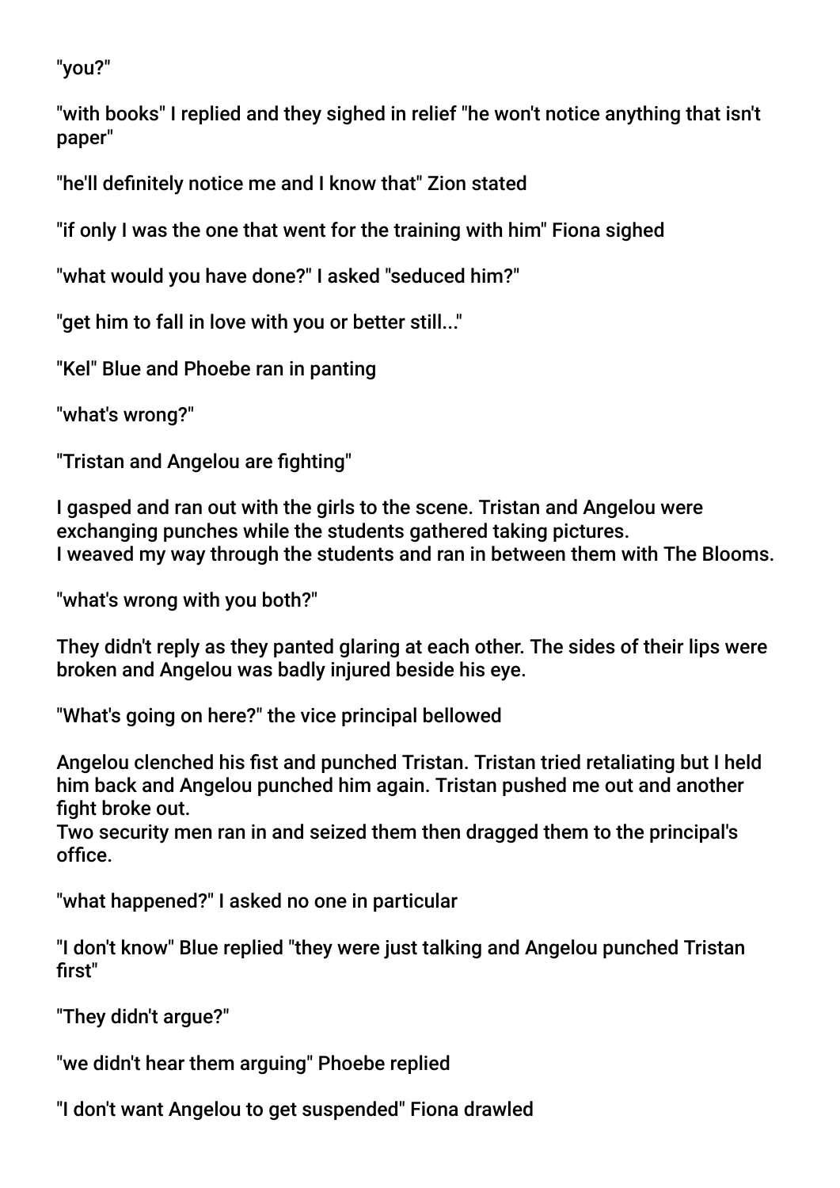"you?"

"with books" I replied and they sighed in relief "he won't notice anything that isn't paper"

"he'll definitely notice me and I know that" Zion stated

"if only I was the one that went for the training with him" Fiona sighed

"what would you have done?" I asked "seduced him?"

"get him to fall in love with you or better still..."

"Kel" Blue and Phoebe ran in panting

"what's wrong?"

"Tristan and Angelou are fighting"

I gasped and ran out with the girls to the scene. Tristan and Angelou were exchanging punches while the students gathered taking pictures.
I weaved my way through the students and ran in between them with The Blooms.

"what's wrong with you both?"

They didn't reply as they panted glaring at each other. The sides of their lips were broken and Angelou was badly injured beside his eye.

"What's going on here?" the vice principal bellowed

Angelou clenched his fist and punched Tristan. Tristan tried retaliating but I held him back and Angelou punched him again. Tristan pushed me out and another fight broke out.
Two security men ran in and seized them then dragged them to the principal's office.

"what happened?" I asked no one in particular

"I don't know" Blue replied "they were just talking and Angelou punched Tristan first"

"They didn't argue?"

"we didn't hear them arguing" Phoebe replied

"I don't want Angelou to get suspended" Fiona drawled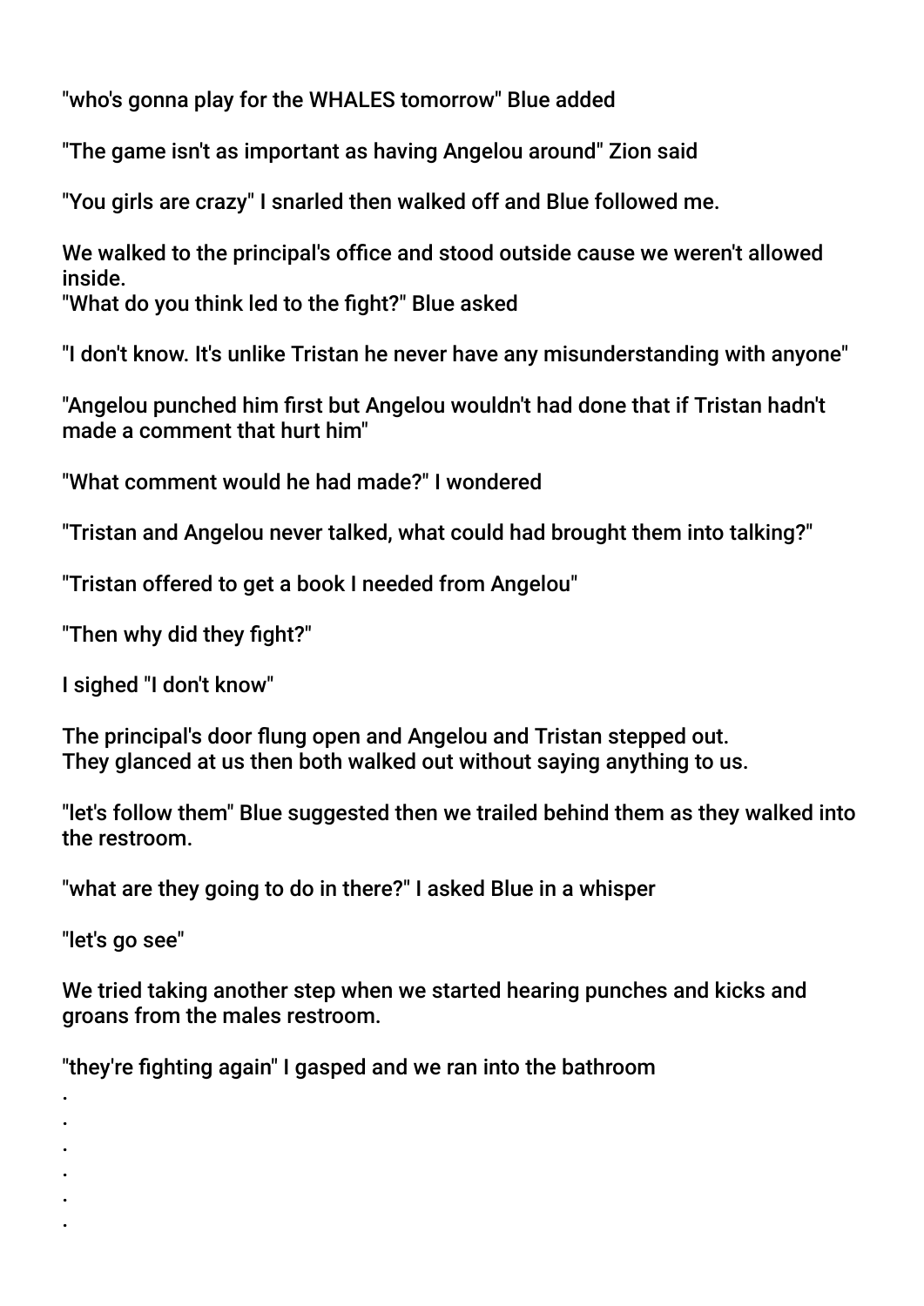"who's gonna play for the WHALES tomorrow" Blue added

"The game isn't as important as having Angelou around" Zion said

"You girls are crazy" I snarled then walked off and Blue followed me.

We walked to the principal's office and stood outside cause we weren't allowed inside.
"What do you think led to the fight?" Blue asked

"I don't know. It's unlike Tristan he never have any misunderstanding with anyone"

"Angelou punched him first but Angelou wouldn't had done that if Tristan hadn't made a comment that hurt him"

"What comment would he had made?" I wondered

"Tristan and Angelou never talked, what could had brought them into talking?"

"Tristan offered to get a book I needed from Angelou"

"Then why did they fight?"

I sighed "I don't know"

The principal's door flung open and Angelou and Tristan stepped out.
They glanced at us then both walked out without saying anything to us.

"let's follow them" Blue suggested then we trailed behind them as they walked into the restroom.

"what are they going to do in there?" I asked Blue in a whisper

"let's go see"

We tried taking another step when we started hearing punches and kicks and groans from the males restroom.

"they're fighting again" I gasped and we ran into the bathroom

.
.
.
.
.
.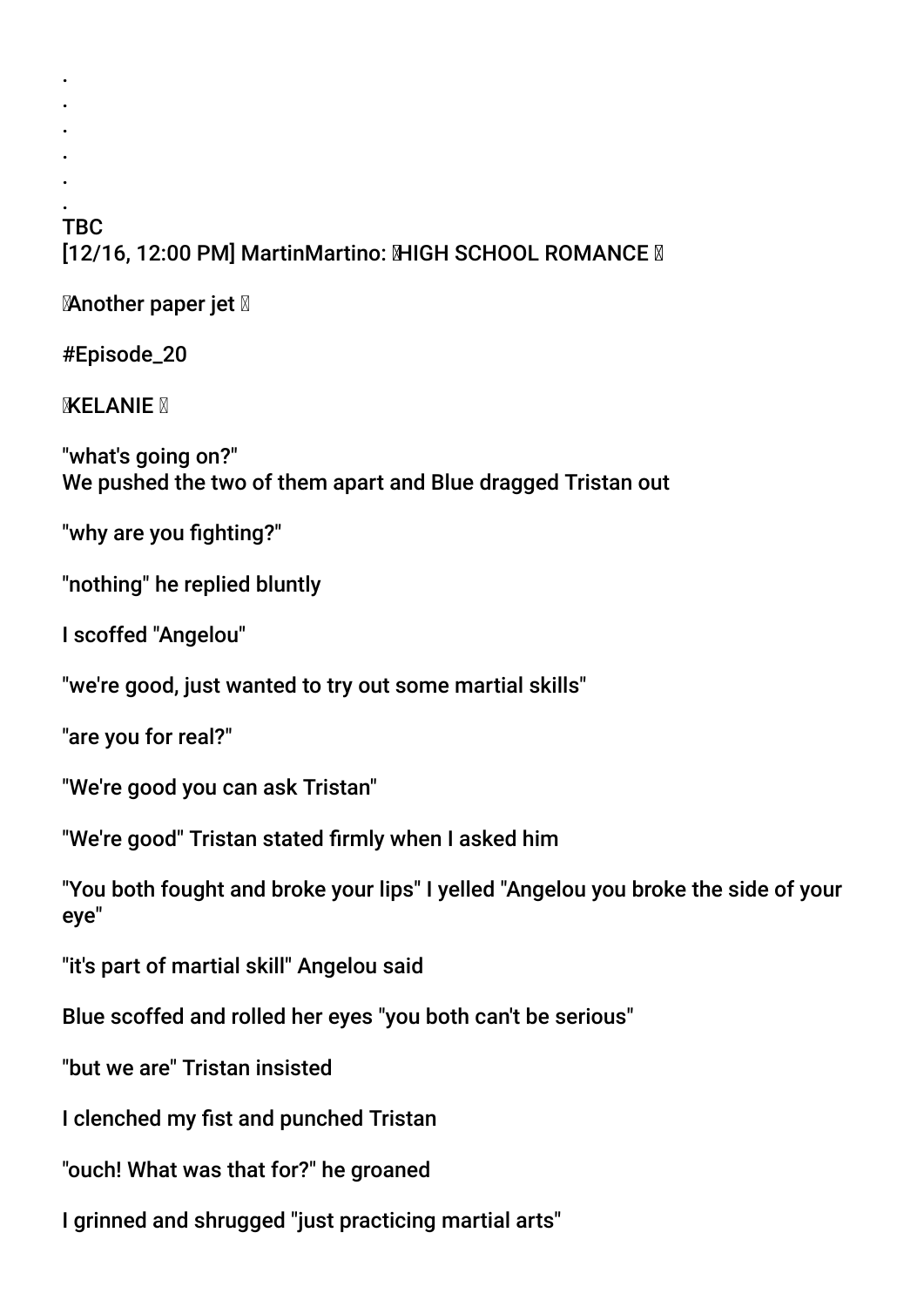.
.
.
.
.
.
TBC
[12/16, 12:00 PM] MartinMartino: HIGH SCHOOL ROMANCE

Another paper jet

#Episode_20

KELANIE

"what's going on?"
We pushed the two of them apart and Blue dragged Tristan out

"why are you fighting?"

"nothing" he replied bluntly

I scoffed "Angelou"

"we're good, just wanted to try out some martial skills"

"are you for real?"

"We're good you can ask Tristan"

"We're good" Tristan stated firmly when I asked him

"You both fought and broke your lips" I yelled "Angelou you broke the side of your eye"

"it's part of martial skill" Angelou said

Blue scoffed and rolled her eyes "you both can't be serious"

"but we are" Tristan insisted

I clenched my fist and punched Tristan

"ouch! What was that for?" he groaned

I grinned and shrugged "just practicing martial arts"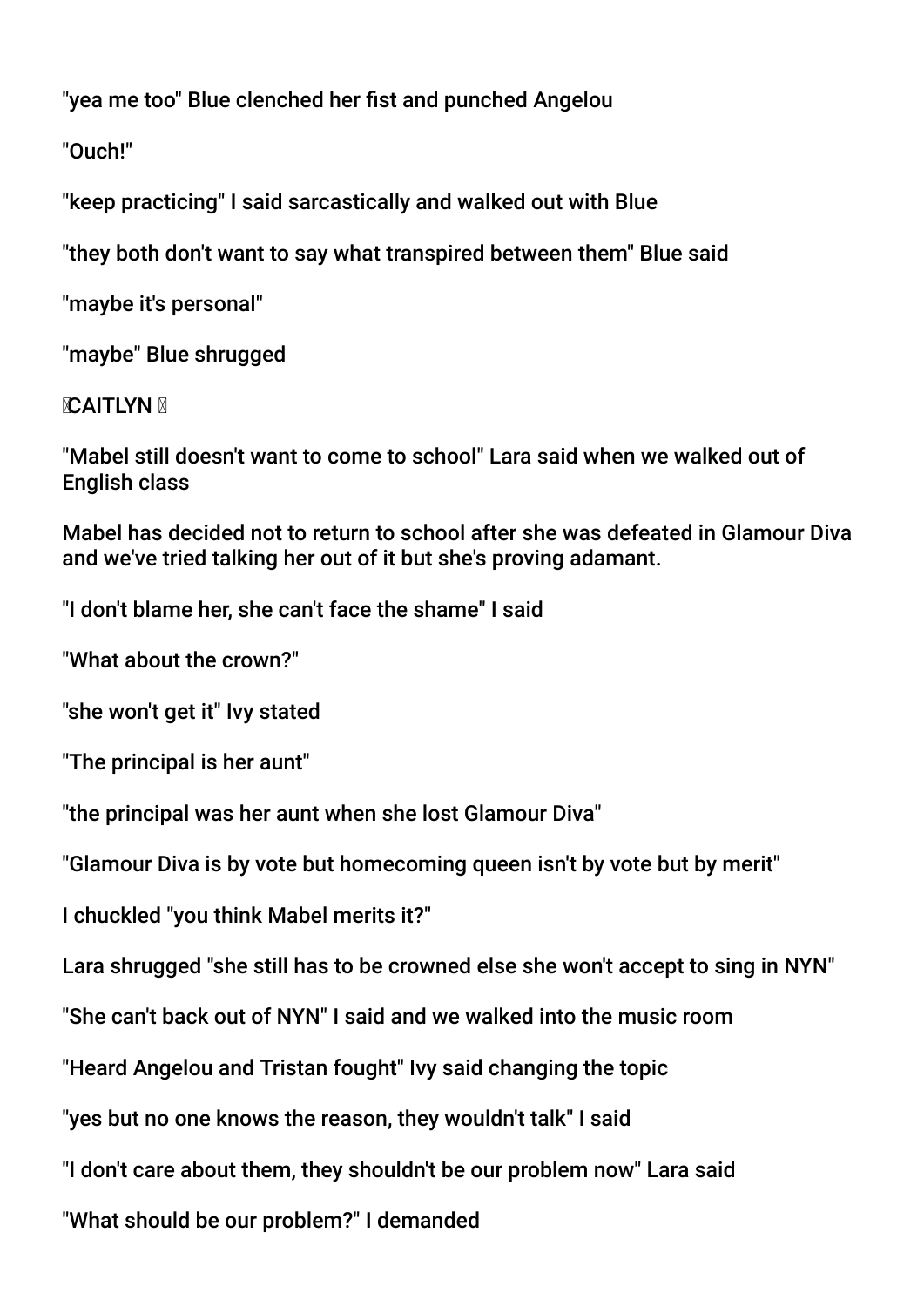"yea me too" Blue clenched her fist and punched Angelou

"Ouch!"

"keep practicing" I said sarcastically and walked out with Blue

"they both don't want to say what transpired between them" Blue said

"maybe it's personal"

"maybe" Blue shrugged

CAITLYN

"Mabel still doesn't want to come to school" Lara said when we walked out of English class

Mabel has decided not to return to school after she was defeated in Glamour Diva and we've tried talking her out of it but she's proving adamant.

"I don't blame her, she can't face the shame" I said

"What about the crown?"

"she won't get it" Ivy stated

"The principal is her aunt"

"the principal was her aunt when she lost Glamour Diva"

"Glamour Diva is by vote but homecoming queen isn't by vote but by merit"

I chuckled "you think Mabel merits it?"

Lara shrugged "she still has to be crowned else she won't accept to sing in NYN"

"She can't back out of NYN" I said and we walked into the music room

"Heard Angelou and Tristan fought" Ivy said changing the topic

"yes but no one knows the reason, they wouldn't talk" I said

"I don't care about them, they shouldn't be our problem now" Lara said

"What should be our problem?" I demanded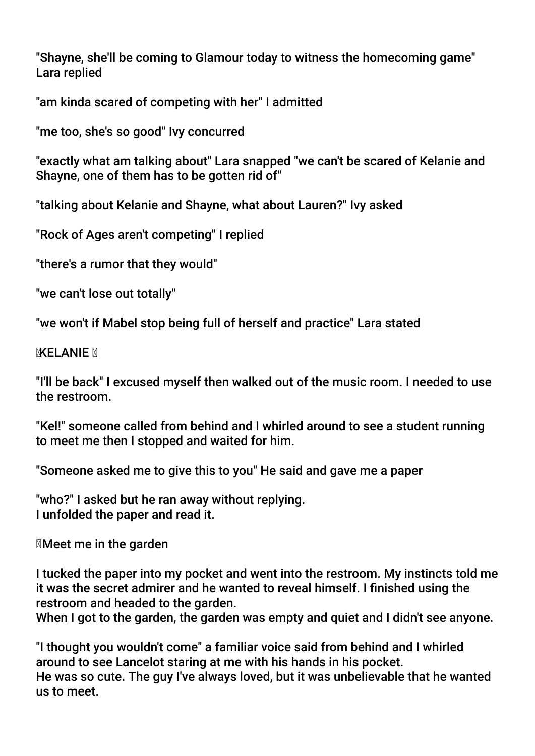"Shayne, she'll be coming to Glamour today to witness the homecoming game" Lara replied

"am kinda scared of competing with her" I admitted

"me too, she's so good" Ivy concurred

"exactly what am talking about" Lara snapped "we can't be scared of Kelanie and Shayne, one of them has to be gotten rid of"

"talking about Kelanie and Shayne, what about Lauren?" Ivy asked

"Rock of Ages aren't competing" I replied

"there's a rumor that they would"

"we can't lose out totally"

"we won't if Mabel stop being full of herself and practice" Lara stated

**KELANIE**

"I'll be back" I excused myself then walked out of the music room. I needed to use the restroom.

"Kel!" someone called from behind and I whirled around to see a student running to meet me then I stopped and waited for him.

"Someone asked me to give this to you" He said and gave me a paper

"who?" I asked but he ran away without replying.
I unfolded the paper and read it.

Meet me in the garden

I tucked the paper into my pocket and went into the restroom. My instincts told me it was the secret admirer and he wanted to reveal himself. I finished using the restroom and headed to the garden.
When I got to the garden, the garden was empty and quiet and I didn't see anyone.

"I thought you wouldn't come" a familiar voice said from behind and I whirled around to see Lancelot staring at me with his hands in his pocket.
He was so cute. The guy I've always loved, but it was unbelievable that he wanted us to meet.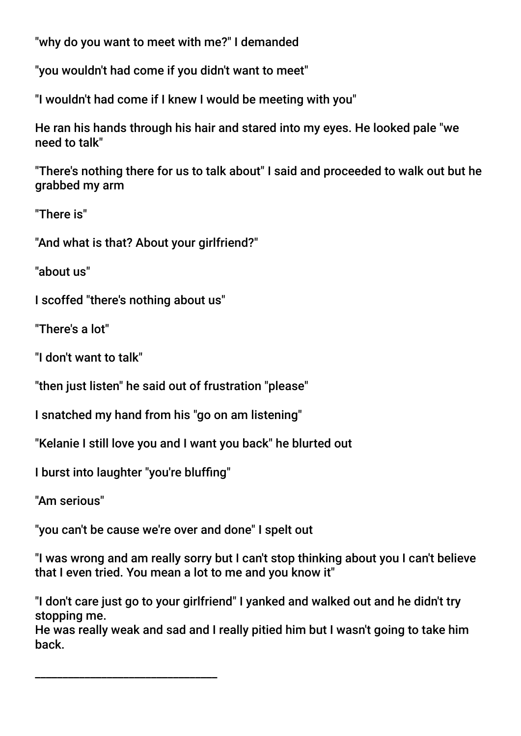"why do you want to meet with me?" I demanded

"you wouldn't had come if you didn't want to meet"

"I wouldn't had come if I knew I would be meeting with you"

He ran his hands through his hair and stared into my eyes. He looked pale "we need to talk"

"There's nothing there for us to talk about" I said and proceeded to walk out but he grabbed my arm

"There is"

"And what is that? About your girlfriend?"

"about us"

I scoffed "there's nothing about us"

"There's a lot"

"I don't want to talk"

"then just listen" he said out of frustration "please"

I snatched my hand from his "go on am listening"

"Kelanie I still love you and I want you back" he blurted out

I burst into laughter "you're bluffing"

"Am serious"

"you can't be cause we're over and done" I spelt out

"I was wrong and am really sorry but I can't stop thinking about you I can't believe that I even tried. You mean a lot to me and you know it"

"I don't care just go to your girlfriend" I yanked and walked out and he didn't try stopping me.
He was really weak and sad and I really pitied him but I wasn't going to take him back.

________________________________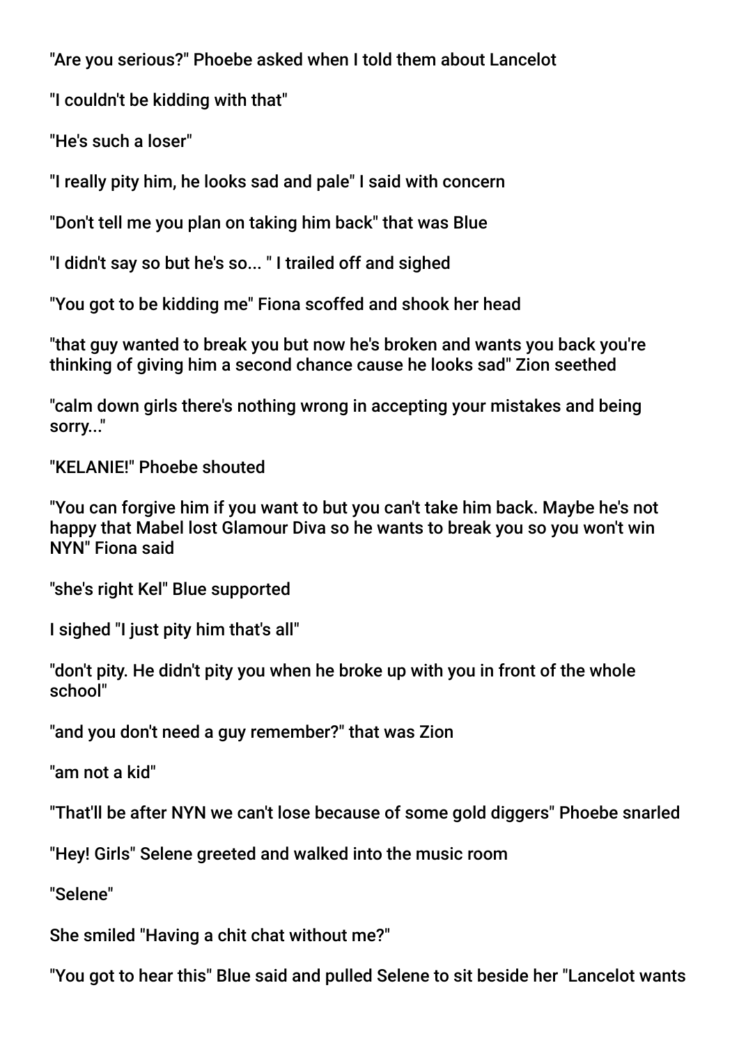"Are you serious?" Phoebe asked when I told them about Lancelot

"I couldn't be kidding with that"

"He's such a loser"

"I really pity him, he looks sad and pale" I said with concern

"Don't tell me you plan on taking him back" that was Blue

"I didn't say so but he's so... " I trailed off and sighed

"You got to be kidding me" Fiona scoffed and shook her head

"that guy wanted to break you but now he's broken and wants you back you're thinking of giving him a second chance cause he looks sad" Zion seethed

"calm down girls there's nothing wrong in accepting your mistakes and being sorry..."

"KELANIE!" Phoebe shouted

"You can forgive him if you want to but you can't take him back. Maybe he's not happy that Mabel lost Glamour Diva so he wants to break you so you won't win NYN" Fiona said

"she's right Kel" Blue supported

I sighed "I just pity him that's all"

"don't pity. He didn't pity you when he broke up with you in front of the whole school"

"and you don't need a guy remember?" that was Zion

"am not a kid"

"That'll be after NYN we can't lose because of some gold diggers" Phoebe snarled

"Hey! Girls" Selene greeted and walked into the music room

"Selene"

She smiled "Having a chit chat without me?"

"You got to hear this" Blue said and pulled Selene to sit beside her "Lancelot wants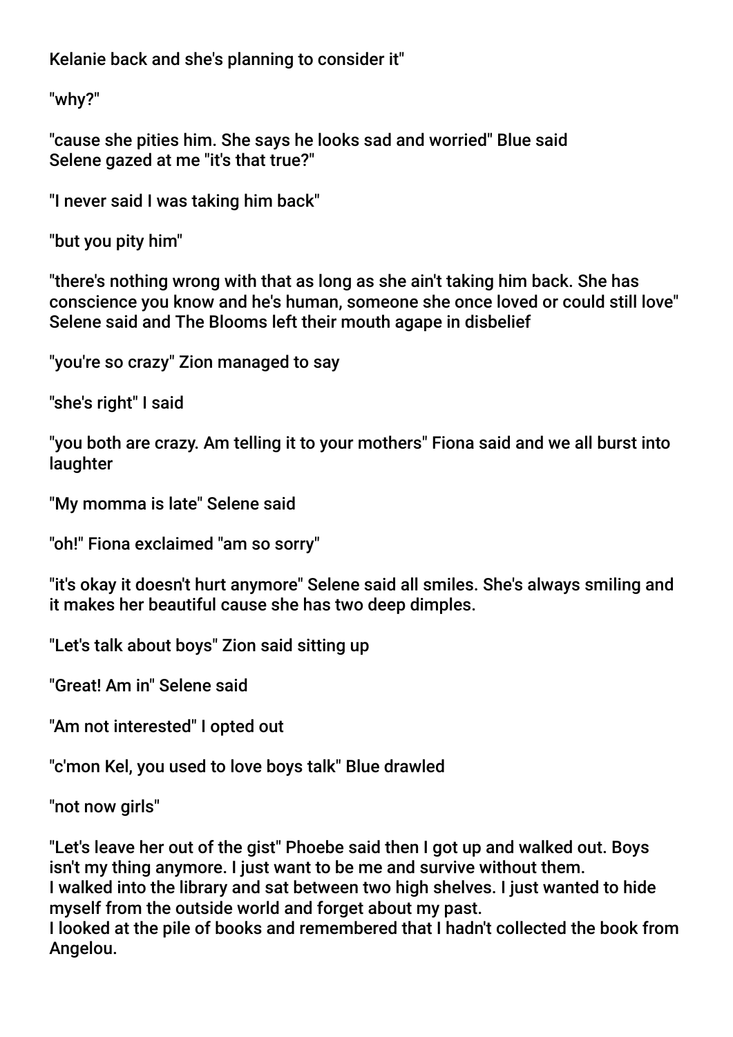Kelanie back and she's planning to consider it"

"why?"

"cause she pities him. She says he looks sad and worried" Blue said
Selene gazed at me "it's that true?"

"I never said I was taking him back"

"but you pity him"

"there's nothing wrong with that as long as she ain't taking him back. She has conscience you know and he's human, someone she once loved or could still love" Selene said and The Blooms left their mouth agape in disbelief

"you're so crazy" Zion managed to say

"she's right" I said

"you both are crazy. Am telling it to your mothers" Fiona said and we all burst into laughter

"My momma is late" Selene said

"oh!" Fiona exclaimed "am so sorry"

"it's okay it doesn't hurt anymore" Selene said all smiles. She's always smiling and it makes her beautiful cause she has two deep dimples.

"Let's talk about boys" Zion said sitting up

"Great! Am in" Selene said

"Am not interested" I opted out

"c'mon Kel, you used to love boys talk" Blue drawled

"not now girls"

"Let's leave her out of the gist" Phoebe said then I got up and walked out. Boys isn't my thing anymore. I just want to be me and survive without them.
I walked into the library and sat between two high shelves. I just wanted to hide myself from the outside world and forget about my past.
I looked at the pile of books and remembered that I hadn't collected the book from Angelou.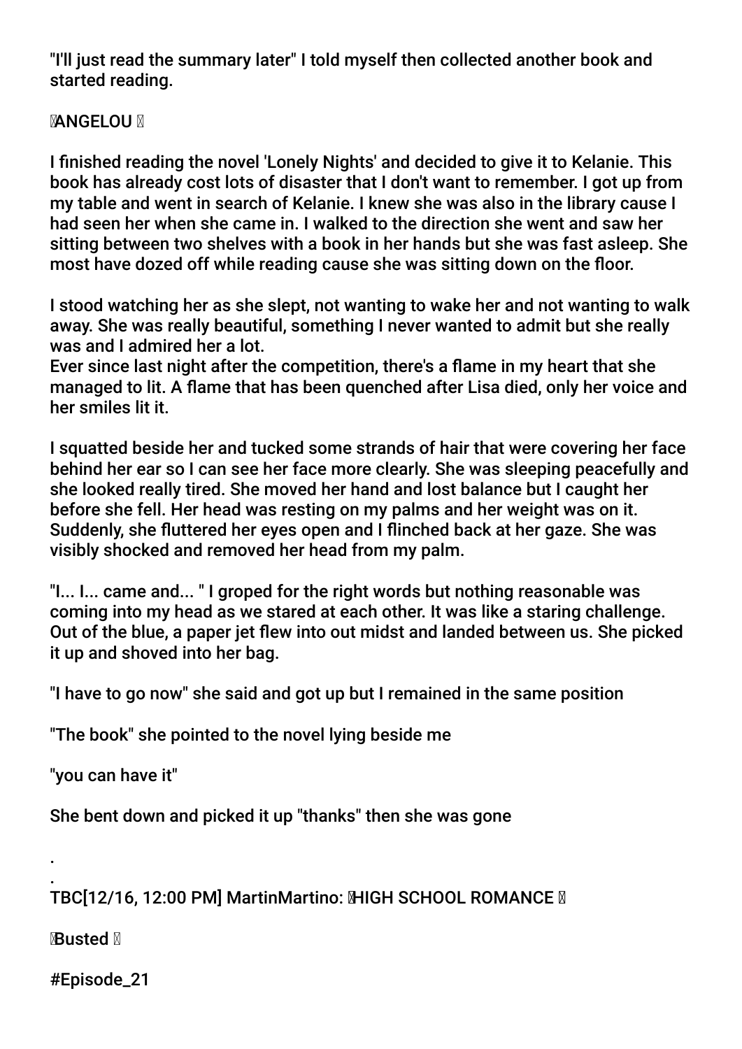"I'll just read the summary later" I told myself then collected another book and started reading.

ANGELOU

I finished reading the novel 'Lonely Nights' and decided to give it to Kelanie. This book has already cost lots of disaster that I don't want to remember. I got up from my table and went in search of Kelanie. I knew she was also in the library cause I had seen her when she came in. I walked to the direction she went and saw her sitting between two shelves with a book in her hands but she was fast asleep. She most have dozed off while reading cause she was sitting down on the floor.

I stood watching her as she slept, not wanting to wake her and not wanting to walk away. She was really beautiful, something I never wanted to admit but she really was and I admired her a lot.
Ever since last night after the competition, there's a flame in my heart that she managed to lit. A flame that has been quenched after Lisa died, only her voice and her smiles lit it.

I squatted beside her and tucked some strands of hair that were covering her face behind her ear so I can see her face more clearly. She was sleeping peacefully and she looked really tired. She moved her hand and lost balance but I caught her before she fell. Her head was resting on my palms and her weight was on it. Suddenly, she fluttered her eyes open and I flinched back at her gaze. She was visibly shocked and removed her head from my palm.

"I... I... came and... " I groped for the right words but nothing reasonable was coming into my head as we stared at each other. It was like a staring challenge. Out of the blue, a paper jet flew into out midst and landed between us. She picked it up and shoved into her bag.

"I have to go now" she said and got up but I remained in the same position

"The book" she pointed to the novel lying beside me

"you can have it"

She bent down and picked it up "thanks" then she was gone

.

.

TBC[12/16, 12:00 PM] MartinMartino: HIGH SCHOOL ROMANCE

Busted

#Episode_21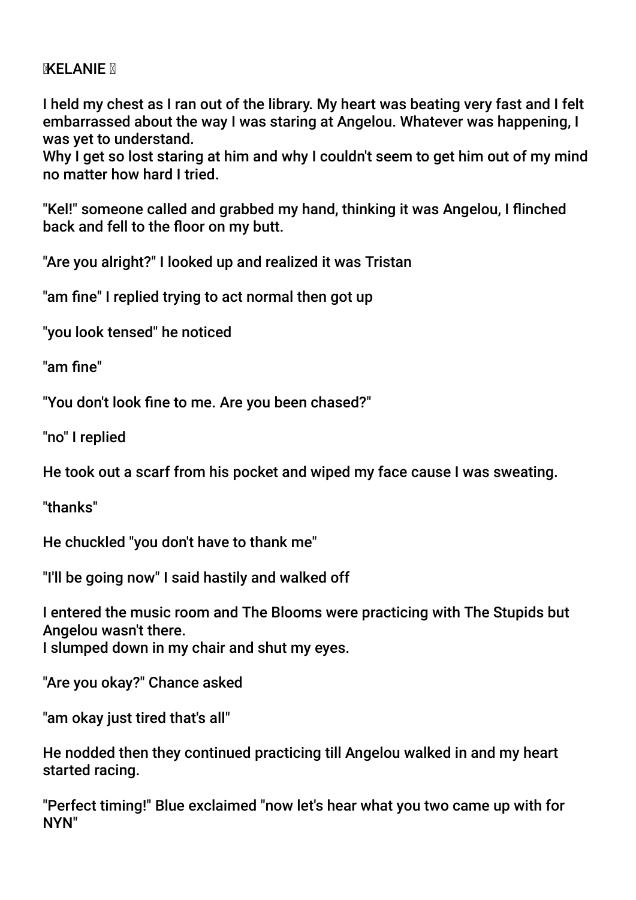**KELANIE**

I held my chest as I ran out of the library. My heart was beating very fast and I felt embarrassed about the way I was staring at Angelou. Whatever was happening, I was yet to understand.
Why I get so lost staring at him and why I couldn't seem to get him out of my mind no matter how hard I tried.

"Kel!" someone called and grabbed my hand, thinking it was Angelou, I flinched back and fell to the floor on my butt.

"Are you alright?" I looked up and realized it was Tristan

"am fine" I replied trying to act normal then got up

"you look tensed" he noticed

"am fine"

"You don't look fine to me. Are you been chased?"

"no" I replied

He took out a scarf from his pocket and wiped my face cause I was sweating.

"thanks"

He chuckled "you don't have to thank me"

"I'll be going now" I said hastily and walked off

I entered the music room and The Blooms were practicing with The Stupids but Angelou wasn't there.
I slumped down in my chair and shut my eyes.

"Are you okay?" Chance asked

"am okay just tired that's all"

He nodded then they continued practicing till Angelou walked in and my heart started racing.

"Perfect timing!" Blue exclaimed "now let's hear what you two came up with for NYN"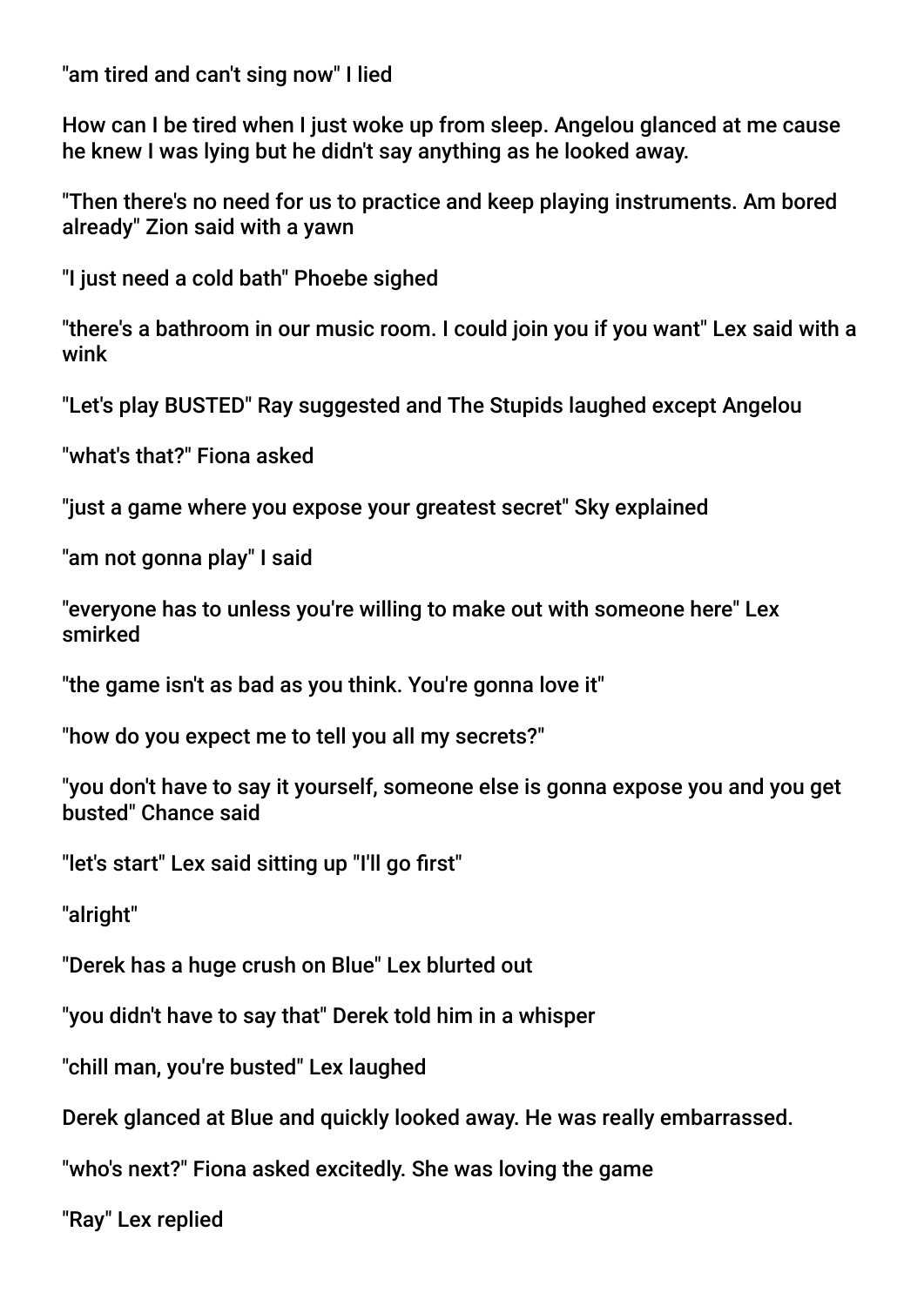"am tired and can't sing now" I lied

How can I be tired when I just woke up from sleep. Angelou glanced at me cause he knew I was lying but he didn't say anything as he looked away.

"Then there's no need for us to practice and keep playing instruments. Am bored already" Zion said with a yawn

"I just need a cold bath" Phoebe sighed

"there's a bathroom in our music room. I could join you if you want" Lex said with a wink

"Let's play BUSTED" Ray suggested and The Stupids laughed except Angelou

"what's that?" Fiona asked

"just a game where you expose your greatest secret" Sky explained

"am not gonna play" I said

"everyone has to unless you're willing to make out with someone here" Lex smirked

"the game isn't as bad as you think. You're gonna love it"

"how do you expect me to tell you all my secrets?"

"you don't have to say it yourself, someone else is gonna expose you and you get busted" Chance said

"let's start" Lex said sitting up "I'll go first"

"alright"

"Derek has a huge crush on Blue" Lex blurted out

"you didn't have to say that" Derek told him in a whisper

"chill man, you're busted" Lex laughed

Derek glanced at Blue and quickly looked away. He was really embarrassed.

"who's next?" Fiona asked excitedly. She was loving the game

"Ray" Lex replied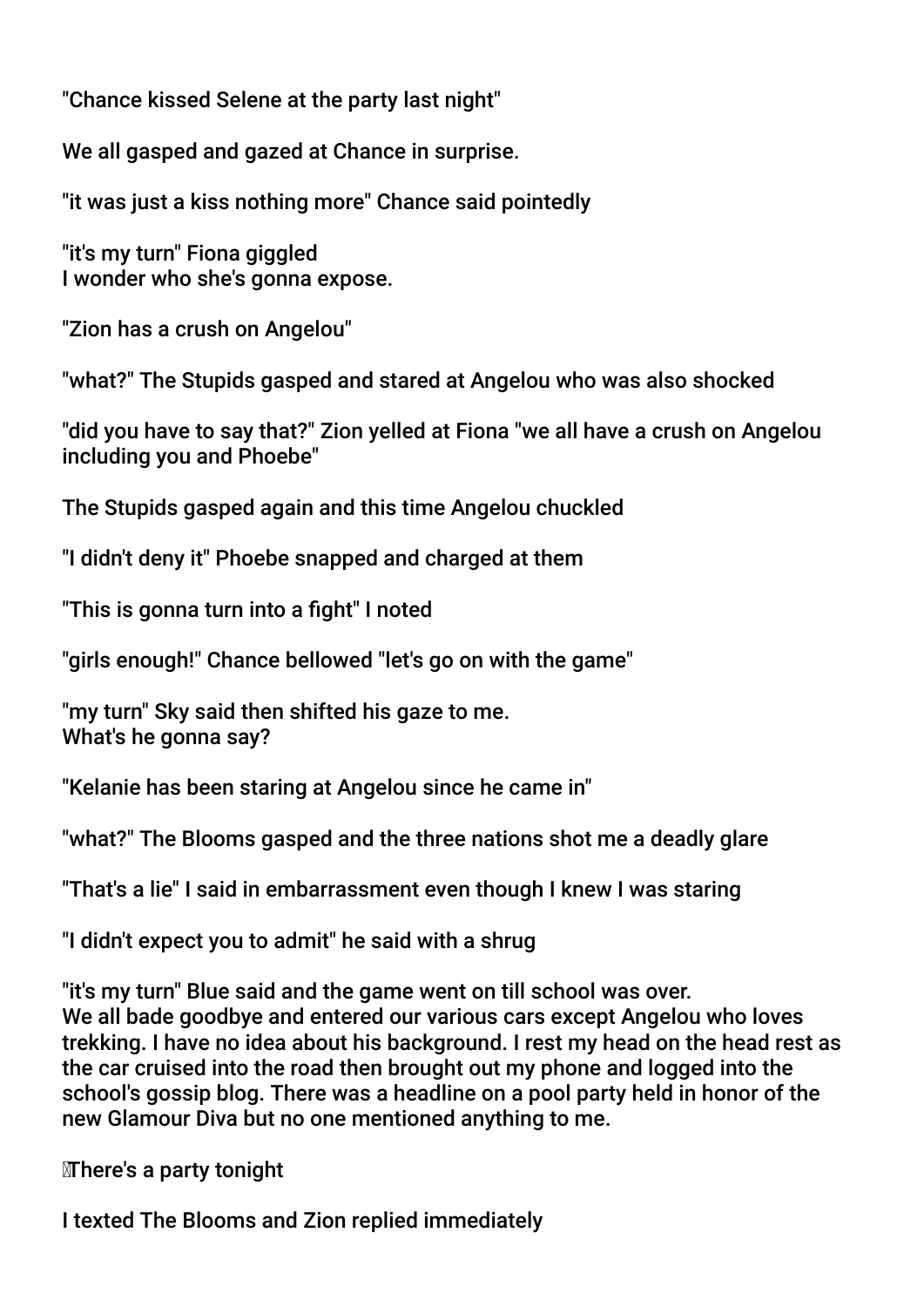"Chance kissed Selene at the party last night"

We all gasped and gazed at Chance in surprise.

"it was just a kiss nothing more" Chance said pointedly

"it's my turn" Fiona giggled
I wonder who she's gonna expose.

"Zion has a crush on Angelou"

"what?" The Stupids gasped and stared at Angelou who was also shocked

"did you have to say that?" Zion yelled at Fiona "we all have a crush on Angelou including you and Phoebe"

The Stupids gasped again and this time Angelou chuckled

"I didn't deny it" Phoebe snapped and charged at them

"This is gonna turn into a fight" I noted

"girls enough!" Chance bellowed "let's go on with the game"

"my turn" Sky said then shifted his gaze to me.
What's he gonna say?

"Kelanie has been staring at Angelou since he came in"

"what?" The Blooms gasped and the three nations shot me a deadly glare

"That's a lie" I said in embarrassment even though I knew I was staring

"I didn't expect you to admit" he said with a shrug

"it's my turn" Blue said and the game went on till school was over.
We all bade goodbye and entered our various cars except Angelou who loves trekking. I have no idea about his background. I rest my head on the head rest as the car cruised into the road then brought out my phone and logged into the school's gossip blog. There was a headline on a pool party held in honor of the new Glamour Diva but no one mentioned anything to me.

There's a party tonight

I texted The Blooms and Zion replied immediately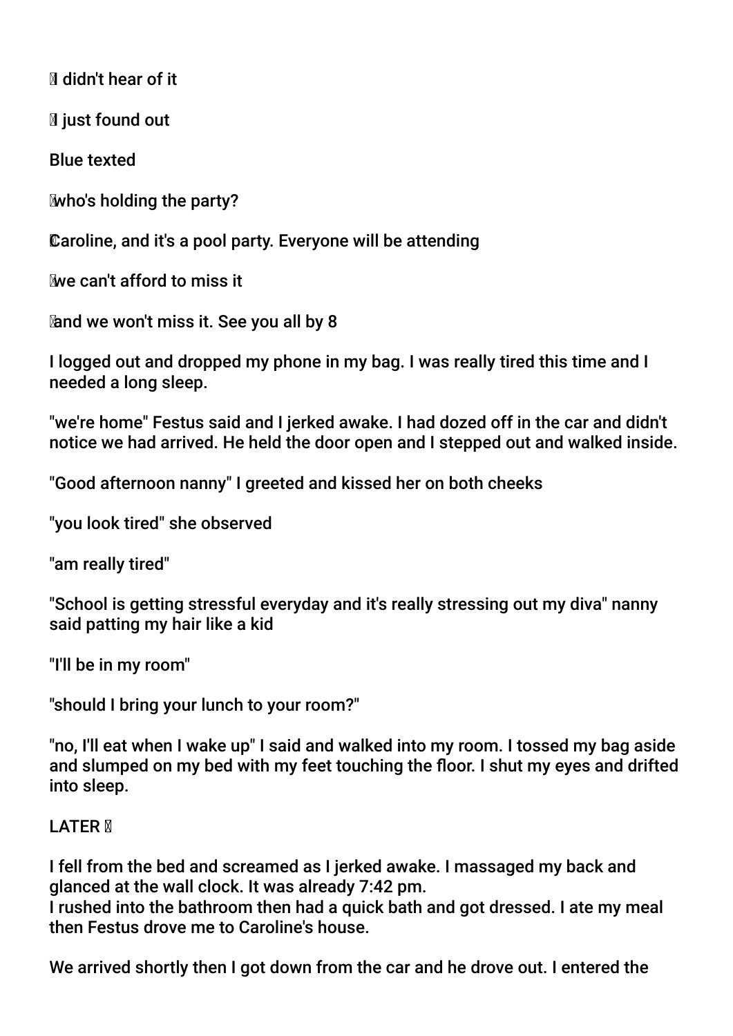I didn't hear of it

 I just found out

Blue texted

who's holding the party?

Caroline, and it's a pool party. Everyone will be attending

we can't afford to miss it

and we won't miss it. See you all by 8

I logged out and dropped my phone in my bag. I was really tired this time and I needed a long sleep.

"we're home" Festus said and I jerked awake. I had dozed off in the car and didn't notice we had arrived. He held the door open and I stepped out and walked inside.

"Good afternoon nanny" I greeted and kissed her on both cheeks

"you look tired" she observed

"am really tired"

"School is getting stressful everyday and it's really stressing out my diva" nanny said patting my hair like a kid

"I'll be in my room"

"should I bring your lunch to your room?"

"no, I'll eat when I wake up" I said and walked into my room. I tossed my bag aside and slumped on my bed with my feet touching the floor. I shut my eyes and drifted into sleep.

LATER 

I fell from the bed and screamed as I jerked awake. I massaged my back and glanced at the wall clock. It was already 7:42 pm.
I rushed into the bathroom then had a quick bath and got dressed. I ate my meal then Festus drove me to Caroline's house.

We arrived shortly then I got down from the car and he drove out. I entered the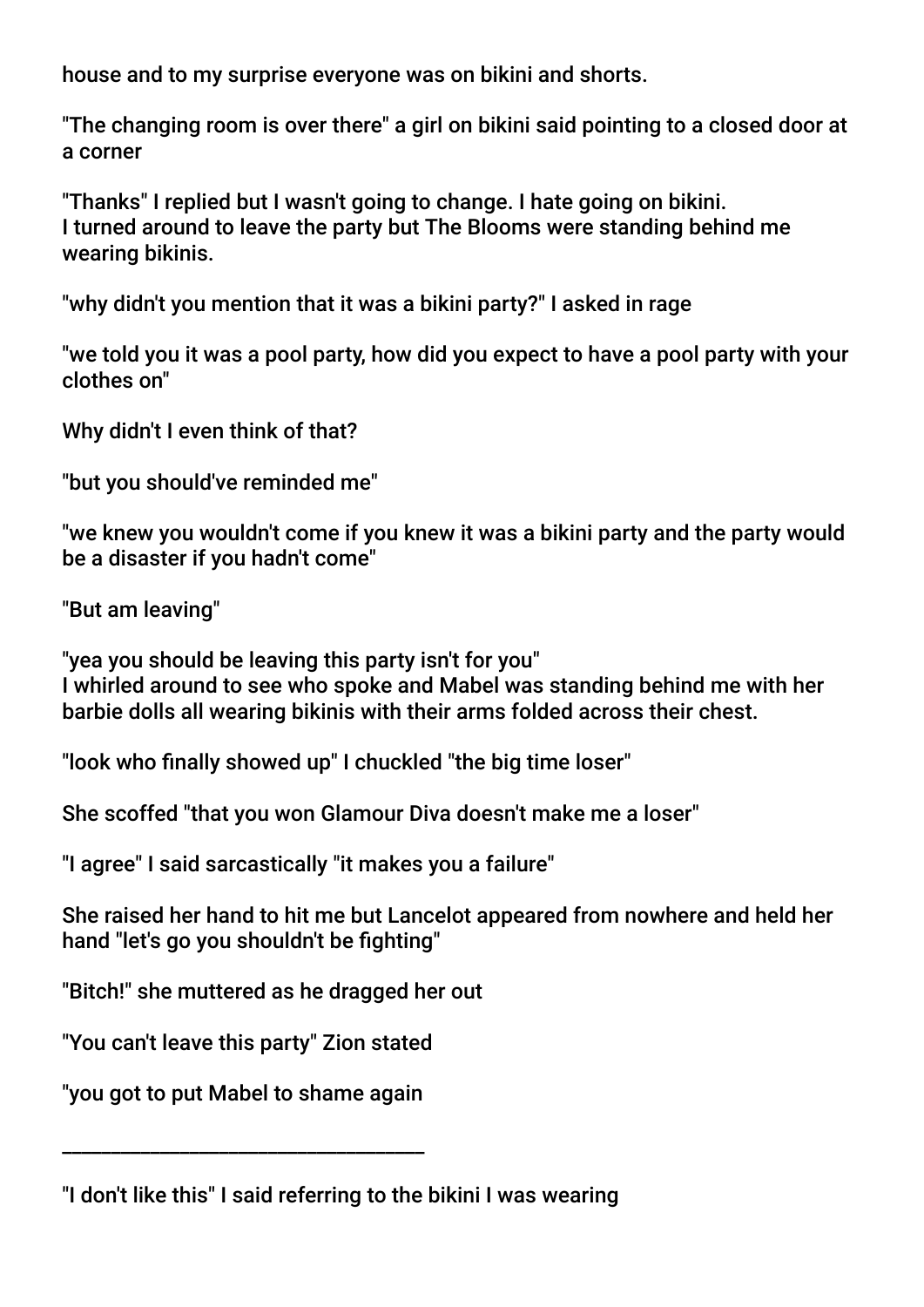house and to my surprise everyone was on bikini and shorts.

"The changing room is over there" a girl on bikini said pointing to a closed door at a corner

"Thanks" I replied but I wasn't going to change. I hate going on bikini.
I turned around to leave the party but The Blooms were standing behind me wearing bikinis.

"why didn't you mention that it was a bikini party?" I asked in rage

"we told you it was a pool party, how did you expect to have a pool party with your clothes on"

Why didn't I even think of that?

"but you should've reminded me"

"we knew you wouldn't come if you knew it was a bikini party and the party would be a disaster if you hadn't come"

"But am leaving"

"yea you should be leaving this party isn't for you"
I whirled around to see who spoke and Mabel was standing behind me with her barbie dolls all wearing bikinis with their arms folded across their chest.

"look who finally showed up" I chuckled "the big time loser"

She scoffed "that you won Glamour Diva doesn't make me a loser"

"I agree" I said sarcastically "it makes you a failure"

She raised her hand to hit me but Lancelot appeared from nowhere and held her hand "let's go you shouldn't be fighting"

"Bitch!" she muttered as he dragged her out

"You can't leave this party" Zion stated

"you got to put Mabel to shame again

---

"I don't like this" I said referring to the bikini I was wearing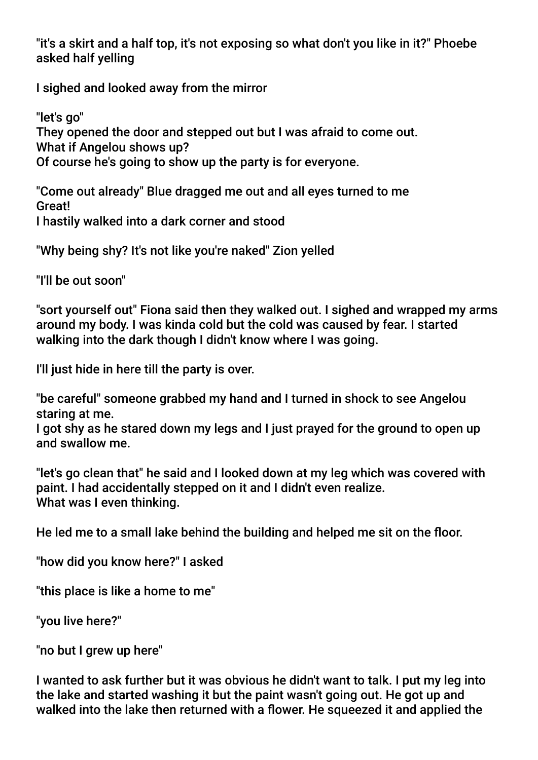"it's a skirt and a half top, it's not exposing so what don't you like in it?" Phoebe asked half yelling

I sighed and looked away from the mirror

"let's go"
They opened the door and stepped out but I was afraid to come out.
What if Angelou shows up?
Of course he's going to show up the party is for everyone.

"Come out already" Blue dragged me out and all eyes turned to me
Great!
I hastily walked into a dark corner and stood

"Why being shy? It's not like you're naked" Zion yelled

"I'll be out soon"

"sort yourself out" Fiona said then they walked out. I sighed and wrapped my arms around my body. I was kinda cold but the cold was caused by fear. I started walking into the dark though I didn't know where I was going.

I'll just hide in here till the party is over.

"be careful" someone grabbed my hand and I turned in shock to see Angelou staring at me.
I got shy as he stared down my legs and I just prayed for the ground to open up and swallow me.

"let's go clean that" he said and I looked down at my leg which was covered with paint. I had accidentally stepped on it and I didn't even realize.
What was I even thinking.

He led me to a small lake behind the building and helped me sit on the floor.

"how did you know here?" I asked

"this place is like a home to me"

"you live here?"

"no but I grew up here"

I wanted to ask further but it was obvious he didn't want to talk. I put my leg into the lake and started washing it but the paint wasn't going out. He got up and walked into the lake then returned with a flower. He squeezed it and applied the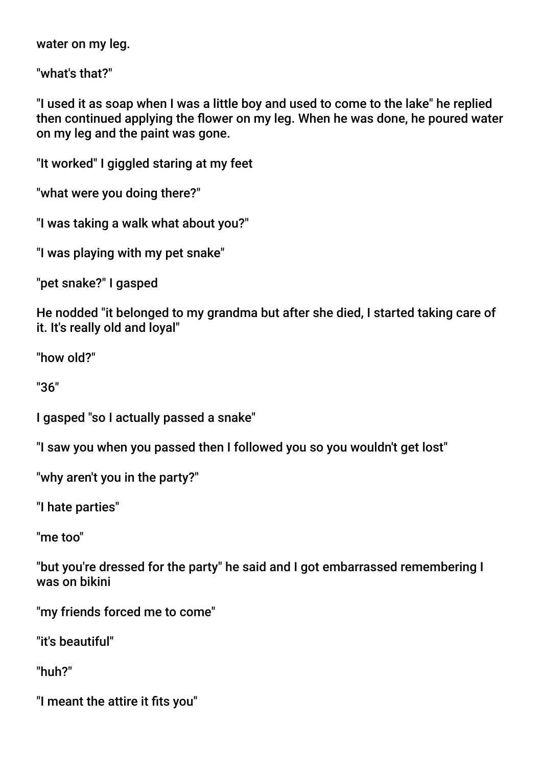water on my leg.

"what's that?"

"I used it as soap when I was a little boy and used to come to the lake" he replied then continued applying the flower on my leg. When he was done, he poured water on my leg and the paint was gone.

"It worked" I giggled staring at my feet

"what were you doing there?"

"I was taking a walk what about you?"

"I was playing with my pet snake"

"pet snake?" I gasped

He nodded "it belonged to my grandma but after she died, I started taking care of it. It's really old and loyal"

"how old?"

"36"

I gasped "so I actually passed a snake"

"I saw you when you passed then I followed you so you wouldn't get lost"

"why aren't you in the party?"

"I hate parties"

"me too"

"but you're dressed for the party" he said and I got embarrassed remembering I was on bikini

"my friends forced me to come"

"it's beautiful"

"huh?"

"I meant the attire it fits you"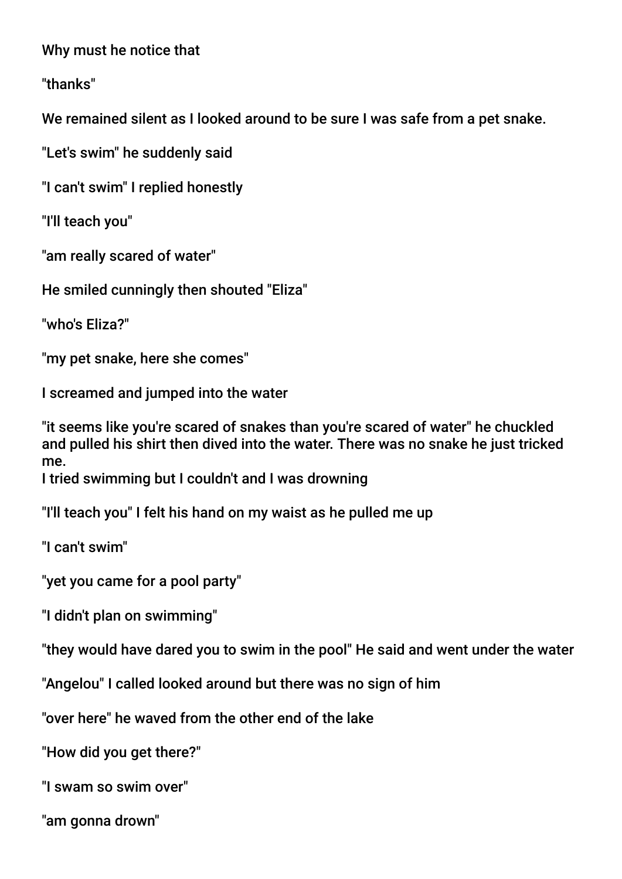Why must he notice that

"thanks"

We remained silent as I looked around to be sure I was safe from a pet snake.

"Let's swim" he suddenly said

"I can't swim" I replied honestly

"I'll teach you"

"am really scared of water"

He smiled cunningly then shouted "Eliza"

"who's Eliza?"

"my pet snake, here she comes"

I screamed and jumped into the water

"it seems like you're scared of snakes than you're scared of water" he chuckled and pulled his shirt then dived into the water. There was no snake he just tricked me.
I tried swimming but I couldn't and I was drowning

"I'll teach you" I felt his hand on my waist as he pulled me up

"I can't swim"

"yet you came for a pool party"

"I didn't plan on swimming"

"they would have dared you to swim in the pool" He said and went under the water

"Angelou" I called looked around but there was no sign of him

"over here" he waved from the other end of the lake

"How did you get there?"

"I swam so swim over"

"am gonna drown"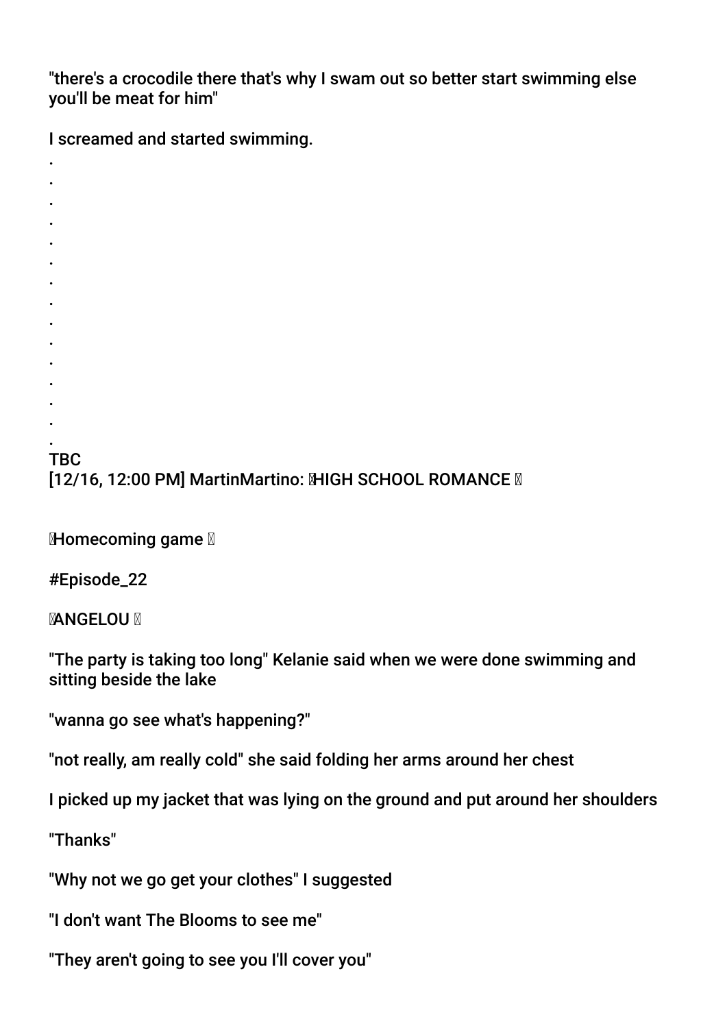"there's a crocodile there that's why I swam out so better start swimming else you'll be meat for him"

I screamed and started swimming.

.
.
.
.
.
.
.
.
.
.
.
.
.
.
.

TBC

[12/16, 12:00 PM] MartinMartino: HIGH SCHOOL ROMANCE

Homecoming game

#Episode_22

ANGELOU

"The party is taking too long" Kelanie said when we were done swimming and sitting beside the lake

"wanna go see what's happening?"

"not really, am really cold" she said folding her arms around her chest

I picked up my jacket that was lying on the ground and put around her shoulders

"Thanks"

"Why not we go get your clothes" I suggested

"I don't want The Blooms to see me"

"They aren't going to see you I'll cover you"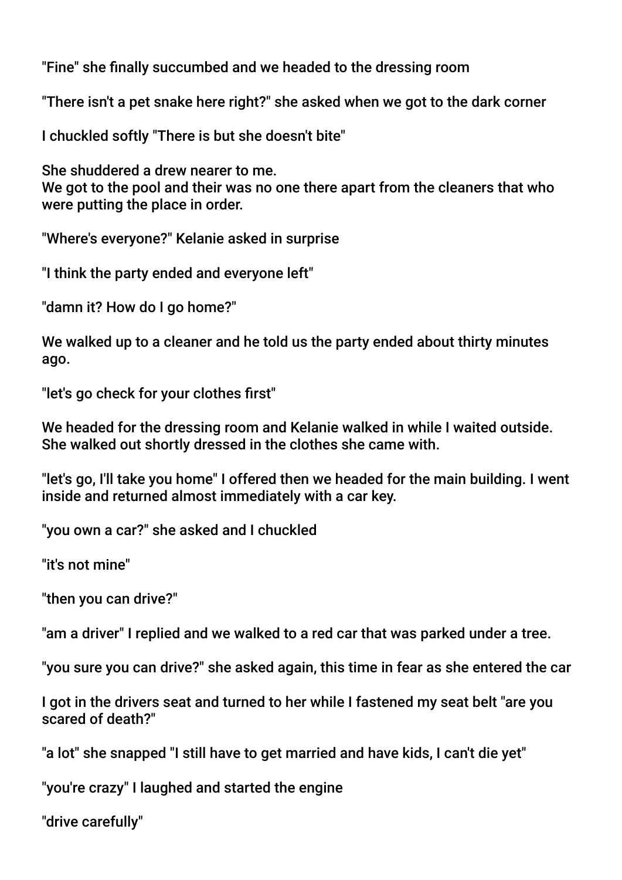"Fine" she finally succumbed and we headed to the dressing room

"There isn't a pet snake here right?" she asked when we got to the dark corner

I chuckled softly "There is but she doesn't bite"

She shuddered a drew nearer to me.
We got to the pool and their was no one there apart from the cleaners that who were putting the place in order.

"Where's everyone?" Kelanie asked in surprise

"I think the party ended and everyone left"

"damn it? How do I go home?"

We walked up to a cleaner and he told us the party ended about thirty minutes ago.

"let's go check for your clothes first"

We headed for the dressing room and Kelanie walked in while I waited outside. She walked out shortly dressed in the clothes she came with.

"let's go, I'll take you home" I offered then we headed for the main building. I went inside and returned almost immediately with a car key.

"you own a car?" she asked and I chuckled

"it's not mine"

"then you can drive?"

"am a driver" I replied and we walked to a red car that was parked under a tree.

"you sure you can drive?" she asked again, this time in fear as she entered the car

I got in the drivers seat and turned to her while I fastened my seat belt "are you scared of death?"

"a lot" she snapped "I still have to get married and have kids, I can't die yet"

"you're crazy" I laughed and started the engine

"drive carefully"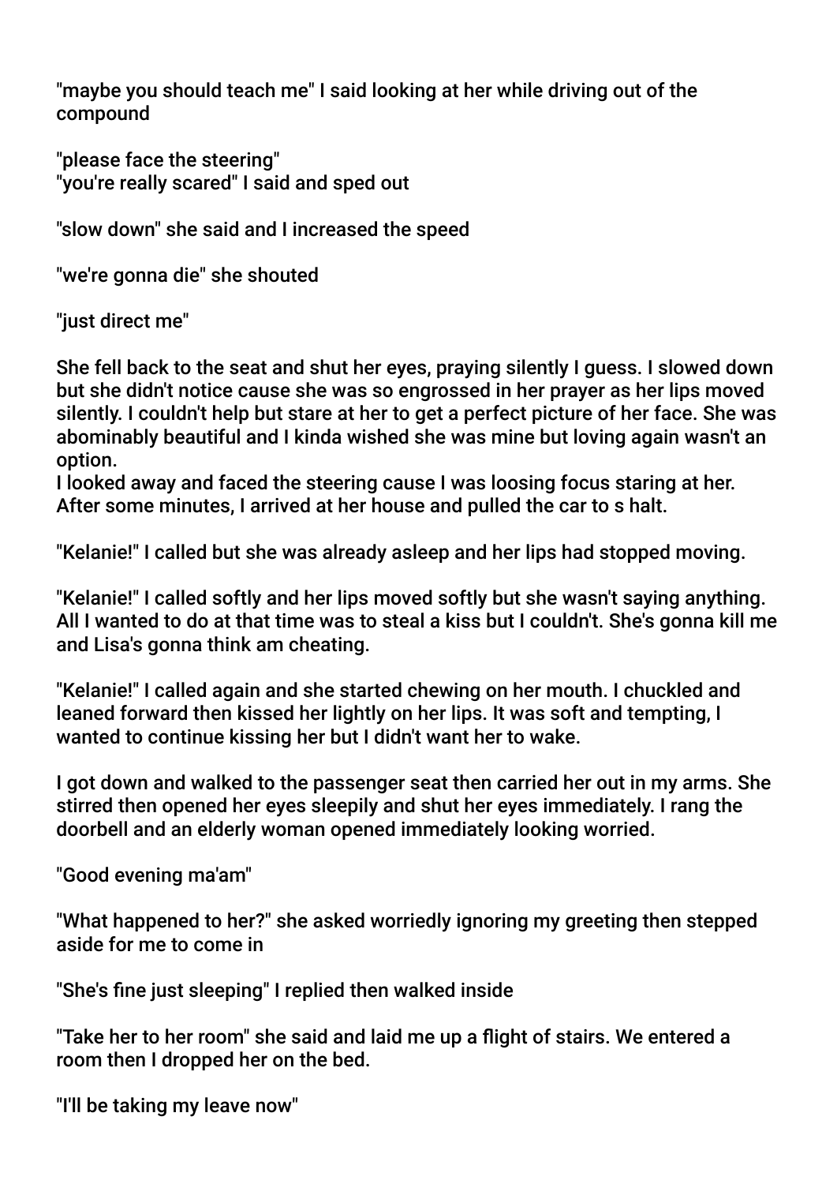"maybe you should teach me" I said looking at her while driving out of the compound

"please face the steering"
"you're really scared" I said and sped out

"slow down" she said and I increased the speed

"we're gonna die" she shouted

"just direct me"

She fell back to the seat and shut her eyes, praying silently I guess. I slowed down but she didn't notice cause she was so engrossed in her prayer as her lips moved silently. I couldn't help but stare at her to get a perfect picture of her face. She was abominably beautiful and I kinda wished she was mine but loving again wasn't an option.
I looked away and faced the steering cause I was loosing focus staring at her. After some minutes, I arrived at her house and pulled the car to s halt.

"Kelanie!" I called but she was already asleep and her lips had stopped moving.

"Kelanie!" I called softly and her lips moved softly but she wasn't saying anything. All I wanted to do at that time was to steal a kiss but I couldn't. She's gonna kill me and Lisa's gonna think am cheating.

"Kelanie!" I called again and she started chewing on her mouth. I chuckled and leaned forward then kissed her lightly on her lips. It was soft and tempting, I wanted to continue kissing her but I didn't want her to wake.

I got down and walked to the passenger seat then carried her out in my arms. She stirred then opened her eyes sleepily and shut her eyes immediately. I rang the doorbell and an elderly woman opened immediately looking worried.

"Good evening ma'am"

"What happened to her?" she asked worriedly ignoring my greeting then stepped aside for me to come in

"She's fine just sleeping" I replied then walked inside

"Take her to her room" she said and laid me up a flight of stairs. We entered a room then I dropped her on the bed.

"I'll be taking my leave now"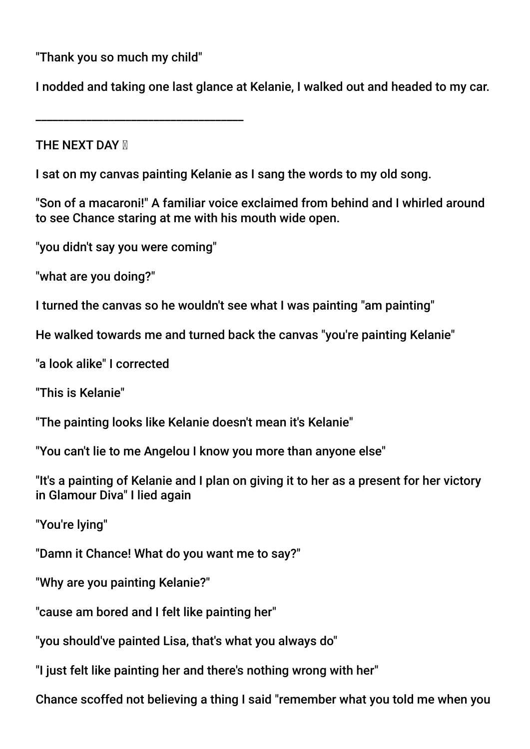"Thank you so much my child"

I nodded and taking one last glance at Kelanie, I walked out and headed to my car.

___________________________________

THE NEXT DAY 🌸

I sat on my canvas painting Kelanie as I sang the words to my old song.

"Son of a macaroni!" A familiar voice exclaimed from behind and I whirled around to see Chance staring at me with his mouth wide open.

"you didn't say you were coming"

"what are you doing?"

I turned the canvas so he wouldn't see what I was painting "am painting"

He walked towards me and turned back the canvas "you're painting Kelanie"

"a look alike" I corrected

"This is Kelanie"

"The painting looks like Kelanie doesn't mean it's Kelanie"

"You can't lie to me Angelou I know you more than anyone else"

"It's a painting of Kelanie and I plan on giving it to her as a present for her victory in Glamour Diva" I lied again

"You're lying"

"Damn it Chance! What do you want me to say?"

"Why are you painting Kelanie?"

"cause am bored and I felt like painting her"

"you should've painted Lisa, that's what you always do"

"I just felt like painting her and there's nothing wrong with her"

Chance scoffed not believing a thing I said "remember what you told me when you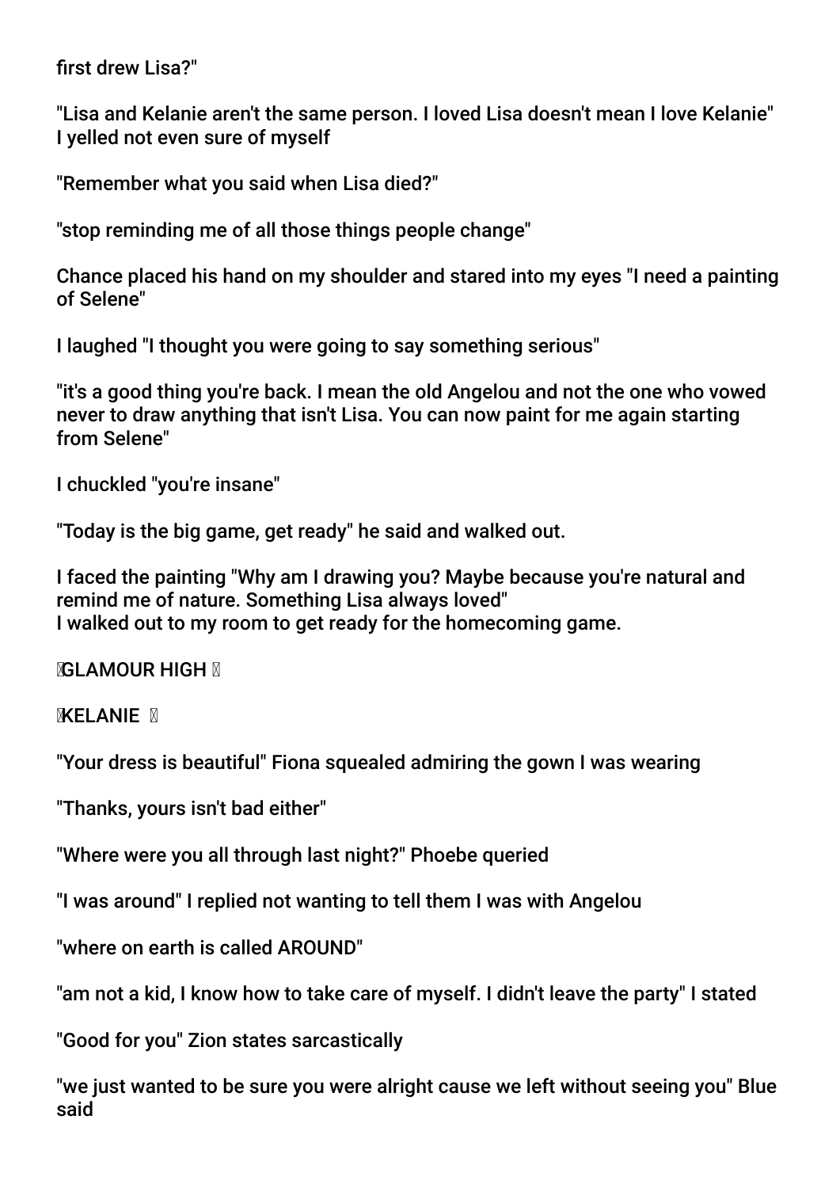first drew Lisa?"

"Lisa and Kelanie aren't the same person. I loved Lisa doesn't mean I love Kelanie" I yelled not even sure of myself

"Remember what you said when Lisa died?"

"stop reminding me of all those things people change"

Chance placed his hand on my shoulder and stared into my eyes "I need a painting of Selene"

I laughed "I thought you were going to say something serious"

"it's a good thing you're back. I mean the old Angelou and not the one who vowed never to draw anything that isn't Lisa. You can now paint for me again starting from Selene"

I chuckled "you're insane"

"Today is the big game, get ready" he said and walked out.

I faced the painting "Why am I drawing you? Maybe because you're natural and remind me of nature. Something Lisa always loved"
I walked out to my room to get ready for the homecoming game.

**GLAMOUR HIGH**

**KELANIE**

"Your dress is beautiful" Fiona squealed admiring the gown I was wearing

"Thanks, yours isn't bad either"

"Where were you all through last night?" Phoebe queried

"I was around" I replied not wanting to tell them I was with Angelou

"where on earth is called AROUND"

"am not a kid, I know how to take care of myself. I didn't leave the party" I stated

"Good for you" Zion states sarcastically

"we just wanted to be sure you were alright cause we left without seeing you" Blue said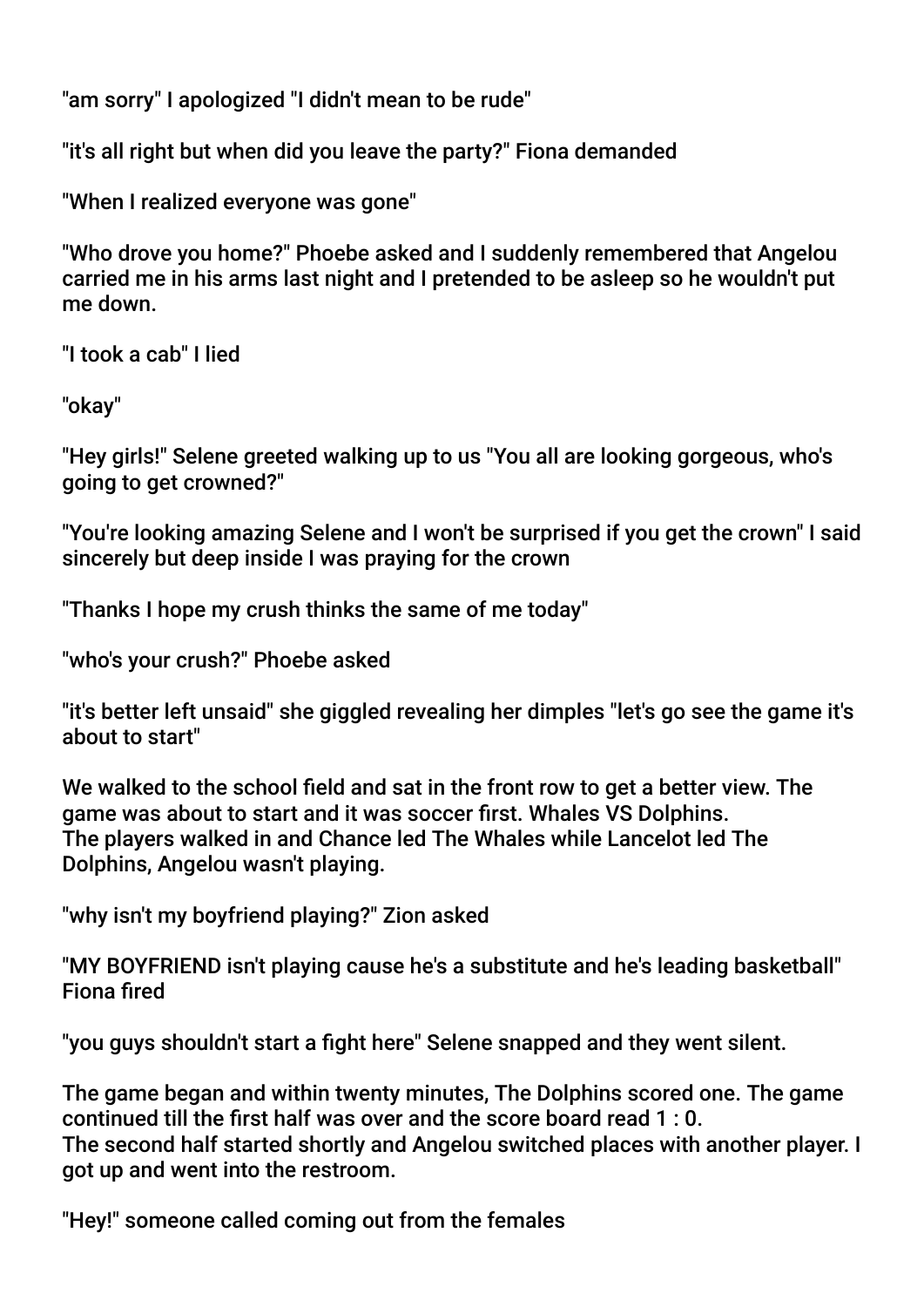"am sorry" I apologized "I didn't mean to be rude"

"it's all right but when did you leave the party?" Fiona demanded

"When I realized everyone was gone"

"Who drove you home?" Phoebe asked and I suddenly remembered that Angelou carried me in his arms last night and I pretended to be asleep so he wouldn't put me down.

"I took a cab" I lied

"okay"

"Hey girls!" Selene greeted walking up to us "You all are looking gorgeous, who's going to get crowned?"

"You're looking amazing Selene and I won't be surprised if you get the crown" I said sincerely but deep inside I was praying for the crown

"Thanks I hope my crush thinks the same of me today"

"who's your crush?" Phoebe asked

"it's better left unsaid" she giggled revealing her dimples "let's go see the game it's about to start"

We walked to the school field and sat in the front row to get a better view. The game was about to start and it was soccer first. Whales VS Dolphins.
The players walked in and Chance led The Whales while Lancelot led The Dolphins, Angelou wasn't playing.

"why isn't my boyfriend playing?" Zion asked

"MY BOYFRIEND isn't playing cause he's a substitute and he's leading basketball" Fiona fired

"you guys shouldn't start a fight here" Selene snapped and they went silent.

The game began and within twenty minutes, The Dolphins scored one. The game continued till the first half was over and the score board read 1 : 0.
The second half started shortly and Angelou switched places with another player. I got up and went into the restroom.

"Hey!" someone called coming out from the females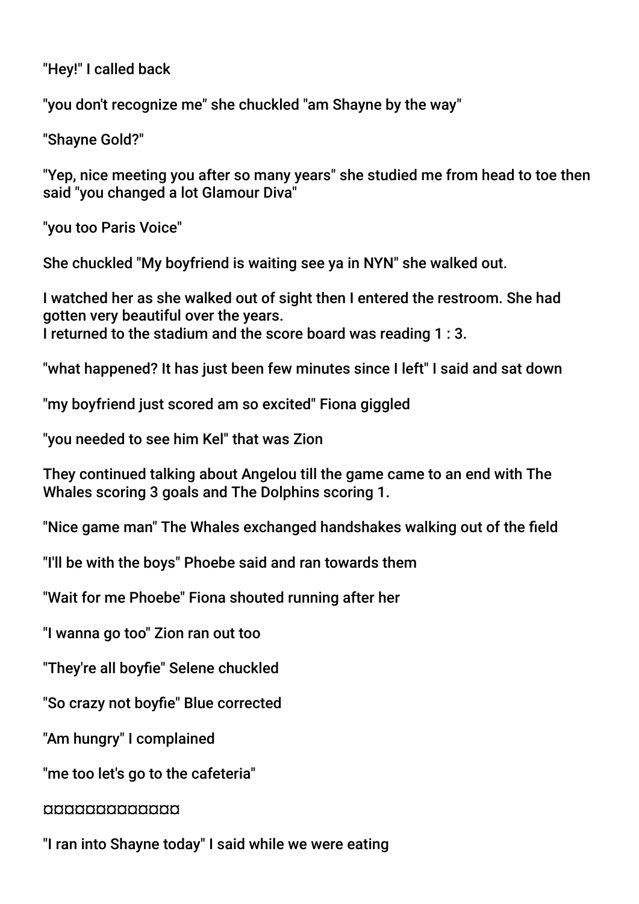"Hey!" I called back

"you don't recognize me" she chuckled "am Shayne by the way"

"Shayne Gold?"

"Yep, nice meeting you after so many years" she studied me from head to toe then said "you changed a lot Glamour Diva"

"you too Paris Voice"

She chuckled "My boyfriend is waiting see ya in NYN" she walked out.

I watched her as she walked out of sight then I entered the restroom. She had gotten very beautiful over the years.
I returned to the stadium and the score board was reading 1 : 3.

"what happened? It has just been few minutes since I left" I said and sat down

"my boyfriend just scored am so excited" Fiona giggled

"you needed to see him Kel" that was Zion

They continued talking about Angelou till the game came to an end with The Whales scoring 3 goals and The Dolphins scoring 1.

"Nice game man" The Whales exchanged handshakes walking out of the field

"I'll be with the boys" Phoebe said and ran towards them

"Wait for me Phoebe" Fiona shouted running after her

"I wanna go too" Zion ran out too

"They're all boyfie" Selene chuckled

"So crazy not boyfie" Blue corrected

"Am hungry" I complained

"me too let's go to the cafeteria"

¤¤¤¤¤¤¤¤¤¤¤¤¤

"I ran into Shayne today" I said while we were eating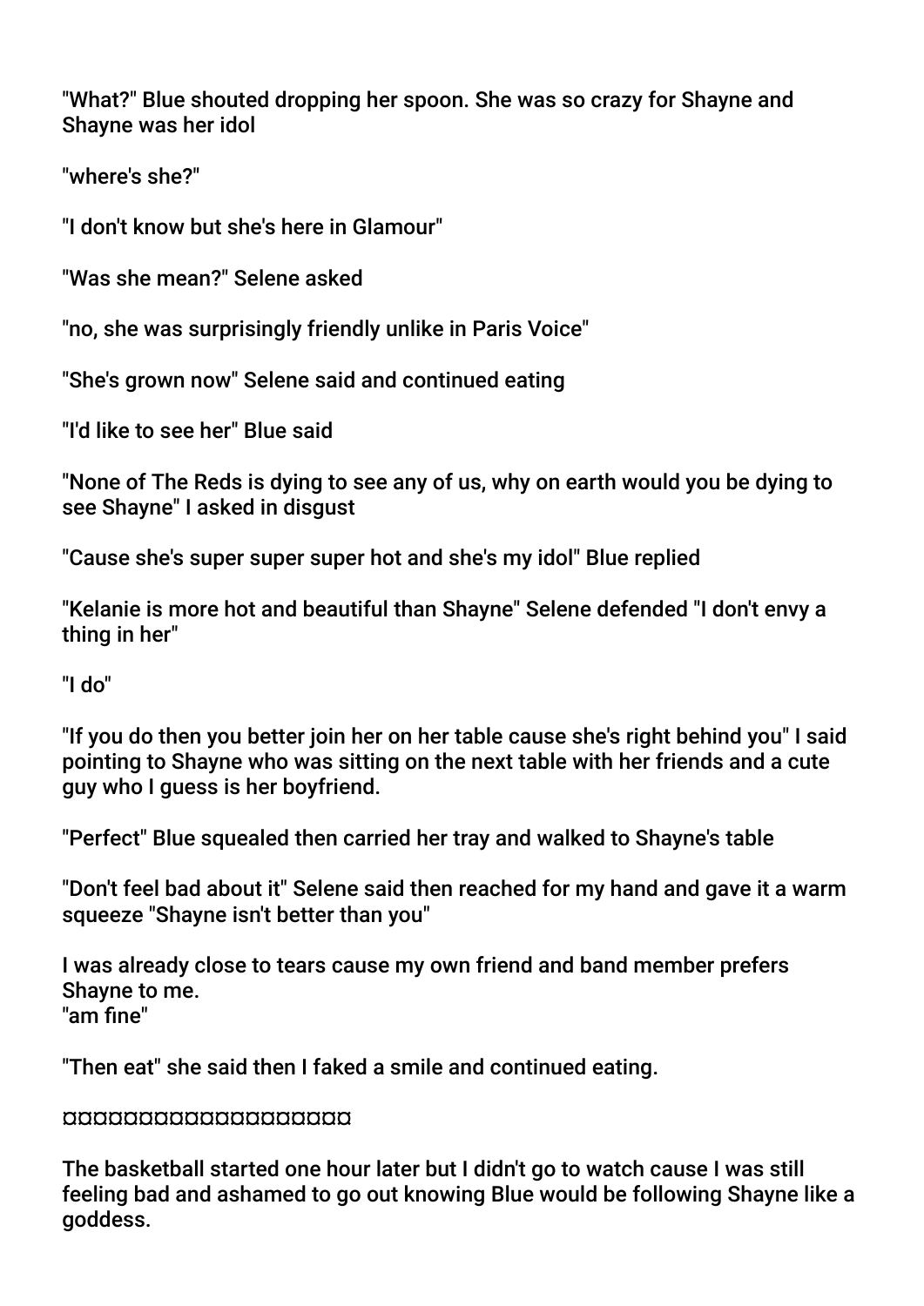"What?" Blue shouted dropping her spoon. She was so crazy for Shayne and Shayne was her idol

"where's she?"

"I don't know but she's here in Glamour"

"Was she mean?" Selene asked

"no, she was surprisingly friendly unlike in Paris Voice"

"She's grown now" Selene said and continued eating

"I'd like to see her" Blue said

"None of The Reds is dying to see any of us, why on earth would you be dying to see Shayne" I asked in disgust

"Cause she's super super super hot and she's my idol" Blue replied

"Kelanie is more hot and beautiful than Shayne" Selene defended "I don't envy a thing in her"

"I do"

"If you do then you better join her on her table cause she's right behind you" I said pointing to Shayne who was sitting on the next table with her friends and a cute guy who I guess is her boyfriend.

"Perfect" Blue squealed then carried her tray and walked to Shayne's table

"Don't feel bad about it" Selene said then reached for my hand and gave it a warm squeeze "Shayne isn't better than you"

I was already close to tears cause my own friend and band member prefers Shayne to me.
"am fine"

"Then eat" she said then I faked a smile and continued eating.

¤¤¤¤¤¤¤¤¤¤¤¤¤¤¤¤¤¤¤¤

The basketball started one hour later but I didn't go to watch cause I was still feeling bad and ashamed to go out knowing Blue would be following Shayne like a goddess.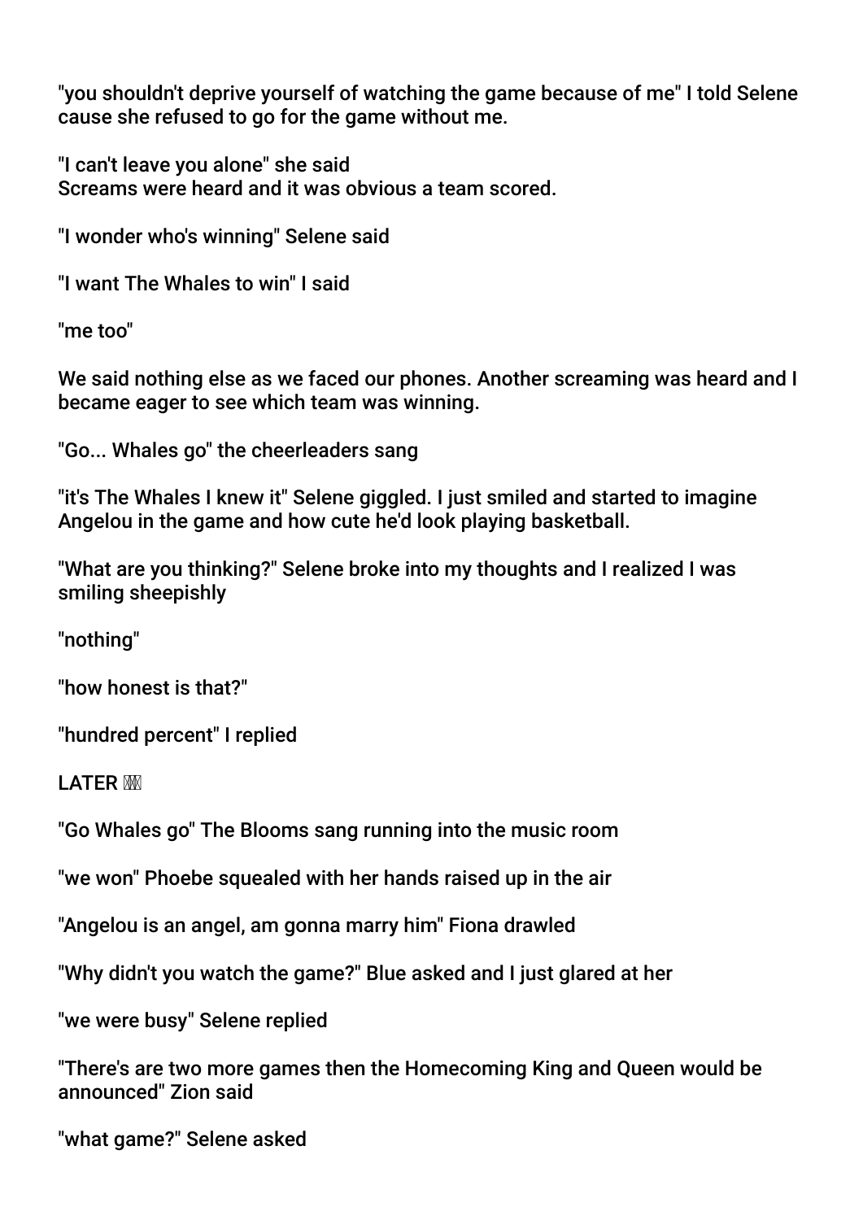"you shouldn't deprive yourself of watching the game because of me" I told Selene cause she refused to go for the game without me.

"I can't leave you alone" she said
Screams were heard and it was obvious a team scored.

"I wonder who's winning" Selene said

"I want The Whales to win" I said

"me too"

We said nothing else as we faced our phones. Another screaming was heard and I became eager to see which team was winning.

"Go... Whales go" the cheerleaders sang

"it's The Whales I knew it" Selene giggled. I just smiled and started to imagine Angelou in the game and how cute he'd look playing basketball.

"What are you thinking?" Selene broke into my thoughts and I realized I was smiling sheepishly

"nothing"

"how honest is that?"

"hundred percent" I replied

LATER

"Go Whales go" The Blooms sang running into the music room

"we won" Phoebe squealed with her hands raised up in the air

"Angelou is an angel, am gonna marry him" Fiona drawled

"Why didn't you watch the game?" Blue asked and I just glared at her

"we were busy" Selene replied

"There's are two more games then the Homecoming King and Queen would be announced" Zion said

"what game?" Selene asked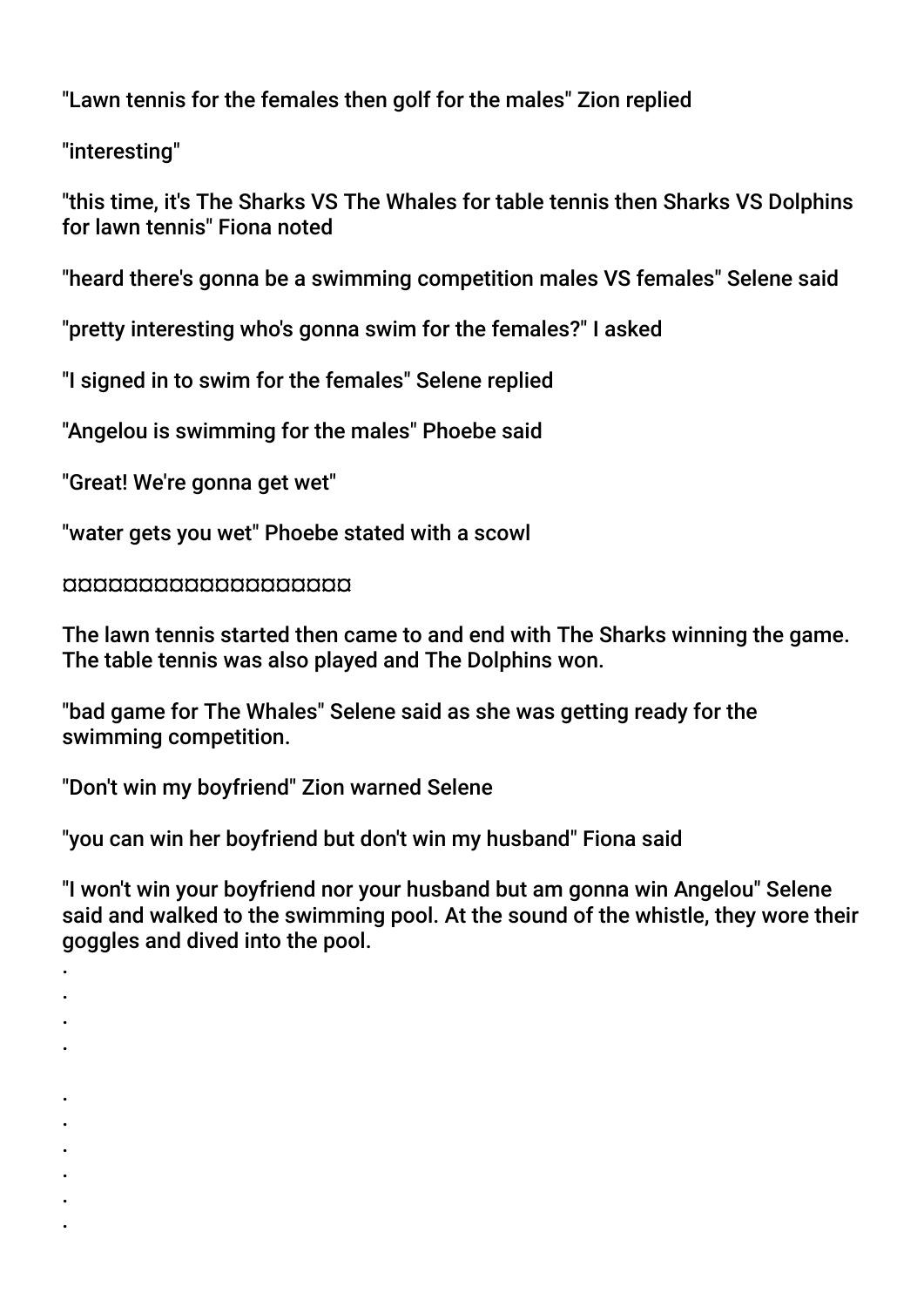"Lawn tennis for the females then golf for the males" Zion replied

"interesting"

"this time, it's The Sharks VS The Whales for table tennis then Sharks VS Dolphins for lawn tennis" Fiona noted

"heard there's gonna be a swimming competition males VS females" Selene said

"pretty interesting who's gonna swim for the females?" I asked

"I signed in to swim for the females" Selene replied

"Angelou is swimming for the males" Phoebe said

"Great! We're gonna get wet"

"water gets you wet" Phoebe stated with a scowl

¤¤¤¤¤¤¤¤¤¤¤¤¤¤¤¤¤¤¤¤¤

The lawn tennis started then came to and end with The Sharks winning the game. The table tennis was also played and The Dolphins won.

"bad game for The Whales" Selene said as she was getting ready for the swimming competition.

"Don't win my boyfriend" Zion warned Selene

"you can win her boyfriend but don't win my husband" Fiona said

"I won't win your boyfriend nor your husband but am gonna win Angelou" Selene said and walked to the swimming pool. At the sound of the whistle, they wore their goggles and dived into the pool.

.
.
.
.

.
.
.
.
.
.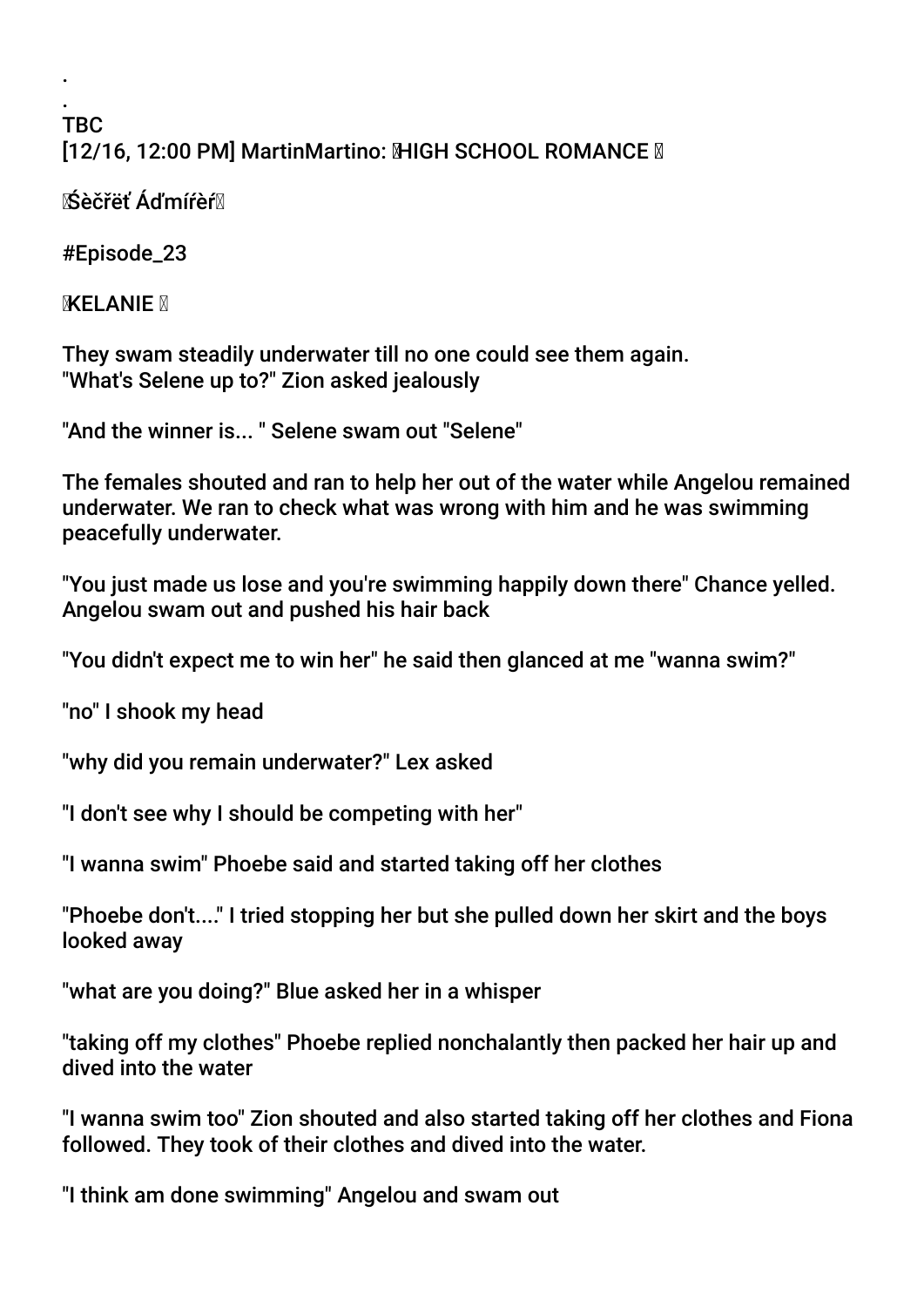.
.
TBC
[12/16, 12:00 PM] MartinMartino: 🌹HIGH SCHOOL ROMANCE 🌹

🌹Śèčřëť Áďmířèř🌹

#Episode_23

🌹KELANIE 🌹

They swam steadily underwater till no one could see them again.
"What's Selene up to?" Zion asked jealously

"And the winner is... " Selene swam out "Selene"

The females shouted and ran to help her out of the water while Angelou remained underwater. We ran to check what was wrong with him and he was swimming peacefully underwater.

"You just made us lose and you're swimming happily down there" Chance yelled. Angelou swam out and pushed his hair back

"You didn't expect me to win her" he said then glanced at me "wanna swim?"

"no" I shook my head

"why did you remain underwater?" Lex asked

"I don't see why I should be competing with her"

"I wanna swim" Phoebe said and started taking off her clothes

"Phoebe don't...." I tried stopping her but she pulled down her skirt and the boys looked away

"what are you doing?" Blue asked her in a whisper

"taking off my clothes" Phoebe replied nonchalantly then packed her hair up and dived into the water

"I wanna swim too" Zion shouted and also started taking off her clothes and Fiona followed. They took of their clothes and dived into the water.

"I think am done swimming" Angelou and swam out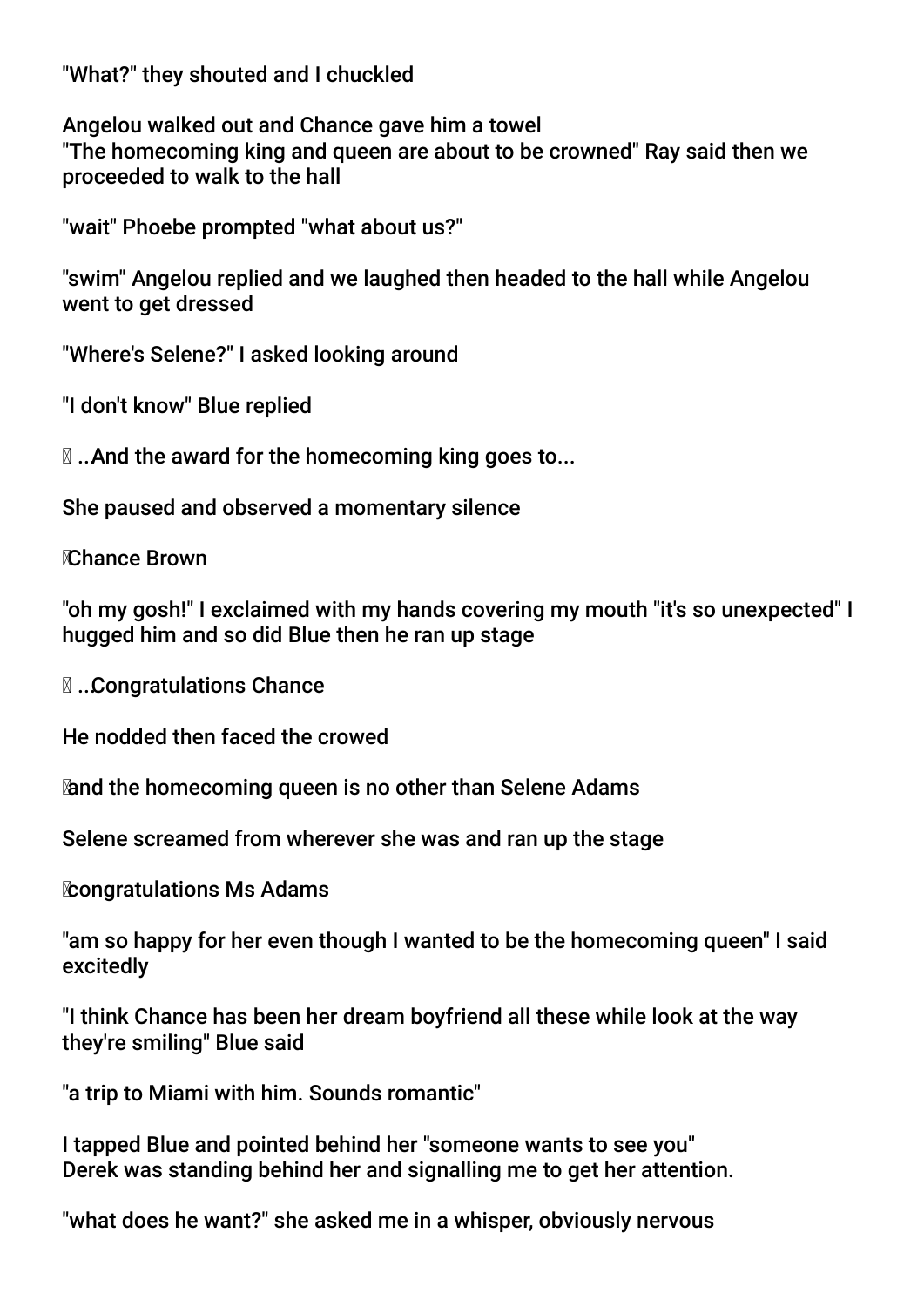"What?" they shouted and I chuckled

Angelou walked out and Chance gave him a towel
"The homecoming king and queen are about to be crowned" Ray said then we proceeded to walk to the hall

"wait" Phoebe prompted "what about us?"

"swim" Angelou replied and we laughed then headed to the hall while Angelou went to get dressed

"Where's Selene?" I asked looking around

"I don't know" Blue replied

..And the award for the homecoming king goes to...

She paused and observed a momentary silence

Chance Brown

"oh my gosh!" I exclaimed with my hands covering my mouth "it's so unexpected" I hugged him and so did Blue then he ran up stage

..Congratulations Chance

He nodded then faced the crowed

and the homecoming queen is no other than Selene Adams

Selene screamed from wherever she was and ran up the stage

congratulations Ms Adams

"am so happy for her even though I wanted to be the homecoming queen" I said excitedly

"I think Chance has been her dream boyfriend all these while look at the way they're smiling" Blue said

"a trip to Miami with him. Sounds romantic"

I tapped Blue and pointed behind her "someone wants to see you"
Derek was standing behind her and signalling me to get her attention.

"what does he want?" she asked me in a whisper, obviously nervous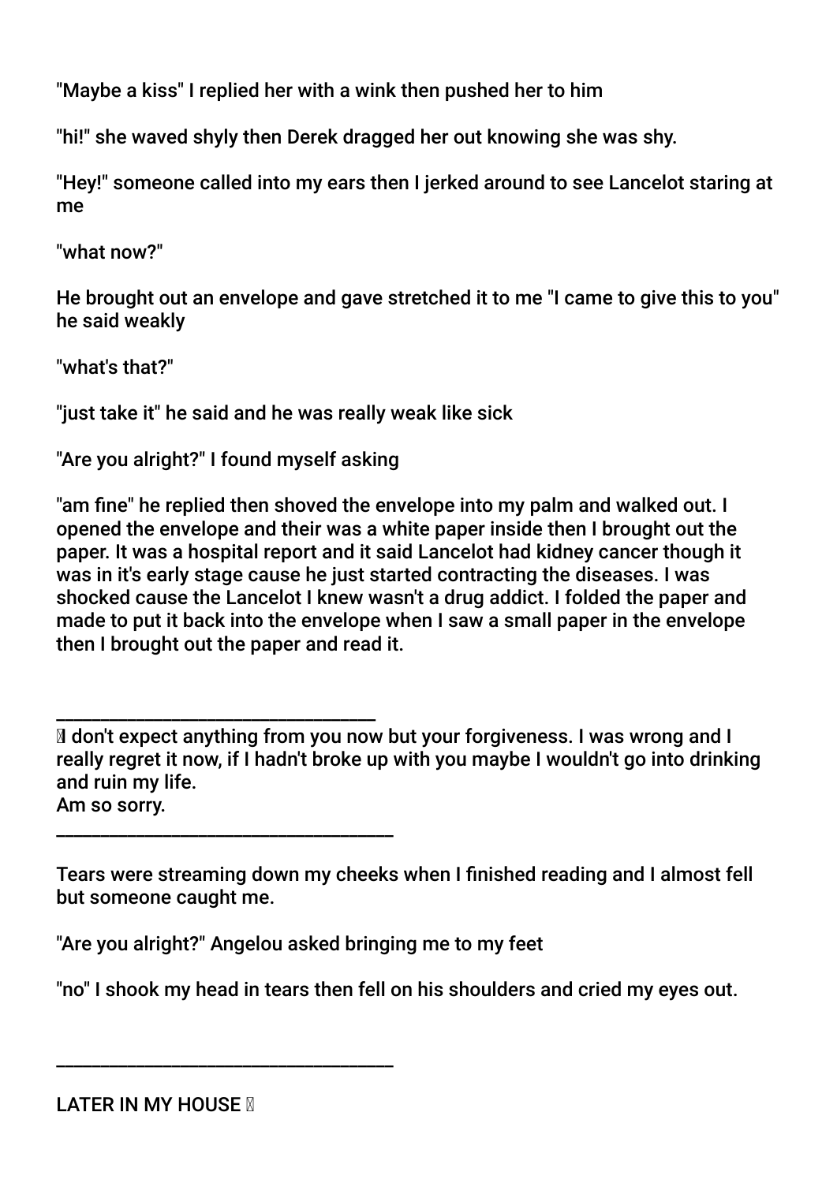"Maybe a kiss" I replied her with a wink then pushed her to him

"hi!" she waved shyly then Derek dragged her out knowing she was shy.

"Hey!" someone called into my ears then I jerked around to see Lancelot staring at me

"what now?"

He brought out an envelope and gave stretched it to me "I came to give this to you" he said weakly

"what's that?"

"just take it" he said and he was really weak like sick

"Are you alright?" I found myself asking

"am fine" he replied then shoved the envelope into my palm and walked out. I opened the envelope and their was a white paper inside then I brought out the paper. It was a hospital report and it said Lancelot had kidney cancer though it was in it's early stage cause he just started contracting the diseases. I was shocked cause the Lancelot I knew wasn't a drug addict. I folded the paper and made to put it back into the envelope when I saw a small paper in the envelope then I brought out the paper and read it.

———————————————————

I don't expect anything from you now but your forgiveness. I was wrong and I really regret it now, if I hadn't broke up with you maybe I wouldn't go into drinking and ruin my life.
Am so sorry.

————————————————————

Tears were streaming down my cheeks when I finished reading and I almost fell but someone caught me.

"Are you alright?" Angelou asked bringing me to my feet

"no" I shook my head in tears then fell on his shoulders and cried my eyes out.

————————————————————

LATER IN MY HOUSE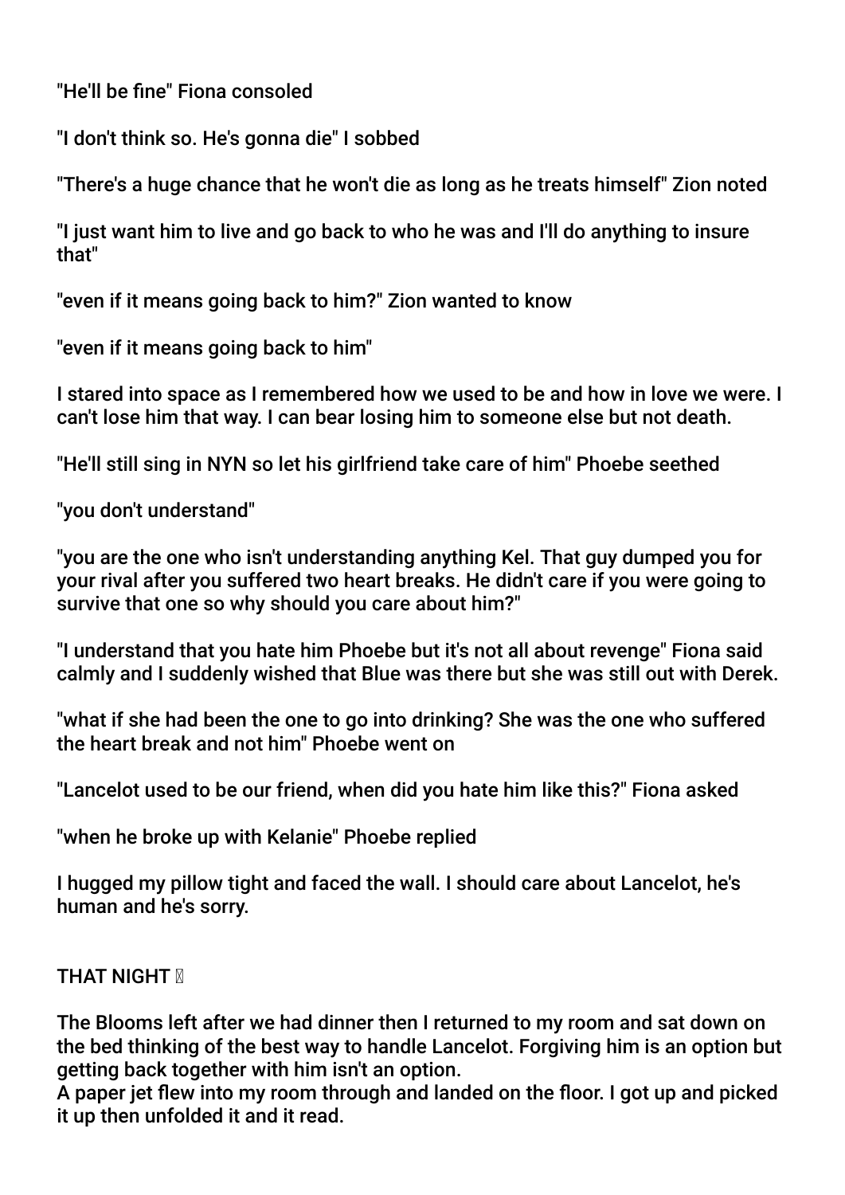"He'll be fine" Fiona consoled

"I don't think so. He's gonna die" I sobbed

"There's a huge chance that he won't die as long as he treats himself" Zion noted

"I just want him to live and go back to who he was and I'll do anything to insure that"

"even if it means going back to him?" Zion wanted to know

"even if it means going back to him"

I stared into space as I remembered how we used to be and how in love we were. I can't lose him that way. I can bear losing him to someone else but not death.

"He'll still sing in NYN so let his girlfriend take care of him" Phoebe seethed

"you don't understand"

"you are the one who isn't understanding anything Kel. That guy dumped you for your rival after you suffered two heart breaks. He didn't care if you were going to survive that one so why should you care about him?"

"I understand that you hate him Phoebe but it's not all about revenge" Fiona said calmly and I suddenly wished that Blue was there but she was still out with Derek.

"what if she had been the one to go into drinking? She was the one who suffered the heart break and not him" Phoebe went on

"Lancelot used to be our friend, when did you hate him like this?" Fiona asked

"when he broke up with Kelanie" Phoebe replied

I hugged my pillow tight and faced the wall. I should care about Lancelot, he's human and he's sorry.

THAT NIGHT 🌙

The Blooms left after we had dinner then I returned to my room and sat down on the bed thinking of the best way to handle Lancelot. Forgiving him is an option but getting back together with him isn't an option.
A paper jet flew into my room through and landed on the floor. I got up and picked it up then unfolded it and it read.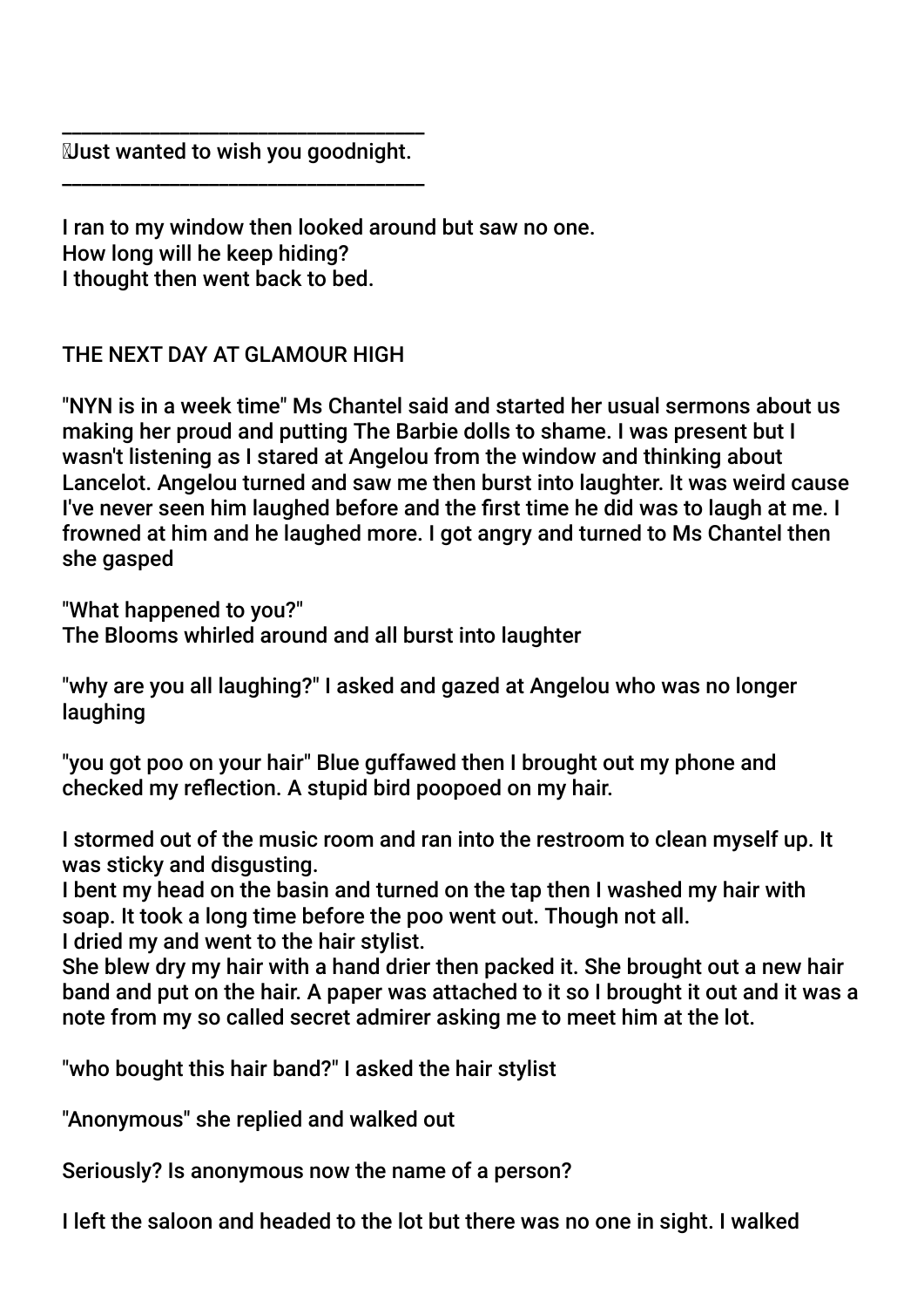___________________________________

Just wanted to wish you goodnight.

___________________________________

I ran to my window then looked around but saw no one.
How long will he keep hiding?
I thought then went back to bed.

THE NEXT DAY AT GLAMOUR HIGH

"NYN is in a week time" Ms Chantel said and started her usual sermons about us making her proud and putting The Barbie dolls to shame. I was present but I wasn't listening as I stared at Angelou from the window and thinking about Lancelot. Angelou turned and saw me then burst into laughter. It was weird cause I've never seen him laughed before and the first time he did was to laugh at me. I frowned at him and he laughed more. I got angry and turned to Ms Chantel then she gasped

"What happened to you?"
The Blooms whirled around and all burst into laughter

"why are you all laughing?" I asked and gazed at Angelou who was no longer laughing

"you got poo on your hair" Blue guffawed then I brought out my phone and checked my reflection. A stupid bird poopoed on my hair.

I stormed out of the music room and ran into the restroom to clean myself up. It was sticky and disgusting.
I bent my head on the basin and turned on the tap then I washed my hair with soap. It took a long time before the poo went out. Though not all.
I dried my and went to the hair stylist.
She blew dry my hair with a hand drier then packed it. She brought out a new hair band and put on the hair. A paper was attached to it so I brought it out and it was a note from my so called secret admirer asking me to meet him at the lot.

"who bought this hair band?" I asked the hair stylist

"Anonymous" she replied and walked out

Seriously? Is anonymous now the name of a person?

I left the saloon and headed to the lot but there was no one in sight. I walked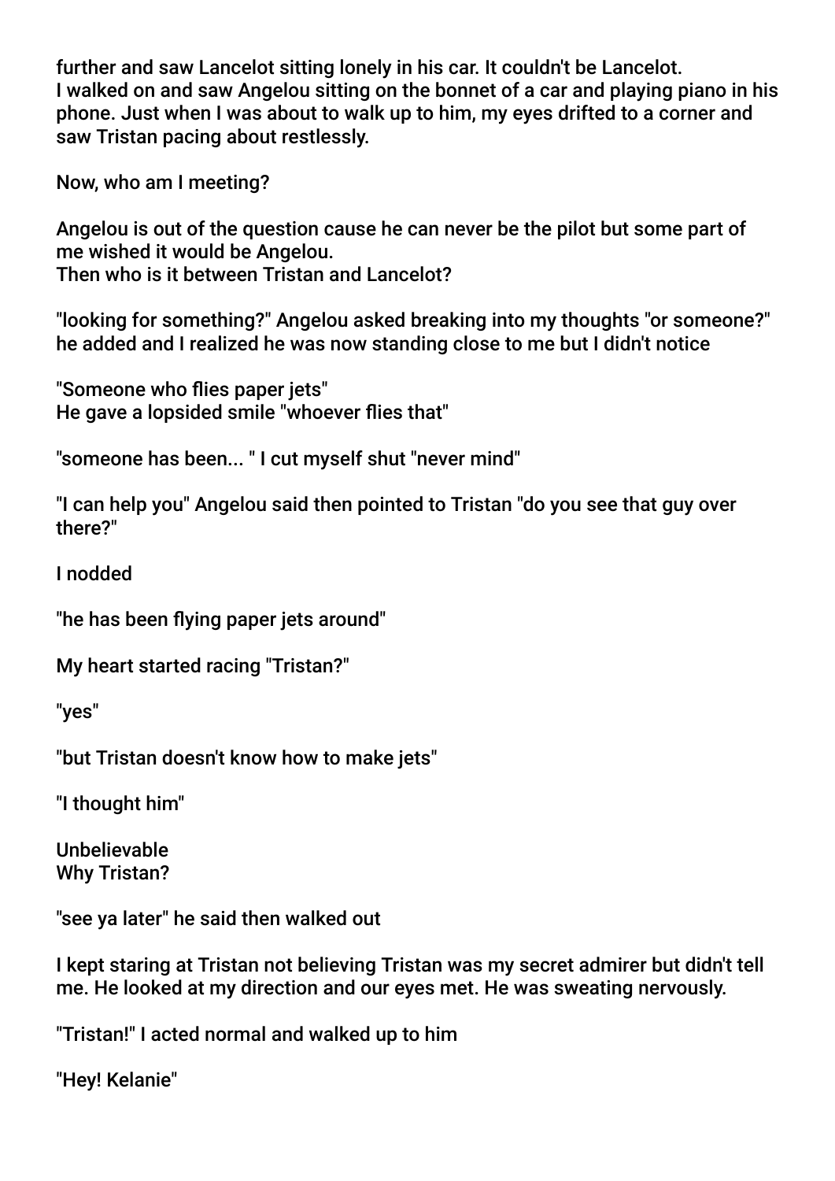further and saw Lancelot sitting lonely in his car. It couldn't be Lancelot.
I walked on and saw Angelou sitting on the bonnet of a car and playing piano in his phone. Just when I was about to walk up to him, my eyes drifted to a corner and saw Tristan pacing about restlessly.

Now, who am I meeting?

Angelou is out of the question cause he can never be the pilot but some part of me wished it would be Angelou.
Then who is it between Tristan and Lancelot?

"looking for something?" Angelou asked breaking into my thoughts "or someone?" he added and I realized he was now standing close to me but I didn't notice

"Someone who flies paper jets"
He gave a lopsided smile "whoever flies that"

"someone has been... " I cut myself shut "never mind"

"I can help you" Angelou said then pointed to Tristan "do you see that guy over there?"

I nodded

"he has been flying paper jets around"

My heart started racing "Tristan?"

"yes"

"but Tristan doesn't know how to make jets"

"I thought him"

Unbelievable
Why Tristan?

"see ya later" he said then walked out

I kept staring at Tristan not believing Tristan was my secret admirer but didn't tell me. He looked at my direction and our eyes met. He was sweating nervously.

"Tristan!" I acted normal and walked up to him

"Hey! Kelanie"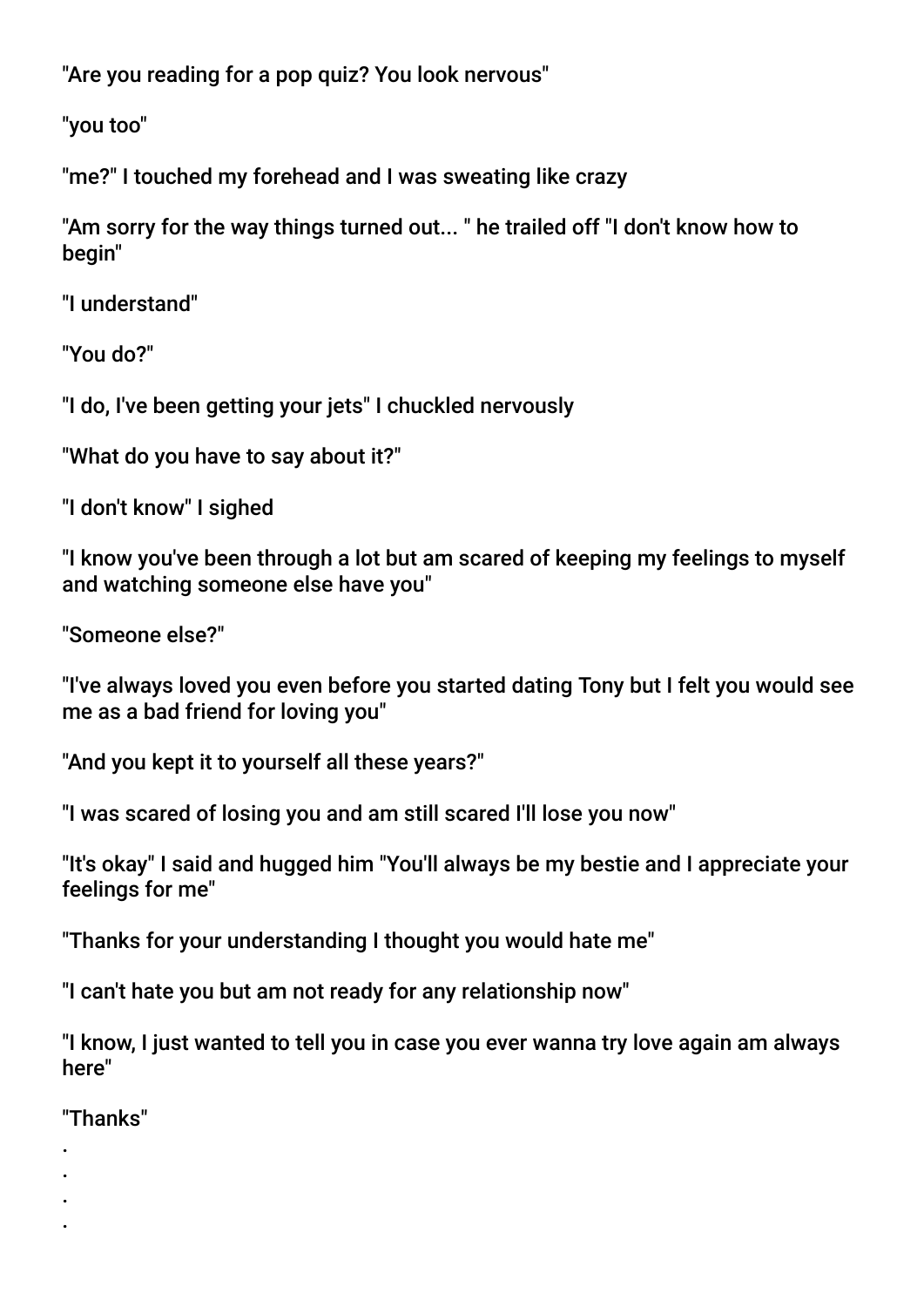"Are you reading for a pop quiz? You look nervous"

"you too"

"me?" I touched my forehead and I was sweating like crazy

"Am sorry for the way things turned out... " he trailed off "I don't know how to begin"

"I understand"

"You do?"

"I do, I've been getting your jets" I chuckled nervously

"What do you have to say about it?"

"I don't know" I sighed

"I know you've been through a lot but am scared of keeping my feelings to myself and watching someone else have you"

"Someone else?"

"I've always loved you even before you started dating Tony but I felt you would see me as a bad friend for loving you"

"And you kept it to yourself all these years?"

"I was scared of losing you and am still scared I'll lose you now"

"It's okay" I said and hugged him "You'll always be my bestie and I appreciate your feelings for me"

"Thanks for your understanding I thought you would hate me"

"I can't hate you but am not ready for any relationship now"

"I know, I just wanted to tell you in case you ever wanna try love again am always here"

"Thanks"

.

.

.

.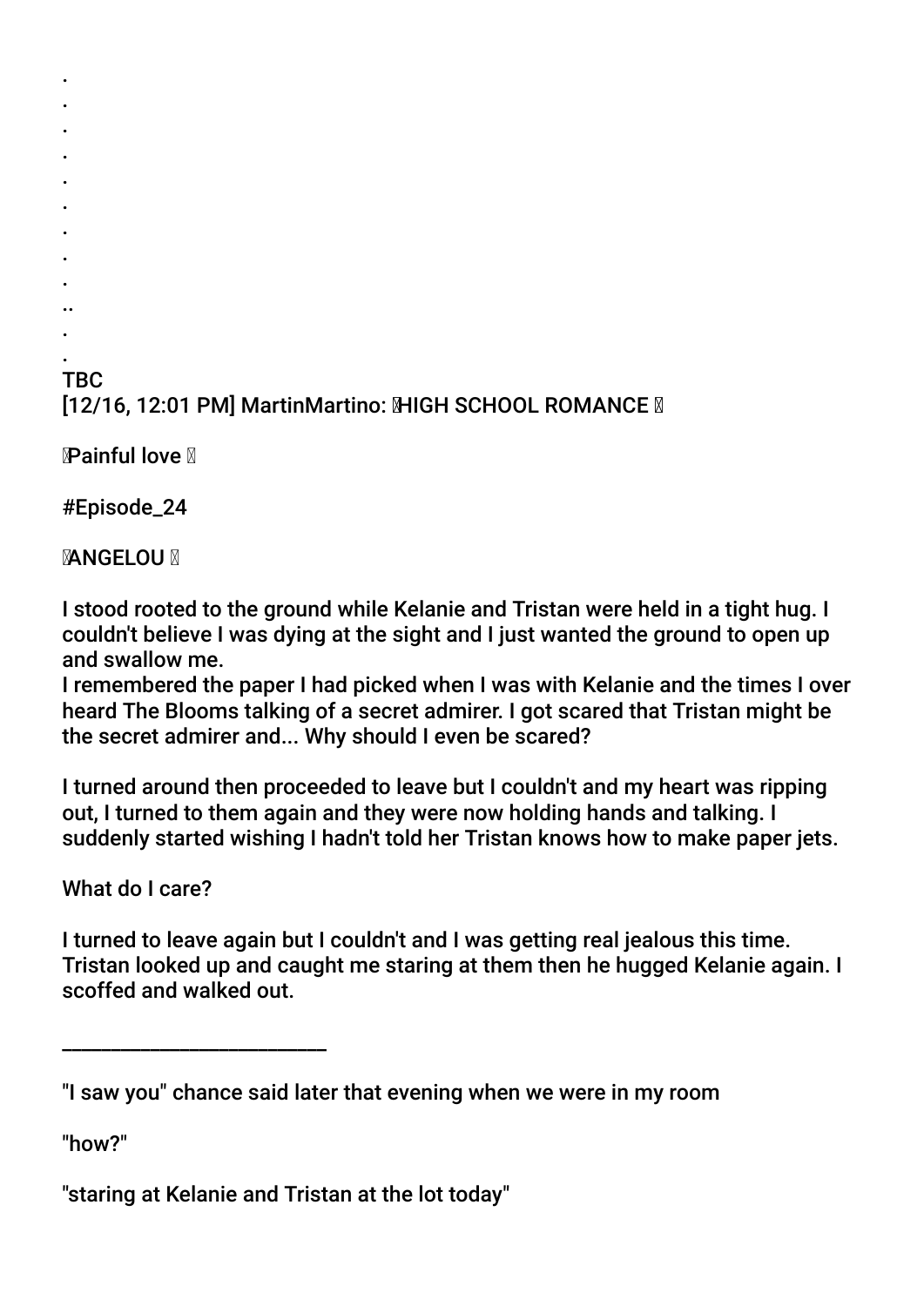.
.
.
.
.
.
.
.
.
..
.
.
TBC
[12/16, 12:01 PM] MartinMartino: HIGH SCHOOL ROMANCE

Painful love

#Episode_24

ANGELOU

I stood rooted to the ground while Kelanie and Tristan were held in a tight hug. I couldn't believe I was dying at the sight and I just wanted the ground to open up and swallow me.
I remembered the paper I had picked when I was with Kelanie and the times I over heard The Blooms talking of a secret admirer. I got scared that Tristan might be the secret admirer and... Why should I even be scared?

I turned around then proceeded to leave but I couldn't and my heart was ripping out, I turned to them again and they were now holding hands and talking. I suddenly started wishing I hadn't told her Tristan knows how to make paper jets.

What do I care?

I turned to leave again but I couldn't and I was getting real jealous this time. Tristan looked up and caught me staring at them then he hugged Kelanie again. I scoffed and walked out.

___________________________

"I saw you" chance said later that evening when we were in my room

"how?"

"staring at Kelanie and Tristan at the lot today"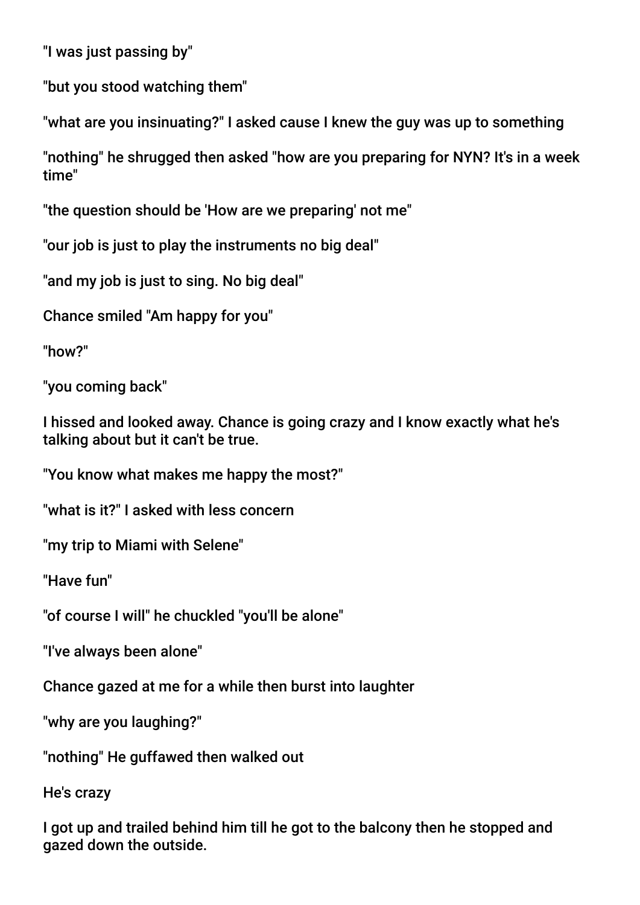"I was just passing by"

"but you stood watching them"

"what are you insinuating?" I asked cause I knew the guy was up to something

"nothing" he shrugged then asked "how are you preparing for NYN? It's in a week time"

"the question should be 'How are we preparing' not me"

"our job is just to play the instruments no big deal"

"and my job is just to sing. No big deal"

Chance smiled "Am happy for you"

"how?"

"you coming back"

I hissed and looked away. Chance is going crazy and I know exactly what he's talking about but it can't be true.

"You know what makes me happy the most?"

"what is it?" I asked with less concern

"my trip to Miami with Selene"

"Have fun"

"of course I will" he chuckled "you'll be alone"

"I've always been alone"

Chance gazed at me for a while then burst into laughter

"why are you laughing?"

"nothing" He guffawed then walked out

He's crazy

I got up and trailed behind him till he got to the balcony then he stopped and gazed down the outside.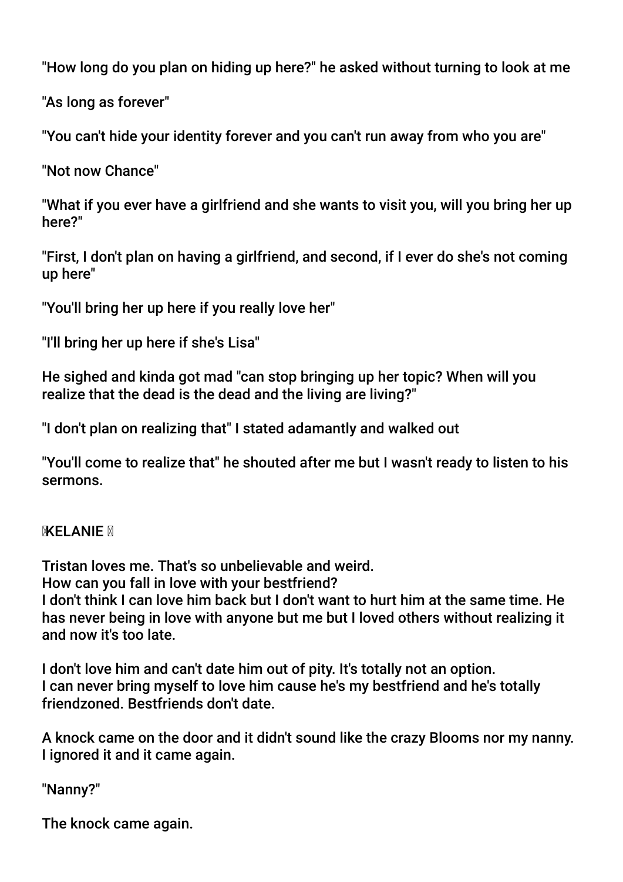"How long do you plan on hiding up here?" he asked without turning to look at me

"As long as forever"

"You can't hide your identity forever and you can't run away from who you are"

"Not now Chance"

"What if you ever have a girlfriend and she wants to visit you, will you bring her up here?"

"First, I don't plan on having a girlfriend, and second, if I ever do she's not coming up here"

"You'll bring her up here if you really love her"

"I'll bring her up here if she's Lisa"

He sighed and kinda got mad "can stop bringing up her topic? When will you realize that the dead is the dead and the living are living?"

"I don't plan on realizing that" I stated adamantly and walked out

"You'll come to realize that" he shouted after me but I wasn't ready to listen to his sermons.

**KELANIE**

Tristan loves me. That's so unbelievable and weird.
How can you fall in love with your bestfriend?
I don't think I can love him back but I don't want to hurt him at the same time. He has never being in love with anyone but me but I loved others without realizing it and now it's too late.

I don't love him and can't date him out of pity. It's totally not an option.
I can never bring myself to love him cause he's my bestfriend and he's totally friendzoned. Bestfriends don't date.

A knock came on the door and it didn't sound like the crazy Blooms nor my nanny. I ignored it and it came again.

"Nanny?"

The knock came again.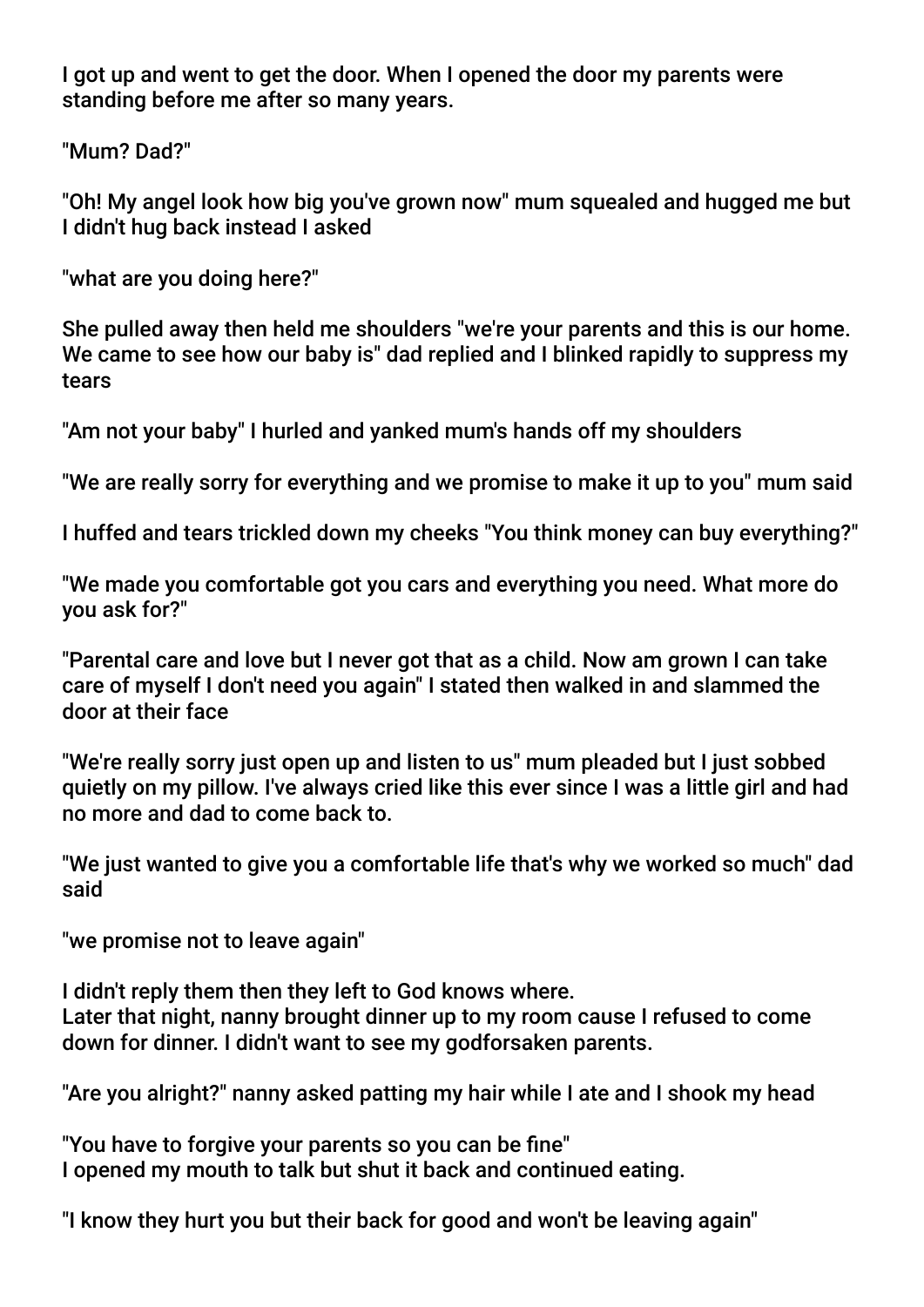I got up and went to get the door. When I opened the door my parents were standing before me after so many years.

"Mum? Dad?"

"Oh! My angel look how big you've grown now" mum squealed and hugged me but I didn't hug back instead I asked

"what are you doing here?"

She pulled away then held me shoulders "we're your parents and this is our home. We came to see how our baby is" dad replied and I blinked rapidly to suppress my tears

"Am not your baby" I hurled and yanked mum's hands off my shoulders

"We are really sorry for everything and we promise to make it up to you" mum said

I huffed and tears trickled down my cheeks "You think money can buy everything?"

"We made you comfortable got you cars and everything you need. What more do you ask for?"

"Parental care and love but I never got that as a child. Now am grown I can take care of myself I don't need you again" I stated then walked in and slammed the door at their face

"We're really sorry just open up and listen to us" mum pleaded but I just sobbed quietly on my pillow. I've always cried like this ever since I was a little girl and had no more and dad to come back to.

"We just wanted to give you a comfortable life that's why we worked so much" dad said

"we promise not to leave again"

I didn't reply them then they left to God knows where.
Later that night, nanny brought dinner up to my room cause I refused to come down for dinner. I didn't want to see my godforsaken parents.

"Are you alright?" nanny asked patting my hair while I ate and I shook my head

"You have to forgive your parents so you can be fine"
I opened my mouth to talk but shut it back and continued eating.

"I know they hurt you but their back for good and won't be leaving again"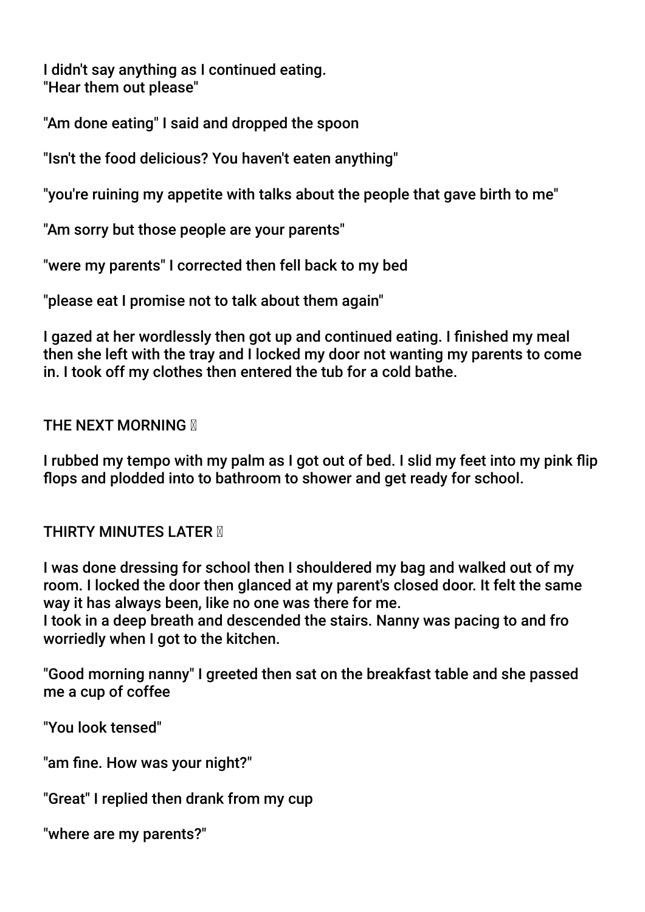I didn't say anything as I continued eating.
"Hear them out please"

"Am done eating" I said and dropped the spoon

"Isn't the food delicious? You haven't eaten anything"

"you're ruining my appetite with talks about the people that gave birth to me"

"Am sorry but those people are your parents"

"were my parents" I corrected then fell back to my bed

"please eat I promise not to talk about them again"

I gazed at her wordlessly then got up and continued eating. I finished my meal then she left with the tray and I locked my door not wanting my parents to come in. I took off my clothes then entered the tub for a cold bathe.

THE NEXT MORNING 

I rubbed my tempo with my palm as I got out of bed. I slid my feet into my pink flip flops and plodded into to bathroom to shower and get ready for school.

THIRTY MINUTES LATER 

I was done dressing for school then I shouldered my bag and walked out of my room. I locked the door then glanced at my parent's closed door. It felt the same way it has always been, like no one was there for me.
I took in a deep breath and descended the stairs. Nanny was pacing to and fro worriedly when I got to the kitchen.

"Good morning nanny" I greeted then sat on the breakfast table and she passed me a cup of coffee

"You look tensed"

"am fine. How was your night?"

"Great" I replied then drank from my cup

"where are my parents?"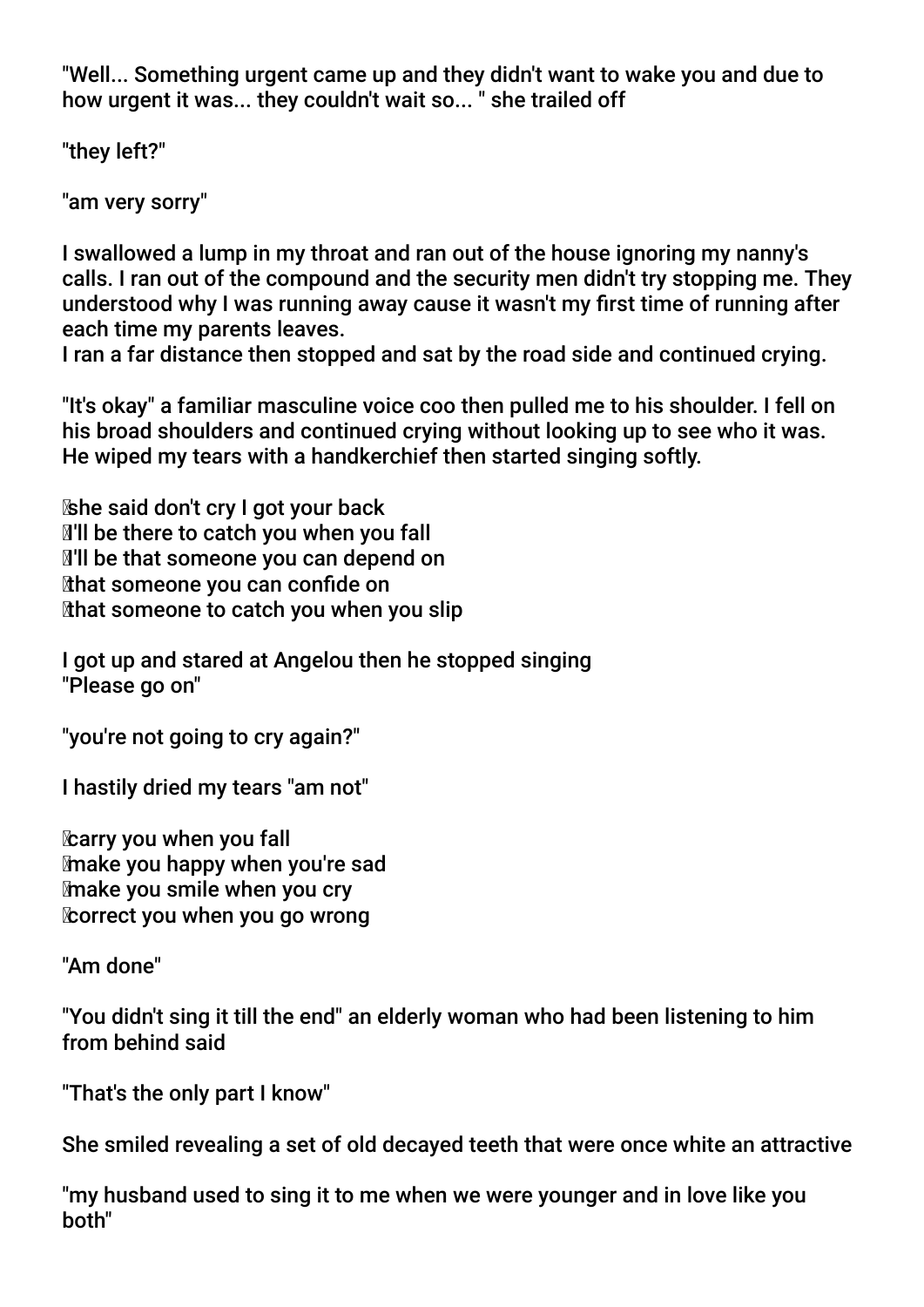"Well... Something urgent came up and they didn't want to wake you and due to how urgent it was... they couldn't wait so... " she trailed off

"they left?"

"am very sorry"

I swallowed a lump in my throat and ran out of the house ignoring my nanny's calls. I ran out of the compound and the security men didn't try stopping me. They understood why I was running away cause it wasn't my first time of running after each time my parents leaves.
I ran a far distance then stopped and sat by the road side and continued crying.

"It's okay" a familiar masculine voice coo then pulled me to his shoulder. I fell on his broad shoulders and continued crying without looking up to see who it was. He wiped my tears with a handkerchief then started singing softly.

she said don't cry I got your back  
I'll be there to catch you when you fall  
I'll be that someone you can depend on  
that someone you can confide on  
that someone to catch you when you slip

I got up and stared at Angelou then he stopped singing
"Please go on"

"you're not going to cry again?"

I hastily dried my tears "am not"

carry you when you fall  
make you happy when you're sad  
make you smile when you cry  
correct you when you go wrong

"Am done"

"You didn't sing it till the end" an elderly woman who had been listening to him from behind said

"That's the only part I know"

She smiled revealing a set of old decayed teeth that were once white an attractive

"my husband used to sing it to me when we were younger and in love like you both"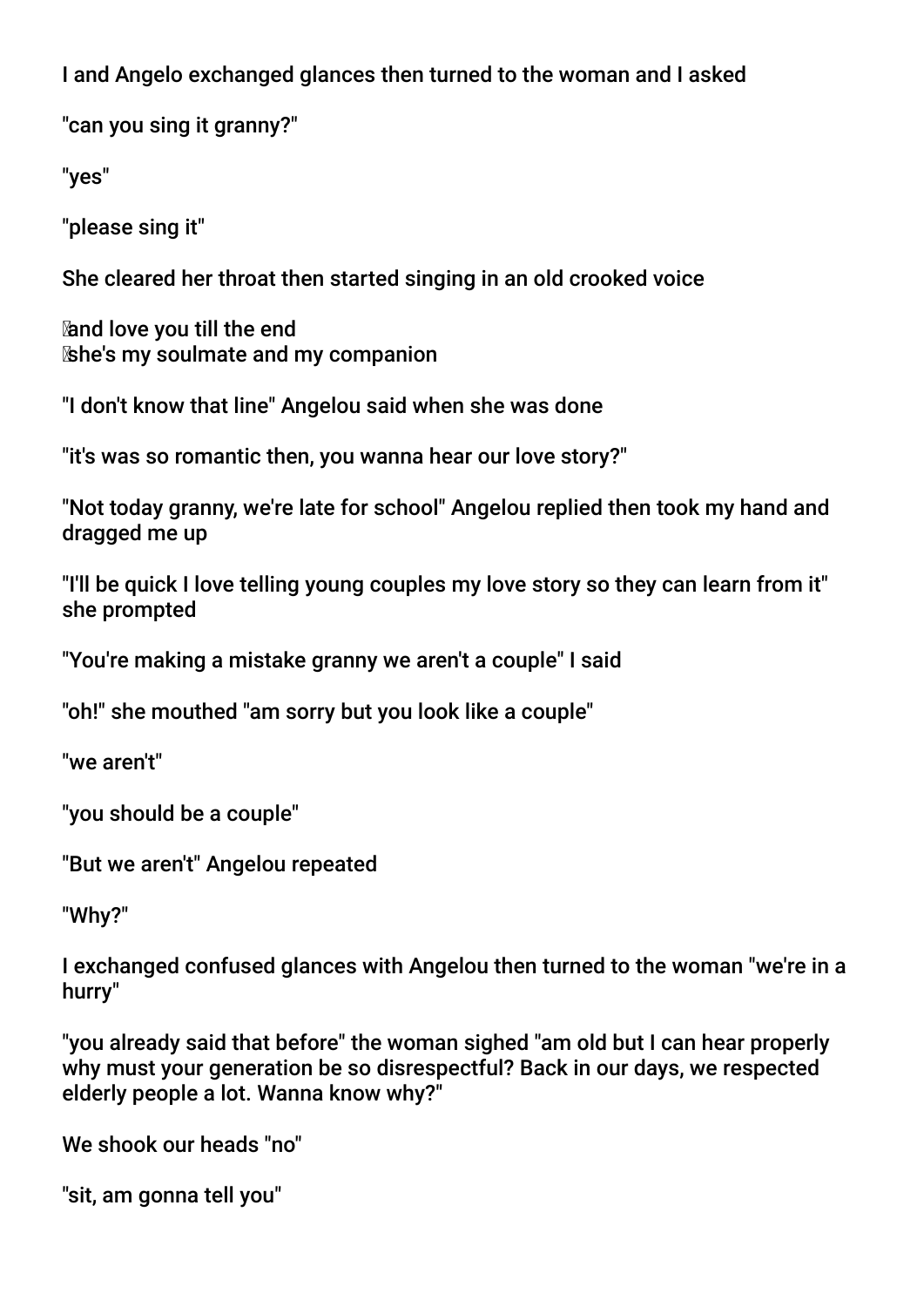I and Angelo exchanged glances then turned to the woman and I asked

"can you sing it granny?"

"yes"

"please sing it"

She cleared her throat then started singing in an old crooked voice

and love you till the end
she's my soulmate and my companion

"I don't know that line" Angelou said when she was done

"it's was so romantic then, you wanna hear our love story?"

"Not today granny, we're late for school" Angelou replied then took my hand and dragged me up

"I'll be quick I love telling young couples my love story so they can learn from it" she prompted

"You're making a mistake granny we aren't a couple" I said

"oh!" she mouthed "am sorry but you look like a couple"

"we aren't"

"you should be a couple"

"But we aren't" Angelou repeated

"Why?"

I exchanged confused glances with Angelou then turned to the woman "we're in a hurry"

"you already said that before" the woman sighed "am old but I can hear properly why must your generation be so disrespectful? Back in our days, we respected elderly people a lot. Wanna know why?"

We shook our heads "no"

"sit, am gonna tell you"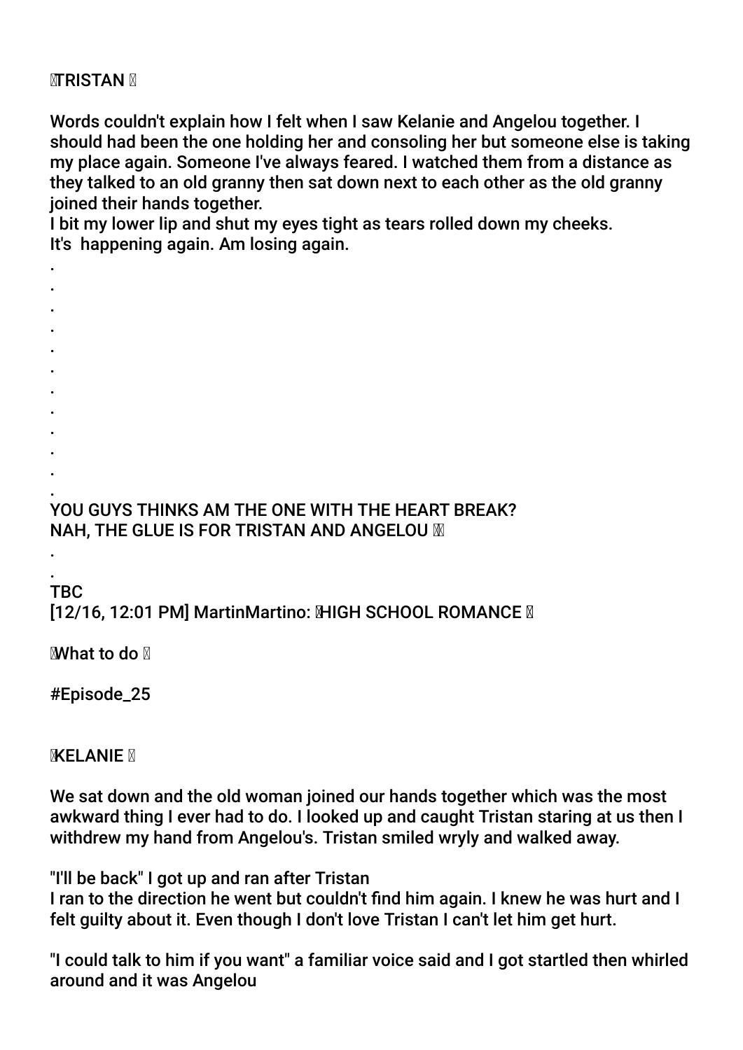TRISTAN

Words couldn't explain how I felt when I saw Kelanie and Angelou together. I should had been the one holding her and consoling her but someone else is taking my place again. Someone I've always feared. I watched them from a distance as they talked to an old granny then sat down next to each other as the old granny joined their hands together.
I bit my lower lip and shut my eyes tight as tears rolled down my cheeks.
It's  happening again. Am losing again.
.
.
.
.
.
.
.
.
.
.
.
.
YOU GUYS THINKS AM THE ONE WITH THE HEART BREAK?
NAH, THE GLUE IS FOR TRISTAN AND ANGELOU
.
.
TBC
[12/16, 12:01 PM] MartinMartino: HIGH SCHOOL ROMANCE

What to do

#Episode_25

KELANIE

We sat down and the old woman joined our hands together which was the most awkward thing I ever had to do. I looked up and caught Tristan staring at us then I withdrew my hand from Angelou's. Tristan smiled wryly and walked away.

"I'll be back" I got up and ran after Tristan
I ran to the direction he went but couldn't find him again. I knew he was hurt and I felt guilty about it. Even though I don't love Tristan I can't let him get hurt.

"I could talk to him if you want" a familiar voice said and I got startled then whirled around and it was Angelou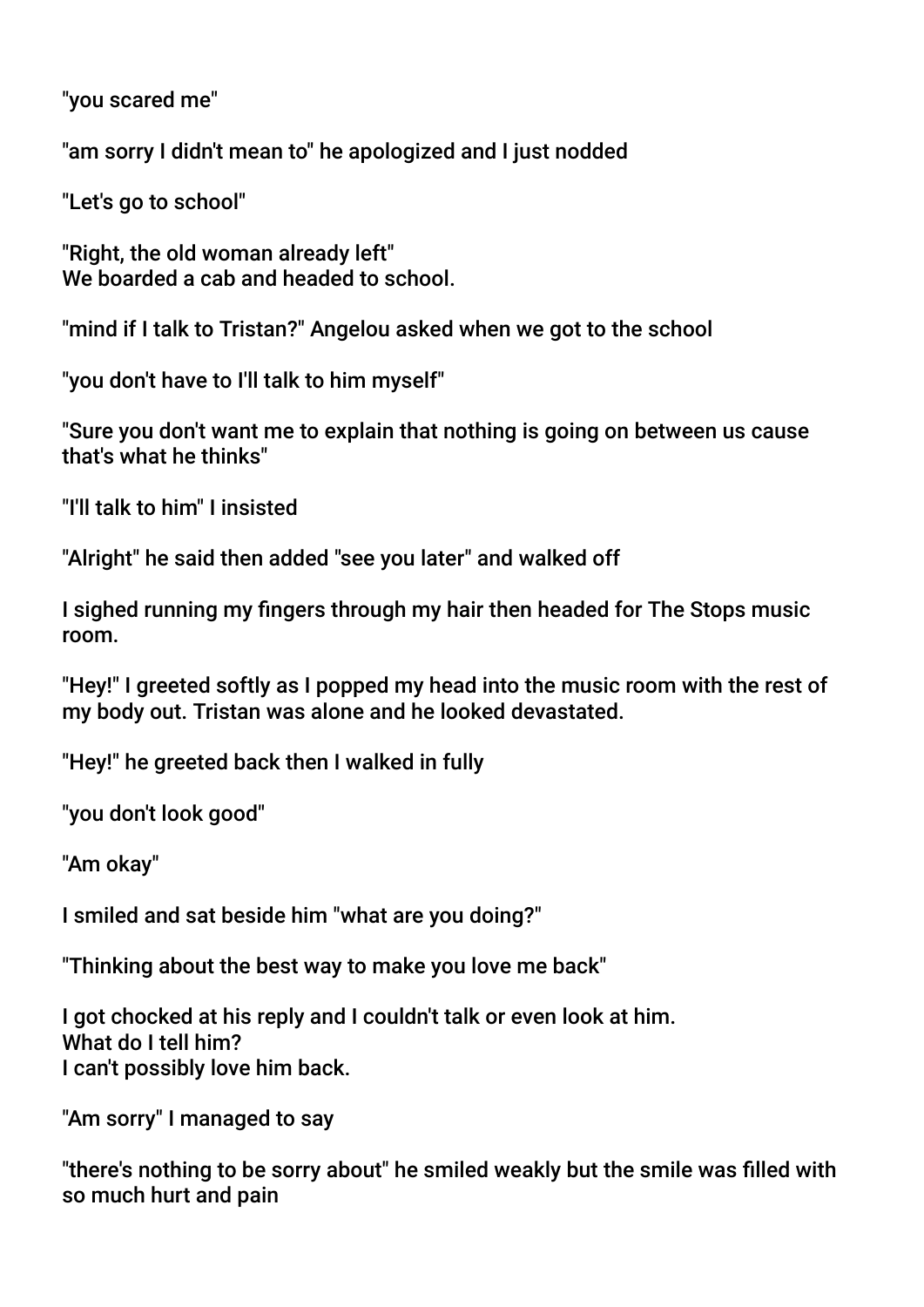"you scared me"

"am sorry I didn't mean to" he apologized and I just nodded

"Let's go to school"

"Right, the old woman already left"
We boarded a cab and headed to school.

"mind if I talk to Tristan?" Angelou asked when we got to the school

"you don't have to I'll talk to him myself"

"Sure you don't want me to explain that nothing is going on between us cause that's what he thinks"

"I'll talk to him" I insisted

"Alright" he said then added "see you later" and walked off

I sighed running my fingers through my hair then headed for The Stops music room.

"Hey!" I greeted softly as I popped my head into the music room with the rest of my body out. Tristan was alone and he looked devastated.

"Hey!" he greeted back then I walked in fully

"you don't look good"

"Am okay"

I smiled and sat beside him "what are you doing?"

"Thinking about the best way to make you love me back"

I got chocked at his reply and I couldn't talk or even look at him.
What do I tell him?
I can't possibly love him back.

"Am sorry" I managed to say

"there's nothing to be sorry about" he smiled weakly but the smile was filled with so much hurt and pain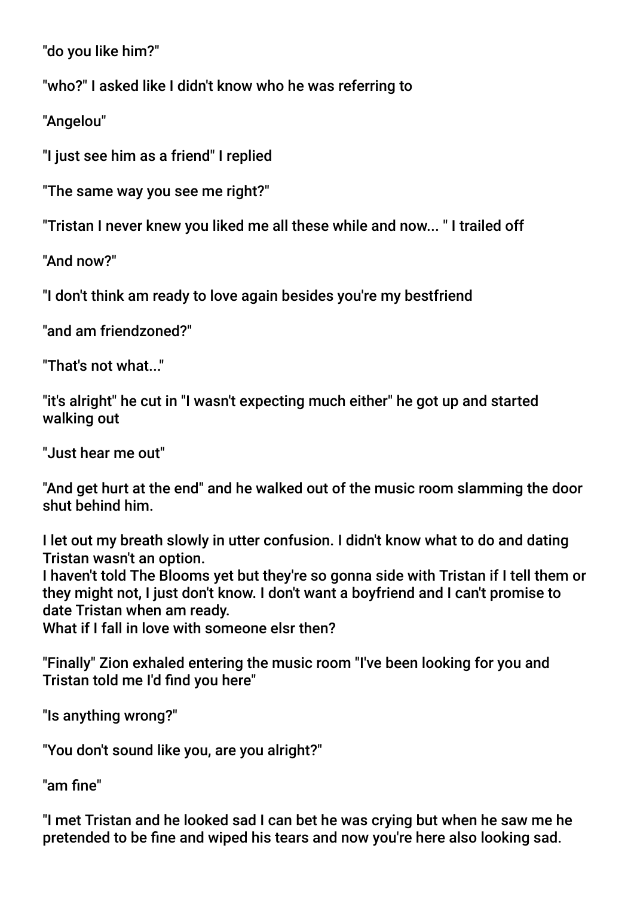"do you like him?"

"who?" I asked like I didn't know who he was referring to

"Angelou"

"I just see him as a friend" I replied

"The same way you see me right?"

"Tristan I never knew you liked me all these while and now... " I trailed off

"And now?"

"I don't think am ready to love again besides you're my bestfriend

"and am friendzoned?"

"That's not what..."

"it's alright" he cut in "I wasn't expecting much either" he got up and started walking out

"Just hear me out"

"And get hurt at the end" and he walked out of the music room slamming the door shut behind him.

I let out my breath slowly in utter confusion. I didn't know what to do and dating Tristan wasn't an option.
I haven't told The Blooms yet but they're so gonna side with Tristan if I tell them or they might not, I just don't know. I don't want a boyfriend and I can't promise to date Tristan when am ready.
What if I fall in love with someone elsr then?

"Finally" Zion exhaled entering the music room "I've been looking for you and Tristan told me I'd find you here"

"Is anything wrong?"

"You don't sound like you, are you alright?"

"am fine"

"I met Tristan and he looked sad I can bet he was crying but when he saw me he pretended to be fine and wiped his tears and now you're here also looking sad.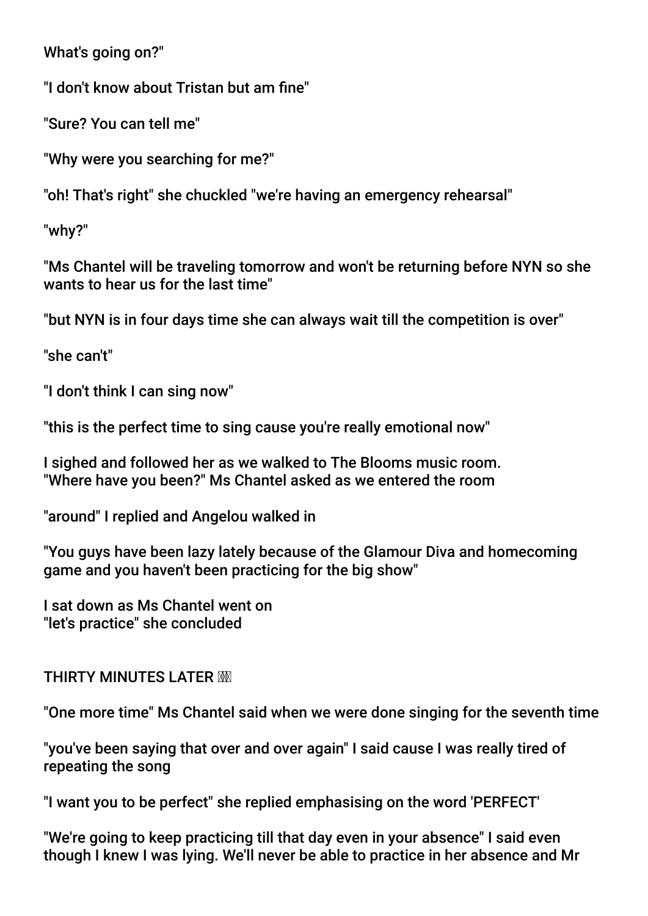What's going on?"

"I don't know about Tristan but am fine"

"Sure? You can tell me"

"Why were you searching for me?"

"oh! That's right" she chuckled "we're having an emergency rehearsal"

"why?"

"Ms Chantel will be traveling tomorrow and won't be returning before NYN so she wants to hear us for the last time"

"but NYN is in four days time she can always wait till the competition is over"

"she can't"

"I don't think I can sing now"

"this is the perfect time to sing cause you're really emotional now"

I sighed and followed her as we walked to The Blooms music room.
"Where have you been?" Ms Chantel asked as we entered the room

"around" I replied and Angelou walked in

"You guys have been lazy lately because of the Glamour Diva and homecoming game and you haven't been practicing for the big show"

I sat down as Ms Chantel went on
"let's practice" she concluded

THIRTY MINUTES LATER ⏰

"One more time" Ms Chantel said when we were done singing for the seventh time

"you've been saying that over and over again" I said cause I was really tired of repeating the song

"I want you to be perfect" she replied emphasising on the word 'PERFECT'

"We're going to keep practicing till that day even in your absence" I said even though I knew I was lying. We'll never be able to practice in her absence and Mr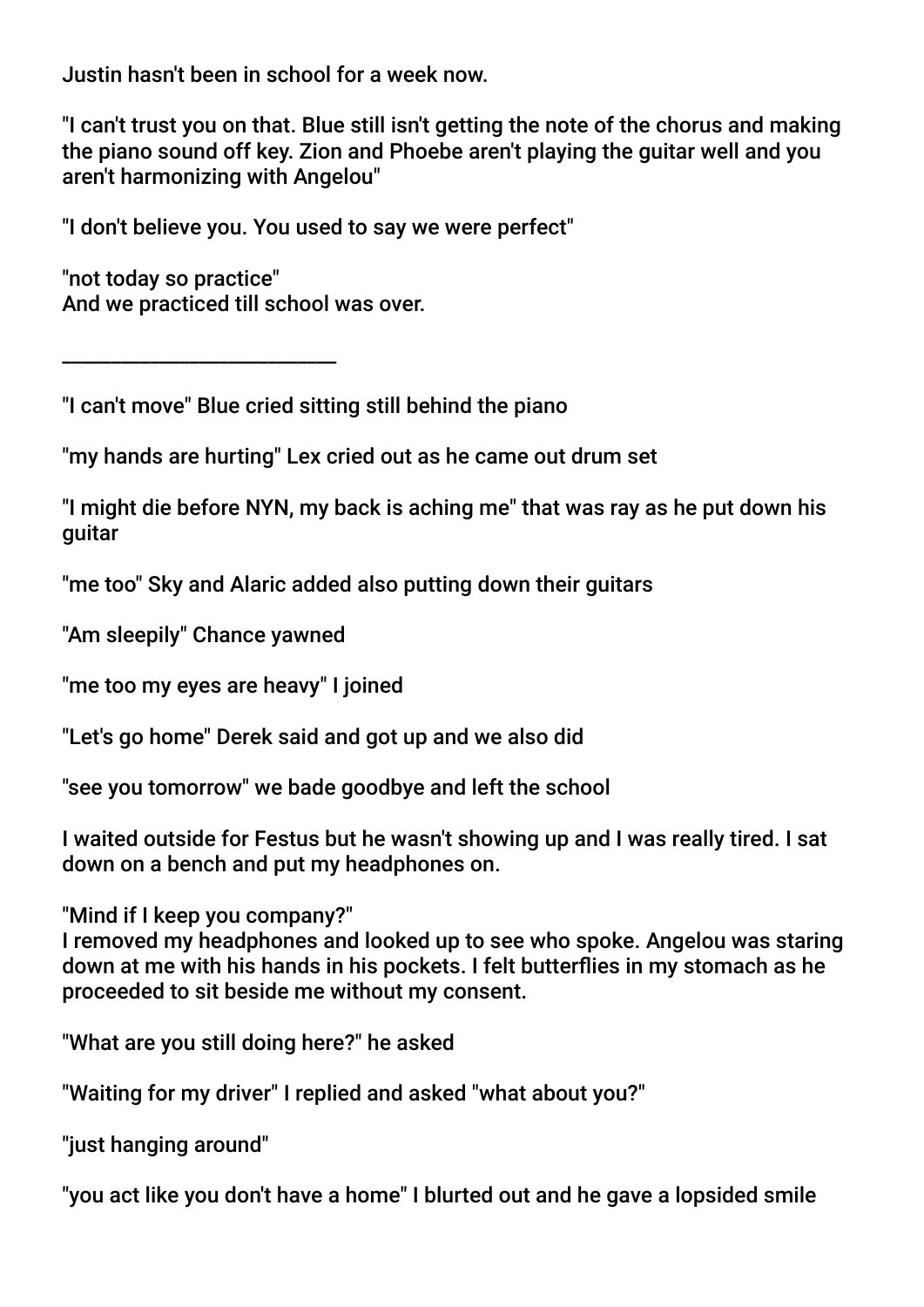Justin hasn't been in school for a week now.

"I can't trust you on that. Blue still isn't getting the note of the chorus and making the piano sound off key. Zion and Phoebe aren't playing the guitar well and you aren't harmonizing with Angelou"

"I don't believe you. You used to say we were perfect"

"not today so practice"
And we practiced till school was over.

___________________________

"I can't move" Blue cried sitting still behind the piano

"my hands are hurting" Lex cried out as he came out drum set

"I might die before NYN, my back is aching me" that was ray as he put down his guitar

"me too" Sky and Alaric added also putting down their guitars

"Am sleepily" Chance yawned

"me too my eyes are heavy" I joined

"Let's go home" Derek said and got up and we also did

"see you tomorrow" we bade goodbye and left the school

I waited outside for Festus but he wasn't showing up and I was really tired. I sat down on a bench and put my headphones on.

"Mind if I keep you company?"
I removed my headphones and looked up to see who spoke. Angelou was staring down at me with his hands in his pockets. I felt butterflies in my stomach as he proceeded to sit beside me without my consent.

"What are you still doing here?" he asked

"Waiting for my driver" I replied and asked "what about you?"

"just hanging around"

"you act like you don't have a home" I blurted out and he gave a lopsided smile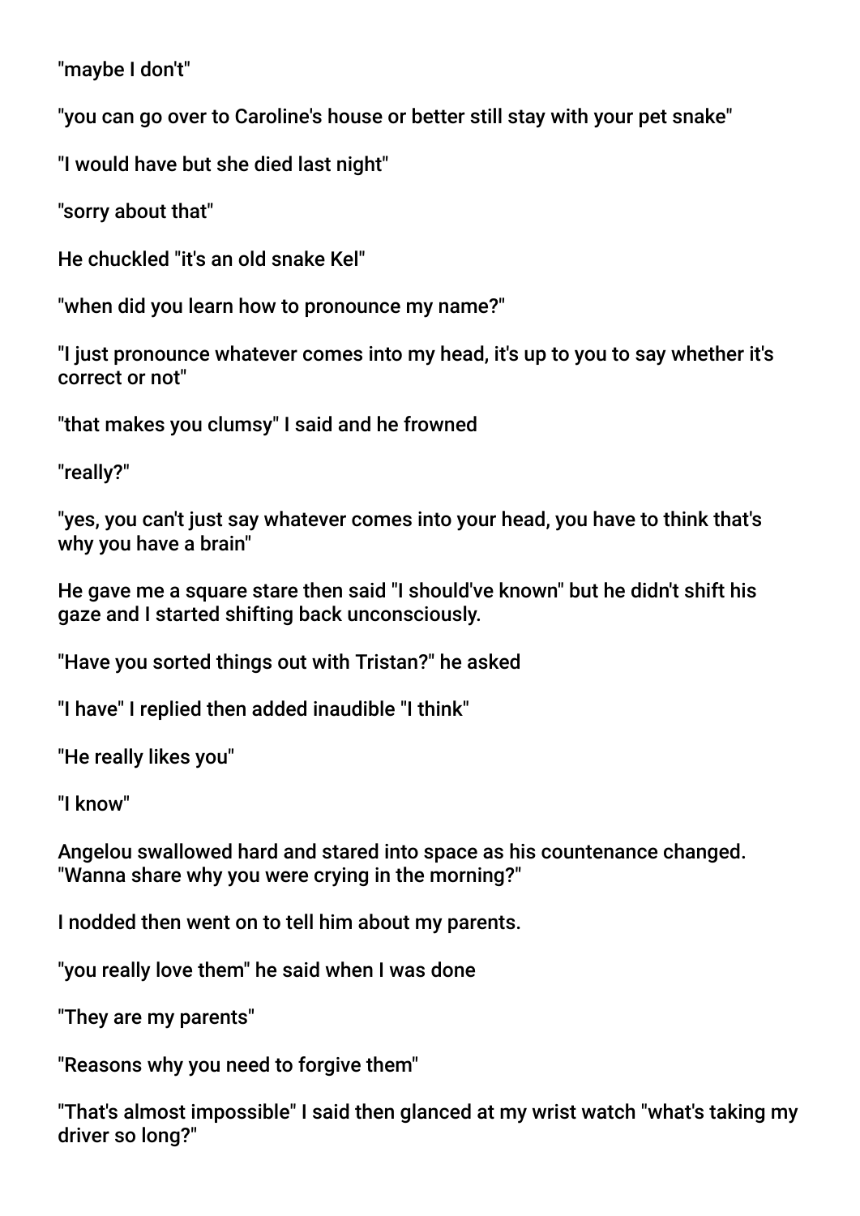"maybe I don't"

"you can go over to Caroline's house or better still stay with your pet snake"

"I would have but she died last night"

"sorry about that"

He chuckled "it's an old snake Kel"

"when did you learn how to pronounce my name?"

"I just pronounce whatever comes into my head, it's up to you to say whether it's correct or not"

"that makes you clumsy" I said and he frowned

"really?"

"yes, you can't just say whatever comes into your head, you have to think that's why you have a brain"

He gave me a square stare then said "I should've known" but he didn't shift his gaze and I started shifting back unconsciously.

"Have you sorted things out with Tristan?" he asked

"I have" I replied then added inaudible "I think"

"He really likes you"

"I know"

Angelou swallowed hard and stared into space as his countenance changed. "Wanna share why you were crying in the morning?"

I nodded then went on to tell him about my parents.

"you really love them" he said when I was done

"They are my parents"

"Reasons why you need to forgive them"

"That's almost impossible" I said then glanced at my wrist watch "what's taking my driver so long?"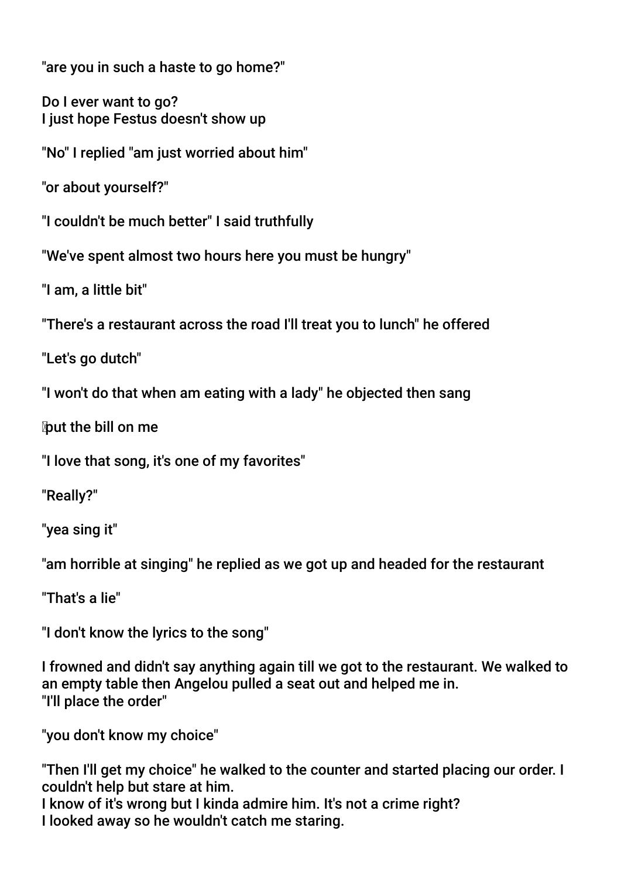"are you in such a haste to go home?"

Do I ever want to go?
I just hope Festus doesn't show up

"No" I replied "am just worried about him"

"or about yourself?"

"I couldn't be much better" I said truthfully

"We've spent almost two hours here you must be hungry"

"I am, a little bit"

"There's a restaurant across the road I'll treat you to lunch" he offered

"Let's go dutch"

"I won't do that when am eating with a lady" he objected then sang

put the bill on me

"I love that song, it's one of my favorites"

"Really?"

"yea sing it"

"am horrible at singing" he replied as we got up and headed for the restaurant

"That's a lie"

"I don't know the lyrics to the song"

I frowned and didn't say anything again till we got to the restaurant. We walked to an empty table then Angelou pulled a seat out and helped me in.
"I'll place the order"

"you don't know my choice"

"Then I'll get my choice" he walked to the counter and started placing our order. I couldn't help but stare at him.
I know of it's wrong but I kinda admire him. It's not a crime right?
I looked away so he wouldn't catch me staring.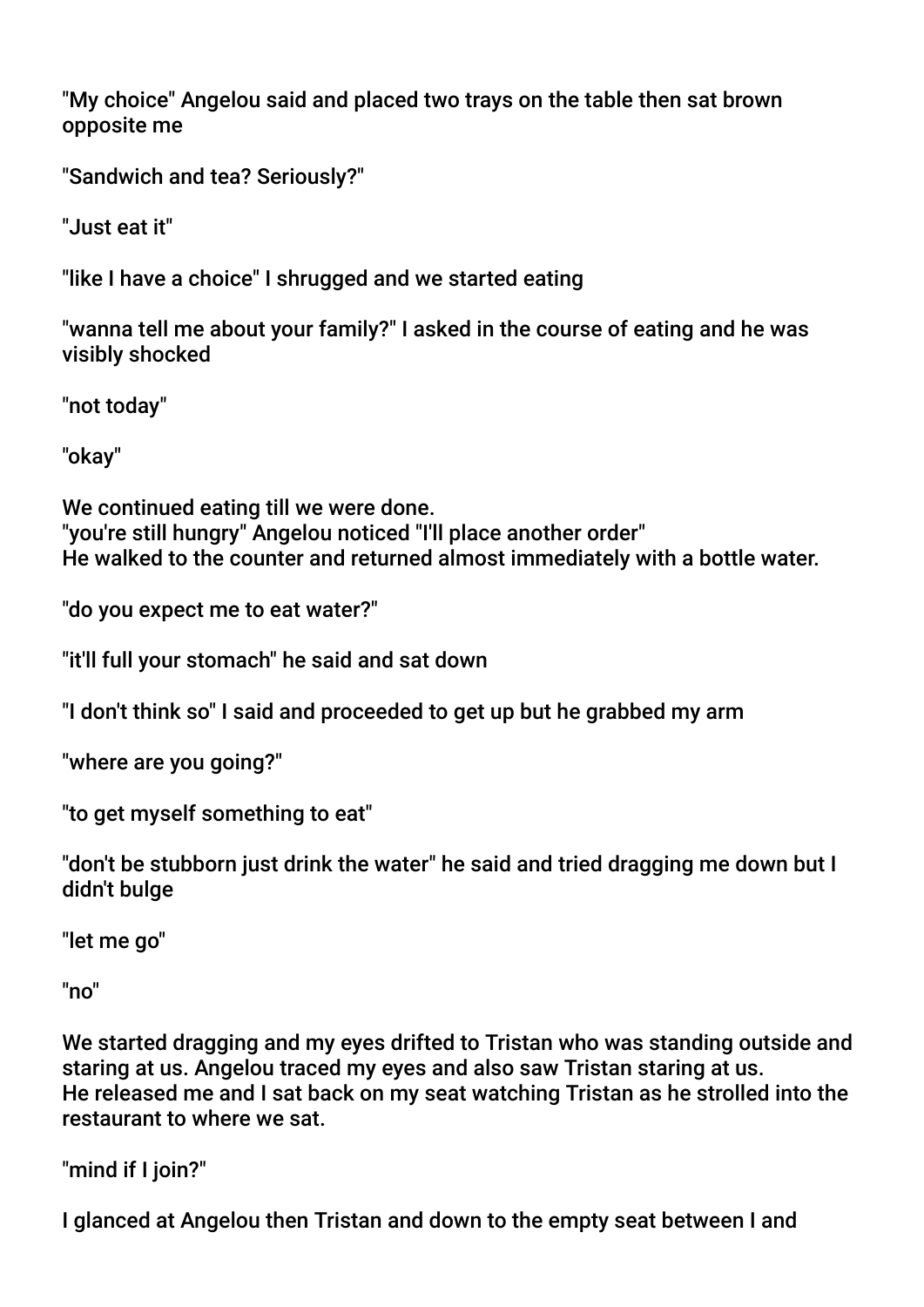"My choice" Angelou said and placed two trays on the table then sat brown opposite me

"Sandwich and tea? Seriously?"

"Just eat it"

"like I have a choice" I shrugged and we started eating

"wanna tell me about your family?" I asked in the course of eating and he was visibly shocked

"not today"

"okay"

We continued eating till we were done.
"you're still hungry" Angelou noticed "I'll place another order"
He walked to the counter and returned almost immediately with a bottle water.

"do you expect me to eat water?"

"it'll full your stomach" he said and sat down

"I don't think so" I said and proceeded to get up but he grabbed my arm

"where are you going?"

"to get myself something to eat"

"don't be stubborn just drink the water" he said and tried dragging me down but I didn't bulge

"let me go"

"no"

We started dragging and my eyes drifted to Tristan who was standing outside and staring at us. Angelou traced my eyes and also saw Tristan staring at us.
He released me and I sat back on my seat watching Tristan as he strolled into the restaurant to where we sat.

"mind if I join?"

I glanced at Angelou then Tristan and down to the empty seat between I and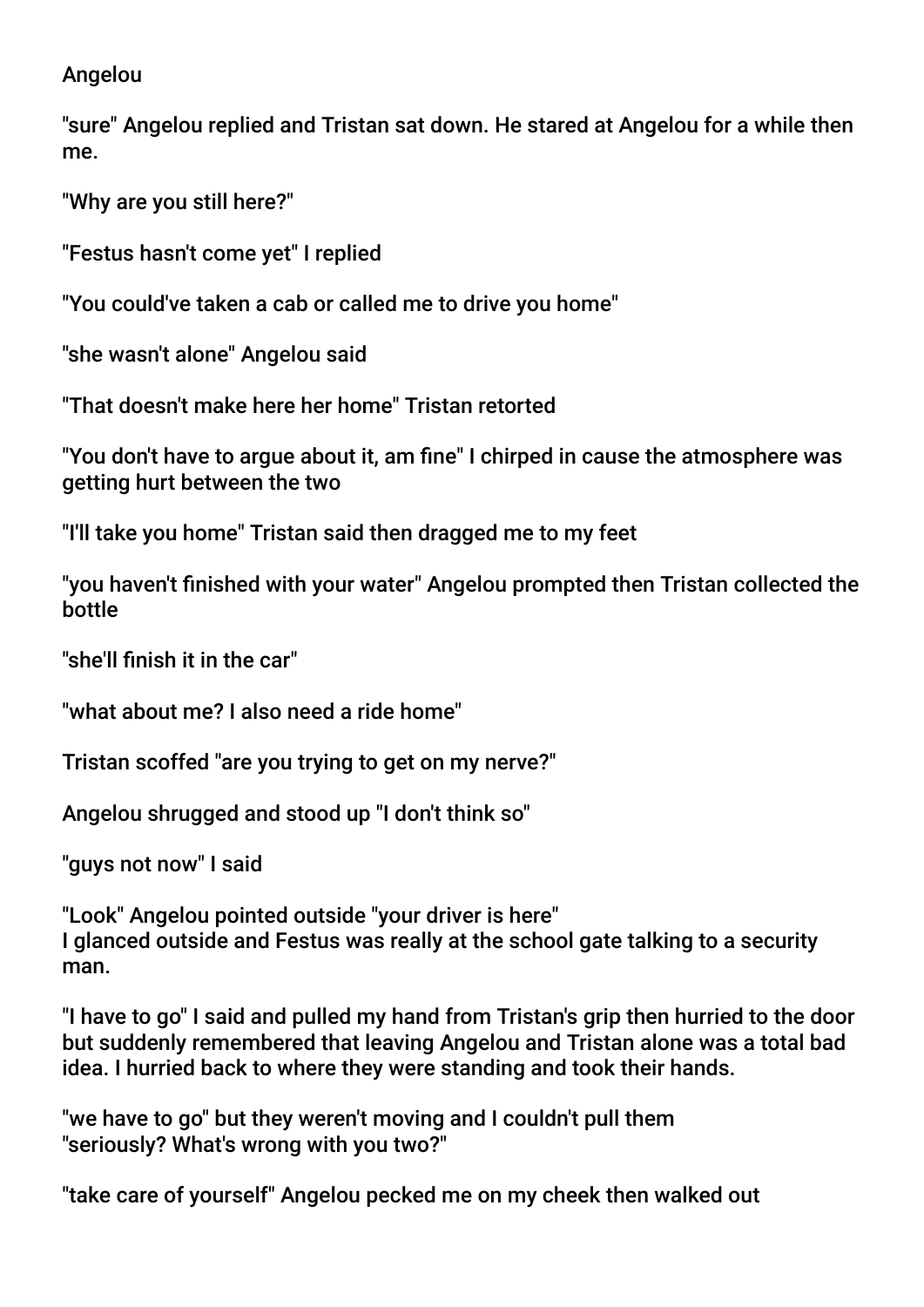Angelou

"sure" Angelou replied and Tristan sat down. He stared at Angelou for a while then me.

"Why are you still here?"

"Festus hasn't come yet" I replied

"You could've taken a cab or called me to drive you home"

"she wasn't alone" Angelou said

"That doesn't make here her home" Tristan retorted

"You don't have to argue about it, am fine" I chirped in cause the atmosphere was getting hurt between the two

"I'll take you home" Tristan said then dragged me to my feet

"you haven't finished with your water" Angelou prompted then Tristan collected the bottle

"she'll finish it in the car"

"what about me? I also need a ride home"

Tristan scoffed "are you trying to get on my nerve?"

Angelou shrugged and stood up "I don't think so"

"guys not now" I said

"Look" Angelou pointed outside "your driver is here"
I glanced outside and Festus was really at the school gate talking to a security man.

"I have to go" I said and pulled my hand from Tristan's grip then hurried to the door but suddenly remembered that leaving Angelou and Tristan alone was a total bad idea. I hurried back to where they were standing and took their hands.

"we have to go" but they weren't moving and I couldn't pull them
"seriously? What's wrong with you two?"

"take care of yourself" Angelou pecked me on my cheek then walked out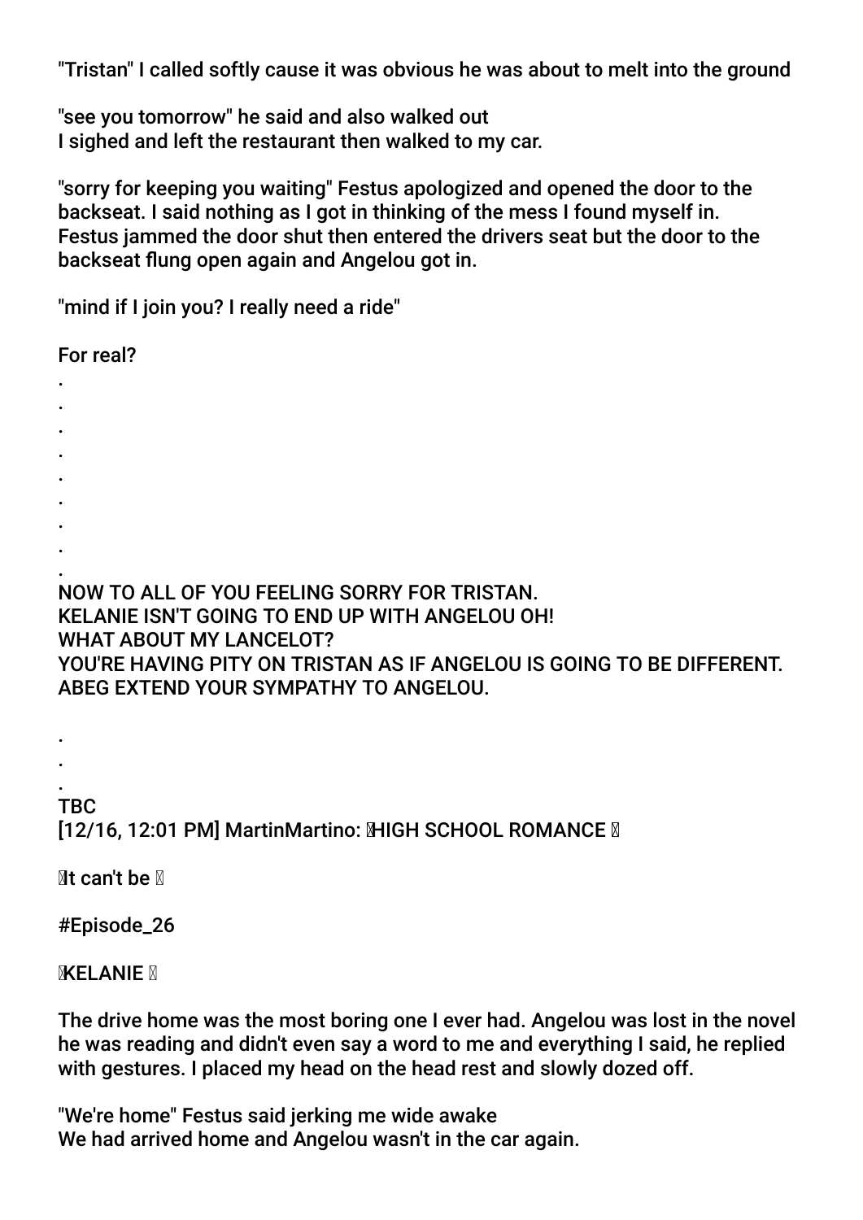"Tristan" I called softly cause it was obvious he was about to melt into the ground

"see you tomorrow" he said and also walked out
I sighed and left the restaurant then walked to my car.

"sorry for keeping you waiting" Festus apologized and opened the door to the backseat. I said nothing as I got in thinking of the mess I found myself in. Festus jammed the door shut then entered the drivers seat but the door to the backseat flung open again and Angelou got in.

"mind if I join you? I really need a ride"

For real?

.
.
.
.
.
.
.
.
.

NOW TO ALL OF YOU FEELING SORRY FOR TRISTAN.
KELANIE ISN'T GOING TO END UP WITH ANGELOU OH!
WHAT ABOUT MY LANCELOT?
YOU'RE HAVING PITY ON TRISTAN AS IF ANGELOU IS GOING TO BE DIFFERENT.
ABEG EXTEND YOUR SYMPATHY TO ANGELOU.

.
.
.

TBC
[12/16, 12:01 PM] MartinMartino: HIGH SCHOOL ROMANCE

It can't be

#Episode_26

KELANIE

The drive home was the most boring one I ever had. Angelou was lost in the novel he was reading and didn't even say a word to me and everything I said, he replied with gestures. I placed my head on the head rest and slowly dozed off.

"We're home" Festus said jerking me wide awake
We had arrived home and Angelou wasn't in the car again.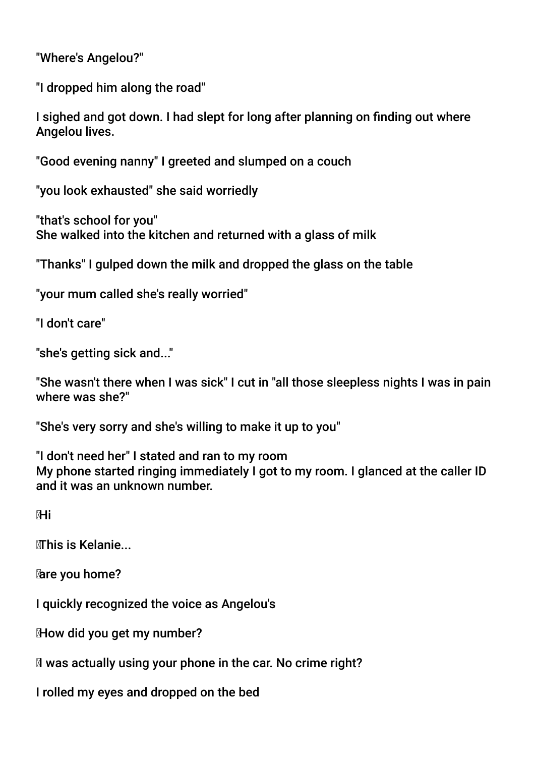"Where's Angelou?"

"I dropped him along the road"

I sighed and got down. I had slept for long after planning on finding out where Angelou lives.

"Good evening nanny" I greeted and slumped on a couch

"you look exhausted" she said worriedly

"that's school for you"
She walked into the kitchen and returned with a glass of milk

"Thanks" I gulped down the milk and dropped the glass on the table

"your mum called she's really worried"

"I don't care"

"she's getting sick and..."

"She wasn't there when I was sick" I cut in "all those sleepless nights I was in pain where was she?"

"She's very sorry and she's willing to make it up to you"

"I don't need her" I stated and ran to my room
My phone started ringing immediately I got to my room. I glanced at the caller ID and it was an unknown number.

Hi

This is Kelanie...

are you home?

I quickly recognized the voice as Angelou's

How did you get my number?

I was actually using your phone in the car. No crime right?

I rolled my eyes and dropped on the bed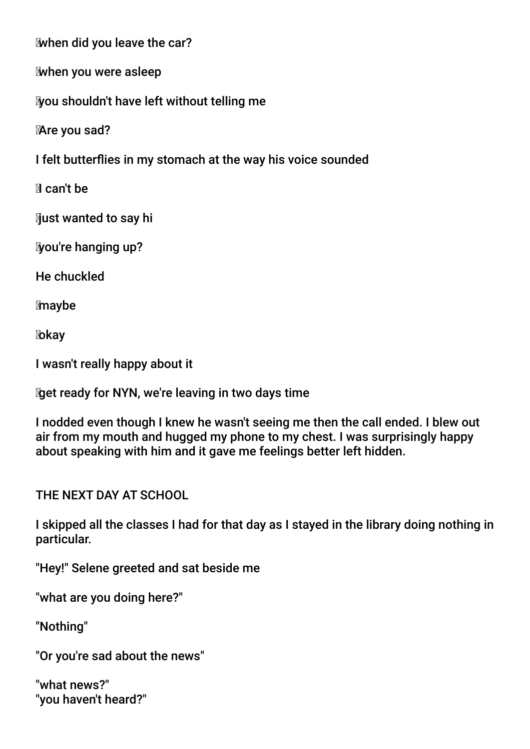when did you leave the car?

when you were asleep

you shouldn't have left without telling me

Are you sad?

I felt butterflies in my stomach at the way his voice sounded

I can't be

just wanted to say hi

you're hanging up?

He chuckled

maybe

okay

I wasn't really happy about it

get ready for NYN, we're leaving in two days time

I nodded even though I knew he wasn't seeing me then the call ended. I blew out air from my mouth and hugged my phone to my chest. I was surprisingly happy about speaking with him and it gave me feelings better left hidden.

THE NEXT DAY AT SCHOOL

I skipped all the classes I had for that day as I stayed in the library doing nothing in particular.

"Hey!" Selene greeted and sat beside me

"what are you doing here?"

"Nothing"

"Or you're sad about the news"

"what news?"
"you haven't heard?"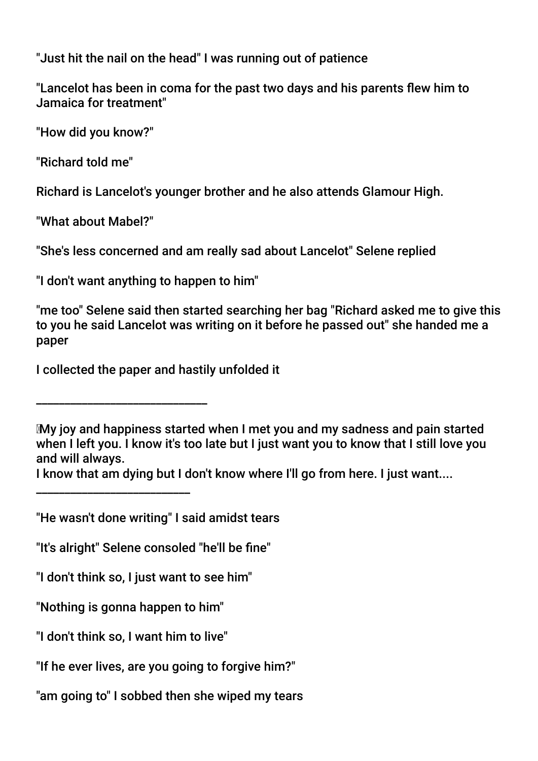"Just hit the nail on the head" I was running out of patience

"Lancelot has been in coma for the past two days and his parents flew him to Jamaica for treatment"

"How did you know?"

"Richard told me"

Richard is Lancelot's younger brother and he also attends Glamour High.

"What about Mabel?"

"She's less concerned and am really sad about Lancelot" Selene replied

"I don't want anything to happen to him"

"me too" Selene said then started searching her bag "Richard asked me to give this to you he said Lancelot was writing on it before he passed out" she handed me a paper

I collected the paper and hastily unfolded it

______________________________

My joy and happiness started when I met you and my sadness and pain started when I left you. I know it's too late but I just want you to know that I still love you and will always.
I know that am dying but I don't know where I'll go from here. I just want....

__________________________

"He wasn't done writing" I said amidst tears

"It's alright" Selene consoled "he'll be fine"

"I don't think so, I just want to see him"

"Nothing is gonna happen to him"

"I don't think so, I want him to live"

"If he ever lives, are you going to forgive him?"

"am going to" I sobbed then she wiped my tears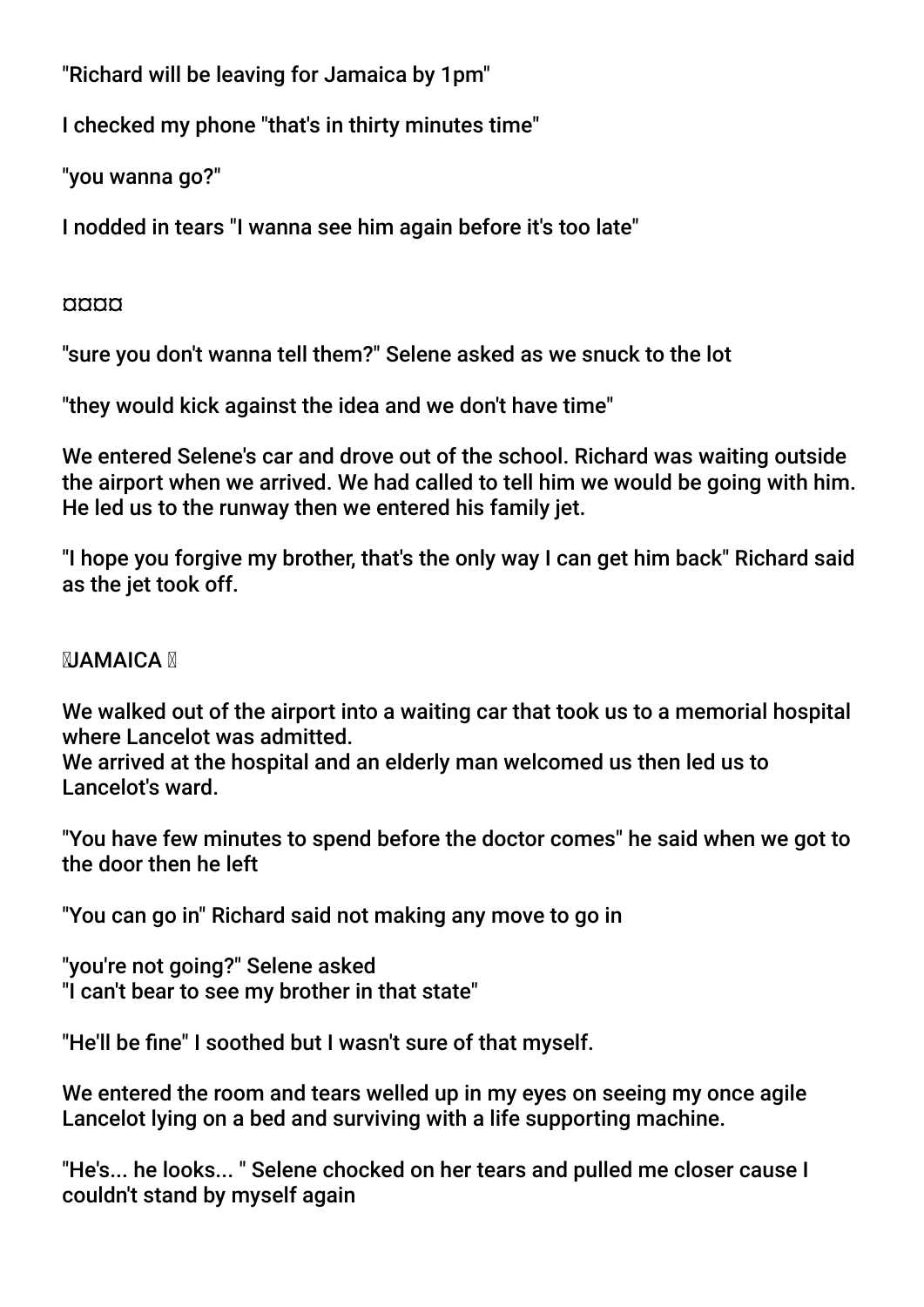"Richard will be leaving for Jamaica by 1pm"

I checked my phone "that's in thirty minutes time"

"you wanna go?"

I nodded in tears "I wanna see him again before it's too late"

¤¤¤¤

"sure you don't wanna tell them?" Selene asked as we snuck to the lot

"they would kick against the idea and we don't have time"

We entered Selene's car and drove out of the school. Richard was waiting outside the airport when we arrived. We had called to tell him we would be going with him. He led us to the runway then we entered his family jet.

"I hope you forgive my brother, that's the only way I can get him back" Richard said as the jet took off.

JAMAICA

We walked out of the airport into a waiting car that took us to a memorial hospital where Lancelot was admitted.
We arrived at the hospital and an elderly man welcomed us then led us to Lancelot's ward.

"You have few minutes to spend before the doctor comes" he said when we got to the door then he left

"You can go in" Richard said not making any move to go in

"you're not going?" Selene asked
"I can't bear to see my brother in that state"

"He'll be fine" I soothed but I wasn't sure of that myself.

We entered the room and tears welled up in my eyes on seeing my once agile Lancelot lying on a bed and surviving with a life supporting machine.

"He's... he looks... " Selene chocked on her tears and pulled me closer cause I couldn't stand by myself again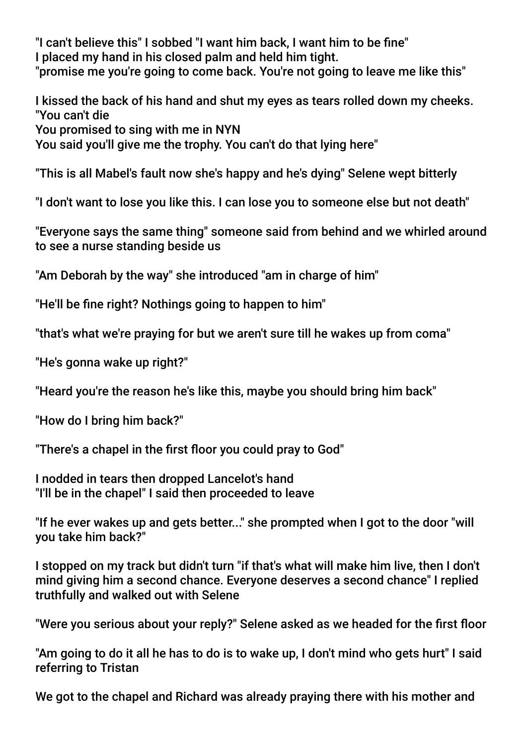"I can't believe this" I sobbed "I want him back, I want him to be fine"
I placed my hand in his closed palm and held him tight.
"promise me you're going to come back. You're not going to leave me like this"

I kissed the back of his hand and shut my eyes as tears rolled down my cheeks.
"You can't die
You promised to sing with me in NYN
You said you'll give me the trophy. You can't do that lying here"

"This is all Mabel's fault now she's happy and he's dying" Selene wept bitterly

"I don't want to lose you like this. I can lose you to someone else but not death"

"Everyone says the same thing" someone said from behind and we whirled around to see a nurse standing beside us

"Am Deborah by the way" she introduced "am in charge of him"

"He'll be fine right? Nothings going to happen to him"

"that's what we're praying for but we aren't sure till he wakes up from coma"

"He's gonna wake up right?"

"Heard you're the reason he's like this, maybe you should bring him back"

"How do I bring him back?"

"There's a chapel in the first floor you could pray to God"

I nodded in tears then dropped Lancelot's hand
"I'll be in the chapel" I said then proceeded to leave

"If he ever wakes up and gets better..." she prompted when I got to the door "will you take him back?"

I stopped on my track but didn't turn "if that's what will make him live, then I don't mind giving him a second chance. Everyone deserves a second chance" I replied truthfully and walked out with Selene

"Were you serious about your reply?" Selene asked as we headed for the first floor

"Am going to do it all he has to do is to wake up, I don't mind who gets hurt" I said referring to Tristan

We got to the chapel and Richard was already praying there with his mother and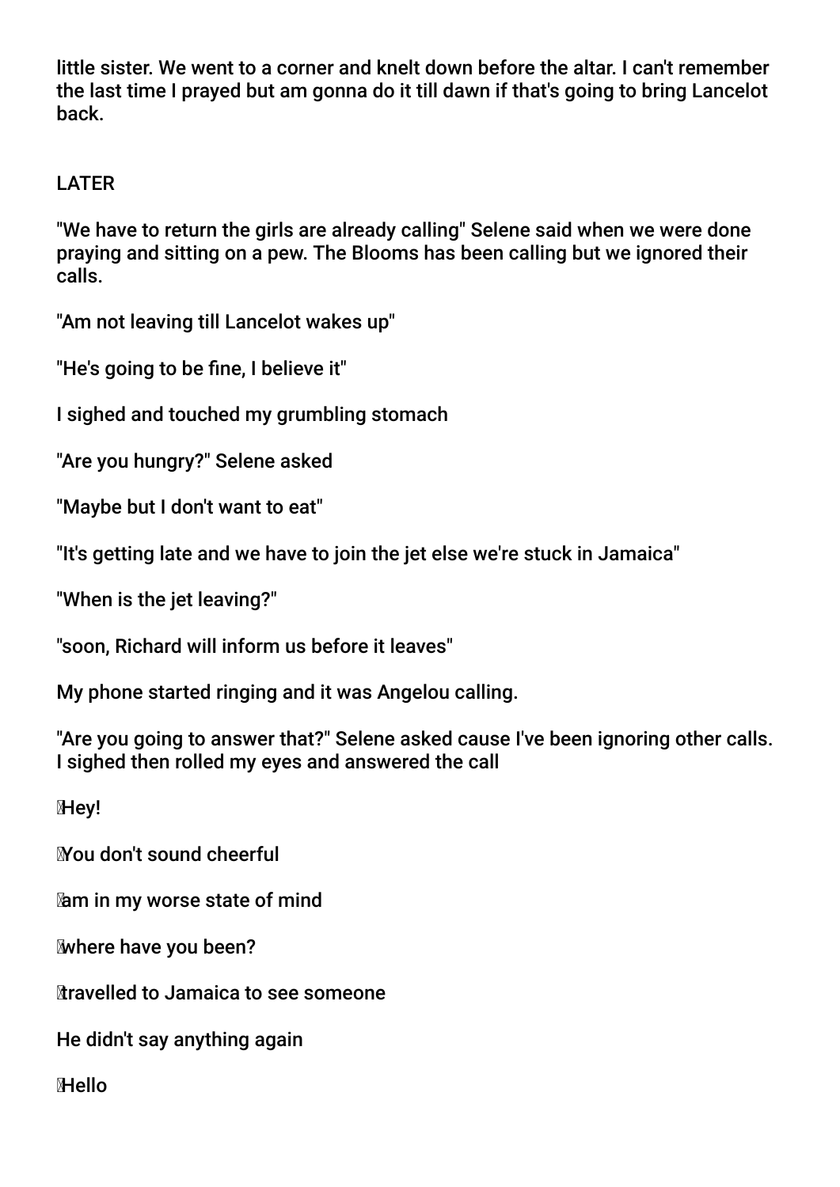little sister. We went to a corner and knelt down before the altar. I can't remember the last time I prayed but am gonna do it till dawn if that's going to bring Lancelot back.

LATER

"We have to return the girls are already calling" Selene said when we were done praying and sitting on a pew. The Blooms has been calling but we ignored their calls.

"Am not leaving till Lancelot wakes up"

"He's going to be fine, I believe it"

I sighed and touched my grumbling stomach

"Are you hungry?" Selene asked

"Maybe but I don't want to eat"

"It's getting late and we have to join the jet else we're stuck in Jamaica"

"When is the jet leaving?"

"soon, Richard will inform us before it leaves"

My phone started ringing and it was Angelou calling.

"Are you going to answer that?" Selene asked cause I've been ignoring other calls. I sighed then rolled my eyes and answered the call

Hey!

You don't sound cheerful

am in my worse state of mind

where have you been?

travelled to Jamaica to see someone

He didn't say anything again

Hello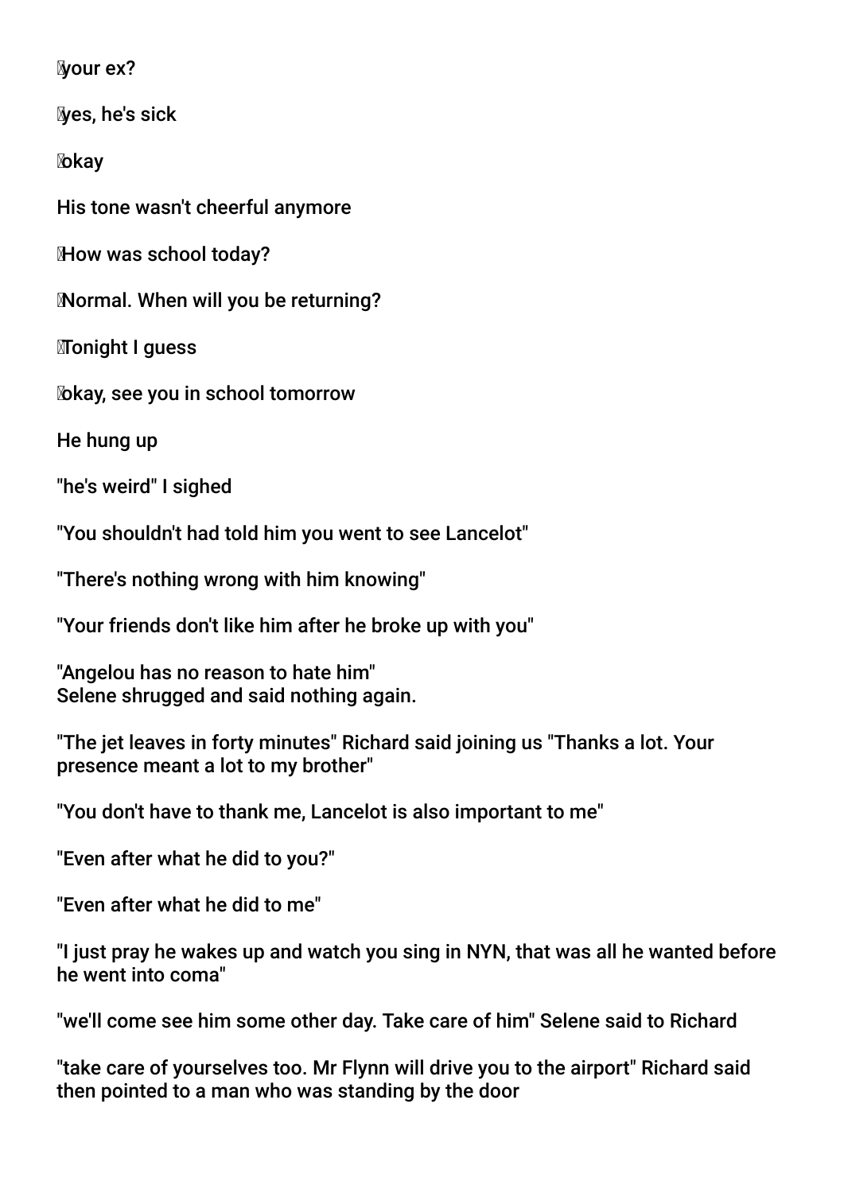your ex?

yes, he's sick

okay

His tone wasn't cheerful anymore

How was school today?

Normal. When will you be returning?

Tonight I guess

okay, see you in school tomorrow

He hung up

"he's weird" I sighed

"You shouldn't had told him you went to see Lancelot"

"There's nothing wrong with him knowing"

"Your friends don't like him after he broke up with you"

"Angelou has no reason to hate him"
Selene shrugged and said nothing again.

"The jet leaves in forty minutes" Richard said joining us "Thanks a lot. Your presence meant a lot to my brother"

"You don't have to thank me, Lancelot is also important to me"

"Even after what he did to you?"

"Even after what he did to me"

"I just pray he wakes up and watch you sing in NYN, that was all he wanted before he went into coma"

"we'll come see him some other day. Take care of him" Selene said to Richard

"take care of yourselves too. Mr Flynn will drive you to the airport" Richard said then pointed to a man who was standing by the door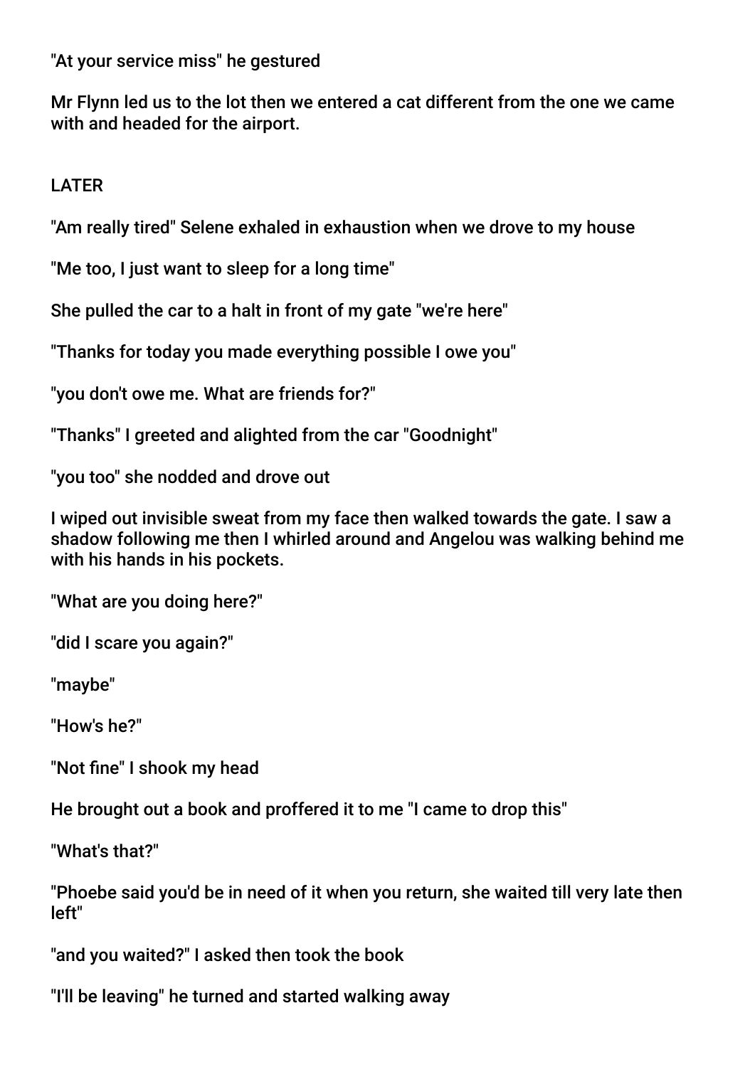"At your service miss" he gestured

Mr Flynn led us to the lot then we entered a cat different from the one we came with and headed for the airport.

LATER

"Am really tired" Selene exhaled in exhaustion when we drove to my house

"Me too, I just want to sleep for a long time"

She pulled the car to a halt in front of my gate "we're here"

"Thanks for today you made everything possible I owe you"

"you don't owe me. What are friends for?"

"Thanks" I greeted and alighted from the car "Goodnight"

"you too" she nodded and drove out

I wiped out invisible sweat from my face then walked towards the gate. I saw a shadow following me then I whirled around and Angelou was walking behind me with his hands in his pockets.

"What are you doing here?"

"did I scare you again?"

"maybe"

"How's he?"

"Not fine" I shook my head

He brought out a book and proffered it to me "I came to drop this"

"What's that?"

"Phoebe said you'd be in need of it when you return, she waited till very late then left"

"and you waited?" I asked then took the book

"I'll be leaving" he turned and started walking away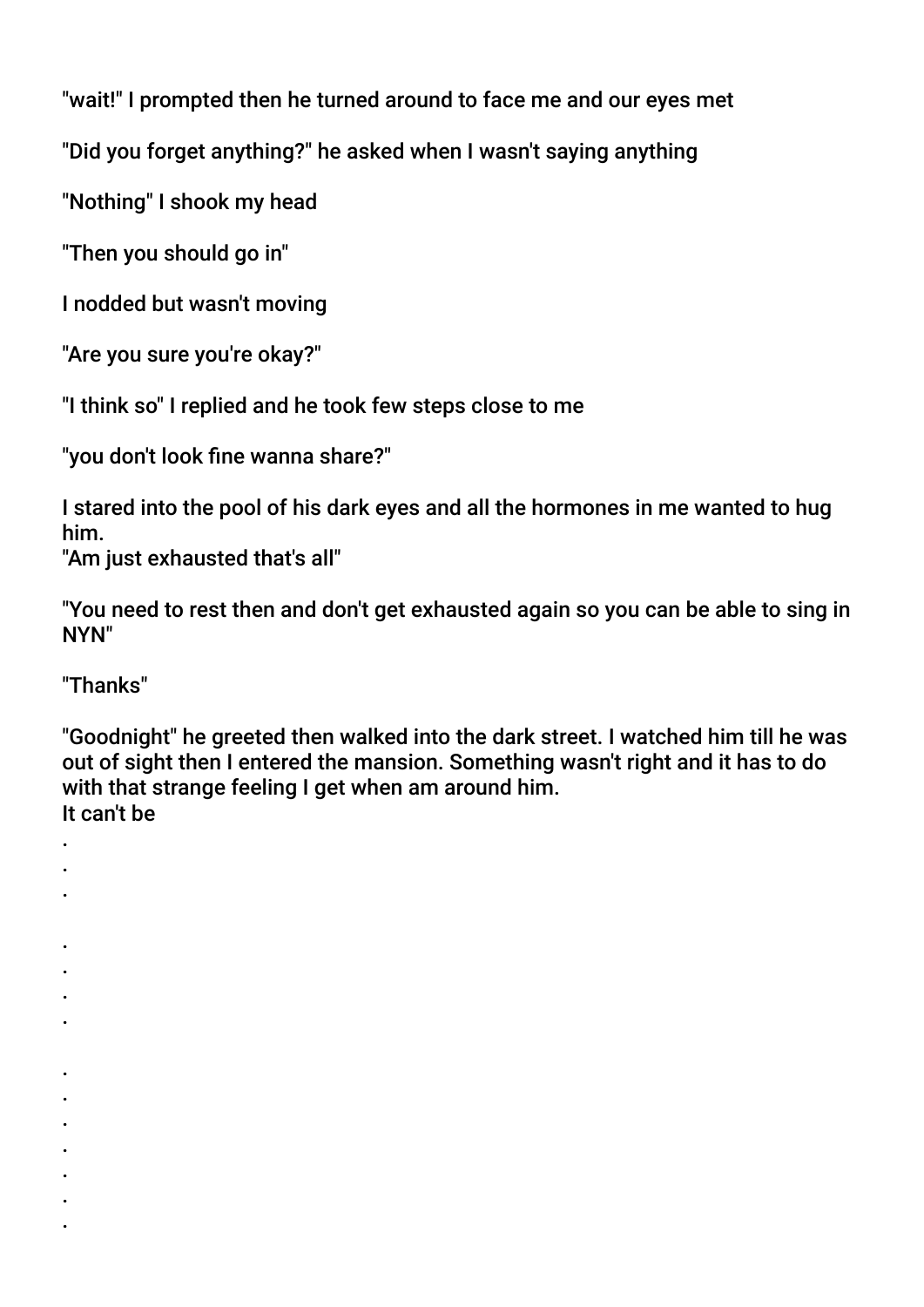"wait!" I prompted then he turned around to face me and our eyes met

"Did you forget anything?" he asked when I wasn't saying anything

"Nothing" I shook my head

"Then you should go in"

I nodded but wasn't moving

"Are you sure you're okay?"

"I think so" I replied and he took few steps close to me

"you don't look fine wanna share?"

I stared into the pool of his dark eyes and all the hormones in me wanted to hug him.
"Am just exhausted that's all"

"You need to rest then and don't get exhausted again so you can be able to sing in NYN"

"Thanks"

"Goodnight" he greeted then walked into the dark street. I watched him till he was out of sight then I entered the mansion. Something wasn't right and it has to do with that strange feeling I get when am around him.
It can't be

.
.
.

.
.
.
.

.
.
.
.
.
.
.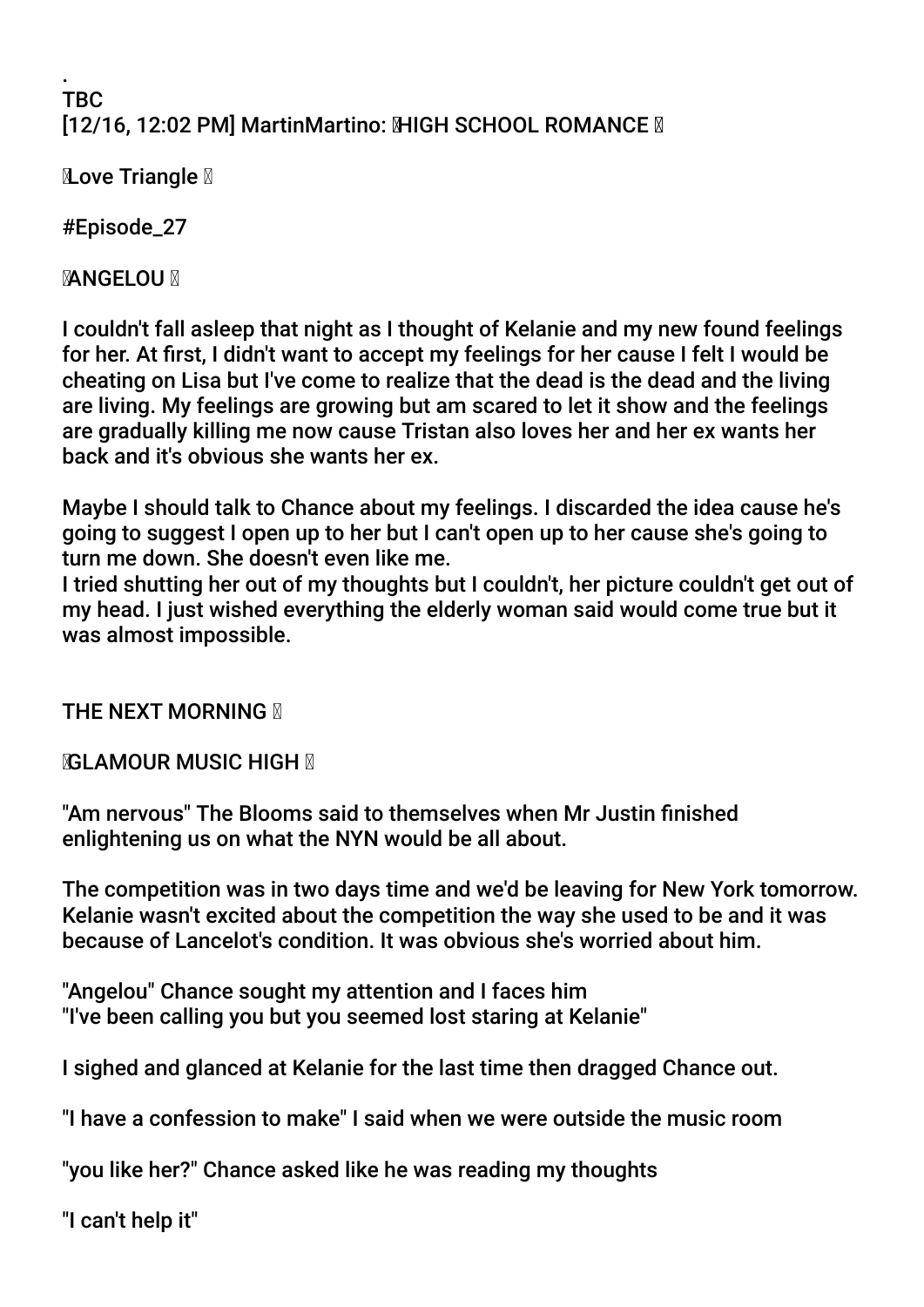.
TBC
[12/16, 12:02 PM] MartinMartino: HIGH SCHOOL ROMANCE

Love Triangle

#Episode_27

ANGELOU

I couldn't fall asleep that night as I thought of Kelanie and my new found feelings for her. At first, I didn't want to accept my feelings for her cause I felt I would be cheating on Lisa but I've come to realize that the dead is the dead and the living are living. My feelings are growing but am scared to let it show and the feelings are gradually killing me now cause Tristan also loves her and her ex wants her back and it's obvious she wants her ex.

Maybe I should talk to Chance about my feelings. I discarded the idea cause he's going to suggest I open up to her but I can't open up to her cause she's going to turn me down. She doesn't even like me.
I tried shutting her out of my thoughts but I couldn't, her picture couldn't get out of my head. I just wished everything the elderly woman said would come true but it was almost impossible.

THE NEXT MORNING

GLAMOUR MUSIC HIGH

"Am nervous" The Blooms said to themselves when Mr Justin finished enlightening us on what the NYN would be all about.

The competition was in two days time and we'd be leaving for New York tomorrow. Kelanie wasn't excited about the competition the way she used to be and it was because of Lancelot's condition. It was obvious she's worried about him.

"Angelou" Chance sought my attention and I faces him
"I've been calling you but you seemed lost staring at Kelanie"

I sighed and glanced at Kelanie for the last time then dragged Chance out.

"I have a confession to make" I said when we were outside the music room

"you like her?" Chance asked like he was reading my thoughts

"I can't help it"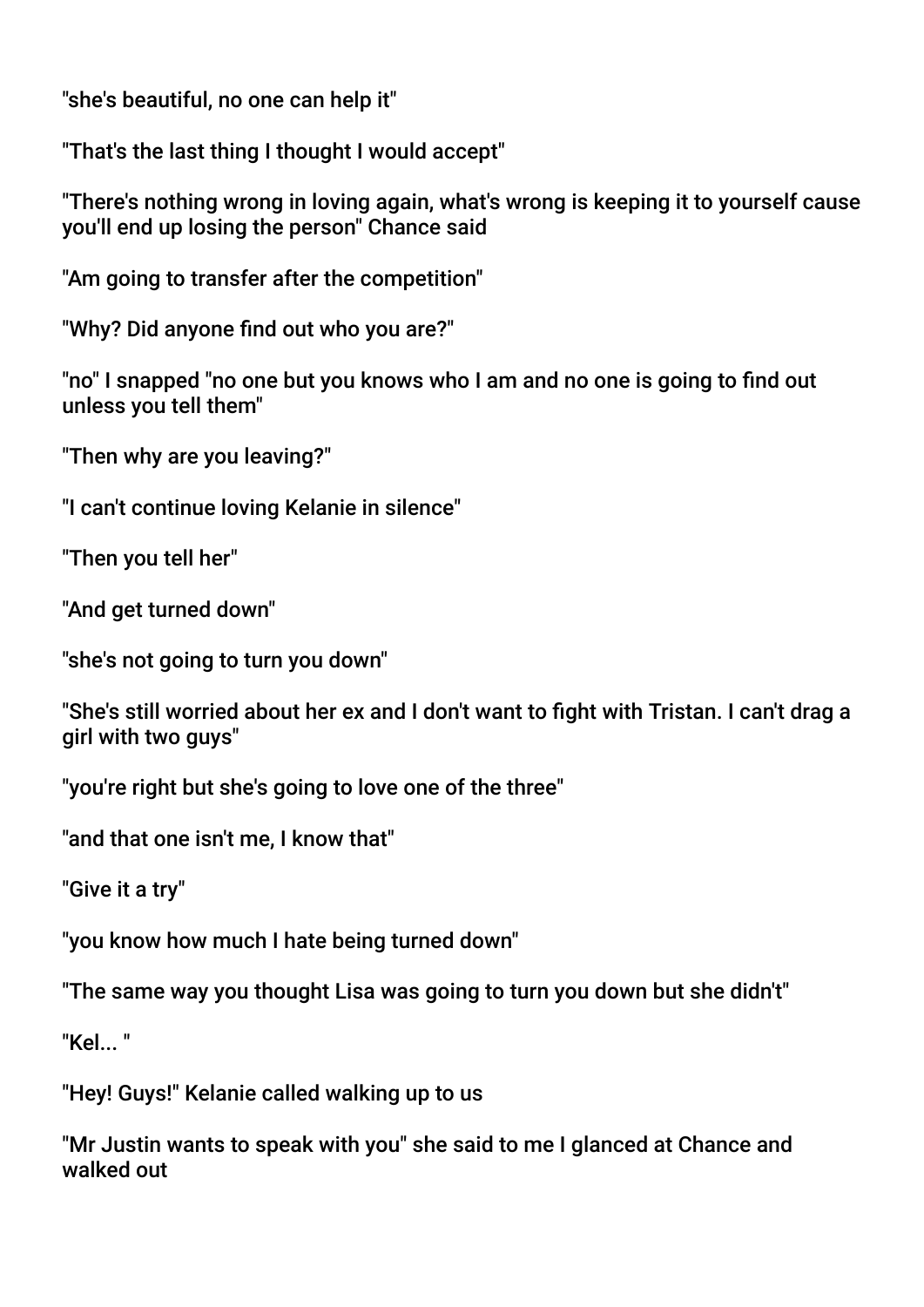"she's beautiful, no one can help it"

"That's the last thing I thought I would accept"

"There's nothing wrong in loving again, what's wrong is keeping it to yourself cause you'll end up losing the person" Chance said

"Am going to transfer after the competition"

"Why? Did anyone find out who you are?"

"no" I snapped "no one but you knows who I am and no one is going to find out unless you tell them"

"Then why are you leaving?"

"I can't continue loving Kelanie in silence"

"Then you tell her"

"And get turned down"

"she's not going to turn you down"

"She's still worried about her ex and I don't want to fight with Tristan. I can't drag a girl with two guys"

"you're right but she's going to love one of the three"

"and that one isn't me, I know that"

"Give it a try"

"you know how much I hate being turned down"

"The same way you thought Lisa was going to turn you down but she didn't"

"Kel... "

"Hey! Guys!" Kelanie called walking up to us

"Mr Justin wants to speak with you" she said to me I glanced at Chance and walked out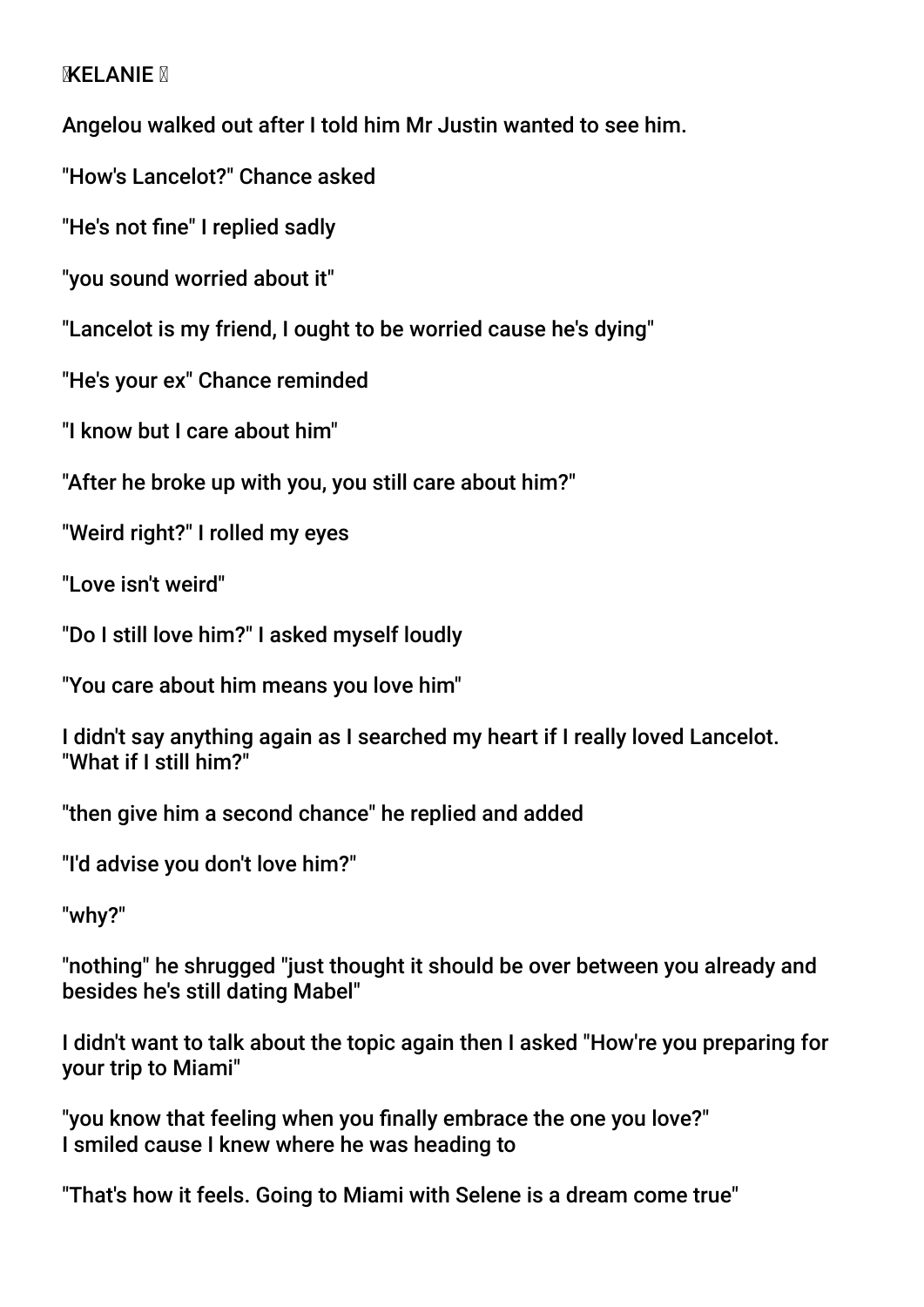**KELANIE**

Angelou walked out after I told him Mr Justin wanted to see him.

"How's Lancelot?" Chance asked

"He's not fine" I replied sadly

"you sound worried about it"

"Lancelot is my friend, I ought to be worried cause he's dying"

"He's your ex" Chance reminded

"I know but I care about him"

"After he broke up with you, you still care about him?"

"Weird right?" I rolled my eyes

"Love isn't weird"

"Do I still love him?" I asked myself loudly

"You care about him means you love him"

I didn't say anything again as I searched my heart if I really loved Lancelot. "What if I still him?"

"then give him a second chance" he replied and added

"I'd advise you don't love him?"

"why?"

"nothing" he shrugged "just thought it should be over between you already and besides he's still dating Mabel"

I didn't want to talk about the topic again then I asked "How're you preparing for your trip to Miami"

"you know that feeling when you finally embrace the one you love?"
I smiled cause I knew where he was heading to

"That's how it feels. Going to Miami with Selene is a dream come true"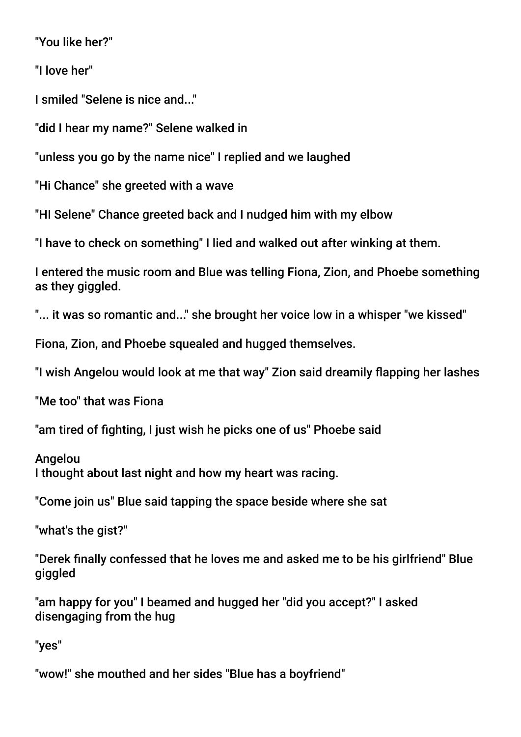"You like her?"

"I love her"

I smiled "Selene is nice and..."

"did I hear my name?" Selene walked in

"unless you go by the name nice" I replied and we laughed

"Hi Chance" she greeted with a wave

"HI Selene" Chance greeted back and I nudged him with my elbow

"I have to check on something" I lied and walked out after winking at them.

I entered the music room and Blue was telling Fiona, Zion, and Phoebe something as they giggled.

"... it was so romantic and..." she brought her voice low in a whisper "we kissed"

Fiona, Zion, and Phoebe squealed and hugged themselves.

"I wish Angelou would look at me that way" Zion said dreamily flapping her lashes

"Me too" that was Fiona

"am tired of fighting, I just wish he picks one of us" Phoebe said

Angelou
I thought about last night and how my heart was racing.

"Come join us" Blue said tapping the space beside where she sat

"what's the gist?"

"Derek finally confessed that he loves me and asked me to be his girlfriend" Blue giggled

"am happy for you" I beamed and hugged her "did you accept?" I asked disengaging from the hug

"yes"

"wow!" she mouthed and her sides "Blue has a boyfriend"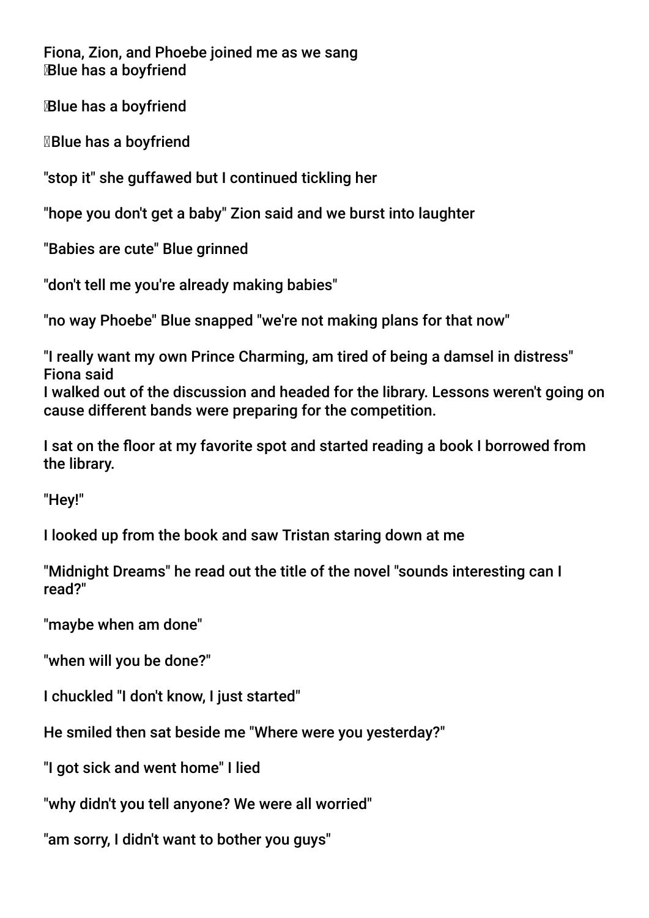Fiona, Zion, and Phoebe joined me as we sang
🎵Blue has a boyfriend

🎵Blue has a boyfriend

🎵Blue has a boyfriend

"stop it" she guffawed but I continued tickling her

"hope you don't get a baby" Zion said and we burst into laughter

"Babies are cute" Blue grinned

"don't tell me you're already making babies"

"no way Phoebe" Blue snapped "we're not making plans for that now"

"I really want my own Prince Charming, am tired of being a damsel in distress" Fiona said
I walked out of the discussion and headed for the library. Lessons weren't going on cause different bands were preparing for the competition.

I sat on the floor at my favorite spot and started reading a book I borrowed from the library.

"Hey!"

I looked up from the book and saw Tristan staring down at me

"Midnight Dreams" he read out the title of the novel "sounds interesting can I read?"

"maybe when am done"

"when will you be done?"

I chuckled "I don't know, I just started"

He smiled then sat beside me "Where were you yesterday?"

"I got sick and went home" I lied

"why didn't you tell anyone? We were all worried"

"am sorry, I didn't want to bother you guys"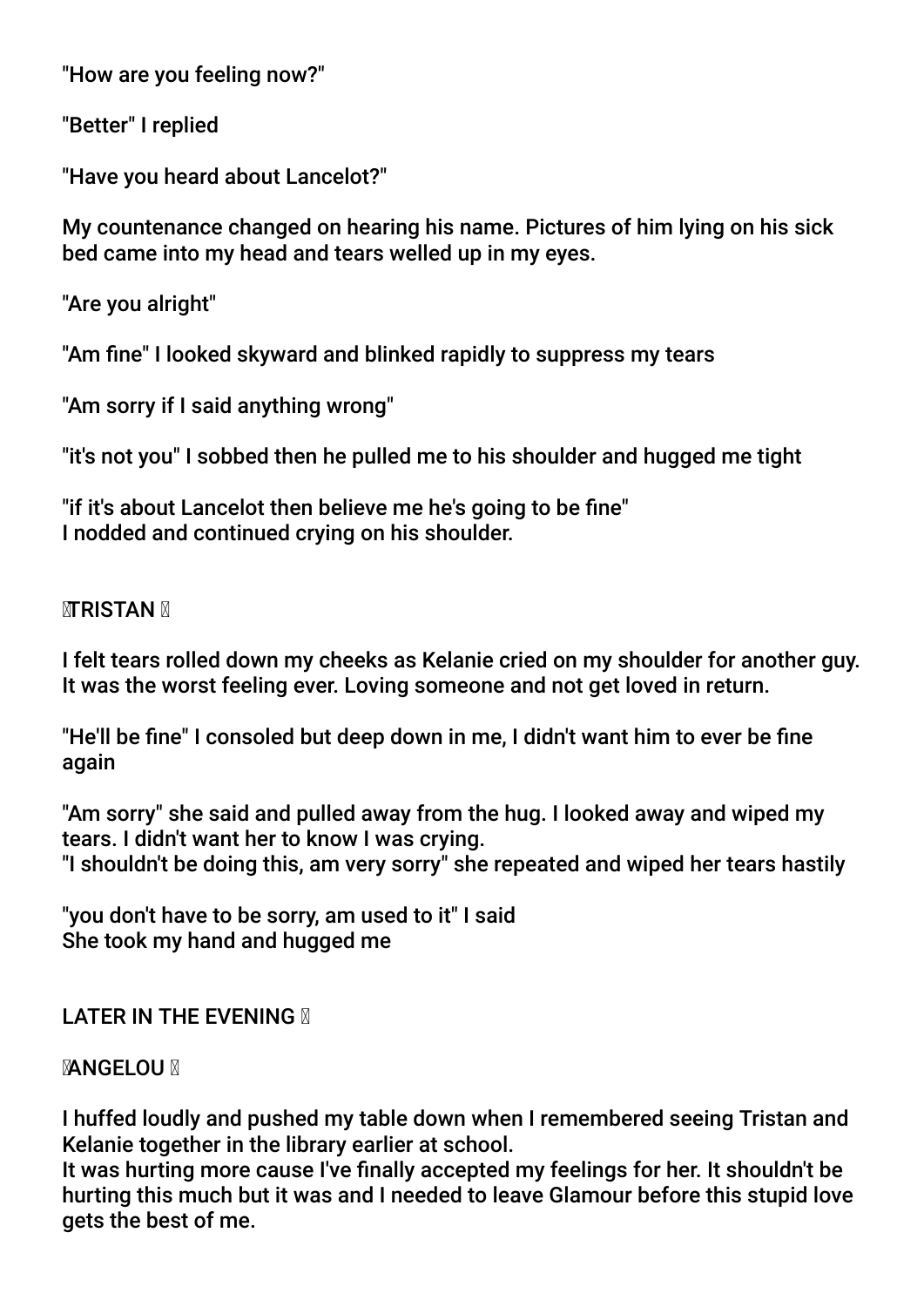"How are you feeling now?"

"Better" I replied

"Have you heard about Lancelot?"

My countenance changed on hearing his name. Pictures of him lying on his sick bed came into my head and tears welled up in my eyes.

"Are you alright"

"Am fine" I looked skyward and blinked rapidly to suppress my tears

"Am sorry if I said anything wrong"

"it's not you" I sobbed then he pulled me to his shoulder and hugged me tight

"if it's about Lancelot then believe me he's going to be fine"
I nodded and continued crying on his shoulder.

TRISTAN

I felt tears rolled down my cheeks as Kelanie cried on my shoulder for another guy. It was the worst feeling ever. Loving someone and not get loved in return.

"He'll be fine" I consoled but deep down in me, I didn't want him to ever be fine again

"Am sorry" she said and pulled away from the hug. I looked away and wiped my tears. I didn't want her to know I was crying.
"I shouldn't be doing this, am very sorry" she repeated and wiped her tears hastily

"you don't have to be sorry, am used to it" I said
She took my hand and hugged me

LATER IN THE EVENING

ANGELOU

I huffed loudly and pushed my table down when I remembered seeing Tristan and Kelanie together in the library earlier at school.
It was hurting more cause I've finally accepted my feelings for her. It shouldn't be hurting this much but it was and I needed to leave Glamour before this stupid love gets the best of me.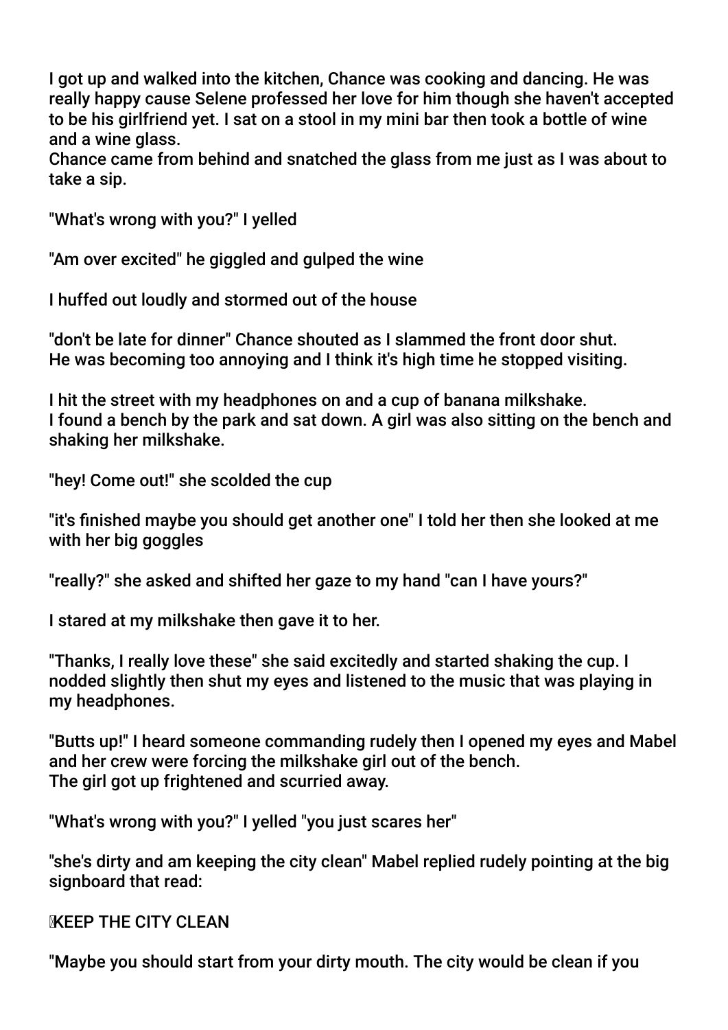I got up and walked into the kitchen, Chance was cooking and dancing. He was really happy cause Selene professed her love for him though she haven't accepted to be his girlfriend yet. I sat on a stool in my mini bar then took a bottle of wine and a wine glass.
Chance came from behind and snatched the glass from me just as I was about to take a sip.

"What's wrong with you?" I yelled

"Am over excited" he giggled and gulped the wine

I huffed out loudly and stormed out of the house

"don't be late for dinner" Chance shouted as I slammed the front door shut.
He was becoming too annoying and I think it's high time he stopped visiting.

I hit the street with my headphones on and a cup of banana milkshake.
I found a bench by the park and sat down. A girl was also sitting on the bench and shaking her milkshake.

"hey! Come out!" she scolded the cup

"it's finished maybe you should get another one" I told her then she looked at me with her big goggles

"really?" she asked and shifted her gaze to my hand "can I have yours?"

I stared at my milkshake then gave it to her.

"Thanks, I really love these" she said excitedly and started shaking the cup. I nodded slightly then shut my eyes and listened to the music that was playing in my headphones.

"Butts up!" I heard someone commanding rudely then I opened my eyes and Mabel and her crew were forcing the milkshake girl out of the bench.
The girl got up frightened and scurried away.

"What's wrong with you?" I yelled "you just scares her"

"she's dirty and am keeping the city clean" Mabel replied rudely pointing at the big signboard that read:

KEEP THE CITY CLEAN

"Maybe you should start from your dirty mouth. The city would be clean if you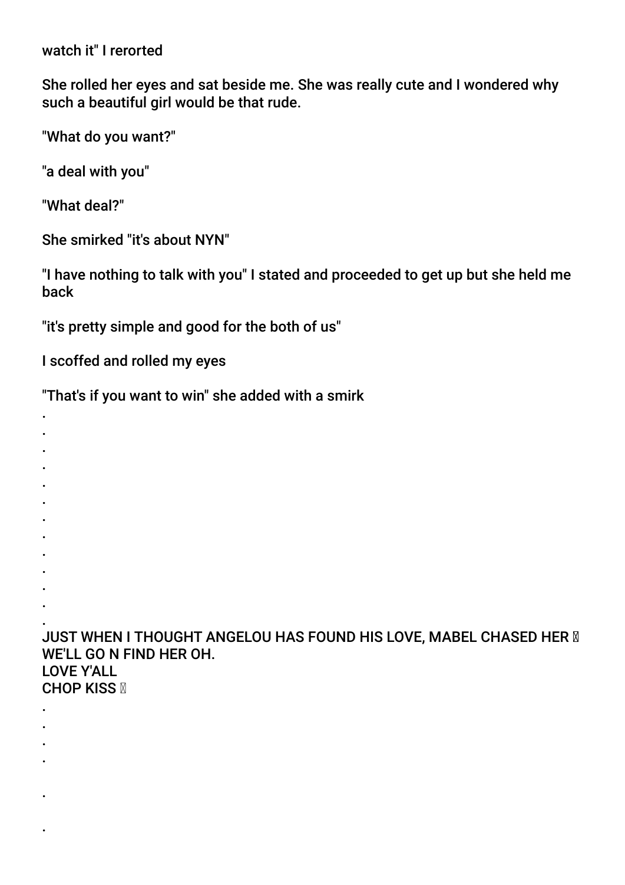watch it" I rerorted

She rolled her eyes and sat beside me. She was really cute and I wondered why such a beautiful girl would be that rude.

"What do you want?"

"a deal with you"

"What deal?"

She smirked "it's about NYN"

"I have nothing to talk with you" I stated and proceeded to get up but she held me back

"it's pretty simple and good for the both of us"

I scoffed and rolled my eyes

"That's if you want to win" she added with a smirk

.
.
.
.
.
.
.
.
.
.
.
.
.

JUST WHEN I THOUGHT ANGELOU HAS FOUND HIS LOVE, MABEL CHASED HER
WE'LL GO N FIND HER OH.
LOVE Y'ALL
CHOP KISS

.
.
.
.

.

.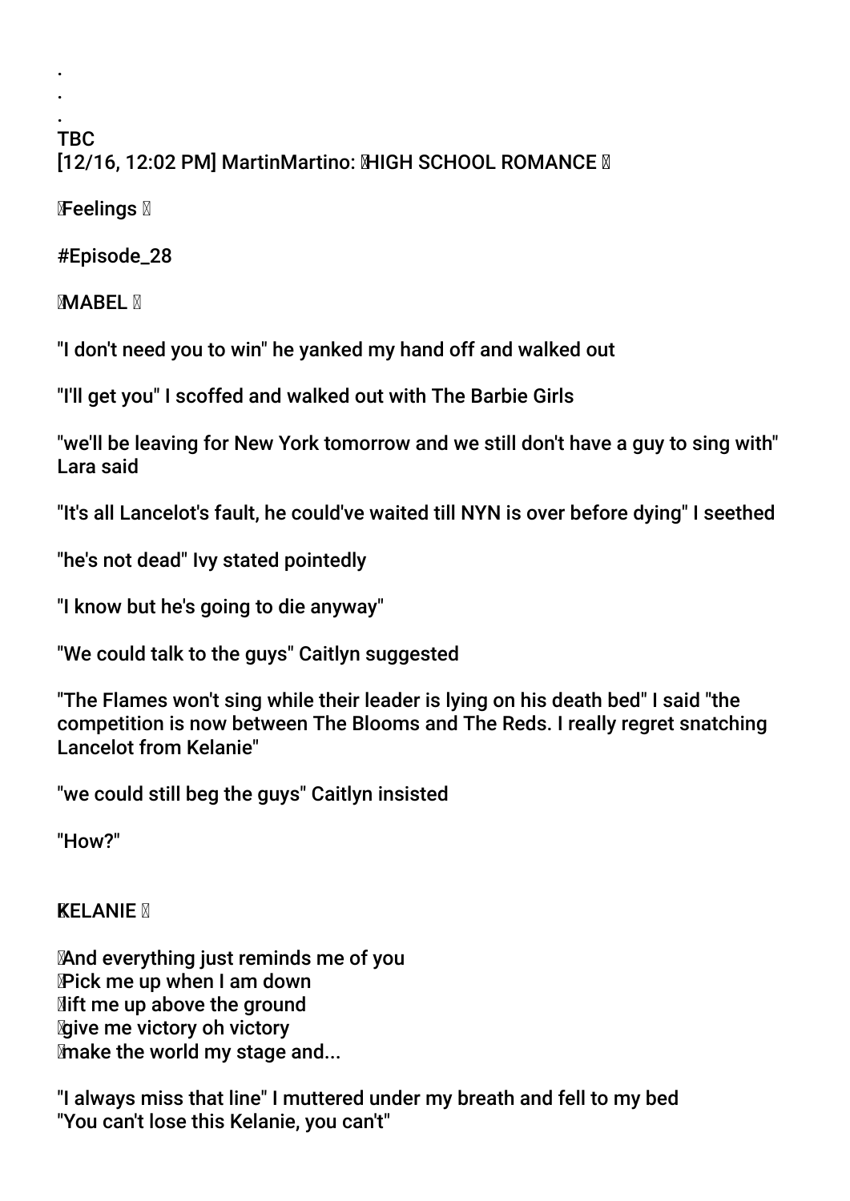.
.
.
TBC
[12/16, 12:02 PM] MartinMartino: HIGH SCHOOL ROMANCE

Feelings

#Episode_28

MABEL

"I don't need you to win" he yanked my hand off and walked out

"I'll get you" I scoffed and walked out with The Barbie Girls

"we'll be leaving for New York tomorrow and we still don't have a guy to sing with" Lara said

"It's all Lancelot's fault, he could've waited till NYN is over before dying" I seethed

"he's not dead" Ivy stated pointedly

"I know but he's going to die anyway"

"We could talk to the guys" Caitlyn suggested

"The Flames won't sing while their leader is lying on his death bed" I said "the competition is now between The Blooms and The Reds. I really regret snatching Lancelot from Kelanie"

"we could still beg the guys" Caitlyn insisted

"How?"

KELANIE

And everything just reminds me of you
Pick me up when I am down
lift me up above the ground
give me victory oh victory
make the world my stage and...

"I always miss that line" I muttered under my breath and fell to my bed
"You can't lose this Kelanie, you can't"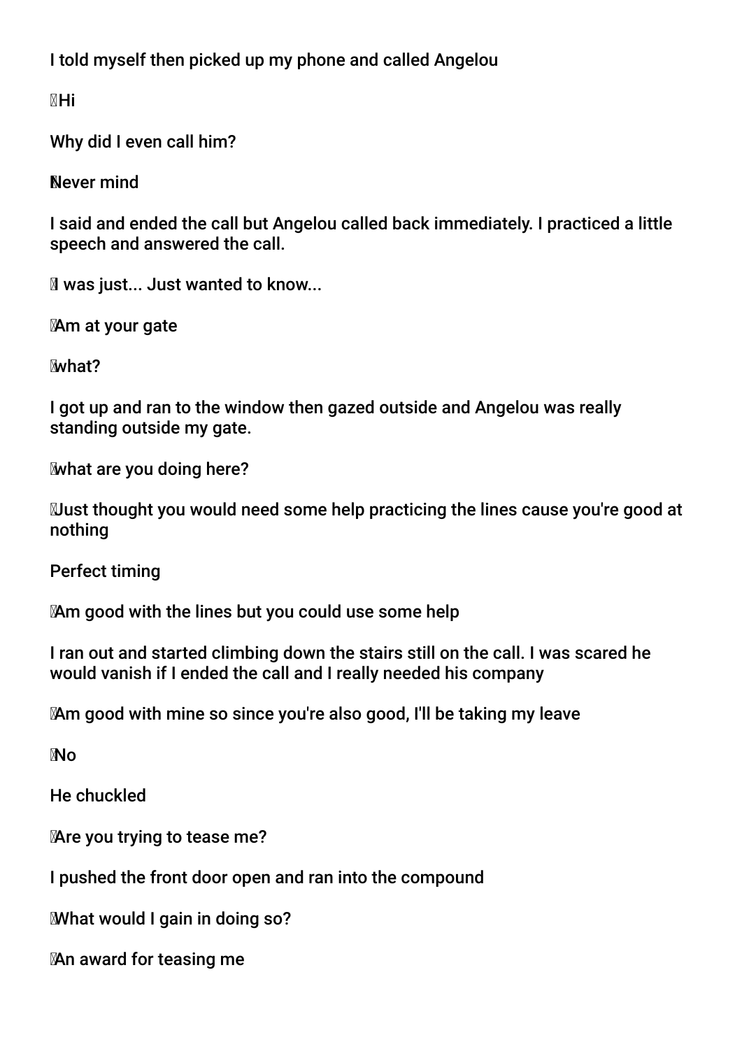I told myself then picked up my phone and called Angelou

Hi

Why did I even call him?

Never mind

I said and ended the call but Angelou called back immediately. I practiced a little speech and answered the call.

I was just... Just wanted to know...

Am at your gate

what?

I got up and ran to the window then gazed outside and Angelou was really standing outside my gate.

what are you doing here?

Just thought you would need some help practicing the lines cause you're good at nothing

Perfect timing

Am good with the lines but you could use some help

I ran out and started climbing down the stairs still on the call. I was scared he would vanish if I ended the call and I really needed his company

Am good with mine so since you're also good, I'll be taking my leave

No

He chuckled

Are you trying to tease me?

I pushed the front door open and ran into the compound

What would I gain in doing so?

An award for teasing me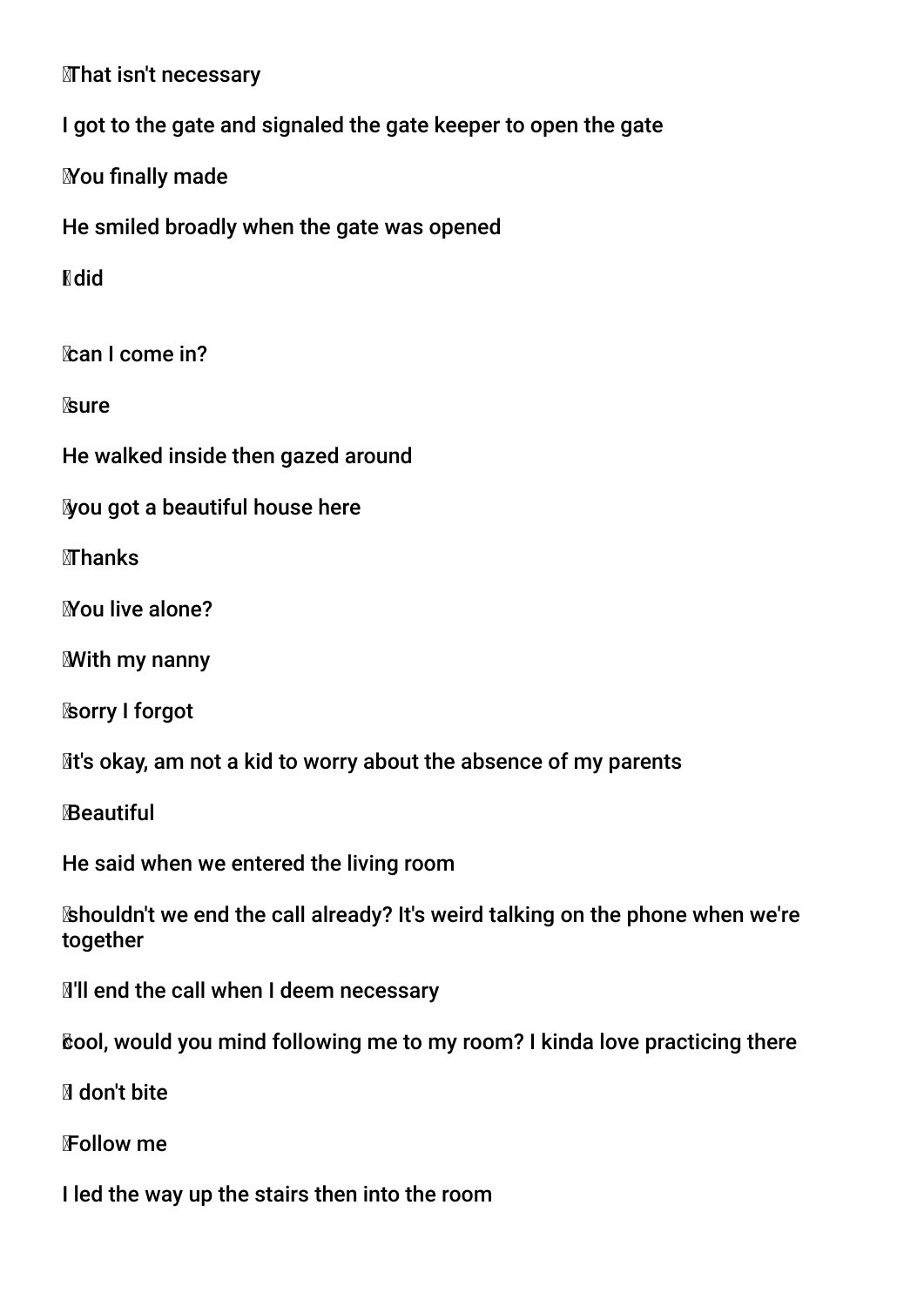That isn't necessary

I got to the gate and signaled the gate keeper to open the gate

You finally made

He smiled broadly when the gate was opened

I did

can I come in?

sure

He walked inside then gazed around

you got a beautiful house here

Thanks

You live alone?

With my nanny

sorry I forgot

It's okay, am not a kid to worry about the absence of my parents

Beautiful

He said when we entered the living room

shouldn't we end the call already? It's weird talking on the phone when we're together

I'll end the call when I deem necessary

cool, would you mind following me to my room? I kinda love practicing there

I don't bite

Follow me

I led the way up the stairs then into the room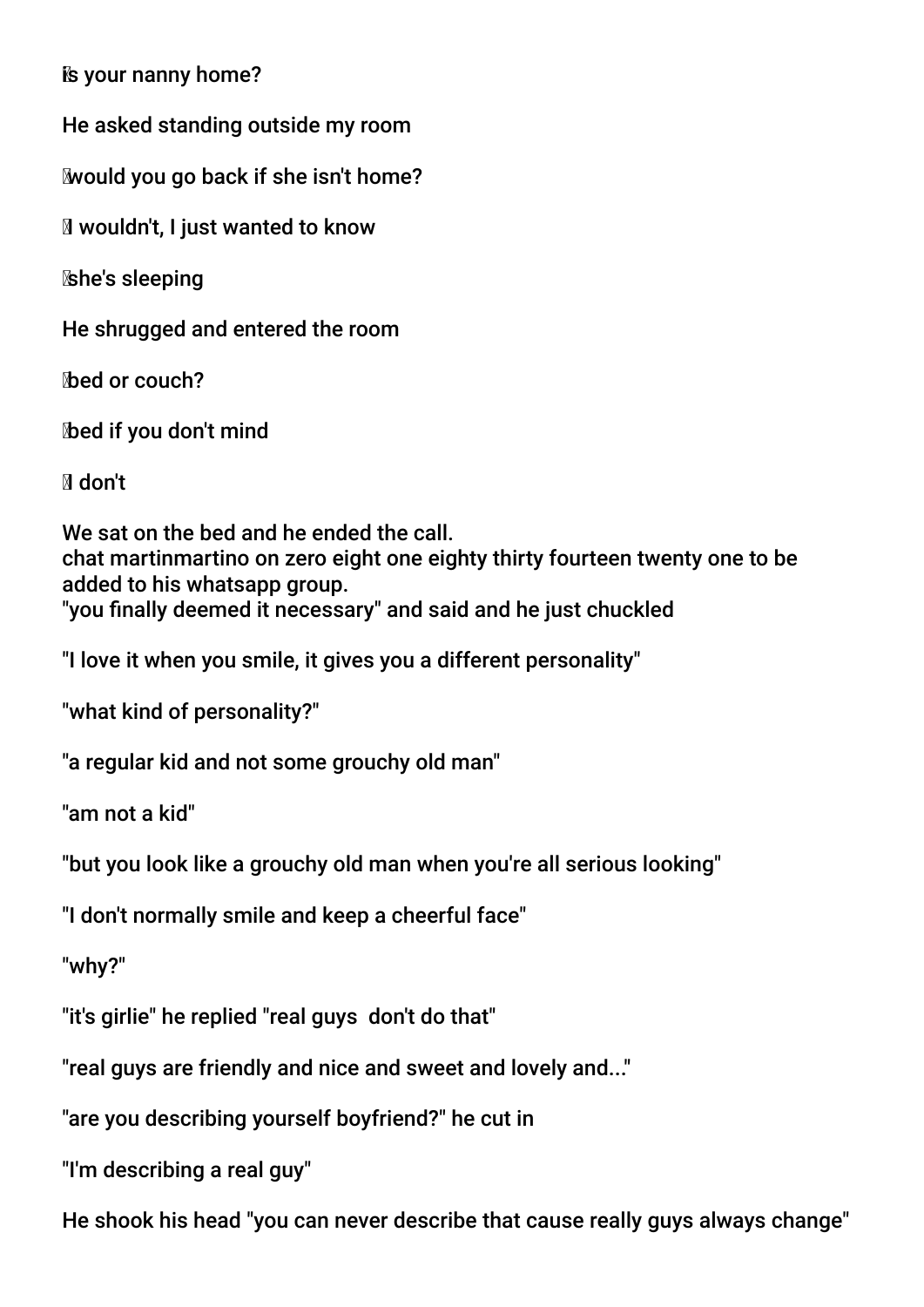is your nanny home?

He asked standing outside my room

would you go back if she isn't home?

I wouldn't, I just wanted to know

she's sleeping

He shrugged and entered the room

bed or couch?

bed if you don't mind

I don't

We sat on the bed and he ended the call.
chat martinmartino on zero eight one eighty thirty fourteen twenty one to be added to his whatsapp group.
"you finally deemed it necessary" and said and he just chuckled

"I love it when you smile, it gives you a different personality"

"what kind of personality?"

"a regular kid and not some grouchy old man"

"am not a kid"

"but you look like a grouchy old man when you're all serious looking"

"I don't normally smile and keep a cheerful face"

"why?"

"it's girlie" he replied "real guys don't do that"

"real guys are friendly and nice and sweet and lovely and..."

"are you describing yourself boyfriend?" he cut in

"I'm describing a real guy"

He shook his head "you can never describe that cause really guys always change"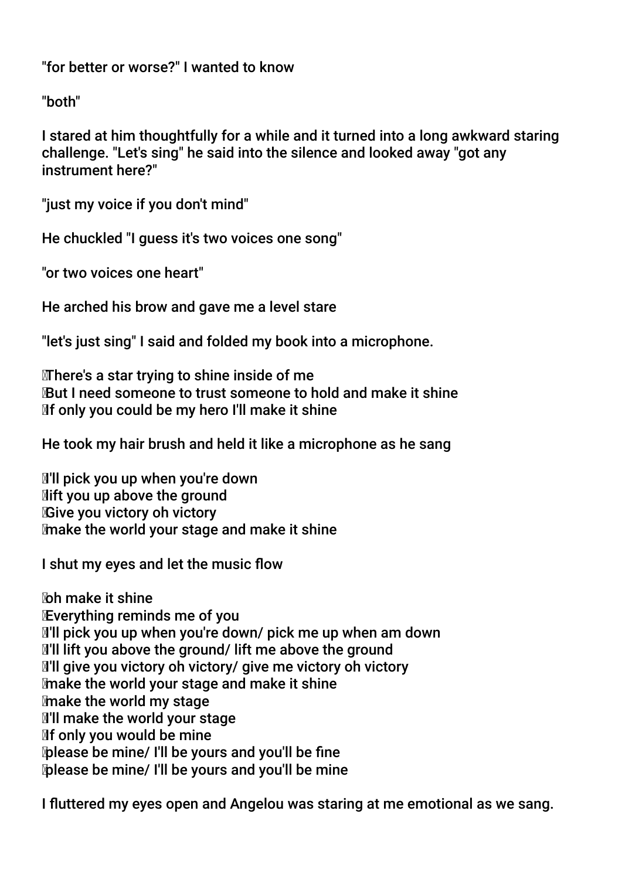"for better or worse?" I wanted to know

"both"

I stared at him thoughtfully for a while and it turned into a long awkward staring challenge. "Let's sing" he said into the silence and looked away "got any instrument here?"

"just my voice if you don't mind"

He chuckled "I guess it's two voices one song"

"or two voices one heart"

He arched his brow and gave me a level stare

"let's just sing" I said and folded my book into a microphone.

There's a star trying to shine inside of me
But I need someone to trust someone to hold and make it shine
If only you could be my hero I'll make it shine

He took my hair brush and held it like a microphone as he sang

I'll pick you up when you're down
lift you up above the ground
Give you victory oh victory
make the world your stage and make it shine

I shut my eyes and let the music flow

oh make it shine
Everything reminds me of you
I'll pick you up when you're down/ pick me up when am down
I'll lift you above the ground/ lift me above the ground
I'll give you victory oh victory/ give me victory oh victory
make the world your stage and make it shine
make the world my stage
I'll make the world your stage
If only you would be mine
please be mine/ I'll be yours and you'll be fine
please be mine/ I'll be yours and you'll be mine

I fluttered my eyes open and Angelou was staring at me emotional as we sang.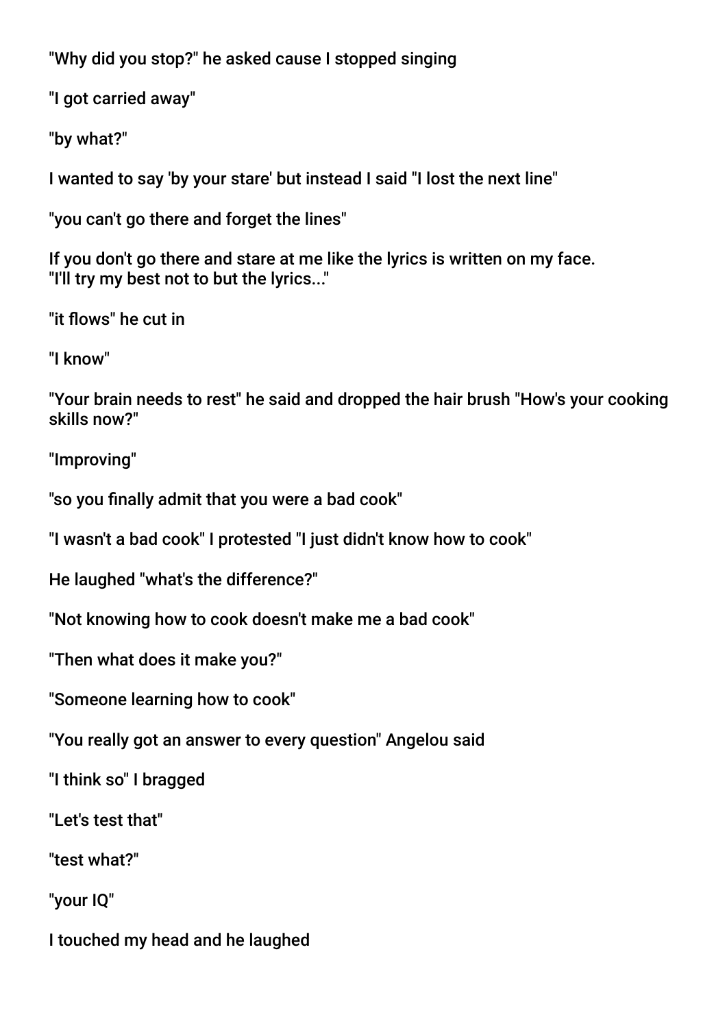"Why did you stop?" he asked cause I stopped singing

"I got carried away"

"by what?"

I wanted to say 'by your stare' but instead I said "I lost the next line"

"you can't go there and forget the lines"

If you don't go there and stare at me like the lyrics is written on my face.
"I'll try my best not to but the lyrics..."

"it flows" he cut in

"I know"

"Your brain needs to rest" he said and dropped the hair brush "How's your cooking skills now?"

"Improving"

"so you finally admit that you were a bad cook"

"I wasn't a bad cook" I protested "I just didn't know how to cook"

He laughed "what's the difference?"

"Not knowing how to cook doesn't make me a bad cook"

"Then what does it make you?"

"Someone learning how to cook"

"You really got an answer to every question" Angelou said

"I think so" I bragged

"Let's test that"

"test what?"

"your IQ"

I touched my head and he laughed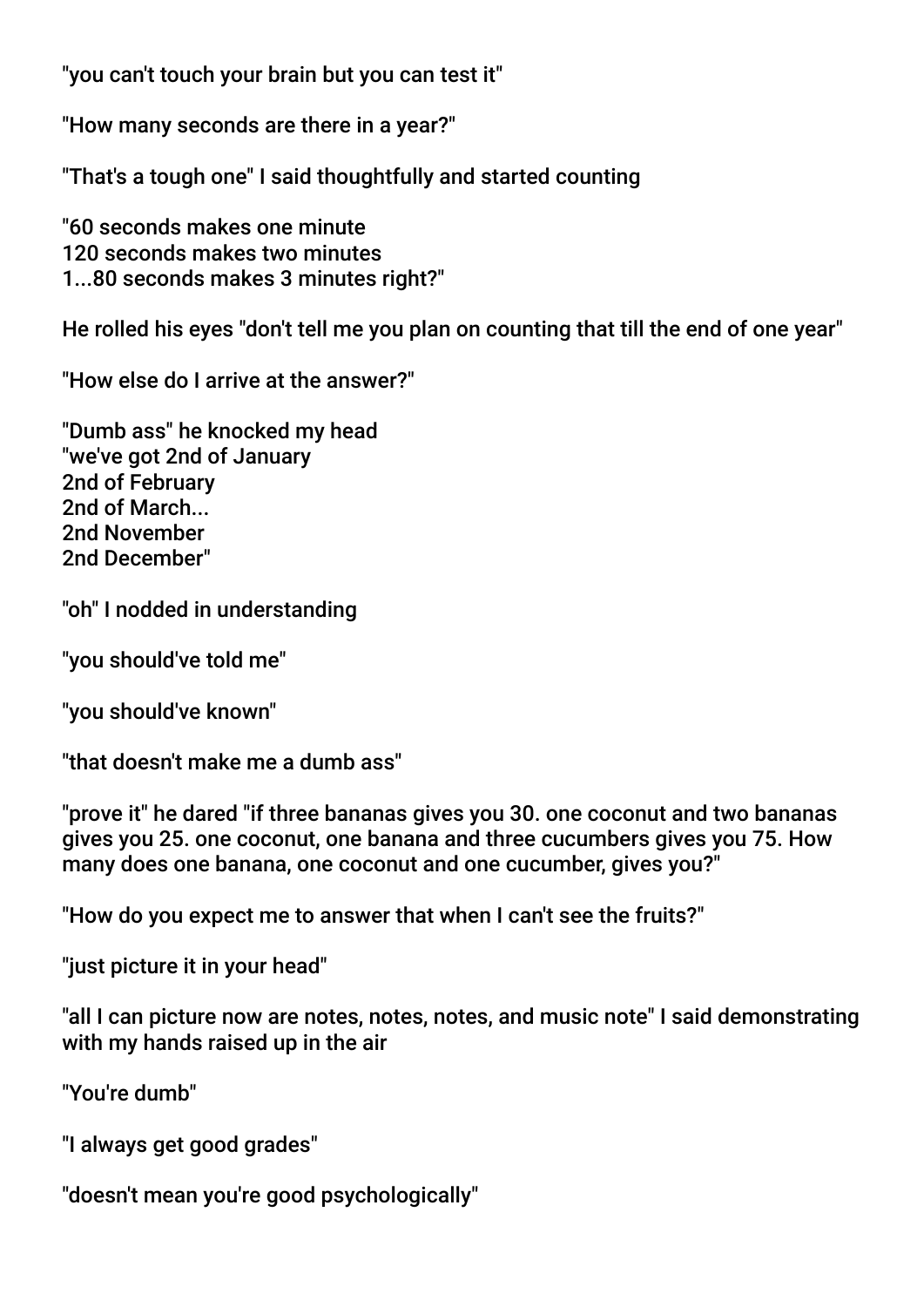"you can't touch your brain but you can test it"

"How many seconds are there in a year?"

"That's a tough one" I said thoughtfully and started counting

"60 seconds makes one minute
120 seconds makes two minutes
1...80 seconds makes 3 minutes right?"

He rolled his eyes "don't tell me you plan on counting that till the end of one year"

"How else do I arrive at the answer?"

"Dumb ass" he knocked my head
"we've got 2nd of January
2nd of February
2nd of March...
2nd November
2nd December"

"oh" I nodded in understanding

"you should've told me"

"you should've known"

"that doesn't make me a dumb ass"

"prove it" he dared "if three bananas gives you 30. one coconut and two bananas gives you 25. one coconut, one banana and three cucumbers gives you 75. How many does one banana, one coconut and one cucumber, gives you?"

"How do you expect me to answer that when I can't see the fruits?"

"just picture it in your head"

"all I can picture now are notes, notes, notes, and music note" I said demonstrating with my hands raised up in the air

"You're dumb"

"I always get good grades"

"doesn't mean you're good psychologically"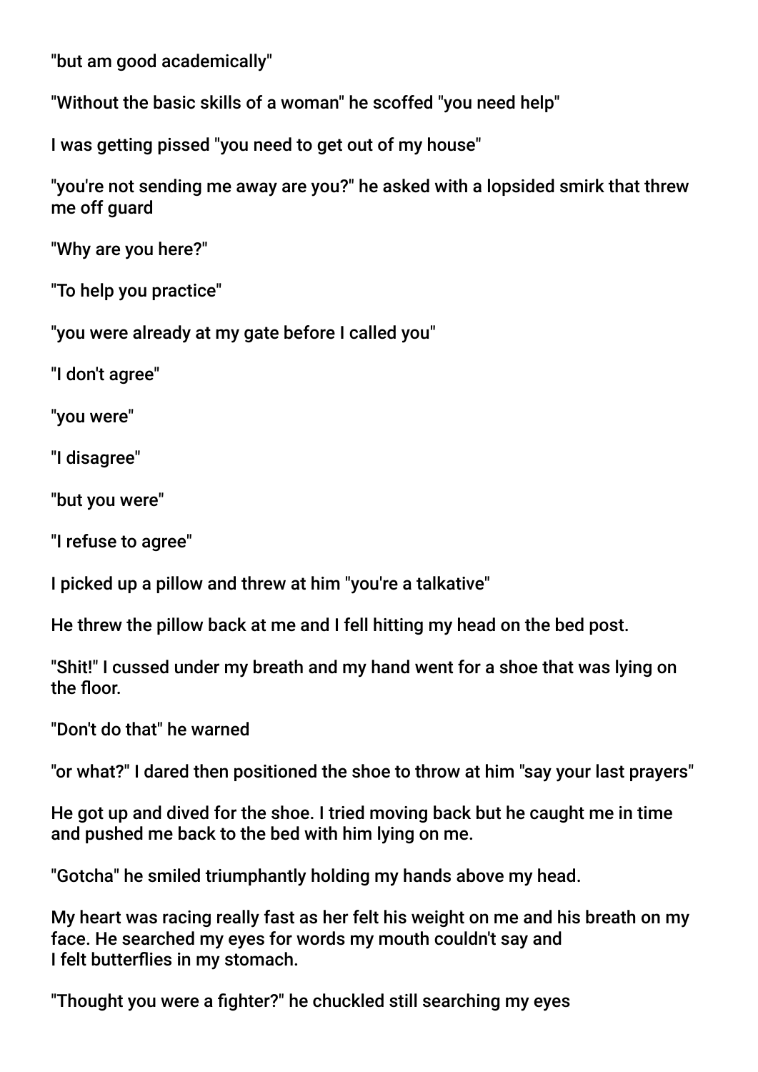"but am good academically"

"Without the basic skills of a woman" he scoffed "you need help"

I was getting pissed "you need to get out of my house"

"you're not sending me away are you?" he asked with a lopsided smirk that threw me off guard

"Why are you here?"

"To help you practice"

"you were already at my gate before I called you"

"I don't agree"

"you were"

"I disagree"

"but you were"

"I refuse to agree"

I picked up a pillow and threw at him "you're a talkative"

He threw the pillow back at me and I fell hitting my head on the bed post.

"Shit!" I cussed under my breath and my hand went for a shoe that was lying on the floor.

"Don't do that" he warned

"or what?" I dared then positioned the shoe to throw at him "say your last prayers"

He got up and dived for the shoe. I tried moving back but he caught me in time and pushed me back to the bed with him lying on me.

"Gotcha" he smiled triumphantly holding my hands above my head.

My heart was racing really fast as her felt his weight on me and his breath on my face. He searched my eyes for words my mouth couldn't say and I felt butterflies in my stomach.

"Thought you were a fighter?" he chuckled still searching my eyes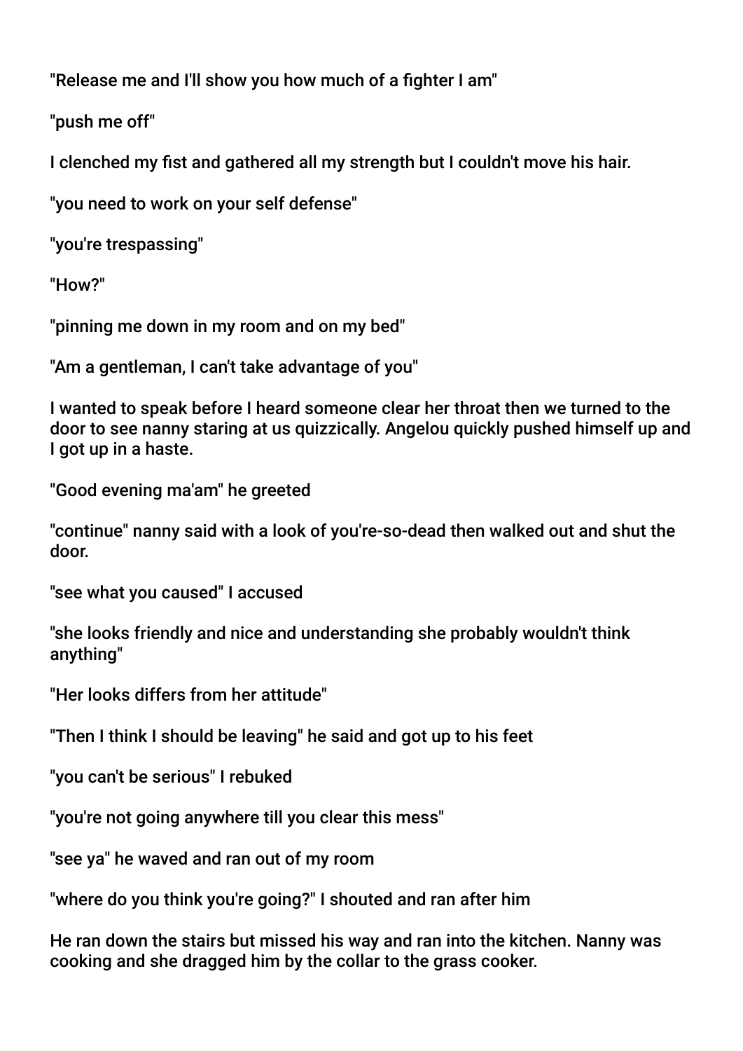"Release me and I'll show you how much of a fighter I am"

"push me off"

I clenched my fist and gathered all my strength but I couldn't move his hair.

"you need to work on your self defense"

"you're trespassing"

"How?"

"pinning me down in my room and on my bed"

"Am a gentleman, I can't take advantage of you"

I wanted to speak before I heard someone clear her throat then we turned to the door to see nanny staring at us quizzically. Angelou quickly pushed himself up and I got up in a haste.

"Good evening ma'am" he greeted

"continue" nanny said with a look of you're-so-dead then walked out and shut the door.

"see what you caused" I accused

"she looks friendly and nice and understanding she probably wouldn't think anything"

"Her looks differs from her attitude"

"Then I think I should be leaving" he said and got up to his feet

"you can't be serious" I rebuked

"you're not going anywhere till you clear this mess"

"see ya" he waved and ran out of my room

"where do you think you're going?" I shouted and ran after him

He ran down the stairs but missed his way and ran into the kitchen. Nanny was cooking and she dragged him by the collar to the grass cooker.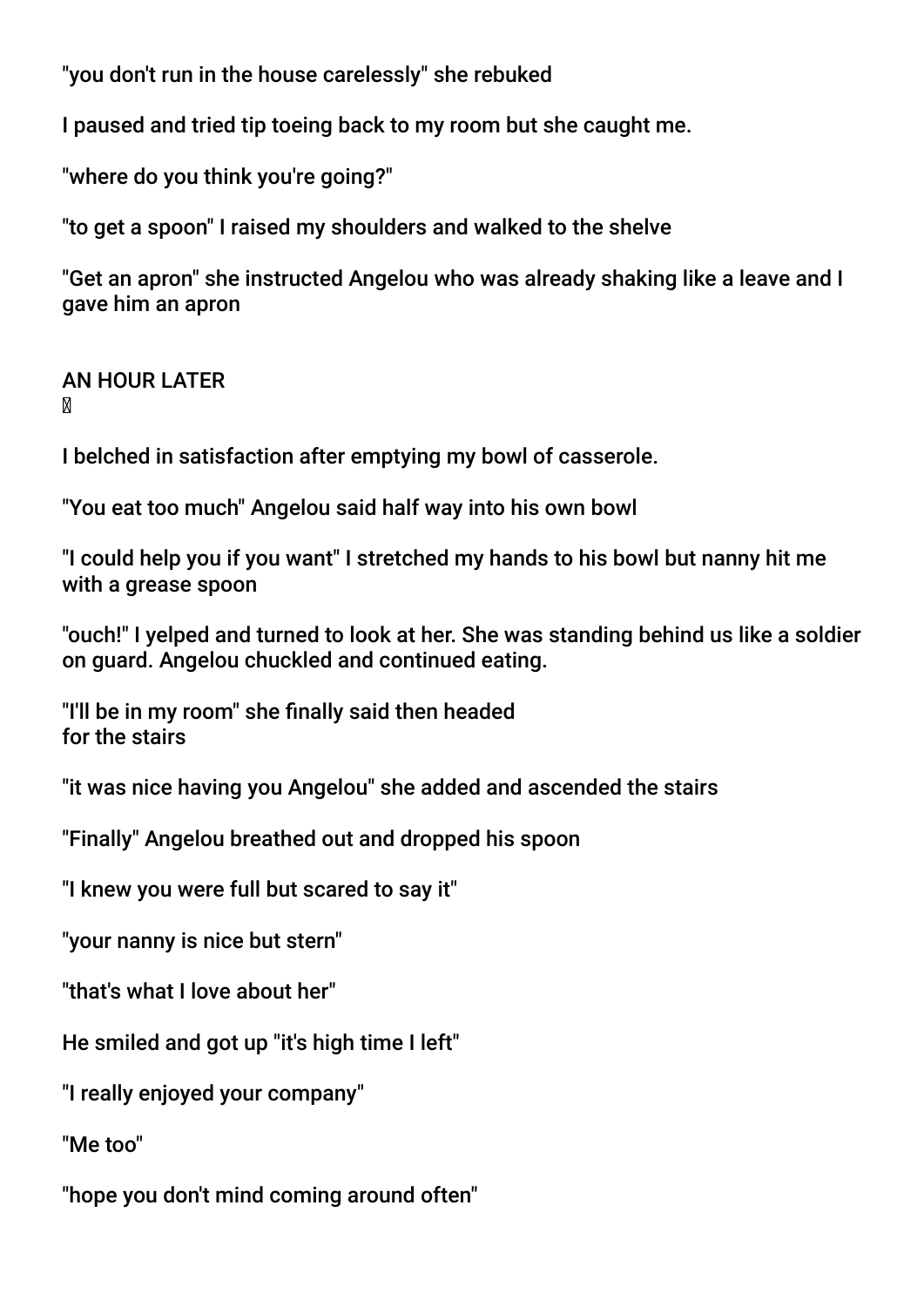"you don't run in the house carelessly" she rebuked

I paused and tried tip toeing back to my room but she caught me.

"where do you think you're going?"

"to get a spoon" I raised my shoulders and walked to the shelve

"Get an apron" she instructed Angelou who was already shaking like a leave and I gave him an apron

AN HOUR LATER

I belched in satisfaction after emptying my bowl of casserole.

"You eat too much" Angelou said half way into his own bowl

"I could help you if you want" I stretched my hands to his bowl but nanny hit me with a grease spoon

"ouch!" I yelped and turned to look at her. She was standing behind us like a soldier on guard. Angelou chuckled and continued eating.

"I'll be in my room" she finally said then headed for the stairs

"it was nice having you Angelou" she added and ascended the stairs

"Finally" Angelou breathed out and dropped his spoon

"I knew you were full but scared to say it"

"your nanny is nice but stern"

"that's what I love about her"

He smiled and got up "it's high time I left"

"I really enjoyed your company"

"Me too"

"hope you don't mind coming around often"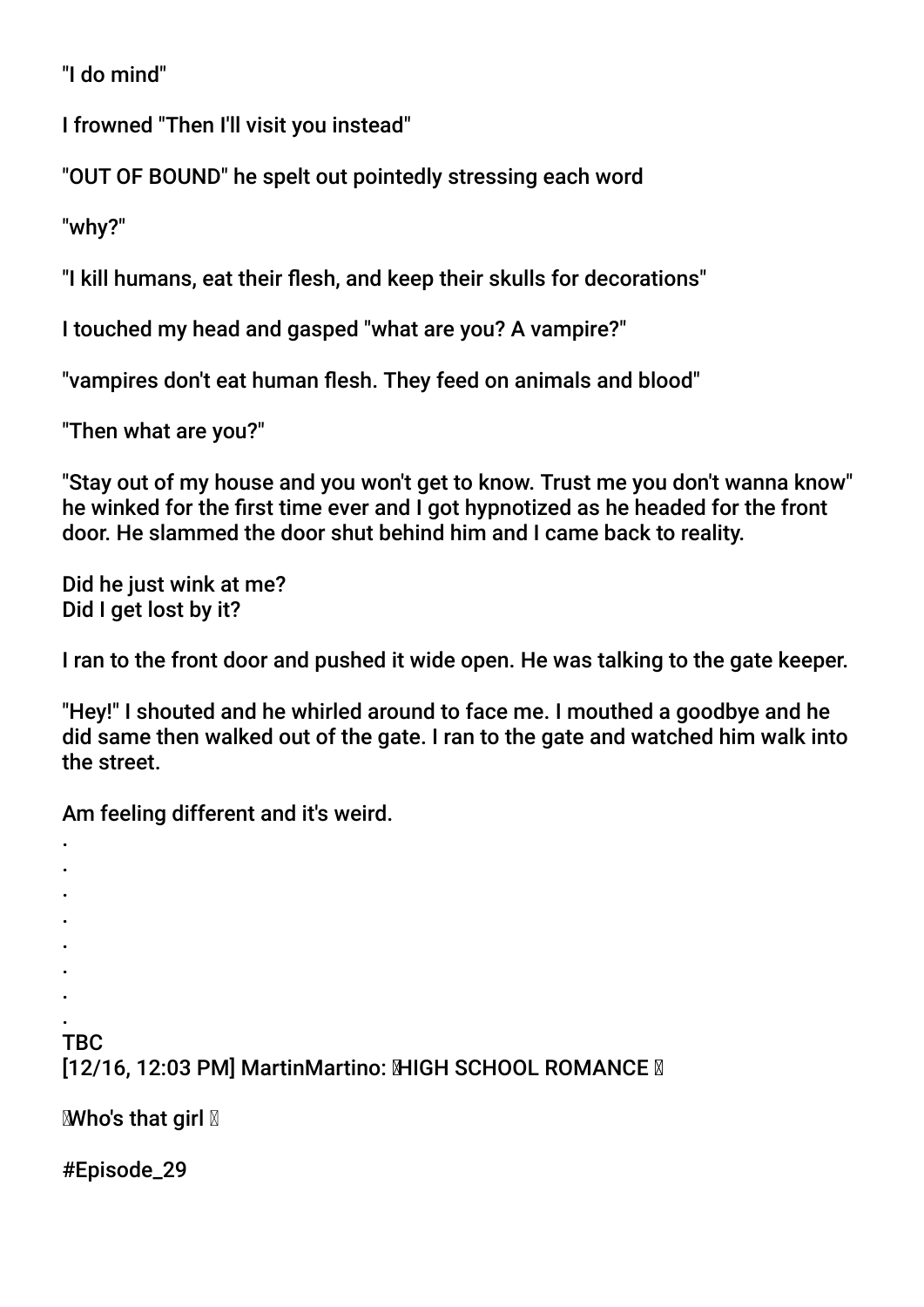"I do mind"

I frowned "Then I'll visit you instead"

"OUT OF BOUND" he spelt out pointedly stressing each word

"why?"

"I kill humans, eat their flesh, and keep their skulls for decorations"

I touched my head and gasped "what are you? A vampire?"

"vampires don't eat human flesh. They feed on animals and blood"

"Then what are you?"

"Stay out of my house and you won't get to know. Trust me you don't wanna know" he winked for the first time ever and I got hypnotized as he headed for the front door. He slammed the door shut behind him and I came back to reality.

Did he just wink at me?
Did I get lost by it?

I ran to the front door and pushed it wide open. He was talking to the gate keeper.

"Hey!" I shouted and he whirled around to face me. I mouthed a goodbye and he did same then walked out of the gate. I ran to the gate and watched him walk into the street.

Am feeling different and it's weird.

.
.
.
.
.
.
.
.
TBC
[12/16, 12:03 PM] MartinMartino: HIGH SCHOOL ROMANCE

Who's that girl

#Episode_29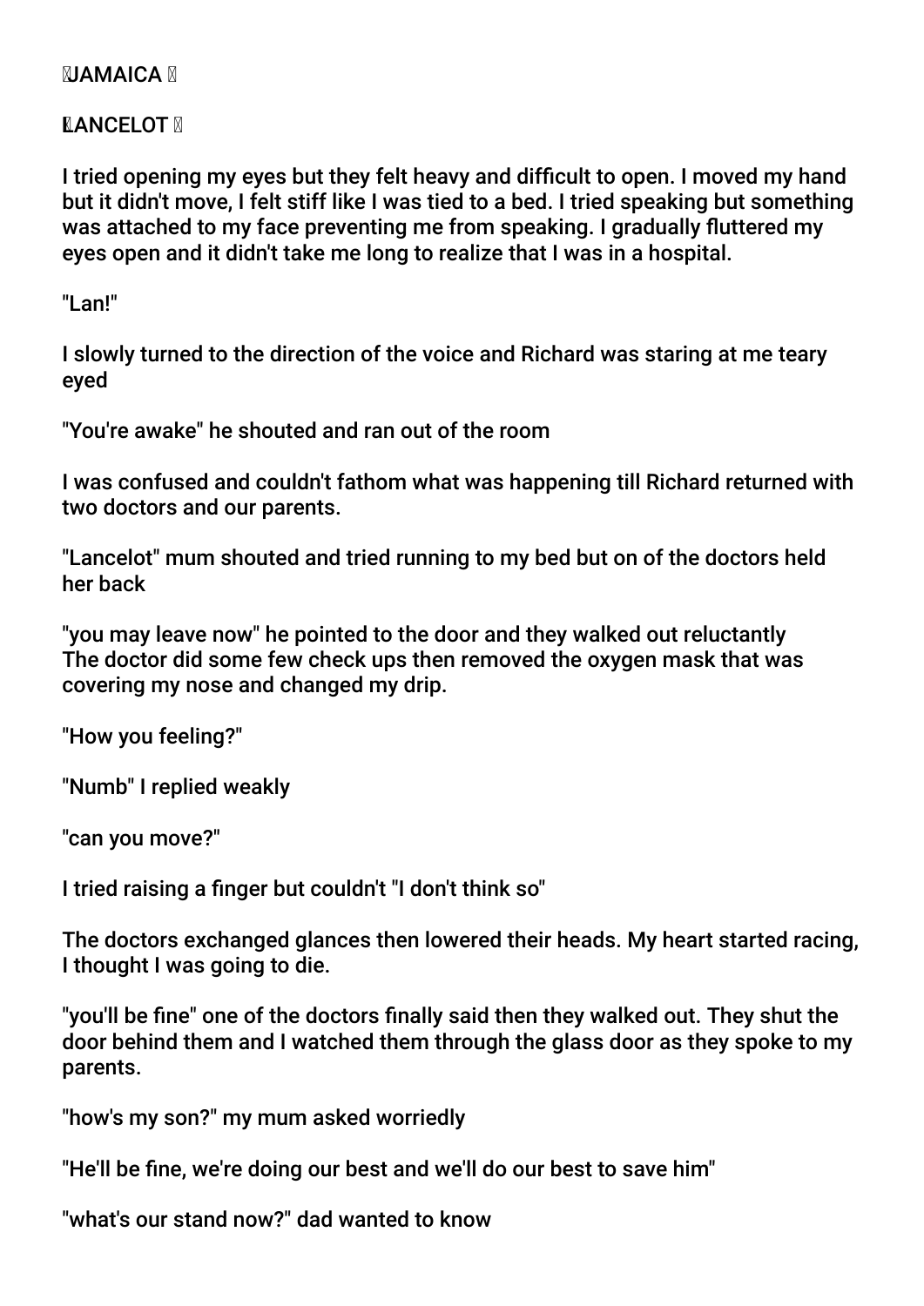**JAMAICA**

**LANCELOT**

I tried opening my eyes but they felt heavy and difficult to open. I moved my hand but it didn't move, I felt stiff like I was tied to a bed. I tried speaking but something was attached to my face preventing me from speaking. I gradually fluttered my eyes open and it didn't take me long to realize that I was in a hospital.

"Lan!"

I slowly turned to the direction of the voice and Richard was staring at me teary eyed

"You're awake" he shouted and ran out of the room

I was confused and couldn't fathom what was happening till Richard returned with two doctors and our parents.

"Lancelot" mum shouted and tried running to my bed but on of the doctors held her back

"you may leave now" he pointed to the door and they walked out reluctantly
The doctor did some few check ups then removed the oxygen mask that was covering my nose and changed my drip.

"How you feeling?"

"Numb" I replied weakly

"can you move?"

I tried raising a finger but couldn't "I don't think so"

The doctors exchanged glances then lowered their heads. My heart started racing, I thought I was going to die.

"you'll be fine" one of the doctors finally said then they walked out. They shut the door behind them and I watched them through the glass door as they spoke to my parents.

"how's my son?" my mum asked worriedly

"He'll be fine, we're doing our best and we'll do our best to save him"

"what's our stand now?" dad wanted to know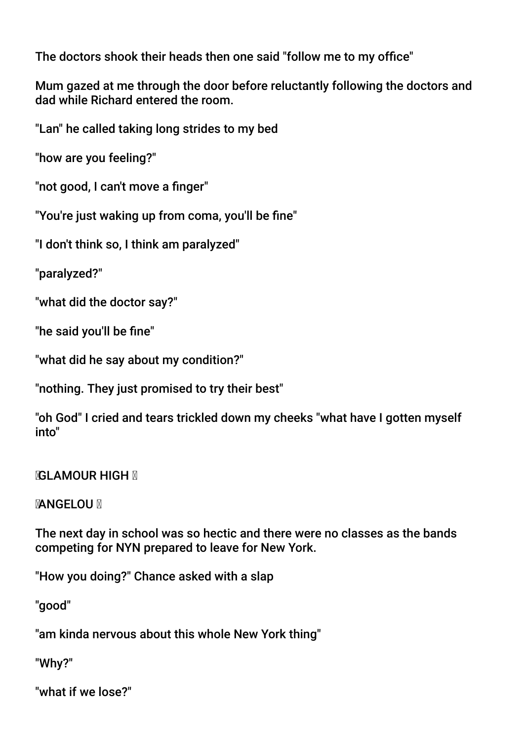The doctors shook their heads then one said "follow me to my office"

Mum gazed at me through the door before reluctantly following the doctors and dad while Richard entered the room.

"Lan" he called taking long strides to my bed

"how are you feeling?"

"not good, I can't move a finger"

"You're just waking up from coma, you'll be fine"

"I don't think so, I think am paralyzed"

"paralyzed?"

"what did the doctor say?"

"he said you'll be fine"

"what did he say about my condition?"

"nothing. They just promised to try their best"

"oh God" I cried and tears trickled down my cheeks "what have I gotten myself into"

GLAMOUR HIGH

ANGELOU

The next day in school was so hectic and there were no classes as the bands competing for NYN prepared to leave for New York.

"How you doing?" Chance asked with a slap

"good"

"am kinda nervous about this whole New York thing"

"Why?"

"what if we lose?"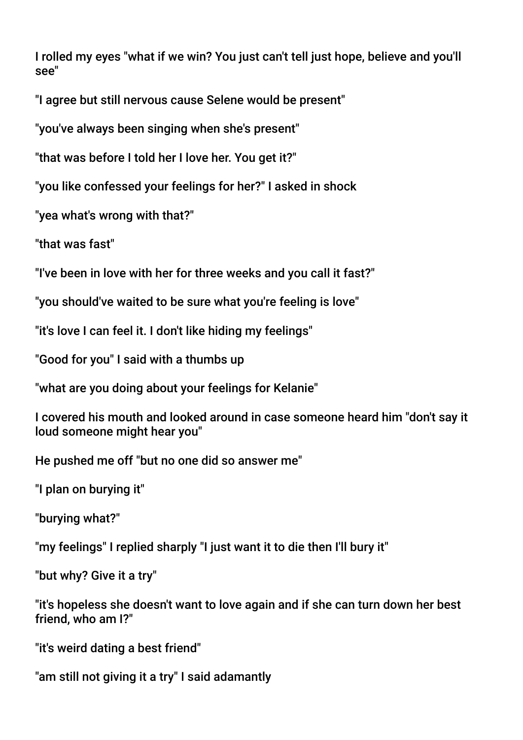I rolled my eyes "what if we win? You just can't tell just hope, believe and you'll see"

"I agree but still nervous cause Selene would be present"

"you've always been singing when she's present"

"that was before I told her I love her. You get it?"

"you like confessed your feelings for her?" I asked in shock

"yea what's wrong with that?"

"that was fast"

"I've been in love with her for three weeks and you call it fast?"

"you should've waited to be sure what you're feeling is love"

"it's love I can feel it. I don't like hiding my feelings"

"Good for you" I said with a thumbs up

"what are you doing about your feelings for Kelanie"

I covered his mouth and looked around in case someone heard him "don't say it loud someone might hear you"

He pushed me off "but no one did so answer me"

"I plan on burying it"

"burying what?"

"my feelings" I replied sharply "I just want it to die then I'll bury it"

"but why? Give it a try"

"it's hopeless she doesn't want to love again and if she can turn down her best friend, who am I?"

"it's weird dating a best friend"

"am still not giving it a try" I said adamantly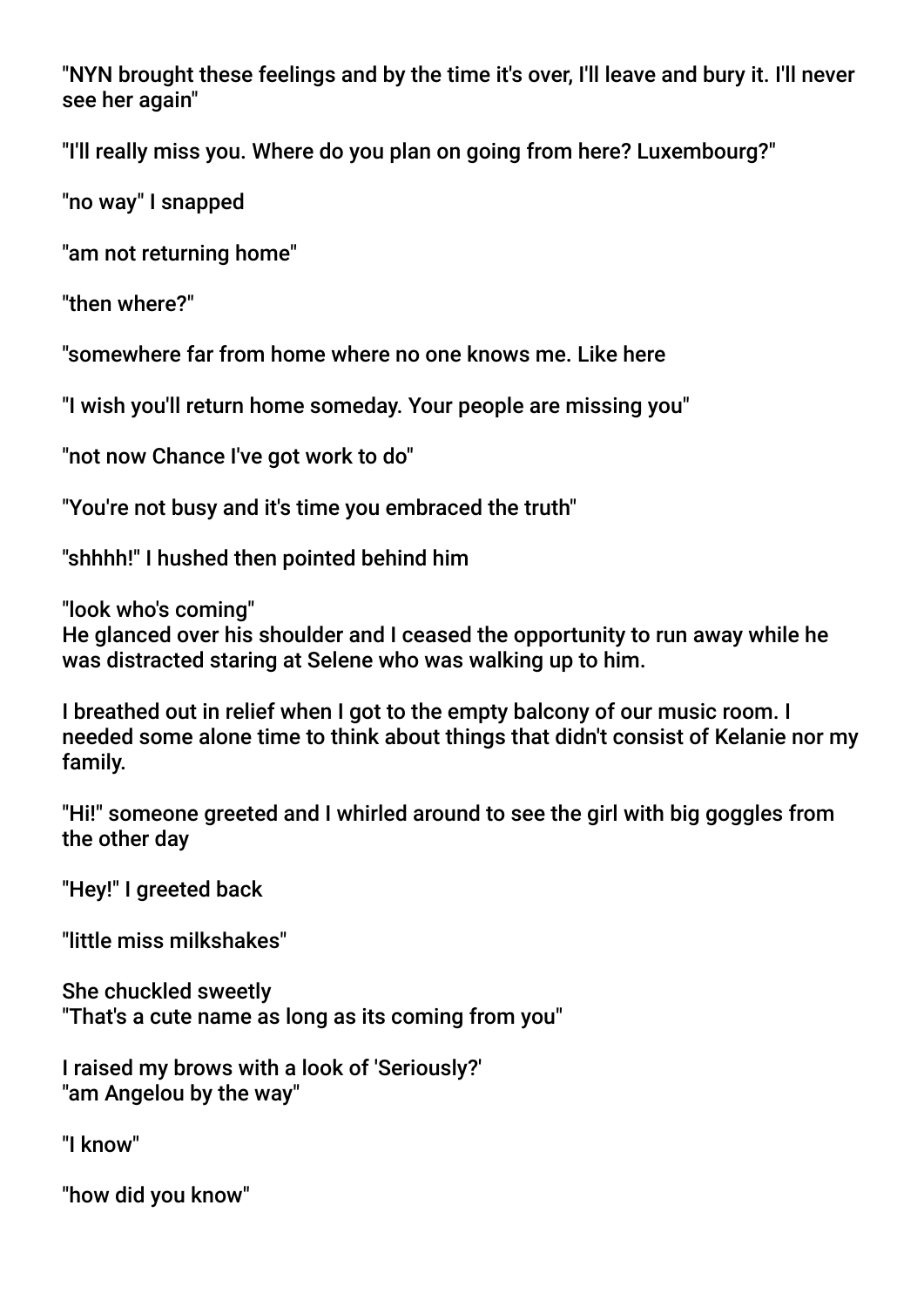"NYN brought these feelings and by the time it's over, I'll leave and bury it. I'll never see her again"

"I'll really miss you. Where do you plan on going from here? Luxembourg?"

"no way" I snapped

"am not returning home"

"then where?"

"somewhere far from home where no one knows me. Like here

"I wish you'll return home someday. Your people are missing you"

"not now Chance I've got work to do"

"You're not busy and it's time you embraced the truth"

"shhhh!" I hushed then pointed behind him

"look who's coming"
He glanced over his shoulder and I ceased the opportunity to run away while he was distracted staring at Selene who was walking up to him.

I breathed out in relief when I got to the empty balcony of our music room. I needed some alone time to think about things that didn't consist of Kelanie nor my family.

"Hi!" someone greeted and I whirled around to see the girl with big goggles from the other day

"Hey!" I greeted back

"little miss milkshakes"

She chuckled sweetly
"That's a cute name as long as its coming from you"

I raised my brows with a look of 'Seriously?'
"am Angelou by the way"

"I know"

"how did you know"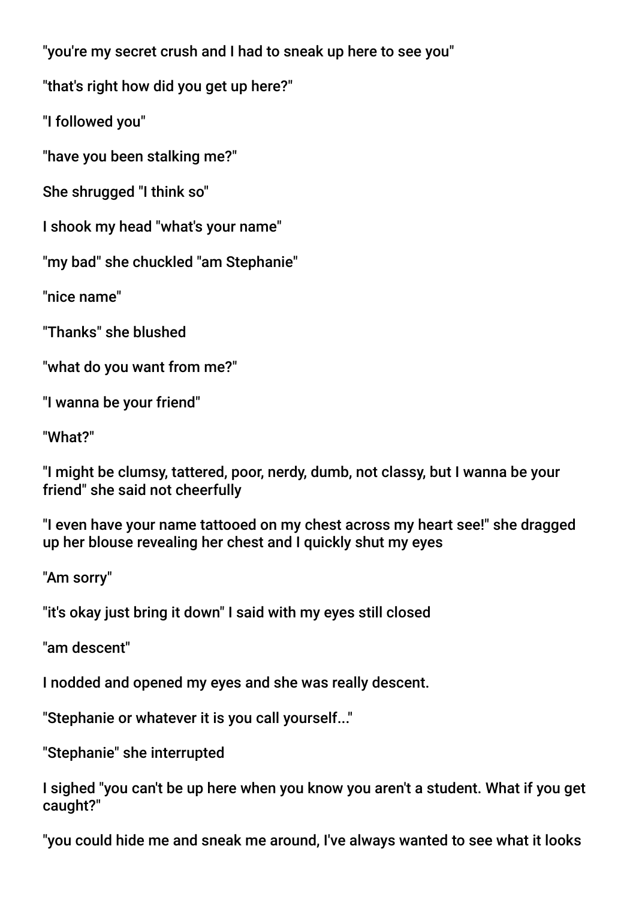"you're my secret crush and I had to sneak up here to see you"

"that's right how did you get up here?"

"I followed you"

"have you been stalking me?"

She shrugged "I think so"

I shook my head "what's your name"

"my bad" she chuckled "am Stephanie"

"nice name"

"Thanks" she blushed

"what do you want from me?"

"I wanna be your friend"

"What?"

"I might be clumsy, tattered, poor, nerdy, dumb, not classy, but I wanna be your friend" she said not cheerfully

"I even have your name tattooed on my chest across my heart see!" she dragged up her blouse revealing her chest and I quickly shut my eyes

"Am sorry"

"it's okay just bring it down" I said with my eyes still closed

"am descent"

I nodded and opened my eyes and she was really descent.

"Stephanie or whatever it is you call yourself..."

"Stephanie" she interrupted

I sighed "you can't be up here when you know you aren't a student. What if you get caught?"

"you could hide me and sneak me around, I've always wanted to see what it looks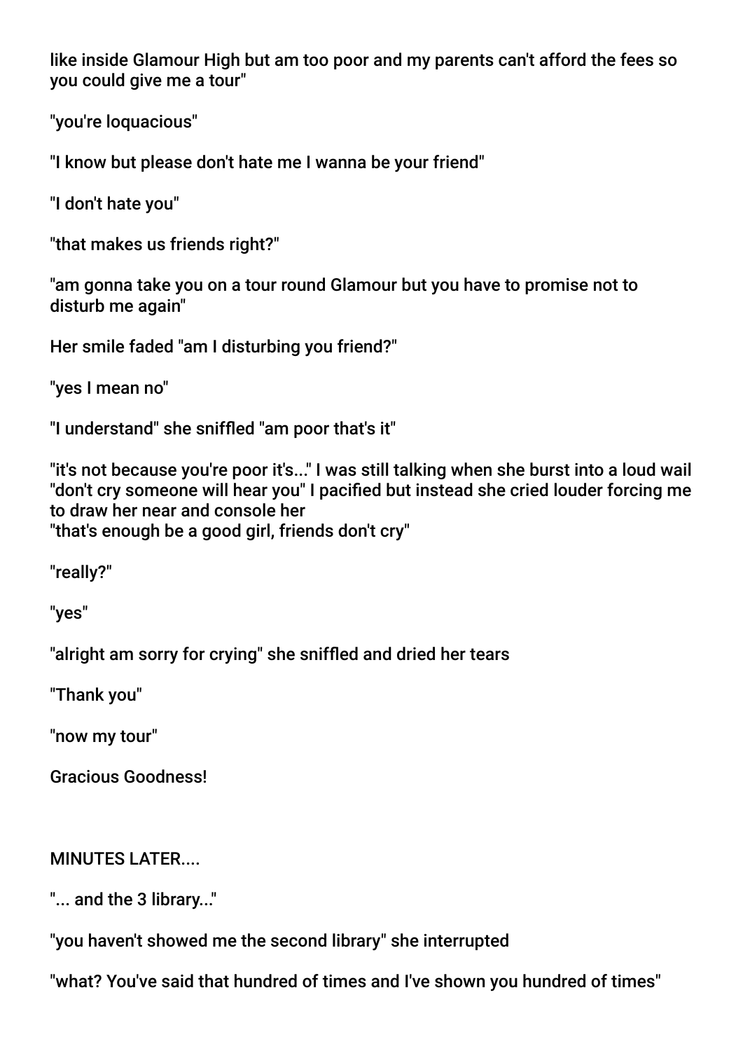like inside Glamour High but am too poor and my parents can't afford the fees so you could give me a tour"

"you're loquacious"

"I know but please don't hate me I wanna be your friend"

"I don't hate you"

"that makes us friends right?"

"am gonna take you on a tour round Glamour but you have to promise not to disturb me again"

Her smile faded "am I disturbing you friend?"

"yes I mean no"

"I understand" she sniffled "am poor that's it"

"it's not because you're poor it's..." I was still talking when she burst into a loud wail "don't cry someone will hear you" I pacified but instead she cried louder forcing me to draw her near and console her
"that's enough be a good girl, friends don't cry"

"really?"

"yes"

"alright am sorry for crying" she sniffled and dried her tears

"Thank you"

"now my tour"

Gracious Goodness!

MINUTES LATER....

"... and the 3 library..."

"you haven't showed me the second library" she interrupted

"what? You've said that hundred of times and I've shown you hundred of times"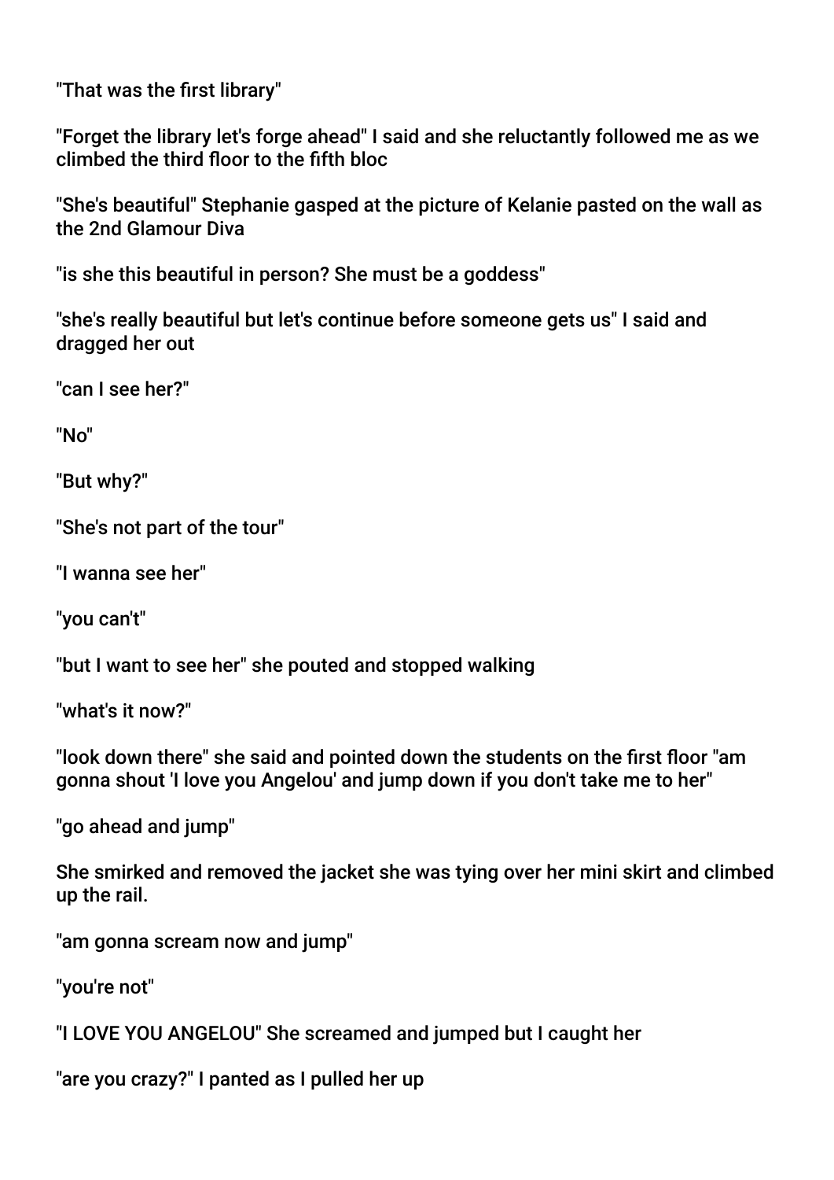"That was the first library"

"Forget the library let's forge ahead" I said and she reluctantly followed me as we climbed the third floor to the fifth bloc

"She's beautiful" Stephanie gasped at the picture of Kelanie pasted on the wall as the 2nd Glamour Diva

"is she this beautiful in person? She must be a goddess"

"she's really beautiful but let's continue before someone gets us" I said and dragged her out

"can I see her?"

"No"

"But why?"

"She's not part of the tour"

"I wanna see her"

"you can't"

"but I want to see her" she pouted and stopped walking

"what's it now?"

"look down there" she said and pointed down the students on the first floor "am gonna shout 'I love you Angelou' and jump down if you don't take me to her"

"go ahead and jump"

She smirked and removed the jacket she was tying over her mini skirt and climbed up the rail.

"am gonna scream now and jump"

"you're not"

"I LOVE YOU ANGELOU" She screamed and jumped but I caught her

"are you crazy?" I panted as I pulled her up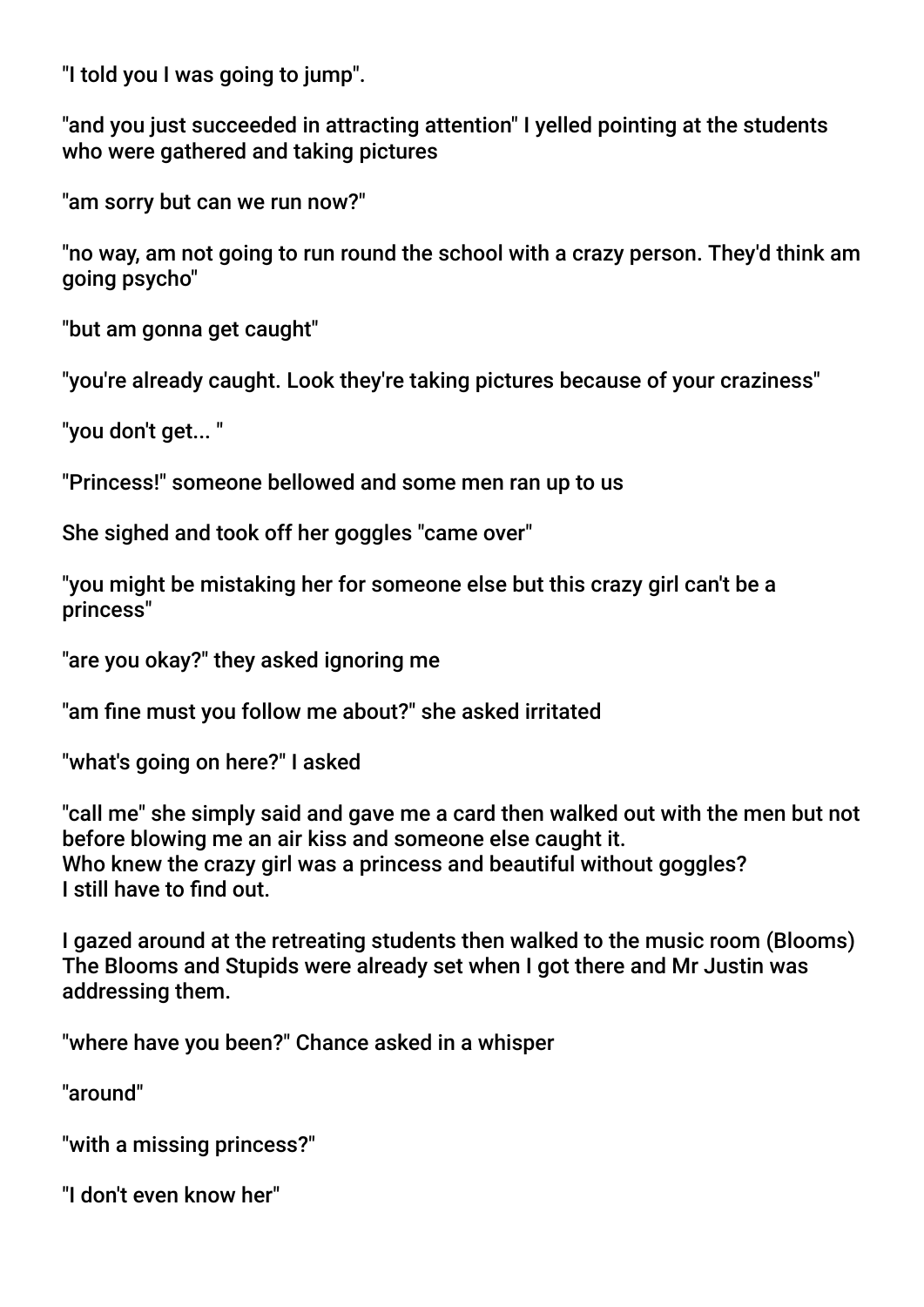"I told you I was going to jump".

"and you just succeeded in attracting attention" I yelled pointing at the students who were gathered and taking pictures

"am sorry but can we run now?"

"no way, am not going to run round the school with a crazy person. They'd think am going psycho"

"but am gonna get caught"

"you're already caught. Look they're taking pictures because of your craziness"

"you don't get... "

"Princess!" someone bellowed and some men ran up to us

She sighed and took off her goggles "came over"

"you might be mistaking her for someone else but this crazy girl can't be a princess"

"are you okay?" they asked ignoring me

"am fine must you follow me about?" she asked irritated

"what's going on here?" I asked

"call me" she simply said and gave me a card then walked out with the men but not before blowing me an air kiss and someone else caught it.
Who knew the crazy girl was a princess and beautiful without goggles?
I still have to find out.

I gazed around at the retreating students then walked to the music room (Blooms)
The Blooms and Stupids were already set when I got there and Mr Justin was addressing them.

"where have you been?" Chance asked in a whisper

"around"

"with a missing princess?"

"I don't even know her"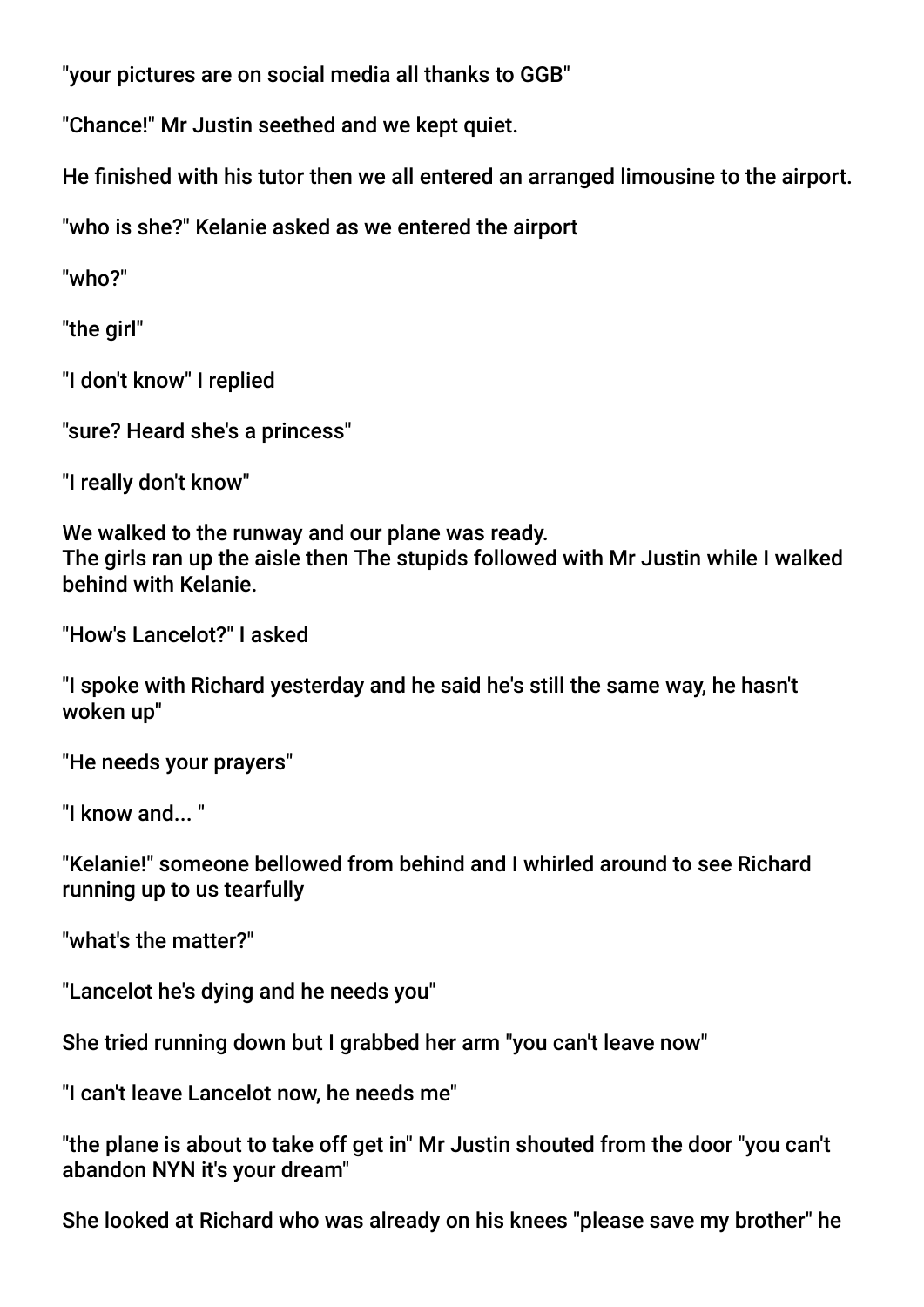"your pictures are on social media all thanks to GGB"

"Chance!" Mr Justin seethed and we kept quiet.

He finished with his tutor then we all entered an arranged limousine to the airport.

"who is she?" Kelanie asked as we entered the airport

"who?"

"the girl"

"I don't know" I replied

"sure? Heard she's a princess"

"I really don't know"

We walked to the runway and our plane was ready.
The girls ran up the aisle then The stupids followed with Mr Justin while I walked behind with Kelanie.

"How's Lancelot?" I asked

"I spoke with Richard yesterday and he said he's still the same way, he hasn't woken up"

"He needs your prayers"

"I know and... "

"Kelanie!" someone bellowed from behind and I whirled around to see Richard running up to us tearfully

"what's the matter?"

"Lancelot he's dying and he needs you"

She tried running down but I grabbed her arm "you can't leave now"

"I can't leave Lancelot now, he needs me"

"the plane is about to take off get in" Mr Justin shouted from the door "you can't abandon NYN it's your dream"

She looked at Richard who was already on his knees "please save my brother" he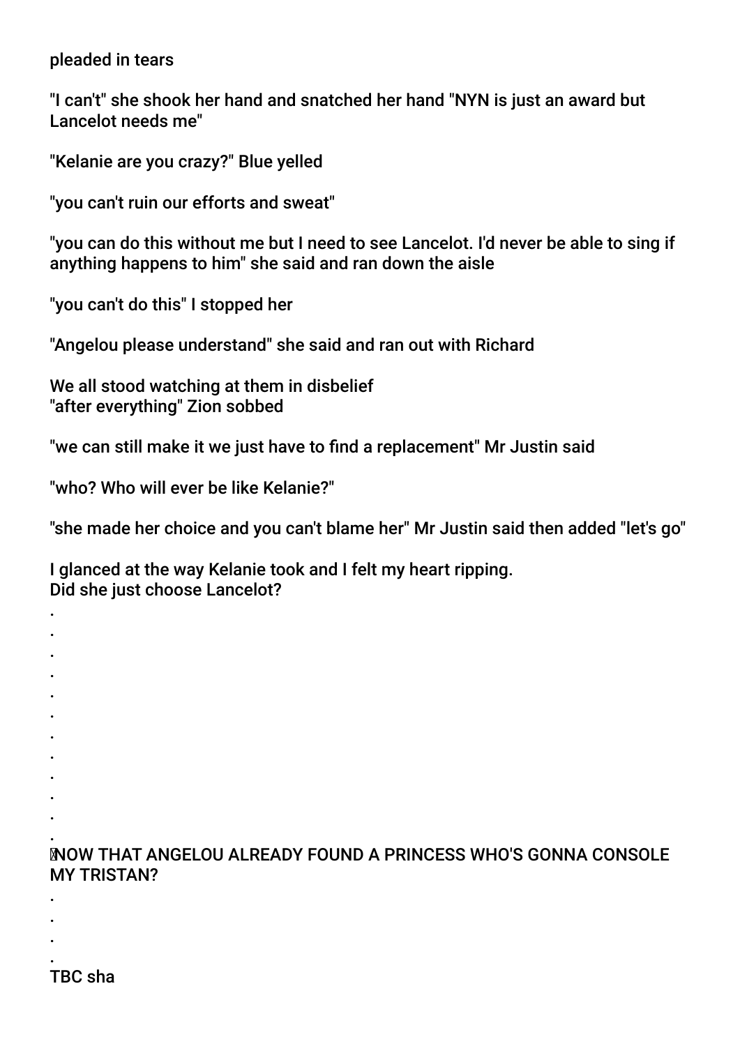pleaded in tears

"I can't" she shook her hand and snatched her hand "NYN is just an award but Lancelot needs me"

"Kelanie are you crazy?" Blue yelled

"you can't ruin our efforts and sweat"

"you can do this without me but I need to see Lancelot. I'd never be able to sing if anything happens to him" she said and ran down the aisle

"you can't do this" I stopped her

"Angelou please understand" she said and ran out with Richard

We all stood watching at them in disbelief
"after everything" Zion sobbed

"we can still make it we just have to find a replacement" Mr Justin said

"who? Who will ever be like Kelanie?"

"she made her choice and you can't blame her" Mr Justin said then added "let's go"

I glanced at the way Kelanie took and I felt my heart ripping.
Did she just choose Lancelot?

.
.
.
.
.
.
.
.
.
.
.
.

NOW THAT ANGELOU ALREADY FOUND A PRINCESS WHO'S GONNA CONSOLE MY TRISTAN?

.
.
.
.

TBC sha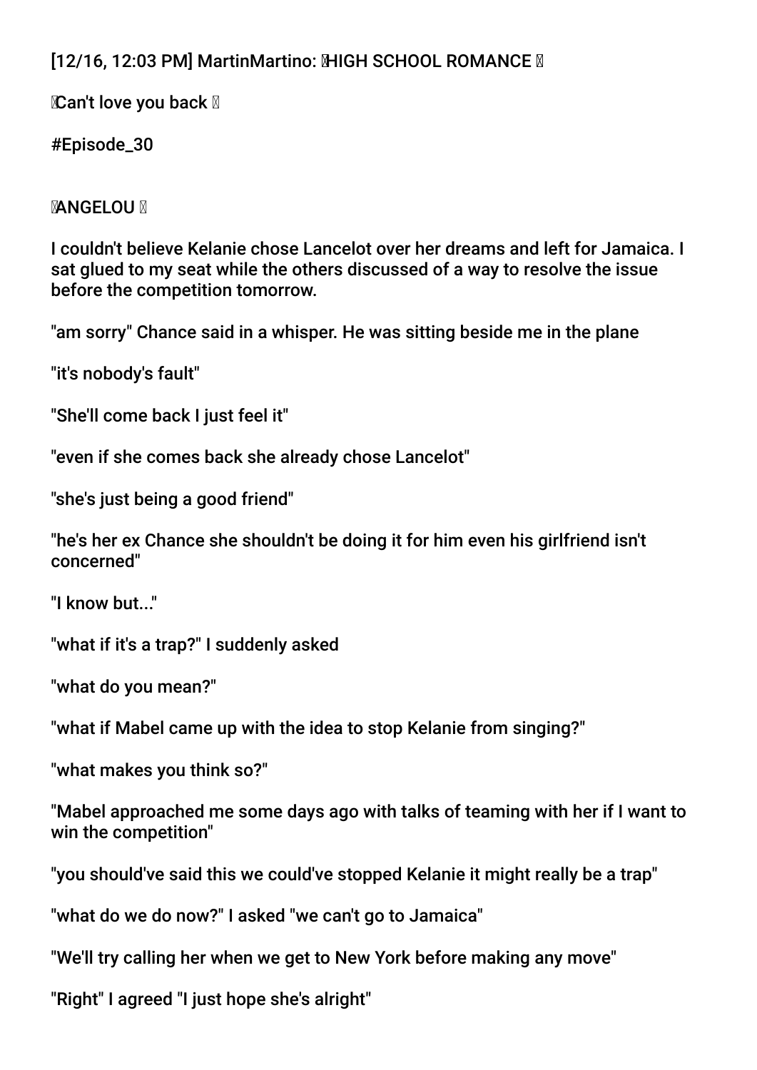[12/16, 12:03 PM] MartinMartino: 🌹HIGH SCHOOL ROMANCE 🌹

🌹Can't love you back 🌹

#Episode_30

🌹ANGELOU 🌹

I couldn't believe Kelanie chose Lancelot over her dreams and left for Jamaica. I sat glued to my seat while the others discussed of a way to resolve the issue before the competition tomorrow.

"am sorry" Chance said in a whisper. He was sitting beside me in the plane

"it's nobody's fault"

"She'll come back I just feel it"

"even if she comes back she already chose Lancelot"

"she's just being a good friend"

"he's her ex Chance she shouldn't be doing it for him even his girlfriend isn't concerned"

"I know but..."

"what if it's a trap?" I suddenly asked

"what do you mean?"

"what if Mabel came up with the idea to stop Kelanie from singing?"

"what makes you think so?"

"Mabel approached me some days ago with talks of teaming with her if I want to win the competition"

"you should've said this we could've stopped Kelanie it might really be a trap"

"what do we do now?" I asked "we can't go to Jamaica"

"We'll try calling her when we get to New York before making any move"

"Right" I agreed "I just hope she's alright"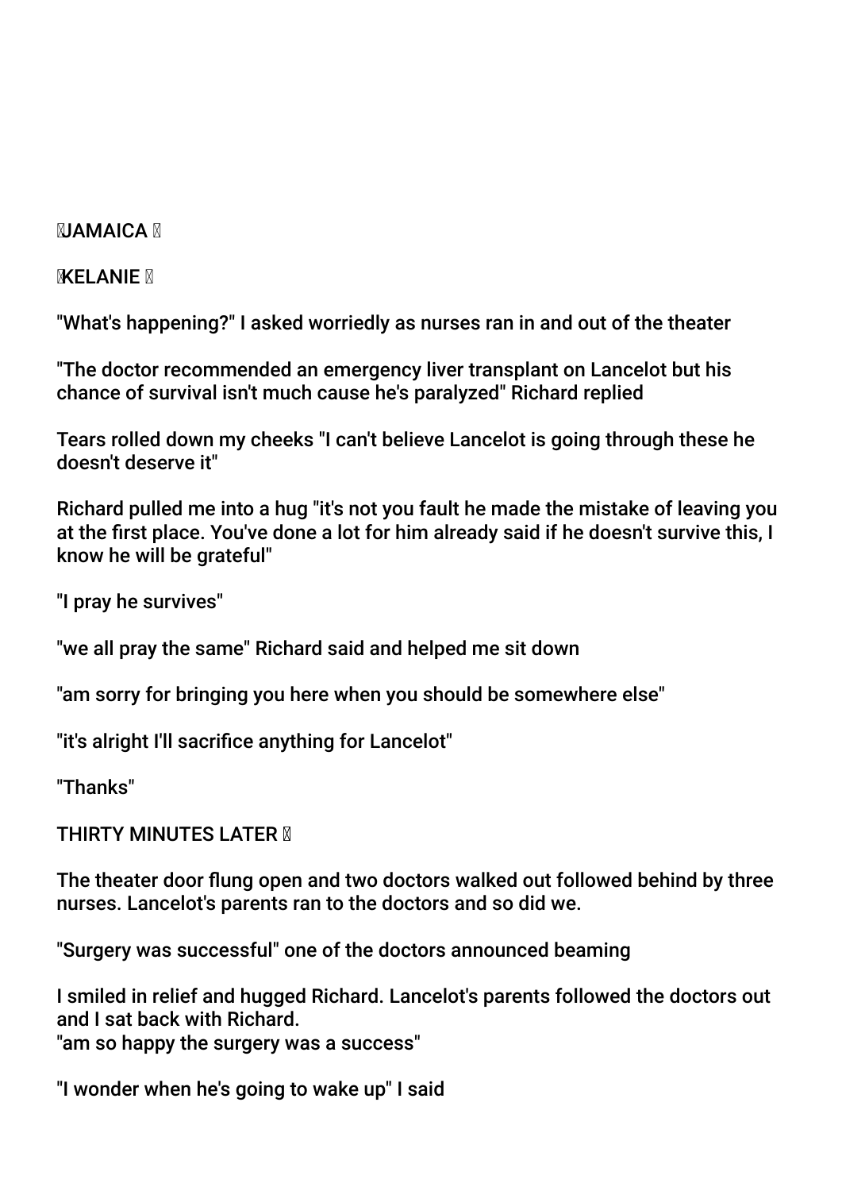JAMAICA

KELANIE

"What's happening?" I asked worriedly as nurses ran in and out of the theater

"The doctor recommended an emergency liver transplant on Lancelot but his chance of survival isn't much cause he's paralyzed" Richard replied

Tears rolled down my cheeks "I can't believe Lancelot is going through these he doesn't deserve it"

Richard pulled me into a hug "it's not you fault he made the mistake of leaving you at the first place. You've done a lot for him already said if he doesn't survive this, I know he will be grateful"

"I pray he survives"

"we all pray the same" Richard said and helped me sit down

"am sorry for bringing you here when you should be somewhere else"

"it's alright I'll sacrifice anything for Lancelot"

"Thanks"

THIRTY MINUTES LATER

The theater door flung open and two doctors walked out followed behind by three nurses. Lancelot's parents ran to the doctors and so did we.

"Surgery was successful" one of the doctors announced beaming

I smiled in relief and hugged Richard. Lancelot's parents followed the doctors out and I sat back with Richard.
"am so happy the surgery was a success"

"I wonder when he's going to wake up" I said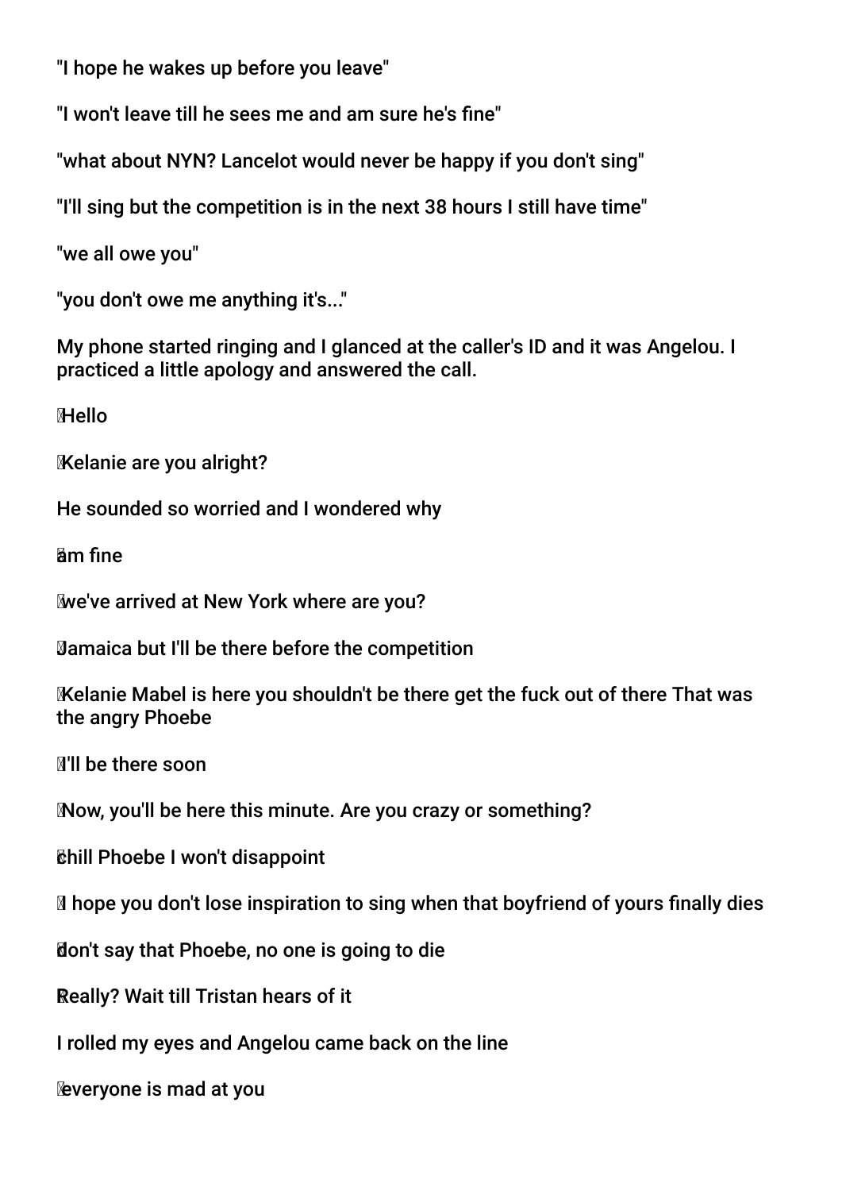"I hope he wakes up before you leave"

"I won't leave till he sees me and am sure he's fine"

"what about NYN? Lancelot would never be happy if you don't sing"

"I'll sing but the competition is in the next 38 hours I still have time"

"we all owe you"

"you don't owe me anything it's..."

My phone started ringing and I glanced at the caller's ID and it was Angelou. I practiced a little apology and answered the call.

Hello

Kelanie are you alright?

He sounded so worried and I wondered why

am fine

we've arrived at New York where are you?

Jamaica but I'll be there before the competition

Kelanie Mabel is here you shouldn't be there get the fuck out of there That was the angry Phoebe

I'll be there soon

Now, you'll be here this minute. Are you crazy or something?

chill Phoebe I won't disappoint

I hope you don't lose inspiration to sing when that boyfriend of yours finally dies

don't say that Phoebe, no one is going to die

Really? Wait till Tristan hears of it

I rolled my eyes and Angelou came back on the line

everyone is mad at you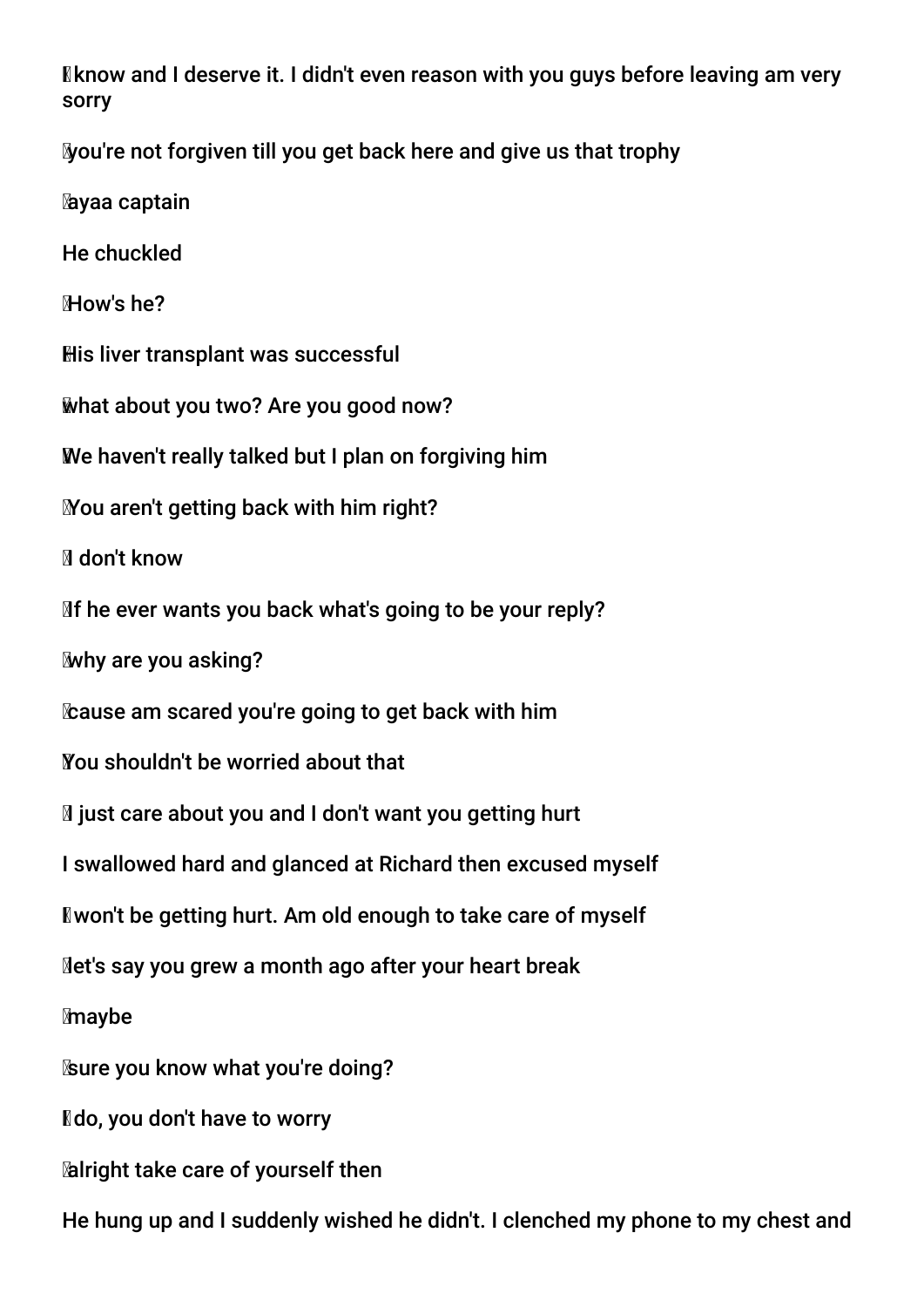I know and I deserve it. I didn't even reason with you guys before leaving am very sorry

you're not forgiven till you get back here and give us that trophy

ayaa captain

He chuckled

How's he?

His liver transplant was successful

what about you two? Are you good now?

We haven't really talked but I plan on forgiving him

You aren't getting back with him right?

I don't know

If he ever wants you back what's going to be your reply?

why are you asking?

cause am scared you're going to get back with him

You shouldn't be worried about that

I just care about you and I don't want you getting hurt

I swallowed hard and glanced at Richard then excused myself

I won't be getting hurt. Am old enough to take care of myself

let's say you grew a month ago after your heart break

maybe

sure you know what you're doing?

I do, you don't have to worry

alright take care of yourself then

He hung up and I suddenly wished he didn't. I clenched my phone to my chest and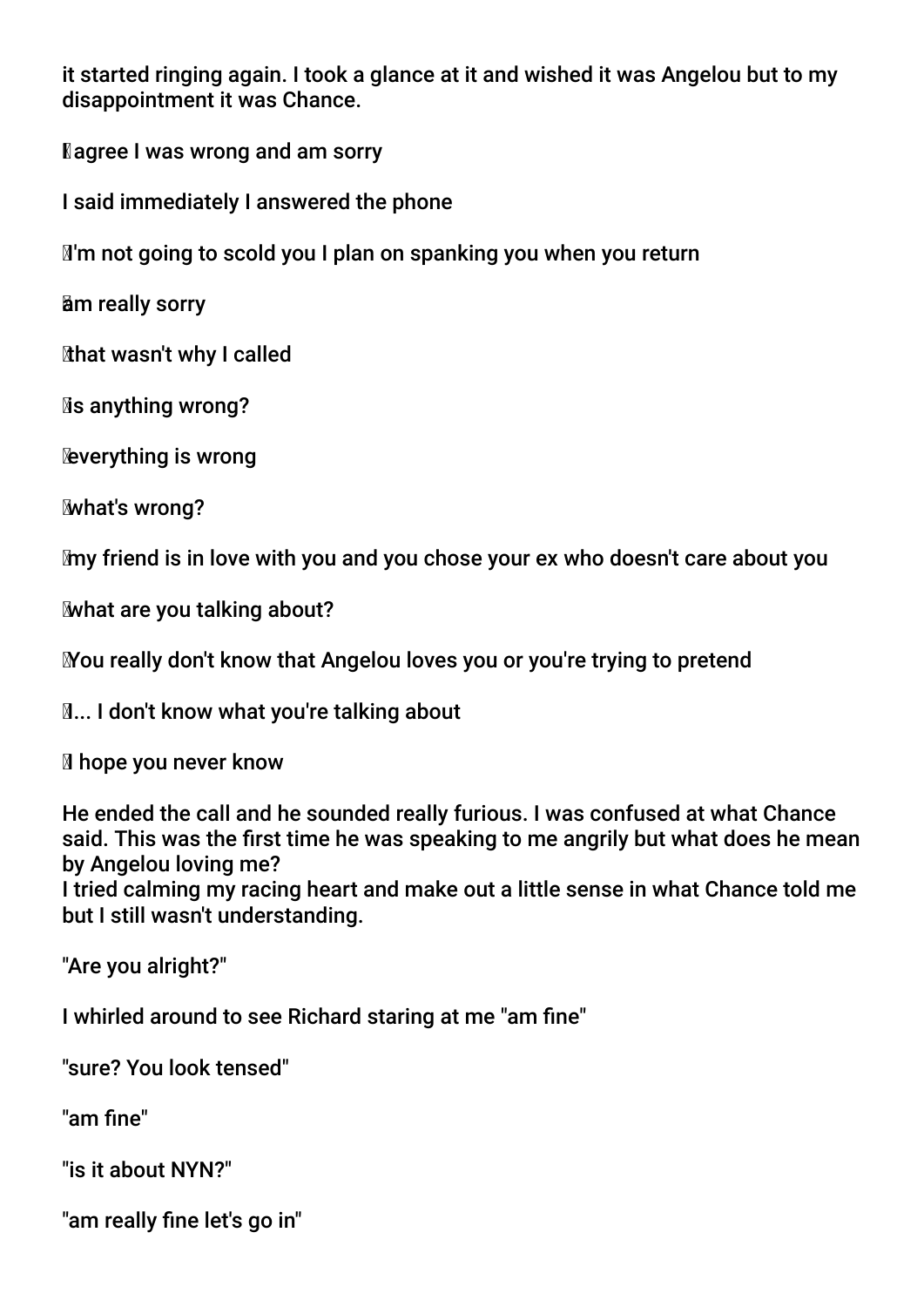it started ringing again. I took a glance at it and wished it was Angelou but to my disappointment it was Chance.

I agree I was wrong and am sorry

I said immediately I answered the phone

I'm not going to scold you I plan on spanking you when you return

am really sorry

that wasn't why I called

is anything wrong?

everything is wrong

what's wrong?

my friend is in love with you and you chose your ex who doesn't care about you

what are you talking about?

You really don't know that Angelou loves you or you're trying to pretend

I... I don't know what you're talking about

I hope you never know

He ended the call and he sounded really furious. I was confused at what Chance said. This was the first time he was speaking to me angrily but what does he mean by Angelou loving me?
I tried calming my racing heart and make out a little sense in what Chance told me but I still wasn't understanding.

"Are you alright?"

I whirled around to see Richard staring at me "am fine"

"sure? You look tensed"

"am fine"

"is it about NYN?"

"am really fine let's go in"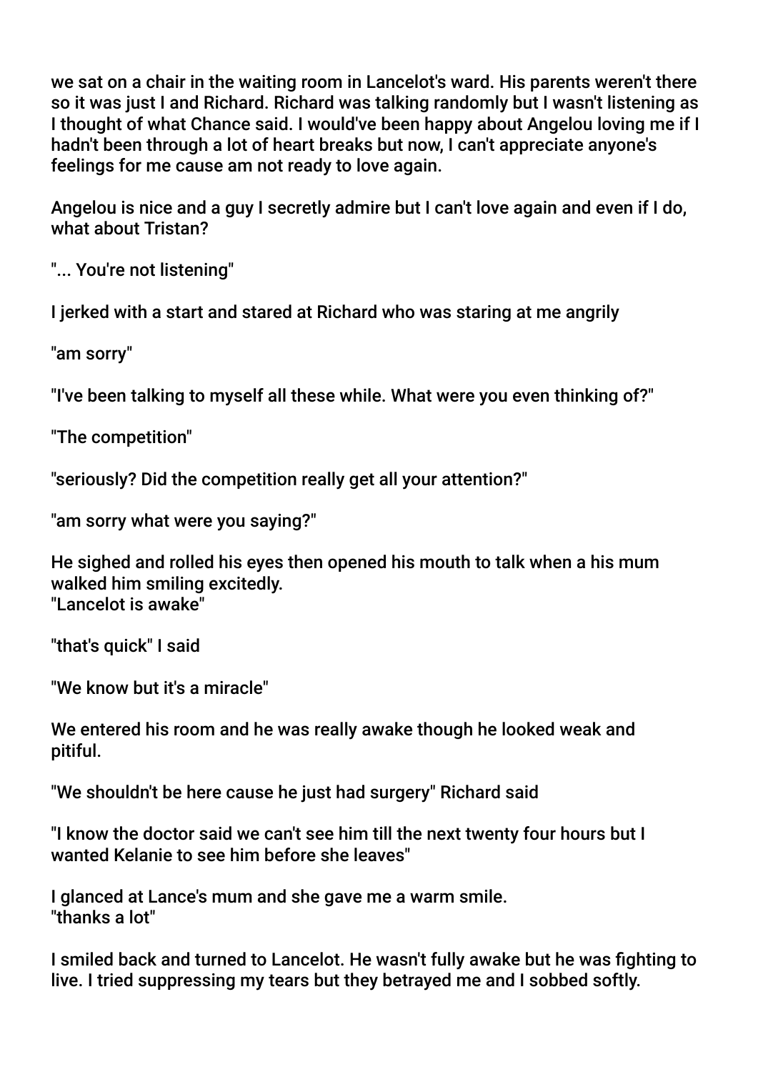we sat on a chair in the waiting room in Lancelot's ward. His parents weren't there so it was just I and Richard. Richard was talking randomly but I wasn't listening as I thought of what Chance said. I would've been happy about Angelou loving me if I hadn't been through a lot of heart breaks but now, I can't appreciate anyone's feelings for me cause am not ready to love again.

Angelou is nice and a guy I secretly admire but I can't love again and even if I do, what about Tristan?

"... You're not listening"

I jerked with a start and stared at Richard who was staring at me angrily

"am sorry"

"I've been talking to myself all these while. What were you even thinking of?"

"The competition"

"seriously? Did the competition really get all your attention?"

"am sorry what were you saying?"

He sighed and rolled his eyes then opened his mouth to talk when a his mum walked him smiling excitedly.
"Lancelot is awake"

"that's quick" I said

"We know but it's a miracle"

We entered his room and he was really awake though he looked weak and pitiful.

"We shouldn't be here cause he just had surgery" Richard said

"I know the doctor said we can't see him till the next twenty four hours but I wanted Kelanie to see him before she leaves"

I glanced at Lance's mum and she gave me a warm smile.
"thanks a lot"

I smiled back and turned to Lancelot. He wasn't fully awake but he was fighting to live. I tried suppressing my tears but they betrayed me and I sobbed softly.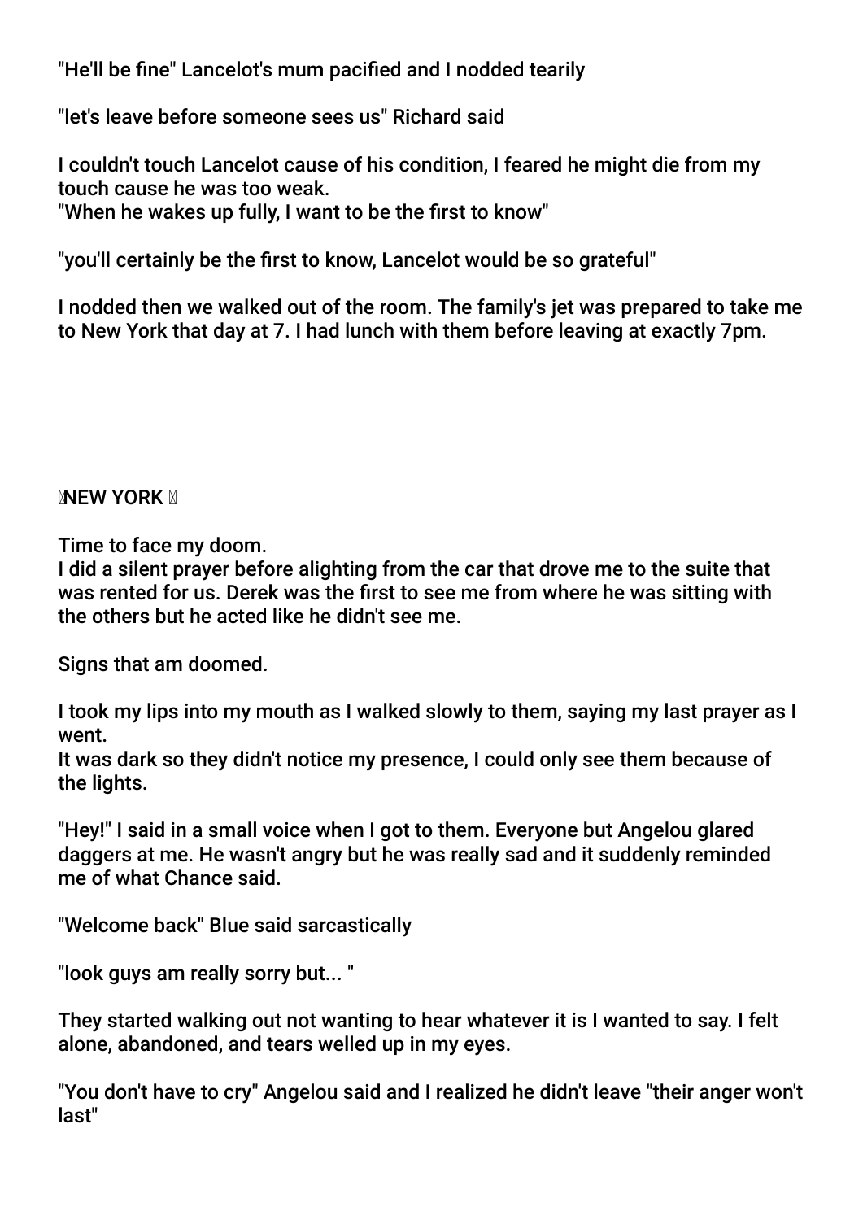"He'll be fine" Lancelot's mum pacified and I nodded tearily

"let's leave before someone sees us" Richard said

I couldn't touch Lancelot cause of his condition, I feared he might die from my touch cause he was too weak.
"When he wakes up fully, I want to be the first to know"

"you'll certainly be the first to know, Lancelot would be so grateful"

I nodded then we walked out of the room. The family's jet was prepared to take me to New York that day at 7. I had lunch with them before leaving at exactly 7pm.

NEW YORK

Time to face my doom.
I did a silent prayer before alighting from the car that drove me to the suite that was rented for us. Derek was the first to see me from where he was sitting with the others but he acted like he didn't see me.

Signs that am doomed.

I took my lips into my mouth as I walked slowly to them, saying my last prayer as I went.
It was dark so they didn't notice my presence, I could only see them because of the lights.

"Hey!" I said in a small voice when I got to them. Everyone but Angelou glared daggers at me. He wasn't angry but he was really sad and it suddenly reminded me of what Chance said.

"Welcome back" Blue said sarcastically

"look guys am really sorry but... "

They started walking out not wanting to hear whatever it is I wanted to say. I felt alone, abandoned, and tears welled up in my eyes.

"You don't have to cry" Angelou said and I realized he didn't leave "their anger won't last"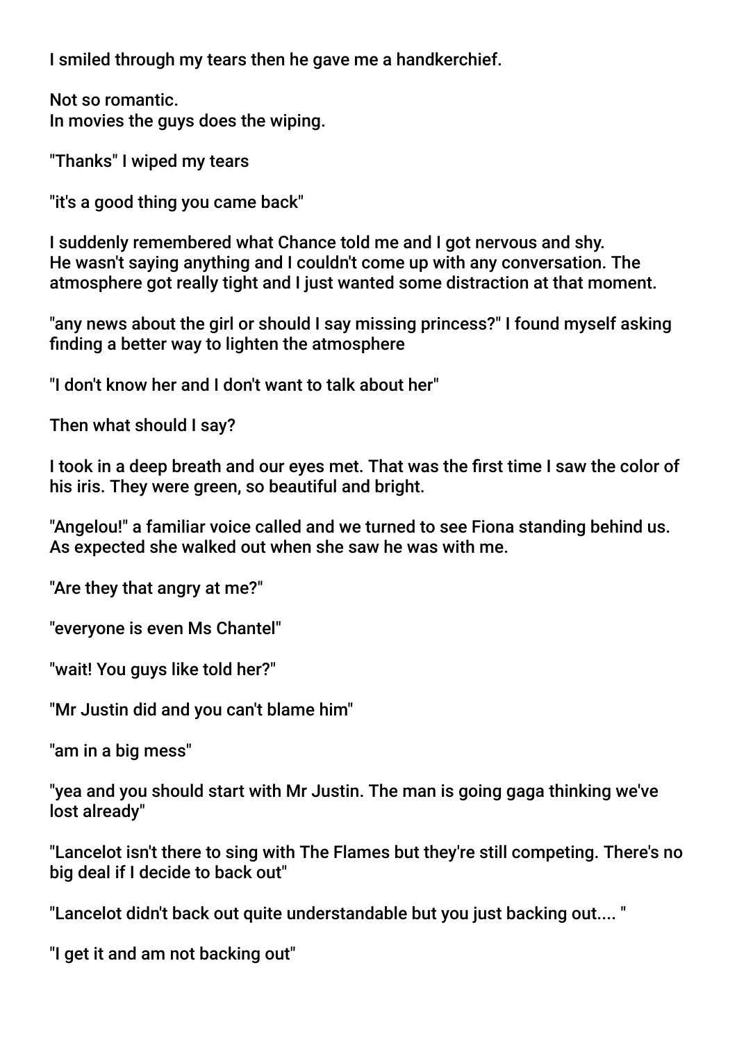I smiled through my tears then he gave me a handkerchief.

Not so romantic.
In movies the guys does the wiping.

"Thanks" I wiped my tears

"it's a good thing you came back"

I suddenly remembered what Chance told me and I got nervous and shy.
He wasn't saying anything and I couldn't come up with any conversation. The atmosphere got really tight and I just wanted some distraction at that moment.

"any news about the girl or should I say missing princess?" I found myself asking finding a better way to lighten the atmosphere

"I don't know her and I don't want to talk about her"

Then what should I say?

I took in a deep breath and our eyes met. That was the first time I saw the color of his iris. They were green, so beautiful and bright.

"Angelou!" a familiar voice called and we turned to see Fiona standing behind us. As expected she walked out when she saw he was with me.

"Are they that angry at me?"

"everyone is even Ms Chantel"

"wait! You guys like told her?"

"Mr Justin did and you can't blame him"

"am in a big mess"

"yea and you should start with Mr Justin. The man is going gaga thinking we've lost already"

"Lancelot isn't there to sing with The Flames but they're still competing. There's no big deal if I decide to back out"

"Lancelot didn't back out quite understandable but you just backing out.... "

"I get it and am not backing out"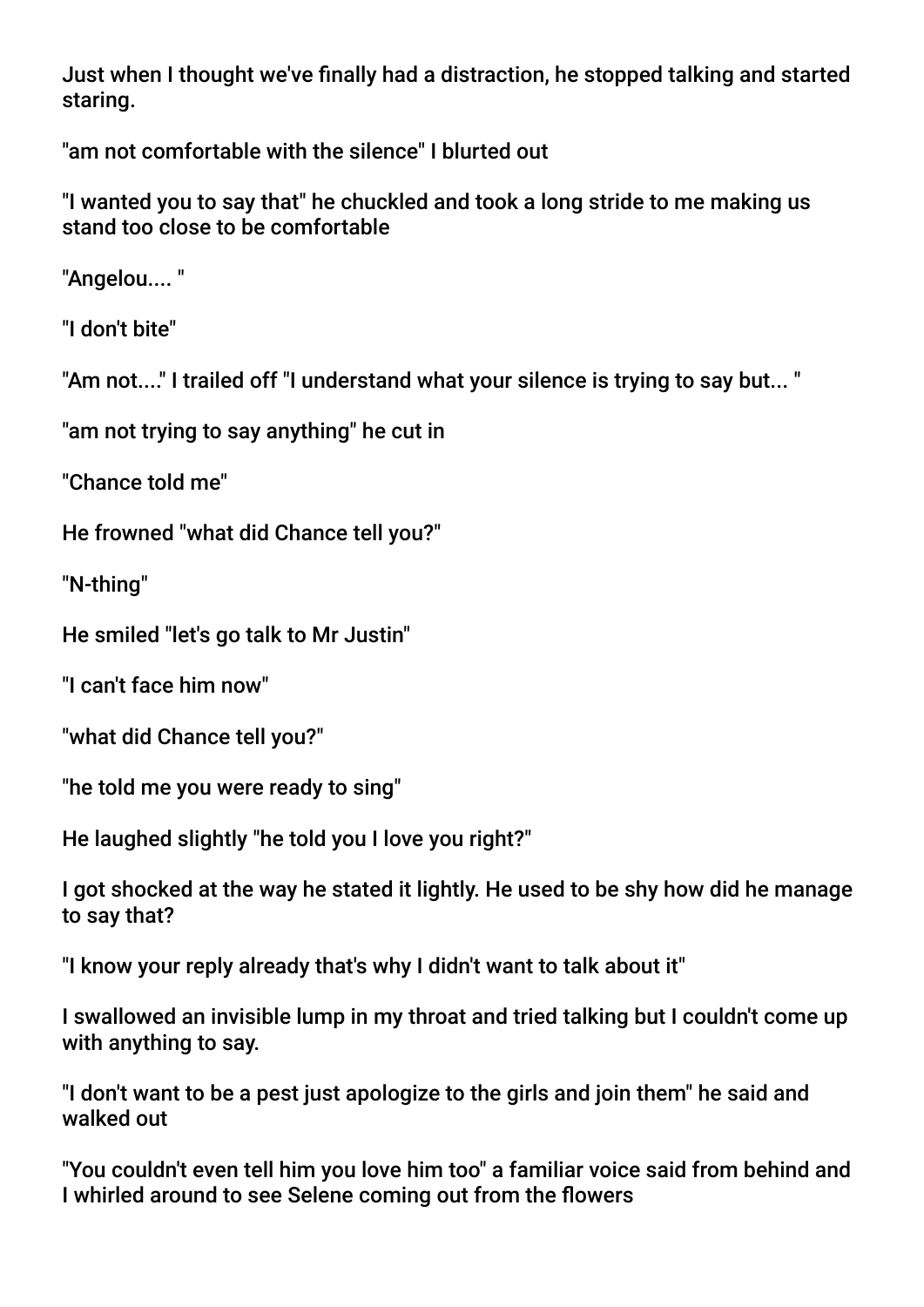Just when I thought we've finally had a distraction, he stopped talking and started staring.

"am not comfortable with the silence" I blurted out

"I wanted you to say that" he chuckled and took a long stride to me making us stand too close to be comfortable

"Angelou.... "

"I don't bite"

"Am not...." I trailed off "I understand what your silence is trying to say but... "

"am not trying to say anything" he cut in

"Chance told me"

He frowned "what did Chance tell you?"

"N-thing"

He smiled "let's go talk to Mr Justin"

"I can't face him now"

"what did Chance tell you?"

"he told me you were ready to sing"

He laughed slightly "he told you I love you right?"

I got shocked at the way he stated it lightly. He used to be shy how did he manage to say that?

"I know your reply already that's why I didn't want to talk about it"

I swallowed an invisible lump in my throat and tried talking but I couldn't come up with anything to say.

"I don't want to be a pest just apologize to the girls and join them" he said and walked out

"You couldn't even tell him you love him too" a familiar voice said from behind and I whirled around to see Selene coming out from the flowers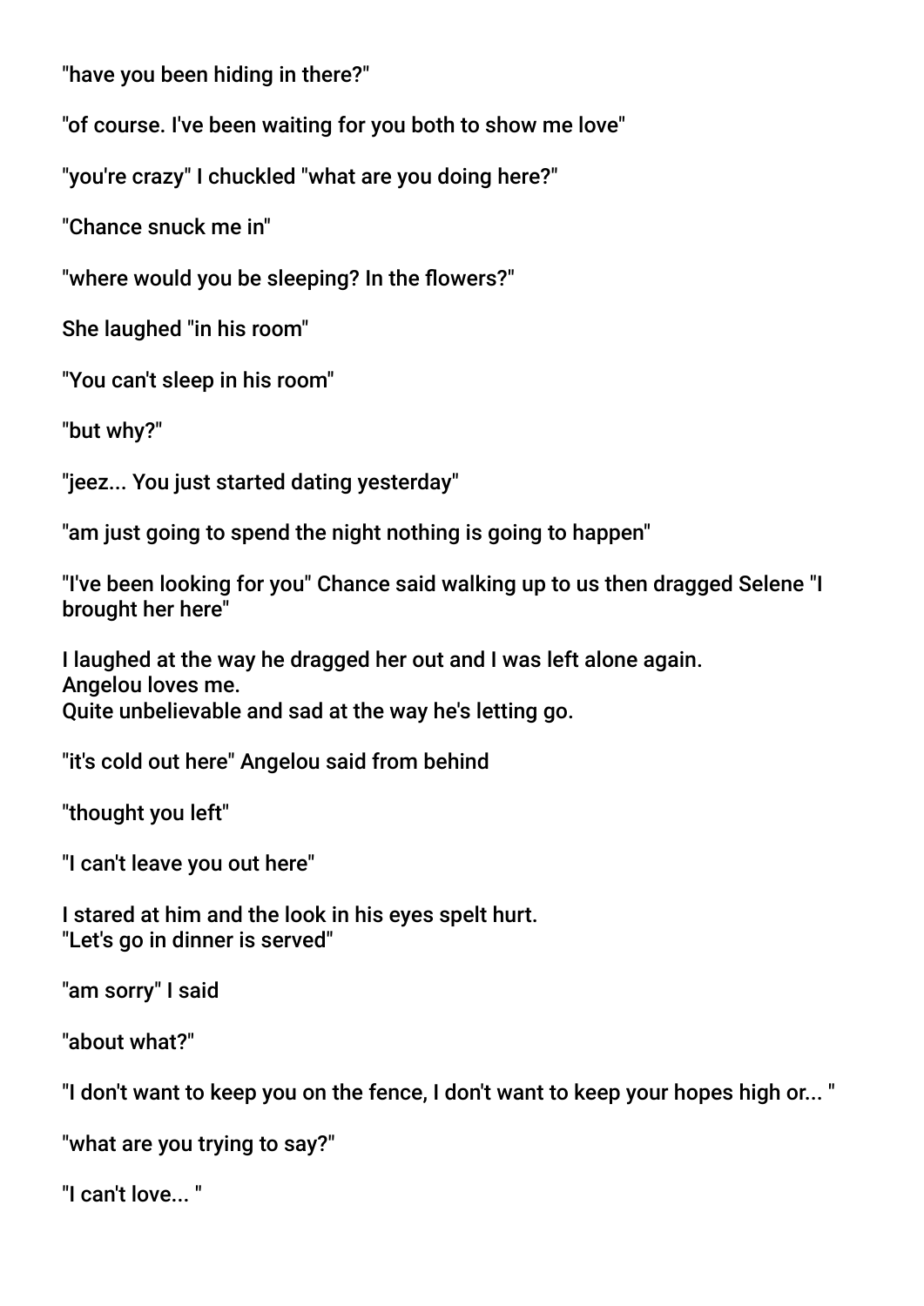"have you been hiding in there?"

"of course. I've been waiting for you both to show me love"

"you're crazy" I chuckled "what are you doing here?"

"Chance snuck me in"

"where would you be sleeping? In the flowers?"

She laughed "in his room"

"You can't sleep in his room"

"but why?"

"jeez... You just started dating yesterday"

"am just going to spend the night nothing is going to happen"

"I've been looking for you" Chance said walking up to us then dragged Selene "I brought her here"

I laughed at the way he dragged her out and I was left alone again.
Angelou loves me.
Quite unbelievable and sad at the way he's letting go.

"it's cold out here" Angelou said from behind

"thought you left"

"I can't leave you out here"

I stared at him and the look in his eyes spelt hurt.
"Let's go in dinner is served"

"am sorry" I said

"about what?"

"I don't want to keep you on the fence, I don't want to keep your hopes high or... "

"what are you trying to say?"

"I can't love... "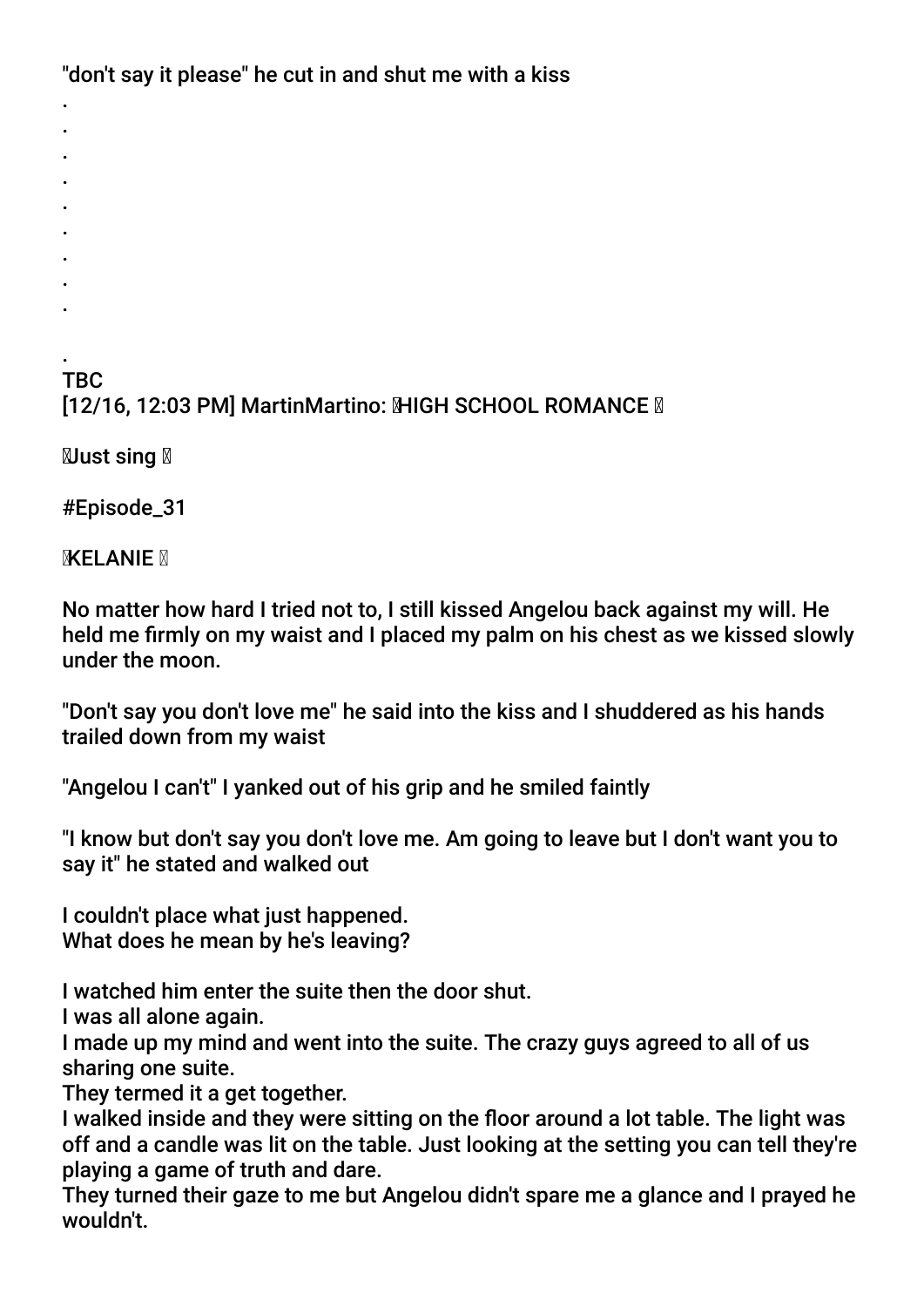"don't say it please" he cut in and shut me with a kiss

.
.
.
.
.
.
.
.
.

.
TBC
[12/16, 12:03 PM] MartinMartino: HIGH SCHOOL ROMANCE

Just sing

#Episode_31

KELANIE

No matter how hard I tried not to, I still kissed Angelou back against my will. He held me firmly on my waist and I placed my palm on his chest as we kissed slowly under the moon.

"Don't say you don't love me" he said into the kiss and I shuddered as his hands trailed down from my waist

"Angelou I can't" I yanked out of his grip and he smiled faintly

"I know but don't say you don't love me. Am going to leave but I don't want you to say it" he stated and walked out

I couldn't place what just happened.
What does he mean by he's leaving?

I watched him enter the suite then the door shut.
I was all alone again.
I made up my mind and went into the suite. The crazy guys agreed to all of us sharing one suite.
They termed it a get together.
I walked inside and they were sitting on the floor around a lot table. The light was off and a candle was lit on the table. Just looking at the setting you can tell they're playing a game of truth and dare.
They turned their gaze to me but Angelou didn't spare me a glance and I prayed he wouldn't.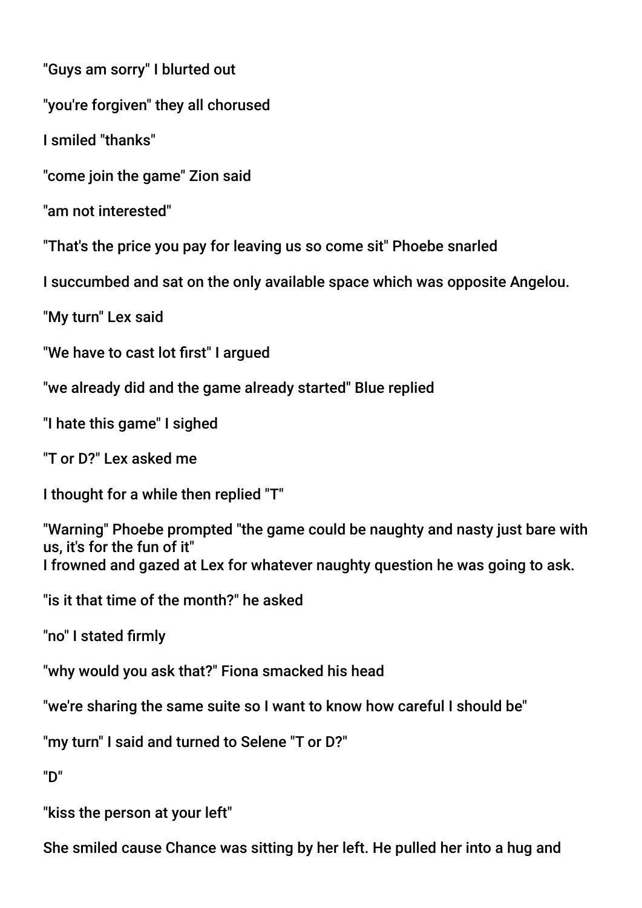"Guys am sorry" I blurted out

"you're forgiven" they all chorused

I smiled "thanks"

"come join the game" Zion said

"am not interested"

"That's the price you pay for leaving us so come sit" Phoebe snarled

I succumbed and sat on the only available space which was opposite Angelou.

"My turn" Lex said

"We have to cast lot first" I argued

"we already did and the game already started" Blue replied

"I hate this game" I sighed

"T or D?" Lex asked me

I thought for a while then replied "T"

"Warning" Phoebe prompted "the game could be naughty and nasty just bare with us, it's for the fun of it"
I frowned and gazed at Lex for whatever naughty question he was going to ask.

"is it that time of the month?" he asked

"no" I stated firmly

"why would you ask that?" Fiona smacked his head

"we're sharing the same suite so I want to know how careful I should be"

"my turn" I said and turned to Selene "T or D?"

"D"

"kiss the person at your left"

She smiled cause Chance was sitting by her left. He pulled her into a hug and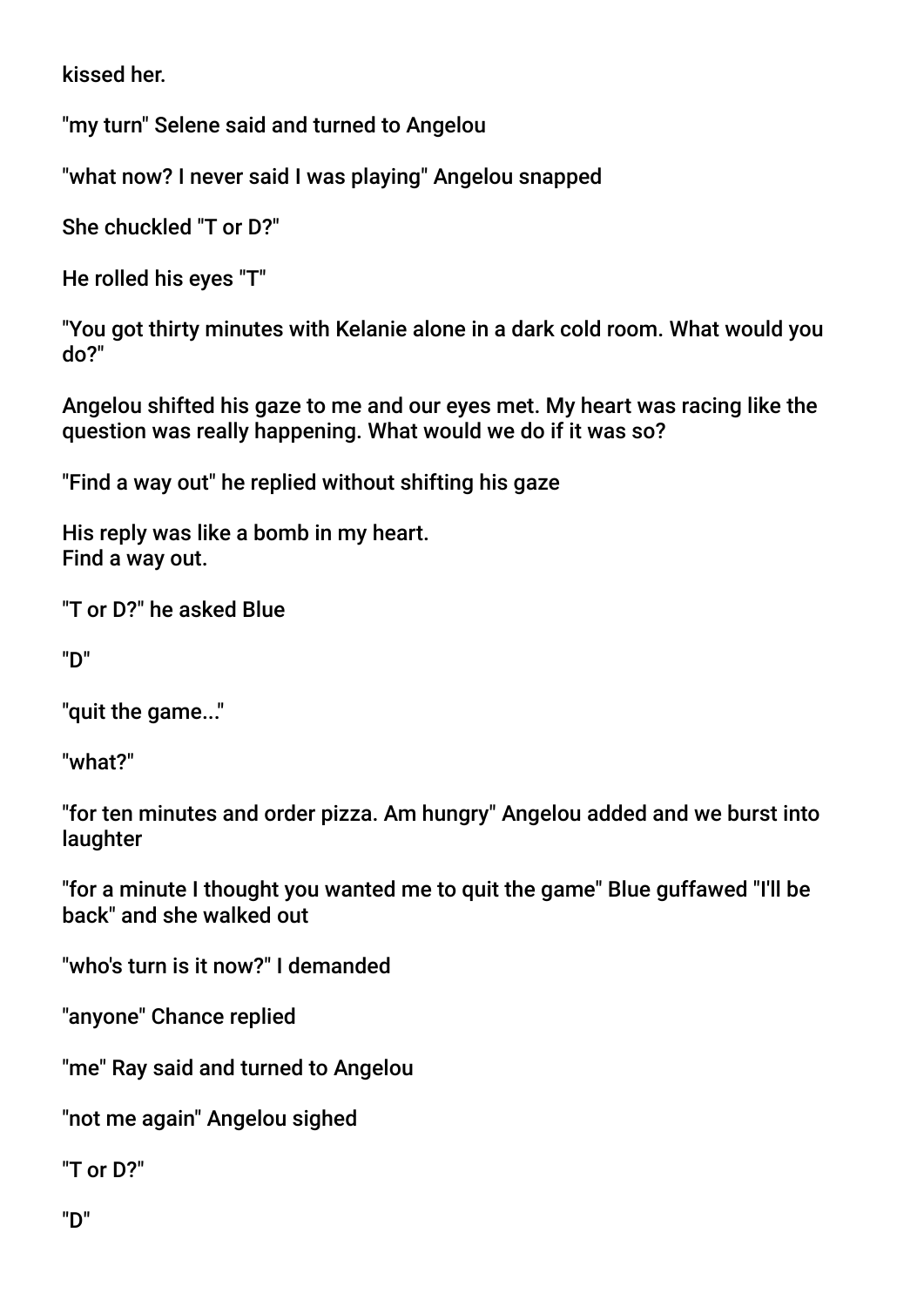kissed her.

"my turn" Selene said and turned to Angelou

"what now? I never said I was playing" Angelou snapped

She chuckled "T or D?"

He rolled his eyes "T"

"You got thirty minutes with Kelanie alone in a dark cold room. What would you do?"

Angelou shifted his gaze to me and our eyes met. My heart was racing like the question was really happening. What would we do if it was so?

"Find a way out" he replied without shifting his gaze

His reply was like a bomb in my heart.
Find a way out.

"T or D?" he asked Blue

"D"

"quit the game..."

"what?"

"for ten minutes and order pizza. Am hungry" Angelou added and we burst into laughter

"for a minute I thought you wanted me to quit the game" Blue guffawed "I'll be back" and she walked out

"who's turn is it now?" I demanded

"anyone" Chance replied

"me" Ray said and turned to Angelou

"not me again" Angelou sighed

"T or D?"

"D"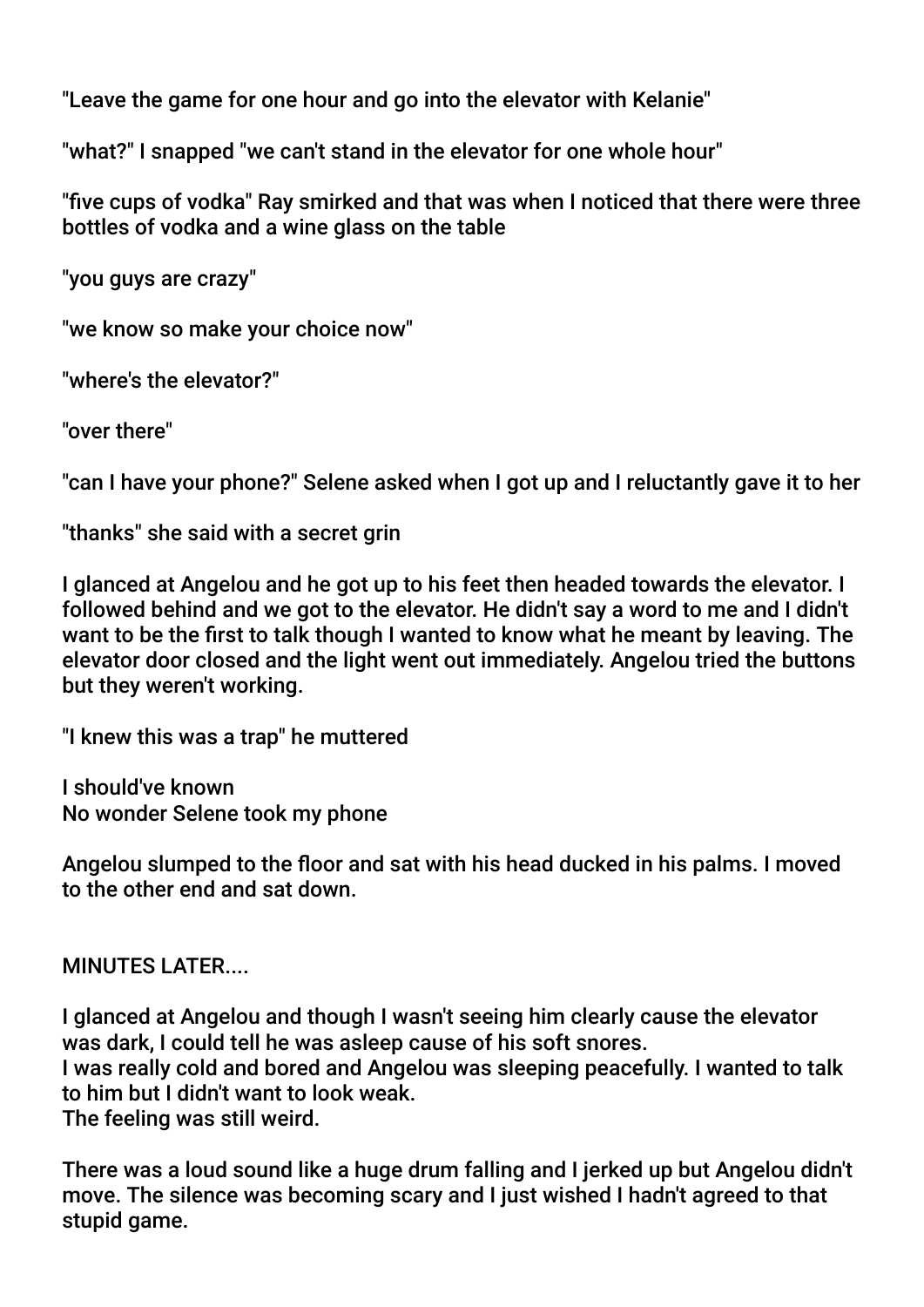"Leave the game for one hour and go into the elevator with Kelanie"

"what?" I snapped "we can't stand in the elevator for one whole hour"

"five cups of vodka" Ray smirked and that was when I noticed that there were three bottles of vodka and a wine glass on the table

"you guys are crazy"

"we know so make your choice now"

"where's the elevator?"

"over there"

"can I have your phone?" Selene asked when I got up and I reluctantly gave it to her

"thanks" she said with a secret grin

I glanced at Angelou and he got up to his feet then headed towards the elevator. I followed behind and we got to the elevator. He didn't say a word to me and I didn't want to be the first to talk though I wanted to know what he meant by leaving. The elevator door closed and the light went out immediately. Angelou tried the buttons but they weren't working.

"I knew this was a trap" he muttered

I should've known
No wonder Selene took my phone

Angelou slumped to the floor and sat with his head ducked in his palms. I moved to the other end and sat down.

MINUTES LATER....

I glanced at Angelou and though I wasn't seeing him clearly cause the elevator was dark, I could tell he was asleep cause of his soft snores.
I was really cold and bored and Angelou was sleeping peacefully. I wanted to talk to him but I didn't want to look weak.
The feeling was still weird.

There was a loud sound like a huge drum falling and I jerked up but Angelou didn't move. The silence was becoming scary and I just wished I hadn't agreed to that stupid game.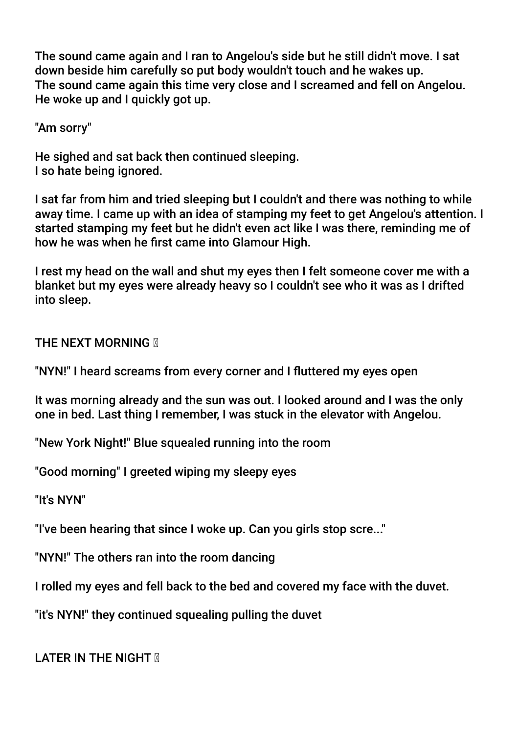The sound came again and I ran to Angelou's side but he still didn't move. I sat down beside him carefully so put body wouldn't touch and he wakes up.
The sound came again this time very close and I screamed and fell on Angelou. He woke up and I quickly got up.

"Am sorry"

He sighed and sat back then continued sleeping.
I so hate being ignored.

I sat far from him and tried sleeping but I couldn't and there was nothing to while away time. I came up with an idea of stamping my feet to get Angelou's attention. I started stamping my feet but he didn't even act like I was there, reminding me of how he was when he first came into Glamour High.

I rest my head on the wall and shut my eyes then I felt someone cover me with a blanket but my eyes were already heavy so I couldn't see who it was as I drifted into sleep.

THE NEXT MORNING 🌅

"NYN!" I heard screams from every corner and I fluttered my eyes open

It was morning already and the sun was out. I looked around and I was the only one in bed. Last thing I remember, I was stuck in the elevator with Angelou.

"New York Night!" Blue squealed running into the room

"Good morning" I greeted wiping my sleepy eyes

"It's NYN"

"I've been hearing that since I woke up. Can you girls stop scre..."

"NYN!" The others ran into the room dancing

I rolled my eyes and fell back to the bed and covered my face with the duvet.

"it's NYN!" they continued squealing pulling the duvet

LATER IN THE NIGHT 🌃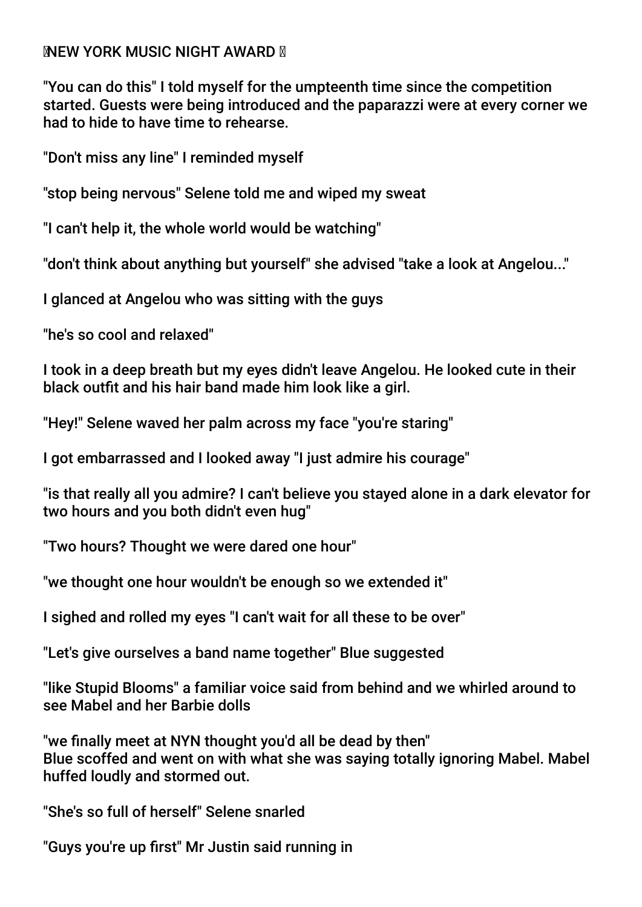# NEW YORK MUSIC NIGHT AWARD

"You can do this" I told myself for the umpteenth time since the competition started. Guests were being introduced and the paparazzi were at every corner we had to hide to have time to rehearse.

"Don't miss any line" I reminded myself

"stop being nervous" Selene told me and wiped my sweat

"I can't help it, the whole world would be watching"

"don't think about anything but yourself" she advised "take a look at Angelou..."

I glanced at Angelou who was sitting with the guys

"he's so cool and relaxed"

I took in a deep breath but my eyes didn't leave Angelou. He looked cute in their black outfit and his hair band made him look like a girl.

"Hey!" Selene waved her palm across my face "you're staring"

I got embarrassed and I looked away "I just admire his courage"

"is that really all you admire? I can't believe you stayed alone in a dark elevator for two hours and you both didn't even hug"

"Two hours? Thought we were dared one hour"

"we thought one hour wouldn't be enough so we extended it"

I sighed and rolled my eyes "I can't wait for all these to be over"

"Let's give ourselves a band name together" Blue suggested

"like Stupid Blooms" a familiar voice said from behind and we whirled around to see Mabel and her Barbie dolls

"we finally meet at NYN thought you'd all be dead by then"
Blue scoffed and went on with what she was saying totally ignoring Mabel. Mabel huffed loudly and stormed out.

"She's so full of herself" Selene snarled

"Guys you're up first" Mr Justin said running in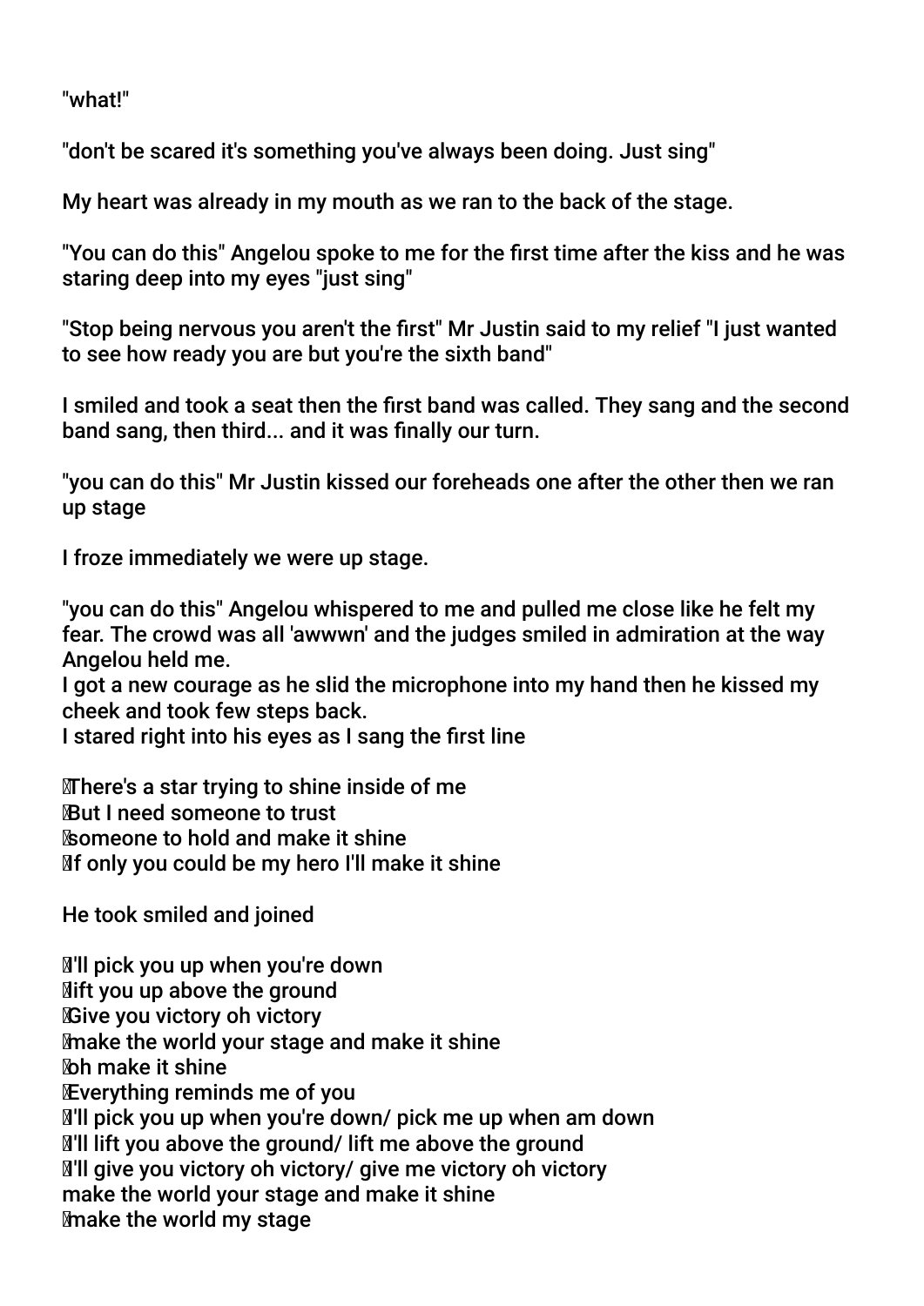"what!"

"don't be scared it's something you've always been doing. Just sing"

My heart was already in my mouth as we ran to the back of the stage.

"You can do this" Angelou spoke to me for the first time after the kiss and he was staring deep into my eyes "just sing"

"Stop being nervous you aren't the first" Mr Justin said to my relief "I just wanted to see how ready you are but you're the sixth band"

I smiled and took a seat then the first band was called. They sang and the second band sang, then third... and it was finally our turn.

"you can do this" Mr Justin kissed our foreheads one after the other then we ran up stage

I froze immediately we were up stage.

"you can do this" Angelou whispered to me and pulled me close like he felt my fear. The crowd was all 'awwwn' and the judges smiled in admiration at the way Angelou held me.
I got a new courage as he slid the microphone into my hand then he kissed my cheek and took few steps back.
I stared right into his eyes as I sang the first line

♪There's a star trying to shine inside of me
♪But I need someone to trust
♪someone to hold and make it shine
♪If only you could be my hero I'll make it shine

He took smiled and joined

♪I'll pick you up when you're down
♪lift you up above the ground
♪Give you victory oh victory
♪make the world your stage and make it shine
♪oh make it shine
♪Everything reminds me of you
♪I'll pick you up when you're down/ pick me up when am down
♪I'll lift you above the ground/ lift me above the ground
♪I'll give you victory oh victory/ give me victory oh victory
make the world your stage and make it shine
♪make the world my stage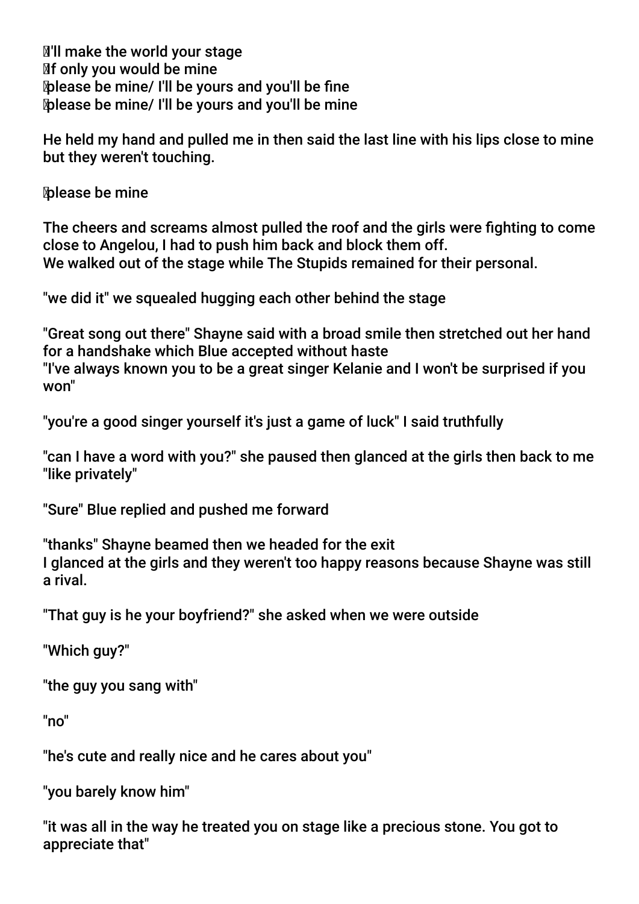🎵I'll make the world your stage
🎵If only you would be mine
🎵please be mine/ I'll be yours and you'll be fine
🎵please be mine/ I'll be yours and you'll be mine

He held my hand and pulled me in then said the last line with his lips close to mine but they weren't touching.

🎵please be mine

The cheers and screams almost pulled the roof and the girls were fighting to come close to Angelou, I had to push him back and block them off.
We walked out of the stage while The Stupids remained for their personal.

"we did it" we squealed hugging each other behind the stage

"Great song out there" Shayne said with a broad smile then stretched out her hand for a handshake which Blue accepted without haste
"I've always known you to be a great singer Kelanie and I won't be surprised if you won"

"you're a good singer yourself it's just a game of luck" I said truthfully

"can I have a word with you?" she paused then glanced at the girls then back to me "like privately"

"Sure" Blue replied and pushed me forward

"thanks" Shayne beamed then we headed for the exit
I glanced at the girls and they weren't too happy reasons because Shayne was still a rival.

"That guy is he your boyfriend?" she asked when we were outside

"Which guy?"

"the guy you sang with"

"no"

"he's cute and really nice and he cares about you"

"you barely know him"

"it was all in the way he treated you on stage like a precious stone. You got to appreciate that"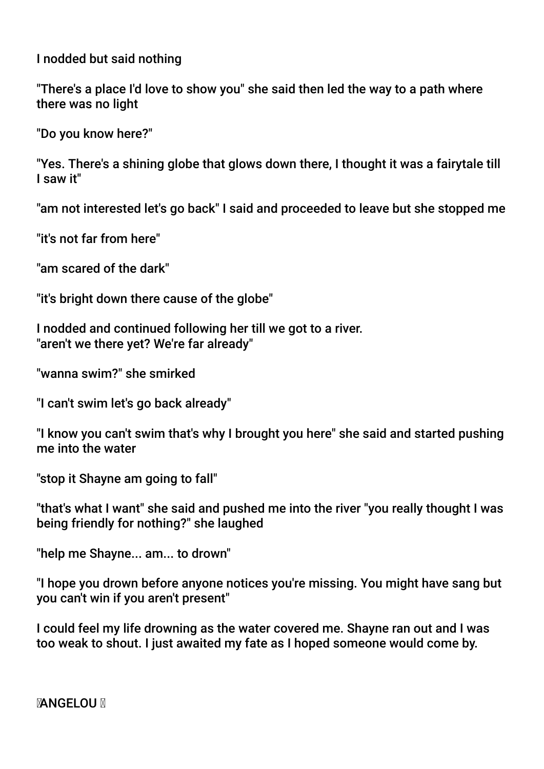I nodded but said nothing

"There's a place I'd love to show you" she said then led the way to a path where there was no light

"Do you know here?"

"Yes. There's a shining globe that glows down there, I thought it was a fairytale till I saw it"

"am not interested let's go back" I said and proceeded to leave but she stopped me

"it's not far from here"

"am scared of the dark"

"it's bright down there cause of the globe"

I nodded and continued following her till we got to a river.
"aren't we there yet? We're far already"

"wanna swim?" she smirked

"I can't swim let's go back already"

"I know you can't swim that's why I brought you here" she said and started pushing me into the water

"stop it Shayne am going to fall"

"that's what I want" she said and pushed me into the river "you really thought I was being friendly for nothing?" she laughed

"help me Shayne... am... to drown"

"I hope you drown before anyone notices you're missing. You might have sang but you can't win if you aren't present"

I could feel my life drowning as the water covered me. Shayne ran out and I was too weak to shout. I just awaited my fate as I hoped someone would come by.

ANGELOU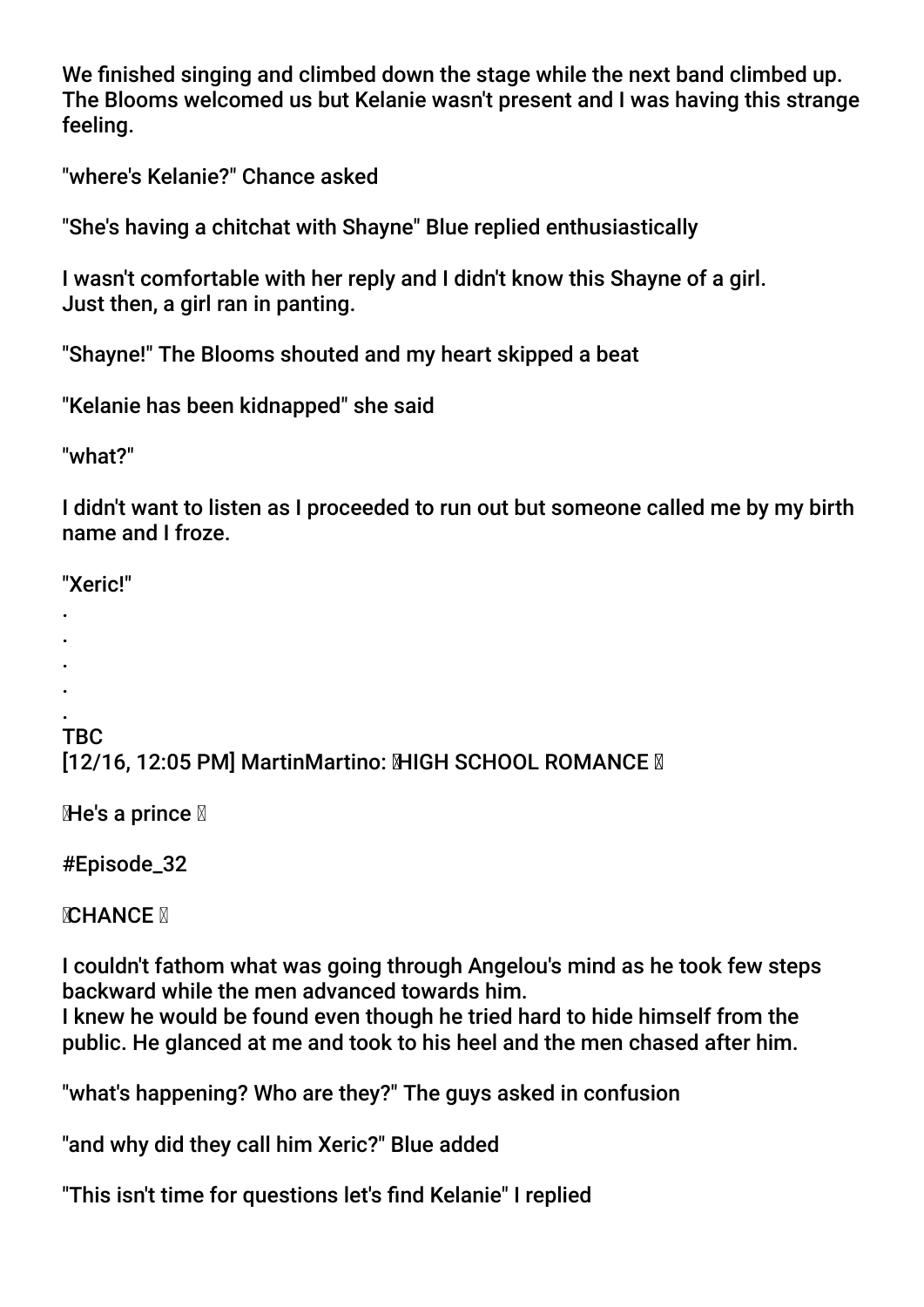We finished singing and climbed down the stage while the next band climbed up. The Blooms welcomed us but Kelanie wasn't present and I was having this strange feeling.

"where's Kelanie?" Chance asked

"She's having a chitchat with Shayne" Blue replied enthusiastically

I wasn't comfortable with her reply and I didn't know this Shayne of a girl.
Just then, a girl ran in panting.

"Shayne!" The Blooms shouted and my heart skipped a beat

"Kelanie has been kidnapped" she said

"what?"

I didn't want to listen as I proceeded to run out but someone called me by my birth name and I froze.

"Xeric!"

.
.
.
.
.
TBC
[12/16, 12:05 PM] MartinMartino: HIGH SCHOOL ROMANCE

He's a prince

#Episode_32

CHANCE

I couldn't fathom what was going through Angelou's mind as he took few steps backward while the men advanced towards him.
I knew he would be found even though he tried hard to hide himself from the public. He glanced at me and took to his heel and the men chased after him.

"what's happening? Who are they?" The guys asked in confusion

"and why did they call him Xeric?" Blue added

"This isn't time for questions let's find Kelanie" I replied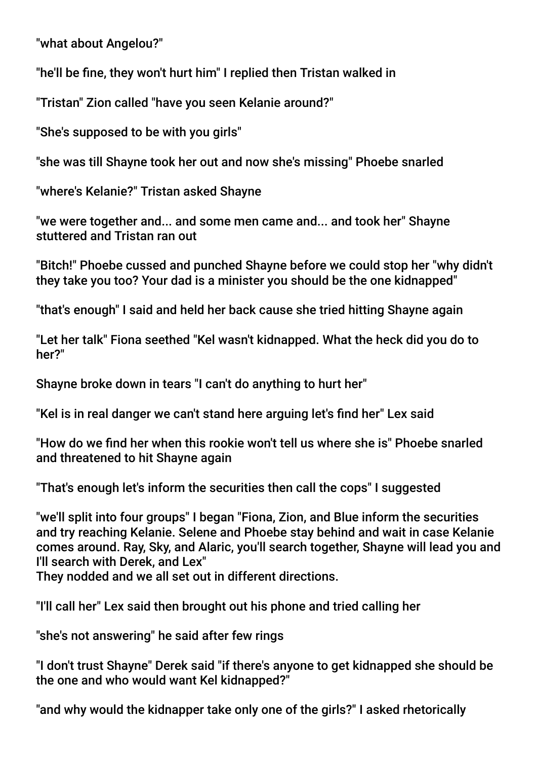"what about Angelou?"

"he'll be fine, they won't hurt him" I replied then Tristan walked in

"Tristan" Zion called "have you seen Kelanie around?"

"She's supposed to be with you girls"

"she was till Shayne took her out and now she's missing" Phoebe snarled

"where's Kelanie?" Tristan asked Shayne

"we were together and... and some men came and... and took her" Shayne stuttered and Tristan ran out

"Bitch!" Phoebe cussed and punched Shayne before we could stop her "why didn't they take you too? Your dad is a minister you should be the one kidnapped"

"that's enough" I said and held her back cause she tried hitting Shayne again

"Let her talk" Fiona seethed "Kel wasn't kidnapped. What the heck did you do to her?"

Shayne broke down in tears "I can't do anything to hurt her"

"Kel is in real danger we can't stand here arguing let's find her" Lex said

"How do we find her when this rookie won't tell us where she is" Phoebe snarled and threatened to hit Shayne again

"That's enough let's inform the securities then call the cops" I suggested

"we'll split into four groups" I began "Fiona, Zion, and Blue inform the securities and try reaching Kelanie. Selene and Phoebe stay behind and wait in case Kelanie comes around. Ray, Sky, and Alaric, you'll search together, Shayne will lead you and I'll search with Derek, and Lex"
They nodded and we all set out in different directions.

"I'll call her" Lex said then brought out his phone and tried calling her

"she's not answering" he said after few rings

"I don't trust Shayne" Derek said "if there's anyone to get kidnapped she should be the one and who would want Kel kidnapped?"

"and why would the kidnapper take only one of the girls?" I asked rhetorically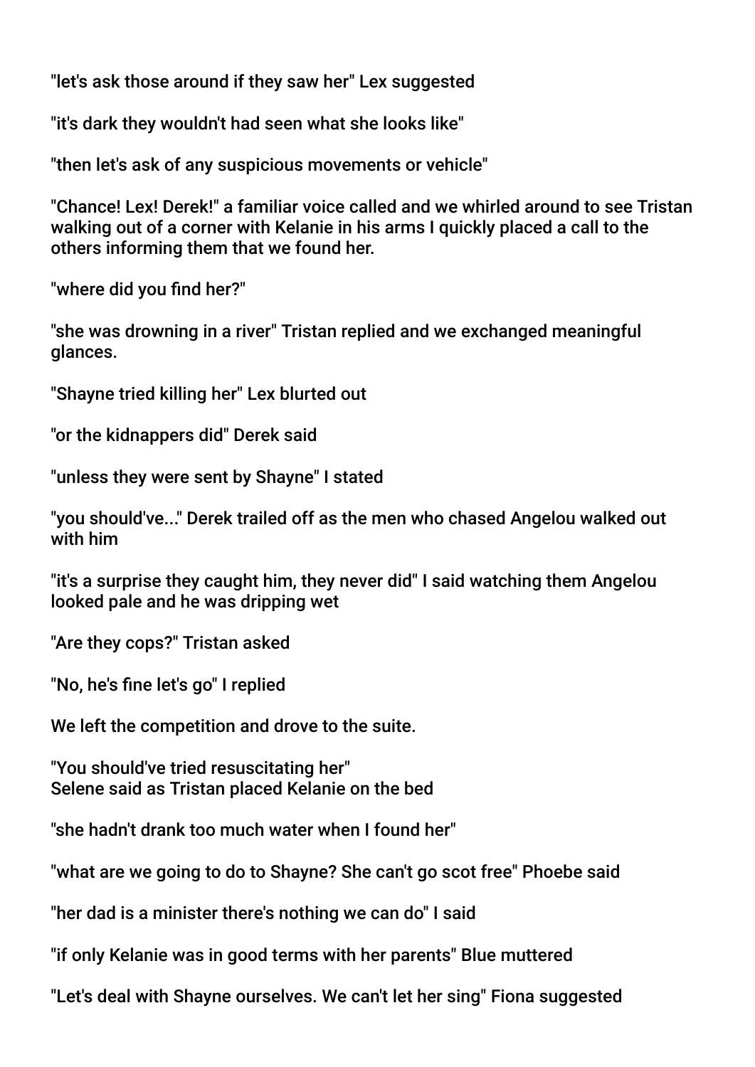"let's ask those around if they saw her" Lex suggested

"it's dark they wouldn't had seen what she looks like"

"then let's ask of any suspicious movements or vehicle"

"Chance! Lex! Derek!" a familiar voice called and we whirled around to see Tristan walking out of a corner with Kelanie in his arms I quickly placed a call to the others informing them that we found her.

"where did you find her?"

"she was drowning in a river" Tristan replied and we exchanged meaningful glances.

"Shayne tried killing her" Lex blurted out

"or the kidnappers did" Derek said

"unless they were sent by Shayne" I stated

"you should've..." Derek trailed off as the men who chased Angelou walked out with him

"it's a surprise they caught him, they never did" I said watching them Angelou looked pale and he was dripping wet

"Are they cops?" Tristan asked

"No, he's fine let's go" I replied

We left the competition and drove to the suite.

"You should've tried resuscitating her"
Selene said as Tristan placed Kelanie on the bed

"she hadn't drank too much water when I found her"

"what are we going to do to Shayne? She can't go scot free" Phoebe said

"her dad is a minister there's nothing we can do" I said

"if only Kelanie was in good terms with her parents" Blue muttered

"Let's deal with Shayne ourselves. We can't let her sing" Fiona suggested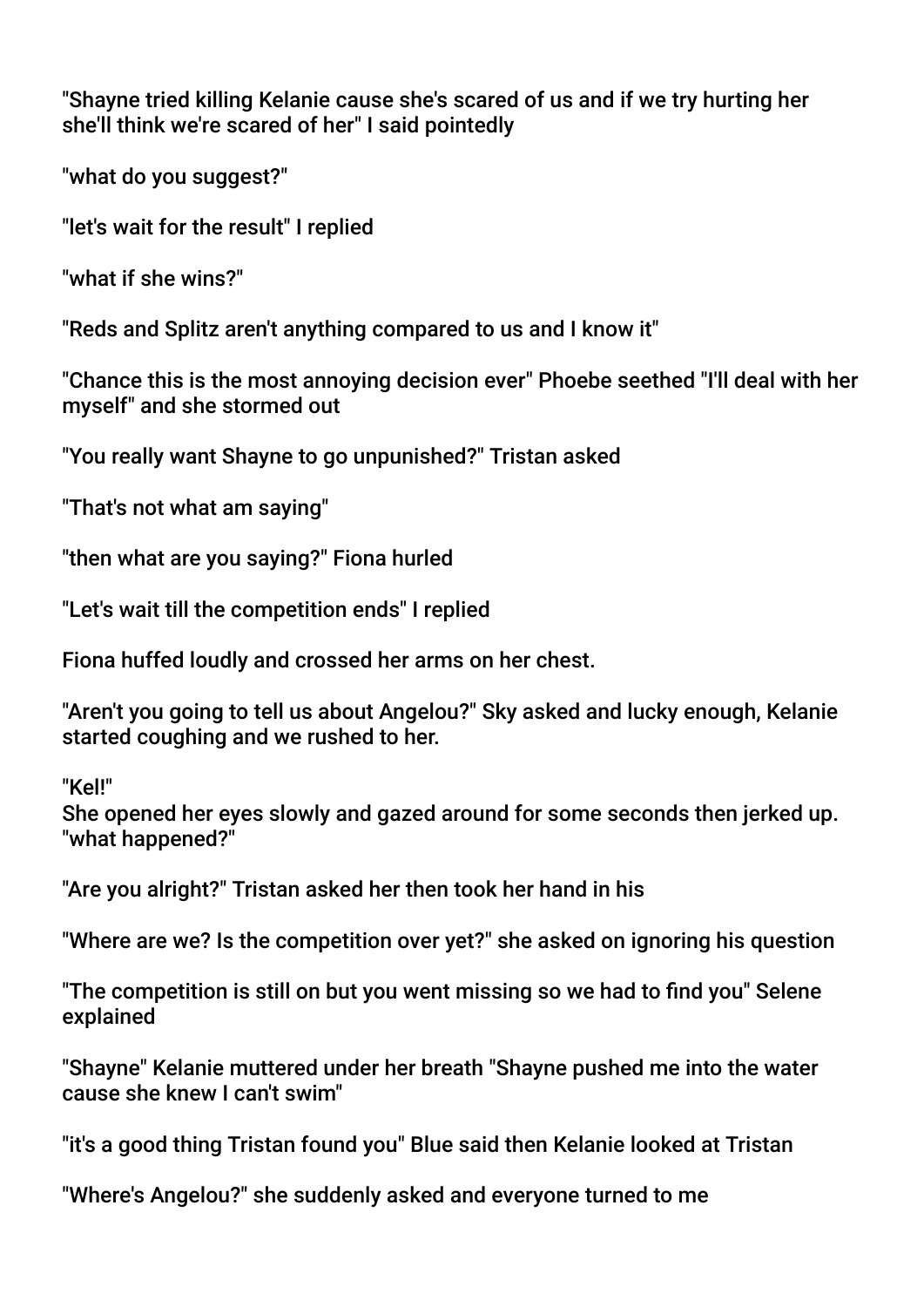"Shayne tried killing Kelanie cause she's scared of us and if we try hurting her she'll think we're scared of her" I said pointedly

"what do you suggest?"

"let's wait for the result" I replied

"what if she wins?"

"Reds and Splitz aren't anything compared to us and I know it"

"Chance this is the most annoying decision ever" Phoebe seethed "I'll deal with her myself" and she stormed out

"You really want Shayne to go unpunished?" Tristan asked

"That's not what am saying"

"then what are you saying?" Fiona hurled

"Let's wait till the competition ends" I replied

Fiona huffed loudly and crossed her arms on her chest.

"Aren't you going to tell us about Angelou?" Sky asked and lucky enough, Kelanie started coughing and we rushed to her.

"Kel!"
She opened her eyes slowly and gazed around for some seconds then jerked up. "what happened?"

"Are you alright?" Tristan asked her then took her hand in his

"Where are we? Is the competition over yet?" she asked on ignoring his question

"The competition is still on but you went missing so we had to find you" Selene explained

"Shayne" Kelanie muttered under her breath "Shayne pushed me into the water cause she knew I can't swim"

"it's a good thing Tristan found you" Blue said then Kelanie looked at Tristan

"Where's Angelou?" she suddenly asked and everyone turned to me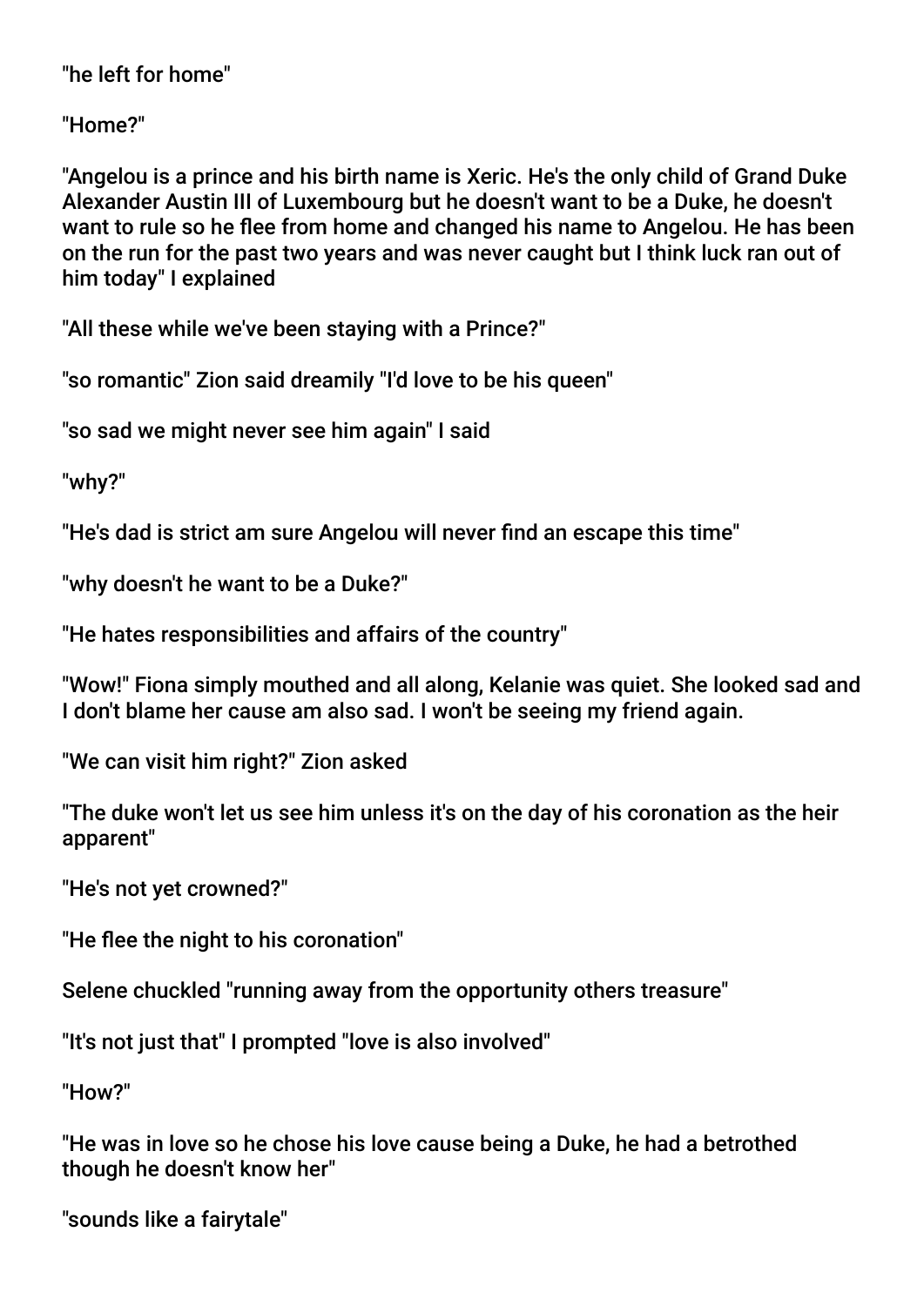"he left for home"

"Home?"

"Angelou is a prince and his birth name is Xeric. He's the only child of Grand Duke Alexander Austin III of Luxembourg but he doesn't want to be a Duke, he doesn't want to rule so he flee from home and changed his name to Angelou. He has been on the run for the past two years and was never caught but I think luck ran out of him today" I explained

"All these while we've been staying with a Prince?"

"so romantic" Zion said dreamily "I'd love to be his queen"

"so sad we might never see him again" I said

"why?"

"He's dad is strict am sure Angelou will never find an escape this time"

"why doesn't he want to be a Duke?"

"He hates responsibilities and affairs of the country"

"Wow!" Fiona simply mouthed and all along, Kelanie was quiet. She looked sad and I don't blame her cause am also sad. I won't be seeing my friend again.

"We can visit him right?" Zion asked

"The duke won't let us see him unless it's on the day of his coronation as the heir apparent"

"He's not yet crowned?"

"He flee the night to his coronation"

Selene chuckled "running away from the opportunity others treasure"

"It's not just that" I prompted "love is also involved"

"How?"

"He was in love so he chose his love cause being a Duke, he had a betrothed though he doesn't know her"

"sounds like a fairytale"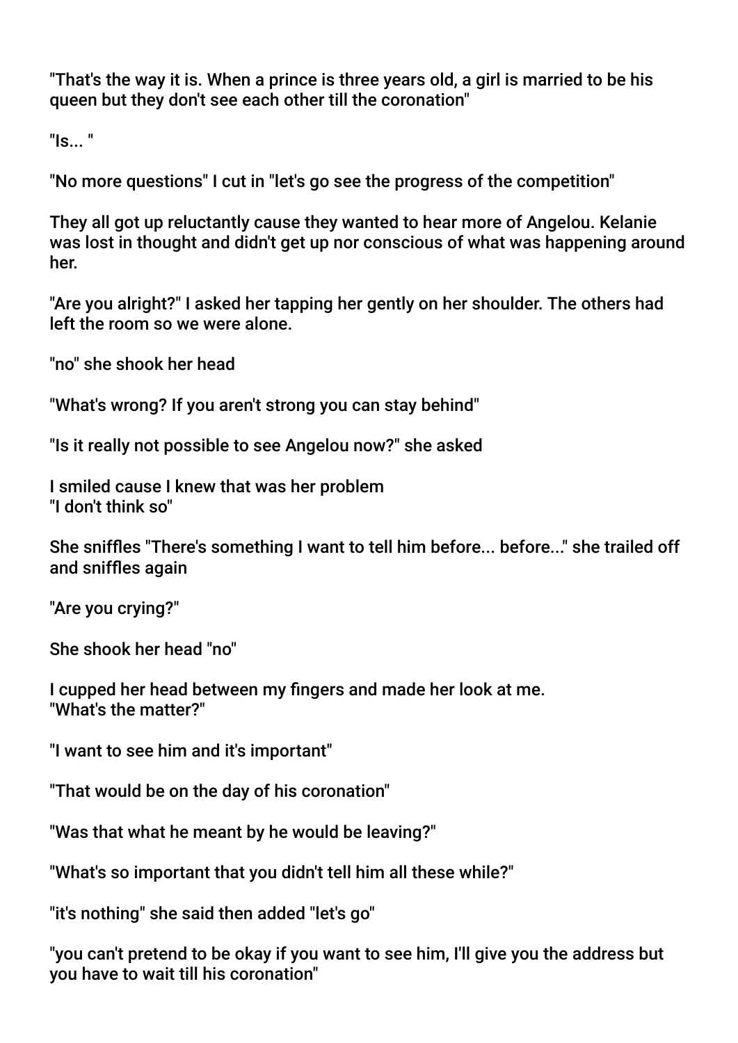"That's the way it is. When a prince is three years old, a girl is married to be his queen but they don't see each other till the coronation"

"Is... "

"No more questions" I cut in "let's go see the progress of the competition"

They all got up reluctantly cause they wanted to hear more of Angelou. Kelanie was lost in thought and didn't get up nor conscious of what was happening around her.

"Are you alright?" I asked her tapping her gently on her shoulder. The others had left the room so we were alone.

"no" she shook her head

"What's wrong? If you aren't strong you can stay behind"

"Is it really not possible to see Angelou now?" she asked

I smiled cause I knew that was her problem
"I don't think so"

She sniffles "There's something I want to tell him before... before..." she trailed off and sniffles again

"Are you crying?"

She shook her head "no"

I cupped her head between my fingers and made her look at me.
"What's the matter?"

"I want to see him and it's important"

"That would be on the day of his coronation"

"Was that what he meant by he would be leaving?"

"What's so important that you didn't tell him all these while?"

"it's nothing" she said then added "let's go"

"you can't pretend to be okay if you want to see him, I'll give you the address but you have to wait till his coronation"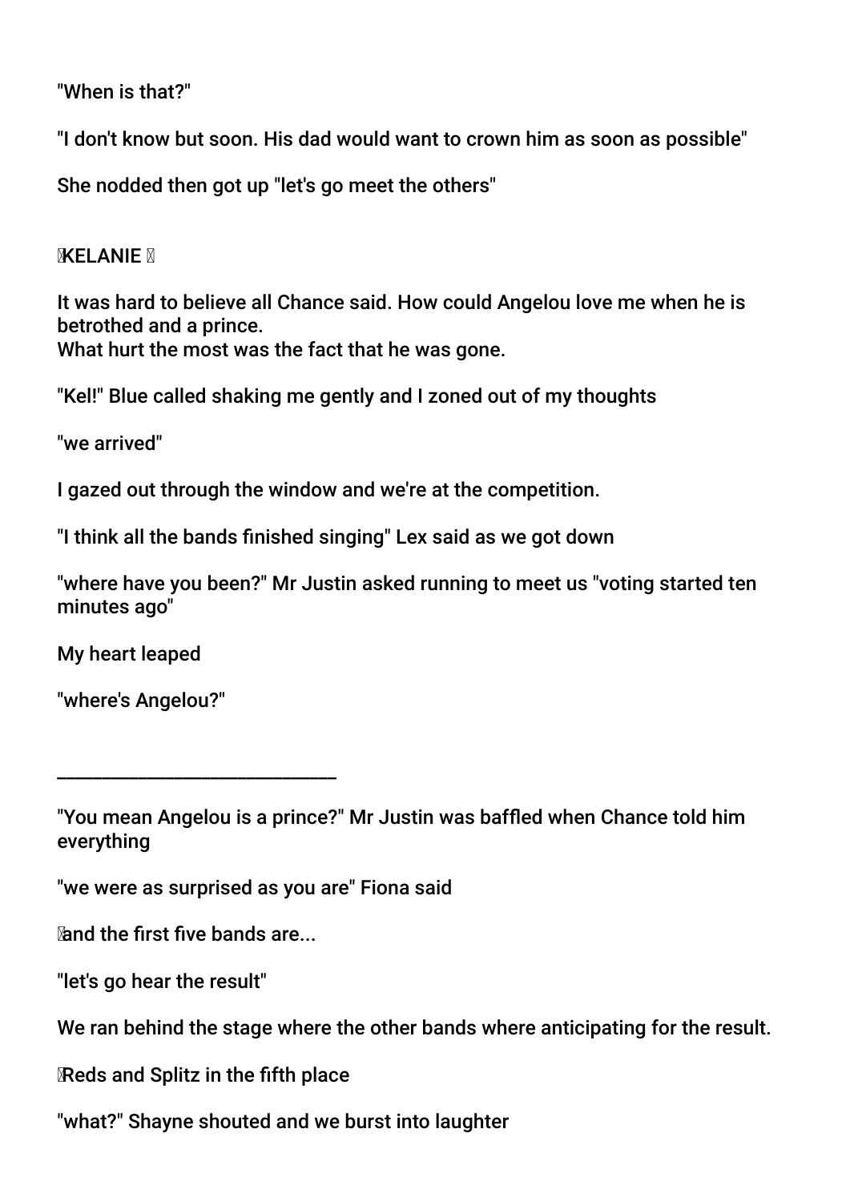"When is that?"

"I don't know but soon. His dad would want to crown him as soon as possible"

She nodded then got up "let's go meet the others"

KELANIE

It was hard to believe all Chance said. How could Angelou love me when he is betrothed and a prince.
What hurt the most was the fact that he was gone.

"Kel!" Blue called shaking me gently and I zoned out of my thoughts

"we arrived"

I gazed out through the window and we're at the competition.

"I think all the bands finished singing" Lex said as we got down

"where have you been?" Mr Justin asked running to meet us "voting started ten minutes ago"

My heart leaped

"where's Angelou?"

______________________________

"You mean Angelou is a prince?" Mr Justin was baffled when Chance told him everything

"we were as surprised as you are" Fiona said

and the first five bands are...

"let's go hear the result"

We ran behind the stage where the other bands where anticipating for the result.

Reds and Splitz in the fifth place

"what?" Shayne shouted and we burst into laughter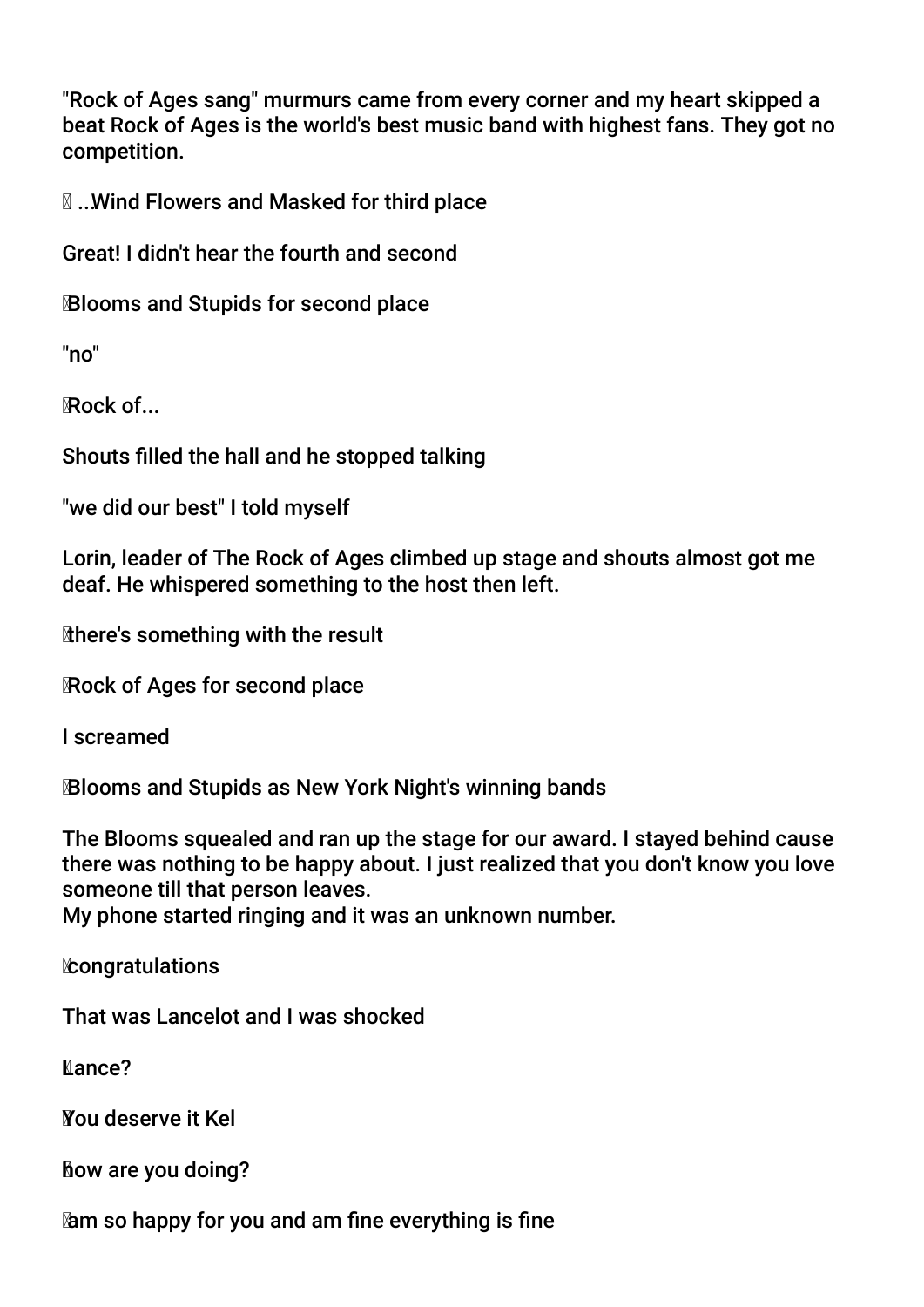"Rock of Ages sang" murmurs came from every corner and my heart skipped a beat Rock of Ages is the world's best music band with highest fans. They got no competition.

...Wind Flowers and Masked for third place

Great! I didn't hear the fourth and second

Blooms and Stupids for second place

"no"

Rock of...

Shouts filled the hall and he stopped talking

"we did our best" I told myself

Lorin, leader of The Rock of Ages climbed up stage and shouts almost got me deaf. He whispered something to the host then left.

there's something with the result

Rock of Ages for second place

I screamed

Blooms and Stupids as New York Night's winning bands

The Blooms squealed and ran up the stage for our award. I stayed behind cause there was nothing to be happy about. I just realized that you don't know you love someone till that person leaves.
My phone started ringing and it was an unknown number.

congratulations

That was Lancelot and I was shocked

Lance?

You deserve it Kel

how are you doing?

am so happy for you and am fine everything is fine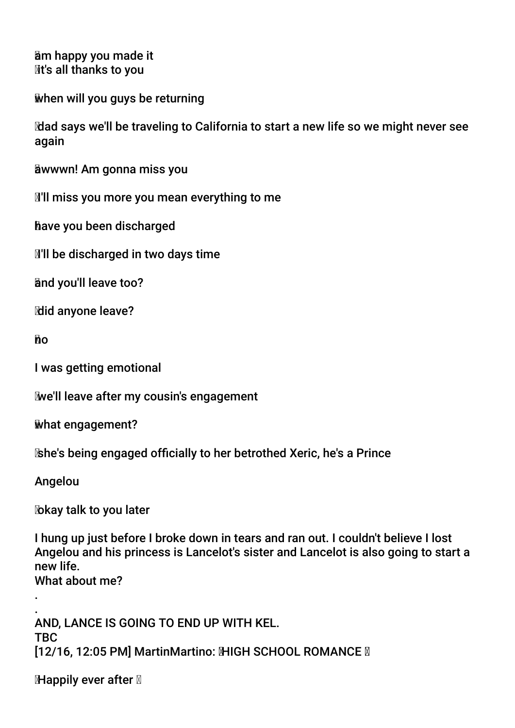am happy you made it
it's all thanks to you

when will you guys be returning

dad says we'll be traveling to California to start a new life so we might never see again

awwwn! Am gonna miss you

I'll miss you more you mean everything to me

have you been discharged

I'll be discharged in two days time

and you'll leave too?

did anyone leave?

no

I was getting emotional

we'll leave after my cousin's engagement

what engagement?

she's being engaged officially to her betrothed Xeric, he's a Prince

Angelou

okay talk to you later

I hung up just before I broke down in tears and ran out. I couldn't believe I lost Angelou and his princess is Lancelot's sister and Lancelot is also going to start a new life.
What about me?
.
.
AND, LANCE IS GOING TO END UP WITH KEL.
TBC
[12/16, 12:05 PM] MartinMartino: HIGH SCHOOL ROMANCE

Happily ever after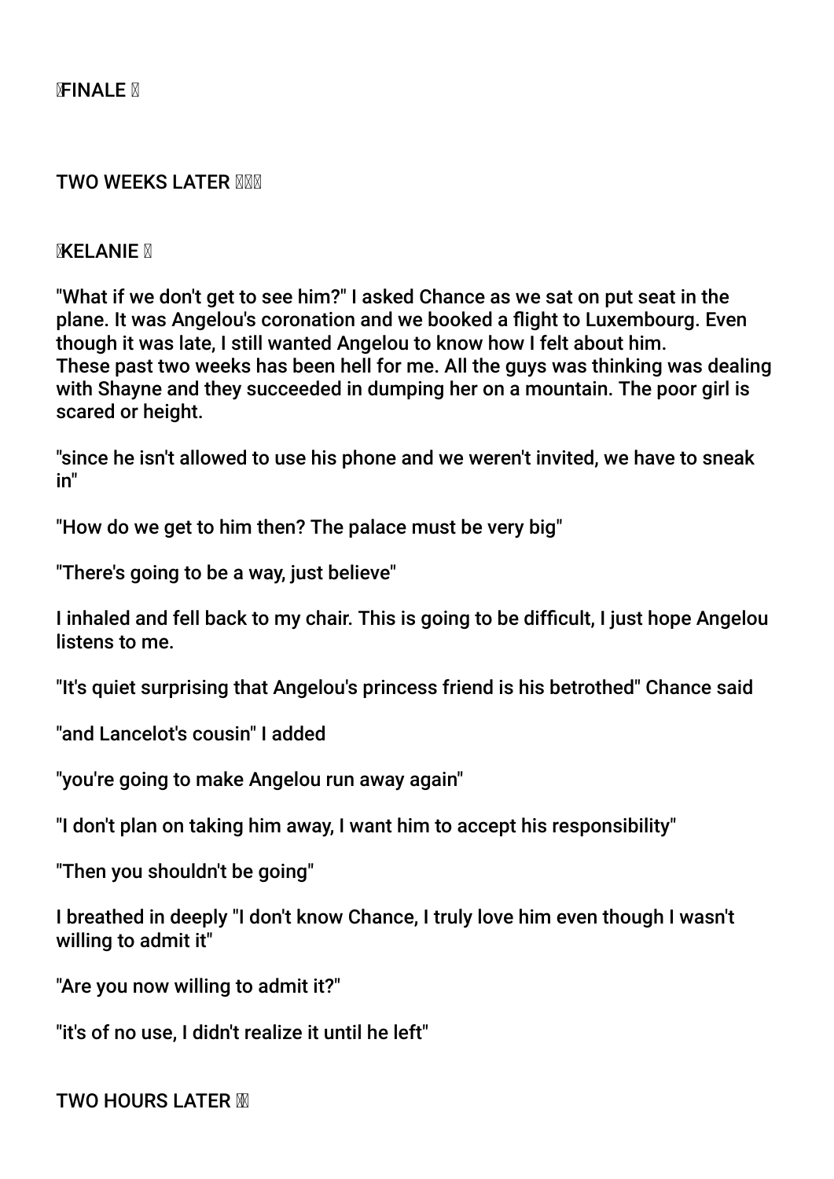**FINALE**

**TWO WEEKS LATER**

**KELANIE**

"What if we don't get to see him?" I asked Chance as we sat on put seat in the plane. It was Angelou's coronation and we booked a flight to Luxembourg. Even though it was late, I still wanted Angelou to know how I felt about him.
These past two weeks has been hell for me. All the guys was thinking was dealing with Shayne and they succeeded in dumping her on a mountain. The poor girl is scared or height.

"since he isn't allowed to use his phone and we weren't invited, we have to sneak in"

"How do we get to him then? The palace must be very big"

"There's going to be a way, just believe"

I inhaled and fell back to my chair. This is going to be difficult, I just hope Angelou listens to me.

"It's quiet surprising that Angelou's princess friend is his betrothed" Chance said

"and Lancelot's cousin" I added

"you're going to make Angelou run away again"

"I don't plan on taking him away, I want him to accept his responsibility"

"Then you shouldn't be going"

I breathed in deeply "I don't know Chance, I truly love him even though I wasn't willing to admit it"

"Are you now willing to admit it?"

"it's of no use, I didn't realize it until he left"

**TWO HOURS LATER**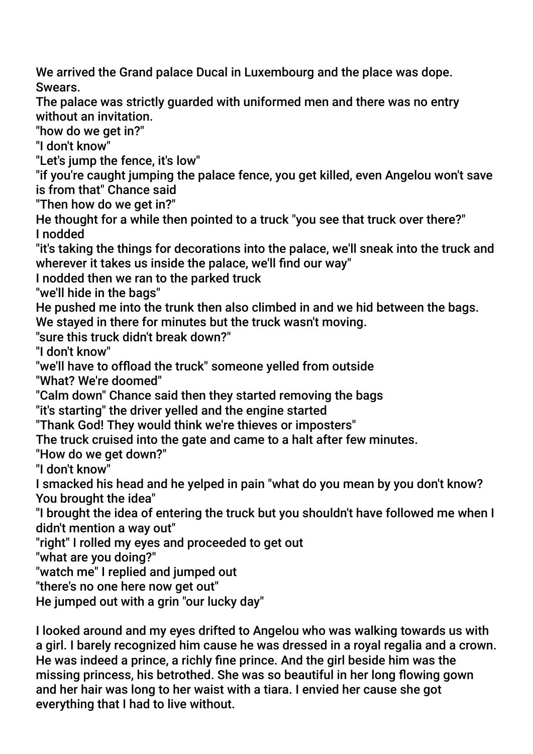We arrived the Grand palace Ducal in Luxembourg and the place was dope. Swears.

The palace was strictly guarded with uniformed men and there was no entry without an invitation.

"how do we get in?"

"I don't know"

"Let's jump the fence, it's low"

"if you're caught jumping the palace fence, you get killed, even Angelou won't save is from that" Chance said

"Then how do we get in?"

He thought for a while then pointed to a truck "you see that truck over there?"

I nodded

"it's taking the things for decorations into the palace, we'll sneak into the truck and wherever it takes us inside the palace, we'll find our way"

I nodded then we ran to the parked truck

"we'll hide in the bags"

He pushed me into the trunk then also climbed in and we hid between the bags.

We stayed in there for minutes but the truck wasn't moving.

"sure this truck didn't break down?"

"I don't know"

"we'll have to offload the truck" someone yelled from outside

"What? We're doomed"

"Calm down" Chance said then they started removing the bags

"it's starting" the driver yelled and the engine started

"Thank God! They would think we're thieves or imposters"

The truck cruised into the gate and came to a halt after few minutes.

"How do we get down?"

"I don't know"

I smacked his head and he yelped in pain "what do you mean by you don't know? You brought the idea"

"I brought the idea of entering the truck but you shouldn't have followed me when I didn't mention a way out"

"right" I rolled my eyes and proceeded to get out

"what are you doing?"

"watch me" I replied and jumped out

"there's no one here now get out"

He jumped out with a grin "our lucky day"

I looked around and my eyes drifted to Angelou who was walking towards us with a girl. I barely recognized him cause he was dressed in a royal regalia and a crown. He was indeed a prince, a richly fine prince. And the girl beside him was the missing princess, his betrothed. She was so beautiful in her long flowing gown and her hair was long to her waist with a tiara. I envied her cause she got everything that I had to live without.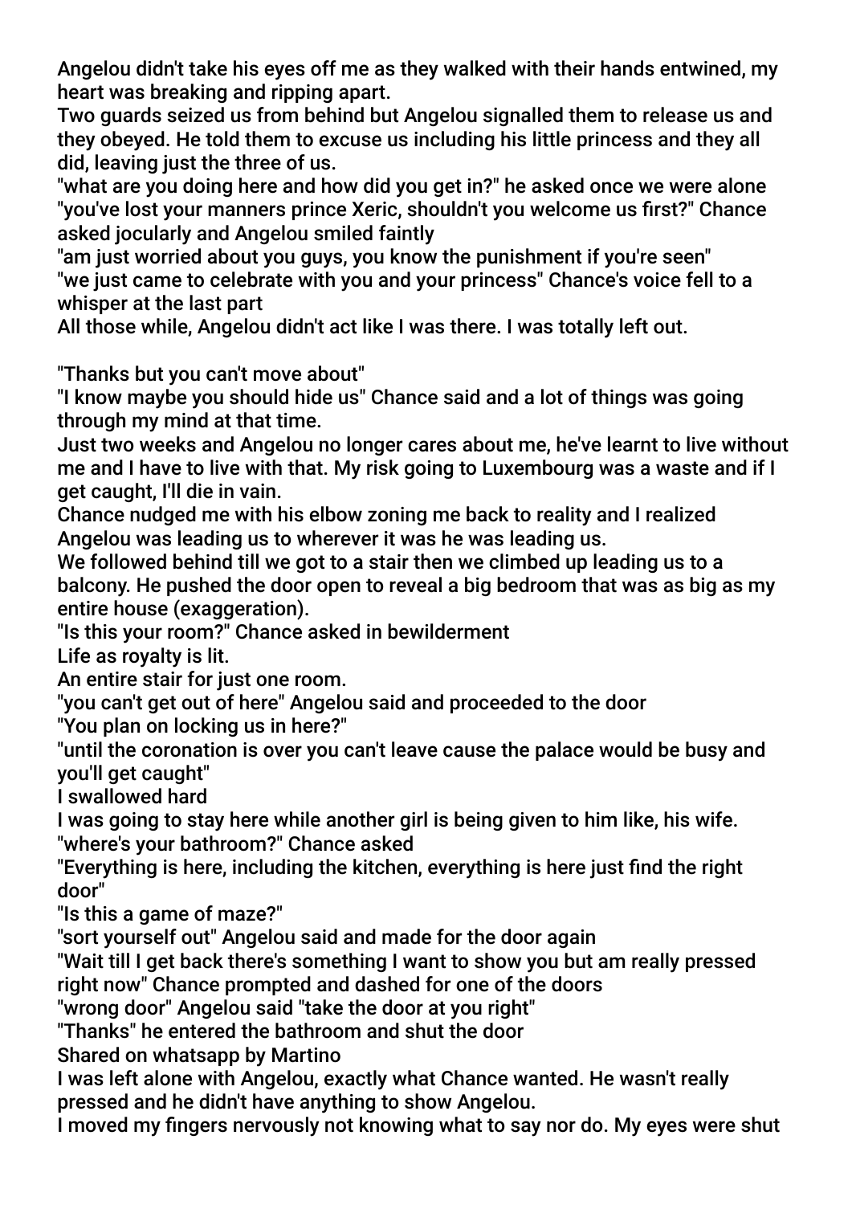Angelou didn't take his eyes off me as they walked with their hands entwined, my heart was breaking and ripping apart.

Two guards seized us from behind but Angelou signalled them to release us and they obeyed. He told them to excuse us including his little princess and they all did, leaving just the three of us.

"what are you doing here and how did you get in?" he asked once we were alone

"you've lost your manners prince Xeric, shouldn't you welcome us first?" Chance asked jocularly and Angelou smiled faintly

"am just worried about you guys, you know the punishment if you're seen"

"we just came to celebrate with you and your princess" Chance's voice fell to a whisper at the last part

All those while, Angelou didn't act like I was there. I was totally left out.

"Thanks but you can't move about"

"I know maybe you should hide us" Chance said and a lot of things was going through my mind at that time.

Just two weeks and Angelou no longer cares about me, he've learnt to live without me and I have to live with that. My risk going to Luxembourg was a waste and if I get caught, I'll die in vain.

Chance nudged me with his elbow zoning me back to reality and I realized Angelou was leading us to wherever it was he was leading us.

We followed behind till we got to a stair then we climbed up leading us to a balcony. He pushed the door open to reveal a big bedroom that was as big as my entire house (exaggeration).

"Is this your room?" Chance asked in bewilderment

Life as royalty is lit.

An entire stair for just one room.

"you can't get out of here" Angelou said and proceeded to the door

"You plan on locking us in here?"

"until the coronation is over you can't leave cause the palace would be busy and you'll get caught"

I swallowed hard

I was going to stay here while another girl is being given to him like, his wife.

"where's your bathroom?" Chance asked

"Everything is here, including the kitchen, everything is here just find the right door"

"Is this a game of maze?"

"sort yourself out" Angelou said and made for the door again

"Wait till I get back there's something I want to show you but am really pressed right now" Chance prompted and dashed for one of the doors

"wrong door" Angelou said "take the door at you right"

"Thanks" he entered the bathroom and shut the door

Shared on whatsapp by Martino

I was left alone with Angelou, exactly what Chance wanted. He wasn't really pressed and he didn't have anything to show Angelou.

I moved my fingers nervously not knowing what to say nor do. My eyes were shut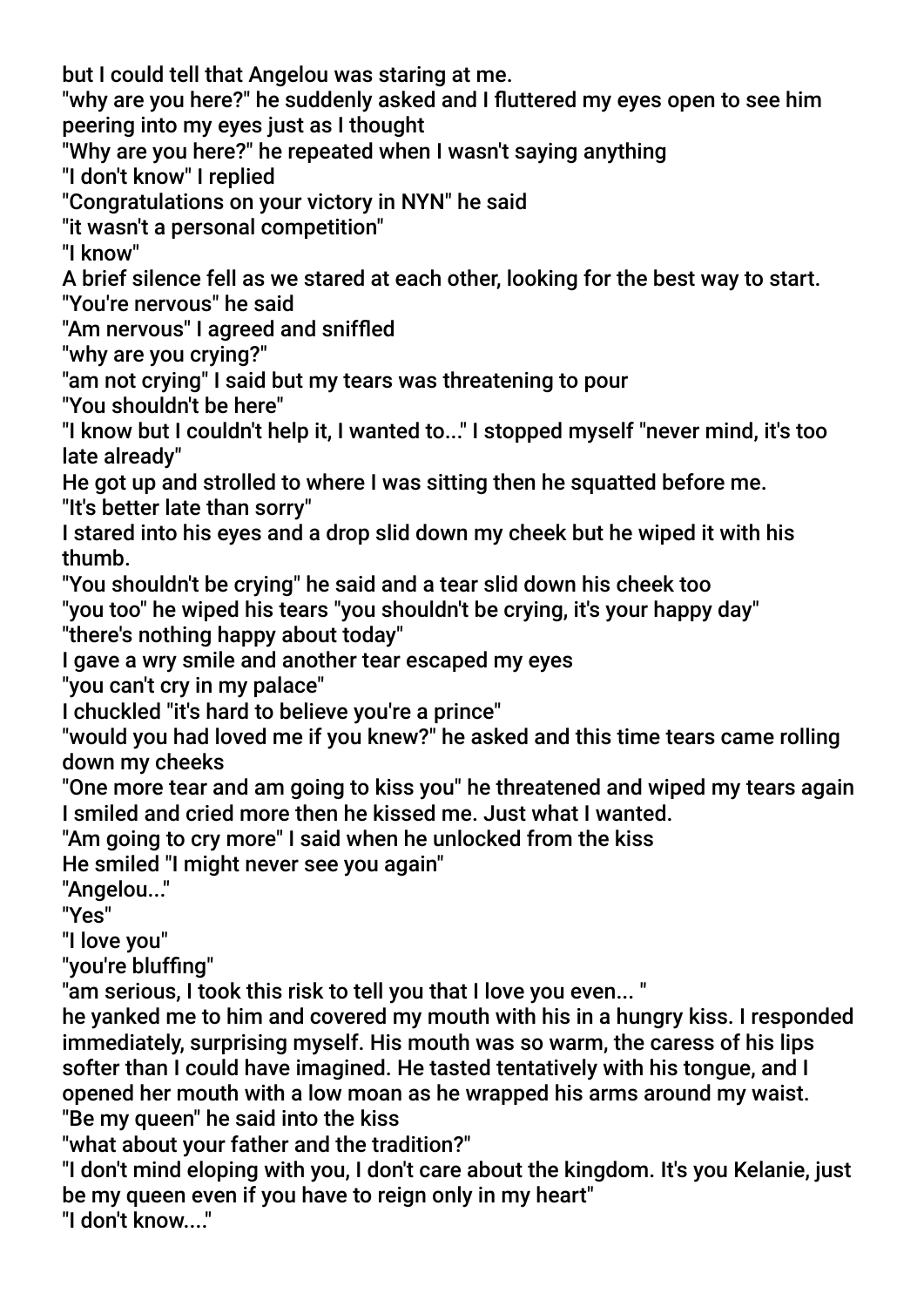but I could tell that Angelou was staring at me.

"why are you here?" he suddenly asked and I fluttered my eyes open to see him peering into my eyes just as I thought

"Why are you here?" he repeated when I wasn't saying anything

"I don't know" I replied

"Congratulations on your victory in NYN" he said

"it wasn't a personal competition"

"I know"

A brief silence fell as we stared at each other, looking for the best way to start.

"You're nervous" he said

"Am nervous" I agreed and sniffled

"why are you crying?"

"am not crying" I said but my tears was threatening to pour

"You shouldn't be here"

"I know but I couldn't help it, I wanted to..." I stopped myself "never mind, it's too late already"

He got up and strolled to where I was sitting then he squatted before me.

"It's better late than sorry"

I stared into his eyes and a drop slid down my cheek but he wiped it with his thumb.

"You shouldn't be crying" he said and a tear slid down his cheek too

"you too" he wiped his tears "you shouldn't be crying, it's your happy day"

"there's nothing happy about today"

I gave a wry smile and another tear escaped my eyes

"you can't cry in my palace"

I chuckled "it's hard to believe you're a prince"

"would you had loved me if you knew?" he asked and this time tears came rolling down my cheeks

"One more tear and am going to kiss you" he threatened and wiped my tears again

I smiled and cried more then he kissed me. Just what I wanted.

"Am going to cry more" I said when he unlocked from the kiss

He smiled "I might never see you again"

"Angelou..."

"Yes"

"I love you"

"you're bluffing"

"am serious, I took this risk to tell you that I love you even... "

he yanked me to him and covered my mouth with his in a hungry kiss. I responded immediately, surprising myself. His mouth was so warm, the caress of his lips softer than I could have imagined. He tasted tentatively with his tongue, and I opened her mouth with a low moan as he wrapped his arms around my waist.

"Be my queen" he said into the kiss

"what about your father and the tradition?"

"I don't mind eloping with you, I don't care about the kingdom. It's you Kelanie, just be my queen even if you have to reign only in my heart"

"I don't know...."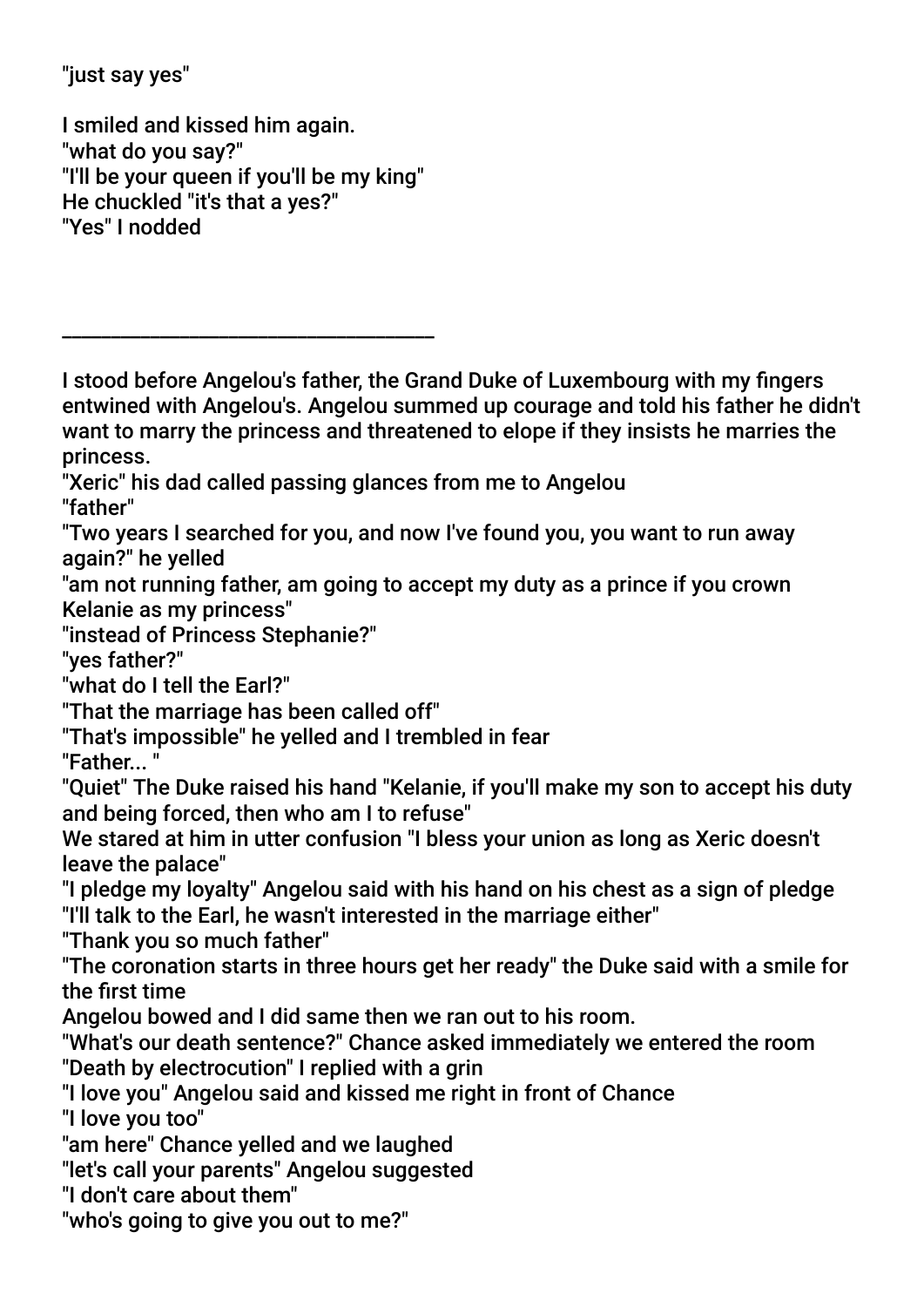"just say yes"

I smiled and kissed him again.
"what do you say?"
"I'll be your queen if you'll be my king"
He chuckled "it's that a yes?"
"Yes" I nodded

_______________________________________

I stood before Angelou's father, the Grand Duke of Luxembourg with my fingers entwined with Angelou's. Angelou summed up courage and told his father he didn't want to marry the princess and threatened to elope if they insists he marries the princess.
"Xeric" his dad called passing glances from me to Angelou
"father"
"Two years I searched for you, and now I've found you, you want to run away again?" he yelled
"am not running father, am going to accept my duty as a prince if you crown Kelanie as my princess"
"instead of Princess Stephanie?"
"yes father?"
"what do I tell the Earl?"
"That the marriage has been called off"
"That's impossible" he yelled and I trembled in fear
"Father... "
"Quiet" The Duke raised his hand "Kelanie, if you'll make my son to accept his duty and being forced, then who am I to refuse"
We stared at him in utter confusion "I bless your union as long as Xeric doesn't leave the palace"
"I pledge my loyalty" Angelou said with his hand on his chest as a sign of pledge
"I'll talk to the Earl, he wasn't interested in the marriage either"
"Thank you so much father"
"The coronation starts in three hours get her ready" the Duke said with a smile for the first time
Angelou bowed and I did same then we ran out to his room.
"What's our death sentence?" Chance asked immediately we entered the room
"Death by electrocution" I replied with a grin
"I love you" Angelou said and kissed me right in front of Chance
"I love you too"
"am here" Chance yelled and we laughed
"let's call your parents" Angelou suggested
"I don't care about them"
"who's going to give you out to me?"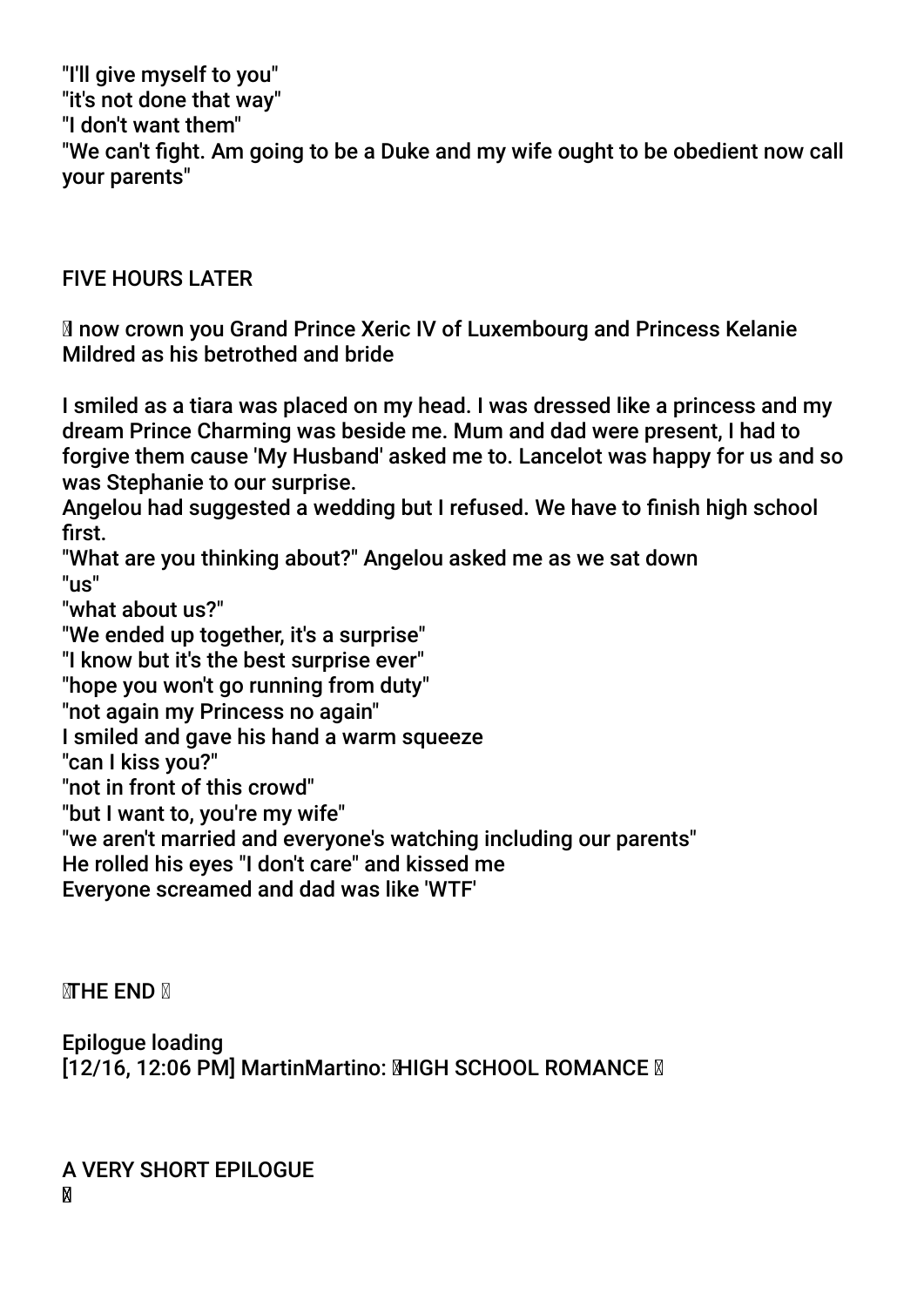"I'll give myself to you"
"it's not done that way"
"I don't want them"
"We can't fight. Am going to be a Duke and my wife ought to be obedient now call your parents"

FIVE HOURS LATER

I now crown you Grand Prince Xeric IV of Luxembourg and Princess Kelanie Mildred as his betrothed and bride

I smiled as a tiara was placed on my head. I was dressed like a princess and my dream Prince Charming was beside me. Mum and dad were present, I had to forgive them cause 'My Husband' asked me to. Lancelot was happy for us and so was Stephanie to our surprise.
Angelou had suggested a wedding but I refused. We have to finish high school first.
"What are you thinking about?" Angelou asked me as we sat down
"us"
"what about us?"
"We ended up together, it's a surprise"
"I know but it's the best surprise ever"
"hope you won't go running from duty"
"not again my Princess no again"
I smiled and gave his hand a warm squeeze
"can I kiss you?"
"not in front of this crowd"
"but I want to, you're my wife"
"we aren't married and everyone's watching including our parents"
He rolled his eyes "I don't care" and kissed me
Everyone screamed and dad was like 'WTF'

THE END

Epilogue loading
[12/16, 12:06 PM] MartinMartino: HIGH SCHOOL ROMANCE

A VERY SHORT EPILOGUE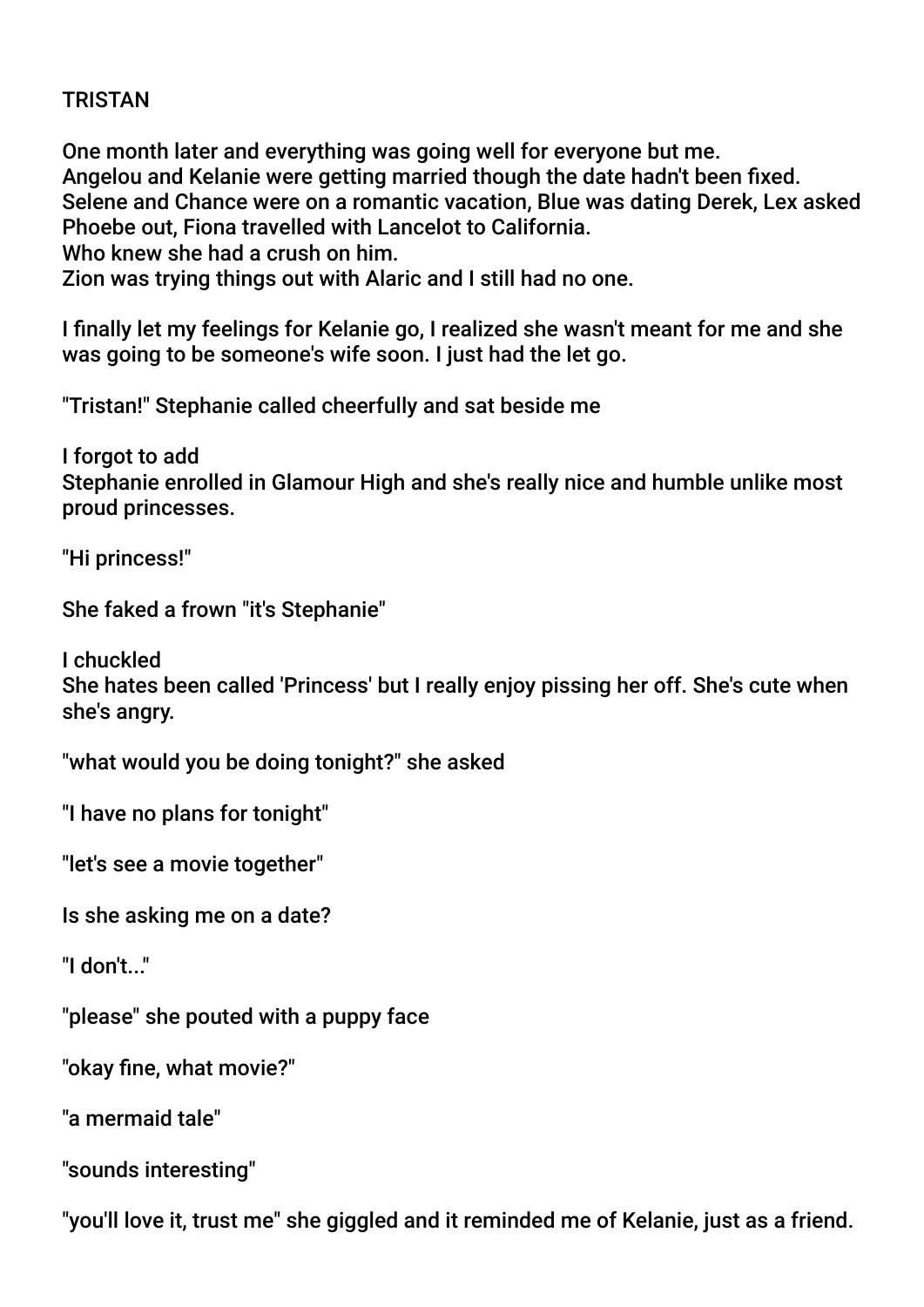TRISTAN

One month later and everything was going well for everyone but me.
Angelou and Kelanie were getting married though the date hadn't been fixed.
Selene and Chance were on a romantic vacation, Blue was dating Derek, Lex asked Phoebe out, Fiona travelled with Lancelot to California.
Who knew she had a crush on him.
Zion was trying things out with Alaric and I still had no one.

I finally let my feelings for Kelanie go, I realized she wasn't meant for me and she was going to be someone's wife soon. I just had the let go.

"Tristan!" Stephanie called cheerfully and sat beside me

I forgot to add
Stephanie enrolled in Glamour High and she's really nice and humble unlike most proud princesses.

"Hi princess!"

She faked a frown "it's Stephanie"

I chuckled
She hates been called 'Princess' but I really enjoy pissing her off. She's cute when she's angry.

"what would you be doing tonight?" she asked

"I have no plans for tonight"

"let's see a movie together"

Is she asking me on a date?

"I don't..."

"please" she pouted with a puppy face

"okay fine, what movie?"

"a mermaid tale"

"sounds interesting"

"you'll love it, trust me" she giggled and it reminded me of Kelanie, just as a friend.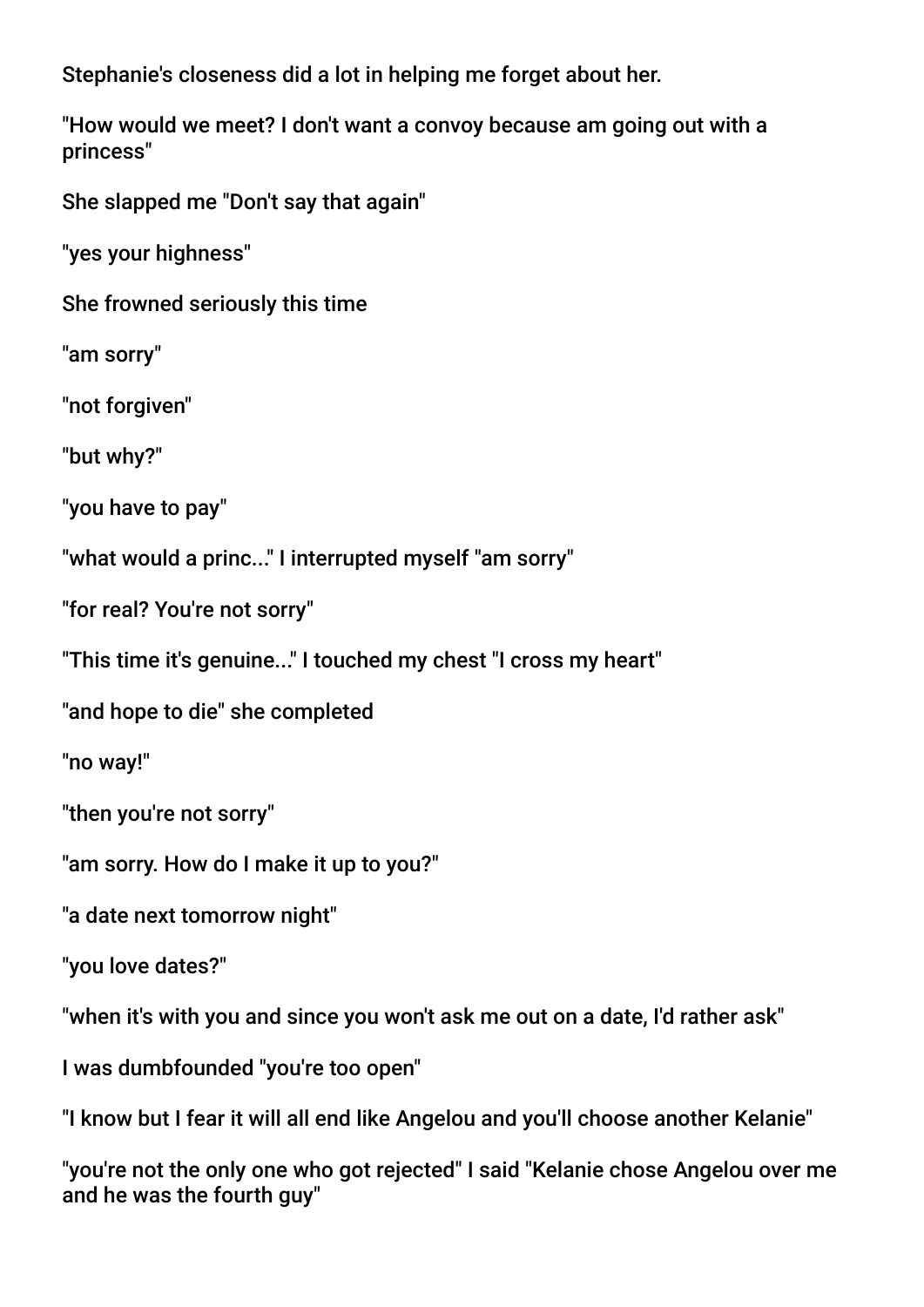Stephanie's closeness did a lot in helping me forget about her.

"How would we meet? I don't want a convoy because am going out with a princess"

She slapped me "Don't say that again"

"yes your highness"

She frowned seriously this time

"am sorry"

"not forgiven"

"but why?"

"you have to pay"

"what would a princ..." I interrupted myself "am sorry"

"for real? You're not sorry"

"This time it's genuine..." I touched my chest "I cross my heart"

"and hope to die" she completed

"no way!"

"then you're not sorry"

"am sorry. How do I make it up to you?"

"a date next tomorrow night"

"you love dates?"

"when it's with you and since you won't ask me out on a date, I'd rather ask"

I was dumbfounded "you're too open"

"I know but I fear it will all end like Angelou and you'll choose another Kelanie"

"you're not the only one who got rejected" I said "Kelanie chose Angelou over me and he was the fourth guy"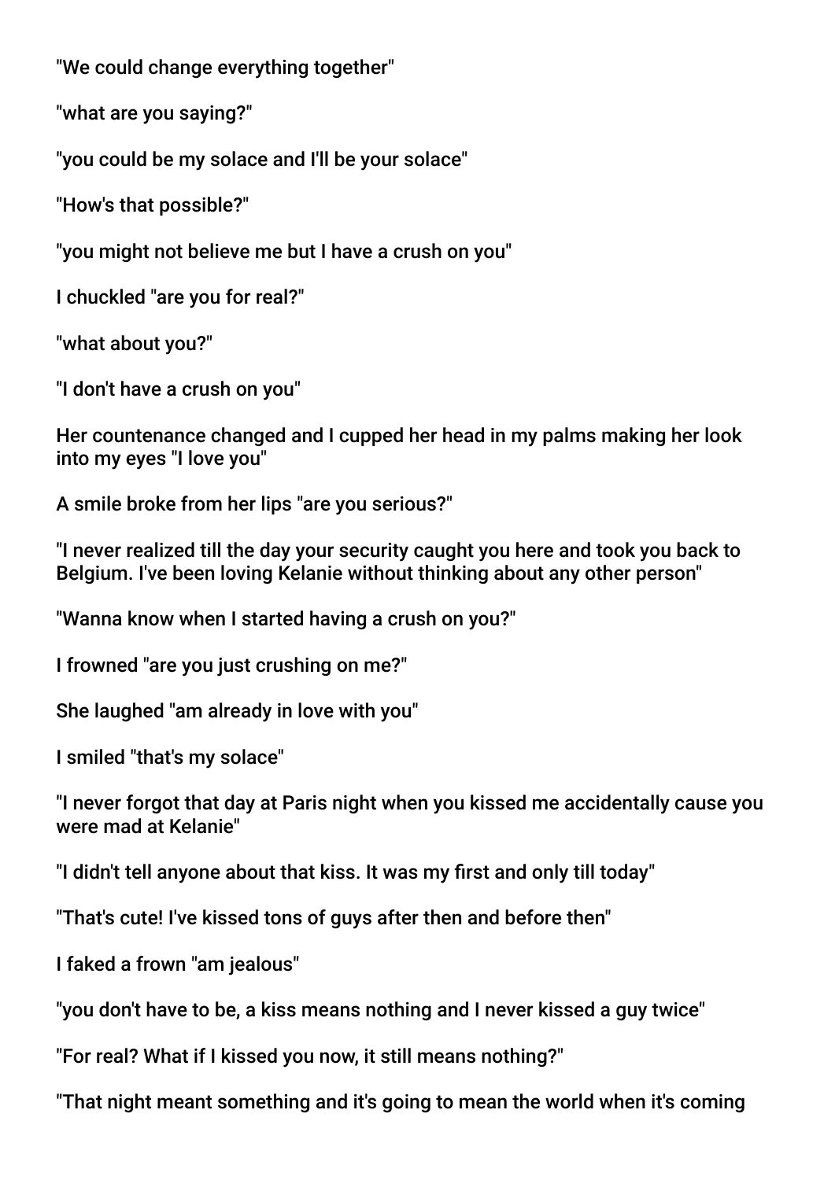"We could change everything together"

"what are you saying?"

"you could be my solace and I'll be your solace"

"How's that possible?"

"you might not believe me but I have a crush on you"

I chuckled "are you for real?"

"what about you?"

"I don't have a crush on you"

Her countenance changed and I cupped her head in my palms making her look into my eyes "I love you"

A smile broke from her lips "are you serious?"

"I never realized till the day your security caught you here and took you back to Belgium. I've been loving Kelanie without thinking about any other person"

"Wanna know when I started having a crush on you?"

I frowned "are you just crushing on me?"

She laughed "am already in love with you"

I smiled "that's my solace"

"I never forgot that day at Paris night when you kissed me accidentally cause you were mad at Kelanie"

"I didn't tell anyone about that kiss. It was my first and only till today"

"That's cute! I've kissed tons of guys after then and before then"

I faked a frown "am jealous"

"you don't have to be, a kiss means nothing and I never kissed a guy twice"

"For real? What if I kissed you now, it still means nothing?"

"That night meant something and it's going to mean the world when it's coming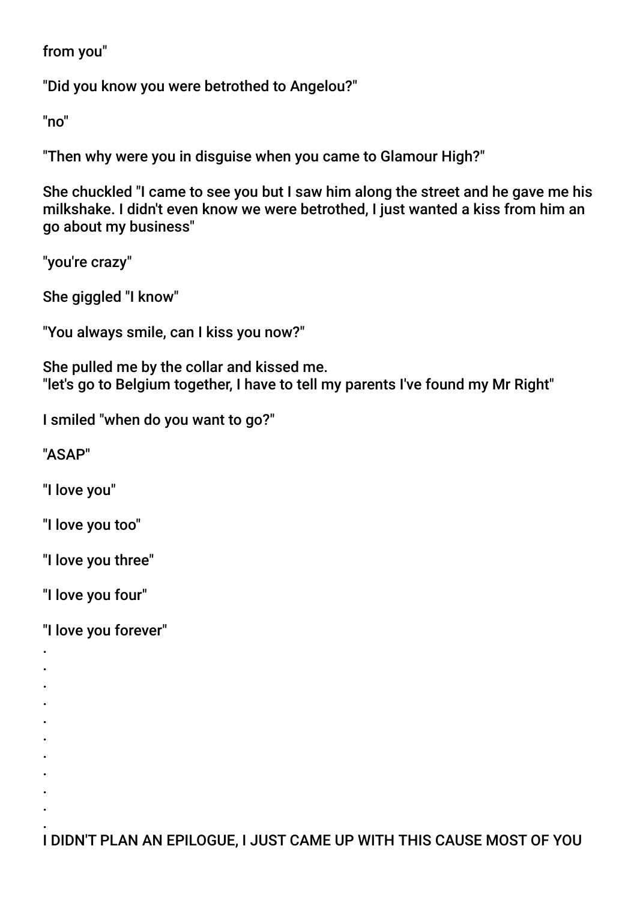from you"

"Did you know you were betrothed to Angelou?"

"no"

"Then why were you in disguise when you came to Glamour High?"

She chuckled "I came to see you but I saw him along the street and he gave me his milkshake. I didn't even know we were betrothed, I just wanted a kiss from him an go about my business"

"you're crazy"

She giggled "I know"

"You always smile, can I kiss you now?"

She pulled me by the collar and kissed me.
"let's go to Belgium together, I have to tell my parents I've found my Mr Right"

I smiled "when do you want to go?"

"ASAP"

"I love you"

"I love you too"

"I love you three"

"I love you four"

"I love you forever"

.
.
.
.
.
.
.
.
.
.
.

I DIDN'T PLAN AN EPILOGUE, I JUST CAME UP WITH THIS CAUSE MOST OF YOU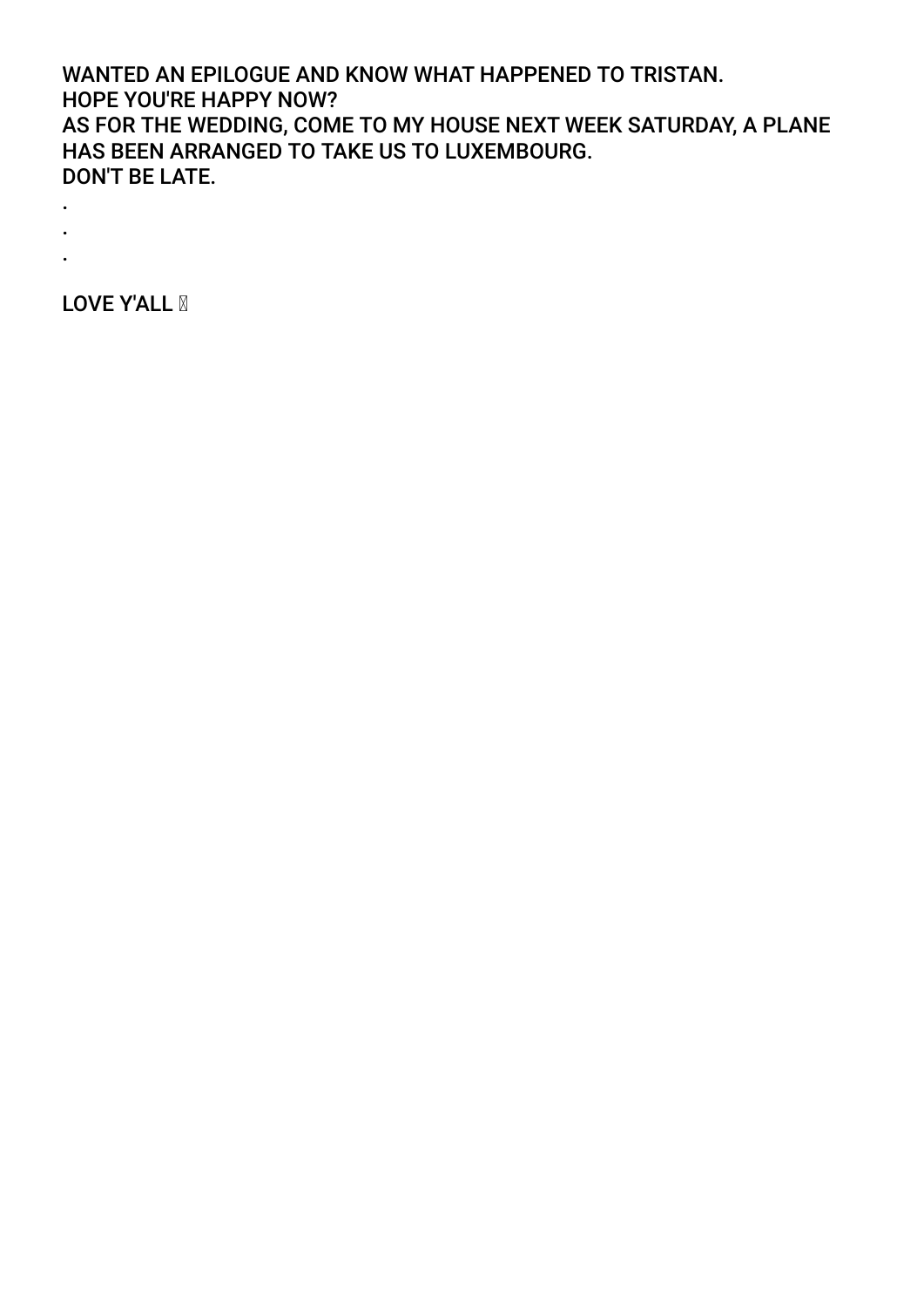WANTED AN EPILOGUE AND KNOW WHAT HAPPENED TO TRISTAN.
HOPE YOU'RE HAPPY NOW?
AS FOR THE WEDDING, COME TO MY HOUSE NEXT WEEK SATURDAY, A PLANE HAS BEEN ARRANGED TO TAKE US TO LUXEMBOURG.
DON'T BE LATE.

.

.

.

LOVE Y'ALL